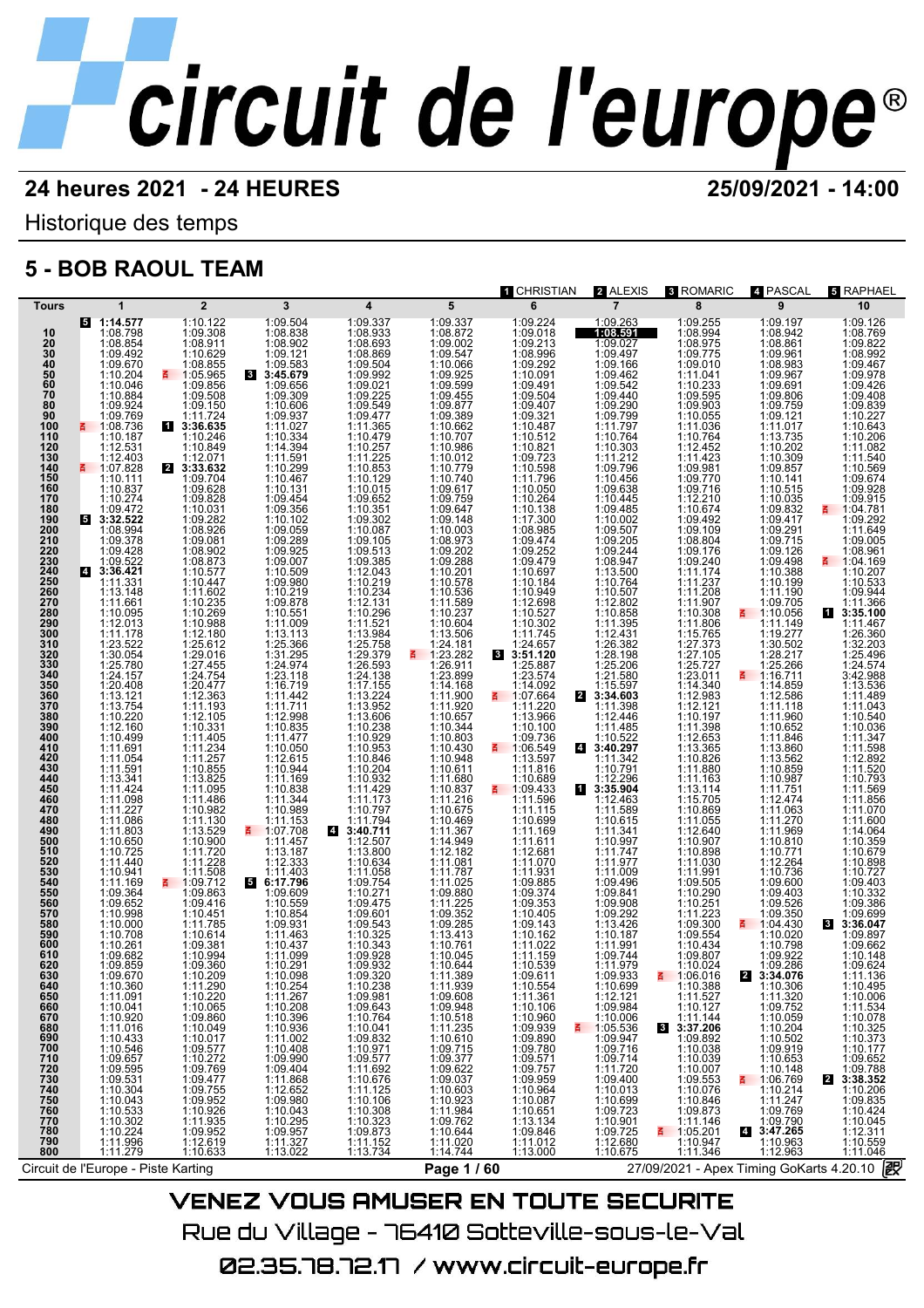# circuit de l'europe®

**24 heures 2021 - 24 HEURES** — **25/09/2021 - 14:00**

Historique des temps

## 5 - BOB RAOUL TEAM

[1] CHRISTIAN [2] ALEXIS [3] ROMARIC [4] PASCAL [5] RAPHAEL

| Tours | 1 | 2 | 3 | 4 | 5 | 6 | 7 | 8 | 9 | 10 |
|---|---|---|---|---|---|---|---|---|---|---|
| | [5] 1:14.577 | 1:10.122 | 1:09.504 | 1:09.337 | 1:09.337 | 1:09.224 | 1:09.263 | 1:09.255 | 1:09.197 | 1:09.126 |
| 10 | 1:08.798 | 1:09.308 | 1:08.838 | 1:08.933 | 1:08.872 | 1:09.018 | **1:08.591** | 1:08.994 | 1:08.942 | 1:08.769 |
| 20 | 1:08.854 | 1:08.911 | 1:08.902 | 1:08.693 | 1:09.002 | 1:09.213 | 1:09.027 | 1:08.975 | 1:08.861 | 1:09.822 |
| 30 | 1:09.492 | 1:10.629 | 1:09.121 | 1:08.869 | 1:09.547 | 1:08.996 | 1:09.497 | 1:09.775 | 1:09.961 | 1:08.992 |
| 40 | 1:09.670 | 1:08.855 | 1:09.583 | 1:09.504 | 1:10.066 | 1:09.292 | 1:09.166 | 1:09.010 | 1:08.983 | 1:09.467 |
| 50 | 1:10.204 | [P] 1:05.965 | [3] 3:45.679 | 1:09.992 | 1:09.925 | 1:10.091 | 1:09.462 | 1:11.041 | 1:09.967 | 1:09.978 |
| 60 | 1:10.046 | 1:09.856 | 1:09.656 | 1:09.021 | 1:09.599 | 1:09.491 | 1:09.542 | 1:10.233 | 1:09.691 | 1:09.426 |
| 70 | 1:10.884 | 1:09.508 | 1:09.309 | 1:09.225 | 1:09.455 | 1:09.504 | 1:09.440 | 1:09.595 | 1:09.806 | 1:09.408 |
| 80 | 1:09.924 | 1:09.150 | 1:10.606 | 1:09.549 | 1:09.877 | 1:09.407 | 1:09.290 | 1:09.903 | 1:09.759 | 1:09.839 |
| 90 | 1:09.769 | 1:11.724 | 1:09.937 | 1:09.477 | 1:09.389 | 1:09.321 | 1:09.799 | 1:10.055 | 1:09.121 | 1:10.227 |
| 100 | [P] 1:08.736 | [1] 3:36.635 | 1:11.027 | 1:11.365 | 1:10.662 | 1:10.487 | 1:11.797 | 1:11.036 | 1:11.017 | 1:10.643 |
| 110 | 1:10.187 | 1:10.246 | 1:10.334 | 1:10.479 | 1:10.707 | 1:10.512 | 1:10.764 | 1:10.764 | 1:13.735 | 1:10.206 |
| 120 | 1:12.531 | 1:10.849 | 1:14.394 | 1:10.257 | 1:10.986 | 1:10.821 | 1:10.303 | 1:12.452 | 1:10.202 | 1:11.082 |
| 130 | 1:12.403 | 1:12.071 | 1:11.591 | 1:11.225 | 1:10.012 | 1:09.723 | 1:11.212 | 1:11.423 | 1:10.309 | 1:11.540 |
| 140 | [P] 1:07.828 | [2] 3:33.632 | 1:10.299 | 1:10.853 | 1:10.779 | 1:10.598 | 1:09.796 | 1:09.981 | 1:09.857 | 1:10.569 |
| 150 | 1:10.111 | 1:09.704 | 1:10.467 | 1:10.129 | 1:10.740 | 1:11.796 | 1:10.456 | 1:09.770 | 1:10.141 | 1:09.674 |
| 160 | 1:10.837 | 1:09.628 | 1:10.131 | 1:10.015 | 1:09.617 | 1:10.050 | 1:09.638 | 1:09.716 | 1:10.515 | 1:09.928 |
| 170 | 1:10.274 | 1:09.828 | 1:09.454 | 1:09.652 | 1:09.759 | 1:10.264 | 1:10.445 | 1:12.210 | 1:10.035 | 1:09.915 |
| 180 | 1:09.472 | 1:10.031 | 1:09.356 | 1:10.351 | 1:09.647 | 1:10.138 | 1:09.485 | 1:10.674 | 1:09.832 | [P] 1:04.781 |
| 190 | [5] 3:32.522 | 1:09.282 | 1:10.102 | 1:09.302 | 1:09.148 | 1:17.300 | 1:10.002 | 1:09.492 | 1:09.417 | 1:09.292 |
| 200 | 1:08.994 | 1:08.926 | 1:09.059 | 1:10.087 | 1:10.003 | 1:08.985 | 1:09.507 | 1:09.109 | 1:09.291 | 1:11.649 |
| 210 | 1:09.378 | 1:09.081 | 1:09.289 | 1:09.105 | 1:08.973 | 1:09.474 | 1:09.205 | 1:08.804 | 1:09.715 | 1:09.005 |
| 220 | 1:09.428 | 1:08.902 | 1:09.925 | 1:09.513 | 1:09.202 | 1:09.252 | 1:09.244 | 1:09.176 | 1:09.126 | 1:08.961 |
| 230 | 1:09.522 | 1:08.873 | 1:09.007 | 1:09.385 | 1:09.288 | 1:09.479 | 1:08.947 | 1:09.240 | 1:09.498 | [P] 1:04.169 |
| 240 | [4] 3:36.421 | 1:10.577 | 1:10.509 | 1:12.043 | 1:10.201 | 1:10.697 | 1:13.500 | 1:11.174 | 1:10.388 | 1:10.207 |
| 250 | 1:11.331 | 1:10.447 | 1:09.980 | 1:10.219 | 1:10.578 | 1:10.184 | 1:10.764 | 1:11.237 | 1:10.199 | 1:10.533 |
| 260 | 1:13.148 | 1:11.602 | 1:10.219 | 1:10.234 | 1:10.536 | 1:10.949 | 1:10.507 | 1:11.208 | 1:11.190 | 1:09.944 |
| 270 | 1:11.661 | 1:10.235 | 1:09.878 | 1:12.131 | 1:11.589 | 1:12.698 | 1:12.802 | 1:11.907 | 1:09.705 | 1:11.366 |
| 280 | 1:10.095 | 1:10.269 | 1:10.551 | 1:10.296 | 1:10.237 | 1:10.527 | 1:10.858 | 1:10.308 | [P] 1:10.056 | [1] 3:35.100 |
| 290 | 1:12.013 | 1:10.988 | 1:11.009 | 1:11.521 | 1:10.604 | 1:10.302 | 1:11.395 | 1:11.806 | 1:11.149 | 1:11.467 |
| 300 | 1:11.178 | 1:12.180 | 1:13.113 | 1:13.984 | 1:13.506 | 1:11.745 | 1:12.431 | 1:15.765 | 1:19.277 | 1:26.360 |
| 310 | 1:23.522 | 1:25.612 | 1:25.366 | 1:25.758 | 1:24.181 | 1:24.657 | 1:26.382 | 1:27.373 | 1:30.502 | 1:32.203 |
| 320 | 1:30.054 | 1:29.016 | 1:31.295 | 1:29.379 | [P] 1:23.282 | [3] 3:51.120 | 1:28.198 | 1:27.105 | 1:28.217 | 1:25.496 |
| 330 | 1:25.780 | 1:27.455 | 1:24.974 | 1:26.593 | 1:26.911 | 1:25.887 | 1:25.206 | 1:25.727 | 1:25.266 | 1:24.574 |
| 340 | 1:24.157 | 1:24.754 | 1:23.118 | 1:24.138 | 1:23.899 | 1:23.574 | 1:21.580 | 1:23.011 | [P] 1:16.711 | 3:42.988 |
| 350 | 1:20.408 | 1:20.477 | 1:16.719 | 1:17.155 | 1:14.168 | 1:14.092 | 1:15.597 | 1:14.340 | 1:14.859 | 1:13.536 |
| 360 | 1:13.121 | 1:12.363 | 1:11.442 | 1:13.224 | 1:11.900 | [P] 1:07.664 | [2] 3:34.603 | 1:12.983 | 1:12.586 | 1:11.489 |
| 370 | 1:13.754 | 1:11.193 | 1:11.711 | 1:13.952 | 1:11.920 | 1:11.220 | 1:11.398 | 1:12.121 | 1:11.118 | 1:11.043 |
| 380 | 1:10.220 | 1:12.105 | 1:12.998 | 1:13.606 | 1:10.657 | 1:13.966 | 1:12.446 | 1:10.197 | 1:11.960 | 1:10.540 |
| 390 | 1:12.160 | 1:10.331 | 1:10.835 | 1:10.238 | 1:10.344 | 1:10.100 | 1:11.485 | 1:11.398 | 1:10.652 | 1:10.036 |
| 400 | 1:10.499 | 1:11.405 | 1:11.477 | 1:10.929 | 1:10.803 | 1:09.736 | 1:10.522 | 1:12.653 | 1:11.846 | 1:11.347 |
| 410 | 1:11.691 | 1:11.234 | 1:10.050 | 1:10.953 | 1:10.430 | [P] 1:06.549 | [4] 3:40.297 | 1:13.365 | 1:13.860 | 1:11.598 |
| 420 | 1:11.054 | 1:11.257 | 1:12.615 | 1:10.846 | 1:10.948 | 1:13.597 | 1:11.342 | 1:10.826 | 1:13.562 | 1:12.892 |
| 430 | 1:11.591 | 1:10.855 | 1:10.944 | 1:10.204 | 1:10.611 | 1:11.816 | 1:10.791 | 1:11.880 | 1:10.859 | 1:11.520 |
| 440 | 1:13.341 | 1:13.825 | 1:11.169 | 1:10.932 | 1:11.680 | 1:10.689 | 1:12.296 | 1:11.163 | 1:10.987 | 1:10.793 |
| 450 | 1:11.424 | 1:11.095 | 1:10.838 | 1:11.429 | 1:10.837 | [P] 1:09.433 | [1] 3:35.904 | 1:13.114 | 1:11.751 | 1:11.569 |
| 460 | 1:11.098 | 1:11.486 | 1:11.344 | 1:11.173 | 1:11.216 | 1:11.596 | 1:12.463 | 1:15.705 | 1:12.474 | 1:11.856 |
| 470 | 1:11.227 | 1:10.982 | 1:10.989 | 1:10.797 | 1:10.675 | 1:11.115 | 1:11.589 | 1:10.869 | 1:11.063 | 1:11.070 |
| 480 | 1:11.086 | 1:11.130 | 1:11.153 | 1:11.794 | 1:10.469 | 1:10.699 | 1:10.615 | 1:11.055 | 1:11.270 | 1:11.600 |
| 490 | 1:11.803 | 1:13.529 | [P] 1:07.708 | [4] 3:40.711 | 1:11.367 | 1:11.169 | 1:11.341 | 1:12.640 | 1:11.969 | 1:14.064 |
| 500 | 1:10.650 | 1:10.900 | 1:11.457 | 1:12.507 | 1:14.949 | 1:11.611 | 1:10.997 | 1:10.907 | 1:10.810 | 1:10.359 |
| 510 | 1:10.725 | 1:11.720 | 1:13.187 | 1:13.800 | 1:12.182 | 1:12.681 | 1:11.747 | 1:10.898 | 1:10.771 | 1:10.679 |
| 520 | 1:11.440 | 1:11.228 | 1:12.333 | 1:10.634 | 1:11.081 | 1:11.070 | 1:11.977 | 1:11.030 | 1:12.264 | 1:10.898 |
| 530 | 1:10.941 | 1:11.508 | 1:11.403 | 1:11.058 | 1:11.787 | 1:11.931 | 1:11.009 | 1:11.991 | 1:10.736 | 1:10.727 |
| 540 | 1:11.169 | [P] 1:09.712 | [5] 6:17.796 | 1:09.754 | 1:11.025 | 1:09.885 | 1:09.496 | 1:09.505 | 1:09.600 | 1:09.403 |
| 550 | 1:09.364 | 1:09.863 | 1:09.609 | 1:10.271 | 1:09.880 | 1:09.374 | 1:09.841 | 1:10.290 | 1:09.403 | 1:10.332 |
| 560 | 1:09.652 | 1:09.416 | 1:10.559 | 1:09.475 | 1:11.225 | 1:09.353 | 1:09.908 | 1:10.251 | 1:09.526 | 1:09.386 |
| 570 | 1:10.998 | 1:10.451 | 1:10.854 | 1:09.601 | 1:09.352 | 1:10.405 | 1:09.292 | 1:11.223 | 1:09.350 | 1:09.699 |
| 580 | 1:10.000 | 1:11.785 | 1:09.931 | 1:09.543 | 1:09.285 | 1:09.143 | 1:13.426 | 1:09.300 | [P] 1:04.430 | [3] 3:36.047 |
| 590 | 1:10.708 | 1:10.614 | 1:11.463 | 1:10.325 | 1:13.413 | 1:10.162 | 1:10.187 | 1:09.554 | 1:10.020 | 1:09.897 |
| 600 | 1:10.261 | 1:09.381 | 1:10.437 | 1:10.343 | 1:10.761 | 1:11.022 | 1:11.991 | 1:10.434 | 1:10.798 | 1:09.662 |
| 610 | 1:09.682 | 1:10.994 | 1:11.099 | 1:09.928 | 1:10.045 | 1:11.159 | 1:09.744 | 1:09.807 | 1:09.922 | 1:10.148 |
| 620 | 1:09.859 | 1:09.360 | 1:10.291 | 1:09.932 | 1:10.644 | 1:10.539 | 1:11.979 | 1:10.024 | 1:09.286 | 1:09.624 |
| 630 | 1:09.670 | 1:10.209 | 1:10.098 | 1:09.320 | 1:11.389 | 1:09.611 | 1:09.933 | [P] 1:06.016 | [2] 3:34.076 | 1:11.136 |
| 640 | 1:10.360 | 1:11.290 | 1:10.254 | 1:10.238 | 1:11.939 | 1:10.554 | 1:10.699 | 1:10.388 | 1:10.306 | 1:10.495 |
| 650 | 1:11.091 | 1:10.220 | 1:11.267 | 1:09.981 | 1:09.608 | 1:11.361 | 1:12.121 | 1:11.527 | 1:11.320 | 1:10.006 |
| 660 | 1:10.041 | 1:10.065 | 1:10.208 | 1:09.643 | 1:09.948 | 1:10.106 | 1:09.984 | 1:10.127 | 1:09.752 | 1:11.534 |
| 670 | 1:10.920 | 1:09.860 | 1:10.396 | 1:10.764 | 1:10.518 | 1:10.960 | 1:10.006 | 1:11.144 | 1:10.059 | 1:10.078 |
| 680 | 1:11.016 | 1:10.049 | 1:10.936 | 1:10.041 | 1:11.235 | 1:09.939 | [P] 1:05.536 | [3] 3:37.206 | 1:10.204 | 1:10.325 |
| 690 | 1:10.433 | 1:10.017 | 1:11.002 | 1:09.832 | 1:10.610 | 1:09.890 | 1:09.947 | 1:09.892 | 1:10.502 | 1:10.373 |
| 700 | 1:10.546 | 1:09.577 | 1:10.408 | 1:10.971 | 1:09.715 | 1:09.780 | 1:09.716 | 1:10.038 | 1:09.919 | 1:10.177 |
| 710 | 1:09.657 | 1:10.272 | 1:09.990 | 1:09.577 | 1:09.377 | 1:09.571 | 1:09.714 | 1:10.039 | 1:10.653 | 1:09.652 |
| 720 | 1:09.595 | 1:09.769 | 1:09.404 | 1:11.692 | 1:09.622 | 1:09.757 | 1:11.720 | 1:10.007 | 1:10.148 | 1:09.788 |
| 730 | 1:09.531 | 1:09.477 | 1:11.868 | 1:10.676 | 1:09.037 | 1:09.959 | 1:09.400 | 1:09.553 | [P] 1:06.769 | [2] 3:38.352 |
| 740 | 1:10.304 | 1:09.755 | 1:12.652 | 1:11.125 | 1:10.603 | 1:10.964 | 1:10.013 | 1:10.076 | 1:10.214 | 1:10.206 |
| 750 | 1:10.043 | 1:09.952 | 1:09.980 | 1:10.106 | 1:10.923 | 1:10.087 | 1:10.699 | 1:10.846 | 1:11.247 | 1:09.835 |
| 760 | 1:10.533 | 1:10.926 | 1:10.043 | 1:10.308 | 1:11.984 | 1:10.651 | 1:09.723 | 1:09.873 | 1:09.769 | 1:10.424 |
| 770 | 1:10.302 | 1:11.935 | 1:10.295 | 1:10.323 | 1:09.762 | 1:13.134 | 1:10.901 | 1:11.146 | 1:09.790 | 1:10.045 |
| 780 | 1:10.224 | 1:09.952 | 1:09.957 | 1:09.873 | 1:10.644 | 1:09.846 | 1:09.725 | [P] 1:05.201 | [4] 3:47.265 | 1:12.311 |
| 790 | 1:11.996 | 1:12.619 | 1:11.327 | 1:11.152 | 1:11.020 | 1:11.012 | 1:12.680 | 1:10.947 | 1:10.963 | 1:10.559 |
| 800 | 1:11.279 | 1:10.633 | 1:13.022 | 1:13.734 | 1:14.744 | 1:13.000 | 1:10.675 | 1:11.346 | 1:12.963 | 1:11.046 |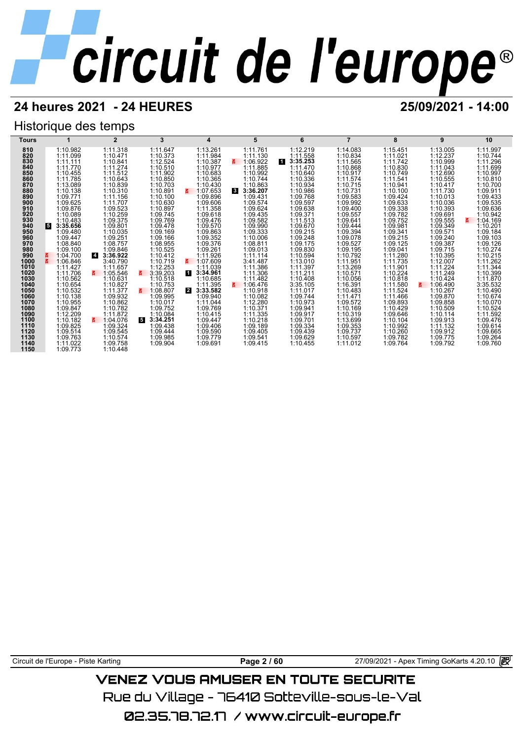# circuit de l'europe

## 24 heures 2021 - 24 HEURES

**25/09/2021 - 14:00**

## Historique des temps

| Tours | 1 | 2 | 3 | 4 | 5 | 6 | 7 | 8 | 9 | 10 |
|---|---|---|---|---|---|---|---|---|---|---|
| 810 | 1:10.982 | 1:11.318 | 1:11.647 | 1:13.261 | 1:11.761 | 1:12.219 | 1:14.083 | 1:15.451 | 1:13.005 | 1:11.997 |
| 820 | 1:11.099 | 1:10.471 | 1:10.373 | 1:11.984 | 1:11.130 | 1:11.558 | 1:10.834 | 1:11.021 | 1:12.237 | 1:10.744 |
| 830 | 1:11.111 | 1:10.841 | 1:12.524 | 1:10.387 | 1:06.922 | 1 3:35.253 | 1:11.565 | 1:11.742 | 1:10.999 | 1:11.296 |
| 840 | 1:11.770 | 1:11.274 | 1:10.510 | 1:10.977 | 1:11.885 | 1:11.470 | 1:10.868 | 1:10.830 | 1:11.043 | 1:11.699 |
| 850 | 1:10.455 | 1:11.512 | 1:11.902 | 1:10.683 | 1:10.992 | 1:10.640 | 1:10.917 | 1:10.749 | 1:12.690 | 1:10.997 |
| 860 | 1:11.785 | 1:10.643 | 1:10.850 | 1:10.365 | 1:10.744 | 1:10.336 | 1:11.574 | 1:11.541 | 1:10.555 | 1:10.810 |
| 870 | 1:13.089 | 1:10.839 | 1:10.703 | 1:10.430 | 1:10.863 | 1:10.934 | 1:10.715 | 1:10.941 | 1:10.417 | 1:10.700 |
| 880 | 1:10.138 | 1:10.310 | 1:10.891 | 1:07.653 | 3 3:36.207 | 1:10.986 | 1:10.731 | 1:10.100 | 1:11.730 | 1:09.911 |
| 890 | 1:09.771 | 1:11.156 | 1:10.100 | 1:09.896 | 1:09.431 | 1:09.768 | 1:09.583 | 1:09.424 | 1:10.013 | 1:09.433 |
| 900 | 1:09.625 | 1:11.707 | 1:10.630 | 1:09.606 | 1:09.574 | 1:09.597 | 1:09.992 | 1:09.633 | 1:10.036 | 1:09.535 |
| 910 | 1:09.876 | 1:09.523 | 1:10.897 | 1:11.358 | 1:09.624 | 1:09.638 | 1:09.400 | 1:09.338 | 1:10.393 | 1:09.636 |
| 920 | 1:10.089 | 1:10.259 | 1:09.745 | 1:09.618 | 1:09.435 | 1:09.371 | 1:09.557 | 1:09.782 | 1:09.691 | 1:10.942 |
| 930 | 1:10.483 | 1:09.375 | 1:09.769 | 1:09.476 | 1:09.582 | 1:11.513 | 1:09.641 | 1:09.752 | 1:09.555 | 1:04.169 |
| 940 | 5 3:35.656 | 1:09.801 | 1:09.478 | 1:09.570 | 1:09.990 | 1:09.670 | 1:09.444 | 1:09.981 | 1:09.349 | 1:10.201 |
| 950 | 1:09.480 | 1:10.035 | 1:09.169 | 1:09.863 | 1:09.333 | 1:09.215 | 1:09.394 | 1:09.341 | 1:09.571 | 1:09.184 |
| 960 | 1:09.447 | 1:09.251 | 1:09.166 | 1:09.352 | 1:10.006 | 1:09.248 | 1:09.078 | 1:09.215 | 1:09.240 | 1:09.103 |
| 970 | 1:08.840 | 1:08.757 | 1:08.955 | 1:09.376 | 1:08.811 | 1:09.175 | 1:09.527 | 1:09.125 | 1:09.387 | 1:09.126 |
| 980 | 1:09.100 | 1:09.846 | 1:10.525 | 1:09.261 | 1:09.013 | 1:09.830 | 1:09.195 | 1:09.041 | 1:09.715 | 1:10.274 |
| 990 | 1:04.700 | 4 3:36.922 | 1:10.412 | 1:11.926 | 1:11.114 | 1:10.594 | 1:10.792 | 1:11.280 | 1:10.395 | 1:10.215 |
| 1000 | 1:06.846 | 3:40.790 | 1:10.719 | 1:07.609 | 3:41.487 | 1:13.010 | 1:11.951 | 1:11.735 | 1:12.007 | 1:11.262 |
| 1010 | 1:11.427 | 1:11.657 | 1:12.253 | 1:11.039 | 1:11.386 | 1:11.397 | 1:13.269 | 1:11.901 | 1:11.224 | 1:11.344 |
| 1020 | 1:11.706 | 1:05.546 | 3:39.203 | 1 3:34.961 | 1:11.306 | 1:11.211 | 1:10.571 | 1:10.224 | 1:11.249 | 1:10.399 |
| 1030 | 1:10.562 | 1:10.631 | 1:10.518 | 1:10.685 | 1:11.482 | 1:10.408 | 1:10.056 | 1:10.818 | 1:10.424 | 1:11.870 |
| 1040 | 1:10.654 | 1:10.827 | 1:10.753 | 1:11.395 | 1:06.476 | 3:35.105 | 1:16.391 | 1:11.580 | 1:06.490 | 3:35.532 |
| 1050 | 1:10.532 | 1:11.377 | 1:08.807 | 2 3:33.582 | 1:10.918 | 1:11.017 | 1:10.483 | 1:11.524 | 1:10.267 | 1:10.490 |
| 1060 | 1:10.138 | 1:09.932 | 1:09.995 | 1:09.940 | 1:10.082 | 1:09.744 | 1:11.471 | 1:11.466 | 1:09.870 | 1:10.674 |
| 1070 | 1:10.955 | 1:10.862 | 1:10.017 | 1:11.044 | 1:12.280 | 1:10.973 | 1:09.572 | 1:09.893 | 1:09.858 | 1:10.070 |
| 1080 | 1:09.847 | 1:10.782 | 1:09.752 | 1:09.769 | 1:10.371 | 1:09.941 | 1:10.169 | 1:10.429 | 1:10.509 | 1:10.524 |
| 1090 | 1:12.209 | 1:11.872 | 1:10.084 | 1:10.415 | 1:11.335 | 1:09.917 | 1:10.319 | 1:09.646 | 1:10.114 | 1:11.592 |
| 1100 | 1:10.182 | 1:04.076 | 5 3:34.251 | 1:09.447 | 1:10.218 | 1:09.701 | 1:13.699 | 1:10.104 | 1:09.913 | 1:09.476 |
| 1110 | 1:09.825 | 1:09.324 | 1:09.438 | 1:09.406 | 1:09.189 | 1:09.334 | 1:09.353 | 1:10.992 | 1:11.132 | 1:09.614 |
| 1120 | 1:09.514 | 1:09.545 | 1:09.444 | 1:09.590 | 1:09.405 | 1:09.439 | 1:09.737 | 1:10.260 | 1:09.912 | 1:09.665 |
| 1130 | 1:09.763 | 1:10.574 | 1:09.985 | 1:09.779 | 1:09.541 | 1:09.629 | 1:10.597 | 1:09.782 | 1:09.775 | 1:09.264 |
| 1140 | 1:11.022 | 1:09.758 | 1:09.904 | 1:09.691 | 1:09.415 | 1:10.455 | 1:11.012 | 1:09.764 | 1:09.792 | 1:09.760 |
| 1150 | 1:09.773 | 1:10.448 | | | | | | | | |

Circuit de l'Europe - Piste Karting

27/09/2021 - Apex Timing GoKarts 4.20.10

VENEZ VOUS AMUSER EN TOUTE SECURITE

Rue du Village - 76410 Sotteville-sous-le-Val

02.35.78.72.17 / www.circuit-europe.fr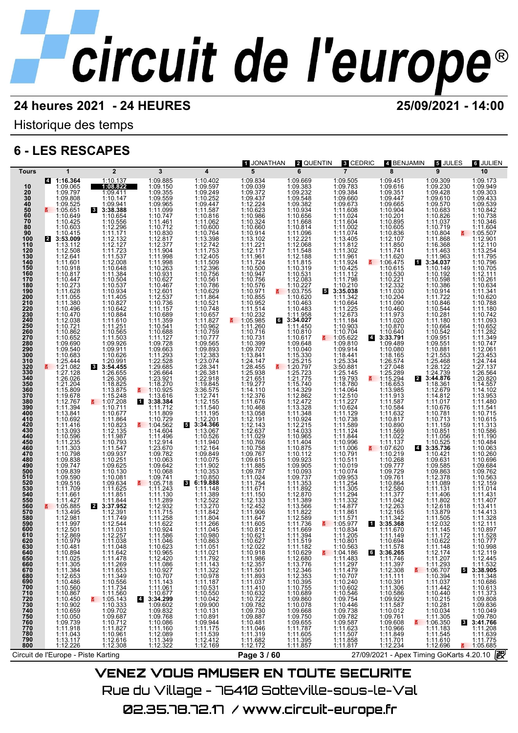# circuit de l'europe®

**24 heures 2021 - 24 HEURES** **25/09/2021 - 14:00**

Historique des temps

## 6 - LES RESCAPES

[1] JONATHAN [2] QUENTIN [3] CEDRIC [4] BENJAMIN [5] JULES [6] JULIEN

| Tours | 1 | 2 | 3 | 4 | 5 | 6 | 7 | 8 | 9 | 10 |
|---|---|---|---|---|---|---|---|---|---|---|
| | [4] 1:16.364 | 1:10.137 | 1:09.885 | 1:10.402 | 1:09.834 | 1:09.669 | 1:09.505 | 1:09.451 | 1:09.309 | 1:09.173 |
| 10 | 1:09.065 | **1:08.822** | 1:09.150 | 1:09.597 | 1:09.039 | 1:09.383 | 1:09.783 | 1:09.616 | 1:09.230 | 1:09.949 |
| 20 | 1:09.797 | 1:09.411 | 1:09.355 | 1:09.249 | 1:09.372 | 1:09.232 | 1:09.384 | 1:09.351 | 1:09.428 | 1:09.303 |
| 30 | 1:09.808 | 1:10.147 | 1:09.559 | 1:10.252 | 1:09.437 | 1:09.548 | 1:09.660 | 1:09.447 | 1:09.610 | 1:09.433 |
| 40 | 1:09.525 | 1:09.941 | 1:09.965 | 1:09.447 | 1:12.224 | 1:09.382 | 1:09.673 | 1:09.665 | 1:09.570 | 1:09.539 |
| 50 | 1:05.651 | [3] 3:38.388 | 1:11.099 | 1:11.587 | 1:10.623 | 1:10.934 | 1:11.608 | 1:10.904 | 1:10.683 | 1:10.842 |
| 60 | 1:10.649 | 1:10.654 | 1:10.747 | 1:10.816 | 1:10.986 | 1:10.656 | 1:11.024 | 1:10.201 | 1:10.826 | 1:10.738 |
| 70 | 1:10.425 | 1:10.556 | 1:11.461 | 1:11.062 | 1:10.324 | 1:11.668 | 1:11.604 | 1:10.895 | 1:11.037 | 1:10.346 |
| 80 | 1:10.603 | 1:12.296 | 1:10.712 | 1:10.600 | 1:10.660 | 1:10.814 | 1:11.002 | 1:10.605 | 1:10.719 | 1:11.604 |
| 90 | 1:10.415 | 1:11.171 | 1:10.830 | 1:10.764 | 1:10.914 | 1:11.096 | 1:11.074 | 1:10.836 | 1:10.804 | 1:05.507 |
| 100 | [2] 3:53.009 | 1:12.132 | 1:12.817 | 1:13.398 | 1:13.102 | 1:12.221 | 1:13.405 | 1:12.107 | 1:11.868 | 1:12.901 |
| 110 | 1:13.112 | 1:12.127 | 1:12.377 | 1:12.742 | 1:11.221 | 1:12.068 | 1:11.812 | 1:11.850 | 1:16.368 | 1:12.110 |
| 120 | 1:12.508 | 1:11.723 | 1:11.904 | 1:11.753 | 1:12.117 | 1:11.548 | 1:11.302 | 1:11.741 | 1:11.463 | 1:13.254 |
| 130 | 1:12.641 | 1:11.537 | 1:11.998 | 1:12.405 | 1:11.961 | 1:12.188 | 1:11.961 | 1:11.620 | 1:11.963 | 1:11.795 |
| 140 | 1:11.601 | 1:12.008 | 1:11.998 | 1:11.509 | 1:11.724 | 1:11.815 | 1:11.924 | 1:06.475 | [1] 3:34.037 | 1:10.796 |
| 150 | 1:10.918 | 1:10.648 | 1:10.263 | 1:12.396 | 1:10.500 | 1:10.319 | 1:10.425 | 1:10.615 | 1:10.149 | 1:10.705 |
| 160 | 1:10.817 | 1:11.384 | 1:10.931 | 1:10.756 | 1:10.947 | 1:10.531 | 1:11.112 | 1:10.530 | 1:10.192 | 1:12.111 |
| 170 | 1:10.447 | 1:10.504 | 1:10.627 | 1:10.561 | 1:10.756 | 1:12.083 | 1:11.798 | 1:10.221 | 1:10.598 | 1:10.261 |
| 180 | 1:10.273 | 1:10.537 | 1:10.467 | 1:10.786 | 1:10.576 | 1:10.227 | 1:10.210 | 1:12.332 | 1:10.386 | 1:10.634 |
| 190 | 1:11.628 | 1:10.934 | 1:12.601 | 1:10.629 | 1:10.971 | 1:03.755 | [5] 3:35.038 | 1:11.030 | 1:10.914 | 1:11.341 |
| 200 | 1:11.055 | 1:11.405 | 1:12.537 | 1:11.864 | 1:10.855 | 1:10.620 | 1:11.342 | 1:10.204 | 1:11.722 | 1:10.620 |
| 210 | 1:11.380 | 1:10.827 | 1:10.736 | 1:10.521 | 1:10.952 | 1:10.463 | 1:10.664 | 1:11.090 | 1:10.846 | 1:10.788 |
| 220 | 1:10.496 | 1:10.642 | 1:11.157 | 1:10.748 | 1:11.514 | 1:10.483 | 1:11.225 | 1:10.460 | 1:10.544 | 1:11.180 |
| 230 | 1:11.470 | 1:10.884 | 1:10.689 | 1:10.657 | 1:10.232 | 1:11.958 | 1:12.673 | 1:11.973 | 1:10.281 | 1:10.742 |
| 240 | 1:12.038 | 1:11.610 | 1:11.359 | 1:11.827 | 1:05.985 | [6] 3:34.027 | 1:11.184 | 1:11.020 | 1:11.180 | 1:11.093 |
| 250 | 1:10.721 | 1:11.251 | 1:10.541 | 1:10.962 | 1:11.260 | 1:11.450 | 1:10.903 | 1:10.870 | 1:10.664 | 1:10.652 |
| 260 | 1:10.862 | 1:10.565 | 1:10.688 | 1:10.759 | 1:10.716 | 1:10.810 | 1:10.704 | 1:10.640 | 1:10.542 | 1:11.282 |
| 270 | 1:10.652 | 1:11.503 | 1:11.127 | 1:10.777 | 1:10.731 | 1:10.617 | 1:05.622 | [4] 3:33.791 | 1:09.951 | 1:11.349 |
| 280 | 1:09.690 | 1:09.926 | 1:09.728 | 1:09.565 | 1:10.399 | 1:09.648 | 1:09.810 | 1:09.489 | 1:09.551 | 1:10.747 |
| 290 | 1:09.540 | 1:09.911 | 1:09.663 | 1:09.893 | 1:09.707 | 1:10.040 | 1:09.914 | 1:10.080 | 1:10.881 | 1:12.061 |
| 300 | 1:10.683 | 1:10.626 | 1:11.293 | 1:12.383 | 1:13.841 | 1:15.330 | 1:18.441 | 1:18.165 | 1:21.553 | 1:23.453 |
| 310 | 1:25.444 | 1:20.991 | 1:22.528 | 1:23.074 | 1:24.147 | 1:25.215 | 1:25.334 | 1:26.574 | 1:25.468 | 1:24.744 |
| 320 | 1:21.082 | [3] 3:54.455 | 1:29.685 | 1:28.341 | 1:28.455 | 1:20.797 | 3:50.881 | 1:27.048 | 1:28.122 | 1:27.137 |
| 330 | 1:27.128 | 1:26.655 | 1:26.664 | 1:26.381 | 1:25.938 | 1:25.723 | 1:25.145 | 1:25.289 | 1:24.739 | 1:26.564 |
| 340 | 1:26.026 | 1:26.306 | 1:23.921 | 1:22.918 | 1:21.651 | 1:21.775 | 1:19.793 | 1:15.294 | [2] 3:44.876 | 1:20.820 |
| 350 | 1:21.204 | 1:18.825 | 1:18.270 | 1:19.845 | 1:19.277 | 1:15.740 | 1:18.780 | 1:16.653 | 1:18.361 | 1:14.557 |
| 360 | 1:15.809 | 1:15.875 | 1:10.925 | 3:36.575 | 1:14.110 | 1:14.329 | 1:14.064 | 1:13.985 | 1:12.679 | 1:14.102 |
| 370 | 1:19.678 | 1:15.248 | 1:13.616 | 1:12.741 | 1:12.376 | 1:12.862 | 1:12.510 | 1:11.913 | 1:14.812 | 1:13.953 |
| 380 | 1:12.767 | 1:07.208 | [1] 3:38.384 | 1:12.155 | 1:11.676 | 1:12.472 | 1:11.227 | 1:11.587 | 1:11.017 | 1:11.480 |
| 390 | 1:11.394 | 1:10.711 | 1:11.712 | 1:11.540 | 1:10.468 | 1:13.328 | 1:10.624 | 1:10.584 | 1:10.676 | 1:11.541 |
| 400 | 1:13.841 | 1:10.677 | 1:11.809 | 1:11.195 | 1:13.058 | 1:11.348 | 1:11.129 | 1:11.632 | 1:10.781 | 1:10.715 |
| 410 | 1:10.692 | 1:11.864 | 1:10.729 | 1:12.201 | 1:12.191 | 1:10.924 | 1:10.738 | 1:10.817 | 1:10.713 | 1:10.615 |
| 420 | 1:11.416 | 1:10.823 | 1:04.562 | [5] 3:34.366 | 1:12.143 | 1:12.215 | 1:11.589 | 1:10.890 | 1:11.159 | 1:11.313 |
| 430 | 1:13.093 | 1:12.135 | 1:14.604 | 1:13.067 | 1:12.637 | 1:14.033 | 1:11.124 | 1:11.569 | 1:10.851 | 1:10.586 |
| 440 | 1:11.596 | 1:11.987 | 1:11.496 | 1:10.526 | 1:11.029 | 1:10.965 | 1:11.844 | 1:11.022 | 1:11.056 | 1:11.190 |
| 450 | 1:11.235 | 1:10.793 | 1:12.914 | 1:11.940 | 1:10.766 | 1:11.404 | 1:10.996 | 1:11.137 | 1:10.525 | 1:10.484 |
| 460 | 1:11.303 | 1:11.547 | 1:23.670 | 1:12.164 | 1:10.758 | 1:10.875 | 1:11.006 | 1:07.620 | [4] 3:35.736 | 1:10.063 |
| 470 | 1:10.798 | 1:09.937 | 1:09.782 | 1:09.849 | 1:09.767 | 1:10.112 | 1:10.791 | 1:10.219 | 1:10.421 | 1:10.260 |
| 480 | 1:09.838 | 1:10.251 | 1:10.063 | 1:10.075 | 1:09.615 | 1:09.923 | 1:10.511 | 1:10.268 | 1:09.631 | 1:10.696 |
| 490 | 1:09.747 | 1:09.625 | 1:09.642 | 1:11.902 | 1:11.885 | 1:09.905 | 1:10.019 | 1:09.777 | 1:09.585 | 1:09.684 |
| 500 | 1:09.839 | 1:10.130 | 1:10.068 | 1:10.353 | 1:09.787 | 1:10.093 | 1:10.074 | 1:09.729 | 1:09.863 | 1:09.762 |
| 510 | 1:09.590 | 1:10.081 | 1:09.741 | 1:10.850 | 1:11.024 | 1:09.737 | 1:09.953 | 1:09.761 | 1:12.378 | 1:10.563 |
| 520 | 1:09.516 | 1:09.634 | 1:05.718 | [3] 6:19.888 | 1:11.754 | 1:11.353 | 1:11.254 | 1:10.864 | 1:11.089 | 1:12.159 |
| 530 | 1:11.709 | 1:11.625 | 1:11.243 | 1:11.148 | 1:11.671 | 1:11.892 | 1:11.305 | 1:12.580 | 1:11.131 | 1:11.014 |
| 540 | 1:11.661 | 1:11.851 | 1:11.130 | 1:11.389 | 1:11.150 | 1:12.870 | 1:11.294 | 1:11.377 | 1:11.406 | 1:11.431 |
| 550 | 1:11.427 | 1:11.844 | 1:11.289 | 1:12.522 | 1:12.133 | 1:11.389 | 1:11.332 | 1:11.042 | 1:11.802 | 1:11.407 |
| 560 | 1:05.885 | [2] 3:37.952 | 1:12.932 | 1:13.270 | 1:12.452 | 1:13.566 | 1:14.877 | 1:12.263 | 1:12.618 | 1:13.411 |
| 570 | 1:13.495 | 1:12.391 | 1:11.715 | 1:11.842 | 1:11.906 | 1:11.822 | 1:11.861 | 1:12.165 | 1:13.879 | 1:14.413 |
| 580 | 1:12.981 | 1:11.749 | 1:11.258 | 1:11.804 | 1:11.647 | 1:12.589 | 1:11.571 | 1:11.342 | 1:11.505 | 1:11.328 |
| 590 | 1:11.997 | 1:12.544 | 1:11.622 | 1:11.266 | 1:11.605 | 1:11.736 | 1:05.977 | [1] 3:35.368 | 1:12.032 | 1:12.111 |
| 600 | 1:12.501 | 1:11.031 | 1:10.924 | 1:11.045 | 1:10.812 | 1:11.669 | 1:10.834 | 1:11.670 | 1:11.145 | 1:10.897 |
| 610 | 1:12.869 | 1:12.257 | 1:11.586 | 1:10.980 | 1:10.621 | 1:11.394 | 1:11.205 | 1:11.149 | 1:11.172 | 1:11.528 |
| 620 | 1:10.979 | 1:11.038 | 1:11.046 | 1:10.863 | 1:10.627 | 1:11.519 | 1:10.801 | 1:10.694 | 1:10.622 | 1:10.777 |
| 630 | 1:10.481 | 1:11.048 | 1:10.623 | 1:11.051 | 1:11.182 | 1:11.182 | 1:10.563 | 1:11.578 | 1:11.148 | 1:10.998 |
| 640 | 1:10.894 | 1:11.642 | 1:10.965 | 1:11.021 | 1:10.918 | 1:10.629 | 1:04.186 | [6] 3:36.265 | 1:12.174 | 1:12.119 |
| 650 | 1:11.025 | 1:11.478 | 1:12.420 | 1:11.792 | 1:11.986 | 1:12.680 | 1:11.483 | 1:11.746 | 1:11.207 | 1:12.445 |
| 660 | 1:11.305 | 1:11.269 | 1:11.086 | 1:11.143 | 1:12.357 | 1:13.776 | 1:11.297 | 1:11.397 | 1:11.293 | 1:11.532 |
| 670 | 1:11.384 | 1:11.653 | 1:10.927 | 1:11.322 | 1:11.501 | 1:12.346 | 1:11.479 | 1:12.308 | 1:06.707 | [5] 3:38.905 |
| 680 | 1:12.653 | 1:11.349 | 1:10.707 | 1:10.978 | 1:11.893 | 1:12.353 | 1:10.707 | 1:11.111 | 1:10.394 | 1:11.348 |
| 690 | 1:10.486 | 1:10.556 | 1:11.143 | 1:11.187 | 1:11.037 | 1:10.395 | 1:10.240 | 1:10.391 | 1:11.037 | 1:10.686 |
| 700 | 1:10.560 | 1:11.734 | 1:11.061 | 1:10.531 | 1:11.410 | 1:10.755 | 1:10.602 | 1:11.306 | 1:11.442 | 1:10.613 |
| 710 | 1:10.867 | 1:11.560 | 1:10.677 | 1:10.550 | 1:10.632 | 1:10.689 | 1:10.546 | 1:10.586 | 1:10.440 | 1:11.373 |
| 720 | 1:10.450 | 1:05.143 | [4] 3:34.299 | 1:10.042 | 1:10.722 | 1:09.860 | 1:09.754 | 1:09.929 | 1:10.215 | 1:09.808 |
| 730 | 1:10.902 | 1:10.333 | 1:09.602 | 1:09.900 | 1:09.782 | 1:10.078 | 1:10.446 | 1:11.587 | 1:10.281 | 1:09.836 |
| 740 | 1:10.659 | 1:09.702 | 1:09.832 | 1:10.131 | 1:09.730 | 1:09.668 | 1:09.738 | 1:10.012 | 1:10.034 | 1:10.049 |
| 750 | 1:10.050 | 1:09.687 | 1:09.768 | 1:10.891 | 1:09.887 | 1:09.750 | 1:09.782 | 1:09.761 | 1:11.305 | 1:09.780 |
| 760 | 1:09.739 | 1:10.712 | 1:10.086 | 1:09.944 | 1:11.481 | 1:09.655 | 1:09.587 | 1:09.608 | 1:06.350 | [3] 3:41.766 |
| 770 | 1:11.918 | 1:11.827 | 1:11.160 | 1:11.175 | 1:11.046 | 1:11.787 | 1:11.623 | 1:10.966 | 1:11.183 | 1:11.208 |
| 780 | 1:11.043 | 1:10.961 | 1:12.089 | 1:11.539 | 1:11.319 | 1:11.605 | 1:11.507 | 1:11.849 | 1:11.545 | 1:11.639 |
| 790 | 1:13.117 | 1:12.616 | 1:11.349 | 1:12.412 | 1:11.682 | 1:11.395 | 1:11.858 | 1:11.701 | 1:11.610 | 1:11.775 |
| 800 | 1:12.226 | 1:12.308 | 1:12.322 | 1:12.169 | 1:12.172 | 1:11.857 | 1:11.817 | 1:12.234 | 1:12.696 | 1:05.685 |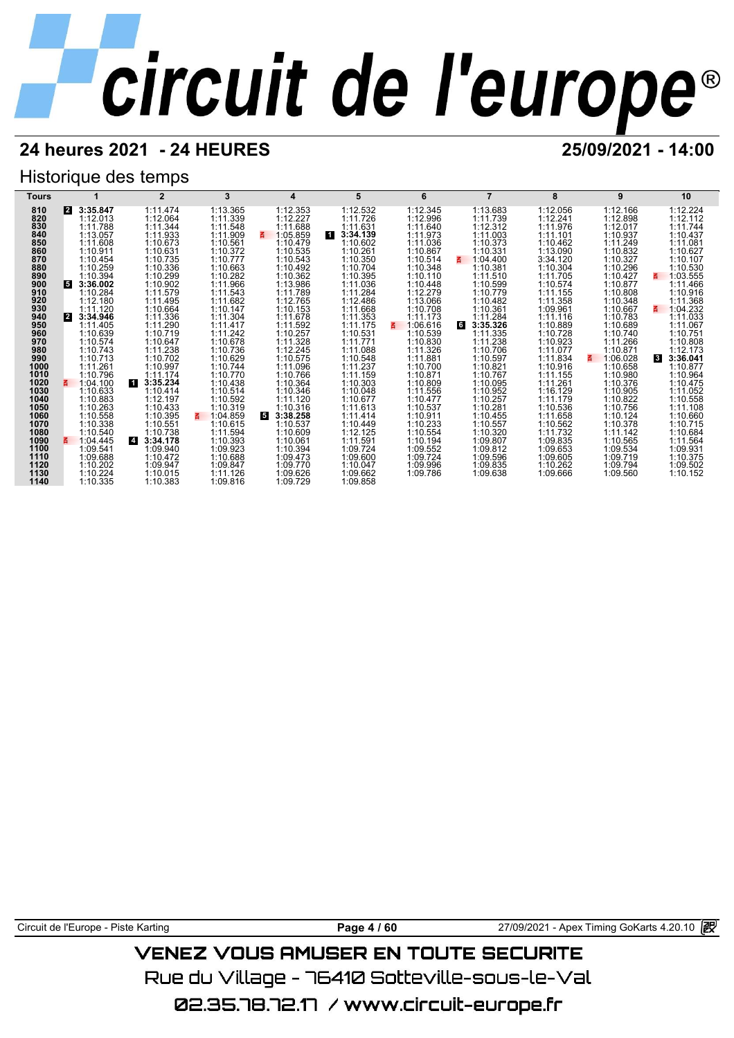# circuit de l'europe

## 24 heures 2021 - 24 HEURES

**25/09/2021 - 14:00**

### Historique des temps

| Tours | 1 | 2 | 3 | 4 | 5 | 6 | 7 | 8 | 9 | 10 |
|---|---|---|---|---|---|---|---|---|---|---|
| 810 | 2 **3:35.847** | 1:11.474 | 1:13.365 | 1:12.353 | 1:12.532 | 1:12.345 | 1:13.683 | 1:12.056 | 1:12.166 | 1:12.224 |
| 820 | 1:12.013 | 1:12.064 | 1:11.339 | 1:12.227 | 1:11.726 | 1:12.996 | 1:11.739 | 1:12.241 | 1:12.898 | 1:12.112 |
| 830 | 1:11.788 | 1:11.344 | 1:11.548 | 1:11.688 | 1:11.631 | 1:11.640 | 1:12.312 | 1:11.976 | 1:12.017 | 1:11.744 |
| 840 | 1:13.057 | 1:11.933 | 1:11.909 | 1:05.859 | 1 **3:34.139** | 1:11.973 | 1:11.003 | 1:11.101 | 1:10.937 | 1:10.437 |
| 850 | 1:11.608 | 1:10.673 | 1:10.561 | 1:10.479 | 1:10.602 | 1:11.036 | 1:10.373 | 1:10.462 | 1:11.249 | 1:11.081 |
| 860 | 1:10.911 | 1:10.631 | 1:10.372 | 1:10.535 | 1:10.261 | 1:10.867 | 1:10.331 | 1:13.090 | 1:10.832 | 1:10.627 |
| 870 | 1:10.454 | 1:10.735 | 1:10.777 | 1:10.543 | 1:10.350 | 1:10.514 | 1:04.400 | 3:34.120 | 1:10.327 | 1:10.107 |
| 880 | 1:10.259 | 1:10.336 | 1:10.663 | 1:10.492 | 1:10.704 | 1:10.348 | 1:10.381 | 1:10.304 | 1:10.296 | 1:10.530 |
| 890 | 1:10.394 | 1:10.299 | 1:10.282 | 1:10.362 | 1:10.395 | 1:10.110 | 1:11.510 | 1:11.705 | 1:10.427 | 1:03.555 |
| 900 | 5 **3:36.002** | 1:10.902 | 1:11.966 | 1:13.986 | 1:11.036 | 1:10.448 | 1:10.599 | 1:10.574 | 1:10.877 | 1:11.466 |
| 910 | 1:10.284 | 1:11.579 | 1:11.543 | 1:11.789 | 1:11.284 | 1:12.279 | 1:10.779 | 1:11.155 | 1:10.808 | 1:10.916 |
| 920 | 1:12.180 | 1:11.495 | 1:11.682 | 1:12.765 | 1:12.486 | 1:13.066 | 1:10.482 | 1:11.358 | 1:10.348 | 1:11.368 |
| 930 | 1:11.120 | 1:10.664 | 1:10.147 | 1:10.153 | 1:11.668 | 1:10.708 | 1:10.361 | 1:09.961 | 1:10.667 | 1:04.232 |
| 940 | 2 **3:34.946** | 1:11.336 | 1:11.304 | 1:11.678 | 1:11.353 | 1:11.173 | 1:11.284 | 1:11.116 | 1:10.783 | 1:11.033 |
| 950 | 1:11.405 | 1:11.290 | 1:11.417 | 1:11.592 | 1:11.175 | 1:06.616 | 6 **3:35.326** | 1:10.889 | 1:10.689 | 1:11.067 |
| 960 | 1:10.639 | 1:10.719 | 1:11.242 | 1:10.257 | 1:10.531 | 1:10.539 | 1:11.335 | 1:10.728 | 1:10.740 | 1:10.751 |
| 970 | 1:10.574 | 1:10.647 | 1:10.678 | 1:11.328 | 1:11.771 | 1:10.830 | 1:11.238 | 1:10.923 | 1:11.266 | 1:10.808 |
| 980 | 1:10.743 | 1:11.238 | 1:10.736 | 1:12.245 | 1:11.088 | 1:11.326 | 1:10.706 | 1:11.077 | 1:10.871 | 1:12.173 |
| 990 | 1:10.713 | 1:10.702 | 1:10.629 | 1:10.575 | 1:10.548 | 1:11.881 | 1:10.597 | 1:11.834 | 1:06.028 | 3 **3:36.041** |
| 1000 | 1:11.261 | 1:10.997 | 1:10.744 | 1:11.096 | 1:11.237 | 1:10.700 | 1:10.821 | 1:10.916 | 1:10.658 | 1:10.877 |
| 1010 | 1:10.796 | 1:11.174 | 1:10.770 | 1:10.766 | 1:11.159 | 1:10.871 | 1:10.767 | 1:11.155 | 1:10.980 | 1:10.964 |
| 1020 | 1:04.100 | 1 **3:35.234** | 1:10.438 | 1:10.364 | 1:10.303 | 1:10.809 | 1:10.095 | 1:11.261 | 1:10.376 | 1:10.475 |
| 1030 | 1:10.633 | 1:10.414 | 1:10.514 | 1:10.346 | 1:10.048 | 1:11.556 | 1:10.952 | 1:16.129 | 1:10.905 | 1:11.052 |
| 1040 | 1:10.883 | 1:12.197 | 1:10.592 | 1:11.120 | 1:10.677 | 1:10.477 | 1:10.257 | 1:11.179 | 1:10.822 | 1:10.558 |
| 1050 | 1:10.263 | 1:10.433 | 1:10.319 | 1:10.316 | 1:11.613 | 1:10.537 | 1:10.281 | 1:10.536 | 1:10.756 | 1:11.108 |
| 1060 | 1:10.558 | 1:10.395 | 1:04.859 | 5 **3:38.258** | 1:11.414 | 1:10.911 | 1:10.455 | 1:11.658 | 1:10.124 | 1:10.660 |
| 1070 | 1:10.338 | 1:10.551 | 1:10.615 | 1:10.537 | 1:10.449 | 1:10.233 | 1:10.557 | 1:10.562 | 1:10.378 | 1:10.715 |
| 1080 | 1:10.540 | 1:10.738 | 1:11.594 | 1:10.609 | 1:12.125 | 1:10.554 | 1:10.320 | 1:11.732 | 1:11.142 | 1:10.684 |
| 1090 | 1:04.445 | 4 **3:34.178** | 1:10.393 | 1:10.061 | 1:11.591 | 1:10.194 | 1:09.807 | 1:09.835 | 1:10.565 | 1:11.564 |
| 1100 | 1:09.541 | 1:09.940 | 1:09.923 | 1:10.394 | 1:09.724 | 1:09.552 | 1:09.812 | 1:09.653 | 1:09.534 | 1:09.931 |
| 1110 | 1:09.688 | 1:10.472 | 1:10.688 | 1:09.473 | 1:09.600 | 1:09.724 | 1:09.596 | 1:09.605 | 1:09.719 | 1:10.375 |
| 1120 | 1:10.202 | 1:09.947 | 1:09.847 | 1:09.770 | 1:10.047 | 1:09.996 | 1:09.835 | 1:10.262 | 1:09.794 | 1:09.502 |
| 1130 | 1:10.224 | 1:10.015 | 1:11.126 | 1:09.626 | 1:09.662 | 1:09.786 | 1:09.638 | 1:09.666 | 1:09.560 | 1:10.152 |
| 1140 | 1:10.335 | 1:10.383 | 1:09.816 | 1:09.729 | 1:09.858 | | | | | |

Circuit de l'Europe - Piste Karting

27/09/2021 - Apex Timing GoKarts 4.20.10

VENEZ VOUS AMUSER EN TOUTE SECURITE

Rue du Village - 76410 Sotteville-sous-le-Val

02.35.78.72.17 / www.circuit-europe.fr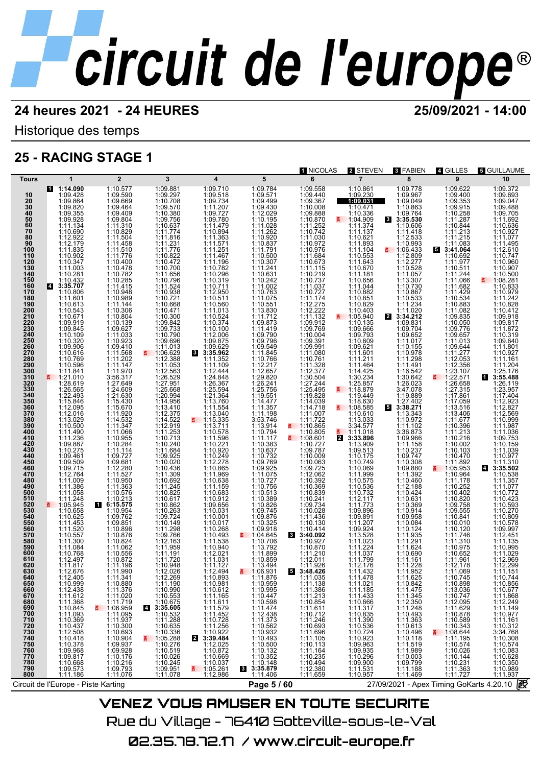# circuit de l'europe®

**24 heures 2021 - 24 HEURES** — **25/09/2021 - 14:00**

Historique des temps

## 25 - RACING STAGE 1

Drivers: [1] NICOLAS, [2] STEVEN, [3] FABIEN, [4] GILLES, [5] GUILLAUME

Legend: [n] = driver number shown before the lap time; P = pit marker; ** ** = highlighted lap time.

| Tours | 1 | 2 | 3 | 4 | 5 | 6 | 7 | 8 | 9 | 10 |
|---|---|---|---|---|---|---|---|---|---|---|
| | [1] **1:14.090** | 1:10.577 | 1:09.881 | 1:09.710 | 1:09.784 | 1:09.558 | 1:10.861 | 1:09.778 | 1:09.622 | 1:09.372 |
| 10 | 1:09.428 | 1:09.590 | 1:09.297 | 1:09.518 | 1:09.571 | 1:09.440 | 1:09.230 | 1:09.967 | 1:09.400 | 1:09.693 |
| 20 | 1:09.864 | 1:09.669 | 1:10.708 | 1:09.734 | 1:09.499 | 1:09.367 | **1:09.031** | 1:09.049 | 1:09.353 | 1:09.047 |
| 30 | 1:09.820 | 1:09.464 | 1:09.570 | 1:11.207 | 1:09.430 | 1:10.008 | 1:10.471 | 1:10.863 | 1:09.915 | 1:09.488 |
| 40 | 1:09.355 | 1:09.409 | 1:10.380 | 1:09.727 | 1:12.029 | 1:09.888 | 1:10.336 | 1:09.764 | 1:10.258 | 1:09.705 |
| 50 | 1:09.928 | 1:09.804 | 1:09.756 | 1:09.780 | 1:10.195 | 1:10.870 | P 1:04.909 | [3] **3:35.530** | 1:11.287 | 1:11.692 |
| 60 | 1:11.134 | 1:11.310 | 1:10.637 | 1:11.479 | 1:11.028 | 1:11.252 | 1:11.374 | 1:10.606 | 1:10.844 | 1:10.636 |
| 70 | 1:10.690 | 1:10.829 | 1:11.774 | 1:10.894 | 1:11.262 | 1:10.742 | 1:11.137 | 1:11.418 | 1:11.213 | 1:10.927 |
| 80 | 1:12.922 | 1:11.504 | 1:11.816 | 1:11.363 | 1:10.920 | 1:11.030 | 1:10.621 | 1:12.533 | 1:11.215 | 1:11.077 |
| 90 | 1:12.179 | 1:11.458 | 1:11.231 | 1:11.571 | 1:10.837 | 1:10.972 | 1:11.893 | 1:10.993 | 1:11.083 | 1:11.495 |
| 100 | 1:11.835 | 1:11.510 | 1:11.776 | 1:11.251 | 1:11.791 | 1:10.976 | 1:11.104 | P 1:06.433 | [5] **3:41.064** | 1:12.610 |
| 110 | 1:10.902 | 1:11.776 | 1:10.822 | 1:11.467 | 1:10.500 | 1:11.684 | 1:10.553 | 1:12.809 | 1:10.692 | 1:10.747 |
| 120 | 1:10.347 | 1:10.400 | 1:10.472 | 1:11.196 | 1:10.307 | 1:10.673 | 1:11.643 | 1:12.277 | 1:11.977 | 1:10.960 |
| 130 | 1:11.003 | 1:10.478 | 1:10.700 | 1:10.782 | 1:11.241 | 1:11.115 | 1:10.670 | 1:10.528 | 1:10.511 | 1:10.907 |
| 140 | 1:10.281 | 1:10.782 | 1:11.656 | 1:10.296 | 1:10.631 | 1:10.219 | 1:11.181 | 1:11.057 | 1:11.244 | 1:10.500 |
| 150 | 1:10.432 | 1:10.285 | 1:10.796 | 1:10.319 | 1:10.242 | 1:10.737 | 1:10.656 | 1:13.307 | 1:11.066 | P 1:08.281 |
| 160 | [4] **3:35.707** | 1:11.415 | 1:11.524 | 1:10.711 | 1:11.002 | 1:11.037 | 1:11.044 | 1:10.730 | 1:11.682 | 1:10.833 |
| 170 | 1:10.806 | 1:10.948 | 1:10.938 | 1:12.950 | 1:10.763 | 1:10.727 | 1:10.882 | 1:10.867 | 1:11.429 | 1:10.979 |
| 180 | 1:11.601 | 1:10.989 | 1:10.721 | 1:10.511 | 1:11.075 | 1:11.174 | 1:10.851 | 1:10.533 | 1:10.534 | 1:11.242 |
| 190 | 1:10.613 | 1:11.144 | 1:10.668 | 1:10.560 | 1:10.551 | 1:12.275 | 1:10.829 | 1:11.234 | 1:10.883 | 1:10.828 |
| 200 | 1:10.543 | 1:10.306 | 1:10.471 | 1:11.013 | 1:13.830 | 1:12.222 | 1:10.403 | 1:11.020 | 1:11.082 | 1:10.412 |
| 210 | 1:10.671 | 1:10.804 | 1:10.300 | 1:10.524 | 1:11.712 | 1:11.132 | P 1:05.940 | [2] **3:34.212** | 1:09.835 | 1:09.918 |
| 220 | 1:09.919 | 1:10.139 | 1:09.842 | 1:10.374 | 1:09.873 | 1:10.912 | 1:10.135 | 1:09.831 | 1:10.050 | 1:09.817 |
| 230 | 1:09.845 | 1:09.627 | 1:09.733 | 1:10.100 | 1:11.419 | 1:09.769 | 1:09.666 | 1:09.704 | 1:09.776 | 1:11.872 |
| 240 | 1:10.109 | 1:11.033 | 1:10.790 | 1:12.006 | 1:09.790 | 1:10.004 | 1:09.793 | 1:09.652 | 1:09.657 | 1:10.319 |
| 250 | 1:10.320 | 1:10.923 | 1:09.696 | 1:09.875 | 1:09.796 | 1:09.391 | 1:10.609 | 1:11.017 | 1:11.013 | 1:09.640 |
| 260 | 1:09.906 | 1:09.410 | 1:11.013 | 1:09.629 | 1:09.549 | 1:09.991 | 1:09.621 | 1:10.155 | 1:09.644 | 1:11.801 |
| 270 | 1:10.616 | 1:11.568 | P 1:06.629 | [3] **3:35.962** | 1:11.845 | 1:11.080 | 1:11.601 | 1:10.978 | 1:11.277 | 1:10.927 |
| 280 | 1:10.769 | 1:11.202 | 1:12.388 | 1:11.352 | 1:10.766 | 1:10.761 | 1:11.211 | 1:11.298 | 1:12.053 | 1:11.161 |
| 290 | 1:10.596 | 1:11.147 | 1:11.053 | 1:11.109 | 1:12.217 | 1:11.328 | 1:11.464 | 1:11.491 | 1:12.356 | 1:11.204 |
| 300 | 1:11.841 | 1:11.970 | 1:12.563 | 1:12.444 | 1:12.657 | 1:12.377 | 1:14.425 | 1:16.542 | 1:23.107 | 1:25.176 |
| 310 | P 1:21.010 | 3:56.317 | 1:26.529 | 1:24.848 | 1:29.820 | 1:30.504 | 1:30.234 | 1:30.642 | P 1:22.571 | [1] **3:55.488** |
| 320 | 1:28.619 | 1:27.649 | 1:27.951 | 1:26.367 | 1:26.241 | 1:27.244 | 1:25.857 | 1:26.023 | 1:26.658 | 1:26.119 |
| 330 | 1:26.565 | 1:24.609 | 1:25.668 | 1:25.594 | 1:25.756 | 1:25.495 | P 1:18.879 | 3:47.078 | 1:27.315 | 1:23.957 |
| 340 | 1:22.493 | 1:21.630 | 1:20.994 | 1:21.364 | 1:19.551 | 1:19.828 | 1:19.449 | 1:19.889 | 1:17.861 | 1:17.404 |
| 350 | 1:15.846 | 1:15.430 | 1:14.956 | 1:13.760 | 1:14.477 | 1:14.039 | 1:18.630 | 1:27.402 | 1:17.059 | 1:12.923 |
| 360 | 1:12.095 | 1:15.670 | 1:13.410 | 1:11.554 | 1:11.357 | 1:14.718 | P 1:08.585 | [5] **3:38.271** | 1:13.516 | 1:12.827 |
| 370 | 1:12.016 | 1:11.920 | 1:12.375 | 1:13.040 | 1:11.198 | 1:11.007 | 1:10.610 | 1:13.343 | 1:13.406 | 1:12.569 |
| 380 | 1:13.029 | 1:14.532 | 1:14.522 | P 1:15.335 | 3:53.746 | 1:11.722 | 1:13.033 | 1:10.972 | 1:11.677 | 1:10.999 |
| 390 | 1:10.500 | 1:11.347 | 1:12.919 | 1:13.711 | 1:13.914 | P 1:10.865 | 3:34.577 | 1:11.102 | 1:10.396 | 1:11.987 |
| 400 | 1:11.490 | 1:11.066 | 1:11.253 | 1:10.578 | 1:10.794 | 1:10.805 | P 1:11.018 | 3:36.873 | 1:11.213 | 1:11.036 |
| 410 | 1:11.236 | 1:10.955 | 1:10.713 | 1:11.596 | 1:11.117 | P 1:08.601 | [2] **3:33.896** | 1:09.966 | 1:10.216 | 1:09.753 |
| 420 | 1:09.887 | 1:10.284 | 1:10.240 | 1:10.221 | 1:10.383 | 1:10.727 | 1:13.909 | 1:11.158 | 1:10.002 | 1:10.159 |
| 430 | 1:10.275 | 1:11.114 | 1:11.684 | 1:10.920 | 1:10.637 | 1:09.787 | 1:09.513 | 1:10.237 | 1:10.103 | 1:11.039 |
| 440 | 1:09.461 | 1:09.727 | 1:09.925 | 1:10.249 | 1:10.732 | 1:10.009 | 1:10.175 | 1:09.747 | 1:10.470 | 1:10.977 |
| 450 | 1:09.509 | 1:09.681 | 1:10.020 | 1:12.278 | 1:09.769 | 1:10.063 | 1:10.749 | 1:10.308 | 1:11.892 | 1:11.310 |
| 460 | 1:09.715 | 1:12.280 | 1:10.436 | 1:10.865 | 1:09.925 | 1:09.725 | 1:10.069 | 1:09.880 | P 1:05.953 | [4] **3:35.502** |
| 470 | 1:12.764 | 1:11.527 | 1:11.309 | 1:11.969 | 1:11.075 | 1:12.062 | 1:11.999 | 1:11.392 | 1:10.964 | 1:10.538 |
| 480 | 1:11.009 | 1:10.950 | 1:10.692 | 1:10.638 | 1:10.727 | 1:10.392 | 1:10.575 | 1:10.460 | 1:11.178 | 1:11.357 |
| 490 | 1:11.386 | 1:11.363 | 1:11.245 | 1:11.159 | 1:10.756 | 1:10.369 | 1:10.536 | 1:12.188 | 1:10.252 | 1:11.077 |
| 500 | 1:11.058 | 1:10.576 | 1:10.825 | 1:10.683 | 1:10.513 | 1:10.839 | 1:10.732 | 1:10.424 | 1:10.402 | 1:10.772 |
| 510 | 1:11.248 | 1:10.213 | 1:10.617 | 1:10.912 | 1:10.389 | 1:10.241 | 1:12.117 | 1:10.631 | 1:10.820 | 1:10.423 |
| 520 | P 1:05.945 | [1] **6:15.575** | 1:10.862 | 1:09.656 | 1:10.826 | 1:09.734 | 1:11.773 | 1:10.369 | 1:09.758 | 1:10.593 |
| 530 | 1:10.658 | 1:10.954 | 1:10.263 | 1:10.031 | 1:09.745 | 1:10.028 | 1:09.896 | 1:10.914 | 1:09.555 | 1:10.270 |
| 540 | 1:10.625 | 1:09.762 | 1:09.724 | 1:10.001 | 1:09.876 | 1:11.436 | 1:09.891 | 1:09.958 | 1:10.841 | 1:10.809 |
| 550 | 1:11.453 | 1:09.851 | 1:10.149 | 1:10.017 | 1:10.325 | 1:10.130 | 1:11.207 | 1:10.084 | 1:10.010 | 1:10.578 |
| 560 | 1:11.520 | 1:10.896 | 1:11.298 | 1:10.268 | 1:09.918 | 1:10.414 | 1:09.924 | 1:10.124 | 1:10.120 | 1:09.997 |
| 570 | 1:10.557 | 1:10.876 | 1:09.766 | 1:10.493 | P 1:04.645 | [3] **3:40.092** | 1:13.528 | 1:11.935 | 1:11.746 | 1:12.451 |
| 580 | 1:11.300 | 1:10.824 | 1:12.163 | 1:11.538 | 1:10.706 | 1:10.927 | 1:11.023 | 1:11.291 | 1:11.310 | 1:11.135 |
| 590 | 1:11.084 | 1:11.062 | 1:11.959 | 1:10.940 | 1:13.792 | 1:10.870 | 1:11.224 | 1:11.624 | 1:10.975 | 1:10.995 |
| 600 | 1:10.768 | 1:10.556 | 1:11.191 | 1:12.021 | 1:11.899 | 1:11.210 | 1:11.037 | 1:10.690 | 1:10.652 | 1:11.029 |
| 610 | 1:12.497 | 1:10.872 | 1:11.720 | 1:11.031 | 1:10.859 | 1:12.011 | 1:11.799 | 1:11.161 | 1:11.961 | 1:12.969 |
| 620 | 1:11.817 | 1:11.196 | 1:10.948 | 1:11.127 | 1:13.494 | 1:11.926 | 1:12.176 | 1:11.228 | 1:12.178 | 1:12.299 |
| 630 | 1:12.676 | 1:11.990 | 1:12.026 | 1:12.494 | P 1:06.931 | [5] **3:48.426** | 1:11.432 | 1:11.952 | 1:11.069 | 1:11.151 |
| 640 | 1:12.405 | 1:11.341 | 1:12.269 | 1:10.893 | 1:11.876 | 1:11.035 | 1:11.478 | 1:11.625 | 1:10.745 | 1:10.744 |
| 650 | 1:10.999 | 1:10.880 | 1:11.190 | 1:10.981 | 1:10.959 | 1:11.138 | 1:11.021 | 1:10.842 | 1:10.898 | 1:10.856 |
| 660 | 1:12.438 | 1:11.376 | 1:10.990 | 1:10.612 | 1:10.995 | 1:11.386 | 1:11.185 | 1:11.475 | 1:13.036 | 1:10.677 |
| 670 | 1:11.612 | 1:11.020 | 1:10.553 | 1:11.165 | 1:10.447 | 1:11.213 | 1:11.433 | 1:11.345 | 1:10.747 | 1:11.868 |
| 680 | 1:11.368 | 1:11.719 | 1:10.675 | 1:11.611 | 1:10.598 | 1:10.854 | 1:10.666 | 1:12.350 | 1:12.095 | 1:12.249 |
| 690 | 1:10.845 | P 1:06.959 | [4] **3:35.605** | 1:11.579 | 1:11.474 | 1:11.611 | 1:11.317 | 1:11.248 | 1:11.629 | 1:11.149 |
| 700 | 1:11.093 | 1:11.096 | 1:10.532 | 1:11.452 | 1:12.438 | 1:10.712 | 1:10.835 | 1:10.493 | 1:10.878 | 1:10.977 |
| 710 | 1:10.369 | 1:11.937 | 1:11.288 | 1:10.728 | 1:11.373 | 1:11.246 | 1:11.390 | 1:11.363 | 1:10.589 | 1:11.161 |
| 720 | 1:10.437 | 1:10.300 | 1:10.635 | 1:11.256 | 1:10.562 | 1:10.693 | 1:10.536 | 1:10.613 | 1:10.343 | 1:10.312 |
| 730 | 1:12.508 | 1:10.693 | 1:10.336 | 1:10.922 | 1:10.932 | 1:11.696 | 1:10.724 | 1:10.496 | P 1:08.644 | 3:34.768 |
| 740 | 1:10.418 | 1:10.904 | P 1:05.288 | [2] **3:39.484** | 1:10.493 | 1:11.105 | 1:10.923 | 1:10.118 | 1:11.195 | 1:10.308 |
| 750 | 1:10.378 | 1:09.937 | 1:10.276 | 1:12.025 | 1:10.500 | 1:10.113 | 1:09.963 | 1:11.519 | 1:10.574 | 1:10.574 |
| 760 | 1:09.968 | 1:09.928 | 1:10.519 | 1:10.872 | 1:10.132 | 1:11.164 | 1:09.935 | 1:11.989 | 1:10.026 | 1:10.083 |
| 770 | 1:09.817 | 1:10.176 | 1:10.026 | 1:10.669 | 1:10.352 | 1:10.235 | 1:10.296 | 1:10.003 | 1:10.144 | 1:10.628 |
| 780 | 1:10.668 | 1:10.216 | 1:10.245 | 1:10.037 | 1:10.148 | 1:10.494 | 1:09.900 | 1:09.799 | 1:10.231 | 1:10.350 |
| 790 | 1:09.573 | 1:09.793 | 1:09.951 | P 1:05.261 | [3] **3:35.879** | 1:12.380 | 1:11.531 | 1:11.188 | 1:11.363 | 1:10.989 |
| 800 | 1:11.186 | 1:11.076 | 1:11.078 | 1:12.986 | 1:11.406 | 1:11.659 | 1:10.957 | 1:11.469 | 1:11.727 | 1:11.937 |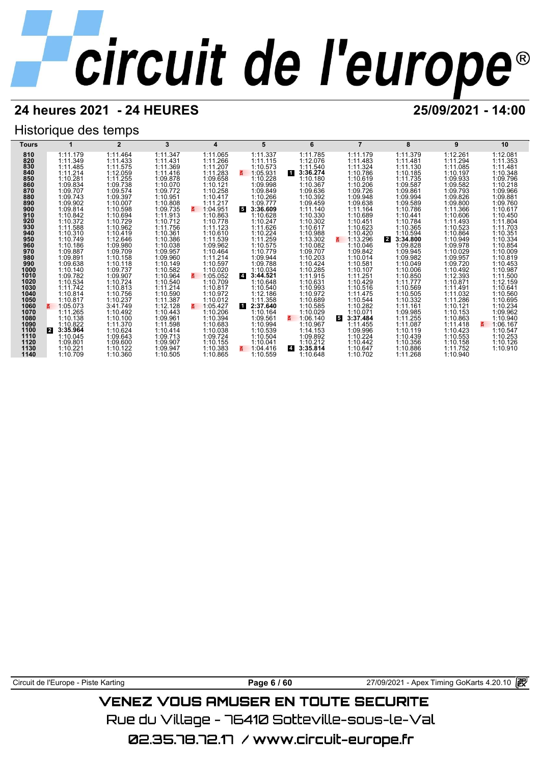# circuit de l'europe®

## 24 heures 2021 - 24 HEURES

**25/09/2021 - 14:00**

### Historique des temps

| Tours | 1 | 2 | 3 | 4 | 5 | 6 | 7 | 8 | 9 | 10 |
|---|---|---|---|---|---|---|---|---|---|---|
| 810 | 1:11.179 | 1:11.464 | 1:11.347 | 1:11.065 | 1:11.337 | 1:11.785 | 1:11.179 | 1:11.379 | 1:12.261 | 1:12.081 |
| 820 | 1:11.349 | 1:11.433 | 1:11.431 | 1:11.266 | 1:11.115 | 1:12.076 | 1:11.483 | 1:11.481 | 1:11.294 | 1:11.353 |
| 830 | 1:11.485 | 1:11.575 | 1:11.369 | 1:11.207 | 1:10.573 | 1:11.540 | 1:11.324 | 1:11.130 | 1:11.085 | 1:11.481 |
| 840 | 1:11.214 | 1:12.059 | 1:11.416 | 1:11.283 | 1:05.931 | **1 3:36.274** | 1:10.786 | 1:10.185 | 1:10.197 | 1:10.348 |
| 850 | 1:10.281 | 1:11.255 | 1:09.878 | 1:09.658 | 1:10.228 | 1:10.180 | 1:10.619 | 1:11.735 | 1:09.933 | 1:09.796 |
| 860 | 1:09.834 | 1:09.738 | 1:10.070 | 1:10.121 | 1:09.998 | 1:10.367 | 1:10.206 | 1:09.587 | 1:09.582 | 1:10.218 |
| 870 | 1:09.707 | 1:09.574 | 1:09.772 | 1:10.258 | 1:09.849 | 1:09.636 | 1:09.726 | 1:09.861 | 1:09.793 | 1:09.966 |
| 880 | 1:09.743 | 1:09.397 | 1:10.951 | 1:10.417 | 1:10.266 | 1:10.392 | 1:09.948 | 1:09.994 | 1:09.826 | 1:09.881 |
| 890 | 1:09.902 | 1:10.007 | 1:10.808 | 1:11.217 | 1:09.777 | 1:09.459 | 1:09.638 | 1:09.589 | 1:09.800 | 1:09.760 |
| 900 | 1:09.814 | 1:10.598 | 1:09.735 | 1:04.951 | **5 3:36.609** | 1:11.140 | 1:11.164 | 1:10.786 | 1:11.366 | 1:10.617 |
| 910 | 1:10.842 | 1:10.694 | 1:11.913 | 1:10.863 | 1:10.628 | 1:10.330 | 1:10.689 | 1:10.441 | 1:10.606 | 1:10.450 |
| 920 | 1:10.372 | 1:10.729 | 1:10.712 | 1:10.778 | 1:10.247 | 1:10.302 | 1:10.451 | 1:10.784 | 1:11.493 | 1:11.804 |
| 930 | 1:11.588 | 1:10.962 | 1:11.756 | 1:11.123 | 1:11.626 | 1:10.617 | 1:10.623 | 1:10.365 | 1:10.523 | 1:11.703 |
| 940 | 1:10.310 | 1:10.419 | 1:10.361 | 1:10.610 | 1:10.224 | 1:10.988 | 1:10.420 | 1:10.594 | 1:10.864 | 1:10.351 |
| 950 | 1:10.749 | 1:12.646 | 1:10.386 | 1:11.539 | 1:11.259 | 1:13.302 | 1:13.296 | **2 3:34.800** | 1:10.949 | 1:10.334 |
| 960 | 1:10.186 | 1:09.980 | 1:10.038 | 1:09.962 | 1:10.575 | 1:10.082 | 1:10.046 | 1:09.828 | 1:09.978 | 1:10.854 |
| 970 | 1:09.887 | 1:09.709 | 1:09.957 | 1:10.464 | 1:10.779 | 1:09.707 | 1:09.842 | 1:09.945 | 1:10.029 | 1:10.009 |
| 980 | 1:09.891 | 1:10.158 | 1:09.960 | 1:11.214 | 1:09.944 | 1:10.203 | 1:10.014 | 1:09.982 | 1:09.957 | 1:10.819 |
| 990 | 1:09.638 | 1:10.118 | 1:10.149 | 1:10.597 | 1:09.788 | 1:10.424 | 1:10.581 | 1:10.049 | 1:09.720 | 1:10.453 |
| 1000 | 1:10.140 | 1:09.737 | 1:10.582 | 1:10.020 | 1:10.034 | 1:10.285 | 1:10.107 | 1:10.006 | 1:10.492 | 1:10.987 |
| 1010 | 1:09.782 | 1:09.907 | 1:10.964 | 1:05.052 | **4 3:44.521** | 1:11.915 | 1:11.251 | 1:10.850 | 1:12.393 | 1:11.500 |
| 1020 | 1:10.534 | 1:10.724 | 1:10.540 | 1:10.709 | 1:10.648 | 1:10.631 | 1:10.429 | 1:11.777 | 1:10.871 | 1:12.159 |
| 1030 | 1:11.742 | 1:10.813 | 1:11.214 | 1:10.817 | 1:10.540 | 1:10.993 | 1:10.516 | 1:10.569 | 1:11.491 | 1:10.641 |
| 1040 | 1:10.814 | 1:10.756 | 1:10.590 | 1:10.972 | 1:12.186 | 1:10.972 | 1:11.475 | 1:10.505 | 1:11.032 | 1:10.560 |
| 1050 | 1:10.817 | 1:10.237 | 1:11.387 | 1:10.012 | 1:11.358 | 1:10.689 | 1:10.544 | 1:10.332 | 1:11.286 | 1:10.695 |
| 1060 | 1:05.073 | 3:41.749 | 1:12.128 | 1:05.427 | **1 2:37.640** | 1:10.585 | 1:10.282 | 1:11.161 | 1:10.121 | 1:10.234 |
| 1070 | 1:11.265 | 1:10.492 | 1:10.443 | 1:10.206 | 1:10.164 | 1:10.029 | 1:10.071 | 1:09.985 | 1:10.153 | 1:09.962 |
| 1080 | 1:10.138 | 1:10.100 | 1:09.961 | 1:10.394 | 1:09.561 | 1:06.140 | **5 3:37.484** | 1:11.255 | 1:10.863 | 1:10.940 |
| 1090 | 1:10.822 | 1:11.370 | 1:11.598 | 1:10.683 | 1:10.994 | 1:10.967 | 1:11.455 | 1:11.087 | 1:11.418 | 1:06.167 |
| 1100 | **2 3:35.964** | 1:10.624 | 1:10.414 | 1:10.038 | 1:10.539 | 1:14.153 | 1:09.996 | 1:10.119 | 1:10.423 | 1:10.547 |
| 1110 | 1:10.045 | 1:09.643 | 1:09.713 | 1:09.724 | 1:10.504 | 1:09.892 | 1:10.224 | 1:10.439 | 1:10.553 | 1:10.253 |
| 1120 | 1:09.801 | 1:09.600 | 1:09.907 | 1:10.155 | 1:10.041 | 1:10.212 | 1:10.442 | 1:10.356 | 1:10.158 | 1:10.126 |
| 1130 | 1:10.221 | 1:10.122 | 1:09.947 | 1:10.383 | 1:04.416 | **4 3:35.814** | 1:10.647 | 1:10.886 | 1:11.752 | 1:10.910 |
| 1140 | 1:10.709 | 1:10.360 | 1:10.505 | 1:10.865 | 1:10.559 | 1:10.648 | 1:10.702 | 1:11.268 | 1:10.940 | |

Circuit de l'Europe - Piste Karting

27/09/2021 - Apex Timing GoKarts 4.20.10

VENEZ VOUS AMUSER EN TOUTE SECURITE

Rue du Village - 76410 Sotteville-sous-le-Val

02.35.78.72.17 / www.circuit-europe.fr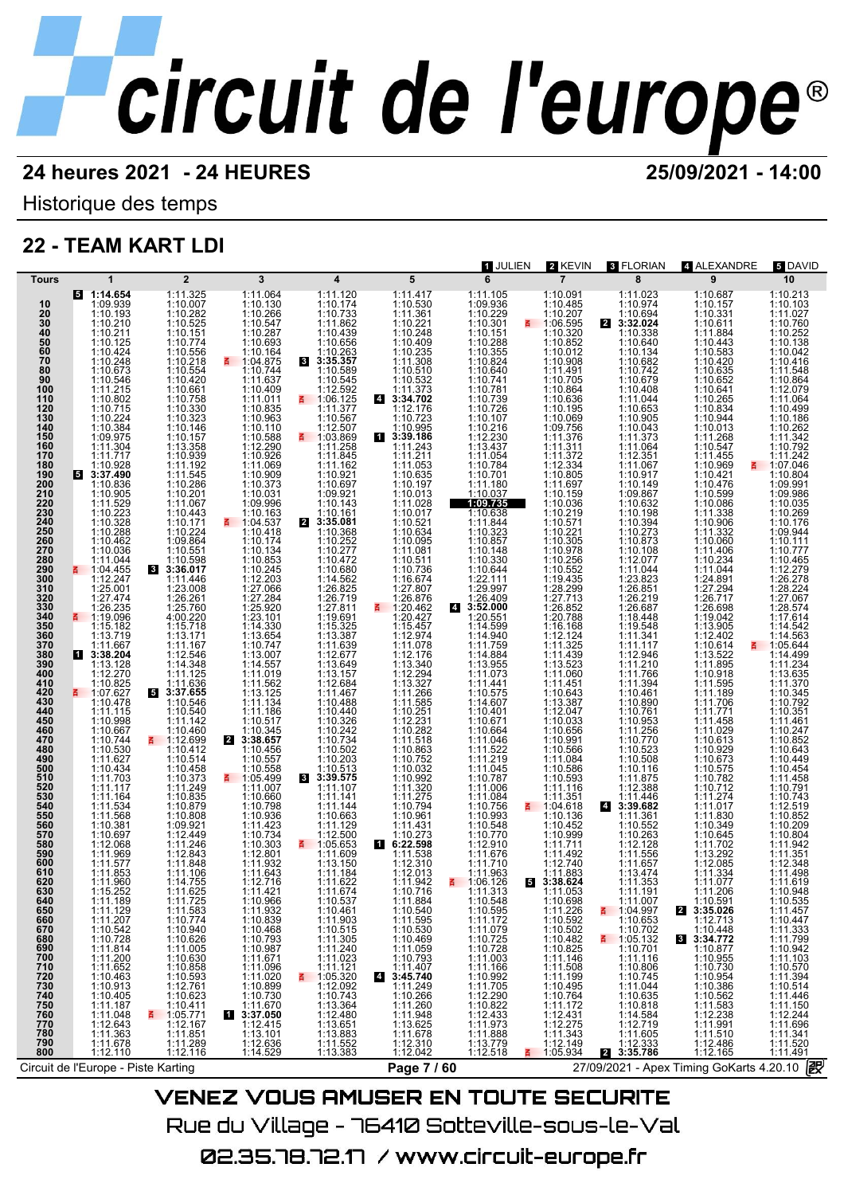# circuit de l'europe

**24 heures 2021 - 24 HEURES** — **25/09/2021 - 14:00**

Historique des temps

## 22 - TEAM KART LDI

Drivers: 1 JULIEN, 2 KEVIN, 3 FLORIAN, 4 ALEXANDRE, 5 DAVID

| Tours | 1 | 2 | 3 | 4 | 5 | 6 | 7 | 8 | 9 | 10 |
|---|---|---|---|---|---|---|---|---|---|---|
| | [5] **1:14.654** | 1:11.325 | 1:11.064 | 1:11.120 | 1:11.417 | 1:11.105 | 1:10.091 | 1:11.023 | 1:10.687 | 1:10.213 |
| 10 | 1:09.939 | 1:10.007 | 1:10.130 | 1:10.174 | 1:10.530 | 1:09.936 | 1:10.485 | 1:10.974 | 1:10.157 | 1:10.103 |
| 20 | 1:10.193 | 1:10.282 | 1:10.266 | 1:10.733 | 1:11.361 | 1:10.229 | 1:10.207 | 1:10.694 | 1:10.331 | 1:11.027 |
| 30 | 1:10.210 | 1:10.525 | 1:10.547 | 1:11.862 | 1:10.221 | 1:10.301 | 1:06.595 | [2] **3:32.024** | 1:10.611 | 1:10.760 |
| 40 | 1:10.211 | 1:10.151 | 1:10.287 | 1:10.439 | 1:10.248 | 1:10.151 | 1:10.320 | 1:10.338 | 1:11.884 | 1:10.252 |
| 50 | 1:10.125 | 1:10.774 | 1:10.693 | 1:10.656 | 1:10.409 | 1:10.288 | 1:10.852 | 1:10.640 | 1:10.443 | 1:10.138 |
| 60 | 1:10.424 | 1:10.556 | 1:10.164 | 1:10.263 | 1:10.235 | 1:10.355 | 1:10.012 | 1:10.134 | 1:10.583 | 1:10.042 |
| 70 | 1:10.248 | 1:10.218 | 1:04.875 | [3] **3:35.357** | 1:11.308 | 1:10.824 | 1:10.908 | 1:10.682 | 1:10.420 | 1:10.416 |
| 80 | 1:10.673 | 1:10.554 | 1:10.744 | 1:10.589 | 1:10.510 | 1:10.640 | 1:11.491 | 1:10.742 | 1:10.635 | 1:11.548 |
| 90 | 1:10.546 | 1:10.420 | 1:11.637 | 1:10.545 | 1:10.532 | 1:10.741 | 1:10.705 | 1:10.679 | 1:10.652 | 1:10.864 |
| 100 | 1:11.215 | 1:10.661 | 1:10.409 | 1:12.592 | 1:11.373 | 1:10.781 | 1:10.864 | 1:10.408 | 1:10.641 | 1:12.079 |
| 110 | 1:10.802 | 1:10.758 | 1:11.011 | 1:06.125 | [4] **3:34.702** | 1:10.739 | 1:10.636 | 1:11.044 | 1:10.265 | 1:11.064 |
| 120 | 1:10.715 | 1:10.330 | 1:10.835 | 1:11.377 | 1:12.176 | 1:10.726 | 1:10.195 | 1:10.653 | 1:10.834 | 1:10.499 |
| 130 | 1:10.224 | 1:10.323 | 1:10.963 | 1:10.567 | 1:10.723 | 1:10.107 | 1:10.069 | 1:10.905 | 1:10.944 | 1:10.186 |
| 140 | 1:10.384 | 1:10.146 | 1:10.110 | 1:12.507 | 1:10.995 | 1:10.216 | 1:09.756 | 1:10.043 | 1:10.013 | 1:10.262 |
| 150 | 1:09.975 | 1:10.157 | 1:10.588 | 1:03.869 | [1] **3:39.186** | 1:12.230 | 1:11.376 | 1:11.373 | 1:11.268 | 1:11.342 |
| 160 | 1:11.304 | 1:13.358 | 1:12.290 | 1:11.258 | 1:11.243 | 1:13.437 | 1:11.311 | 1:11.064 | 1:10.547 | 1:10.792 |
| 170 | 1:11.717 | 1:10.939 | 1:10.926 | 1:11.845 | 1:11.211 | 1:11.054 | 1:11.372 | 1:12.351 | 1:11.455 | 1:11.242 |
| 180 | 1:10.928 | 1:11.192 | 1:11.069 | 1:11.162 | 1:11.053 | 1:10.784 | 1:12.334 | 1:11.067 | 1:10.969 | 1:07.046 |
| 190 | [5] **3:37.490** | 1:11.545 | 1:10.909 | 1:10.921 | 1:10.635 | 1:10.701 | 1:10.805 | 1:10.917 | 1:10.421 | 1:10.804 |
| 200 | 1:10.836 | 1:10.286 | 1:10.373 | 1:10.697 | 1:10.197 | 1:11.180 | 1:11.697 | 1:10.149 | 1:10.476 | 1:09.991 |
| 210 | 1:10.905 | 1:10.201 | 1:10.031 | 1:09.921 | 1:10.013 | 1:10.037 | 1:10.159 | 1:09.867 | 1:10.599 | 1:09.986 |
| 220 | 1:11.529 | 1:11.067 | 1:09.996 | 1:10.143 | 1:11.028 | **1:09.735** | 1:10.036 | 1:10.632 | 1:10.086 | 1:10.035 |
| 230 | 1:10.223 | 1:10.443 | 1:10.163 | 1:10.161 | 1:10.017 | 1:10.638 | 1:10.219 | 1:10.198 | 1:11.338 | 1:10.269 |
| 240 | 1:10.328 | 1:10.171 | 1:04.537 | [2] **3:35.081** | 1:10.521 | 1:11.844 | 1:10.571 | 1:10.394 | 1:10.906 | 1:10.176 |
| 250 | 1:10.288 | 1:10.224 | 1:10.418 | 1:10.368 | 1:10.634 | 1:10.323 | 1:10.221 | 1:10.273 | 1:11.332 | 1:09.944 |
| 260 | 1:10.462 | 1:09.864 | 1:10.174 | 1:10.252 | 1:10.095 | 1:10.857 | 1:10.305 | 1:10.873 | 1:10.060 | 1:10.111 |
| 270 | 1:10.036 | 1:10.551 | 1:10.134 | 1:10.277 | 1:11.081 | 1:10.148 | 1:10.978 | 1:10.108 | 1:11.406 | 1:10.777 |
| 280 | 1:11.044 | 1:10.598 | 1:10.853 | 1:10.472 | 1:10.511 | 1:10.330 | 1:10.256 | 1:12.077 | 1:10.234 | 1:10.465 |
| 290 | 1:04.455 | [3] **3:36.017** | 1:10.245 | 1:10.680 | 1:10.736 | 1:10.644 | 1:10.552 | 1:11.044 | 1:11.044 | 1:12.279 |
| 300 | 1:12.247 | 1:11.446 | 1:12.203 | 1:14.562 | 1:16.674 | 1:22.111 | 1:19.435 | 1:23.823 | 1:24.891 | 1:26.278 |
| 310 | 1:25.001 | 1:23.008 | 1:27.066 | 1:26.825 | 1:27.807 | 1:29.997 | 1:28.299 | 1:26.851 | 1:27.294 | 1:28.224 |
| 320 | 1:27.474 | 1:26.261 | 1:27.284 | 1:26.719 | 1:26.876 | 1:26.409 | 1:27.713 | 1:26.219 | 1:26.717 | 1:27.067 |
| 330 | 1:26.235 | 1:25.760 | 1:25.920 | 1:27.811 | 1:20.462 | [4] **3:52.000** | 1:26.852 | 1:26.687 | 1:26.698 | 1:28.574 |
| 340 | 1:19.096 | 4:00.220 | 1:23.101 | 1:19.691 | 1:20.427 | 1:20.551 | 1:20.788 | 1:18.448 | 1:19.042 | 1:17.614 |
| 350 | 1:15.182 | 1:15.718 | 1:14.330 | 1:15.325 | 1:15.457 | 1:14.599 | 1:16.168 | 1:19.548 | 1:13.905 | 1:14.542 |
| 360 | 1:13.719 | 1:13.171 | 1:13.654 | 1:13.387 | 1:12.974 | 1:14.940 | 1:12.124 | 1:11.341 | 1:12.402 | 1:14.563 |
| 370 | 1:11.667 | 1:11.167 | 1:10.747 | 1:11.639 | 1:11.078 | 1:11.759 | 1:11.325 | 1:11.117 | 1:10.614 | 1:05.644 |
| 380 | [1] **3:38.204** | 1:12.546 | 1:13.007 | 1:12.677 | 1:12.176 | 1:14.884 | 1:11.439 | 1:12.946 | 1:13.522 | 1:14.499 |
| 390 | 1:13.128 | 1:14.348 | 1:14.557 | 1:13.649 | 1:13.340 | 1:13.955 | 1:13.523 | 1:11.210 | 1:11.895 | 1:11.234 |
| 400 | 1:12.270 | 1:11.125 | 1:11.019 | 1:13.157 | 1:12.294 | 1:11.073 | 1:11.060 | 1:11.766 | 1:10.918 | 1:13.635 |
| 410 | 1:10.825 | 1:11.636 | 1:11.562 | 1:12.684 | 1:13.327 | 1:11.441 | 1:11.451 | 1:11.394 | 1:11.595 | 1:11.370 |
| 420 | 1:07.627 | [5] **3:37.655** | 1:13.125 | 1:11.467 | 1:11.266 | 1:10.575 | 1:10.643 | 1:10.461 | 1:11.189 | 1:10.345 |
| 430 | 1:10.478 | 1:10.546 | 1:11.134 | 1:10.488 | 1:11.585 | 1:14.607 | 1:13.387 | 1:10.890 | 1:11.706 | 1:10.792 |
| 440 | 1:11.115 | 1:10.540 | 1:11.186 | 1:10.440 | 1:10.251 | 1:10.401 | 1:12.047 | 1:10.761 | 1:11.771 | 1:10.351 |
| 450 | 1:10.998 | 1:11.142 | 1:10.517 | 1:10.326 | 1:12.231 | 1:10.671 | 1:10.033 | 1:10.953 | 1:11.458 | 1:11.461 |
| 460 | 1:10.667 | 1:10.460 | 1:10.345 | 1:10.242 | 1:10.282 | 1:10.664 | 1:10.656 | 1:11.256 | 1:11.029 | 1:10.247 |
| 470 | 1:10.744 | 1:12.699 | [2] **3:38.657** | 1:10.734 | 1:11.518 | 1:11.046 | 1:10.991 | 1:10.770 | 1:10.613 | 1:10.852 |
| 480 | 1:10.530 | 1:10.412 | 1:10.456 | 1:10.502 | 1:10.863 | 1:11.522 | 1:10.566 | 1:10.523 | 1:10.929 | 1:10.643 |
| 490 | 1:11.627 | 1:10.514 | 1:10.557 | 1:10.203 | 1:10.752 | 1:11.219 | 1:11.084 | 1:10.508 | 1:10.673 | 1:10.449 |
| 500 | 1:10.434 | 1:10.458 | 1:10.558 | 1:10.513 | 1:10.032 | 1:11.045 | 1:10.586 | 1:10.116 | 1:10.575 | 1:10.454 |
| 510 | 1:11.703 | 1:10.373 | 1:05.499 | [3] **3:39.575** | 1:10.992 | 1:10.787 | 1:10.593 | 1:11.875 | 1:10.782 | 1:11.458 |
| 520 | 1:11.117 | 1:11.249 | 1:11.007 | 1:11.107 | 1:11.320 | 1:11.006 | 1:11.116 | 1:12.388 | 1:10.712 | 1:10.791 |
| 530 | 1:11.164 | 1:10.835 | 1:10.660 | 1:11.141 | 1:11.275 | 1:11.084 | 1:11.351 | 1:11.446 | 1:11.274 | 1:10.743 |
| 540 | 1:11.534 | 1:10.879 | 1:10.798 | 1:11.144 | 1:10.794 | 1:10.756 | 1:04.618 | [4] **3:39.682** | 1:11.017 | 1:12.519 |
| 550 | 1:11.568 | 1:10.808 | 1:10.936 | 1:10.663 | 1:10.961 | 1:10.993 | 1:10.136 | 1:11.361 | 1:11.830 | 1:10.852 |
| 560 | 1:10.381 | 1:09.921 | 1:11.423 | 1:11.129 | 1:11.431 | 1:10.548 | 1:10.452 | 1:10.552 | 1:10.349 | 1:10.209 |
| 570 | 1:10.697 | 1:12.449 | 1:10.734 | 1:12.500 | 1:10.273 | 1:10.770 | 1:10.999 | 1:10.263 | 1:10.645 | 1:10.804 |
| 580 | 1:12.068 | 1:11.246 | 1:10.303 | 1:05.653 | [1] **6:22.598** | 1:12.910 | 1:11.711 | 1:12.128 | 1:11.702 | 1:11.942 |
| 590 | 1:11.969 | 1:12.843 | 1:12.801 | 1:11.609 | 1:11.538 | 1:11.676 | 1:11.492 | 1:11.556 | 1:13.292 | 1:11.351 |
| 600 | 1:11.577 | 1:11.848 | 1:11.932 | 1:13.150 | 1:12.310 | 1:11.710 | 1:12.740 | 1:11.657 | 1:12.085 | 1:12.348 |
| 610 | 1:11.853 | 1:11.106 | 1:11.643 | 1:11.184 | 1:12.013 | 1:11.963 | 1:11.883 | 1:13.474 | 1:11.334 | 1:11.498 |
| 620 | 1:11.960 | 1:14.755 | 1:12.716 | 1:11.622 | 1:11.942 | 1:06.126 | [5] **3:38.624** | 1:11.353 | 1:11.077 | 1:11.619 |
| 630 | 1:15.252 | 1:11.625 | 1:11.421 | 1:11.674 | 1:11.313 | 1:10.716 | 1:11.053 | 1:11.191 | 1:11.206 | 1:10.948 |
| 640 | 1:11.189 | 1:11.725 | 1:10.966 | 1:10.537 | 1:11.884 | 1:10.548 | 1:10.698 | 1:11.007 | 1:10.591 | 1:10.535 |
| 650 | 1:11.129 | 1:11.583 | 1:11.932 | 1:10.461 | 1:10.540 | 1:10.595 | 1:11.226 | 1:04.997 | [2] **3:35.026** | 1:11.457 |
| 660 | 1:11.207 | 1:10.774 | 1:10.839 | 1:11.903 | 1:11.595 | 1:11.172 | 1:10.592 | 1:10.653 | 1:12.713 | 1:10.447 |
| 670 | 1:10.542 | 1:10.940 | 1:10.468 | 1:10.515 | 1:10.530 | 1:11.079 | 1:10.502 | 1:10.702 | 1:10.448 | 1:11.333 |
| 680 | 1:10.728 | 1:10.626 | 1:10.793 | 1:11.305 | 1:10.469 | 1:10.725 | 1:10.482 | 1:05.132 | [3] **3:34.772** | 1:11.799 |
| 690 | 1:11.814 | 1:11.005 | 1:10.987 | 1:11.240 | 1:11.059 | 1:10.728 | 1:10.825 | 1:10.701 | 1:10.877 | 1:10.942 |
| 700 | 1:11.200 | 1:10.630 | 1:10.793 | 1:11.023 | 1:10.793 | 1:11.003 | 1:11.146 | 1:11.116 | 1:10.955 | 1:11.103 |
| 710 | 1:11.652 | 1:10.858 | 1:11.096 | 1:11.121 | 1:11.407 | 1:11.166 | 1:11.508 | 1:10.806 | 1:10.730 | 1:10.570 |
| 720 | 1:10.463 | 1:10.593 | 1:11.020 | 1:05.320 | [4] **3:45.740** | 1:10.992 | 1:11.199 | 1:10.745 | 1:10.954 | 1:11.394 |
| 730 | 1:10.913 | 1:12.761 | 1:10.899 | 1:12.092 | 1:11.249 | 1:11.705 | 1:10.495 | 1:11.044 | 1:10.386 | 1:10.514 |
| 740 | 1:10.405 | 1:10.623 | 1:10.730 | 1:10.743 | 1:10.266 | 1:12.290 | 1:10.764 | 1:10.635 | 1:10.562 | 1:11.446 |
| 750 | 1:11.187 | 1:10.411 | 1:11.670 | 1:13.364 | 1:11.260 | 1:10.822 | 1:11.172 | 1:10.818 | 1:11.583 | 1:11.150 |
| 760 | 1:11.048 | 1:05.771 | [1] **3:37.050** | 1:12.480 | 1:11.948 | 1:12.433 | 1:12.431 | 1:14.584 | 1:12.238 | 1:12.244 |
| 770 | 1:12.643 | 1:12.167 | 1:11.421 | 1:13.651 | 1:13.625 | 1:13.373 | 1:12.275 | 1:12.719 | 1:11.991 | 1:11.696 |
| 780 | 1:11.363 | 1:11.851 | 1:13.101 | 1:13.883 | 1:11.678 | 1:11.888 | 1:11.343 | 1:11.605 | 1:11.510 | 1:11.341 |
| 790 | 1:11.678 | 1:11.289 | 1:12.636 | 1:11.552 | 1:12.310 | 1:13.779 | 1:12.149 | 1:12.333 | 1:12.486 | 1:11.520 |
| 800 | 1:12.110 | 1:12.116 | 1:14.529 | 1:13.383 | 1:12.042 | 1:12.518 | 1:05.934 | [2] **3:35.786** | 1:12.165 | 1:11.491 |

Circuit de l'Europe - Piste Karting — 27/09/2021 - Apex Timing GoKarts 4.20.10

**VENEZ VOUS AMUSER EN TOUTE SECURITE**

Rue du Village - 76410 Sotteville-sous-le-Val

02.35.78.72.17 / www.circuit-europe.fr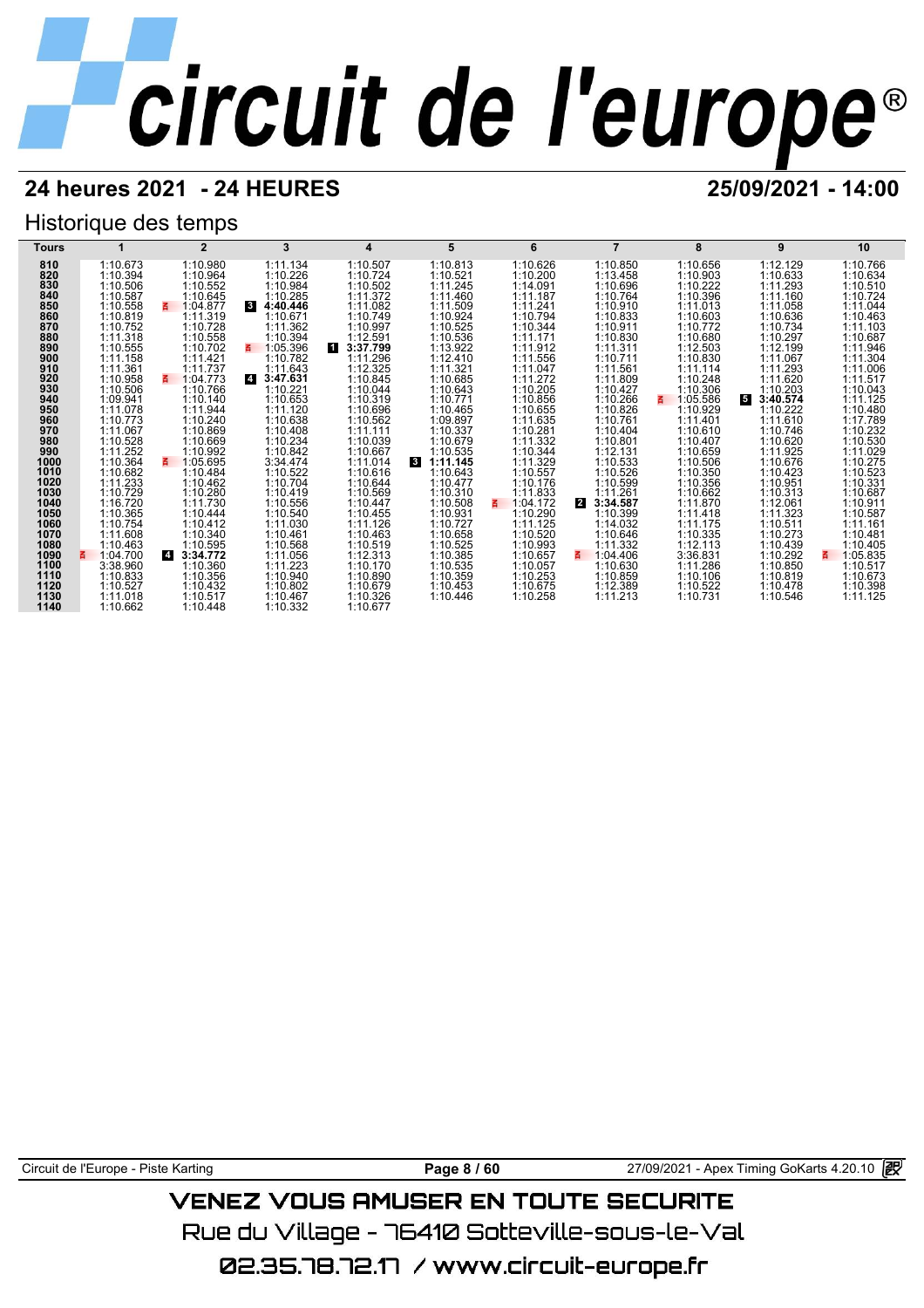# 24 heures 2021 - 24 HEURES

**25/09/2021 - 14:00**

## Historique des temps

| Tours | 1 | 2 | 3 | 4 | 5 | 6 | 7 | 8 | 9 | 10 |
|---|---|---|---|---|---|---|---|---|---|---|
| 810 | 1:10.673 | 1:10.980 | 1:11.134 | 1:10.507 | 1:10.813 | 1:10.626 | 1:10.850 | 1:10.656 | 1:12.129 | 1:10.766 |
| 820 | 1:10.394 | 1:10.964 | 1:10.226 | 1:10.724 | 1:10.521 | 1:10.200 | 1:13.458 | 1:10.903 | 1:10.633 | 1:10.634 |
| 830 | 1:10.506 | 1:10.552 | 1:10.984 | 1:10.502 | 1:11.245 | 1:14.091 | 1:10.696 | 1:10.222 | 1:11.293 | 1:10.510 |
| 840 | 1:10.587 | 1:10.645 | 1:10.285 | 1:11.372 | 1:11.460 | 1:11.187 | 1:10.764 | 1:10.396 | 1:11.160 | 1:10.724 |
| 850 | 1:10.558 | 1:04.877 | 3 **4:40.446** | 1:11.082 | 1:11.509 | 1:11.241 | 1:10.910 | 1:11.013 | 1:11.058 | 1:11.044 |
| 860 | 1:10.819 | 1:11.319 | 1:10.671 | 1:10.749 | 1:10.924 | 1:10.794 | 1:10.833 | 1:10.603 | 1:10.636 | 1:10.463 |
| 870 | 1:10.752 | 1:10.728 | 1:11.362 | 1:10.997 | 1:10.525 | 1:10.344 | 1:10.911 | 1:10.772 | 1:10.734 | 1:11.103 |
| 880 | 1:11.318 | 1:10.558 | 1:10.394 | 1:12.591 | 1:10.536 | 1:11.171 | 1:10.830 | 1:10.680 | 1:10.297 | 1:10.687 |
| 890 | 1:10.555 | 1:10.702 | 1:05.396 | 1 **3:37.799** | 1:13.922 | 1:11.912 | 1:11.311 | 1:12.503 | 1:12.199 | 1:11.946 |
| 900 | 1:11.158 | 1:11.421 | 1:10.782 | 1:11.296 | 1:12.410 | 1:11.556 | 1:10.711 | 1:10.830 | 1:11.067 | 1:11.304 |
| 910 | 1:11.361 | 1:11.737 | 1:11.643 | 1:12.325 | 1:11.321 | 1:11.047 | 1:11.561 | 1:11.114 | 1:11.293 | 1:11.006 |
| 920 | 1:10.958 | 1:04.773 | 4 **3:47.631** | 1:10.845 | 1:10.685 | 1:11.272 | 1:11.809 | 1:10.248 | 1:11.620 | 1:11.517 |
| 930 | 1:10.506 | 1:10.766 | 1:10.221 | 1:10.044 | 1:10.643 | 1:10.205 | 1:10.427 | 1:10.306 | 1:10.203 | 1:10.043 |
| 940 | 1:09.941 | 1:10.140 | 1:10.653 | 1:10.319 | 1:10.771 | 1:10.856 | 1:10.266 | 1:05.586 | 5 **3:40.574** | 1:11.125 |
| 950 | 1:11.078 | 1:11.944 | 1:11.120 | 1:10.696 | 1:10.465 | 1:10.655 | 1:10.826 | 1:10.929 | 1:10.222 | 1:10.480 |
| 960 | 1:10.773 | 1:10.240 | 1:10.638 | 1:10.562 | 1:09.897 | 1:11.635 | 1:10.761 | 1:11.401 | 1:11.610 | 1:17.789 |
| 970 | 1:11.067 | 1:10.869 | 1:10.408 | 1:11.111 | 1:10.337 | 1:10.281 | 1:10.404 | 1:10.610 | 1:10.746 | 1:10.232 |
| 980 | 1:10.528 | 1:10.669 | 1:10.234 | 1:10.039 | 1:10.679 | 1:11.332 | 1:10.801 | 1:10.407 | 1:10.620 | 1:10.530 |
| 990 | 1:11.252 | 1:10.992 | 1:10.842 | 1:10.667 | 1:10.535 | 1:10.344 | 1:12.131 | 1:10.659 | 1:11.925 | 1:11.029 |
| 1000 | 1:10.364 | 1:05.695 | 3:34.474 | 1:11.014 | 3 **1:11.145** | 1:11.329 | 1:10.533 | 1:10.506 | 1:10.676 | 1:10.275 |
| 1010 | 1:10.682 | 1:10.484 | 1:10.522 | 1:10.616 | 1:10.643 | 1:10.557 | 1:10.526 | 1:10.350 | 1:10.423 | 1:10.523 |
| 1020 | 1:11.233 | 1:10.462 | 1:10.704 | 1:10.644 | 1:10.477 | 1:10.176 | 1:10.599 | 1:10.356 | 1:10.951 | 1:10.331 |
| 1030 | 1:10.729 | 1:10.280 | 1:10.419 | 1:10.569 | 1:10.310 | 1:11.833 | 1:11.261 | 1:10.662 | 1:10.313 | 1:10.687 |
| 1040 | 1:16.720 | 1:11.730 | 1:10.556 | 1:10.447 | 1:10.508 | 1:04.172 | 2 **3:34.587** | 1:11.870 | 1:12.061 | 1:10.911 |
| 1050 | 1:10.365 | 1:10.444 | 1:10.540 | 1:10.455 | 1:10.931 | 1:10.290 | 1:10.399 | 1:11.418 | 1:11.323 | 1:10.587 |
| 1060 | 1:10.754 | 1:10.412 | 1:11.030 | 1:11.126 | 1:10.727 | 1:11.125 | 1:14.032 | 1:11.175 | 1:10.511 | 1:11.161 |
| 1070 | 1:11.608 | 1:10.340 | 1:10.461 | 1:10.463 | 1:10.658 | 1:10.520 | 1:10.646 | 1:10.335 | 1:10.273 | 1:10.481 |
| 1080 | 1:10.463 | 1:10.595 | 1:10.568 | 1:10.519 | 1:10.525 | 1:10.993 | 1:11.332 | 1:12.113 | 1:10.439 | 1:10.405 |
| 1090 | 1:04.700 | 4 **3:34.772** | 1:11.056 | 1:12.313 | 1:10.385 | 1:10.657 | 1:04.406 | 3:36.831 | 1:10.292 | 1:05.835 |
| 1100 | 3:38.960 | 1:10.360 | 1:11.223 | 1:10.170 | 1:10.535 | 1:10.057 | 1:10.630 | 1:11.286 | 1:10.850 | 1:10.517 |
| 1110 | 1:10.833 | 1:10.356 | 1:10.940 | 1:10.890 | 1:10.359 | 1:10.253 | 1:10.859 | 1:10.106 | 1:10.819 | 1:10.673 |
| 1120 | 1:10.527 | 1:10.432 | 1:10.802 | 1:10.679 | 1:10.453 | 1:10.675 | 1:12.389 | 1:10.522 | 1:10.478 | 1:10.398 |
| 1130 | 1:11.018 | 1:10.517 | 1:10.467 | 1:10.326 | 1:10.446 | 1:10.258 | 1:11.213 | 1:10.731 | 1:10.546 | 1:11.125 |
| 1140 | 1:10.662 | 1:10.448 | 1:10.332 | 1:10.677 | | | | | | |

Circuit de l'Europe - Piste Karting — 27/09/2021 - Apex Timing GoKarts 4.20.10

VENEZ VOUS AMUSER EN TOUTE SECURITE

Rue du Village - 76410 Sotteville-sous-le-Val

02.35.78.72.17 / www.circuit-europe.fr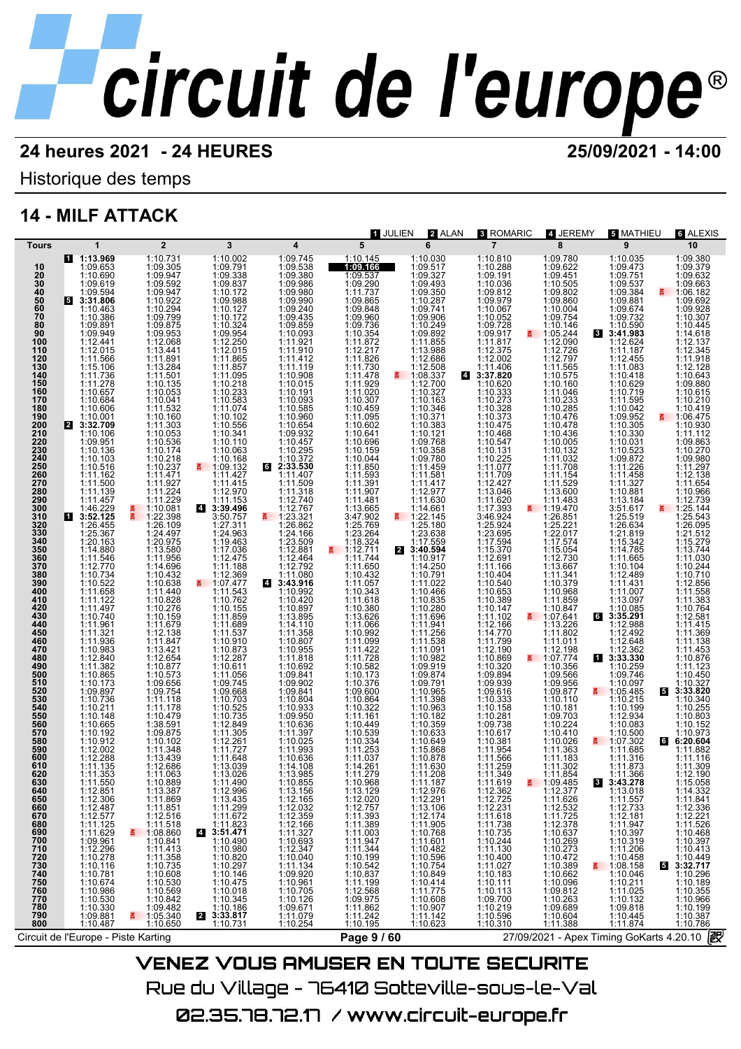# circuit de l'europe®

**24 heures 2021 - 24 HEURES** — **25/09/2021 - 14:00**

Historique des temps

## 14 - MILF ATTACK

Pilotes : 1 JULIEN · 2 ALAN · 3 ROMARIC · 4 JEREMY · 5 MATHIEU · 6 ALEXIS

| Tours | 1 | 2 | 3 | 4 | 5 | 6 | 7 | 8 | 9 | 10 |
|---|---|---|---|---|---|---|---|---|---|---|
| | **[1] 1:13.969** | 1:10.731 | 1:10.002 | 1:09.745 | 1:10.145 | 1:10.030 | 1:10.810 | 1:09.780 | 1:10.035 | 1:09.380 |
| 10 | 1:09.653 | 1:09.305 | 1:09.791 | 1:09.538 | **1:09.166** | 1:09.517 | 1:10.288 | 1:09.622 | 1:09.473 | 1:09.379 |
| 20 | 1:10.690 | 1:09.947 | 1:09.338 | 1:09.380 | 1:09.537 | 1:09.327 | 1:09.191 | 1:09.451 | 1:09.751 | 1:09.632 |
| 30 | 1:09.619 | 1:09.592 | 1:09.837 | 1:09.986 | 1:09.290 | 1:09.493 | 1:10.036 | 1:10.505 | 1:09.537 | 1:09.663 |
| 40 | 1:09.594 | 1:09.947 | 1:10.172 | 1:09.980 | 1:11.737 | 1:09.350 | 1:09.812 | 1:09.802 | 1:09.384 | 1:06.182 |
| 50 | **[5] 3:31.806** | 1:10.922 | 1:09.988 | 1:09.990 | 1:09.865 | 1:10.287 | 1:09.979 | 1:09.860 | 1:09.881 | 1:09.692 |
| 60 | 1:10.463 | 1:10.294 | 1:10.127 | 1:09.240 | 1:09.848 | 1:09.741 | 1:10.067 | 1:10.004 | 1:09.674 | 1:09.928 |
| 70 | 1:10.386 | 1:09.799 | 1:10.172 | 1:09.435 | 1:09.960 | 1:09.906 | 1:10.052 | 1:09.754 | 1:09.732 | 1:10.307 |
| 80 | 1:09.891 | 1:09.875 | 1:10.324 | 1:09.859 | 1:09.736 | 1:10.249 | 1:09.728 | 1:10.146 | 1:10.590 | 1:10.445 |
| 90 | 1:09.949 | 1:09.953 | 1:09.954 | 1:10.093 | 1:10.354 | 1:09.892 | 1:09.917 | 1:05.244 | **[3] 3:41.983** | 1:14.618 |
| 100 | 1:12.441 | 1:12.068 | 1:12.250 | 1:11.921 | 1:11.872 | 1:11.855 | 1:11.817 | 1:12.090 | 1:12.624 | 1:12.137 |
| 110 | 1:12.015 | 1:13.441 | 1:12.015 | 1:11.910 | 1:12.217 | 1:13.988 | 1:12.375 | 1:12.726 | 1:11.187 | 1:12.345 |
| 120 | 1:11.566 | 1:11.891 | 1:11.865 | 1:11.412 | 1:11.826 | 1:12.686 | 1:12.002 | 1:12.797 | 1:12.455 | 1:11.918 |
| 130 | 1:15.106 | 1:13.284 | 1:11.857 | 1:11.119 | 1:11.730 | 1:12.508 | 1:11.406 | 1:11.565 | 1:11.083 | 1:12.128 |
| 140 | 1:11.736 | 1:11.501 | 1:11.095 | 1:10.908 | 1:11.478 | 1:08.337 | **[4] 3:37.820** | 1:10.575 | 1:10.418 | 1:10.643 |
| 150 | 1:11.278 | 1:10.135 | 1:10.218 | 1:10.015 | 1:11.929 | 1:12.700 | 1:10.620 | 1:10.160 | 1:10.629 | 1:09.880 |
| 160 | 1:10.657 | 1:10.053 | 1:10.233 | 1:10.191 | 1:11.020 | 1:10.327 | 1:10.333 | 1:11.046 | 1:10.719 | 1:10.615 |
| 170 | 1:10.684 | 1:10.041 | 1:10.583 | 1:10.093 | 1:10.307 | 1:10.163 | 1:10.273 | 1:10.233 | 1:11.595 | 1:10.210 |
| 180 | 1:10.606 | 1:11.532 | 1:11.074 | 1:10.585 | 1:10.459 | 1:10.346 | 1:10.328 | 1:10.285 | 1:10.042 | 1:10.419 |
| 190 | 1:10.001 | 1:10.160 | 1:10.102 | 1:10.960 | 1:11.095 | 1:10.371 | 1:10.373 | 1:10.476 | 1:09.952 | 1:06.475 |
| 200 | **[2] 3:32.709** | 1:11.303 | 1:10.556 | 1:10.654 | 1:10.602 | 1:10.383 | 1:10.475 | 1:10.478 | 1:10.305 | 1:10.930 |
| 210 | 1:10.106 | 1:10.053 | 1:10.341 | 1:09.932 | 1:10.641 | 1:10.121 | 1:10.468 | 1:10.436 | 1:10.330 | 1:11.112 |
| 220 | 1:09.951 | 1:10.536 | 1:10.110 | 1:10.457 | 1:10.696 | 1:09.768 | 1:10.547 | 1:10.005 | 1:10.031 | 1:09.863 |
| 230 | 1:10.136 | 1:10.174 | 1:10.063 | 1:10.295 | 1:10.159 | 1:10.358 | 1:10.131 | 1:10.132 | 1:10.523 | 1:10.270 |
| 240 | 1:10.103 | 1:10.218 | 1:10.168 | 1:10.372 | 1:10.044 | 1:09.780 | 1:10.225 | 1:11.032 | 1:09.872 | 1:09.980 |
| 250 | 1:10.516 | 1:10.237 | 1:09.132 | **[6] 2:33.530** | 1:11.850 | 1:11.459 | 1:11.077 | 1:11.708 | 1:11.226 | 1:11.297 |
| 260 | 1:11.162 | 1:11.471 | 1:11.427 | 1:11.407 | 1:11.593 | 1:11.581 | 1:11.709 | 1:11.154 | 1:11.458 | 1:12.138 |
| 270 | 1:11.500 | 1:11.927 | 1:11.415 | 1:11.509 | 1:11.391 | 1:11.417 | 1:12.427 | 1:11.529 | 1:11.327 | 1:11.654 |
| 280 | 1:11.139 | 1:11.224 | 1:12.970 | 1:11.318 | 1:11.907 | 1:12.977 | 1:13.046 | 1:13.600 | 1:10.881 | 1:10.966 |
| 290 | 1:11.457 | 1:11.229 | 1:11.153 | 1:12.740 | 1:11.481 | 1:11.630 | 1:11.620 | 1:11.483 | 1:13.184 | 1:12.739 |
| 300 | 1:46.229 | 1:10.081 | **[4] 3:39.496** | 1:12.767 | 1:13.665 | 1:14.661 | 1:17.393 | 1:19.470 | 3:51.617 | 1:25.144 |
| 310 | **[1] 3:52.125** | 1:22.398 | 3:50.757 | 1:23.321 | 3:47.902 | 1:22.145 | 3:46.924 | 1:26.851 | 1:25.519 | 1:25.543 |
| 320 | 1:26.455 | 1:26.109 | 1:27.311 | 1:26.862 | 1:25.769 | 1:25.180 | 1:25.924 | 1:25.221 | 1:26.634 | 1:26.095 |
| 330 | 1:25.367 | 1:24.497 | 1:24.963 | 1:24.166 | 1:23.264 | 1:23.638 | 1:23.695 | 1:22.017 | 1:21.819 | 1:21.512 |
| 340 | 1:20.163 | 1:20.975 | 1:19.463 | 1:23.509 | 1:18.324 | 1:17.559 | 1:17.594 | 1:17.574 | 1:15.342 | 1:15.279 |
| 350 | 1:14.880 | 1:13.580 | 1:17.036 | 1:12.881 | 1:12.711 | **[2] 3:40.594** | 1:15.370 | 1:15.054 | 1:14.785 | 1:13.744 |
| 360 | 1:11.546 | 1:11.956 | 1:12.475 | 1:12.464 | 1:11.744 | 1:10.917 | 1:12.691 | 1:12.730 | 1:11.665 | 1:11.030 |
| 370 | 1:12.770 | 1:14.696 | 1:11.188 | 1:12.792 | 1:11.650 | 1:14.250 | 1:11.166 | 1:13.667 | 1:10.104 | 1:10.244 |
| 380 | 1:10.734 | 1:10.432 | 1:12.369 | 1:11.080 | 1:10.432 | 1:10.791 | 1:10.404 | 1:11.341 | 1:12.489 | 1:10.710 |
| 390 | 1:10.522 | 1:10.638 | 1:07.477 | **[4] 3:43.916** | 1:11.057 | 1:11.022 | 1:10.540 | 1:10.379 | 1:11.431 | 1:12.856 |
| 400 | 1:11.658 | 1:11.440 | 1:11.543 | 1:10.992 | 1:10.343 | 1:10.466 | 1:10.653 | 1:10.968 | 1:11.007 | 1:11.558 |
| 410 | 1:11.122 | 1:10.828 | 1:10.762 | 1:10.420 | 1:11.618 | 1:10.835 | 1:10.389 | 1:11.859 | 1:13.097 | 1:11.383 |
| 420 | 1:11.497 | 1:10.276 | 1:10.155 | 1:10.897 | 1:10.380 | 1:10.280 | 1:10.147 | 1:10.847 | 1:10.085 | 1:10.764 |
| 430 | 1:10.740 | 1:10.159 | 1:11.859 | 1:13.895 | 1:13.626 | 1:11.696 | 1:11.102 | 1:07.641 | **[6] 3:35.291** | 1:12.581 |
| 440 | 1:11.961 | 1:11.679 | 1:11.689 | 1:14.110 | 1:11.066 | 1:11.941 | 1:12.166 | 1:13.226 | 1:12.988 | 1:11.415 |
| 450 | 1:11.321 | 1:12.138 | 1:11.537 | 1:11.358 | 1:10.992 | 1:11.256 | 1:14.770 | 1:11.802 | 1:12.492 | 1:11.369 |
| 460 | 1:11.936 | 1:11.847 | 1:10.910 | 1:10.807 | 1:11.099 | 1:11.538 | 1:11.799 | 1:11.011 | 1:12.648 | 1:11.138 |
| 470 | 1:10.983 | 1:13.421 | 1:10.873 | 1:10.955 | 1:11.422 | 1:11.091 | 1:12.190 | 1:12.198 | 1:12.362 | 1:11.453 |
| 480 | 1:12.840 | 1:12.654 | 1:12.287 | 1:11.818 | 1:11.728 | 1:10.982 | 1:10.869 | 1:07.774 | **[1] 3:33.330** | 1:10.876 |
| 490 | 1:11.382 | 1:10.877 | 1:10.611 | 1:10.692 | 1:10.582 | 1:09.919 | 1:10.320 | 1:10.356 | 1:10.259 | 1:11.123 |
| 500 | 1:10.865 | 1:10.573 | 1:11.056 | 1:09.841 | 1:10.173 | 1:09.874 | 1:09.894 | 1:09.566 | 1:09.746 | 1:10.450 |
| 510 | 1:10.173 | 1:09.656 | 1:09.745 | 1:09.902 | 1:10.376 | 1:09.791 | 1:09.939 | 1:09.956 | 1:10.097 | 1:10.327 |
| 520 | 1:09.897 | 1:09.754 | 1:09.668 | 1:09.841 | 1:09.600 | 1:10.965 | 1:09.616 | 1:09.877 | 1:05.485 | **[5] 3:33.820** |
| 530 | 1:10.736 | 1:11.118 | 1:10.703 | 1:10.804 | 1:10.864 | 1:11.398 | 1:10.333 | 1:10.110 | 1:10.215 | 1:10.340 |
| 540 | 1:10.211 | 1:11.178 | 1:10.525 | 1:10.933 | 1:10.322 | 1:10.963 | 1:10.158 | 1:10.181 | 1:10.199 | 1:10.255 |
| 550 | 1:10.148 | 1:10.479 | 1:10.735 | 1:09.950 | 1:11.161 | 1:10.182 | 1:10.281 | 1:09.703 | 1:12.934 | 1:10.803 |
| 560 | 1:10.665 | 1:38.591 | 1:12.849 | 1:10.636 | 1:10.449 | 1:10.359 | 1:09.738 | 1:10.224 | 1:10.083 | 1:10.152 |
| 570 | 1:10.192 | 1:09.875 | 1:11.305 | 1:11.397 | 1:10.539 | 1:10.633 | 1:10.617 | 1:10.410 | 1:10.500 | 1:10.973 |
| 580 | 1:10.912 | 1:10.102 | 1:12.261 | 1:10.025 | 1:10.334 | 1:10.649 | 1:10.381 | 1:10.026 | 1:07.302 | **[6] 6:20.604** |
| 590 | 1:12.002 | 1:11.348 | 1:11.727 | 1:11.993 | 1:11.253 | 1:15.868 | 1:11.954 | 1:11.363 | 1:11.685 | 1:11.882 |
| 600 | 1:12.288 | 1:13.439 | 1:11.648 | 1:10.636 | 1:11.037 | 1:10.878 | 1:11.566 | 1:11.183 | 1:11.316 | 1:11.116 |
| 610 | 1:11.135 | 1:12.686 | 1:13.039 | 1:14.108 | 1:14.261 | 1:11.630 | 1:11.259 | 1:11.302 | 1:11.873 | 1:11.309 |
| 620 | 1:11.353 | 1:11.063 | 1:13.026 | 1:13.985 | 1:11.279 | 1:11.208 | 1:11.349 | 1:11.854 | 1:11.366 | 1:12.190 |
| 630 | 1:11.550 | 1:10.889 | 1:11.490 | 1:10.855 | 1:10.968 | 1:11.187 | 1:11.619 | 1:09.485 | **[3] 3:43.278** | 1:15.058 |
| 640 | 1:12.851 | 1:13.387 | 1:12.996 | 1:13.156 | 1:13.129 | 1:12.976 | 1:12.362 | 1:12.377 | 1:13.018 | 1:14.332 |
| 650 | 1:12.306 | 1:11.869 | 1:13.435 | 1:12.165 | 1:12.020 | 1:12.291 | 1:12.725 | 1:11.626 | 1:11.557 | 1:11.841 |
| 660 | 1:12.487 | 1:11.851 | 1:11.299 | 1:12.032 | 1:12.757 | 1:13.106 | 1:12.231 | 1:12.532 | 1:12.733 | 1:12.336 |
| 670 | 1:12.577 | 1:12.516 | 1:11.672 | 1:12.359 | 1:11.393 | 1:12.174 | 1:11.618 | 1:11.725 | 1:12.181 | 1:12.221 |
| 680 | 1:11.125 | 1:11.518 | 1:11.823 | 1:12.166 | 1:11.389 | 1:11.905 | 1:11.738 | 1:12.378 | 1:11.947 | 1:11.526 |
| 690 | 1:11.629 | 1:08.860 | **[4] 3:51.471** | 1:11.327 | 1:11.003 | 1:10.768 | 1:10.735 | 1:10.637 | 1:10.397 | 1:10.468 |
| 700 | 1:09.961 | 1:10.841 | 1:10.490 | 1:10.693 | 1:10.947 | 1:11.601 | 1:10.244 | 1:10.269 | 1:10.319 | 1:10.397 |
| 710 | 1:12.296 | 1:11.413 | 1:10.980 | 1:12.347 | 1:11.344 | 1:10.482 | 1:11.130 | 1:10.273 | 1:11.206 | 1:10.413 |
| 720 | 1:10.278 | 1:11.358 | 1:10.820 | 1:10.040 | 1:10.199 | 1:10.596 | 1:10.400 | 1:10.472 | 1:10.458 | 1:10.449 |
| 730 | 1:10.116 | 1:10.735 | 1:10.297 | 1:11.134 | 1:10.542 | 1:10.754 | 1:11.027 | 1:10.389 | 1:08.158 | **[5] 3:32.717** |
| 740 | 1:10.781 | 1:10.608 | 1:10.146 | 1:09.920 | 1:10.837 | 1:10.849 | 1:10.183 | 1:10.662 | 1:10.046 | 1:10.296 |
| 750 | 1:10.674 | 1:10.530 | 1:10.475 | 1:10.961 | 1:11.199 | 1:10.414 | 1:10.111 | 1:10.096 | 1:10.211 | 1:10.189 |
| 760 | 1:10.986 | 1:10.569 | 1:10.018 | 1:10.705 | 1:12.568 | 1:11.775 | 1:10.113 | 1:09.812 | 1:11.025 | 1:10.355 |
| 770 | 1:10.530 | 1:10.842 | 1:10.345 | 1:10.126 | 1:09.975 | 1:10.608 | 1:09.700 | 1:10.263 | 1:10.132 | 1:10.966 |
| 780 | 1:10.330 | 1:09.482 | 1:10.186 | 1:09.671 | 1:11.862 | 1:10.907 | 1:10.219 | 1:09.689 | 1:09.818 | 1:10.199 |
| 790 | 1:09.881 | 1:05.340 | **[2] 3:33.817** | 1:11.079 | 1:11.242 | 1:11.142 | 1:10.596 | 1:10.604 | 1:10.445 | 1:10.387 |
| 800 | 1:10.487 | 1:10.650 | 1:10.731 | 1:10.254 | 1:10.195 | 1:10.623 | 1:10.310 | 1:11.388 | 1:11.874 | 1:10.786 |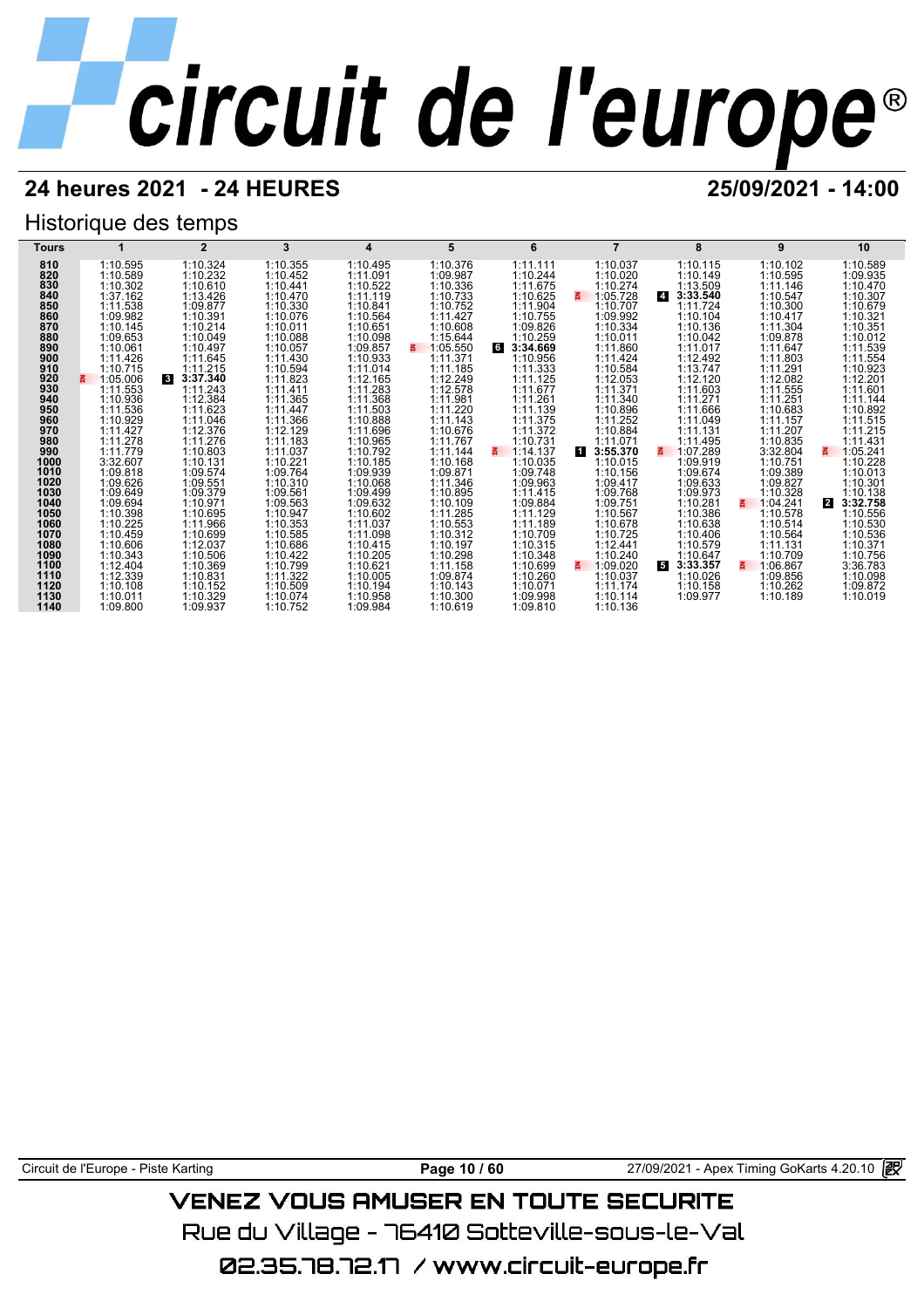# circuit de l'europe

## 24 heures 2021 - 24 HEURES

## 25/09/2021 - 14:00

### Historique des temps

| Tours | 1 | 2 | 3 | 4 | 5 | 6 | 7 | 8 | 9 | 10 |
|---|---|---|---|---|---|---|---|---|---|---|
| 810 | 1:10.595 | 1:10.324 | 1:10.355 | 1:10.495 | 1:10.376 | 1:11.111 | 1:10.037 | 1:10.115 | 1:10.102 | 1:10.589 |
| 820 | 1:10.589 | 1:10.232 | 1:10.452 | 1:11.091 | 1:09.987 | 1:10.244 | 1:10.020 | 1:10.149 | 1:10.595 | 1:09.935 |
| 830 | 1:10.302 | 1:10.610 | 1:10.441 | 1:10.522 | 1:10.336 | 1:11.675 | 1:10.274 | 1:13.509 | 1:11.146 | 1:10.470 |
| 840 | 1:37.162 | 1:13.426 | 1:10.470 | 1:11.119 | 1:10.733 | 1:10.625 | 1:05.728 | 4 3:33.540 | 1:10.547 | 1:10.307 |
| 850 | 1:11.538 | 1:09.877 | 1:10.330 | 1:10.841 | 1:10.752 | 1:11.904 | 1:10.707 | 1:11.724 | 1:10.300 | 1:10.679 |
| 860 | 1:09.982 | 1:10.391 | 1:10.076 | 1:10.564 | 1:11.427 | 1:10.755 | 1:09.992 | 1:10.104 | 1:10.417 | 1:10.321 |
| 870 | 1:10.145 | 1:10.214 | 1:10.011 | 1:10.651 | 1:10.608 | 1:09.826 | 1:10.334 | 1:10.136 | 1:11.304 | 1:10.351 |
| 880 | 1:09.653 | 1:10.049 | 1:10.088 | 1:10.098 | 1:15.644 | 1:10.259 | 1:10.011 | 1:10.042 | 1:09.878 | 1:10.012 |
| 890 | 1:10.061 | 1:10.497 | 1:10.057 | 1:09.857 | 1:05.550 | 6 3:34.669 | 1:11.860 | 1:11.017 | 1:11.647 | 1:11.539 |
| 900 | 1:11.426 | 1:11.645 | 1:11.430 | 1:10.933 | 1:11.371 | 1:10.956 | 1:11.424 | 1:12.492 | 1:11.803 | 1:11.554 |
| 910 | 1:10.715 | 1:11.215 | 1:10.594 | 1:11.014 | 1:11.185 | 1:11.333 | 1:10.584 | 1:13.747 | 1:11.291 | 1:10.923 |
| 920 | 1:05.006 | 3 3:37.340 | 1:11.823 | 1:12.165 | 1:12.249 | 1:11.125 | 1:12.053 | 1:12.120 | 1:12.082 | 1:12.201 |
| 930 | 1:11.553 | 1:11.243 | 1:11.411 | 1:11.283 | 1:12.578 | 1:11.677 | 1:11.371 | 1:11.603 | 1:11.555 | 1:11.601 |
| 940 | 1:10.936 | 1:12.384 | 1:11.365 | 1:11.368 | 1:11.981 | 1:11.261 | 1:11.340 | 1:11.271 | 1:11.251 | 1:11.144 |
| 950 | 1:11.536 | 1:11.623 | 1:11.447 | 1:11.503 | 1:11.220 | 1:11.139 | 1:10.896 | 1:11.666 | 1:10.683 | 1:10.892 |
| 960 | 1:10.929 | 1:11.046 | 1:11.366 | 1:10.888 | 1:11.143 | 1:11.375 | 1:11.252 | 1:11.049 | 1:11.157 | 1:11.515 |
| 970 | 1:11.427 | 1:12.376 | 1:12.129 | 1:11.696 | 1:10.676 | 1:11.372 | 1:10.884 | 1:11.131 | 1:11.207 | 1:11.215 |
| 980 | 1:11.278 | 1:11.276 | 1:11.183 | 1:10.965 | 1:11.767 | 1:10.731 | 1:11.071 | 1:11.495 | 1:10.835 | 1:11.431 |
| 990 | 1:11.779 | 1:10.803 | 1:11.037 | 1:10.792 | 1:11.144 | 1:14.137 | 1 3:55.370 | 1:07.289 | 3:32.804 | 1:05.241 |
| 1000 | 3:32.607 | 1:10.131 | 1:10.221 | 1:10.185 | 1:10.168 | 1:10.035 | 1:10.015 | 1:09.919 | 1:10.751 | 1:10.228 |
| 1010 | 1:09.818 | 1:09.574 | 1:09.764 | 1:09.939 | 1:09.871 | 1:09.748 | 1:10.156 | 1:09.674 | 1:09.389 | 1:10.013 |
| 1020 | 1:09.626 | 1:09.551 | 1:10.310 | 1:10.068 | 1:11.346 | 1:09.963 | 1:09.417 | 1:09.633 | 1:09.827 | 1:10.301 |
| 1030 | 1:09.649 | 1:09.379 | 1:09.561 | 1:09.499 | 1:10.895 | 1:11.415 | 1:09.768 | 1:09.973 | 1:10.328 | 1:10.138 |
| 1040 | 1:09.694 | 1:10.971 | 1:09.563 | 1:09.632 | 1:10.109 | 1:09.884 | 1:09.751 | 1:10.281 | 1:04.241 | 2 3:32.758 |
| 1050 | 1:10.398 | 1:10.695 | 1:10.947 | 1:10.602 | 1:11.285 | 1:11.129 | 1:10.567 | 1:10.386 | 1:10.578 | 1:10.556 |
| 1060 | 1:10.225 | 1:11.966 | 1:10.353 | 1:11.037 | 1:10.553 | 1:11.189 | 1:10.678 | 1:10.638 | 1:10.514 | 1:10.530 |
| 1070 | 1:10.459 | 1:10.699 | 1:10.585 | 1:11.098 | 1:10.312 | 1:10.709 | 1:10.725 | 1:10.406 | 1:10.564 | 1:10.536 |
| 1080 | 1:10.606 | 1:12.037 | 1:10.686 | 1:10.415 | 1:10.197 | 1:10.315 | 1:12.441 | 1:10.579 | 1:11.131 | 1:10.371 |
| 1090 | 1:10.343 | 1:10.506 | 1:10.422 | 1:10.205 | 1:10.298 | 1:10.348 | 1:10.240 | 1:10.647 | 1:10.709 | 1:10.756 |
| 1100 | 1:12.404 | 1:10.369 | 1:10.799 | 1:10.621 | 1:11.158 | 1:10.699 | 1:09.020 | 5 3:33.357 | 1:06.867 | 3:36.783 |
| 1110 | 1:12.339 | 1:10.831 | 1:11.322 | 1:10.005 | 1:09.874 | 1:10.260 | 1:10.037 | 1:10.026 | 1:09.856 | 1:10.098 |
| 1120 | 1:10.108 | 1:10.152 | 1:10.509 | 1:10.194 | 1:10.143 | 1:10.071 | 1:11.174 | 1:10.158 | 1:10.262 | 1:09.872 |
| 1130 | 1:10.011 | 1:10.329 | 1:10.074 | 1:10.958 | 1:10.300 | 1:09.998 | 1:10.114 | 1:09.977 | 1:10.189 | 1:10.019 |
| 1140 | 1:09.800 | 1:09.937 | 1:10.752 | 1:09.984 | 1:10.619 | 1:09.810 | 1:10.136 | | | |

Circuit de l'Europe - Piste Karting

27/09/2021 - Apex Timing GoKarts 4.20.10

VENEZ VOUS AMUSER EN TOUTE SECURITE

Rue du Village - 76410 Sotteville-sous-le-Val

02.35.78.72.17 / www.circuit-europe.fr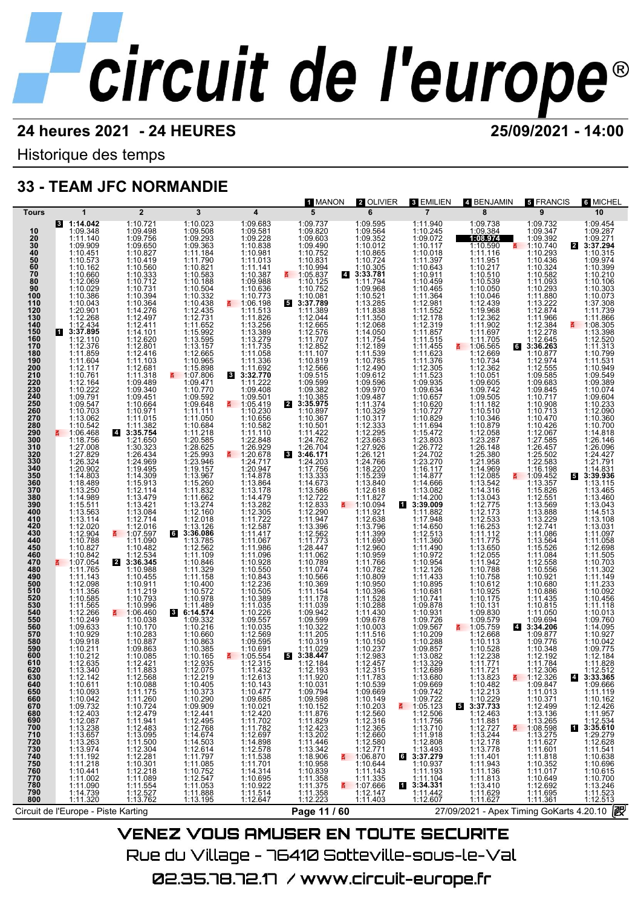# circuit de l'europe®

## 24 heures 2021 - 24 HEURES

25/09/2021 - 14:00

Historique des temps

## 33 - TEAM JFC NORMANDIE

Pilotes : 1 MANON, 2 OLIVIER, 3 EMILIEN, 4 BENJAMIN, 5 FRANCIS, 6 MICHEL

| Tours | 1 | 2 | 3 | 4 | 5 | 6 | 7 | 8 | 9 | 10 |
|---|---|---|---|---|---|---|---|---|---|---|
| | [3] **1:14.042** | 1:10.721 | 1:10.023 | 1:09.683 | 1:09.737 | 1:09.595 | 1:11.940 | 1:09.738 | 1:09.732 | 1:09.454 |
| 10 | 1:09.348 | 1:09.498 | 1:09.508 | 1:09.581 | 1:09.820 | 1:09.564 | 1:10.245 | 1:09.384 | 1:09.347 | 1:09.287 |
| 20 | 1:11.140 | 1:09.756 | 1:09.293 | 1:09.228 | 1:09.603 | 1:09.352 | 1:09.072 | **1:08.974** | 1:09.392 | 1:09.271 |
| 30 | 1:09.909 | 1:09.650 | 1:09.363 | 1:10.838 | 1:09.490 | 1:10.012 | 1:10.117 | 1:10.590 | 1:10.740 | [2] **3:37.294** |
| 40 | 1:10.451 | 1:10.827 | 1:11.184 | 1:10.981 | 1:10.752 | 1:10.865 | 1:10.018 | 1:11.116 | 1:10.293 | 1:10.315 |
| 50 | 1:10.573 | 1:10.419 | 1:11.790 | 1:11.013 | 1:10.831 | 1:10.724 | 1:11.364 | 1:11.951 | 1:10.436 | 1:09.974 |
| 60 | 1:10.162 | 1:10.560 | 1:10.821 | 1:11.141 | 1:10.994 | 1:10.305 | 1:10.643 | 1:10.217 | 1:10.324 | 1:10.399 |
| 70 | 1:10.660 | 1:10.333 | 1:10.583 | 1:10.387 | 1:05.837 | [4] **3:33.781** | 1:10.911 | 1:10.510 | 1:10.582 | 1:10.210 |
| 80 | 1:12.069 | 1:10.712 | 1:10.188 | 1:09.988 | 1:10.125 | 1:11.794 | 1:10.459 | 1:10.539 | 1:11.093 | 1:10.106 |
| 90 | 1:10.029 | 1:10.731 | 1:10.504 | 1:10.636 | 1:10.752 | 1:09.968 | 1:10.465 | 1:10.050 | 1:10.293 | 1:10.303 |
| 100 | 1:10.386 | 1:10.394 | 1:10.332 | 1:10.773 | 1:10.081 | 1:10.521 | 1:11.364 | 1:10.046 | 1:11.880 | 1:10.073 |
| 110 | 1:10.043 | 1:10.364 | 1:10.438 | 1:06.198 | [5] **3:37.789** | 1:13.285 | 1:12.981 | 1:12.439 | 1:13.222 | 1:37.308 |
| 120 | 1:20.901 | 1:14.276 | 1:12.435 | 1:11.513 | 1:11.389 | 1:11.838 | 1:11.552 | 1:19.968 | 1:12.874 | 1:11.739 |
| 130 | 1:12.268 | 1:12.497 | 1:12.731 | 1:11.826 | 1:12.044 | 1:11.350 | 1:12.178 | 1:12.362 | 1:11.966 | 1:11.866 |
| 140 | 1:12.434 | 1:12.411 | 1:11.652 | 1:13.256 | 1:12.665 | 1:12.068 | 1:12.319 | 1:11.902 | 1:12.384 | 1:08.305 |
| 150 | [1] **3:37.895** | 1:14.101 | 1:15.992 | 1:13.389 | 1:12.576 | 1:14.050 | 1:11.857 | 1:11.697 | 1:12.278 | 1:13.398 |
| 160 | 1:12.110 | 1:12.620 | 1:13.595 | 1:13.279 | 1:11.707 | 1:11.754 | 1:11.515 | 1:11.705 | 1:12.645 | 1:12.520 |
| 170 | 1:12.376 | 1:12.801 | 1:13.157 | 1:11.735 | 1:12.852 | 1:12.189 | 1:11.455 | 1:06.565 | [6] **3:36.263** | 1:11.313 |
| 180 | 1:11.859 | 1:12.416 | 1:12.665 | 1:11.058 | 1:11.107 | 1:11.539 | 1:11.623 | 1:12.669 | 1:10.877 | 1:10.799 |
| 190 | 1:11.604 | 1:11.103 | 1:10.965 | 1:11.336 | 1:10.819 | 1:10.785 | 1:11.376 | 1:10.734 | 1:12.974 | 1:11.531 |
| 200 | 1:12.117 | 1:12.681 | 1:15.898 | 1:11.692 | 1:12.566 | 1:12.490 | 1:12.305 | 1:12.362 | 1:12.555 | 1:10.949 |
| 210 | 1:10.761 | 1:11.318 | 1:07.806 | [3] **3:32.770** | 1:09.515 | 1:09.612 | 1:11.523 | 1:10.051 | 1:09.585 | 1:09.549 |
| 220 | 1:12.164 | 1:09.489 | 1:09.471 | 1:11.222 | 1:09.599 | 1:09.596 | 1:09.935 | 1:09.605 | 1:09.683 | 1:09.389 |
| 230 | 1:10.222 | 1:09.340 | 1:10.770 | 1:09.408 | 1:10.752 | 1:09.970 | 1:09.634 | 1:09.742 | 1:09.845 | 1:10.074 |
| 240 | 1:10.791 | 1:09.451 | 1:09.592 | 1:09.501 | 1:10.385 | 1:09.487 | 1:10.657 | 1:09.505 | 1:10.717 | 1:09.604 |
| 250 | 1:09.547 | 1:10.664 | 1:09.648 | 1:05.419 | [2] **3:35.975** | 1:11.374 | 1:10.620 | 1:11.182 | 1:10.908 | 1:10.233 |
| 260 | 1:10.703 | 1:10.971 | 1:11.111 | 1:10.230 | 1:10.897 | 1:10.329 | 1:10.727 | 1:10.510 | 1:10.713 | 1:12.090 |
| 270 | 1:13.062 | 1:11.015 | 1:11.050 | 1:10.656 | 1:10.367 | 1:10.317 | 1:10.829 | 1:10.346 | 1:10.470 | 1:10.360 |
| 280 | 1:10.542 | 1:11.382 | 1:10.684 | 1:10.582 | 1:10.501 | 1:12.333 | 1:11.694 | 1:10.879 | 1:10.426 | 1:10.700 |
| 290 | 1:06.468 | [4] **3:35.754** | 1:11.218 | 1:11.110 | 1:11.422 | 1:12.295 | 1:15.472 | 1:12.058 | 1:12.067 | 1:14.818 |
| 300 | 1:18.756 | 1:21.650 | 1:20.585 | 1:22.848 | 1:24.762 | 1:23.663 | 1:23.803 | 1:23.287 | 1:27.585 | 1:26.146 |
| 310 | 1:27.008 | 1:30.323 | 1:28.625 | 1:26.929 | 1:26.704 | 1:27.926 | 1:26.772 | 1:26.148 | 1:26.457 | 1:26.096 |
| 320 | 1:27.829 | 1:26.434 | 1:25.993 | 1:20.678 | [3] **3:46.171** | 1:26.121 | 1:24.702 | 1:25.380 | 1:25.502 | 1:24.427 |
| 330 | 1:26.324 | 1:24.969 | 1:23.946 | 1:24.717 | 1:24.203 | 1:24.766 | 1:23.270 | 1:21.958 | 1:22.583 | 1:21.791 |
| 340 | 1:20.902 | 1:19.495 | 1:19.157 | 1:20.947 | 1:17.756 | 1:18.220 | 1:16.117 | 1:14.969 | 1:16.198 | 1:14.831 |
| 350 | 1:14.803 | 1:14.309 | 1:13.967 | 1:14.878 | 1:13.333 | 1:15.239 | 1:14.877 | 1:12.085 | 1:09.452 | [5] **3:39.936** |
| 360 | 1:18.489 | 1:15.913 | 1:15.260 | 1:13.864 | 1:14.673 | 1:13.840 | 1:14.666 | 1:13.542 | 1:13.357 | 1:13.115 |
| 370 | 1:13.250 | 1:12.114 | 1:11.832 | 1:13.178 | 1:13.586 | 1:12.618 | 1:13.082 | 1:14.316 | 1:13.826 | 1:13.465 |
| 380 | 1:14.989 | 1:13.479 | 1:11.662 | 1:14.479 | 1:12.722 | 1:11.827 | 1:14.200 | 1:13.043 | 1:12.551 | 1:13.460 |
| 390 | 1:15.511 | 1:13.421 | 1:13.274 | 1:13.282 | 1:12.833 | 1:10.094 | [1] **3:39.009** | 1:12.775 | 1:13.569 | 1:13.043 |
| 400 | 1:13.563 | 1:13.084 | 1:12.160 | 1:12.305 | 1:12.290 | 1:11.921 | 1:11.882 | 1:12.173 | 1:13.888 | 1:14.513 |
| 410 | 1:13.114 | 1:12.714 | 1:12.018 | 1:11.722 | 1:11.947 | 1:12.638 | 1:17.948 | 1:12.533 | 1:13.229 | 1:13.108 |
| 420 | 1:12.020 | 1:12.016 | 1:13.126 | 1:12.587 | 1:13.396 | 1:13.796 | 1:14.650 | 1:16.253 | 1:12.741 | 1:13.031 |
| 430 | 1:12.904 | 1:07.597 | [6] **3:36.086** | 1:11.417 | 1:12.562 | 1:11.399 | 1:12.513 | 1:11.112 | 1:11.086 | 1:11.097 |
| 440 | 1:10.788 | 1:11.090 | 1:13.785 | 1:11.067 | 1:11.773 | 1:11.690 | 1:11.360 | 1:11.775 | 1:13.564 | 1:11.058 |
| 450 | 1:10.827 | 1:10.482 | 1:12.562 | 1:11.986 | 1:28.447 | 1:12.960 | 1:11.490 | 1:13.650 | 1:15.526 | 1:12.698 |
| 460 | 1:10.842 | 1:12.534 | 1:11.109 | 1:11.096 | 1:11.062 | 1:10.959 | 1:10.972 | 1:12.055 | 1:11.084 | 1:11.505 |
| 470 | 1:07.054 | [2] **3:36.345** | 1:10.846 | 1:10.928 | 1:10.789 | 1:11.766 | 1:10.954 | 1:11.942 | 1:12.558 | 1:10.703 |
| 480 | 1:11.765 | 1:10.988 | 1:11.329 | 1:10.550 | 1:11.074 | 1:10.782 | 1:12.126 | 1:10.788 | 1:10.556 | 1:11.302 |
| 490 | 1:11.143 | 1:10.455 | 1:11.158 | 1:10.843 | 1:10.566 | 1:10.809 | 1:11.433 | 1:10.758 | 1:10.921 | 1:11.149 |
| 500 | 1:12.098 | 1:10.911 | 1:10.400 | 1:12.236 | 1:10.369 | 1:10.950 | 1:10.895 | 1:10.612 | 1:10.680 | 1:11.233 |
| 510 | 1:11.356 | 1:11.219 | 1:10.572 | 1:10.505 | 1:11.154 | 1:10.396 | 1:10.681 | 1:10.925 | 1:10.886 | 1:10.092 |
| 520 | 1:10.585 | 1:10.793 | 1:10.978 | 1:10.389 | 1:11.178 | 1:11.528 | 1:10.741 | 1:10.175 | 1:11.435 | 1:10.456 |
| 530 | 1:11.565 | 1:10.996 | 1:11.489 | 1:11.035 | 1:11.039 | 1:10.288 | 1:09.878 | 1:10.131 | 1:10.815 | 1:11.118 |
| 540 | 1:12.266 | 1:06.460 | [3] **6:14.574** | 1:10.226 | 1:09.942 | 1:11.430 | 1:10.931 | 1:09.830 | 1:11.050 | 1:10.013 |
| 550 | 1:10.249 | 1:10.038 | 1:09.332 | 1:09.557 | 1:09.599 | 1:09.678 | 1:09.726 | 1:09.579 | 1:09.694 | 1:09.760 |
| 560 | 1:09.633 | 1:10.170 | 1:10.216 | 1:10.035 | 1:10.322 | 1:10.003 | 1:09.567 | 1:05.759 | [4] **3:34.206** | 1:14.095 |
| 570 | 1:10.929 | 1:10.283 | 1:10.660 | 1:12.569 | 1:11.205 | 1:11.516 | 1:10.209 | 1:12.668 | 1:09.877 | 1:10.927 |
| 580 | 1:09.918 | 1:10.887 | 1:10.863 | 1:09.595 | 1:10.319 | 1:10.150 | 1:10.288 | 1:10.113 | 1:09.776 | 1:10.042 |
| 590 | 1:10.211 | 1:09.863 | 1:10.385 | 1:10.691 | 1:11.029 | 1:10.237 | 1:09.857 | 1:10.528 | 1:10.348 | 1:09.775 |
| 600 | 1:10.212 | 1:10.085 | 1:10.165 | 1:05.554 | [5] **3:38.447** | 1:12.983 | 1:13.082 | 1:12.238 | 1:12.192 | 1:12.184 |
| 610 | 1:12.635 | 1:12.421 | 1:12.935 | 1:12.315 | 1:12.184 | 1:12.457 | 1:13.329 | 1:11.771 | 1:11.784 | 1:11.828 |
| 620 | 1:13.340 | 1:11.883 | 1:12.075 | 1:11.432 | 1:12.193 | 1:12.315 | 1:12.689 | 1:11.721 | 1:12.306 | 1:12.512 |
| 630 | 1:12.142 | 1:12.568 | 1:12.219 | 1:12.613 | 1:11.920 | 1:11.783 | 1:13.680 | 1:13.823 | 1:12.326 | [4] **3:33.365** |
| 640 | 1:10.611 | 1:10.088 | 1:10.405 | 1:10.143 | 1:10.031 | 1:10.539 | 1:09.669 | 1:10.482 | 1:09.847 | 1:09.666 |
| 650 | 1:10.093 | 1:11.175 | 1:10.373 | 1:10.477 | 1:09.794 | 1:09.669 | 1:09.742 | 1:12.213 | 1:11.013 | 1:11.119 |
| 660 | 1:10.042 | 1:11.260 | 1:10.290 | 1:09.685 | 1:09.598 | 1:10.149 | 1:09.722 | 1:10.229 | 1:10.371 | 1:10.162 |
| 670 | 1:09.732 | 1:10.724 | 1:09.909 | 1:10.021 | 1:10.152 | 1:10.203 | 1:05.123 | [5] **3:37.733** | 1:12.499 | 1:12.426 |
| 680 | 1:12.403 | 1:12.479 | 1:12.441 | 1:12.420 | 1:11.876 | 1:12.560 | 1:12.506 | 1:12.463 | 1:13.136 | 1:11.957 |
| 690 | 1:12.087 | 1:11.941 | 1:12.495 | 1:11.702 | 1:11.829 | 1:12.316 | 1:11.756 | 1:11.881 | 1:13.265 | 1:12.534 |
| 700 | 1:13.238 | 1:12.483 | 1:12.768 | 1:11.782 | 1:12.423 | 1:12.365 | 1:13.710 | 1:12.727 | 1:08.598 | [1] **3:35.610** |
| 710 | 1:13.657 | 1:13.095 | 1:14.674 | 1:12.697 | 1:13.202 | 1:12.660 | 1:11.918 | 1:13.244 | 1:13.275 | 1:29.279 |
| 720 | 1:13.263 | 1:11.500 | 1:14.503 | 1:14.898 | 1:11.446 | 1:12.580 | 1:12.808 | 1:12.178 | 1:11.627 | 1:12.628 |
| 730 | 1:13.974 | 1:12.304 | 1:12.614 | 1:12.578 | 1:13.342 | 1:12.771 | 1:13.493 | 1:13.778 | 1:11.601 | 1:11.541 |
| 740 | 1:11.192 | 1:12.281 | 1:11.797 | 1:11.538 | 1:18.906 | 1:06.870 | [6] **3:37.279** | 1:11.401 | 1:11.818 | 1:10.638 |
| 750 | 1:11.218 | 1:10.301 | 1:11.085 | 1:11.701 | 1:10.958 | 1:10.644 | 1:10.937 | 1:11.943 | 1:10.352 | 1:10.696 |
| 760 | 1:10.441 | 1:12.218 | 1:10.752 | 1:14.314 | 1:10.839 | 1:11.143 | 1:11.193 | 1:11.136 | 1:11.017 | 1:10.615 |
| 770 | 1:11.002 | 1:11.089 | 1:12.547 | 1:10.695 | 1:11.358 | 1:11.335 | 1:11.104 | 1:11.813 | 1:10.649 | 1:10.700 |
| 780 | 1:11.090 | 1:11.554 | 1:11.053 | 1:10.922 | 1:11.375 | 1:07.666 | [1] **3:34.331** | 1:13.410 | 1:12.692 | 1:13.246 |
| 790 | 1:14.739 | 1:12.527 | 1:11.888 | 1:11.514 | 1:11.358 | 1:12.147 | 1:11.442 | 1:11.629 | 1:11.695 | 1:11.523 |
| 800 | 1:11.320 | 1:13.762 | 1:13.195 | 1:12.647 | 1:12.223 | 1:11.403 | 1:12.607 | 1:11.627 | 1:11.361 | 1:12.513 |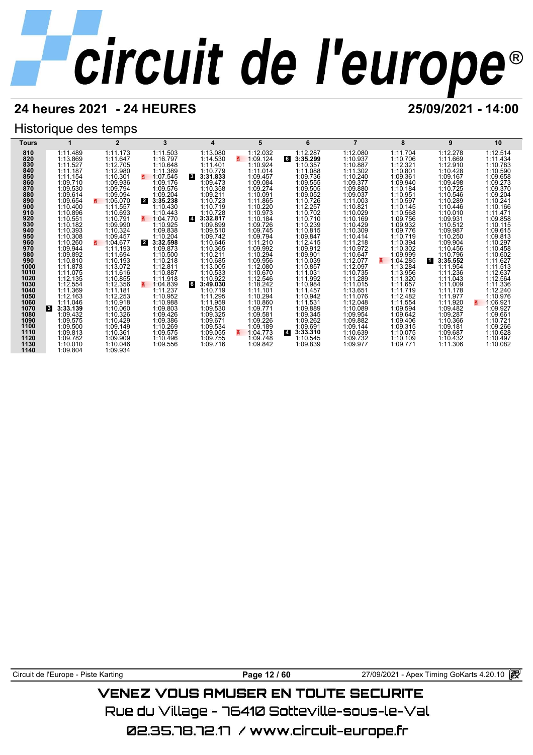## 24 heures 2021 - 24 HEURES

## 25/09/2021 - 14:00

### Historique des temps

| Tours | 1 | 2 | 3 | 4 | 5 | 6 | 7 | 8 | 9 | 10 |
|---|---|---|---|---|---|---|---|---|---|---|
| 810 | 1:11.489 | 1:11.173 | 1:11.503 | 1:13.080 | 1:12.032 | 1:12.287 | 1:12.080 | 1:11.704 | 1:12.278 | 1:12.514 |
| 820 | 1:13.869 | 1:11.647 | 1:16.797 | 1:14.530 | 1:09.124 | 6 3:35.299 | 1:10.937 | 1:10.706 | 1:11.669 | 1:11.434 |
| 830 | 1:11.527 | 1:12.705 | 1:10.648 | 1:11.401 | 1:10.924 | 1:10.357 | 1:10.887 | 1:12.321 | 1:12.910 | 1:10.783 |
| 840 | 1:11.187 | 1:12.980 | 1:11.389 | 1:10.779 | 1:11.014 | 1:11.088 | 1:11.302 | 1:10.801 | 1:10.428 | 1:10.590 |
| 850 | 1:11.154 | 1:10.301 | 1:07.545 | 3 3:31.833 | 1:09.457 | 1:09.736 | 1:10.240 | 1:09.361 | 1:09.167 | 1:09.658 |
| 860 | 1:09.710 | 1:09.936 | 1:09.176 | 1:09.473 | 1:09.084 | 1:09.555 | 1:09.377 | 1:09.940 | 1:09.498 | 1:09.273 |
| 870 | 1:09.530 | 1:09.794 | 1:09.576 | 1:10.358 | 1:09.274 | 1:09.505 | 1:09.880 | 1:10.184 | 1:10.725 | 1:09.370 |
| 880 | 1:09.614 | 1:09.094 | 1:09.204 | 1:09.211 | 1:10.091 | 1:09.052 | 1:09.037 | 1:10.951 | 1:10.546 | 1:09.204 |
| 890 | 1:09.654 | 1:05.070 | 2 3:35.238 | 1:10.723 | 1:11.865 | 1:10.726 | 1:11.003 | 1:10.597 | 1:10.289 | 1:10.241 |
| 900 | 1:10.400 | 1:11.557 | 1:10.430 | 1:10.719 | 1:10.220 | 1:12.257 | 1:10.821 | 1:10.145 | 1:10.446 | 1:10.166 |
| 910 | 1:10.896 | 1:10.693 | 1:10.443 | 1:10.728 | 1:10.973 | 1:10.702 | 1:10.029 | 1:10.568 | 1:10.010 | 1:11.471 |
| 920 | 1:10.551 | 1:10.791 | 1:04.770 | 4 3:32.817 | 1:10.184 | 1:10.710 | 1:10.169 | 1:09.756 | 1:09.931 | 1:09.858 |
| 930 | 1:10.182 | 1:09.990 | 1:10.925 | 1:09.899 | 1:09.726 | 1:10.239 | 1:10.429 | 1:09.932 | 1:10.512 | 1:10.115 |
| 940 | 1:10.393 | 1:10.324 | 1:09.838 | 1:09.510 | 1:09.745 | 1:10.815 | 1:10.309 | 1:09.776 | 1:09.987 | 1:09.615 |
| 950 | 1:10.308 | 1:09.457 | 1:10.204 | 1:09.742 | 1:09.794 | 1:09.847 | 1:10.414 | 1:10.719 | 1:10.250 | 1:09.813 |
| 960 | 1:10.260 | 1:04.677 | 2 3:32.598 | 1:10.646 | 1:11.210 | 1:12.415 | 1:11.218 | 1:10.394 | 1:09.904 | 1:10.297 |
| 970 | 1:09.944 | 1:11.193 | 1:09.873 | 1:10.365 | 1:09.992 | 1:09.912 | 1:10.972 | 1:10.302 | 1:10.456 | 1:10.458 |
| 980 | 1:09.892 | 1:11.694 | 1:10.500 | 1:10.211 | 1:10.294 | 1:09.901 | 1:10.647 | 1:09.999 | 1:10.796 | 1:10.602 |
| 990 | 1:10.810 | 1:10.193 | 1:10.218 | 1:10.685 | 1:09.956 | 1:10.039 | 1:12.077 | 1:04.285 | 1 3:35.552 | 1:11.627 |
| 1000 | 1:11.878 | 1:13.072 | 1:12.811 | 1:13.005 | 1:12.080 | 1:10.857 | 1:12.097 | 1:13.284 | 1:11.954 | 1:11.513 |
| 1010 | 1:11.075 | 1:11.616 | 1:10.887 | 1:10.533 | 1:10.670 | 1:11.031 | 1:10.735 | 1:13.956 | 1:11.236 | 1:12.637 |
| 1020 | 1:12.135 | 1:10.855 | 1:11.918 | 1:10.922 | 1:12.546 | 1:11.992 | 1:11.289 | 1:11.320 | 1:11.043 | 1:12.564 |
| 1030 | 1:12.554 | 1:12.356 | 1:04.839 | 6 3:49.030 | 1:18.242 | 1:10.984 | 1:11.015 | 1:11.657 | 1:11.009 | 1:11.336 |
| 1040 | 1:11.369 | 1:11.181 | 1:11.237 | 1:10.719 | 1:11.101 | 1:11.457 | 1:13.651 | 1:11.719 | 1:11.178 | 1:12.240 |
| 1050 | 1:12.163 | 1:12.253 | 1:10.952 | 1:11.295 | 1:10.294 | 1:10.942 | 1:11.076 | 1:12.482 | 1:11.977 | 1:10.976 |
| 1060 | 1:11.046 | 1:10.918 | 1:10.988 | 1:11.959 | 1:10.860 | 1:11.531 | 1:12.048 | 1:11.554 | 1:11.920 | 1:06.921 |
| 1070 | 3 3:33.139 | 1:10.060 | 1:09.803 | 1:09.530 | 1:09.771 | 1:09.889 | 1:10.089 | 1:09.594 | 1:09.482 | 1:09.927 |
| 1080 | 1:09.432 | 1:10.326 | 1:09.426 | 1:09.325 | 1:09.581 | 1:09.345 | 1:09.954 | 1:09.642 | 1:09.287 | 1:09.661 |
| 1090 | 1:09.575 | 1:10.429 | 1:09.386 | 1:09.671 | 1:09.226 | 1:09.262 | 1:09.882 | 1:09.406 | 1:10.366 | 1:10.721 |
| 1100 | 1:09.500 | 1:09.149 | 1:10.269 | 1:09.534 | 1:09.189 | 1:09.691 | 1:09.144 | 1:09.315 | 1:09.181 | 1:09.266 |
| 1110 | 1:09.813 | 1:10.361 | 1:09.575 | 1:09.055 | 1:04.773 | 4 3:33.310 | 1:10.639 | 1:10.075 | 1:09.687 | 1:10.628 |
| 1120 | 1:09.782 | 1:09.909 | 1:10.496 | 1:09.755 | 1:09.748 | 1:10.545 | 1:09.732 | 1:10.109 | 1:10.432 | 1:10.497 |
| 1130 | 1:10.010 | 1:10.046 | 1:09.556 | 1:09.716 | 1:09.842 | 1:09.839 | 1:09.977 | 1:09.771 | 1:11.306 | 1:10.082 |
| 1140 | 1:09.804 | 1:09.934 | | | | | | | | |

Circuit de l'Europe - Piste Karting | 27/09/2021 - Apex Timing GoKarts 4.20.10

VENEZ VOUS AMUSER EN TOUTE SECURITE

Rue du Village - 76410 Sotteville-sous-le-Val

02.35.78.72.17 / www.circuit-europe.fr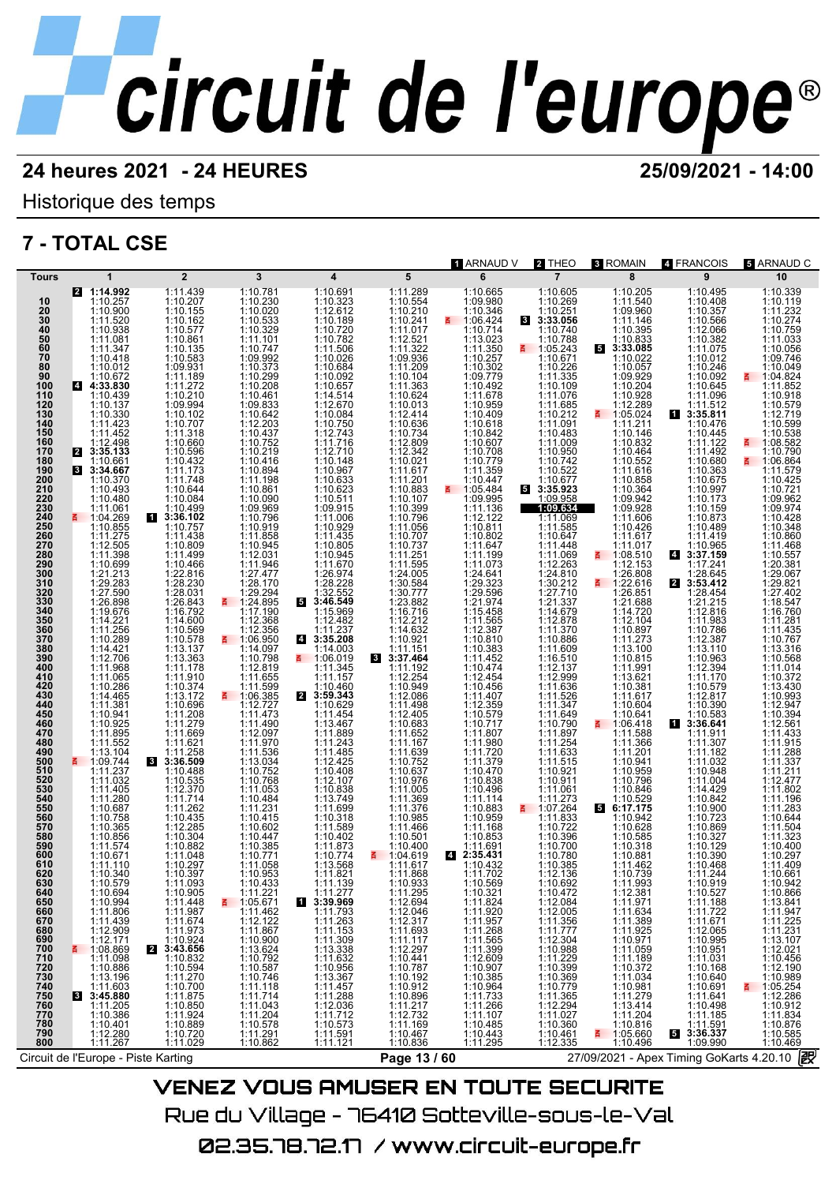# circuit de l'europe®

**24 heures 2021 - 24 HEURES** **25/09/2021 - 14:00**

Historique des temps

## 7 - TOTAL CSE

Pilotes : [1] ARNAUD V, [2] THEO, [3] ROMAIN, [4] FRANCOIS, [5] ARNAUD C

| Tours | 1 | 2 | 3 | 4 | 5 | 6 | 7 | 8 | 9 | 10 |
|---|---|---|---|---|---|---|---|---|---|---|
| | [2] 1:14.992 | 1:11.439 | 1:10.781 | 1:10.691 | 1:11.289 | 1:10.665 | 1:10.605 | 1:10.205 | 1:10.495 | 1:10.339 |
| 10 | 1:10.257 | 1:10.207 | 1:10.230 | 1:10.323 | 1:10.554 | 1:09.980 | 1:10.269 | 1:11.540 | 1:10.408 | 1:10.119 |
| 20 | 1:10.900 | 1:10.155 | 1:10.020 | 1:12.612 | 1:10.210 | 1:10.346 | 1:10.251 | 1:09.960 | 1:10.357 | 1:11.232 |
| 30 | 1:11.520 | 1:10.162 | 1:10.533 | 1:10.189 | 1:10.241 | 1:06.424 | [3] 3:33.056 | 1:11.146 | 1:11.566 | 1:10.274 |
| 40 | 1:10.938 | 1:10.577 | 1:10.329 | 1:10.720 | 1:11.017 | 1:10.714 | 1:10.740 | 1:10.395 | 1:12.066 | 1:10.759 |
| 50 | 1:11.081 | 1:10.861 | 1:11.101 | 1:10.782 | 1:12.521 | 1:13.023 | 1:10.788 | 1:10.833 | 1:10.382 | 1:11.033 |
| 60 | 1:11.347 | 1:10.135 | 1:10.747 | 1:11.506 | 1:11.322 | 1:11.350 | 1:05.243 | [5] 3:33.085 | 1:11.075 | 1:10.056 |
| 70 | 1:10.418 | 1:10.583 | 1:09.992 | 1:10.026 | 1:09.936 | 1:10.257 | 1:10.671 | 1:10.022 | 1:10.012 | 1:09.746 |
| 80 | 1:10.012 | 1:09.931 | 1:10.373 | 1:10.684 | 1:11.209 | 1:10.302 | 1:10.226 | 1:10.057 | 1:10.246 | 1:10.049 |
| 90 | 1:10.672 | 1:11.189 | 1:10.299 | 1:10.092 | 1:10.104 | 1:09.779 | 1:11.335 | 1:09.929 | 1:10.092 | 1:04.824 |
| 100 | [4] 4:33.830 | 1:11.272 | 1:10.208 | 1:10.657 | 1:11.363 | 1:10.492 | 1:10.109 | 1:10.204 | 1:10.645 | 1:11.852 |
| 110 | 1:10.439 | 1:10.210 | 1:10.461 | 1:14.514 | 1:10.624 | 1:11.678 | 1:11.076 | 1:10.928 | 1:11.096 | 1:10.918 |
| 120 | 1:10.137 | 1:09.994 | 1:09.833 | 1:12.670 | 1:10.013 | 1:10.959 | 1:11.685 | 1:12.289 | 1:11.512 | 1:10.579 |
| 130 | 1:10.330 | 1:10.102 | 1:10.642 | 1:10.084 | 1:12.414 | 1:10.409 | 1:10.212 | 1:05.024 | [1] 3:35.811 | 1:12.719 |
| 140 | 1:11.423 | 1:10.707 | 1:12.203 | 1:10.750 | 1:10.636 | 1:10.618 | 1:11.091 | 1:11.211 | 1:10.476 | 1:10.599 |
| 150 | 1:11.452 | 1:11.318 | 1:10.437 | 1:12.743 | 1:10.734 | 1:10.842 | 1:10.483 | 1:10.146 | 1:10.445 | 1:10.538 |
| 160 | 1:12.498 | 1:10.660 | 1:10.752 | 1:11.716 | 1:12.809 | 1:10.607 | 1:11.009 | 1:10.832 | 1:11.122 | 1:08.582 |
| 170 | [2] 3:35.133 | 1:10.596 | 1:10.219 | 1:12.710 | 1:12.342 | 1:10.708 | 1:10.950 | 1:10.464 | 1:11.492 | 1:10.790 |
| 180 | 1:10.661 | 1:10.432 | 1:10.416 | 1:10.148 | 1:10.021 | 1:10.779 | 1:10.742 | 1:10.552 | 1:10.680 | 1:06.864 |
| 190 | [3] 3:34.667 | 1:11.173 | 1:10.894 | 1:10.967 | 1:11.617 | 1:11.359 | 1:10.522 | 1:11.616 | 1:10.363 | 1:11.579 |
| 200 | 1:10.370 | 1:11.748 | 1:11.198 | 1:10.633 | 1:11.201 | 1:10.447 | 1:10.677 | 1:10.858 | 1:10.675 | 1:10.425 |
| 210 | 1:10.493 | 1:10.644 | 1:10.861 | 1:10.623 | 1:10.883 | 1:05.484 | [5] 3:35.923 | 1:10.364 | 1:10.997 | 1:10.721 |
| 220 | 1:10.480 | 1:10.084 | 1:10.090 | 1:10.511 | 1:10.107 | 1:09.995 | 1:09.958 | 1:09.942 | 1:10.173 | 1:09.962 |
| 230 | 1:11.061 | 1:10.499 | 1:09.969 | 1:09.915 | 1:10.399 | 1:11.136 | **1:09.634** | 1:09.928 | 1:10.159 | 1:09.974 |
| 240 | 1:04.269 | [1] 3:36.102 | 1:10.796 | 1:11.006 | 1:10.796 | 1:12.122 | 1:11.669 | 1:11.606 | 1:10.873 | 1:10.428 |
| 250 | 1:10.855 | 1:10.757 | 1:10.919 | 1:10.929 | 1:11.056 | 1:10.811 | 1:11.585 | 1:10.426 | 1:10.489 | 1:10.348 |
| 260 | 1:11.275 | 1:11.438 | 1:11.858 | 1:11.435 | 1:10.707 | 1:10.802 | 1:10.647 | 1:11.617 | 1:11.419 | 1:10.860 |
| 270 | 1:12.505 | 1:10.809 | 1:10.945 | 1:10.805 | 1:10.737 | 1:11.647 | 1:11.448 | 1:11.017 | 1:10.965 | 1:11.468 |
| 280 | 1:11.398 | 1:11.499 | 1:12.031 | 1:10.945 | 1:11.251 | 1:11.199 | 1:11.069 | 1:08.510 | [4] 3:37.159 | 1:10.557 |
| 290 | 1:10.699 | 1:10.466 | 1:11.946 | 1:11.670 | 1:11.595 | 1:11.073 | 1:12.263 | 1:12.153 | 1:17.241 | 1:20.381 |
| 300 | 1:21.213 | 1:22.816 | 1:27.477 | 1:26.974 | 1:24.005 | 1:24.641 | 1:24.810 | 1:26.808 | 1:28.645 | 1:29.067 |
| 310 | 1:29.283 | 1:28.230 | 1:28.170 | 1:28.228 | 1:30.584 | 1:29.323 | 1:30.212 | 1:22.616 | [2] 3:53.412 | 1:29.821 |
| 320 | 1:27.590 | 1:28.031 | 1:29.294 | 1:32.552 | 1:30.777 | 1:29.596 | 1:27.710 | 1:26.851 | 1:28.454 | 1:27.402 |
| 330 | 1:26.898 | 1:26.843 | 1:24.895 | [5] 3:46.549 | 1:23.882 | 1:21.974 | 1:21.337 | 1:21.688 | 1:21.215 | 1:18.547 |
| 340 | 1:19.676 | 1:16.792 | 1:17.190 | 1:15.969 | 1:16.716 | 1:15.458 | 1:14.679 | 1:14.720 | 1:12.816 | 1:16.760 |
| 350 | 1:14.221 | 1:14.600 | 1:12.368 | 1:12.482 | 1:12.212 | 1:11.565 | 1:12.878 | 1:12.104 | 1:11.983 | 1:11.281 |
| 360 | 1:11.256 | 1:10.569 | 1:12.356 | 1:11.237 | 1:14.632 | 1:12.387 | 1:11.370 | 1:10.897 | 1:10.786 | 1:11.435 |
| 370 | 1:10.289 | 1:10.578 | 1:06.950 | [4] 3:35.208 | 1:10.921 | 1:10.810 | 1:10.886 | 1:11.273 | 1:12.387 | 1:10.767 |
| 380 | 1:14.421 | 1:13.137 | 1:14.097 | 1:14.003 | 1:11.151 | 1:10.383 | 1:11.609 | 1:13.100 | 1:13.110 | 1:13.316 |
| 390 | 1:12.706 | 1:13.363 | 1:10.798 | 1:06.019 | [3] 3:37.464 | 1:11.452 | 1:16.510 | 1:10.815 | 1:10.963 | 1:10.568 |
| 400 | 1:11.968 | 1:11.178 | 1:12.819 | 1:11.345 | 1:11.192 | 1:10.474 | 1:12.137 | 1:11.991 | 1:12.394 | 1:11.014 |
| 410 | 1:11.065 | 1:11.910 | 1:11.655 | 1:11.157 | 1:12.254 | 1:12.454 | 1:12.999 | 1:13.621 | 1:11.170 | 1:10.372 |
| 420 | 1:10.286 | 1:10.374 | 1:11.599 | 1:10.460 | 1:10.949 | 1:10.456 | 1:11.636 | 1:10.381 | 1:10.579 | 1:13.430 |
| 430 | 1:14.465 | 1:13.172 | 1:06.385 | [2] 3:59.343 | 1:12.086 | 1:11.407 | 1:11.526 | 1:11.617 | 1:12.817 | 1:10.993 |
| 440 | 1:11.381 | 1:10.696 | 1:12.727 | 1:10.629 | 1:11.498 | 1:12.359 | 1:11.347 | 1:10.604 | 1:10.390 | 1:12.947 |
| 450 | 1:10.941 | 1:11.208 | 1:11.473 | 1:11.454 | 1:12.405 | 1:10.579 | 1:11.649 | 1:10.641 | 1:10.583 | 1:10.394 |
| 460 | 1:10.925 | 1:11.279 | 1:11.490 | 1:13.467 | 1:10.683 | 1:10.717 | 1:10.790 | 1:06.418 | [1] 3:36.641 | 1:12.561 |
| 470 | 1:11.895 | 1:11.669 | 1:12.097 | 1:11.889 | 1:11.652 | 1:11.807 | 1:11.897 | 1:11.588 | 1:11.911 | 1:11.433 |
| 480 | 1:11.552 | 1:11.621 | 1:11.970 | 1:11.243 | 1:11.167 | 1:11.980 | 1:11.254 | 1:11.366 | 1:11.307 | 1:11.915 |
| 490 | 1:13.104 | 1:11.258 | 1:11.536 | 1:11.485 | 1:11.639 | 1:11.720 | 1:11.633 | 1:11.201 | 1:11.182 | 1:11.288 |
| 500 | 1:09.744 | [3] 3:36.509 | 1:13.034 | 1:12.425 | 1:10.752 | 1:11.379 | 1:11.515 | 1:10.941 | 1:11.032 | 1:11.337 |
| 510 | 1:11.237 | 1:10.488 | 1:10.752 | 1:10.408 | 1:10.637 | 1:10.470 | 1:10.921 | 1:10.959 | 1:10.948 | 1:11.211 |
| 520 | 1:11.032 | 1:10.535 | 1:10.768 | 1:12.107 | 1:10.976 | 1:10.838 | 1:10.911 | 1:10.796 | 1:11.004 | 1:12.477 |
| 530 | 1:11.405 | 1:12.370 | 1:11.053 | 1:10.838 | 1:11.005 | 1:10.496 | 1:11.061 | 1:10.846 | 1:14.429 | 1:11.802 |
| 540 | 1:11.280 | 1:11.714 | 1:10.484 | 1:13.749 | 1:11.369 | 1:11.114 | 1:11.273 | 1:10.529 | 1:10.842 | 1:11.196 |
| 550 | 1:10.687 | 1:11.262 | 1:11.231 | 1:11.699 | 1:11.376 | 1:10.883 | 1:07.264 | [5] 6:17.175 | 1:10.900 | 1:11.283 |
| 560 | 1:10.758 | 1:10.435 | 1:10.415 | 1:10.318 | 1:10.985 | 1:10.959 | 1:11.833 | 1:10.942 | 1:10.723 | 1:10.644 |
| 570 | 1:10.365 | 1:12.285 | 1:10.602 | 1:11.589 | 1:11.466 | 1:11.168 | 1:10.722 | 1:10.628 | 1:10.869 | 1:11.504 |
| 580 | 1:10.856 | 1:10.304 | 1:10.447 | 1:10.402 | 1:10.501 | 1:10.853 | 1:10.396 | 1:10.585 | 1:10.327 | 1:11.323 |
| 590 | 1:11.574 | 1:10.882 | 1:10.385 | 1:11.873 | 1:10.400 | 1:11.691 | 1:10.700 | 1:10.318 | 1:10.129 | 1:10.400 |
| 600 | 1:10.671 | 1:11.048 | 1:10.771 | 1:10.774 | 1:04.619 | [4] 2:35.431 | 1:10.780 | 1:10.881 | 1:10.390 | 1:10.297 |
| 610 | 1:11.110 | 1:10.297 | 1:11.058 | 1:13.568 | 1:11.617 | 1:10.432 | 1:10.385 | 1:11.462 | 1:10.468 | 1:11.409 |
| 620 | 1:10.340 | 1:10.397 | 1:10.953 | 1:11.821 | 1:11.868 | 1:11.702 | 1:12.136 | 1:10.739 | 1:11.244 | 1:10.661 |
| 630 | 1:10.579 | 1:10.433 | 1:10.433 | 1:11.139 | 1:10.933 | 1:10.569 | 1:10.692 | 1:11.993 | 1:10.919 | 1:10.942 |
| 640 | 1:10.694 | 1:10.905 | 1:11.221 | 1:11.277 | 1:11.295 | 1:10.321 | 1:10.472 | 1:12.381 | 1:10.527 | 1:10.866 |
| 650 | 1:10.994 | 1:11.448 | 1:05.671 | [1] 3:39.969 | 1:12.694 | 1:11.824 | 1:12.084 | 1:11.971 | 1:11.188 | 1:13.841 |
| 660 | 1:11.806 | 1:11.987 | 1:11.462 | 1:11.793 | 1:12.046 | 1:11.920 | 1:12.005 | 1:11.634 | 1:11.722 | 1:11.947 |
| 670 | 1:11.439 | 1:11.674 | 1:12.122 | 1:11.263 | 1:12.317 | 1:11.957 | 1:11.356 | 1:11.389 | 1:11.671 | 1:11.225 |
| 680 | 1:12.909 | 1:11.973 | 1:11.867 | 1:11.153 | 1:11.693 | 1:11.268 | 1:11.777 | 1:11.925 | 1:12.065 | 1:11.231 |
| 690 | 1:12.171 | 1:10.924 | 1:10.900 | 1:11.309 | 1:11.117 | 1:11.565 | 1:12.304 | 1:10.971 | 1:10.995 | 1:13.107 |
| 700 | 1:08.869 | [2] 3:43.656 | 1:13.624 | 1:13.338 | 1:12.297 | 1:11.399 | 1:10.988 | 1:11.059 | 1:10.951 | 1:12.021 |
| 710 | 1:11.098 | 1:10.832 | 1:10.792 | 1:11.632 | 1:10.441 | 1:12.609 | 1:11.229 | 1:11.189 | 1:11.031 | 1:10.456 |
| 720 | 1:10.886 | 1:10.594 | 1:10.587 | 1:10.956 | 1:10.787 | 1:10.907 | 1:10.399 | 1:10.372 | 1:10.168 | 1:12.190 |
| 730 | 1:13.196 | 1:11.270 | 1:10.746 | 1:13.367 | 1:10.192 | 1:10.385 | 1:10.369 | 1:11.034 | 1:10.640 | 1:10.989 |
| 740 | 1:11.603 | 1:10.700 | 1:11.118 | 1:11.457 | 1:10.912 | 1:10.964 | 1:10.779 | 1:10.981 | 1:10.691 | 1:05.254 |
| 750 | [3] 3:45.880 | 1:11.875 | 1:11.714 | 1:11.288 | 1:10.896 | 1:11.733 | 1:11.365 | 1:11.279 | 1:11.641 | 1:12.286 |
| 760 | 1:11.205 | 1:10.850 | 1:11.043 | 1:12.036 | 1:11.217 | 1:11.266 | 1:12.294 | 1:13.414 | 1:10.498 | 1:10.912 |
| 770 | 1:10.386 | 1:11.924 | 1:11.204 | 1:11.712 | 1:12.732 | 1:11.107 | 1:11.027 | 1:11.204 | 1:11.185 | 1:11.834 |
| 780 | 1:10.401 | 1:10.889 | 1:10.578 | 1:10.573 | 1:11.169 | 1:10.485 | 1:10.360 | 1:10.816 | 1:11.591 | 1:10.876 |
| 790 | 1:12.280 | 1:10.720 | 1:11.291 | 1:11.591 | 1:10.467 | 1:10.443 | 1:10.461 | 1:05.660 | [5] 3:36.337 | 1:10.585 |
| 800 | 1:11.267 | 1:11.029 | 1:10.862 | 1:11.121 | 1:10.836 | 1:11.295 | 1:12.335 | 1:10.496 | 1:09.990 | 1:10.469 |

Circuit de l'Europe - Piste Karting — 27/09/2021 - Apex Timing GoKarts 4.20.10

**VENEZ VOUS AMUSER EN TOUTE SECURITE**

Rue du Village - 76410 Sotteville-sous-le-Val

02.35.78.72.17 / www.circuit-europe.fr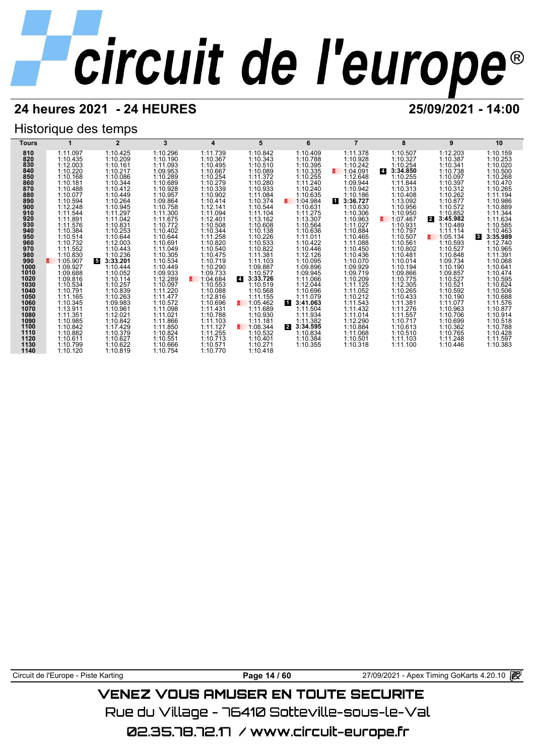# circuit de l'europe®

## 24 heures 2021 - 24 HEURES

**25/09/2021 - 14:00**

### Historique des temps

| Tours | 1 | 2 | 3 | 4 | 5 | 6 | 7 | 8 | 9 | 10 |
|---|---|---|---|---|---|---|---|---|---|---|
| 810 | 1:11.097 | 1:10.425 | 1:10.296 | 1:11.739 | 1:10.842 | 1:10.409 | 1:11.378 | 1:10.507 | 1:12.203 | 1:10.159 |
| 820 | 1:10.435 | 1:10.209 | 1:10.190 | 1:10.367 | 1:10.343 | 1:10.788 | 1:10.928 | 1:10.327 | 1:10.387 | 1:10.253 |
| 830 | 1:12.003 | 1:10.161 | 1:11.093 | 1:10.495 | 1:10.510 | 1:10.395 | 1:10.242 | 1:10.254 | 1:10.341 | 1:10.020 |
| 840 | 1:10.220 | 1:10.217 | 1:09.953 | 1:10.667 | 1:10.089 | 1:10.335 | 1:04.091 | 4 3:34.850 | 1:10.738 | 1:10.500 |
| 850 | 1:10.168 | 1:10.086 | 1:10.289 | 1:10.254 | 1:11.372 | 1:10.255 | 1:12.648 | 1:10.255 | 1:10.097 | 1:10.268 |
| 860 | 1:10.181 | 1:10.344 | 1:10.689 | 1:10.279 | 1:10.280 | 1:11.240 | 1:09.944 | 1:11.844 | 1:10.397 | 1:10.470 |
| 870 | 1:10.488 | 1:10.412 | 1:10.928 | 1:10.339 | 1:10.933 | 1:10.240 | 1:10.942 | 1:10.313 | 1:10.312 | 1:10.265 |
| 880 | 1:10.077 | 1:10.449 | 1:10.957 | 1:10.902 | 1:11.084 | 1:10.635 | 1:10.186 | 1:10.408 | 1:10.262 | 1:11.194 |
| 890 | 1:10.594 | 1:10.264 | 1:09.864 | 1:10.414 | 1:10.374 | 1:04.984 | 1 3:36.727 | 1:13.092 | 1:10.877 | 1:10.986 |
| 900 | 1:12.248 | 1:10.945 | 1:10.758 | 1:12.141 | 1:10.544 | 1:10.631 | 1:10.630 | 1:10.956 | 1:10.572 | 1:10.889 |
| 910 | 1:11.544 | 1:11.297 | 1:11.300 | 1:11.094 | 1:11.104 | 1:11.275 | 1:10.306 | 1:10.950 | 1:10.852 | 1:11.344 |
| 920 | 1:11.891 | 1:11.042 | 1:11.675 | 1:12.401 | 1:13.162 | 1:13.307 | 1:10.963 | 1:07.467 | 2 3:45.982 | 1:11.634 |
| 930 | 1:11.576 | 1:10.831 | 1:10.772 | 1:10.508 | 1:10.608 | 1:10.564 | 1:11.027 | 1:10.931 | 1:10.489 | 1:10.585 |
| 940 | 1:10.384 | 1:10.253 | 1:10.402 | 1:10.344 | 1:10.138 | 1:10.636 | 1:10.884 | 1:10.797 | 1:11.114 | 1:10.463 |
| 950 | 1:10.514 | 1:10.644 | 1:10.644 | 1:11.258 | 1:10.226 | 1:11.011 | 1:10.465 | 1:10.507 | 1:05.134 | 3 3:35.989 |
| 960 | 1:10.732 | 1:12.003 | 1:10.691 | 1:10.820 | 1:10.533 | 1:10.422 | 1:11.088 | 1:10.561 | 1:10.593 | 1:12.740 |
| 970 | 1:11.552 | 1:10.443 | 1:11.049 | 1:10.540 | 1:10.822 | 1:10.446 | 1:10.450 | 1:10.802 | 1:10.527 | 1:10.965 |
| 980 | 1:10.830 | 1:10.236 | 1:10.305 | 1:10.475 | 1:11.381 | 1:12.126 | 1:10.436 | 1:10.481 | 1:10.848 | 1:11.391 |
| 990 | 1:05.907 | 5 3:33.201 | 1:10.534 | 1:10.719 | 1:11.103 | 1:10.095 | 1:10.070 | 1:10.014 | 1:09.734 | 1:10.068 |
| 1000 | 1:09.927 | 1:10.444 | 1:10.449 | 1:10.290 | 1:09.887 | 1:09.896 | 1:09.929 | 1:10.194 | 1:10.190 | 1:10.641 |
| 1010 | 1:09.688 | 1:10.052 | 1:09.933 | 1:09.733 | 1:10.577 | 1:09.945 | 1:09.719 | 1:09.866 | 1:09.857 | 1:10.474 |
| 1020 | 1:09.816 | 1:10.114 | 1:12.289 | 1:04.684 | 4 3:33.726 | 1:11.066 | 1:10.209 | 1:10.775 | 1:10.527 | 1:10.595 |
| 1030 | 1:10.534 | 1:10.257 | 1:10.097 | 1:10.553 | 1:10.519 | 1:12.044 | 1:11.125 | 1:12.305 | 1:10.521 | 1:10.624 |
| 1040 | 1:10.791 | 1:10.839 | 1:11.220 | 1:10.088 | 1:10.568 | 1:10.696 | 1:11.052 | 1:10.265 | 1:10.592 | 1:10.506 |
| 1050 | 1:11.165 | 1:10.263 | 1:11.477 | 1:12.816 | 1:11.155 | 1:11.079 | 1:10.212 | 1:10.433 | 1:10.190 | 1:10.688 |
| 1060 | 1:10.345 | 1:09.983 | 1:10.572 | 1:10.696 | 1:05.462 | 1 3:41.063 | 1:11.543 | 1:11.381 | 1:11.077 | 1:11.576 |
| 1070 | 1:13.911 | 1:10.961 | 1:11.098 | 1:11.431 | 1:11.689 | 1:11.504 | 1:11.432 | 1:11.276 | 1:10.963 | 1:10.877 |
| 1080 | 1:11.351 | 1:12.021 | 1:11.021 | 1:10.788 | 1:10.930 | 1:11.934 | 1:11.014 | 1:11.557 | 1:10.706 | 1:10.914 |
| 1090 | 1:10.985 | 1:10.842 | 1:11.866 | 1:11.103 | 1:11.181 | 1:11.382 | 1:12.290 | 1:10.717 | 1:10.699 | 1:10.518 |
| 1100 | 1:10.842 | 1:17.429 | 1:11.850 | 1:11.127 | 1:08.344 | 2 3:34.595 | 1:10.884 | 1:10.613 | 1:10.362 | 1:10.788 |
| 1110 | 1:10.882 | 1:10.379 | 1:10.824 | 1:11.255 | 1:10.532 | 1:10.834 | 1:11.068 | 1:10.510 | 1:10.765 | 1:10.428 |
| 1120 | 1:10.611 | 1:10.627 | 1:10.551 | 1:10.713 | 1:10.401 | 1:10.384 | 1:10.501 | 1:11.103 | 1:11.248 | 1:11.597 |
| 1130 | 1:10.799 | 1:10.622 | 1:10.666 | 1:10.571 | 1:10.271 | 1:10.355 | 1:10.318 | 1:11.100 | 1:10.446 | 1:10.383 |
| 1140 | 1:10.120 | 1:10.819 | 1:10.754 | 1:10.770 | 1:10.418 | | | | | |

Circuit de l'Europe - Piste Karting

27/09/2021 - Apex Timing GoKarts 4.20.10

VENEZ VOUS AMUSER EN TOUTE SECURITE

Rue du Village - 76410 Sotteville-sous-le-Val

02.35.78.72.17 / www.circuit-europe.fr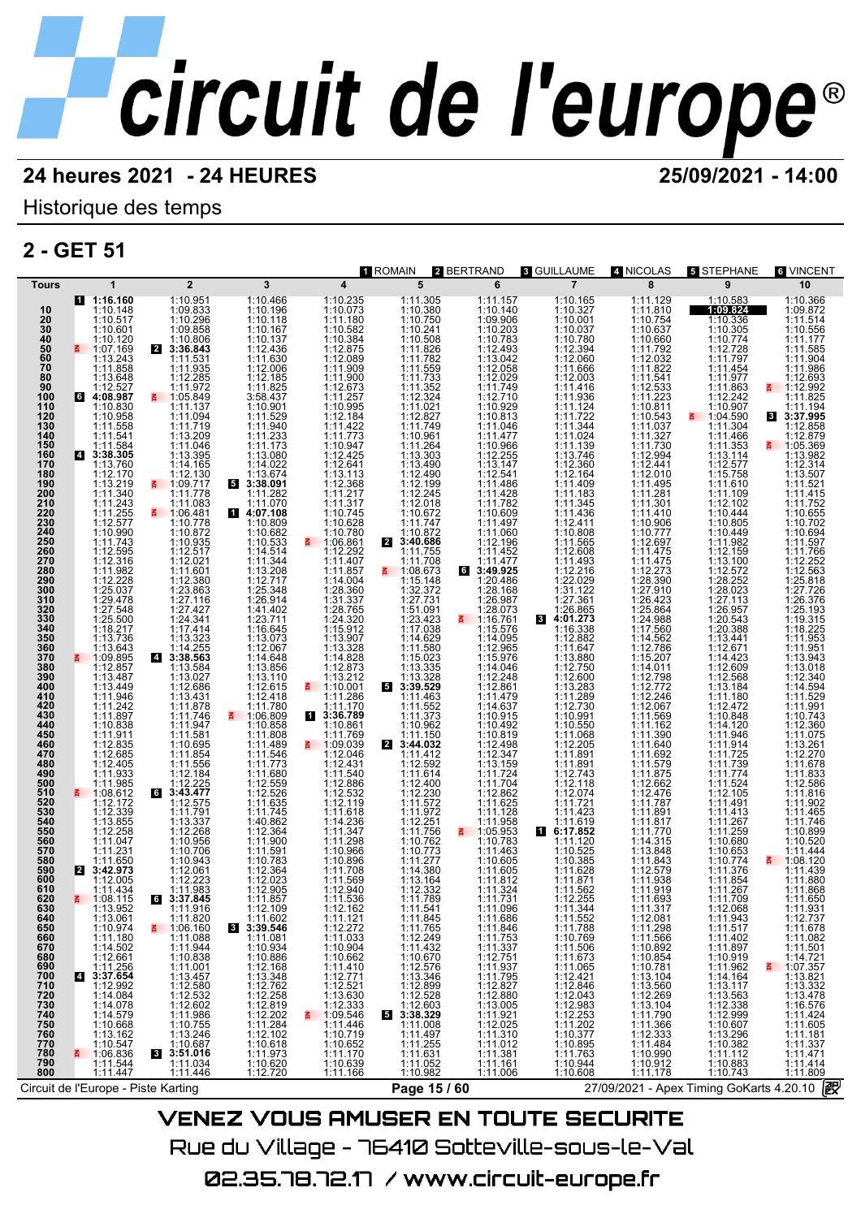# circuit de l'europe®

**24 heures 2021 - 24 HEURES** — **25/09/2021 - 14:00**

Historique des temps

## 2 - GET 51

Pilotes : [1] ROMAIN · [2] BERTRAND · [3] GUILLAUME · [4] NICOLAS · [5] STEPHANE · [6] VINCENT

| Tours | 1 | 2 | 3 | 4 | 5 | 6 | 7 | 8 | 9 | 10 |
|---|---|---|---|---|---|---|---|---|---|---|
| | [1] 1:16.160 | 1:10.951 | 1:10.466 | 1:10.235 | 1:11.305 | 1:11.157 | 1:10.165 | 1:11.129 | 1:10.583 | 1:10.366 |
| 10 | 1:10.148 | 1:09.833 | 1:10.196 | 1:10.073 | 1:10.380 | 1:10.140 | 1:10.327 | 1:11.810 | **1:09.824** | 1:09.872 |
| 20 | 1:10.517 | 1:10.296 | 1:10.118 | 1:11.180 | 1:10.750 | 1:09.906 | 1:10.001 | 1:10.754 | 1:10.336 | 1:11.514 |
| 30 | 1:10.601 | 1:09.858 | 1:10.167 | 1:10.582 | 1:10.241 | 1:10.203 | 1:10.037 | 1:10.637 | 1:10.305 | 1:10.556 |
| 40 | 1:10.120 | 1:10.806 | 1:10.137 | 1:10.384 | 1:10.508 | 1:10.783 | 1:10.780 | 1:10.660 | 1:10.774 | 1:11.177 |
| 50 | 1:07.169 | [2] 3:36.843 | 1:12.436 | 1:12.875 | 1:11.826 | 1:12.493 | 1:12.394 | 1:11.792 | 1:12.728 | 1:11.585 |
| 60 | 1:13.243 | 1:11.531 | 1:11.630 | 1:12.089 | 1:11.782 | 1:13.042 | 1:12.060 | 1:12.032 | 1:11.797 | 1:11.904 |
| 70 | 1:11.858 | 1:11.935 | 1:12.006 | 1:11.909 | 1:11.559 | 1:12.058 | 1:11.666 | 1:11.822 | 1:11.454 | 1:11.986 |
| 80 | 1:13.648 | 1:12.285 | 1:12.185 | 1:11.900 | 1:11.733 | 1:12.029 | 1:12.003 | 1:11.541 | 1:11.977 | 1:12.693 |
| 90 | 1:12.527 | 1:11.972 | 1:11.825 | 1:12.673 | 1:11.352 | 1:11.749 | 1:11.416 | 1:12.533 | 1:11.863 | 1:12.992 |
| 100 | [6] 4:08.987 | 1:05.849 | 3:58.437 | 1:11.257 | 1:12.324 | 1:12.710 | 1:11.936 | 1:11.223 | 1:12.242 | 1:11.825 |
| 110 | 1:10.830 | 1:11.137 | 1:10.901 | 1:10.995 | 1:11.021 | 1:10.929 | 1:11.124 | 1:10.811 | 1:10.907 | 1:11.194 |
| 120 | 1:10.958 | 1:11.094 | 1:11.529 | 1:12.184 | 1:12.827 | 1:10.813 | 1:11.722 | 1:10.543 | 1:04.590 | [3] 3:37.995 |
| 130 | 1:11.558 | 1:11.719 | 1:11.940 | 1:11.422 | 1:11.749 | 1:11.046 | 1:11.344 | 1:11.037 | 1:11.304 | 1:12.858 |
| 140 | 1:11.541 | 1:13.209 | 1:11.233 | 1:11.773 | 1:10.961 | 1:11.477 | 1:11.024 | 1:11.327 | 1:11.466 | 1:12.879 |
| 150 | 1:11.584 | 1:11.046 | 1:11.173 | 1:10.947 | 1:11.264 | 1:10.966 | 1:11.139 | 1:11.730 | 1:11.353 | 1:05.369 |
| 160 | [4] 3:38.305 | 1:13.395 | 1:13.080 | 1:12.425 | 1:13.303 | 1:12.255 | 1:13.746 | 1:12.994 | 1:13.114 | 1:13.982 |
| 170 | 1:13.760 | 1:14.165 | 1:14.022 | 1:12.641 | 1:13.490 | 1:13.147 | 1:12.360 | 1:12.441 | 1:12.577 | 1:12.314 |
| 180 | 1:12.170 | 1:12.130 | 1:13.674 | 1:13.113 | 1:12.490 | 1:12.541 | 1:12.164 | 1:12.010 | 1:15.758 | 1:13.507 |
| 190 | 1:13.219 | 1:09.717 | [5] 3:38.091 | 1:12.368 | 1:12.199 | 1:11.486 | 1:11.409 | 1:11.495 | 1:11.610 | 1:11.521 |
| 200 | 1:11.340 | 1:11.778 | 1:11.282 | 1:11.217 | 1:12.245 | 1:11.428 | 1:11.183 | 1:11.281 | 1:11.109 | 1:11.415 |
| 210 | 1:11.243 | 1:11.083 | 1:11.070 | 1:11.317 | 1:12.018 | 1:11.782 | 1:11.345 | 1:11.301 | 1:12.102 | 1:11.752 |
| 220 | 1:11.255 | 1:06.481 | [1] 4:07.108 | 1:10.745 | 1:10.672 | 1:10.609 | 1:11.436 | 1:11.410 | 1:10.444 | 1:10.655 |
| 230 | 1:12.577 | 1:10.778 | 1:10.809 | 1:10.628 | 1:11.747 | 1:11.497 | 1:12.411 | 1:10.906 | 1:10.805 | 1:10.702 |
| 240 | 1:10.990 | 1:10.872 | 1:10.682 | 1:10.780 | 1:10.872 | 1:11.060 | 1:10.808 | 1:10.777 | 1:10.449 | 1:10.694 |
| 250 | 1:11.743 | 1:10.935 | 1:10.533 | 1:06.861 | [2] 3:40.686 | 1:12.196 | 1:11.565 | 1:12.697 | 1:11.982 | 1:11.597 |
| 260 | 1:12.595 | 1:12.517 | 1:14.514 | 1:12.292 | 1:11.755 | 1:11.452 | 1:12.608 | 1:11.475 | 1:12.159 | 1:11.766 |
| 270 | 1:12.316 | 1:12.021 | 1:11.344 | 1:11.407 | 1:11.708 | 1:11.477 | 1:11.493 | 1:11.475 | 1:13.100 | 1:12.252 |
| 280 | 1:11.982 | 1:11.601 | 1:13.208 | 1:11.857 | 1:08.673 | [6] 3:49.925 | 1:12.216 | 1:12.273 | 1:12.572 | 1:12.563 |
| 290 | 1:12.228 | 1:12.380 | 1:12.717 | 1:14.004 | 1:15.148 | 1:20.486 | 1:22.029 | 1:28.390 | 1:28.252 | 1:25.818 |
| 300 | 1:25.037 | 1:23.863 | 1:25.348 | 1:28.360 | 1:32.372 | 1:28.168 | 1:31.122 | 1:27.910 | 1:28.023 | 1:27.726 |
| 310 | 1:29.478 | 1:27.116 | 1:26.914 | 1:31.337 | 1:27.731 | 1:26.987 | 1:27.361 | 1:26.423 | 1:27.113 | 1:26.376 |
| 320 | 1:27.548 | 1:27.427 | 1:41.402 | 1:28.765 | 1:51.091 | 1:28.073 | 1:26.865 | 1:25.864 | 1:26.957 | 1:25.193 |
| 330 | 1:25.500 | 1:24.341 | 1:23.711 | 1:24.320 | 1:23.423 | 1:16.761 | [3] 4:01.273 | 1:24.988 | 1:20.543 | 1:19.315 |
| 340 | 1:18.217 | 1:17.414 | 1:16.645 | 1:15.912 | 1:17.038 | 1:15.576 | 1:16.338 | 1:17.560 | 1:20.388 | 1:18.225 |
| 350 | 1:13.736 | 1:13.323 | 1:13.073 | 1:13.907 | 1:14.629 | 1:14.095 | 1:12.882 | 1:14.562 | 1:13.441 | 1:11.953 |
| 360 | 1:13.643 | 1:14.255 | 1:12.067 | 1:13.328 | 1:11.580 | 1:12.965 | 1:11.647 | 1:12.786 | 1:12.671 | 1:11.951 |
| 370 | 1:09.895 | [4] 3:38.563 | 1:14.648 | 1:14.828 | 1:15.023 | 1:15.976 | 1:13.880 | 1:15.207 | 1:14.423 | 1:13.943 |
| 380 | 1:12.857 | 1:13.584 | 1:13.856 | 1:12.873 | 1:13.335 | 1:14.046 | 1:12.750 | 1:14.011 | 1:12.609 | 1:13.018 |
| 390 | 1:13.487 | 1:13.027 | 1:13.110 | 1:13.212 | 1:13.328 | 1:12.248 | 1:12.600 | 1:12.798 | 1:12.568 | 1:12.340 |
| 400 | 1:13.449 | 1:12.686 | 1:12.615 | 1:10.001 | [5] 3:39.529 | 1:12.861 | 1:13.283 | 1:12.772 | 1:13.184 | 1:14.594 |
| 410 | 1:11.946 | 1:13.431 | 1:12.418 | 1:11.286 | 1:11.463 | 1:11.479 | 1:11.289 | 1:12.246 | 1:11.180 | 1:11.529 |
| 420 | 1:11.942 | 1:11.878 | 1:11.780 | 1:11.170 | 1:11.552 | 1:14.637 | 1:12.730 | 1:12.067 | 1:12.472 | 1:11.991 |
| 430 | 1:11.897 | 1:11.746 | 1:06.809 | [1] 3:36.789 | 1:11.373 | 1:10.915 | 1:10.991 | 1:11.569 | 1:10.848 | 1:10.743 |
| 440 | 1:10.838 | 1:11.947 | 1:10.858 | 1:10.861 | 1:10.962 | 1:10.492 | 1:10.550 | 1:11.162 | 1:14.120 | 1:12.360 |
| 450 | 1:11.911 | 1:11.581 | 1:11.808 | 1:11.769 | 1:11.150 | 1:10.819 | 1:11.068 | 1:11.390 | 1:11.946 | 1:11.075 |
| 460 | 1:12.835 | 1:10.695 | 1:11.489 | 1:09.039 | [2] 3:44.032 | 1:12.498 | 1:12.205 | 1:11.640 | 1:11.914 | 1:13.261 |
| 470 | 1:12.685 | 1:11.854 | 1:11.546 | 1:12.046 | 1:11.412 | 1:12.347 | 1:11.891 | 1:11.692 | 1:11.725 | 1:12.270 |
| 480 | 1:12.405 | 1:11.556 | 1:11.773 | 1:12.431 | 1:12.592 | 1:13.159 | 1:11.891 | 1:11.579 | 1:11.739 | 1:11.678 |
| 490 | 1:11.933 | 1:12.184 | 1:11.680 | 1:11.540 | 1:11.614 | 1:11.724 | 1:12.743 | 1:11.875 | 1:11.774 | 1:11.833 |
| 500 | 1:11.985 | 1:12.225 | 1:12.559 | 1:12.886 | 1:12.400 | 1:11.704 | 1:12.118 | 1:12.662 | 1:11.524 | 1:12.586 |
| 510 | 1:08.612 | [6] 3:43.477 | 1:12.526 | 1:12.532 | 1:12.230 | 1:12.862 | 1:12.074 | 1:12.476 | 1:12.105 | 1:11.816 |
| 520 | 1:12.172 | 1:12.575 | 1:11.635 | 1:12.119 | 1:11.572 | 1:11.625 | 1:11.721 | 1:11.787 | 1:11.491 | 1:11.902 |
| 530 | 1:12.339 | 1:11.791 | 1:11.745 | 1:11.618 | 1:11.972 | 1:11.128 | 1:11.423 | 1:11.891 | 1:11.413 | 1:11.465 |
| 540 | 1:13.855 | 1:13.337 | 1:40.862 | 1:14.236 | 1:12.251 | 1:11.958 | 1:11.619 | 1:11.817 | 1:11.267 | 1:11.746 |
| 550 | 1:12.258 | 1:12.268 | 1:12.364 | 1:11.347 | 1:11.756 | 1:05.953 | [1] 6:17.852 | 1:11.770 | 1:11.259 | 1:10.899 |
| 560 | 1:11.047 | 1:10.956 | 1:11.900 | 1:11.298 | 1:10.762 | 1:10.783 | 1:11.120 | 1:14.315 | 1:10.680 | 1:10.520 |
| 570 | 1:11.231 | 1:10.706 | 1:11.591 | 1:10.966 | 1:10.773 | 1:11.463 | 1:10.525 | 1:13.848 | 1:10.653 | 1:11.444 |
| 580 | 1:11.650 | 1:10.943 | 1:10.783 | 1:10.896 | 1:11.277 | 1:10.605 | 1:10.385 | 1:11.843 | 1:10.774 | 1:08.120 |
| 590 | [2] 3:42.973 | 1:12.061 | 1:12.364 | 1:11.708 | 1:14.380 | 1:11.605 | 1:11.628 | 1:12.579 | 1:11.376 | 1:11.439 |
| 600 | 1:12.005 | 1:12.223 | 1:12.023 | 1:11.569 | 1:13.164 | 1:11.812 | 1:11.871 | 1:11.938 | 1:11.854 | 1:11.880 |
| 610 | 1:11.434 | 1:11.983 | 1:12.905 | 1:12.940 | 1:12.332 | 1:11.324 | 1:11.562 | 1:11.919 | 1:11.267 | 1:11.868 |
| 620 | 1:08.115 | [6] 3:37.845 | 1:11.857 | 1:11.536 | 1:11.789 | 1:11.731 | 1:12.255 | 1:11.693 | 1:11.709 | 1:11.650 |
| 630 | 1:13.952 | 1:11.916 | 1:12.099 | 1:12.162 | 1:11.541 | 1:12.096 | 1:11.344 | 1:11.317 | 1:12.068 | 1:11.931 |
| 640 | 1:13.061 | 1:11.820 | 1:11.602 | 1:11.121 | 1:11.845 | 1:11.686 | 1:11.552 | 1:12.081 | 1:11.943 | 1:12.737 |
| 650 | 1:10.974 | 1:06.160 | [3] 3:39.546 | 1:12.272 | 1:11.765 | 1:11.846 | 1:11.788 | 1:11.298 | 1:11.517 | 1:11.678 |
| 660 | 1:11.180 | 1:11.088 | 1:11.081 | 1:11.033 | 1:12.249 | 1:11.753 | 1:10.769 | 1:11.566 | 1:11.402 | 1:11.082 |
| 670 | 1:14.502 | 1:11.944 | 1:10.934 | 1:10.904 | 1:11.432 | 1:11.337 | 1:11.506 | 1:10.892 | 1:11.897 | 1:11.501 |
| 680 | 1:12.661 | 1:10.838 | 1:10.886 | 1:10.662 | 1:10.670 | 1:12.751 | 1:11.673 | 1:10.854 | 1:10.919 | 1:14.721 |
| 690 | 1:11.256 | 1:11.001 | 1:12.168 | 1:11.410 | 1:12.576 | 1:11.937 | 1:11.065 | 1:10.781 | 1:11.962 | 1:07.357 |
| 700 | [4] 3:37.654 | 1:13.457 | 1:13.348 | 1:12.771 | 1:13.346 | 1:12.421 | 1:12.421 | 1:13.104 | 1:14.164 | 1:13.821 |
| 710 | 1:12.992 | 1:12.580 | 1:12.762 | 1:12.521 | 1:12.899 | 1:12.827 | 1:12.846 | 1:13.560 | 1:13.117 | 1:13.332 |
| 720 | 1:14.084 | 1:12.532 | 1:12.258 | 1:13.630 | 1:12.528 | 1:12.880 | 1:12.043 | 1:12.269 | 1:13.563 | 1:13.478 |
| 730 | 1:14.078 | 1:12.602 | 1:12.819 | 1:12.333 | 1:12.603 | 1:13.005 | 1:12.983 | 1:13.104 | 1:12.338 | 1:16.576 |
| 740 | 1:14.579 | 1:11.986 | 1:12.202 | 1:09.546 | [5] 3:38.329 | 1:11.921 | 1:12.253 | 1:11.790 | 1:12.999 | 1:11.424 |
| 750 | 1:10.668 | 1:10.755 | 1:11.284 | 1:11.446 | 1:11.008 | 1:12.025 | 1:11.202 | 1:11.366 | 1:10.607 | 1:11.605 |
| 760 | 1:13.162 | 1:13.246 | 1:12.102 | 1:10.719 | 1:11.497 | 1:11.310 | 1:10.377 | 1:12.333 | 1:13.296 | 1:11.181 |
| 770 | 1:10.547 | 1:10.687 | 1:10.618 | 1:10.652 | 1:11.255 | 1:11.012 | 1:10.895 | 1:11.484 | 1:10.382 | 1:11.337 |
| 780 | 1:06.836 | [3] 3:51.016 | 1:11.973 | 1:11.170 | 1:11.631 | 1:11.381 | 1:11.763 | 1:10.990 | 1:11.112 | 1:11.471 |
| 790 | 1:11.544 | 1:11.034 | 1:10.620 | 1:10.639 | 1:11.052 | 1:11.161 | 1:10.944 | 1:10.912 | 1:10.883 | 1:11.414 |
| 800 | 1:11.447 | 1:11.446 | 1:12.720 | 1:11.166 | 1:10.982 | 1:11.006 | 1:10.608 | 1:11.178 | 1:10.743 | 1:11.809 |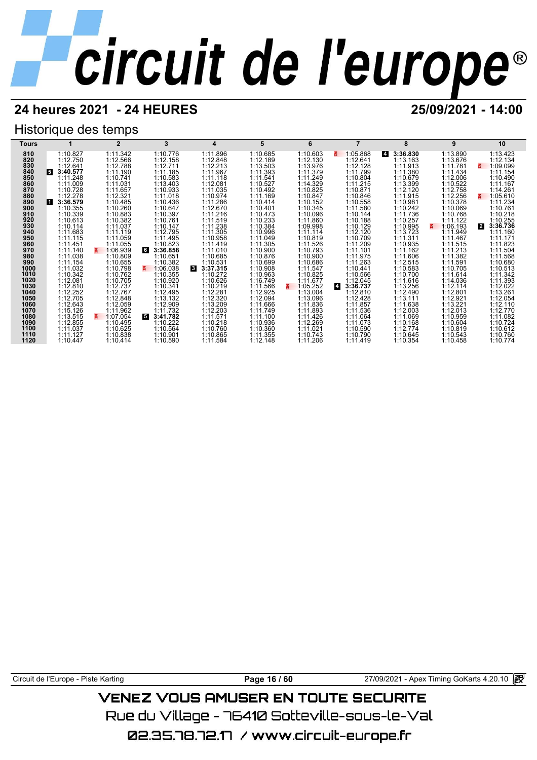# circuit de l'europe®

## 24 heures 2021 - 24 HEURES

**25/09/2021 - 14:00**

### Historique des temps

| Tours | 1 | 2 | 3 | 4 | 5 | 6 | 7 | 8 | 9 | 10 |
|---|---|---|---|---|---|---|---|---|---|---|
| 810 | 1:10.827 | 1:11.342 | 1:10.776 | 1:11.896 | 1:10.685 | 1:10.603 | 1:05.868 | 4 **3:36.830** | 1:13.890 | 1:13.423 |
| 820 | 1:12.750 | 1:12.566 | 1:12.158 | 1:12.848 | 1:12.189 | 1:12.130 | 1:12.641 | 1:13.163 | 1:13.676 | 1:12.134 |
| 830 | 1:12.641 | 1:12.788 | 1:12.711 | 1:12.213 | 1:13.503 | 1:13.976 | 1:12.128 | 1:11.913 | 1:11.781 | 1:09.099 |
| 840 | 5 **3:40.577** | 1:11.190 | 1:11.185 | 1:11.967 | 1:11.393 | 1:11.379 | 1:11.799 | 1:11.380 | 1:11.434 | 1:11.154 |
| 850 | 1:11.248 | 1:10.741 | 1:10.583 | 1:11.118 | 1:11.541 | 1:11.249 | 1:10.804 | 1:10.679 | 1:12.006 | 1:10.490 |
| 860 | 1:11.009 | 1:11.031 | 1:13.403 | 1:12.081 | 1:10.527 | 1:14.329 | 1:11.215 | 1:13.399 | 1:10.522 | 1:11.167 |
| 870 | 1:10.728 | 1:11.657 | 1:10.933 | 1:11.035 | 1:10.492 | 1:10.825 | 1:10.871 | 1:12.120 | 1:12.758 | 1:14.261 |
| 880 | 1:12.278 | 1:12.321 | 1:11.018 | 1:10.974 | 1:11.169 | 1:10.847 | 1:10.846 | 1:11.915 | 1:12.256 | 1:05.610 |
| 890 | 1 **3:36.579** | 1:10.485 | 1:10.436 | 1:11.286 | 1:10.414 | 1:10.152 | 1:10.558 | 1:10.981 | 1:10.378 | 1:11.234 |
| 900 | 1:10.355 | 1:10.260 | 1:10.647 | 1:12.670 | 1:10.401 | 1:10.345 | 1:11.580 | 1:10.242 | 1:10.069 | 1:10.761 |
| 910 | 1:10.339 | 1:10.883 | 1:10.397 | 1:11.216 | 1:10.473 | 1:10.096 | 1:10.144 | 1:11.736 | 1:10.768 | 1:10.218 |
| 920 | 1:10.613 | 1:10.382 | 1:10.761 | 1:11.519 | 1:10.233 | 1:11.860 | 1:10.188 | 1:10.257 | 1:11.122 | 1:10.255 |
| 930 | 1:10.114 | 1:11.037 | 1:10.147 | 1:11.238 | 1:10.384 | 1:09.998 | 1:10.129 | 1:10.995 | 1:06.193 | 2 **3:36.736** |
| 940 | 1:11.683 | 1:11.119 | 1:12.795 | 1:11.305 | 1:10.996 | 1:11.114 | 1:12.120 | 1:13.723 | 1:11.949 | 1:11.160 |
| 950 | 1:11.115 | 1:11.059 | 1:11.495 | 1:10.958 | 1:11.049 | 1:10.819 | 1:10.709 | 1:11.311 | 1:11.467 | 1:11.171 |
| 960 | 1:11.451 | 1:11.055 | 1:10.823 | 1:11.419 | 1:11.305 | 1:11.526 | 1:11.209 | 1:10.935 | 1:11.515 | 1:11.823 |
| 970 | 1:11.140 | 1:06.939 | 6 **3:36.858** | 1:11.010 | 1:10.900 | 1:10.793 | 1:11.101 | 1:11.162 | 1:11.213 | 1:11.504 |
| 980 | 1:11.038 | 1:10.809 | 1:10.651 | 1:10.685 | 1:10.876 | 1:10.900 | 1:11.975 | 1:11.606 | 1:11.382 | 1:11.568 |
| 990 | 1:11.154 | 1:10.655 | 1:10.382 | 1:10.531 | 1:10.699 | 1:10.686 | 1:11.263 | 1:12.515 | 1:11.591 | 1:10.680 |
| 1000 | 1:11.032 | 1:10.798 | 1:06.038 | 3 **3:37.315** | 1:10.908 | 1:11.547 | 1:10.441 | 1:10.583 | 1:10.705 | 1:10.513 |
| 1010 | 1:10.342 | 1:10.762 | 1:10.355 | 1:10.272 | 1:10.963 | 1:10.825 | 1:10.566 | 1:10.700 | 1:11.614 | 1:11.342 |
| 1020 | 1:12.081 | 1:10.705 | 1:10.920 | 1:10.626 | 1:16.749 | 1:11.677 | 1:12.045 | 1:11.616 | 1:14.036 | 1:11.393 |
| 1030 | 1:12.810 | 1:12.737 | 1:10.341 | 1:10.219 | 1:11.566 | 1:05.252 | 4 **3:36.737** | 1:13.256 | 1:12.114 | 1:12.022 |
| 1040 | 1:12.252 | 1:12.767 | 1:12.495 | 1:12.281 | 1:12.925 | 1:13.004 | 1:12.810 | 1:12.490 | 1:12.801 | 1:13.261 |
| 1050 | 1:12.705 | 1:12.848 | 1:13.132 | 1:12.320 | 1:12.094 | 1:13.096 | 1:12.428 | 1:13.111 | 1:12.921 | 1:12.054 |
| 1060 | 1:12.643 | 1:12.059 | 1:12.909 | 1:13.209 | 1:11.666 | 1:11.836 | 1:11.857 | 1:11.638 | 1:13.221 | 1:12.110 |
| 1070 | 1:15.126 | 1:11.962 | 1:11.732 | 1:12.203 | 1:11.749 | 1:11.893 | 1:11.536 | 1:12.003 | 1:12.013 | 1:12.770 |
| 1080 | 1:13.515 | 1:07.054 | 5 **3:41.782** | 1:11.571 | 1:11.100 | 1:11.426 | 1:11.064 | 1:11.069 | 1:10.959 | 1:11.082 |
| 1090 | 1:12.855 | 1:10.495 | 1:10.222 | 1:10.218 | 1:10.936 | 1:12.269 | 1:11.073 | 1:10.168 | 1:10.604 | 1:10.724 |
| 1100 | 1:11.037 | 1:10.625 | 1:10.564 | 1:10.760 | 1:10.360 | 1:11.021 | 1:10.590 | 1:12.774 | 1:10.819 | 1:10.612 |
| 1110 | 1:11.127 | 1:10.838 | 1:10.901 | 1:10.865 | 1:11.355 | 1:10.743 | 1:10.790 | 1:10.645 | 1:10.543 | 1:10.760 |
| 1120 | 1:10.447 | 1:10.414 | 1:10.590 | 1:11.584 | 1:12.148 | 1:11.206 | 1:11.419 | 1:10.354 | 1:10.458 | 1:10.774 |

Circuit de l'Europe - Piste Karting | 27/09/2021 - Apex Timing GoKarts 4.20.10

VENEZ VOUS AMUSER EN TOUTE SECURITE

Rue du Village - 76410 Sotteville-sous-le-Val

02.35.78.72.17 / www.circuit-europe.fr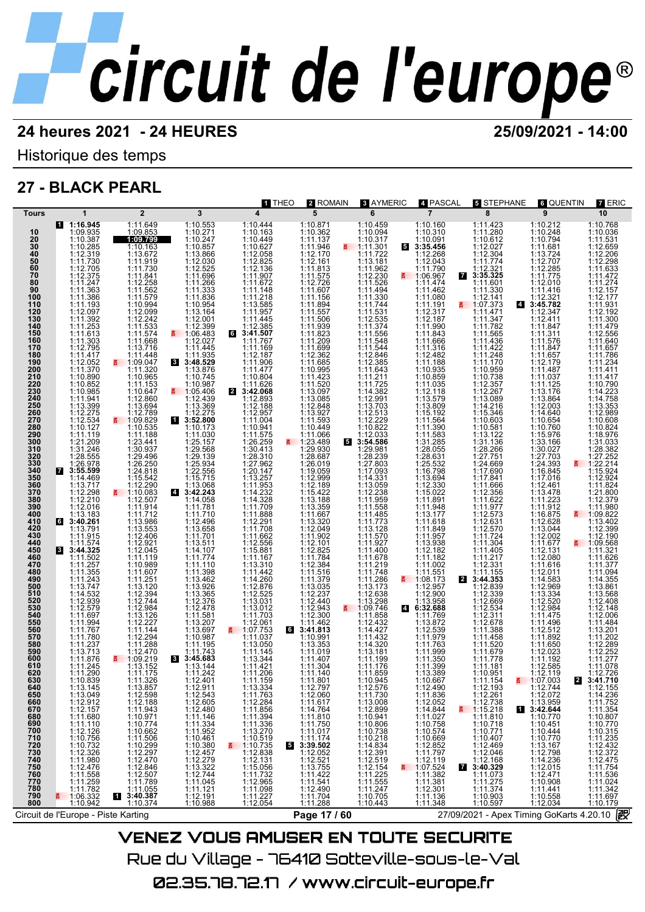# circuit de l'europe

**24 heures 2021 - 24 HEURES** | **25/09/2021 - 14:00**

Historique des temps

## 27 - BLACK PEARL

Pilotes : [1] THEO, [2] ROMAIN, [3] AYMERIC, [4] PASCAL, [5] STEPHANE, [6] QUENTIN, [7] ERIC

| Tours | 1 | 2 | 3 | 4 | 5 | 6 | 7 | 8 | 9 | 10 |
|---|---|---|---|---|---|---|---|---|---|---|
| | [1] **1:16.945** | 1:11.649 | 1:10.553 | 1:10.444 | 1:10.871 | 1:10.459 | 1:10.160 | 1:11.423 | 1:10.212 | 1:10.768 |
| 10 | 1:09.935 | 1:09.853 | 1:10.271 | 1:10.163 | 1:10.362 | 1:10.094 | 1:10.310 | 1:11.280 | 1:10.248 | 1:10.036 |
| 20 | 1:10.387 | **1:09.799** | 1:10.247 | 1:10.449 | 1:11.137 | 1:10.317 | 1:10.091 | 1:10.612 | 1:10.794 | 1:11.531 |
| 30 | 1:10.285 | 1:10.163 | 1:10.857 | 1:10.627 | 1:11.946 | 1:11.301 | [5] **3:35.456** | 1:12.027 | 1:11.681 | 1:12.659 |
| 40 | 1:12.319 | 1:13.672 | 1:13.866 | 1:12.058 | 1:12.170 | 1:11.722 | 1:12.268 | 1:12.304 | 1:13.724 | 1:12.206 |
| 50 | 1:11.730 | 1:11.919 | 1:12.030 | 1:12.825 | 1:12.161 | 1:13.181 | 1:12.043 | 1:11.774 | 1:12.707 | 1:12.298 |
| 60 | 1:12.705 | 1:11.730 | 1:12.525 | 1:12.136 | 1:11.813 | 1:11.962 | 1:11.790 | 1:12.321 | 1:12.285 | 1:11.633 |
| 70 | 1:12.375 | 1:11.841 | 1:11.696 | 1:11.907 | 1:11.575 | 1:12.230 | 1:06.967 | [7] **3:35.325** | 1:11.775 | 1:11.472 |
| 80 | 1:11.247 | 1:12.258 | 1:11.266 | 1:11.672 | 1:12.726 | 1:11.526 | 1:11.474 | 1:11.601 | 1:12.010 | 1:11.274 |
| 90 | 1:11.363 | 1:11.562 | 1:11.333 | 1:11.148 | 1:11.607 | 1:11.494 | 1:11.462 | 1:11.330 | 1:11.416 | 1:12.157 |
| 100 | 1:11.386 | 1:11.579 | 1:11.836 | 1:11.218 | 1:11.156 | 1:11.330 | 1:11.080 | 1:12.141 | 1:12.321 | 1:12.177 |
| 110 | 1:11.193 | 1:10.994 | 1:10.954 | 1:13.585 | 1:11.894 | 1:11.744 | 1:11.191 | 1:07.373 | [4] **3:45.782** | 1:11.931 |
| 120 | 1:12.097 | 1:12.099 | 1:13.164 | 1:11.957 | 1:11.557 | 1:11.531 | 1:12.317 | 1:11.471 | 1:12.347 | 1:12.192 |
| 130 | 1:11.392 | 1:12.242 | 1:12.001 | 1:11.445 | 1:11.506 | 1:12.535 | 1:12.187 | 1:11.347 | 1:12.411 | 1:11.300 |
| 140 | 1:11.253 | 1:11.533 | 1:12.399 | 1:12.385 | 1:11.939 | 1:11.374 | 1:11.990 | 1:11.782 | 1:11.847 | 1:11.479 |
| 150 | 1:11.613 | 1:11.574 | 1:06.483 | [6] **3:41.507** | 1:11.823 | 1:11.556 | 1:11.843 | 1:11.565 | 1:11.311 | 1:12.556 |
| 160 | 1:11.303 | 1:11.668 | 1:12.027 | 1:11.767 | 1:11.209 | 1:11.548 | 1:11.666 | 1:11.436 | 1:11.576 | 1:11.640 |
| 170 | 1:12.795 | 1:13.716 | 1:11.445 | 1:11.169 | 1:11.699 | 1:11.544 | 1:11.316 | 1:11.422 | 1:11.847 | 1:11.657 |
| 180 | 1:11.417 | 1:11.448 | 1:11.935 | 1:12.187 | 1:12.362 | 1:12.846 | 1:12.482 | 1:11.248 | 1:11.657 | 1:11.786 |
| 190 | 1:12.052 | 1:09.047 | [3] **3:48.529** | 1:11.906 | 1:11.685 | 1:12.385 | 1:11.188 | 1:11.170 | 1:12.179 | 1:11.234 |
| 200 | 1:11.370 | 1:11.320 | 1:13.876 | 1:11.477 | 1:10.995 | 1:11.643 | 1:10.935 | 1:10.959 | 1:11.487 | 1:11.411 |
| 210 | 1:10.890 | 1:10.965 | 1:10.745 | 1:10.804 | 1:11.423 | 1:11.211 | 1:10.859 | 1:10.738 | 1:11.037 | 1:11.417 |
| 220 | 1:10.852 | 1:11.153 | 1:10.987 | 1:11.626 | 1:11.520 | 1:11.725 | 1:11.035 | 1:12.357 | 1:11.125 | 1:10.790 |
| 230 | 1:10.985 | 1:10.647 | 1:05.406 | [2] **3:42.068** | 1:13.097 | 1:14.382 | 1:12.118 | 1:12.267 | 1:13.176 | 1:14.223 |
| 240 | 1:11.941 | 1:12.860 | 1:12.439 | 1:12.893 | 1:13.085 | 1:12.991 | 1:13.579 | 1:13.089 | 1:13.864 | 1:14.758 |
| 250 | 1:13.399 | 1:13.694 | 1:13.369 | 1:12.188 | 1:12.848 | 1:13.703 | 1:13.809 | 1:14.216 | 1:12.003 | 1:13.353 |
| 260 | 1:12.275 | 1:12.789 | 1:12.275 | 1:12.957 | 1:13.927 | 1:12.513 | 1:15.192 | 1:15.346 | 1:14.640 | 1:12.989 |
| 270 | 1:12.534 | 1:09.829 | [1] **3:52.800** | 1:11.004 | 1:11.593 | 1:12.229 | 1:11.564 | 1:10.603 | 1:10.654 | 1:10.608 |
| 280 | 1:10.127 | 1:10.535 | 1:10.173 | 1:10.941 | 1:10.449 | 1:10.822 | 1:11.390 | 1:10.581 | 1:10.760 | 1:10.824 |
| 290 | 1:11.119 | 1:11.188 | 1:11.030 | 1:11.575 | 1:11.066 | 1:12.033 | 1:11.583 | 1:13.122 | 1:15.976 | 1:18.976 |
| 300 | 1:21.209 | 1:23.441 | 1:25.157 | 1:26.259 | 1:23.489 | [5] **3:54.586** | 1:31.285 | 1:31.136 | 1:33.166 | 1:31.033 |
| 310 | 1:31.246 | 1:30.937 | 1:29.568 | 1:30.413 | 1:29.930 | 1:29.981 | 1:28.055 | 1:28.266 | 1:30.027 | 1:28.382 |
| 320 | 1:28.555 | 1:29.496 | 1:29.139 | 1:28.310 | 1:28.687 | 1:28.239 | 1:28.631 | 1:27.751 | 1:27.703 | 1:27.252 |
| 330 | 1:26.978 | 1:26.250 | 1:25.934 | 1:27.962 | 1:26.019 | 1:27.803 | 1:25.532 | 1:24.669 | 1:24.393 | 1:22.214 |
| 340 | [7] **3:55.599** | 1:24.818 | 1:22.556 | 1:20.147 | 1:19.059 | 1:17.093 | 1:16.798 | 1:17.690 | 1:16.845 | 1:15.924 |
| 350 | 1:14.469 | 1:15.542 | 1:15.715 | 1:13.257 | 1:12.999 | 1:14.331 | 1:13.694 | 1:17.841 | 1:17.016 | 1:12.924 |
| 360 | 1:13.717 | 1:12.290 | 1:13.068 | 1:11.953 | 1:12.189 | 1:13.059 | 1:12.330 | 1:11.666 | 1:12.461 | 1:11.824 |
| 370 | 1:12.298 | 1:10.083 | [4] **3:42.243** | 1:14.232 | 1:15.422 | 1:12.238 | 1:15.022 | 1:12.356 | 1:13.478 | 1:21.800 |
| 380 | 1:12.210 | 1:12.507 | 1:14.058 | 1:14.328 | 1:13.188 | 1:11.959 | 1:11.891 | 1:11.622 | 1:11.223 | 1:12.379 |
| 390 | 1:12.016 | 1:11.914 | 1:11.781 | 1:11.709 | 1:13.359 | 1:11.558 | 1:11.948 | 1:11.977 | 1:11.912 | 1:11.980 |
| 400 | 1:13.183 | 1:11.712 | 1:11.710 | 1:11.888 | 1:11.667 | 1:11.485 | 1:13.177 | 1:12.573 | 1:16.875 | 1:09.822 |
| 410 | [6] **3:40.261** | 1:13.986 | 1:12.496 | 1:12.291 | 1:13.320 | 1:11.773 | 1:11.618 | 1:12.631 | 1:12.628 | 1:13.402 |
| 420 | 1:13.791 | 1:13.553 | 1:13.658 | 1:11.708 | 1:12.049 | 1:13.128 | 1:11.849 | 1:12.570 | 1:13.044 | 1:12.399 |
| 430 | 1:11.915 | 1:12.406 | 1:11.701 | 1:11.662 | 1:11.902 | 1:11.570 | 1:11.957 | 1:11.724 | 1:12.002 | 1:12.190 |
| 440 | 1:11.574 | 1:12.921 | 1:13.511 | 1:12.556 | 1:12.101 | 1:11.927 | 1:13.938 | 1:11.304 | 1:11.677 | 1:09.568 |
| 450 | [3] **3:44.325** | 1:12.045 | 1:14.107 | 1:15.881 | 1:12.825 | 1:11.400 | 1:12.182 | 1:11.405 | 1:12.131 | 1:11.321 |
| 460 | 1:11.502 | 1:11.119 | 1:11.774 | 1:11.167 | 1:11.784 | 1:11.678 | 1:11.182 | 1:11.217 | 1:12.080 | 1:11.626 |
| 470 | 1:11.257 | 1:10.989 | 1:11.110 | 1:13.310 | 1:12.384 | 1:11.219 | 1:11.002 | 1:12.331 | 1:11.616 | 1:11.377 |
| 480 | 1:11.355 | 1:11.607 | 1:11.398 | 1:11.442 | 1:11.516 | 1:11.748 | 1:11.551 | 1:11.155 | 1:12.011 | 1:11.094 |
| 490 | 1:11.243 | 1:11.251 | 1:13.462 | 1:14.260 | 1:11.379 | 1:11.286 | 1:08.173 | [2] **3:44.353** | 1:14.583 | 1:14.355 |
| 500 | 1:13.747 | 1:13.120 | 1:13.926 | 1:12.876 | 1:13.035 | 1:13.173 | 1:12.957 | 1:12.839 | 1:12.969 | 1:13.861 |
| 510 | 1:14.532 | 1:12.394 | 1:13.365 | 1:12.525 | 1:12.237 | 1:12.638 | 1:12.900 | 1:12.339 | 1:13.334 | 1:13.568 |
| 520 | 1:12.939 | 1:12.744 | 1:12.376 | 1:13.031 | 1:12.440 | 1:13.298 | 1:13.958 | 1:12.669 | 1:12.520 | 1:12.408 |
| 530 | 1:12.579 | 1:12.984 | 1:12.478 | 1:13.012 | 1:12.943 | 1:09.746 | [4] **6:32.688** | 1:12.534 | 1:12.984 | 1:12.148 |
| 540 | 1:11.697 | 1:13.126 | 1:11.581 | 1:11.703 | 1:12.300 | 1:11.858 | 1:11.769 | 1:12.311 | 1:11.475 | 1:12.006 |
| 550 | 1:11.994 | 1:12.227 | 1:13.207 | 1:12.061 | 1:11.462 | 1:12.432 | 1:13.872 | 1:12.678 | 1:11.496 | 1:11.484 |
| 560 | 1:11.767 | 1:11.144 | 1:13.697 | 1:07.753 | [6] **3:41.813** | 1:14.427 | 1:12.539 | 1:11.388 | 1:12.512 | 1:13.201 |
| 570 | 1:11.780 | 1:12.294 | 1:10.987 | 1:11.037 | 1:10.991 | 1:11.432 | 1:11.979 | 1:11.458 | 1:11.892 | 1:11.202 |
| 580 | 1:11.237 | 1:11.288 | 1:11.195 | 1:13.050 | 1:13.353 | 1:14.320 | 1:11.763 | 1:11.520 | 1:11.650 | 1:12.289 |
| 590 | 1:13.713 | 1:12.470 | 1:11.743 | 1:11.145 | 1:11.019 | 1:13.181 | 1:11.999 | 1:11.679 | 1:12.023 | 1:12.252 |
| 600 | 1:11.876 | 1:09.219 | [3] **3:45.683** | 1:13.344 | 1:11.407 | 1:11.199 | 1:11.350 | 1:11.778 | 1:11.192 | 1:11.277 |
| 610 | 1:11.245 | 1:13.152 | 1:13.144 | 1:11.421 | 1:11.304 | 1:11.176 | 1:11.399 | 1:11.181 | 1:12.585 | 1:11.078 |
| 620 | 1:11.290 | 1:11.175 | 1:11.242 | 1:11.206 | 1:11.140 | 1:11.859 | 1:13.389 | 1:10.951 | 1:12.119 | 1:12.726 |
| 630 | 1:10.839 | 1:11.326 | 1:12.401 | 1:11.159 | 1:11.801 | 1:10.945 | 1:10.667 | 1:11.154 | 1:07.003 | [2] **3:41.710** |
| 640 | 1:13.145 | 1:13.857 | 1:12.911 | 1:13.334 | 1:12.797 | 1:12.576 | 1:12.490 | 1:12.193 | 1:12.744 | 1:12.155 |
| 650 | 1:13.049 | 1:12.598 | 1:12.543 | 1:11.763 | 1:12.060 | 1:11.730 | 1:11.836 | 1:12.261 | 1:12.072 | 1:14.236 |
| 660 | 1:12.912 | 1:12.188 | 1:12.605 | 1:12.284 | 1:11.617 | 1:13.008 | 1:12.052 | 1:12.738 | 1:13.959 | 1:11.752 |
| 670 | 1:12.157 | 1:11.943 | 1:12.480 | 1:11.856 | 1:14.764 | 1:12.899 | 1:14.844 | 1:15.218 | [1] **3:42.644** | 1:11.354 |
| 680 | 1:11.680 | 1:10.971 | 1:11.146 | 1:11.394 | 1:11.810 | 1:10.941 | 1:11.027 | 1:11.810 | 1:10.770 | 1:10.807 |
| 690 | 1:11.110 | 1:10.774 | 1:11.334 | 1:11.336 | 1:11.750 | 1:10.806 | 1:10.758 | 1:10.718 | 1:10.451 | 1:10.770 |
| 700 | 1:12.126 | 1:10.662 | 1:11.952 | 1:13.270 | 1:11.017 | 1:10.738 | 1:10.574 | 1:10.771 | 1:10.444 | 1:10.315 |
| 710 | 1:10.756 | 1:11.506 | 1:10.461 | 1:10.519 | 1:11.174 | 1:10.218 | 1:10.669 | 1:10.407 | 1:10.770 | 1:11.235 |
| 720 | 1:10.732 | 1:10.299 | 1:10.380 | 1:10.735 | [5] **3:39.502** | 1:14.834 | 1:12.852 | 1:12.469 | 1:13.167 | 1:12.432 |
| 730 | 1:12.326 | 1:12.297 | 1:12.457 | 1:12.838 | 1:12.052 | 1:12.391 | 1:11.797 | 1:12.046 | 1:12.798 | 1:12.372 |
| 740 | 1:11.980 | 1:12.470 | 1:12.279 | 1:12.131 | 1:12.521 | 1:12.519 | 1:12.119 | 1:12.168 | 1:14.236 | 1:12.475 |
| 750 | 1:12.476 | 1:12.846 | 1:13.322 | 1:15.056 | 1:13.755 | 1:12.154 | 1:07.524 | [7] **3:40.329** | 1:12.015 | 1:11.754 |
| 760 | 1:11.558 | 1:12.507 | 1:12.744 | 1:11.732 | 1:11.422 | 1:11.225 | 1:11.382 | 1:11.073 | 1:12.471 | 1:11.536 |
| 770 | 1:11.259 | 1:11.789 | 1:11.045 | 1:12.965 | 1:11.541 | 1:11.555 | 1:11.381 | 1:11.275 | 1:10.908 | 1:11.024 |
| 780 | 1:11.782 | 1:11.055 | 1:11.121 | 1:11.098 | 1:12.490 | 1:11.247 | 1:12.301 | 1:11.374 | 1:11.441 | 1:11.342 |
| 790 | 1:06.332 | [1] **3:40.387** | 1:12.191 | 1:11.227 | 1:11.704 | 1:10.705 | 1:11.136 | 1:10.903 | 1:10.558 | 1:11.697 |
| 800 | 1:10.942 | 1:10.374 | 1:10.988 | 1:12.054 | 1:11.288 | 1:10.443 | 1:11.348 | 1:10.597 | 1:12.034 | 1:10.179 |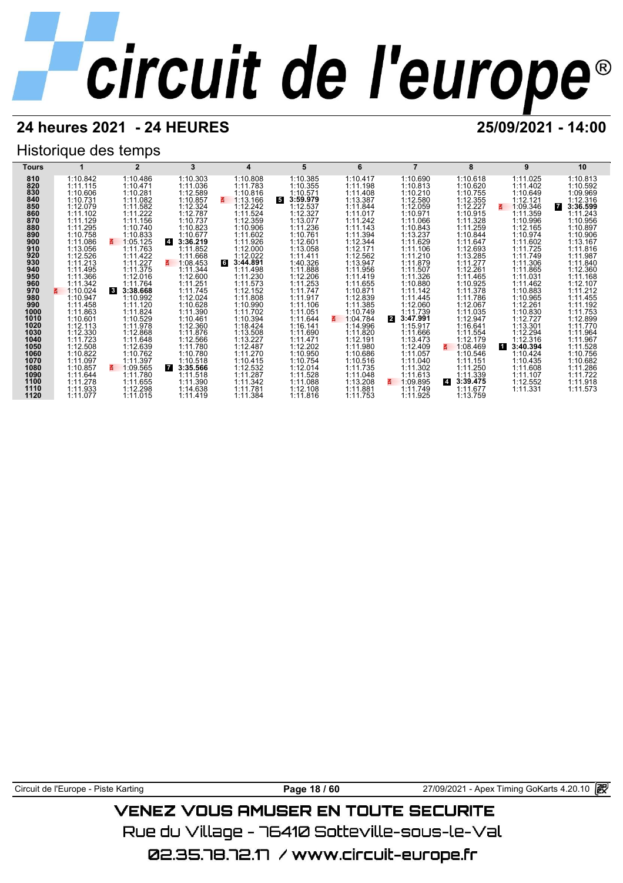# circuit de l'europe®

## 24 heures 2021 - 24 HEURES

25/09/2021 - 14:00

### Historique des temps

| Tours | 1 | 2 | 3 | 4 | 5 | 6 | 7 | 8 | 9 | 10 |
|---|---|---|---|---|---|---|---|---|---|---|
| 810 | 1:10.842 | 1:10.486 | 1:10.303 | 1:10.808 | 1:10.385 | 1:10.417 | 1:10.690 | 1:10.618 | 1:11.025 | 1:10.813 |
| 820 | 1:11.115 | 1:10.471 | 1:11.036 | 1:11.783 | 1:10.355 | 1:11.198 | 1:10.813 | 1:10.620 | 1:11.402 | 1:10.592 |
| 830 | 1:10.606 | 1:10.281 | 1:12.589 | 1:10.816 | 1:10.571 | 1:11.408 | 1:10.210 | 1:10.755 | 1:10.649 | 1:09.969 |
| 840 | 1:10.731 | 1:11.082 | 1:10.857 | 1:13.166 | 5 3:59.979 | 1:13.387 | 1:12.580 | 1:12.355 | 1:12.121 | 1:12.316 |
| 850 | 1:12.079 | 1:11.582 | 1:12.324 | 1:12.242 | 1:12.537 | 1:11.844 | 1:12.059 | 1:12.227 | 1:09.346 | 7 3:36.599 |
| 860 | 1:11.102 | 1:11.222 | 1:12.787 | 1:11.524 | 1:12.327 | 1:11.017 | 1:10.971 | 1:10.915 | 1:11.359 | 1:11.243 |
| 870 | 1:11.129 | 1:11.156 | 1:10.737 | 1:12.359 | 1:13.077 | 1:11.242 | 1:11.066 | 1:11.328 | 1:10.996 | 1:10.956 |
| 880 | 1:11.295 | 1:10.740 | 1:10.823 | 1:10.906 | 1:11.236 | 1:11.143 | 1:10.843 | 1:11.259 | 1:12.165 | 1:10.897 |
| 890 | 1:10.758 | 1:10.833 | 1:10.677 | 1:11.602 | 1:10.761 | 1:11.394 | 1:13.237 | 1:10.844 | 1:10.974 | 1:10.906 |
| 900 | 1:11.086 | 1:05.125 | 4 3:36.219 | 1:11.926 | 1:12.601 | 1:12.344 | 1:11.629 | 1:11.647 | 1:11.602 | 1:13.167 |
| 910 | 1:13.056 | 1:11.763 | 1:11.852 | 1:12.000 | 1:13.058 | 1:12.171 | 1:11.106 | 1:12.693 | 1:11.725 | 1:11.816 |
| 920 | 1:12.526 | 1:11.422 | 1:11.668 | 1:12.022 | 1:11.411 | 1:12.562 | 1:11.210 | 1:13.285 | 1:11.749 | 1:11.987 |
| 930 | 1:11.213 | 1:11.227 | 1:08.453 | 6 3:44.891 | 1:40.326 | 1:13.947 | 1:11.879 | 1:11.277 | 1:11.306 | 1:11.840 |
| 940 | 1:11.495 | 1:11.375 | 1:11.344 | 1:11.498 | 1:11.888 | 1:11.956 | 1:11.507 | 1:12.261 | 1:11.865 | 1:12.360 |
| 950 | 1:11.366 | 1:12.016 | 1:12.600 | 1:11.230 | 1:12.206 | 1:11.419 | 1:11.326 | 1:11.465 | 1:11.031 | 1:11.168 |
| 960 | 1:11.342 | 1:11.764 | 1:11.251 | 1:11.573 | 1:11.253 | 1:11.655 | 1:10.880 | 1:10.925 | 1:11.462 | 1:12.107 |
| 970 | 1:10.024 | 3 3:38.668 | 1:11.745 | 1:12.152 | 1:11.747 | 1:10.871 | 1:11.142 | 1:11.378 | 1:10.883 | 1:11.212 |
| 980 | 1:10.947 | 1:10.992 | 1:12.024 | 1:11.808 | 1:11.917 | 1:12.839 | 1:11.445 | 1:11.786 | 1:10.965 | 1:11.455 |
| 990 | 1:11.458 | 1:11.120 | 1:10.628 | 1:10.990 | 1:11.106 | 1:11.385 | 1:12.060 | 1:12.067 | 1:12.261 | 1:11.192 |
| 1000 | 1:11.863 | 1:11.824 | 1:11.390 | 1:11.702 | 1:11.051 | 1:10.749 | 1:11.739 | 1:11.035 | 1:10.830 | 1:11.753 |
| 1010 | 1:10.601 | 1:10.529 | 1:10.461 | 1:10.394 | 1:11.644 | 1:04.784 | 2 3:47.991 | 1:12.947 | 1:12.727 | 1:12.899 |
| 1020 | 1:12.113 | 1:11.978 | 1:12.360 | 1:18.424 | 1:16.141 | 1:14.996 | 1:15.917 | 1:16.641 | 1:13.301 | 1:11.770 |
| 1030 | 1:12.330 | 1:12.868 | 1:11.876 | 1:13.508 | 1:11.690 | 1:11.820 | 1:11.666 | 1:11.554 | 1:12.294 | 1:11.964 |
| 1040 | 1:11.723 | 1:11.648 | 1:12.566 | 1:13.227 | 1:11.471 | 1:12.191 | 1:13.473 | 1:12.179 | 1:12.316 | 1:11.967 |
| 1050 | 1:12.508 | 1:12.639 | 1:11.780 | 1:12.487 | 1:12.202 | 1:11.980 | 1:12.409 | 1:08.469 | 1 3:40.394 | 1:11.528 |
| 1060 | 1:10.822 | 1:10.762 | 1:10.780 | 1:11.270 | 1:10.950 | 1:10.686 | 1:11.057 | 1:10.546 | 1:10.424 | 1:10.756 |
| 1070 | 1:11.097 | 1:11.397 | 1:10.518 | 1:10.415 | 1:10.754 | 1:10.516 | 1:11.040 | 1:11.151 | 1:10.435 | 1:10.682 |
| 1080 | 1:10.857 | 1:09.565 | 7 3:35.566 | 1:12.532 | 1:12.014 | 1:11.735 | 1:11.302 | 1:11.250 | 1:11.608 | 1:11.286 |
| 1090 | 1:11.644 | 1:11.780 | 1:11.518 | 1:11.287 | 1:11.528 | 1:11.048 | 1:11.613 | 1:11.339 | 1:11.107 | 1:11.722 |
| 1100 | 1:11.278 | 1:11.655 | 1:11.390 | 1:11.342 | 1:11.088 | 1:13.208 | 1:09.895 | 4 3:39.475 | 1:12.552 | 1:11.918 |
| 1110 | 1:11.933 | 1:12.298 | 1:14.638 | 1:11.781 | 1:12.108 | 1:11.881 | 1:11.749 | 1:11.677 | 1:11.331 | 1:11.573 |
| 1120 | 1:11.077 | 1:11.015 | 1:11.419 | 1:11.384 | 1:11.816 | 1:11.753 | 1:11.925 | 1:13.759 | | |

Circuit de l'Europe - Piste Karting — 27/09/2021 - Apex Timing GoKarts 4.20.10

VENEZ VOUS AMUSER EN TOUTE SECURITE

Rue du Village - 76410 Sotteville-sous-le-Val

02.35.78.72.17 / www.circuit-europe.fr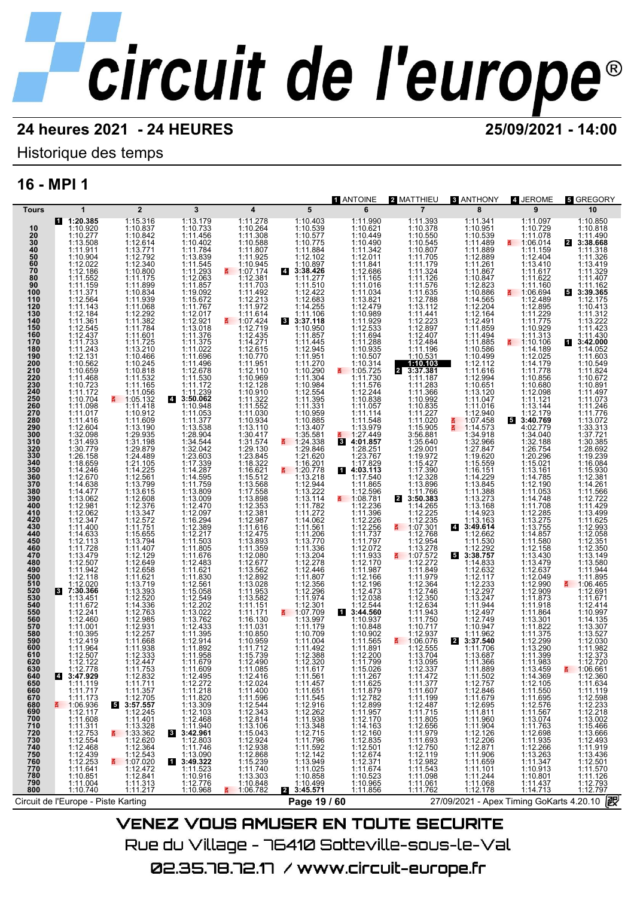# circuit de l'europe®

## 24 heures 2021 - 24 HEURES

**25/09/2021 - 14:00**

Historique des temps

## 16 - MPI 1

Pilotes : 1 ANTOINE · 2 MATTHIEU · 3 ANTHONY · 4 JEROME · 5 GREGORY

| Tours | 1 | 2 | 3 | 4 | 5 | 6 | 7 | 8 | 9 | 10 |
|---|---|---|---|---|---|---|---|---|---|---|
| | [1] 1:20.385 | 1:15.316 | 1:13.179 | 1:11.278 | 1:10.403 | 1:11.990 | 1:11.393 | 1:11.341 | 1:11.097 | 1:10.850 |
| 10 | 1:10.920 | 1:10.837 | 1:10.733 | 1:10.264 | 1:10.539 | 1:10.621 | 1:10.378 | 1:10.951 | 1:10.729 | 1:10.818 |
| 20 | 1:10.277 | 1:10.842 | 1:11.456 | 1:11.308 | 1:10.577 | 1:10.449 | 1:10.550 | 1:10.539 | 1:11.078 | 1:11.490 |
| 30 | 1:13.508 | 1:12.614 | 1:10.402 | 1:10.588 | 1:10.775 | 1:10.490 | 1:10.545 | 1:11.489 | 1:06.014 | [2] 3:38.668 |
| 40 | 1:11.911 | 1:13.771 | 1:11.784 | 1:11.807 | 1:11.884 | 1:11.342 | 1:10.807 | 1:11.889 | 1:11.159 | 1:11.318 |
| 50 | 1:10.904 | 1:12.792 | 1:13.839 | 1:11.925 | 1:12.102 | 1:12.011 | 1:11.705 | 1:12.889 | 1:12.404 | 1:11.326 |
| 60 | 1:12.022 | 1:12.340 | 1:11.545 | 1:10.945 | 1:10.897 | 1:11.841 | 1:11.179 | 1:11.261 | 1:13.410 | 1:13.419 |
| 70 | 1:12.186 | 1:10.800 | 1:11.293 | 1:07.174 | [4] 3:38.426 | 1:12.686 | 1:11.324 | 1:11.867 | 1:11.617 | 1:13.329 |
| 80 | 1:11.552 | 1:11.175 | 1:12.063 | 1:12.381 | 1:11.277 | 1:11.165 | 1:11.126 | 1:10.847 | 1:11.622 | 1:11.407 |
| 90 | 1:11.159 | 1:11.899 | 1:11.857 | 1:11.703 | 1:11.510 | 1:11.016 | 1:11.576 | 1:12.823 | 1:11.160 | 1:11.162 |
| 100 | 1:11.371 | 1:10.834 | 1:19.092 | 1:11.492 | 1:12.422 | 1:11.034 | 1:11.635 | 1:10.886 | 1:06.694 | [5] 3:39.365 |
| 110 | 1:12.564 | 1:11.939 | 1:15.672 | 1:12.213 | 1:12.683 | 1:13.821 | 1:12.788 | 1:14.565 | 1:12.489 | 1:12.175 |
| 120 | 1:11.143 | 1:11.068 | 1:11.767 | 1:11.972 | 1:14.255 | 1:12.479 | 1:13.112 | 1:12.204 | 1:12.895 | 1:10.413 |
| 130 | 1:12.184 | 1:12.292 | 1:12.017 | 1:11.614 | 1:11.106 | 1:10.989 | 1:11.441 | 1:12.164 | 1:11.229 | 1:11.312 |
| 140 | 1:11.361 | 1:11.382 | 1:12.921 | 1:07.424 | [3] 3:37.118 | 1:11.929 | 1:12.223 | 1:12.491 | 1:11.775 | 1:13.222 |
| 150 | 1:12.545 | 1:11.784 | 1:13.018 | 1:12.719 | 1:10.950 | 1:12.533 | 1:12.897 | 1:11.859 | 1:10.929 | 1:11.423 |
| 160 | 1:12.437 | 1:11.601 | 1:11.376 | 1:12.435 | 1:11.857 | 1:11.694 | 1:12.407 | 1:11.494 | 1:11.313 | 1:11.430 |
| 170 | 1:11.733 | 1:11.725 | 1:11.375 | 1:14.271 | 1:11.445 | 1:11.288 | 1:12.484 | 1:11.885 | 1:10.106 | [1] 3:42.000 |
| 180 | 1:11.243 | 1:13.210 | 1:11.022 | 1:12.615 | 1:12.945 | 1:10.935 | 1:11.196 | 1:10.586 | 1:14.189 | 1:14.052 |
| 190 | 1:12.131 | 1:10.466 | 1:11.696 | 1:10.770 | 1:11.951 | 1:10.507 | 1:10.531 | 1:10.499 | 1:12.025 | 1:11.603 |
| 200 | 1:10.562 | 1:10.245 | 1:11.496 | 1:11.951 | 1:11.270 | 1:10.314 | **1:10.103** | 1:12.112 | 1:14.179 | 1:10.549 |
| 210 | 1:10.659 | 1:10.818 | 1:12.678 | 1:12.110 | 1:10.290 | 1:05.725 | [2] 3:37.381 | 1:11.616 | 1:11.778 | 1:11.824 |
| 220 | 1:11.468 | 1:11.532 | 1:11.530 | 1:10.969 | 1:11.304 | 1:11.730 | 1:11.187 | 1:12.994 | 1:10.856 | 1:10.672 |
| 230 | 1:10.723 | 1:11.165 | 1:11.172 | 1:12.128 | 1:10.984 | 1:11.576 | 1:11.283 | 1:10.651 | 1:10.680 | 1:10.891 |
| 240 | 1:11.172 | 1:11.056 | 1:11.239 | 1:10.910 | 1:12.554 | 1:12.244 | 1:11.366 | 1:13.120 | 1:12.098 | 1:11.497 |
| 250 | 1:10.704 | 1:05.132 | [4] 3:50.062 | 1:11.322 | 1:11.395 | 1:10.838 | 1:10.992 | 1:11.047 | 1:11.121 | 1:11.073 |
| 260 | 1:11.098 | 1:11.418 | 1:10.948 | 1:11.552 | 1:11.331 | 1:11.057 | 1:10.835 | 1:11.493 | 1:13.144 | 1:11.246 |
| 270 | 1:11.017 | 1:10.912 | 1:11.053 | 1:11.030 | 1:10.959 | 1:11.114 | 1:11.227 | 1:12.940 | 1:12.179 | 1:11.776 |
| 280 | 1:11.416 | 1:11.609 | 1:11.377 | 1:10.934 | 1:10.885 | 1:11.548 | 1:11.020 | 1:07.458 | [5] 3:40.769 | 1:13.072 |
| 290 | 1:12.604 | 1:13.190 | 1:13.538 | 1:13.110 | 1:13.407 | 1:13.979 | 1:15.905 | 1:14.573 | 4:02.779 | 1:33.313 |
| 300 | 1:32.098 | 1:29.935 | 1:28.904 | 1:30.417 | 1:35.581 | 1:27.449 | 3:56.881 | 1:34.918 | 1:34.040 | 1:37.721 |
| 310 | 1:31.493 | 1:31.198 | 1:34.544 | 1:31.574 | 1:24.338 | [3] 4:01.857 | 1:35.640 | 1:32.966 | 1:32.188 | 1:30.385 |
| 320 | 1:30.779 | 1:29.879 | 1:32.042 | 1:29.130 | 1:29.846 | 1:28.251 | 1:29.001 | 1:27.847 | 1:26.754 | 1:28.692 |
| 330 | 1:26.158 | 1:24.489 | 1:23.603 | 1:23.845 | 1:21.620 | 1:23.767 | 1:19.972 | 1:19.620 | 1:20.296 | 1:19.239 |
| 340 | 1:18.659 | 1:21.105 | 1:17.339 | 1:18.322 | 1:16.201 | 1:17.829 | 1:15.427 | 1:15.559 | 1:15.021 | 1:16.084 |
| 350 | 1:14.246 | 1:14.225 | 1:14.287 | 1:16.621 | 1:20.778 | [1] 4:03.113 | 1:17.390 | 1:16.151 | 1:13.161 | 1:15.930 |
| 360 | 1:12.670 | 1:12.561 | 1:14.595 | 1:15.512 | 1:13.218 | 1:17.540 | 1:12.328 | 1:14.229 | 1:14.785 | 1:12.381 |
| 370 | 1:14.638 | 1:13.799 | 1:11.759 | 1:13.568 | 1:12.944 | 1:11.865 | 1:13.886 | 1:13.845 | 1:12.190 | 1:14.261 |
| 380 | 1:14.477 | 1:13.615 | 1:13.809 | 1:17.558 | 1:13.222 | 1:12.596 | 1:11.766 | 1:11.388 | 1:11.053 | 1:11.566 |
| 390 | 1:13.062 | 1:12.608 | 1:13.009 | 1:13.898 | 1:13.114 | 1:08.781 | [2] 3:50.383 | 1:13.273 | 1:14.748 | 1:12.722 |
| 400 | 1:12.981 | 1:12.376 | 1:12.470 | 1:12.353 | 1:11.782 | 1:12.236 | 1:14.265 | 1:13.168 | 1:11.708 | 1:11.429 |
| 410 | 1:12.062 | 1:13.347 | 1:12.097 | 1:12.381 | 1:11.272 | 1:11.396 | 1:12.225 | 1:14.923 | 1:12.285 | 1:13.499 |
| 420 | 1:12.347 | 1:12.572 | 1:16.294 | 1:12.987 | 1:14.062 | 1:12.226 | 1:12.235 | 1:13.163 | 1:13.275 | 1:11.625 |
| 430 | 1:11.400 | 1:11.751 | 1:12.389 | 1:11.616 | 1:11.561 | 1:12.256 | 1:07.301 | [4] 3:49.614 | 1:13.755 | 1:12.993 |
| 440 | 1:14.633 | 1:15.655 | 1:12.217 | 1:12.475 | 1:11.206 | 1:11.737 | 1:12.768 | 1:12.662 | 1:14.857 | 1:12.058 |
| 450 | 1:12.113 | 1:13.794 | 1:11.503 | 1:13.893 | 1:13.770 | 1:11.797 | 1:12.954 | 1:11.530 | 1:11.580 | 1:12.351 |
| 460 | 1:11.728 | 1:11.407 | 1:11.805 | 1:11.359 | 1:11.336 | 1:12.072 | 1:13.278 | 1:12.292 | 1:12.158 | 1:12.350 |
| 470 | 1:13.479 | 1:12.129 | 1:11.676 | 1:12.080 | 1:13.204 | 1:11.933 | 1:07.572 | [5] 3:38.757 | 1:13.430 | 1:13.149 |
| 480 | 1:12.507 | 1:12.649 | 1:12.483 | 1:12.677 | 1:12.278 | 1:12.170 | 1:12.272 | 1:14.833 | 1:13.479 | 1:13.580 |
| 490 | 1:11.942 | 1:12.658 | 1:11.621 | 1:13.562 | 1:12.446 | 1:11.987 | 1:11.849 | 1:12.632 | 1:12.637 | 1:11.944 |
| 500 | 1:12.118 | 1:11.621 | 1:11.830 | 1:12.892 | 1:11.807 | 1:12.166 | 1:11.979 | 1:12.117 | 1:12.049 | 1:11.895 |
| 510 | 1:12.020 | 1:13.719 | 1:12.561 | 1:13.028 | 1:12.356 | 1:12.196 | 1:12.364 | 1:12.233 | 1:12.990 | 1:06.465 |
| 520 | [3] 7:30.366 | 1:13.393 | 1:15.058 | 1:11.953 | 1:12.296 | 1:12.473 | 1:12.746 | 1:12.297 | 1:12.909 | 1:12.691 |
| 530 | 1:13.451 | 1:12.520 | 1:12.549 | 1:13.582 | 1:11.974 | 1:12.038 | 1:12.350 | 1:13.247 | 1:11.873 | 1:11.671 |
| 540 | 1:11.672 | 1:14.336 | 1:12.202 | 1:11.151 | 1:12.301 | 1:12.544 | 1:12.634 | 1:11.944 | 1:11.918 | 1:12.414 |
| 550 | 1:12.241 | 1:12.763 | 1:13.022 | 1:11.171 | 1:07.709 | [1] 3:44.560 | 1:11.943 | 1:12.497 | 1:11.864 | 1:10.997 |
| 560 | 1:12.460 | 1:12.985 | 1:13.762 | 1:16.130 | 1:13.997 | 1:10.937 | 1:11.750 | 1:12.749 | 1:13.301 | 1:14.135 |
| 570 | 1:11.001 | 1:12.931 | 1:12.433 | 1:11.031 | 1:11.179 | 1:10.848 | 1:10.717 | 1:10.947 | 1:11.822 | 1:13.307 |
| 580 | 1:10.395 | 1:12.257 | 1:11.395 | 1:10.850 | 1:10.709 | 1:10.902 | 1:12.937 | 1:11.962 | 1:11.375 | 1:13.527 |
| 590 | 1:12.419 | 1:11.668 | 1:12.914 | 1:10.959 | 1:11.004 | 1:11.565 | 1:06.076 | [2] 3:37.540 | 1:12.299 | 1:12.030 |
| 600 | 1:11.964 | 1:11.938 | 1:11.892 | 1:11.712 | 1:11.492 | 1:11.891 | 1:12.555 | 1:11.706 | 1:13.290 | 1:11.982 |
| 610 | 1:12.507 | 1:12.333 | 1:11.958 | 1:15.739 | 1:12.388 | 1:12.200 | 1:13.704 | 1:13.687 | 1:11.399 | 1:12.373 |
| 620 | 1:12.122 | 1:12.447 | 1:11.679 | 1:12.490 | 1:12.320 | 1:11.799 | 1:13.095 | 1:11.366 | 1:11.983 | 1:12.720 |
| 630 | 1:12.778 | 1:11.753 | 1:11.609 | 1:11.085 | 1:11.617 | 1:15.026 | 1:12.357 | 1:11.889 | 1:13.459 | 1:06.861 |
| 640 | [4] 3:47.929 | 1:12.832 | 1:12.495 | 1:12.416 | 1:11.561 | 1:11.267 | 1:11.472 | 1:11.502 | 1:14.369 | 1:12.360 |
| 650 | 1:11.119 | 1:11.711 | 1:12.272 | 1:12.024 | 1:11.457 | 1:11.625 | 1:11.377 | 1:12.757 | 1:12.105 | 1:11.634 |
| 660 | 1:11.717 | 1:11.357 | 1:11.218 | 1:11.400 | 1:11.651 | 1:11.879 | 1:11.607 | 1:12.846 | 1:11.550 | 1:11.119 |
| 670 | 1:11.173 | 1:12.705 | 1:11.820 | 1:11.596 | 1:11.545 | 1:12.782 | 1:11.199 | 1:11.679 | 1:11.695 | 1:12.598 |
| 680 | 1:06.936 | [5] 3:57.557 | 1:13.309 | 1:12.544 | 1:12.916 | 1:12.899 | 1:12.487 | 1:12.695 | 1:12.576 | 1:12.233 |
| 690 | 1:12.117 | 1:12.245 | 1:12.103 | 1:12.343 | 1:12.262 | 1:11.957 | 1:11.715 | 1:11.811 | 1:11.567 | 1:12.218 |
| 700 | 1:11.608 | 1:11.401 | 1:12.468 | 1:12.814 | 1:13.938 | 1:12.170 | 1:11.805 | 1:11.960 | 1:13.074 | 1:13.002 |
| 710 | 1:11.311 | 1:13.328 | 1:11.940 | 1:13.106 | 1:13.348 | 1:14.163 | 1:12.656 | 1:11.904 | 1:11.763 | 1:15.466 |
| 720 | 1:12.753 | 1:33.362 | [3] 3:42.961 | 1:15.043 | 1:12.715 | 1:12.160 | 1:11.979 | 1:12.126 | 1:12.698 | 1:13.666 |
| 730 | 1:12.554 | 1:12.620 | 1:12.803 | 1:12.924 | 1:11.796 | 1:12.835 | 1:11.693 | 1:12.206 | 1:11.935 | 1:12.493 |
| 740 | 1:12.468 | 1:12.364 | 1:11.746 | 1:12.938 | 1:11.592 | 1:12.501 | 1:12.750 | 1:12.871 | 1:12.266 | 1:11.919 |
| 750 | 1:12.439 | 1:12.543 | 1:13.090 | 1:12.868 | 1:12.142 | 1:12.674 | 1:12.119 | 1:11.906 | 1:13.263 | 1:13.436 |
| 760 | 1:12.253 | 1:07.020 | [1] 3:49.322 | 1:15.239 | 1:13.949 | 1:12.371 | 1:12.982 | 1:11.659 | 1:11.347 | 1:12.501 |
| 770 | 1:11.641 | 1:12.472 | 1:11.523 | 1:11.740 | 1:11.025 | 1:11.674 | 1:11.543 | 1:11.101 | 1:10.913 | 1:11.570 |
| 780 | 1:10.851 | 1:12.841 | 1:10.916 | 1:13.303 | 1:10.858 | 1:10.523 | 1:11.098 | 1:11.244 | 1:10.801 | 1:11.126 |
| 790 | 1:11.004 | 1:11.313 | 1:12.776 | 1:10.848 | 1:10.499 | 1:10.965 | 1:11.061 | 1:11.068 | 1:11.437 | 1:12.793 |
| 800 | 1:10.740 | 1:11.217 | 1:10.968 | 1:06.782 | [2] 3:45.571 | 1:11.856 | 1:11.762 | 1:12.178 | 1:14.713 | 1:12.797 |

Circuit de l'Europe - Piste Karting

27/09/2021 - Apex Timing GoKarts 4.20.10

VENEZ VOUS AMUSER EN TOUTE SECURITE

Rue du Village - 76410 Sotteville-sous-le-Val

02.35.78.72.17 / www.circuit-europe.fr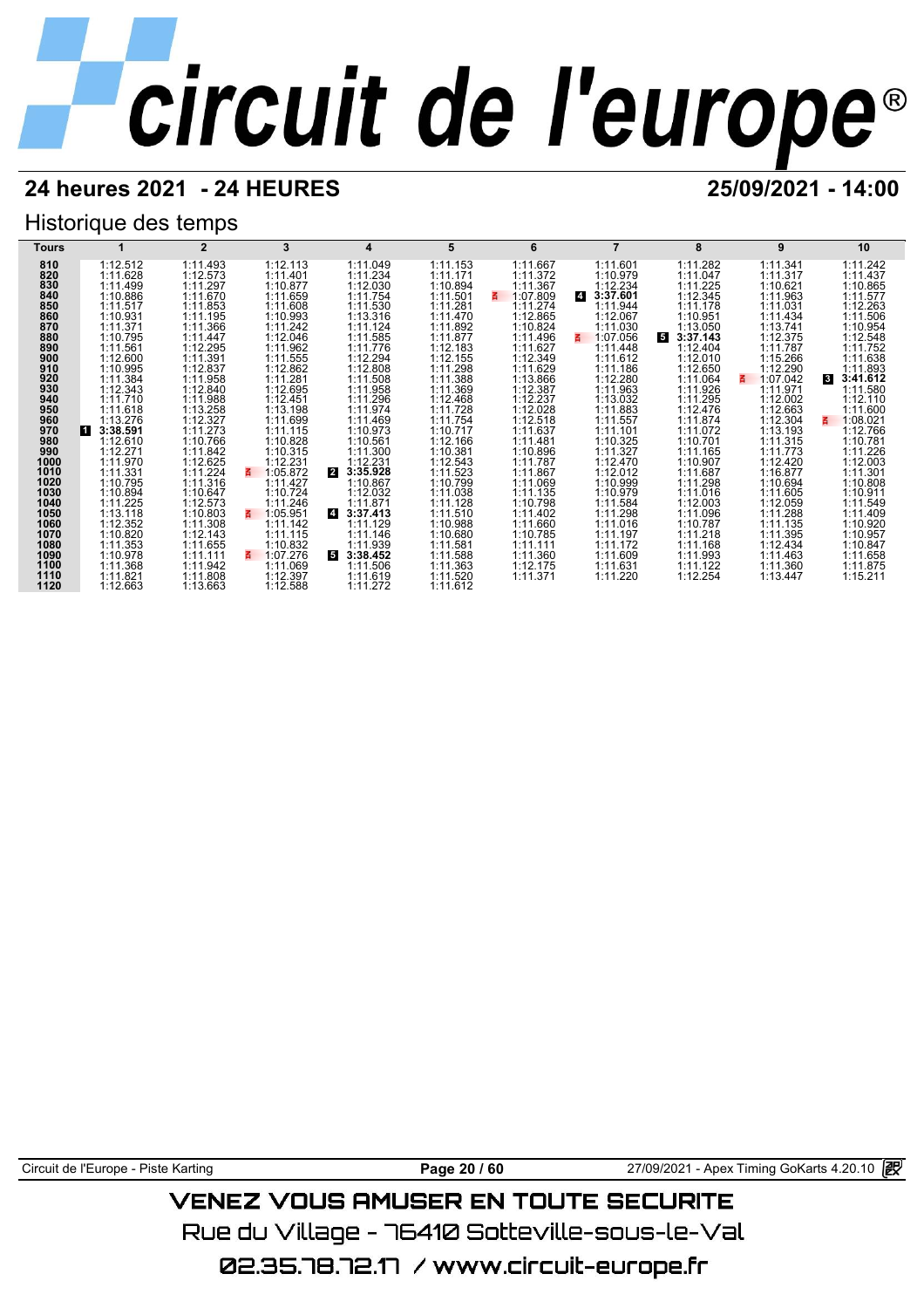# circuit de l'europe

## 24 heures 2021 - 24 HEURES

## 25/09/2021 - 14:00

### Historique des temps

| Tours | 1 | 2 | 3 | 4 | 5 | 6 | 7 | 8 | 9 | 10 |
|---|---|---|---|---|---|---|---|---|---|---|
| 810 | 1:12.512 | 1:11.493 | 1:12.113 | 1:11.049 | 1:11.153 | 1:11.667 | 1:11.601 | 1:11.282 | 1:11.341 | 1:11.242 |
| 820 | 1:11.628 | 1:12.573 | 1:11.401 | 1:11.234 | 1:11.171 | 1:11.372 | 1:10.979 | 1:11.047 | 1:11.317 | 1:11.437 |
| 830 | 1:11.499 | 1:11.297 | 1:10.877 | 1:12.030 | 1:10.894 | 1:11.367 | 1:12.234 | 1:11.225 | 1:10.621 | 1:10.865 |
| 840 | 1:10.886 | 1:11.670 | 1:11.659 | 1:11.754 | 1:11.501 | 1:07.809 | **4** **3:37.601** | 1:12.345 | 1:11.963 | 1:11.577 |
| 850 | 1:11.517 | 1:11.853 | 1:11.608 | 1:11.530 | 1:11.281 | 1:11.274 | 1:11.944 | 1:11.178 | 1:11.031 | 1:12.263 |
| 860 | 1:10.931 | 1:11.195 | 1:10.993 | 1:13.316 | 1:11.470 | 1:12.865 | 1:12.067 | 1:10.951 | 1:11.434 | 1:11.506 |
| 870 | 1:11.371 | 1:11.366 | 1:11.242 | 1:11.124 | 1:11.892 | 1:10.824 | 1:11.030 | 1:13.050 | 1:13.741 | 1:10.954 |
| 880 | 1:10.795 | 1:11.447 | 1:12.046 | 1:11.585 | 1:11.877 | 1:11.496 | 1:07.056 | **5** **3:37.143** | 1:12.375 | 1:12.548 |
| 890 | 1:11.561 | 1:12.295 | 1:11.962 | 1:11.776 | 1:12.183 | 1:11.627 | 1:11.448 | 1:12.404 | 1:11.787 | 1:11.752 |
| 900 | 1:12.600 | 1:11.391 | 1:11.555 | 1:12.294 | 1:12.155 | 1:12.349 | 1:11.612 | 1:12.010 | 1:15.266 | 1:11.638 |
| 910 | 1:10.995 | 1:12.837 | 1:12.862 | 1:12.808 | 1:11.298 | 1:11.629 | 1:11.186 | 1:12.650 | 1:12.290 | 1:11.893 |
| 920 | 1:11.384 | 1:11.958 | 1:11.281 | 1:11.508 | 1:11.388 | 1:13.866 | 1:12.280 | 1:11.064 | 1:07.042 | **3** **3:41.612** |
| 930 | 1:12.343 | 1:12.840 | 1:12.695 | 1:11.958 | 1:11.369 | 1:12.387 | 1:11.963 | 1:11.926 | 1:11.971 | 1:11.580 |
| 940 | 1:11.710 | 1:11.988 | 1:12.451 | 1:11.296 | 1:12.468 | 1:12.237 | 1:13.032 | 1:11.295 | 1:12.002 | 1:12.110 |
| 950 | 1:11.618 | 1:13.258 | 1:13.198 | 1:11.974 | 1:11.728 | 1:12.028 | 1:11.883 | 1:12.476 | 1:12.663 | 1:11.600 |
| 960 | 1:13.276 | 1:12.327 | 1:11.699 | 1:11.469 | 1:11.754 | 1:12.518 | 1:11.557 | 1:11.874 | 1:12.304 | 1:08.021 |
| 970 | **1** **3:38.591** | 1:11.273 | 1:11.115 | 1:10.973 | 1:10.717 | 1:11.637 | 1:11.101 | 1:11.072 | 1:13.193 | 1:12.766 |
| 980 | 1:12.610 | 1:10.766 | 1:10.828 | 1:10.561 | 1:12.166 | 1:11.481 | 1:10.325 | 1:10.701 | 1:11.315 | 1:10.781 |
| 990 | 1:12.271 | 1:11.842 | 1:10.315 | 1:11.300 | 1:10.381 | 1:10.896 | 1:11.327 | 1:11.165 | 1:11.773 | 1:11.226 |
| 1000 | 1:11.970 | 1:12.625 | 1:12.231 | 1:12.231 | 1:12.543 | 1:11.787 | 1:12.470 | 1:10.907 | 1:12.420 | 1:12.003 |
| 1010 | 1:11.331 | 1:11.224 | 1:05.872 | **2** **3:35.928** | 1:11.523 | 1:11.867 | 1:12.012 | 1:11.687 | 1:16.877 | 1:11.301 |
| 1020 | 1:10.795 | 1:11.316 | 1:11.427 | 1:10.867 | 1:10.799 | 1:11.069 | 1:10.999 | 1:11.298 | 1:10.694 | 1:10.808 |
| 1030 | 1:10.894 | 1:10.647 | 1:10.724 | 1:12.032 | 1:11.038 | 1:11.135 | 1:10.979 | 1:11.016 | 1:11.605 | 1:10.911 |
| 1040 | 1:11.225 | 1:12.573 | 1:11.246 | 1:11.871 | 1:11.128 | 1:10.798 | 1:11.584 | 1:12.003 | 1:12.059 | 1:11.549 |
| 1050 | 1:13.118 | 1:10.803 | 1:05.951 | **4** **3:37.413** | 1:11.510 | 1:11.402 | 1:11.298 | 1:11.096 | 1:11.288 | 1:11.409 |
| 1060 | 1:12.352 | 1:11.308 | 1:11.142 | 1:11.129 | 1:10.988 | 1:11.660 | 1:11.016 | 1:10.787 | 1:11.135 | 1:10.920 |
| 1070 | 1:10.820 | 1:12.143 | 1:11.115 | 1:11.146 | 1:10.680 | 1:10.785 | 1:11.197 | 1:11.218 | 1:11.395 | 1:10.957 |
| 1080 | 1:11.353 | 1:11.655 | 1:10.832 | 1:11.939 | 1:11.581 | 1:11.111 | 1:11.172 | 1:11.168 | 1:12.434 | 1:10.847 |
| 1090 | 1:10.978 | 1:11.111 | 1:07.276 | **5** **3:38.452** | 1:11.588 | 1:11.360 | 1:11.609 | 1:11.993 | 1:11.463 | 1:11.658 |
| 1100 | 1:11.368 | 1:11.942 | 1:11.069 | 1:11.506 | 1:11.363 | 1:12.175 | 1:11.631 | 1:11.122 | 1:11.360 | 1:11.875 |
| 1110 | 1:11.821 | 1:11.808 | 1:12.397 | 1:11.619 | 1:11.520 | 1:11.371 | 1:11.220 | 1:12.254 | 1:13.447 | 1:15.211 |
| 1120 | 1:12.663 | 1:13.663 | 1:12.588 | 1:11.272 | 1:11.612 | | | | | |

Circuit de l'Europe - Piste Karting — 27/09/2021 - Apex Timing GoKarts 4.20.10

VENEZ VOUS AMUSER EN TOUTE SECURITE

Rue du Village - 76410 Sotteville-sous-le-Val

02.35.78.72.17 / www.circuit-europe.fr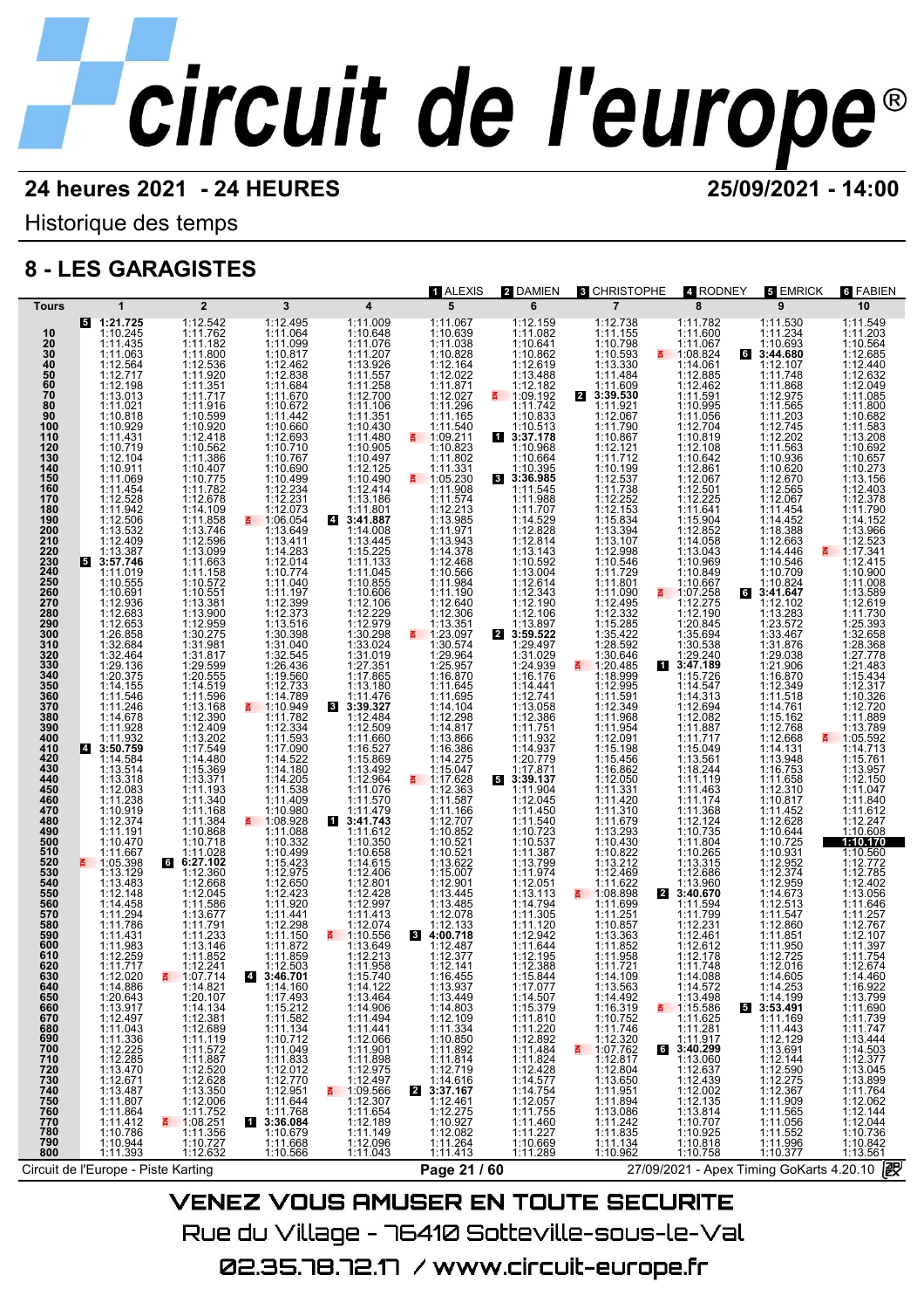# circuit de l'europe®

**24 heures 2021 - 24 HEURES** **25/09/2021 - 14:00**

Historique des temps

## 8 - LES GARAGISTES

1 ALEXIS | 2 DAMIEN | 3 CHRISTOPHE | 4 RODNEY | 5 EMRICK | 6 FABIEN

| Tours | 1 | 2 | 3 | 4 | 5 | 6 | 7 | 8 | 9 | 10 |
|---|---|---|---|---|---|---|---|---|---|---|
| | 5 1:21.725 | 1:12.542 | 1:12.495 | 1:11.009 | 1:11.067 | 1:12.159 | 1:12.738 | 1:11.782 | 1:11.530 | 1:11.549 |
| 10 | 1:10.245 | 1:11.762 | 1:11.064 | 1:10.648 | 1:10.639 | 1:11.082 | 1:11.155 | 1:11.600 | 1:11.234 | 1:11.203 |
| 20 | 1:11.435 | 1:11.182 | 1:11.099 | 1:11.076 | 1:11.038 | 1:10.641 | 1:10.798 | 1:11.067 | 1:10.693 | 1:10.564 |
| 30 | 1:11.063 | 1:11.800 | 1:10.817 | 1:11.207 | 1:10.828 | 1:10.862 | 1:13.593 | 1:08.824 | 6 3:44.680 | 1:12.685 |
| 40 | 1:12.564 | 1:12.536 | 1:12.462 | 1:13.926 | 1:12.164 | 1:12.619 | 1:13.330 | 1:14.061 | 1:12.107 | 1:12.440 |
| 50 | 1:12.717 | 1:11.920 | 1:12.838 | 1:11.557 | 1:12.022 | 1:13.488 | 1:11.484 | 1:12.885 | 1:11.748 | 1:12.632 |
| 60 | 1:12.198 | 1:11.351 | 1:11.684 | 1:11.258 | 1:11.871 | 1:12.182 | 1:11.609 | 1:12.462 | 1:11.868 | 1:12.049 |
| 70 | 1:13.013 | 1:11.717 | 1:11.670 | 1:12.700 | 1:12.027 | 1:09.192 | 2 3:39.530 | 1:11.591 | 1:12.975 | 1:11.085 |
| 80 | 1:11.021 | 1:11.916 | 1:10.672 | 1:11.106 | 1:11.296 | 1:11.742 | 1:11.921 | 1:10.995 | 1:11.565 | 1:11.800 |
| 90 | 1:10.818 | 1:10.599 | 1:11.442 | 1:11.351 | 1:11.165 | 1:10.833 | 1:12.067 | 1:11.056 | 1:11.203 | 1:10.682 |
| 100 | 1:10.929 | 1:10.920 | 1:10.660 | 1:10.430 | 1:11.540 | 1:10.513 | 1:11.790 | 1:12.704 | 1:11.583 | 1:11.583 |
| 110 | 1:11.431 | 1:12.418 | 1:12.693 | 1:11.480 | 1:09.211 | 1 3:37.178 | 1:10.867 | 1:10.819 | 1:12.202 | 1:13.208 |
| 120 | 1:10.719 | 1:10.562 | 1:10.710 | 1:10.905 | 1:10.823 | 1:10.968 | 1:12.121 | 1:12.108 | 1:11.563 | 1:10.692 |
| 130 | 1:12.104 | 1:11.386 | 1:10.767 | 1:10.497 | 1:11.802 | 1:10.664 | 1:11.712 | 1:10.642 | 1:10.936 | 1:10.657 |
| 140 | 1:10.911 | 1:10.407 | 1:10.690 | 1:12.125 | 1:11.331 | 1:10.395 | 1:10.199 | 1:12.861 | 1:10.620 | 1:10.273 |
| 150 | 1:11.069 | 1:10.775 | 1:10.499 | 1:10.490 | 1:05.230 | 3 3:36.985 | 1:12.537 | 1:12.067 | 1:12.670 | 1:13.156 |
| 160 | 1:11.454 | 1:11.782 | 1:12.234 | 1:12.414 | 1:11.908 | 1:11.545 | 1:11.738 | 1:12.501 | 1:12.565 | 1:12.403 |
| 170 | 1:12.528 | 1:12.678 | 1:12.231 | 1:13.186 | 1:11.574 | 1:11.988 | 1:12.252 | 1:12.225 | 1:12.067 | 1:12.378 |
| 180 | 1:11.942 | 1:14.109 | 1:12.073 | 1:11.801 | 1:12.213 | 1:11.707 | 1:12.153 | 1:11.641 | 1:11.454 | 1:11.790 |
| 190 | 1:12.506 | 1:11.858 | 1:06.054 | 4 3:41.887 | 1:13.985 | 1:14.529 | 1:15.834 | 1:15.904 | 1:14.452 | 1:14.152 |
| 200 | 1:13.532 | 1:13.746 | 1:13.649 | 1:14.008 | 1:11.971 | 1:12.828 | 1:13.394 | 1:12.852 | 1:18.388 | 1:13.966 |
| 210 | 1:12.409 | 1:12.596 | 1:13.411 | 1:13.445 | 1:13.943 | 1:12.814 | 1:13.107 | 1:14.058 | 1:12.663 | 1:12.523 |
| 220 | 1:13.387 | 1:13.099 | 1:14.283 | 1:15.225 | 1:14.378 | 1:13.143 | 1:12.998 | 1:13.043 | 1:14.446 | 1:17.341 |
| 230 | 5 3:57.746 | 1:11.663 | 1:12.014 | 1:11.133 | 1:12.468 | 1:10.592 | 1:10.546 | 1:10.969 | 1:10.546 | 1:12.415 |
| 240 | 1:11.019 | 1:11.158 | 1:10.774 | 1:11.045 | 1:11.566 | 1:13.004 | 1:11.729 | 1:10.849 | 1:10.709 | 1:10.900 |
| 250 | 1:10.555 | 1:10.572 | 1:11.040 | 1:10.855 | 1:11.984 | 1:12.614 | 1:11.801 | 1:10.667 | 1:10.824 | 1:11.008 |
| 260 | 1:10.691 | 1:10.551 | 1:11.197 | 1:10.606 | 1:11.190 | 1:12.343 | 1:11.090 | 1:07.258 | 6 3:41.647 | 1:13.589 |
| 270 | 1:12.936 | 1:13.381 | 1:12.399 | 1:12.106 | 1:12.640 | 1:12.190 | 1:12.495 | 1:12.275 | 1:12.102 | 1:12.619 |
| 280 | 1:12.683 | 1:13.900 | 1:12.373 | 1:12.229 | 1:12.306 | 1:12.106 | 1:12.332 | 1:12.190 | 1:13.283 | 1:11.730 |
| 290 | 1:12.653 | 1:12.959 | 1:13.516 | 1:12.979 | 1:13.351 | 1:13.897 | 1:15.285 | 1:20.845 | 1:23.572 | 1:25.393 |
| 300 | 1:26.858 | 1:30.275 | 1:30.398 | 1:30.298 | 1:23.097 | 2 3:59.522 | 1:35.422 | 1:35.694 | 1:33.467 | 1:32.658 |
| 310 | 1:32.684 | 1:31.981 | 1:31.040 | 1:33.024 | 1:30.574 | 1:29.497 | 1:28.592 | 1:30.538 | 1:31.876 | 1:28.368 |
| 320 | 1:32.464 | 1:31.817 | 1:32.545 | 1:31.019 | 1:29.964 | 1:31.029 | 1:30.646 | 1:29.240 | 1:29.038 | 1:27.778 |
| 330 | 1:29.136 | 1:29.599 | 1:26.436 | 1:27.351 | 1:25.957 | 1:24.939 | 1:20.485 | 1 3:47.189 | 1:21.906 | 1:21.483 |
| 340 | 1:20.375 | 1:20.555 | 1:19.560 | 1:17.865 | 1:16.870 | 1:16.176 | 1:18.999 | 1:15.726 | 1:16.870 | 1:15.434 |
| 350 | 1:14.155 | 1:14.519 | 1:12.733 | 1:13.180 | 1:11.645 | 1:14.441 | 1:12.995 | 1:14.547 | 1:12.349 | 1:12.317 |
| 360 | 1:11.546 | 1:11.596 | 1:14.789 | 1:11.476 | 1:11.695 | 1:12.741 | 1:11.591 | 1:14.313 | 1:11.518 | 1:10.326 |
| 370 | 1:11.246 | 1:13.168 | 1:10.949 | 3 3:39.327 | 1:14.104 | 1:13.058 | 1:12.349 | 1:12.694 | 1:14.761 | 1:12.720 |
| 380 | 1:14.678 | 1:12.390 | 1:11.782 | 1:12.484 | 1:12.298 | 1:12.386 | 1:11.968 | 1:12.082 | 1:15.162 | 1:11.889 |
| 390 | 1:11.928 | 1:12.409 | 1:12.334 | 1:12.509 | 1:14.817 | 1:11.751 | 1:11.954 | 1:11.887 | 1:12.768 | 1:13.789 |
| 400 | 1:11.932 | 1:13.202 | 1:11.593 | 1:11.660 | 1:13.866 | 1:11.932 | 1:12.091 | 1:11.717 | 1:12.668 | 1:05.892 |
| 410 | 4 3:50.759 | 1:17.549 | 1:17.090 | 1:16.527 | 1:16.386 | 1:14.937 | 1:15.198 | 1:15.049 | 1:14.131 | 1:14.713 |
| 420 | 1:14.584 | 1:14.480 | 1:14.522 | 1:15.869 | 1:14.275 | 1:20.779 | 1:15.456 | 1:13.561 | 1:13.948 | 1:15.761 |
| 430 | 1:13.514 | 1:15.369 | 1:14.180 | 1:13.492 | 1:15.047 | 1:17.871 | 1:16.662 | 1:18.244 | 1:16.753 | 1:13.957 |
| 440 | 1:13.318 | 1:13.371 | 1:14.205 | 1:12.964 | 1:17.628 | 5 3:39.137 | 1:12.050 | 1:11.119 | 1:11.658 | 1:12.150 |
| 450 | 1:12.083 | 1:11.193 | 1:11.538 | 1:11.076 | 1:12.363 | 1:11.904 | 1:11.331 | 1:11.463 | 1:12.310 | 1:11.047 |
| 460 | 1:11.238 | 1:11.340 | 1:11.409 | 1:11.570 | 1:11.587 | 1:12.045 | 1:11.420 | 1:11.174 | 1:10.817 | 1:11.840 |
| 470 | 1:10.919 | 1:11.168 | 1:10.980 | 1:11.479 | 1:11.166 | 1:11.450 | 1:11.310 | 1:11.368 | 1:11.452 | 1:11.612 |
| 480 | 1:12.374 | 1:11.384 | 1:08.928 | 1 3:41.743 | 1:12.707 | 1:11.540 | 1:11.679 | 1:12.124 | 1:12.628 | 1:12.247 |
| 490 | 1:11.191 | 1:10.868 | 1:11.088 | 1:11.612 | 1:10.852 | 1:10.723 | 1:13.293 | 1:10.735 | 1:10.644 | 1:10.608 |
| 500 | 1:10.470 | 1:10.718 | 1:10.332 | 1:10.350 | 1:10.521 | 1:10.537 | 1:10.430 | 1:11.804 | 1:10.725 | **1:10.170** |
| 510 | 1:11.667 | 1:11.028 | 1:10.499 | 1:10.658 | 1:10.521 | 1:11.387 | 1:10.822 | 1:10.265 | 1:10.931 | 1:10.560 |
| 520 | 1:05.398 | 6 6:27.102 | 1:15.423 | 1:14.615 | 1:13.622 | 1:13.799 | 1:13.212 | 1:13.315 | 1:12.952 | 1:12.772 |
| 530 | 1:13.129 | 1:12.360 | 1:12.975 | 1:12.406 | 1:15.007 | 1:11.974 | 1:12.469 | 1:12.686 | 1:12.374 | 1:12.785 |
| 540 | 1:13.483 | 1:12.668 | 1:12.650 | 1:12.801 | 1:12.901 | 1:12.051 | 1:11.622 | 1:13.960 | 1:12.959 | 1:12.402 |
| 550 | 1:12.148 | 1:12.045 | 1:12.423 | 1:12.428 | 1:13.445 | 1:13.113 | 1:08.898 | 2 3:40.670 | 1:14.673 | 1:13.056 |
| 560 | 1:14.458 | 1:11.586 | 1:11.920 | 1:12.997 | 1:13.485 | 1:14.794 | 1:11.699 | 1:11.594 | 1:12.513 | 1:11.646 |
| 570 | 1:11.294 | 1:13.677 | 1:11.441 | 1:11.413 | 1:12.078 | 1:11.305 | 1:11.251 | 1:11.799 | 1:11.547 | 1:11.257 |
| 580 | 1:11.786 | 1:11.791 | 1:12.298 | 1:12.074 | 1:12.133 | 1:11.120 | 1:10.857 | 1:12.231 | 1:12.860 | 1:12.767 |
| 590 | 1:11.431 | 1:11.233 | 1:11.150 | 1:10.556 | 3 4:00.718 | 1:12.942 | 1:13.363 | 1:12.461 | 1:11.851 | 1:12.107 |
| 600 | 1:11.983 | 1:13.146 | 1:11.872 | 1:13.649 | 1:12.487 | 1:11.644 | 1:11.852 | 1:12.612 | 1:11.950 | 1:11.397 |
| 610 | 1:12.259 | 1:11.852 | 1:11.859 | 1:12.213 | 1:12.377 | 1:12.195 | 1:11.958 | 1:12.178 | 1:12.725 | 1:11.754 |
| 620 | 1:11.717 | 1:12.241 | 1:12.503 | 1:11.958 | 1:12.141 | 1:12.388 | 1:11.721 | 1:11.748 | 1:12.016 | 1:12.674 |
| 630 | 1:12.020 | 1:07.714 | 4 3:46.701 | 1:15.740 | 1:16.455 | 1:15.844 | 1:14.109 | 1:14.088 | 1:14.605 | 1:14.460 |
| 640 | 1:14.886 | 1:14.821 | 1:14.160 | 1:14.122 | 1:13.937 | 1:17.077 | 1:13.563 | 1:14.572 | 1:14.253 | 1:16.922 |
| 650 | 1:20.643 | 1:20.107 | 1:17.493 | 1:13.464 | 1:13.449 | 1:14.507 | 1:14.492 | 1:13.498 | 1:14.199 | 1:13.799 |
| 660 | 1:13.917 | 1:14.134 | 1:15.212 | 1:14.906 | 1:14.803 | 1:15.379 | 1:16.319 | 1:15.586 | 5 3:53.491 | 1:11.690 |
| 670 | 1:12.497 | 1:12.381 | 1:11.582 | 1:11.494 | 1:12.109 | 1:11.810 | 1:10.752 | 1:11.625 | 1:11.169 | 1:11.739 |
| 680 | 1:11.043 | 1:12.689 | 1:11.134 | 1:11.441 | 1:11.334 | 1:11.220 | 1:11.746 | 1:11.281 | 1:11.443 | 1:11.747 |
| 690 | 1:11.336 | 1:11.119 | 1:10.712 | 1:12.066 | 1:10.850 | 1:12.892 | 1:12.320 | 1:11.917 | 1:12.129 | 1:13.444 |
| 700 | 1:12.225 | 1:11.572 | 1:11.049 | 1:11.901 | 1:13.892 | 1:11.484 | 1:07.762 | 6 3:40.299 | 1:13.691 | 1:14.503 |
| 710 | 1:12.285 | 1:11.887 | 1:11.833 | 1:11.898 | 1:11.814 | 1:11.824 | 1:12.817 | 1:13.060 | 1:12.144 | 1:12.377 |
| 720 | 1:13.470 | 1:12.520 | 1:12.012 | 1:12.975 | 1:12.719 | 1:12.428 | 1:12.804 | 1:12.637 | 1:12.590 | 1:13.045 |
| 730 | 1:12.671 | 1:12.628 | 1:12.770 | 1:12.497 | 1:14.616 | 1:14.577 | 1:13.650 | 1:12.439 | 1:12.275 | 1:13.899 |
| 740 | 1:13.487 | 1:13.350 | 1:12.951 | 1:09.566 | 2 3:37.167 | 1:14.754 | 1:11.951 | 1:12.002 | 1:12.367 | 1:11.764 |
| 750 | 1:11.807 | 1:12.006 | 1:12.160 | 1:12.307 | 1:12.461 | 1:12.057 | 1:11.894 | 1:12.135 | 1:11.909 | 1:12.062 |
| 760 | 1:11.864 | 1:11.752 | 1:11.768 | 1:11.654 | 1:12.275 | 1:11.755 | 1:13.086 | 1:13.814 | 1:11.565 | 1:12.144 |
| 770 | 1:11.412 | 1:08.251 | 1 3:36.084 | 1:12.189 | 1:11.927 | 1:11.460 | 1:11.242 | 1:10.707 | 1:11.056 | 1:12.044 |
| 780 | 1:10.786 | 1:11.356 | 1:10.679 | 1:11.149 | 1:12.082 | 1:11.227 | 1:11.835 | 1:10.925 | 1:11.552 | 1:10.736 |
| 790 | 1:10.944 | 1:10.727 | 1:11.668 | 1:12.096 | 1:11.264 | 1:10.669 | 1:11.134 | 1:10.818 | 1:11.996 | 1:10.842 |
| 800 | 1:11.393 | 1:12.632 | 1:10.566 | 1:11.043 | 1:11.413 | 1:11.289 | 1:10.962 | 1:10.758 | 1:10.377 | 1:13.561 |

Circuit de l'Europe - Piste Karting | 27/09/2021 - Apex Timing GoKarts 4.20.10

**VENEZ VOUS AMUSER EN TOUTE SECURITE**

Rue du Village - 76410 Sotteville-sous-le-Val

02.35.78.72.17 / www.circuit-europe.fr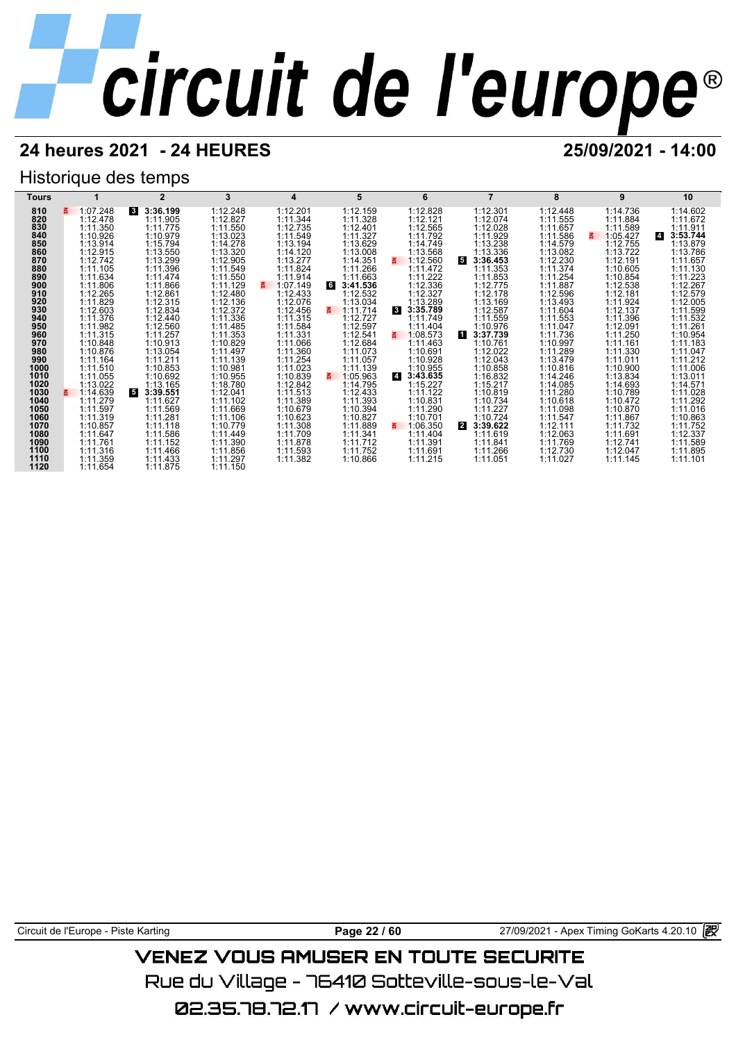# circuit de l'europe

## 24 heures 2021 - 24 HEURES

**25/09/2021 - 14:00**

### Historique des temps

| Tours | 1 | 2 | 3 | 4 | 5 | 6 | 7 | 8 | 9 | 10 |
|---|---|---|---|---|---|---|---|---|---|---|
| 810 | 1:07.248 | 3 **3:36.199** | 1:12.248 | 1:12.201 | 1:12.159 | 1:12.828 | 1:12.301 | 1:12.448 | 1:14.736 | 1:14.602 |
| 820 | 1:12.478 | 1:11.905 | 1:12.827 | 1:11.344 | 1:11.328 | 1:12.121 | 1:12.074 | 1:11.555 | 1:11.884 | 1:11.672 |
| 830 | 1:11.350 | 1:11.775 | 1:11.550 | 1:12.735 | 1:12.401 | 1:12.565 | 1:12.028 | 1:11.657 | 1:11.589 | 1:11.911 |
| 840 | 1:10.926 | 1:10.979 | 1:13.023 | 1:11.549 | 1:11.327 | 1:11.792 | 1:11.929 | 1:11.586 | 1:05.427 | 4 **3:53.744** |
| 850 | 1:13.914 | 1:15.794 | 1:14.278 | 1:13.194 | 1:13.629 | 1:14.749 | 1:13.238 | 1:14.579 | 1:12.755 | 1:13.879 |
| 860 | 1:12.915 | 1:13.550 | 1:13.320 | 1:14.120 | 1:13.008 | 1:13.568 | 1:13.336 | 1:13.082 | 1:13.722 | 1:13.786 |
| 870 | 1:12.742 | 1:13.299 | 1:12.905 | 1:13.277 | 1:14.351 | 1:12.560 | 5 **3:36.453** | 1:12.230 | 1:12.191 | 1:11.657 |
| 880 | 1:11.105 | 1:11.396 | 1:11.549 | 1:11.824 | 1:11.266 | 1:11.472 | 1:11.353 | 1:11.374 | 1:10.605 | 1:11.130 |
| 890 | 1:11.634 | 1:11.474 | 1:11.550 | 1:11.914 | 1:11.663 | 1:11.222 | 1:11.853 | 1:11.254 | 1:10.854 | 1:11.223 |
| 900 | 1:11.806 | 1:11.866 | 1:11.129 | 1:07.149 | 6 **3:41.536** | 1:12.336 | 1:12.775 | 1:11.887 | 1:12.538 | 1:12.267 |
| 910 | 1:12.265 | 1:12.861 | 1:12.480 | 1:12.433 | 1:12.532 | 1:12.327 | 1:12.178 | 1:12.596 | 1:12.181 | 1:12.579 |
| 920 | 1:11.829 | 1:12.315 | 1:12.136 | 1:12.076 | 1:13.034 | 1:13.289 | 1:13.169 | 1:13.493 | 1:11.924 | 1:12.005 |
| 930 | 1:12.603 | 1:12.834 | 1:12.372 | 1:12.456 | 1:11.714 | 3 **3:35.789** | 1:12.587 | 1:11.604 | 1:12.137 | 1:11.599 |
| 940 | 1:11.376 | 1:12.440 | 1:11.336 | 1:11.315 | 1:12.727 | 1:11.749 | 1:11.559 | 1:11.553 | 1:11.396 | 1:11.532 |
| 950 | 1:11.982 | 1:12.560 | 1:11.485 | 1:11.584 | 1:12.597 | 1:11.404 | 1:10.976 | 1:11.047 | 1:12.091 | 1:11.261 |
| 960 | 1:11.315 | 1:11.257 | 1:11.353 | 1:11.331 | 1:12.541 | 1:08.573 | 1 **3:37.739** | 1:11.736 | 1:11.250 | 1:10.954 |
| 970 | 1:10.848 | 1:10.913 | 1:10.829 | 1:11.066 | 1:12.684 | 1:11.463 | 1:10.761 | 1:10.997 | 1:11.161 | 1:11.183 |
| 980 | 1:10.876 | 1:13.054 | 1:11.497 | 1:11.360 | 1:11.073 | 1:10.691 | 1:12.022 | 1:11.289 | 1:11.330 | 1:11.047 |
| 990 | 1:11.164 | 1:11.211 | 1:11.139 | 1:11.254 | 1:11.057 | 1:10.928 | 1:12.043 | 1:13.479 | 1:11.011 | 1:11.212 |
| 1000 | 1:11.510 | 1:10.853 | 1:10.981 | 1:11.023 | 1:11.139 | 1:10.955 | 1:10.858 | 1:10.816 | 1:10.900 | 1:11.006 |
| 1010 | 1:11.055 | 1:10.692 | 1:10.955 | 1:10.839 | 1:05.963 | 4 **3:43.635** | 1:16.832 | 1:14.246 | 1:13.834 | 1:13.011 |
| 1020 | 1:13.022 | 1:13.165 | 1:18.780 | 1:12.842 | 1:14.795 | 1:15.227 | 1:15.217 | 1:14.085 | 1:14.693 | 1:14.571 |
| 1030 | 1:14.639 | 5 **3:39.551** | 1:12.041 | 1:11.513 | 1:12.433 | 1:11.122 | 1:10.819 | 1:11.280 | 1:10.789 | 1:11.028 |
| 1040 | 1:11.279 | 1:11.627 | 1:11.102 | 1:11.389 | 1:11.393 | 1:10.831 | 1:10.734 | 1:10.618 | 1:10.472 | 1:11.292 |
| 1050 | 1:11.597 | 1:11.569 | 1:11.669 | 1:10.679 | 1:10.394 | 1:11.290 | 1:11.227 | 1:11.098 | 1:10.870 | 1:11.016 |
| 1060 | 1:11.319 | 1:11.281 | 1:11.106 | 1:10.623 | 1:10.827 | 1:10.701 | 1:10.724 | 1:11.547 | 1:11.867 | 1:10.863 |
| 1070 | 1:10.857 | 1:11.118 | 1:10.779 | 1:11.308 | 1:11.889 | 1:06.350 | 2 **3:39.622** | 1:12.111 | 1:11.732 | 1:11.752 |
| 1080 | 1:11.647 | 1:11.586 | 1:11.449 | 1:11.709 | 1:11.341 | 1:11.404 | 1:11.619 | 1:12.063 | 1:11.691 | 1:12.337 |
| 1090 | 1:11.761 | 1:11.152 | 1:11.390 | 1:11.878 | 1:11.712 | 1:11.391 | 1:11.841 | 1:11.769 | 1:12.741 | 1:11.589 |
| 1100 | 1:11.316 | 1:11.466 | 1:11.856 | 1:11.593 | 1:11.752 | 1:11.691 | 1:11.266 | 1:12.730 | 1:12.047 | 1:11.895 |
| 1110 | 1:11.359 | 1:11.433 | 1:11.297 | 1:11.382 | 1:10.866 | 1:11.215 | 1:11.051 | 1:11.027 | 1:11.145 | 1:11.101 |
| 1120 | 1:11.654 | 1:11.875 | 1:11.150 | | | | | | | |

Circuit de l'Europe - Piste Karting — 27/09/2021 - Apex Timing GoKarts 4.20.10

VENEZ VOUS AMUSER EN TOUTE SECURITE
Rue du Village - 76410 Sotteville-sous-le-Val
02.35.78.72.17 / www.circuit-europe.fr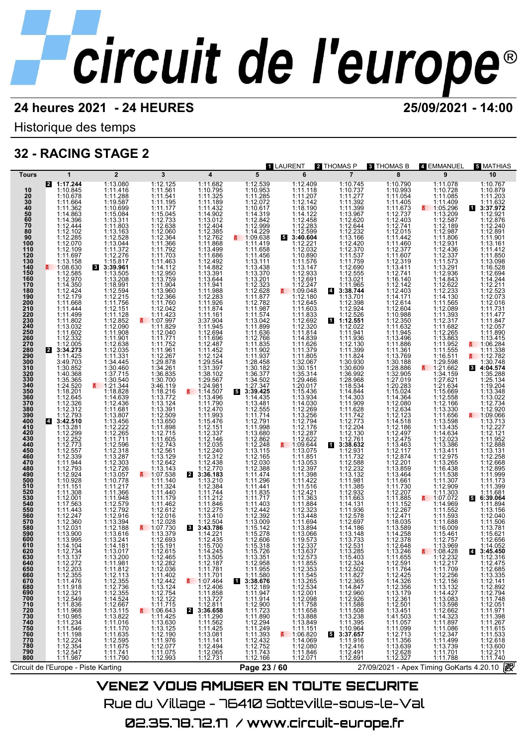# circuit de l'europe®

## 24 heures 2021 - 24 HEURES — 25/09/2021 - 14:00

Historique des temps

## 32 - RACING STAGE 2

[1] LAURENT [2] THOMAS P [3] THOMAS B [4] EMMANUEL [5] MATHIAS

| Tours | 1 | 2 | 3 | 4 | 5 | 6 | 7 | 8 | 9 | 10 |
|---|---|---|---|---|---|---|---|---|---|---|
| | [2] **1:17.244** | 1:13.080 | 1:12.125 | 1:11.682 | 1:12.539 | 1:12.409 | 1:10.745 | 1:10.790 | 1:11.078 | 1:10.767 |
| 10 | 1:10.845 | 1:11.416 | 1:11.561 | 1:10.795 | 1:10.953 | 1:11.118 | 1:10.737 | 1:10.993 | 1:10.728 | 1:10.879 |
| 20 | 1:10.678 | 1:11.288 | 1:11.541 | 1:11.325 | 1:11.285 | 1:11.207 | 1:11.277 | 1:11.054 | 1:11.085 | 1:11.203 |
| 30 | 1:11.664 | 1:19.587 | 1:11.195 | 1:11.189 | 1:12.072 | 1:12.142 | 1:11.392 | 1:11.405 | 1:11.409 | 1:11.632 |
| 40 | 1:11.362 | 1:10.699 | 1:11.177 | 1:11.432 | 1:10.617 | 1:18.190 | 1:11.399 | 1:11.673 | 1:05.296 | [1] **3:37.972** |
| 50 | 1:14.863 | 1:15.084 | 1:15.045 | 1:14.902 | 1:14.319 | 1:14.122 | 1:13.967 | 1:12.737 | 1:13.209 | 1:12.921 |
| 60 | 1:14.396 | 1:13.311 | 1:12.733 | 1:13.012 | 1:12.842 | 1:12.458 | 1:12.620 | 1:12.403 | 1:12.587 | 1:12.876 |
| 70 | 1:12.444 | 1:11.803 | 1:12.638 | 1:12.404 | 1:12.999 | 1:12.283 | 1:12.644 | 1:12.741 | 1:12.189 | 1:12.240 |
| 80 | 1:12.102 | 1:13.163 | 1:12.060 | 1:12.385 | 1:14.229 | 1:12.599 | 1:12.232 | 1:12.015 | 1:12.987 | 1:12.891 |
| 90 | 1:12.285 | 1:12.528 | 1:12.364 | 1:12.762 | 1:09.638 | [5] **3:40.604** | 1:13.166 | 1:11.442 | 1:11.806 | 1:11.901 |
| 100 | 1:12.070 | 1:13.044 | 1:11.366 | 1:11.868 | 1:11.419 | 1:12.221 | 1:12.420 | 1:11.460 | 1:12.931 | 1:13.161 |
| 110 | 1:12.109 | 1:11.372 | 1:11.792 | 1:13.499 | 1:11.658 | 1:12.032 | 1:12.370 | 1:12.377 | 1:12.436 | 1:11.412 |
| 120 | 1:11.697 | 1:12.276 | 1:11.703 | 1:11.686 | 1:11.456 | 1:10.890 | 1:11.537 | 1:11.607 | 1:12.337 | 1:11.850 |
| 130 | 1:13.158 | 1:15.817 | 1:11.463 | 1:12.492 | 1:13.111 | 1:11.576 | 1:11.759 | 1:12.319 | 1:11.573 | 1:13.098 |
| 140 | 1:08.630 | [3] **3:39.961** | 1:14.112 | 1:14.882 | 1:13.438 | 1:13.147 | 1:12.690 | 1:13.411 | 1:13.291 | 1:16.528 |
| 150 | 1:12.585 | 1:13.505 | 1:12.950 | 1:13.391 | 1:13.370 | 1:12.933 | 1:12.555 | 1:12.741 | 1:12.936 | 1:12.694 |
| 160 | 1:12.970 | 1:13.208 | 1:13.759 | 1:13.644 | 1:13.201 | 1:12.691 | 1:13.021 | 1:16.140 | 1:14.843 | 1:14.244 |
| 170 | 1:14.350 | 1:18.991 | 1:11.904 | 1:11.941 | 1:12.323 | 1:12.247 | 1:11.965 | 1:12.142 | 1:12.622 | 1:12.211 |
| 180 | 1:12.424 | 1:12.594 | 1:13.960 | 1:11.988 | 1:12.628 | 1:09.048 | [4] **3:38.744** | 1:12.403 | 1:12.233 | 1:12.523 |
| 190 | 1:12.179 | 1:12.215 | 1:12.366 | 1:12.283 | 1:11.877 | 1:12.180 | 1:13.701 | 1:14.171 | 1:14.130 | 1:12.073 |
| 200 | 1:11.668 | 1:11.756 | 1:11.760 | 1:11.926 | 1:12.782 | 1:12.645 | 1:12.398 | 1:12.614 | 1:11.565 | 1:12.016 |
| 210 | 1:11.444 | 1:12.151 | 1:12.042 | 1:11.874 | 1:11.987 | 1:11.603 | 1:12.924 | 1:12.604 | 1:12.089 | 1:11.731 |
| 220 | 1:11.499 | 1:11.128 | 1:11.423 | 1:11.161 | 1:11.574 | 1:11.833 | 1:12.526 | 1:10.988 | 1:11.393 | 1:11.477 |
| 230 | 1:11.802 | 1:12.852 | 1:07.997 | 3:37.904 | 1:13.042 | 1:12.692 | [1] **1:12.551** | 1:12.350 | 1:12.317 | 1:11.847 |
| 240 | 1:13.032 | 1:12.090 | 1:11.829 | 1:11.945 | 1:11.899 | 1:12.320 | 1:12.022 | 1:11.632 | 1:11.682 | 1:12.057 |
| 250 | 1:11.602 | 1:11.908 | 1:12.040 | 1:12.694 | 1:11.636 | 1:11.814 | 1:11.941 | 1:11.945 | 1:12.265 | 1:11.890 |
| 260 | 1:12.332 | 1:11.901 | 1:11.771 | 1:11.696 | 1:12.766 | 1:14.839 | 1:11.936 | 1:13.496 | 1:13.863 | 1:13.415 |
| 270 | 1:12.005 | 1:12.638 | 1:11.752 | 1:12.487 | 1:11.835 | 1:11.626 | 1:12.130 | 1:11.886 | 1:11.952 | 1:06.284 |
| 280 | [2] **3:34.273** | 1:12.035 | 1:11.961 | 1:11.452 | 1:11.902 | 1:11.379 | 1:11.399 | 1:11.361 | 1:11.555 | 1:11.338 |
| 290 | 1:11.425 | 1:11.331 | 1:12.267 | 1:12.124 | 1:11.937 | 1:11.805 | 1:11.824 | 1:13.769 | 1:16.511 | 1:12.782 |
| 300 | 3:49.703 | 1:34.445 | 1:29.878 | 1:29.554 | 1:28.458 | 1:32.067 | 1:30.930 | 1:30.188 | 1:29.598 | 1:30.748 |
| 310 | 1:30.852 | 1:30.460 | 1:34.261 | 1:31.397 | 1:30.182 | 1:30.151 | 1:30.609 | 1:28.886 | 1:21.662 | [3] **4:04.574** |
| 320 | 1:40.368 | 1:37.715 | 1:36.835 | 1:38.102 | 1:36.377 | 1:35.314 | 1:36.992 | 1:32.905 | 1:34.159 | 1:35.288 |
| 330 | 1:35.365 | 1:30.540 | 1:30.700 | 1:29.567 | 1:34.502 | 1:29.466 | 1:28.968 | 1:27.019 | 1:27.621 | 1:25.134 |
| 340 | 1:24.520 | 1:21.344 | 3:46.119 | 1:24.981 | 1:27.347 | 1:20.017 | 1:18.534 | 1:20.283 | 1:21.634 | 1:19.204 |
| 350 | 1:18.201 | 1:18.828 | 1:18.216 | 1:14.507 | [5] **3:39.425** | 1:15.436 | 1:14.844 | 1:15.024 | 1:15.669 | 1:13.348 |
| 360 | 1:12.645 | 1:14.639 | 1:13.772 | 1:13.496 | 1:14.435 | 1:13.934 | 1:14.303 | 1:14.364 | 1:12.558 | 1:13.022 |
| 370 | 1:12.326 | 1:12.436 | 1:13.124 | 1:11.790 | 1:13.481 | 1:14.030 | 1:11.909 | 1:12.080 | 1:12.166 | 1:12.734 |
| 380 | 1:12.312 | 1:11.681 | 1:13.391 | 1:12.470 | 1:12.555 | 1:12.269 | 1:11.628 | 1:12.634 | 1:13.330 | 1:12.920 |
| 390 | 1:12.793 | 1:13.807 | 1:12.509 | 1:11.993 | 1:11.714 | 1:13.256 | 1:11.742 | 1:12.123 | 1:11.656 | 1:09.066 |
| 400 | [4] **3:42.510** | 1:13.456 | 1:13.650 | 1:15.476 | 1:12.791 | 1:12.794 | 1:12.773 | 1:14.518 | 1:13.598 | 1:13.713 |
| 410 | 1:13.281 | 1:12.222 | 1:11.898 | 1:12.151 | 1:11.998 | 1:12.176 | 1:12.204 | 1:12.186 | 1:13.435 | 1:12.227 |
| 420 | 1:12.299 | 1:12.265 | 1:12.715 | 1:12.337 | 1:13.680 | 1:12.287 | 1:12.130 | 1:12.497 | 1:14.634 | 1:12.121 |
| 430 | 1:12.252 | 1:11.711 | 1:11.605 | 1:12.146 | 1:12.862 | 1:12.622 | 1:12.761 | 1:12.475 | 1:12.023 | 1:11.952 |
| 440 | 1:12.773 | 1:12.596 | 1:12.743 | 1:12.035 | 1:12.248 | 1:09.644 | [1] **3:38.632** | 1:13.463 | 1:13.386 | 1:12.888 |
| 450 | 1:12.557 | 1:12.318 | 1:12.561 | 1:12.240 | 1:13.115 | 1:13.075 | 1:12.931 | 1:12.117 | 1:13.411 | 1:13.131 |
| 460 | 1:12.339 | 1:13.287 | 1:13.129 | 1:12.312 | 1:12.165 | 1:11.851 | 1:11.732 | 1:12.874 | 1:12.975 | 1:12.258 |
| 470 | 1:11.944 | 1:12.303 | 1:12.642 | 1:12.438 | 1:12.030 | 1:13.053 | 1:12.588 | 1:12.201 | 1:13.265 | 1:12.668 |
| 480 | 1:12.793 | 1:12.726 | 1:13.143 | 1:12.770 | 1:12.388 | 1:12.397 | 1:12.232 | 1:13.859 | 1:16.438 | 1:12.895 |
| 490 | 1:12.924 | 1:13.057 | 1:07.538 | [2] **3:36.183** | 1:11.474 | 1:11.398 | 1:13.132 | 1:13.464 | 1:11.538 | 1:11.999 |
| 500 | 1:10.928 | 1:10.778 | 1:11.140 | 1:13.210 | 1:11.296 | 1:11.422 | 1:11.981 | 1:11.661 | 1:11.307 | 1:11.173 |
| 510 | 1:11.151 | 1:11.217 | 1:11.324 | 1:12.384 | 1:11.441 | 1:11.516 | 1:11.385 | 1:11.730 | 1:12.909 | 1:11.399 |
| 520 | 1:11.308 | 1:11.366 | 1:11.440 | 1:11.744 | 1:11.835 | 1:12.421 | 1:12.932 | 1:12.207 | 1:11.303 | 1:11.681 |
| 530 | 1:12.001 | 1:11.948 | 1:11.179 | 1:11.212 | 1:11.717 | 1:11.363 | 1:11.663 | 1:11.885 | 1:07.072 | [5] **6:39.064** |
| 540 | 1:17.563 | 1:12.579 | 1:11.462 | 1:11.846 | 1:11.403 | 1:11.884 | 1:14.131 | 1:11.152 | 1:14.969 | 1:11.894 |
| 550 | 1:11.443 | 1:12.792 | 1:12.612 | 1:12.275 | 1:12.442 | 1:12.323 | 1:11.936 | 1:12.267 | 1:11.552 | 1:13.156 |
| 560 | 1:12.247 | 1:12.916 | 1:12.016 | 1:13.410 | 1:12.392 | 1:13.448 | 1:12.578 | 1:12.471 | 1:11.593 | 1:12.040 |
| 570 | 1:12.360 | 1:13.394 | 1:12.028 | 1:12.504 | 1:13.009 | 1:11.694 | 1:12.697 | 1:18.035 | 1:11.688 | 1:11.506 |
| 580 | 1:12.031 | 1:12.188 | 1:07.730 | [3] **3:43.786** | 1:15.142 | 1:13.894 | 1:14.186 | 1:13.589 | 1:16.009 | 1:13.781 |
| 590 | 1:13.900 | 1:13.616 | 1:13.379 | 1:14.221 | 1:15.278 | 1:13.066 | 1:13.148 | 1:14.258 | 1:15.461 | 1:15.621 |
| 600 | 1:13.995 | 1:13.241 | 1:12.693 | 1:12.435 | 1:12.606 | 1:19.573 | 1:13.733 | 1:12.378 | 1:12.757 | 1:12.656 |
| 610 | 1:14.104 | 1:14.181 | 1:15.191 | 1:15.700 | 1:15.318 | 1:12.337 | 1:12.531 | 1:12.648 | 1:13.969 | 1:14.052 |
| 620 | 1:12.734 | 1:13.017 | 1:12.615 | 1:14.245 | 1:15.726 | 1:13.637 | 1:13.285 | 1:13.246 | 1:08.428 | [4] **3:45.450** |
| 630 | 1:13.137 | 1:13.200 | 1:12.465 | 1:13.505 | 1:13.351 | 1:12.573 | 1:15.403 | 1:11.655 | 1:12.232 | 1:12.316 |
| 640 | 1:12.272 | 1:11.981 | 1:12.282 | 1:12.187 | 1:12.958 | 1:11.855 | 1:12.324 | 1:12.591 | 1:12.217 | 1:12.475 |
| 650 | 1:12.203 | 1:11.812 | 1:12.036 | 1:11.781 | 1:11.955 | 1:12.353 | 1:12.502 | 1:11.764 | 1:11.709 | 1:12.685 |
| 660 | 1:12.355 | 1:12.113 | 1:11.402 | 1:11.701 | 1:11.580 | 1:11.545 | 1:11.827 | 1:12.425 | 1:12.256 | 1:13.335 |
| 670 | 1:11.476 | 1:12.355 | 1:12.442 | 1:07.464 | [1] **3:38.676** | 1:13.265 | 1:12.365 | 1:14.326 | 1:12.156 | 1:12.141 |
| 680 | 1:11.918 | 1:12.736 | 1:13.124 | 1:12.406 | 1:12.189 | 1:12.534 | 1:14.847 | 1:12.356 | 1:13.132 | 1:12.892 |
| 690 | 1:12.321 | 1:12.355 | 1:12.754 | 1:11.858 | 1:11.947 | 1:12.001 | 1:12.960 | 1:13.179 | 1:14.427 | 1:12.794 |
| 700 | 1:12.549 | 1:14.524 | 1:12.122 | 1:13.727 | 1:11.914 | 1:12.098 | 1:12.926 | 1:12.361 | 1:13.083 | 1:11.748 |
| 710 | 1:11.836 | 1:12.667 | 1:11.715 | 1:12.811 | 1:12.900 | 1:11.758 | 1:11.588 | 1:12.501 | 1:13.598 | 1:12.051 |
| 720 | 1:11.968 | 1:13.115 | 1:06.643 | [2] **3:36.658** | 1:11.723 | 1:11.658 | 1:11.508 | 1:13.451 | 1:12.662 | 1:11.971 |
| 730 | 1:10.985 | 1:13.822 | 1:11.425 | 1:11.290 | 1:11.890 | 1:13.888 | 1:13.238 | 1:41.503 | 1:14.323 | 1:11.398 |
| 740 | 1:11.234 | 1:11.016 | 1:13.630 | 1:11.562 | 1:12.294 | 1:13.849 | 1:11.395 | 1:11.057 | 1:11.897 | 1:11.267 |
| 750 | 1:11.546 | 1:11.170 | 1:13.125 | 1:11.425 | 1:11.249 | 1:11.151 | 1:10.964 | 1:11.099 | 1:11.086 | 1:11.615 |
| 760 | 1:11.198 | 1:11.635 | 1:12.190 | 1:13.081 | 1:11.393 | 1:06.820 | [5] **3:37.657** | 1:12.713 | 1:12.347 | 1:11.533 |
| 770 | 1:12.224 | 1:12.595 | 1:11.976 | 1:11.141 | 1:12.432 | 1:14.069 | 1:11.916 | 1:11.356 | 1:11.499 | 1:12.618 |
| 780 | 1:12.354 | 1:11.675 | 1:12.077 | 1:12.494 | 1:12.752 | 1:12.080 | 1:12.416 | 1:13.639 | 1:13.739 | 1:13.600 |
| 790 | 1:12.547 | 1:11.741 | 1:11.075 | 1:12.065 | 1:11.743 | 1:11.846 | 1:12.491 | 1:12.628 | 1:11.701 | 1:12.211 |
| 800 | 1:11.987 | 1:11.790 | 1:12.993 | 1:12.731 | 1:12.166 | 1:12.071 | 1:12.891 | 1:12.327 | 1:11.788 | 1:11.740 |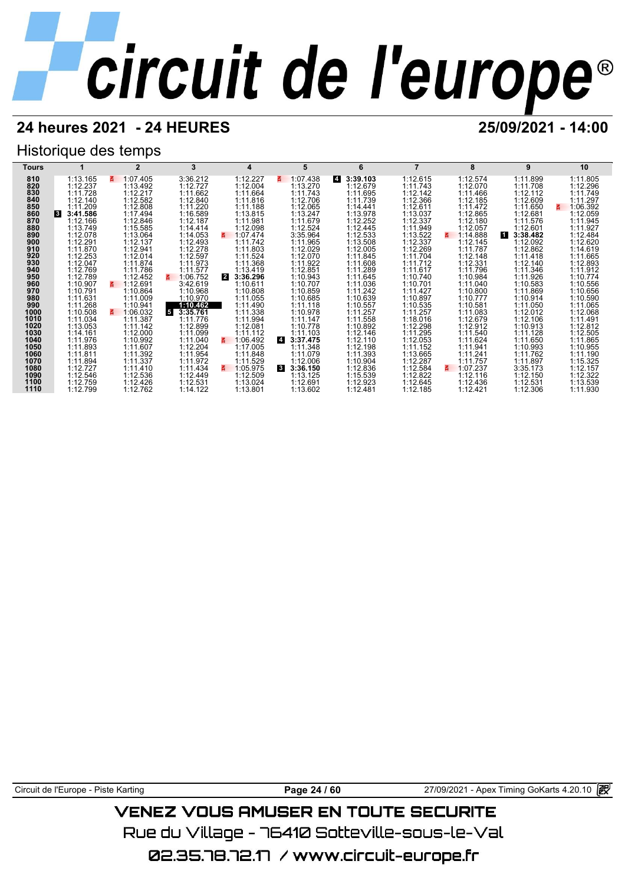# circuit de l'europe®

## 24 heures 2021 - 24 HEURES

25/09/2021 - 14:00

### Historique des temps

| Tours | 1 | 2 | 3 | 4 | 5 | 6 | 7 | 8 | 9 | 10 |
|---|---|---|---|---|---|---|---|---|---|---|
| 810 | 1:13.165 | 1:07.405 | 3:36.212 | 1:12.227 | 1:07.438 | 4 **3:39.103** | 1:12.615 | 1:12.574 | 1:11.899 | 1:11.805 |
| 820 | 1:12.237 | 1:13.492 | 1:12.727 | 1:12.004 | 1:13.270 | 1:12.679 | 1:11.743 | 1:12.070 | 1:11.708 | 1:12.296 |
| 830 | 1:11.728 | 1:12.217 | 1:11.662 | 1:11.664 | 1:11.743 | 1:11.695 | 1:12.142 | 1:11.466 | 1:12.112 | 1:11.749 |
| 840 | 1:12.140 | 1:12.582 | 1:12.840 | 1:11.816 | 1:12.706 | 1:11.739 | 1:12.366 | 1:12.185 | 1:12.609 | 1:11.297 |
| 850 | 1:11.209 | 1:12.808 | 1:11.220 | 1:11.188 | 1:12.065 | 1:14.441 | 1:12.611 | 1:11.472 | 1:11.650 | 1:06.392 |
| 860 | 3 **3:41.586** | 1:17.494 | 1:16.589 | 1:13.815 | 1:13.247 | 1:13.978 | 1:13.037 | 1:12.865 | 1:12.681 | 1:12.059 |
| 870 | 1:12.166 | 1:12.846 | 1:12.187 | 1:11.981 | 1:11.679 | 1:12.252 | 1:12.337 | 1:12.180 | 1:11.576 | 1:11.945 |
| 880 | 1:13.749 | 1:15.585 | 1:14.414 | 1:12.098 | 1:12.524 | 1:12.445 | 1:11.949 | 1:12.057 | 1:12.601 | 1:11.927 |
| 890 | 1:12.078 | 1:13.064 | 1:14.053 | 1:07.474 | 3:35.964 | 1:12.533 | 1:13.522 | 1:14.888 | 1 **3:38.482** | 1:12.484 |
| 900 | 1:12.291 | 1:12.137 | 1:12.493 | 1:11.742 | 1:11.965 | 1:13.508 | 1:12.337 | 1:12.145 | 1:12.092 | 1:12.620 |
| 910 | 1:11.870 | 1:12.941 | 1:12.278 | 1:11.803 | 1:12.029 | 1:12.005 | 1:12.269 | 1:11.787 | 1:12.862 | 1:14.619 |
| 920 | 1:12.253 | 1:12.014 | 1:12.597 | 1:11.524 | 1:12.070 | 1:11.845 | 1:11.704 | 1:12.148 | 1:11.418 | 1:11.665 |
| 930 | 1:12.047 | 1:11.874 | 1:11.973 | 1:11.368 | 1:11.922 | 1:11.608 | 1:11.712 | 1:12.331 | 1:12.140 | 1:12.893 |
| 940 | 1:12.769 | 1:11.786 | 1:11.577 | 1:13.419 | 1:12.851 | 1:11.289 | 1:11.617 | 1:11.796 | 1:11.346 | 1:11.912 |
| 950 | 1:12.789 | 1:12.452 | 1:06.752 | 2 **3:36.296** | 1:10.943 | 1:11.645 | 1:10.740 | 1:10.984 | 1:11.926 | 1:10.774 |
| 960 | 1:10.907 | 1:12.691 | 3:42.619 | 1:10.611 | 1:10.707 | 1:11.036 | 1:10.701 | 1:11.040 | 1:10.583 | 1:10.556 |
| 970 | 1:10.791 | 1:10.864 | 1:10.968 | 1:10.808 | 1:10.859 | 1:11.242 | 1:11.427 | 1:10.800 | 1:11.869 | 1:10.656 |
| 980 | 1:11.631 | 1:11.009 | 1:10.970 | 1:11.055 | 1:10.685 | 1:10.639 | 1:10.897 | 1:10.777 | 1:10.914 | 1:10.590 |
| 990 | 1:11.268 | 1:10.941 | **1:10.462** | 1:11.490 | 1:11.118 | 1:10.557 | 1:10.535 | 1:10.581 | 1:11.050 | 1:11.065 |
| 1000 | 1:10.508 | 1:06.032 | 5 **3:35.761** | 1:11.338 | 1:10.978 | 1:11.257 | 1:11.257 | 1:11.083 | 1:12.012 | 1:12.068 |
| 1010 | 1:11.034 | 1:11.387 | 1:11.776 | 1:11.994 | 1:11.147 | 1:11.558 | 1:18.016 | 1:12.679 | 1:12.106 | 1:11.491 |
| 1020 | 1:13.053 | 1:11.142 | 1:12.899 | 1:12.081 | 1:10.778 | 1:10.892 | 1:12.298 | 1:12.912 | 1:10.913 | 1:12.812 |
| 1030 | 1:14.161 | 1:12.000 | 1:11.099 | 1:11.112 | 1:11.103 | 1:12.146 | 1:11.295 | 1:11.540 | 1:11.128 | 1:12.505 |
| 1040 | 1:11.976 | 1:10.992 | 1:11.040 | 1:06.492 | 4 **3:37.475** | 1:12.110 | 1:12.053 | 1:11.624 | 1:11.650 | 1:11.865 |
| 1050 | 1:11.893 | 1:11.607 | 1:12.204 | 1:17.005 | 1:11.348 | 1:12.198 | 1:11.152 | 1:11.941 | 1:10.993 | 1:10.955 |
| 1060 | 1:11.811 | 1:11.392 | 1:11.954 | 1:11.848 | 1:11.079 | 1:11.393 | 1:13.665 | 1:11.241 | 1:11.762 | 1:11.190 |
| 1070 | 1:11.894 | 1:11.337 | 1:11.972 | 1:11.529 | 1:12.006 | 1:10.904 | 1:12.287 | 1:11.757 | 1:11.897 | 1:15.325 |
| 1080 | 1:12.727 | 1:11.410 | 1:11.434 | 1:05.975 | 3 **3:36.150** | 1:12.836 | 1:12.584 | 1:07.237 | 3:35.173 | 1:12.157 |
| 1090 | 1:12.546 | 1:12.536 | 1:12.449 | 1:12.509 | 1:13.125 | 1:15.539 | 1:12.822 | 1:12.116 | 1:12.150 | 1:12.322 |
| 1100 | 1:12.759 | 1:12.426 | 1:12.531 | 1:13.024 | 1:12.691 | 1:12.923 | 1:12.645 | 1:12.436 | 1:12.531 | 1:13.539 |
| 1110 | 1:12.799 | 1:12.762 | 1:14.122 | 1:13.801 | 1:13.602 | 1:12.481 | 1:12.185 | 1:12.421 | 1:12.306 | 1:11.930 |

Circuit de l'Europe - Piste Karting

27/09/2021 - Apex Timing GoKarts 4.20.10

VENEZ VOUS AMUSER EN TOUTE SECURITE

Rue du Village - 76410 Sotteville-sous-le-Val

02.35.78.72.17 / www.circuit-europe.fr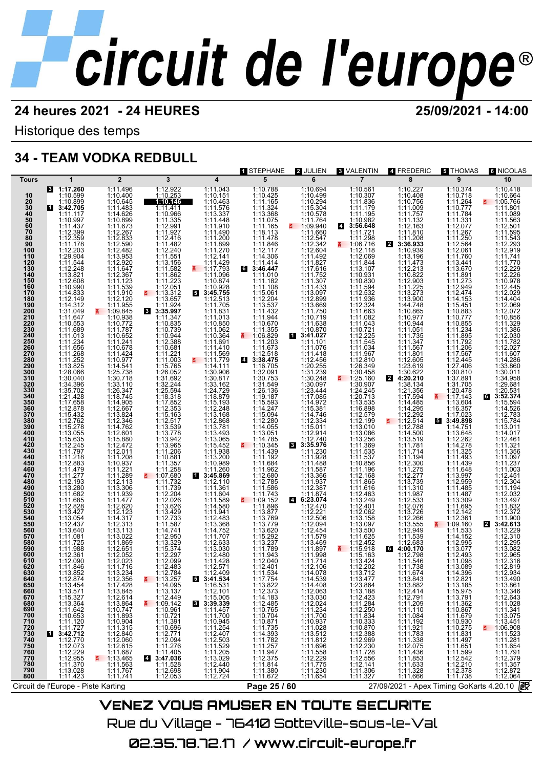# circuit de l'europe®

**24 heures 2021 - 24 HEURES** **25/09/2021 - 14:00**

Historique des temps

## 34 - TEAM VODKA REDBULL

1 STEPHANE | 2 JULIEN | 3 VALENTIN | 4 FREDERIC | 5 THOMAS | 6 NICOLAS

| Tours | 1 | 2 | 3 | 4 | 5 | 6 | 7 | 8 | 9 | 10 |
|---|---|---|---|---|---|---|---|---|---|---|
| | 3 **1:17.260** | 1:11.496 | 1:12.922 | 1:11.043 | 1:10.788 | 1:10.694 | 1:10.561 | 1:10.227 | 1:10.374 | 1:10.418 |
| 10 | 1:10.599 | 1:10.400 | 1:10.253 | 1:10.151 | 1:10.425 | 1:10.499 | 1:10.307 | 1:10.408 | 1:10.718 | 1:10.664 |
| 20 | 1:10.899 | 1:10.645 | **1:10.146** | 1:10.463 | 1:11.165 | 1:10.294 | 1:11.836 | 1:10.756 | 1:11.264 | 1:05.766 |
| 30 | 1 **3:42.705** | 1:11.483 | 1:11.411 | 1:11.576 | 1:11.324 | 1:15.304 | 1:11.179 | 1:11.009 | 1:10.777 | 1:11.801 |
| 40 | 1:11.117 | 1:14.626 | 1:10.966 | 1:13.337 | 1:13.368 | 1:10.578 | 1:11.195 | 1:13.757 | 1:11.784 | 1:11.089 |
| 50 | 1:10.997 | 1:10.899 | 1:11.335 | 1:11.448 | 1:11.075 | 1:11.764 | 1:10.982 | 1:11.132 | 1:11.331 | 1:11.563 |
| 60 | 1:11.437 | 1:11.673 | 1:12.991 | 1:11.910 | 1:11.165 | 1:09.940 | 4 **3:56.648** | 1:12.163 | 1:12.077 | 1:12.501 |
| 70 | 1:12.399 | 1:12.267 | 1:11.927 | 1:11.490 | 1:18.113 | 1:11.660 | 1:11.721 | 1:11.810 | 1:11.267 | 1:11.595 |
| 80 | 1:12.359 | 1:12.833 | 1:12.416 | 1:11.200 | 1:11.478 | 1:12.547 | 1:11.298 | 1:11.208 | 1:11.250 | 1:11.543 |
| 90 | 1:11.178 | 1:12.590 | 1:11.482 | 1:11.899 | 1:11.846 | 1:12.342 | 1:06.716 | 2 **3:36.933** | 1:12.564 | 1:12.293 |
| 100 | 1:12.203 | 1:12.482 | 1:12.240 | 1:11.270 | 1:12.117 | 1:12.604 | 1:12.118 | 1:10.939 | 1:12.061 | 1:12.919 |
| 110 | 1:29.904 | 1:13.953 | 1:11.551 | 1:12.141 | 1:14.306 | 1:11.492 | 1:12.069 | 1:13.196 | 1:11.760 | 1:11.741 |
| 120 | 1:11.544 | 1:12.920 | 1:13.156 | 1:11.429 | 1:11.414 | 1:11.827 | 1:11.844 | 1:11.473 | 1:13.441 | 1:11.770 |
| 130 | 1:12.248 | 1:11.647 | 1:11.582 | 1:17.793 | 6 **3:46.447** | 1:17.616 | 1:13.107 | 1:12.213 | 1:13.670 | 1:12.229 |
| 140 | 1:13.821 | 1:12.367 | 1:11.862 | 1:11.096 | 1:11.010 | 1:11.752 | 1:10.931 | 1:10.822 | 1:11.891 | 1:12.226 |
| 150 | 1:12.608 | 1:11.123 | 1:11.223 | 1:10.874 | 1:11.182 | 1:11.307 | 1:10.830 | 1:12.903 | 1:11.273 | 1:10.978 |
| 160 | 1:10.990 | 1:11.539 | 1:12.051 | 1:10.928 | 1:11.108 | 1:11.433 | 1:11.594 | 1:11.225 | 1:12.949 | 1:12.445 |
| 170 | 1:14.833 | 1:11.910 | 1:13.312 | 5 **3:45.755** | 1:15.061 | 1:13.097 | 1:12.532 | 1:13.273 | 1:12.474 | 1:12.029 |
| 180 | 1:12.149 | 1:12.120 | 1:13.657 | 1:12.513 | 1:12.204 | 1:12.899 | 1:11.936 | 1:13.900 | 1:14.153 | 1:14.404 |
| 190 | 1:14.312 | 1:11.955 | 1:11.924 | 1:11.705 | 1:13.537 | 1:13.669 | 1:12.324 | 1:44.748 | 1:15.451 | 1:12.069 |
| 200 | 1:31.049 | 1:09.845 | 3 **3:35.997** | 1:11.831 | 1:11.432 | 1:11.750 | 1:11.663 | 1:10.865 | 1:10.883 | 1:12.072 |
| 210 | 1:11.647 | 1:10.938 | 1:11.347 | 1:11.013 | 1:11.944 | 1:10.719 | 1:11.082 | 1:10.977 | 1:10.777 | 1:10.856 |
| 220 | 1:10.553 | 1:10.772 | 1:10.835 | 1:10.850 | 1:10.670 | 1:11.638 | 1:11.043 | 1:10.944 | 1:10.855 | 1:11.329 |
| 230 | 1:11.689 | 1:11.787 | 1:10.739 | 1:11.062 | 1:11.355 | 1:10.870 | 1:10.721 | 1:11.051 | 1:11.234 | 1:11.386 |
| 240 | 1:11.013 | 1:11.652 | 1:10.944 | 1:10.364 | 1:16.829 | 1 **3:41.027** | 1:12.225 | 1:11.735 | 1:11.895 | 1:12.030 |
| 250 | 1:11.234 | 1:11.241 | 1:12.388 | 1:11.691 | 1:11.203 | 1:11.101 | 1:11.545 | 1:11.347 | 1:11.792 | 1:11.782 |
| 260 | 1:11.656 | 1:10.678 | 1:10.681 | 1:11.410 | 1:11.673 | 1:11.076 | 1:11.034 | 1:11.567 | 1:11.206 | 1:12.027 |
| 270 | 1:11.268 | 1:11.424 | 1:11.221 | 1:11.569 | 1:12.518 | 1:11.418 | 1:11.967 | 1:11.801 | 1:17.567 | 1:11.607 |
| 280 | 1:11.252 | 1:10.977 | 1:11.003 | 1:11.779 | 4 **3:38.475** | 1:12.456 | 1:12.810 | 1:12.605 | 1:12.445 | 1:14.286 |
| 290 | 1:13.825 | 1:14.541 | 1:15.765 | 1:14.111 | 1:16.705 | 1:20.255 | 1:26.349 | 1:23.619 | 1:27.406 | 1:33.860 |
| 300 | 1:28.066 | 1:25.738 | 1:26.052 | 1:30.906 | 1:32.091 | 1:31.239 | 1:30.458 | 1:30.622 | 1:30.810 | 1:30.011 |
| 310 | 1:30.040 | 1:30.718 | 1:31.692 | 1:30.817 | 1:30.753 | 1:30.248 | 1:25.160 | 2 **4:20.210** | 1:37.891 | 1:34.958 |
| 320 | 1:34.396 | 1:33.110 | 1:32.244 | 1:33.162 | 1:31.549 | 1:30.097 | 1:30.907 | 1:38.134 | 1:31.705 | 1:29.681 |
| 330 | 1:35.702 | 1:26.347 | 1:25.594 | 1:24.729 | 1:26.136 | 1:23.444 | 1:24.245 | 1:21.356 | 1:20.478 | 1:20.531 |
| 340 | 1:21.428 | 1:18.745 | 1:18.318 | 1:18.879 | 1:19.187 | 1:17.085 | 1:20.713 | 1:17.594 | 1:17.143 | 6 **3:52.374** |
| 350 | 1:17.658 | 1:14.905 | 1:17.852 | 1:15.193 | 1:15.593 | 1:14.972 | 1:13.535 | 1:14.485 | 1:13.604 | 1:15.594 |
| 360 | 1:12.878 | 1:12.667 | 1:12.353 | 1:12.248 | 1:14.247 | 1:15.381 | 1:16.898 | 1:14.295 | 1:16.357 | 1:14.526 |
| 370 | 1:15.432 | 1:13.824 | 1:15.163 | 1:13.168 | 1:15.094 | 1:14.746 | 1:12.579 | 1:12.292 | 1:17.023 | 1:12.783 |
| 380 | 1:12.762 | 1:12.346 | 1:12.517 | 1:12.868 | 1:12.280 | 1:12.334 | 1:12.199 | 1:12.514 | 5 **3:49.898** | 1:15.784 |
| 390 | 1:15.278 | 1:14.762 | 1:13.539 | 1:13.781 | 1:14.055 | 1:15.011 | 1:13.010 | 1:12.788 | 1:14.751 | 1:13.011 |
| 400 | 1:13.055 | 1:12.601 | 1:13.778 | 1:13.493 | 1:13.051 | 1:12.914 | 1:13.086 | 1:14.500 | 1:13.648 | 1:14.017 |
| 410 | 1:15.635 | 1:15.880 | 1:13.942 | 1:13.065 | 1:14.785 | 1:12.740 | 1:13.256 | 1:13.519 | 1:12.262 | 1:12.461 |
| 420 | 1:12.245 | 1:12.472 | 1:13.965 | 1:15.452 | 1:10.345 | 3 **3:35.976** | 1:11.369 | 1:11.781 | 1:14.278 | 1:11.321 |
| 430 | 1:11.797 | 1:12.011 | 1:11.206 | 1:11.938 | 1:11.439 | 1:11.230 | 1:11.535 | 1:11.714 | 1:11.325 | 1:11.356 |
| 440 | 1:11.218 | 1:11.208 | 1:10.881 | 1:13.200 | 1:11.192 | 1:11.928 | 1:11.537 | 1:11.194 | 1:11.493 | 1:11.097 |
| 450 | 1:12.883 | 1:10.937 | 1:11.357 | 1:10.989 | 1:11.684 | 1:11.488 | 1:10.856 | 1:12.300 | 1:11.439 | 1:11.237 |
| 460 | 1:11.479 | 1:11.221 | 1:11.258 | 1:11.260 | 1:11.962 | 1:11.587 | 1:11.196 | 1:11.275 | 1:11.648 | 1:11.003 |
| 470 | 1:11.277 | 1:11.289 | 1:07.680 | 1 **3:45.869** | 1:12.680 | 1:13.366 | 1:12.168 | 1:12.277 | 1:13.997 | 1:12.451 |
| 480 | 1:12.193 | 1:12.113 | 1:11.732 | 1:12.110 | 1:12.785 | 1:11.937 | 1:11.865 | 1:13.739 | 1:12.959 | 1:12.304 |
| 490 | 1:13.280 | 1:13.306 | 1:11.739 | 1:11.361 | 1:11.586 | 1:12.387 | 1:11.616 | 1:11.310 | 1:11.485 | 1:11.194 |
| 500 | 1:11.682 | 1:11.939 | 1:12.204 | 1:11.604 | 1:11.743 | 1:11.874 | 1:12.463 | 1:11.987 | 1:11.487 | 1:12.032 |
| 510 | 1:11.685 | 1:11.477 | 1:12.026 | 1:11.589 | 1:09.152 | 4 **6:23.074** | 1:13.249 | 1:12.533 | 1:13.309 | 1:13.497 |
| 520 | 1:12.828 | 1:12.620 | 1:12.950 | 1:14.580 | 1:11.896 | 1:12.470 | 1:12.401 | 1:12.076 | 1:11.695 | 1:11.832 |
| 530 | 1:13.427 | 1:12.123 | 1:13.626 | 1:11.941 | 1:13.877 | 1:12.221 | 1:12.062 | 1:13.726 | 1:12.142 | 1:12.372 |
| 540 | 1:13.054 | 1:14.317 | 1:13.429 | 1:12.483 | 1:13.769 | 1:12.506 | 1:13.158 | 1:12.266 | 1:12.361 | 1:11.900 |
| 550 | 1:12.437 | 1:12.313 | 1:12.733 | 1:13.368 | 1:13.779 | 1:12.094 | 1:13.097 | 1:13.555 | 1:09.160 | 2 **3:42.613** |
| 560 | 1:13.640 | 1:13.113 | 1:11.587 | 1:14.752 | 1:13.620 | 1:12.454 | 1:13.500 | 1:12.949 | 1:11.533 | 1:13.229 |
| 570 | 1:11.081 | 1:13.022 | 1:14.741 | 1:11.707 | 1:15.292 | 1:11.579 | 1:11.625 | 1:11.539 | 1:14.152 | 1:12.310 |
| 580 | 1:11.725 | 1:11.869 | 1:13.329 | 1:12.633 | 1:13.237 | 1:13.469 | 1:12.452 | 1:12.683 | 1:12.995 | 1:12.295 |
| 590 | 1:11.988 | 1:12.651 | 1:15.374 | 1:13.030 | 1:11.789 | 1:11.897 | 1:15.918 | 6 **4:00.170** | 1:13.077 | 1:13.082 |
| 600 | 1:12.361 | 1:12.052 | 1:12.297 | 1:12.480 | 1:11.943 | 1:11.998 | 1:15.163 | 1:12.798 | 1:12.493 | 1:12.965 |
| 610 | 1:12.090 | 1:12.023 | 1:12.099 | 1:11.428 | 1:12.040 | 1:11.714 | 1:13.424 | 1:11.546 | 1:11.098 | 1:12.316 |
| 620 | 1:11.846 | 1:11.716 | 1:12.483 | 1:12.571 | 1:12.401 | 1:12.106 | 1:12.202 | 1:11.738 | 1:13.089 | 1:12.819 |
| 630 | 1:13.852 | 1:13.274 | 1:12.784 | 1:12.409 | 1:11.534 | 1:14.078 | 1:13.712 | 1:11.674 | 1:14.396 | 1:12.934 |
| 640 | 1:12.874 | 1:12.356 | 1:13.257 | 5 **3:41.534** | 1:17.754 | 1:14.539 | 1:13.477 | 1:13.843 | 1:12.821 | 1:13.490 |
| 650 | 1:13.454 | 1:17.428 | 1:14.095 | 1:16.531 | 1:13.822 | 1:14.408 | 1:23.864 | 1:13.882 | 1:13.185 | 1:13.861 |
| 660 | 1:13.571 | 1:13.845 | 1:13.137 | 1:12.101 | 1:12.373 | 1:12.063 | 1:13.188 | 1:12.414 | 1:15.975 | 1:13.346 |
| 670 | 1:15.327 | 1:12.614 | 1:12.449 | 1:15.005 | 1:14.183 | 1:13.030 | 1:12.423 | 1:12.791 | 1:13.791 | 1:12.643 |
| 680 | 1:13.364 | 1:13.864 | 1:09.142 | 3 **3:39.339** | 1:12.485 | 1:12.024 | 1:11.284 | 1:11.209 | 1:11.362 | 1:11.028 |
| 690 | 1:11.642 | 1:10.747 | 1:10.961 | 1:11.457 | 1:10.765 | 1:11.234 | 1:12.250 | 1:11.110 | 1:10.867 | 1:11.341 |
| 700 | 1:10.653 | 1:11.893 | 1:10.721 | 1:11.700 | 1:10.704 | 1:11.700 | 1:11.834 | 1:11.084 | 1:11.679 | 1:13.075 |
| 710 | 1:11.120 | 1:10.904 | 1:11.391 | 1:10.945 | 1:10.871 | 1:10.937 | 1:10.333 | 1:11.192 | 1:10.930 | 1:13.451 |
| 720 | 1:11.727 | 1:11.315 | 1:10.696 | 1:11.254 | 1:11.735 | 1:11.028 | 1:10.870 | 1:11.921 | 1:10.275 | 1:06.908 |
| 730 | 1 **3:42.712** | 1:12.840 | 1:12.771 | 1:12.407 | 1:14.393 | 1:13.512 | 1:12.388 | 1:11.783 | 1:11.831 | 1:11.523 |
| 740 | 1:12.770 | 1:12.060 | 1:12.094 | 1:12.503 | 1:11.782 | 1:11.812 | 1:12.969 | 1:11.338 | 1:11.497 | 1:11.281 |
| 750 | 1:12.073 | 1:12.615 | 1:11.276 | 1:11.529 | 1:11.257 | 1:11.696 | 1:12.230 | 1:12.075 | 1:11.651 | 1:11.654 |
| 760 | 1:12.229 | 1:11.687 | 1:11.405 | 1:11.205 | 1:11.947 | 1:11.558 | 1:11.728 | 1:11.436 | 1:11.599 | 1:11.791 |
| 770 | 1:12.955 | 1:13.465 | 4 **3:47.036** | 1:13.029 | 1:12.375 | 1:12.229 | 1:12.556 | 1:11.853 | 1:12.542 | 1:12.379 |
| 780 | 1:11.370 | 1:11.563 | 1:11.528 | 1:12.440 | 1:11.814 | 1:11.775 | 1:12.141 | 1:11.633 | 1:12.210 | 1:11.357 |
| 790 | 1:13.028 | 1:11.767 | 1:12.698 | 1:11.904 | 1:11.380 | 1:11.230 | 1:11.306 | 1:11.328 | 1:12.378 | 1:12.872 |
| 800 | 1:11.423 | 1:11.741 | 1:12.053 | 1:12.724 | 1:11.672 | 1:11.654 | 1:11.327 | 1:11.666 | 1:11.738 | 1:12.064 |

Circuit de l'Europe - Piste Karting — 27/09/2021 - Apex Timing GoKarts 4.20.10

VENEZ VOUS AMUSER EN TOUTE SECURITE

Rue du Village - 76410 Sotteville-sous-le-Val

02.35.78.72.17 / www.circuit-europe.fr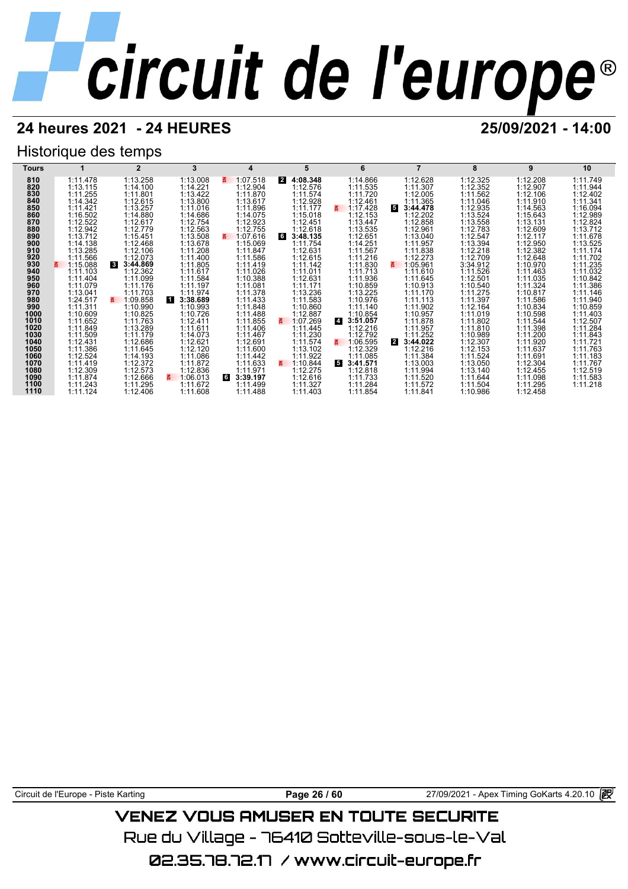# circuit de l'europe®

## 24 heures 2021 - 24 HEURES

**25/09/2021 - 14:00**

### Historique des temps

| Tours | 1 | 2 | 3 | 4 | 5 | 6 | 7 | 8 | 9 | 10 |
|---|---|---|---|---|---|---|---|---|---|---|
| 810 | 1:11.478 | 1:13.258 | 1:13.008 | 1:07.518 | 2 **4:08.348** | 1:14.866 | 1:12.628 | 1:12.325 | 1:12.208 | 1:11.749 |
| 820 | 1:13.115 | 1:14.100 | 1:14.221 | 1:12.904 | 1:12.576 | 1:11.535 | 1:11.307 | 1:12.352 | 1:12.907 | 1:11.944 |
| 830 | 1:11.255 | 1:11.801 | 1:13.422 | 1:11.870 | 1:11.574 | 1:11.720 | 1:12.005 | 1:11.562 | 1:12.106 | 1:12.402 |
| 840 | 1:14.342 | 1:12.615 | 1:13.800 | 1:13.617 | 1:12.928 | 1:12.461 | 1:11.365 | 1:11.046 | 1:11.910 | 1:11.341 |
| 850 | 1:11.421 | 1:13.257 | 1:11.016 | 1:11.896 | 1:11.177 | 1:17.428 | 5 **3:44.478** | 1:12.935 | 1:14.563 | 1:16.094 |
| 860 | 1:16.502 | 1:14.880 | 1:14.686 | 1:14.075 | 1:15.018 | 1:12.153 | 1:12.202 | 1:13.524 | 1:15.643 | 1:12.989 |
| 870 | 1:12.522 | 1:12.617 | 1:12.754 | 1:12.923 | 1:12.451 | 1:13.447 | 1:12.858 | 1:13.558 | 1:13.131 | 1:12.824 |
| 880 | 1:12.942 | 1:12.779 | 1:12.563 | 1:12.755 | 1:12.618 | 1:13.535 | 1:12.961 | 1:12.783 | 1:12.609 | 1:13.712 |
| 890 | 1:13.712 | 1:15.451 | 1:13.508 | 1:07.616 | 6 **3:48.135** | 1:12.651 | 1:13.040 | 1:12.547 | 1:12.117 | 1:11.678 |
| 900 | 1:14.138 | 1:12.468 | 1:13.678 | 1:15.069 | 1:11.754 | 1:14.251 | 1:11.957 | 1:13.394 | 1:12.950 | 1:13.525 |
| 910 | 1:13.285 | 1:12.106 | 1:11.208 | 1:11.847 | 1:12.631 | 1:11.567 | 1:11.838 | 1:12.218 | 1:12.382 | 1:11.174 |
| 920 | 1:11.566 | 1:12.073 | 1:11.400 | 1:11.586 | 1:12.615 | 1:11.216 | 1:12.273 | 1:12.709 | 1:12.648 | 1:11.702 |
| 930 | 1:15.088 | 3 **3:44.869** | 1:11.805 | 1:11.419 | 1:11.142 | 1:11.830 | 1:05.961 | 3:34.912 | 1:10.970 | 1:11.235 |
| 940 | 1:11.103 | 1:12.362 | 1:11.617 | 1:11.026 | 1:11.011 | 1:11.713 | 1:11.610 | 1:11.526 | 1:11.463 | 1:11.032 |
| 950 | 1:11.404 | 1:11.099 | 1:11.584 | 1:10.388 | 1:12.631 | 1:11.936 | 1:11.645 | 1:12.501 | 1:11.035 | 1:10.842 |
| 960 | 1:11.079 | 1:11.176 | 1:11.197 | 1:11.081 | 1:11.171 | 1:10.859 | 1:10.913 | 1:10.540 | 1:11.324 | 1:11.386 |
| 970 | 1:13.041 | 1:11.703 | 1:11.974 | 1:11.378 | 1:13.236 | 1:13.225 | 1:11.170 | 1:11.275 | 1:10.817 | 1:11.146 |
| 980 | 1:24.517 | 1:09.858 | 1 **3:38.689** | 1:11.433 | 1:11.583 | 1:10.976 | 1:11.113 | 1:11.397 | 1:11.586 | 1:11.940 |
| 990 | 1:11.311 | 1:10.990 | 1:10.993 | 1:11.848 | 1:10.860 | 1:11.140 | 1:11.902 | 1:12.164 | 1:10.834 | 1:10.859 |
| 1000 | 1:10.609 | 1:10.825 | 1:10.726 | 1:11.488 | 1:12.887 | 1:10.854 | 1:10.957 | 1:11.019 | 1:10.598 | 1:11.403 |
| 1010 | 1:11.652 | 1:11.763 | 1:12.411 | 1:11.855 | 1:07.269 | 4 **3:51.057** | 1:11.878 | 1:11.802 | 1:11.544 | 1:12.507 |
| 1020 | 1:11.849 | 1:13.289 | 1:11.611 | 1:11.406 | 1:11.445 | 1:12.216 | 1:11.957 | 1:11.810 | 1:11.398 | 1:11.284 |
| 1030 | 1:11.509 | 1:11.179 | 1:14.073 | 1:11.467 | 1:11.230 | 1:12.792 | 1:11.252 | 1:10.989 | 1:11.200 | 1:11.843 |
| 1040 | 1:12.431 | 1:12.686 | 1:12.621 | 1:12.691 | 1:11.574 | 1:06.595 | 2 **3:44.022** | 1:12.307 | 1:11.920 | 1:11.721 |
| 1050 | 1:11.386 | 1:11.645 | 1:12.120 | 1:11.600 | 1:13.102 | 1:12.329 | 1:12.216 | 1:12.153 | 1:11.637 | 1:11.763 |
| 1060 | 1:12.524 | 1:14.193 | 1:11.086 | 1:11.442 | 1:11.922 | 1:11.085 | 1:11.384 | 1:11.524 | 1:11.691 | 1:11.183 |
| 1070 | 1:11.419 | 1:12.372 | 1:11.872 | 1:11.633 | 1:10.844 | 5 **3:41.571** | 1:13.003 | 1:13.050 | 1:12.304 | 1:11.767 |
| 1080 | 1:12.309 | 1:12.573 | 1:12.836 | 1:11.971 | 1:12.275 | 1:12.818 | 1:11.994 | 1:13.140 | 1:12.455 | 1:12.519 |
| 1090 | 1:11.874 | 1:12.666 | 1:06.013 | 6 **3:39.197** | 1:12.616 | 1:11.733 | 1:11.520 | 1:11.644 | 1:11.098 | 1:11.583 |
| 1100 | 1:11.243 | 1:11.295 | 1:11.672 | 1:11.499 | 1:11.327 | 1:11.284 | 1:11.572 | 1:11.504 | 1:11.295 | 1:11.218 |
| 1110 | 1:11.124 | 1:12.406 | 1:11.608 | 1:11.488 | 1:11.403 | 1:11.854 | 1:11.841 | 1:10.986 | 1:12.458 | |

Circuit de l'Europe - Piste Karting | 27/09/2021 - Apex Timing GoKarts 4.20.10

VENEZ VOUS AMUSER EN TOUTE SECURITE

Rue du Village - 76410 Sotteville-sous-le-Val

02.35.78.72.17 / www.circuit-europe.fr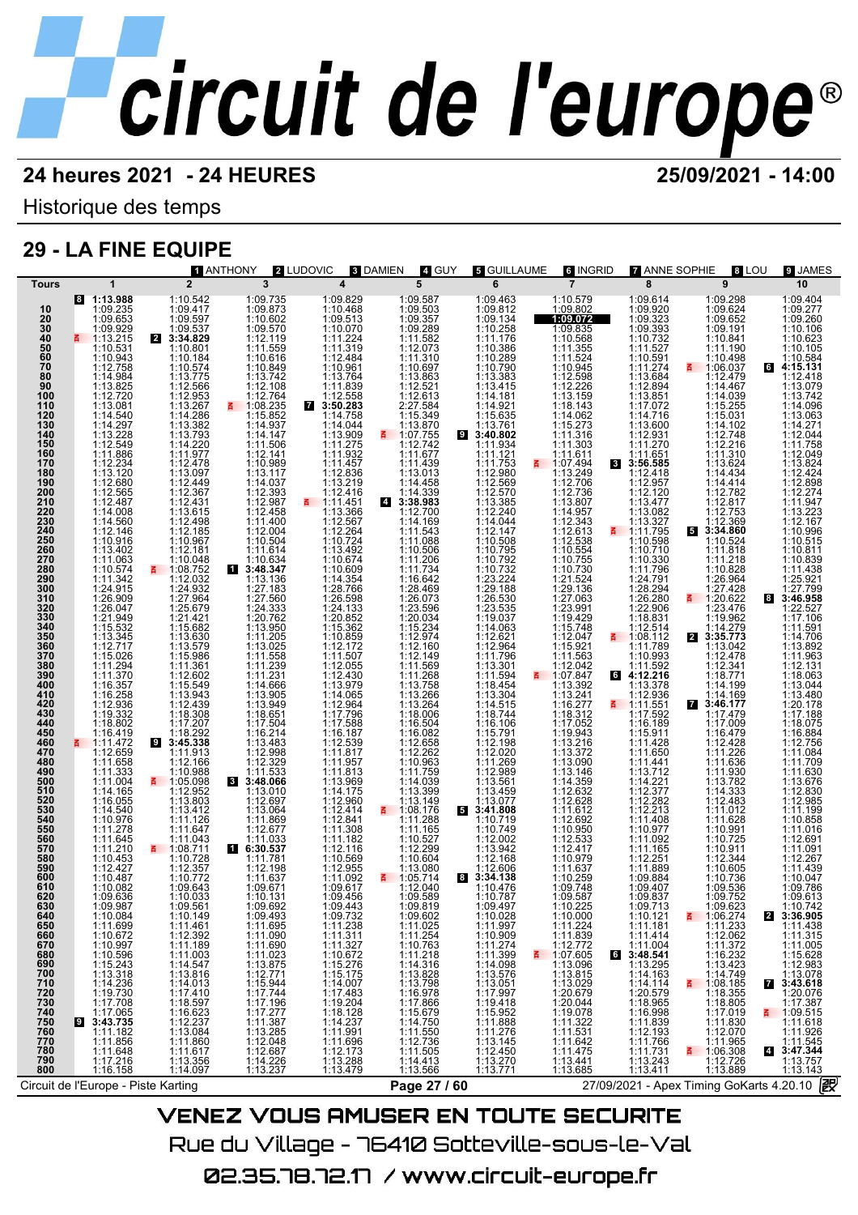# 24 heures 2021 - 24 HEURES

**25/09/2021 - 14:00**

Historique des temps

## 29 - LA FINE EQUIPE

1 ANTHONY, 2 LUDOVIC, 3 DAMIEN, 4 GUY, 5 GUILLAUME, 6 INGRID, 7 ANNE SOPHIE, 8 LOU, 9 JAMES

Driver changes are shown as [driver number] before the lap time.

| Tours | 1 | 2 | 3 | 4 | 5 | 6 | 7 | 8 | 9 | 10 |
|---|---|---|---|---|---|---|---|---|---|---|
| | [8] **1:13.988** | 1:10.542 | 1:09.735 | 1:09.829 | 1:09.587 | 1:09.463 | 1:10.579 | 1:09.614 | 1:09.298 | 1:09.404 |
| 10 | 1:09.235 | 1:09.417 | 1:09.873 | 1:10.468 | 1:09.503 | 1:09.812 | 1:09.802 | 1:09.920 | 1:09.624 | 1:09.277 |
| 20 | 1:09.653 | 1:09.597 | 1:10.602 | 1:09.513 | 1:09.357 | 1:09.134 | **1:09.072** | 1:09.323 | 1:09.652 | 1:09.260 |
| 30 | 1:09.929 | 1:09.537 | 1:09.570 | 1:10.070 | 1:09.289 | 1:10.258 | 1:09.835 | 1:09.393 | 1:09.191 | 1:10.106 |
| 40 | 1:13.215 | [2] **3:34.829** | 1:12.119 | 1:11.224 | 1:11.582 | 1:11.176 | 1:10.568 | 1:10.732 | 1:10.841 | 1:10.623 |
| 50 | 1:10.531 | 1:10.801 | 1:11.559 | 1:11.319 | 1:12.073 | 1:10.386 | 1:11.355 | 1:11.527 | 1:11.190 | 1:10.105 |
| 60 | 1:10.943 | 1:10.184 | 1:10.616 | 1:12.484 | 1:11.310 | 1:10.289 | 1:11.524 | 1:10.591 | 1:10.498 | 1:10.584 |
| 70 | 1:12.758 | 1:10.574 | 1:10.849 | 1:10.961 | 1:10.697 | 1:10.790 | 1:10.945 | 1:11.274 | 1:06.037 | [6] **4:15.131** |
| 80 | 1:14.984 | 1:13.775 | 1:13.742 | 1:13.764 | 1:13.863 | 1:13.383 | 1:12.598 | 1:13.684 | 1:12.479 | 1:12.418 |
| 90 | 1:13.825 | 1:12.566 | 1:12.108 | 1:11.839 | 1:12.521 | 1:13.415 | 1:12.226 | 1:12.894 | 1:14.467 | 1:13.079 |
| 100 | 1:12.720 | 1:12.953 | 1:12.764 | 1:12.558 | 1:12.613 | 1:14.181 | 1:13.159 | 1:13.851 | 1:14.039 | 1:13.742 |
| 110 | 1:13.081 | 1:13.267 | 1:08.235 | [7] **3:50.283** | 2:27.584 | 1:14.921 | 1:18.143 | 1:17.072 | 1:15.255 | 1:14.096 |
| 120 | 1:14.540 | 1:14.286 | 1:15.852 | 1:14.758 | 1:15.349 | 1:15.635 | 1:14.062 | 1:14.716 | 1:15.031 | 1:13.063 |
| 130 | 1:14.297 | 1:13.382 | 1:14.937 | 1:14.044 | 1:13.870 | 1:13.761 | 1:15.273 | 1:13.600 | 1:14.102 | 1:14.271 |
| 140 | 1:13.228 | 1:13.793 | 1:14.147 | 1:13.909 | 1:07.755 | [9] **3:40.802** | 1:11.316 | 1:12.931 | 1:12.748 | 1:12.044 |
| 150 | 1:12.549 | 1:14.220 | 1:11.506 | 1:11.275 | 1:12.742 | 1:11.934 | 1:11.303 | 1:11.270 | 1:12.216 | 1:11.758 |
| 160 | 1:11.886 | 1:11.977 | 1:12.141 | 1:11.932 | 1:11.677 | 1:11.121 | 1:11.611 | 1:11.651 | 1:11.310 | 1:12.049 |
| 170 | 1:12.234 | 1:12.478 | 1:10.989 | 1:11.457 | 1:11.439 | 1:11.753 | 1:07.494 | [3] **3:56.585** | 1:13.624 | 1:13.824 |
| 180 | 1:13.120 | 1:13.097 | 1:13.117 | 1:12.836 | 1:13.013 | 1:12.980 | 1:13.249 | 1:12.418 | 1:14.434 | 1:12.424 |
| 190 | 1:12.680 | 1:12.449 | 1:14.037 | 1:13.219 | 1:14.458 | 1:12.569 | 1:12.706 | 1:12.957 | 1:14.414 | 1:12.898 |
| 200 | 1:12.565 | 1:12.367 | 1:12.393 | 1:12.416 | 1:14.339 | 1:12.570 | 1:12.736 | 1:12.120 | 1:12.782 | 1:12.274 |
| 210 | 1:12.487 | 1:12.431 | 1:12.987 | 1:11.451 | [4] **3:38.983** | 1:13.385 | 1:13.807 | 1:13.477 | 1:12.817 | 1:11.947 |
| 220 | 1:14.008 | 1:13.615 | 1:12.458 | 1:13.366 | 1:12.700 | 1:12.240 | 1:14.957 | 1:13.082 | 1:12.753 | 1:13.223 |
| 230 | 1:14.560 | 1:12.498 | 1:11.400 | 1:12.567 | 1:14.169 | 1:14.044 | 1:12.343 | 1:13.327 | 1:12.369 | 1:12.167 |
| 240 | 1:12.146 | 1:12.185 | 1:12.004 | 1:12.264 | 1:11.543 | 1:12.147 | 1:12.613 | 1:11.795 | [5] **3:34.860** | 1:10.996 |
| 250 | 1:10.916 | 1:10.967 | 1:10.504 | 1:10.724 | 1:11.088 | 1:10.508 | 1:12.538 | 1:10.598 | 1:10.524 | 1:10.515 |
| 260 | 1:13.402 | 1:12.181 | 1:11.614 | 1:13.492 | 1:10.506 | 1:10.795 | 1:10.554 | 1:10.710 | 1:11.818 | 1:10.811 |
| 270 | 1:11.063 | 1:10.048 | 1:10.634 | 1:10.674 | 1:11.206 | 1:10.792 | 1:10.755 | 1:10.330 | 1:11.218 | 1:10.839 |
| 280 | 1:10.574 | 1:08.752 | [1] **3:48.347** | 1:10.609 | 1:11.734 | 1:10.732 | 1:10.730 | 1:11.796 | 1:10.828 | 1:11.438 |
| 290 | 1:11.342 | 1:12.032 | 1:13.136 | 1:14.354 | 1:16.642 | 1:23.224 | 1:21.524 | 1:24.791 | 1:26.964 | 1:25.921 |
| 300 | 1:24.915 | 1:24.932 | 1:27.183 | 1:28.766 | 1:28.469 | 1:29.188 | 1:29.136 | 1:28.294 | 1:27.428 | 1:27.799 |
| 310 | 1:26.909 | 1:27.964 | 1:27.560 | 1:26.598 | 1:26.073 | 1:26.530 | 1:27.063 | 1:26.280 | 1:20.622 | [8] **3:46.958** |
| 320 | 1:26.047 | 1:25.679 | 1:24.333 | 1:24.133 | 1:23.596 | 1:23.535 | 1:23.991 | 1:22.906 | 1:23.476 | 1:22.527 |
| 330 | 1:21.949 | 1:21.421 | 1:20.762 | 1:20.852 | 1:20.034 | 1:19.037 | 1:19.429 | 1:18.831 | 1:19.962 | 1:17.106 |
| 340 | 1:15.532 | 1:15.682 | 1:13.950 | 1:15.362 | 1:15.234 | 1:14.063 | 1:15.748 | 1:12.514 | 1:14.279 | 1:11.591 |
| 350 | 1:13.345 | 1:13.630 | 1:11.205 | 1:10.859 | 1:12.974 | 1:12.621 | 1:12.047 | 1:08.112 | [2] **3:35.773** | 1:14.706 |
| 360 | 1:12.717 | 1:13.579 | 1:13.025 | 1:12.172 | 1:12.160 | 1:12.964 | 1:15.921 | 1:11.789 | 1:13.042 | 1:13.892 |
| 370 | 1:15.026 | 1:15.986 | 1:11.558 | 1:11.507 | 1:12.149 | 1:11.796 | 1:11.563 | 1:10.993 | 1:12.478 | 1:11.963 |
| 380 | 1:11.294 | 1:11.361 | 1:11.239 | 1:12.055 | 1:11.569 | 1:13.301 | 1:12.042 | 1:11.592 | 1:12.341 | 1:12.131 |
| 390 | 1:11.370 | 1:12.602 | 1:11.231 | 1:12.430 | 1:11.268 | 1:11.594 | 1:07.847 | [6] **4:12.216** | 1:18.771 | 1:18.063 |
| 400 | 1:16.357 | 1:15.549 | 1:14.666 | 1:13.979 | 1:13.758 | 1:18.454 | 1:13.392 | 1:13.378 | 1:14.199 | 1:13.044 |
| 410 | 1:16.258 | 1:13.943 | 1:13.905 | 1:14.065 | 1:13.266 | 1:13.304 | 1:13.241 | 1:12.936 | 1:14.169 | 1:13.480 |
| 420 | 1:12.936 | 1:12.439 | 1:13.949 | 1:12.964 | 1:13.264 | 1:14.515 | 1:16.277 | 1:11.551 | [7] **3:46.177** | 1:20.178 |
| 430 | 1:19.332 | 1:18.308 | 1:18.651 | 1:17.796 | 1:18.006 | 1:18.744 | 1:18.312 | 1:17.592 | 1:17.479 | 1:17.188 |
| 440 | 1:18.802 | 1:17.207 | 1:17.504 | 1:17.588 | 1:16.504 | 1:16.106 | 1:17.052 | 1:16.189 | 1:17.009 | 1:18.075 |
| 450 | 1:16.419 | 1:18.292 | 1:16.214 | 1:16.187 | 1:16.082 | 1:15.791 | 1:19.943 | 1:15.911 | 1:16.479 | 1:16.884 |
| 460 | 1:11.472 | [9] **3:45.338** | 1:13.483 | 1:12.539 | 1:12.658 | 1:12.198 | 1:13.216 | 1:11.428 | 1:12.428 | 1:12.756 |
| 470 | 1:12.659 | 1:11.913 | 1:12.998 | 1:11.817 | 1:12.262 | 1:12.020 | 1:13.372 | 1:11.650 | 1:11.226 | 1:11.084 |
| 480 | 1:11.658 | 1:12.166 | 1:12.329 | 1:11.957 | 1:10.963 | 1:11.269 | 1:13.090 | 1:11.441 | 1:11.636 | 1:11.709 |
| 490 | 1:11.333 | 1:10.988 | 1:11.533 | 1:11.813 | 1:11.759 | 1:12.989 | 1:13.146 | 1:13.712 | 1:11.930 | 1:11.630 |
| 500 | 1:11.004 | 1:05.098 | [3] **3:48.066** | 1:13.969 | 1:14.039 | 1:13.561 | 1:14.359 | 1:14.221 | 1:13.782 | 1:13.676 |
| 510 | 1:14.165 | 1:12.952 | 1:13.010 | 1:14.175 | 1:13.399 | 1:13.459 | 1:12.632 | 1:12.377 | 1:14.333 | 1:12.830 |
| 520 | 1:16.055 | 1:13.803 | 1:12.697 | 1:12.960 | 1:13.149 | 1:13.077 | 1:12.417 | 1:12.282 | 1:12.483 | 1:12.985 |
| 530 | 1:14.540 | 1:13.412 | 1:13.064 | 1:12.414 | 1:08.176 | [5] **3:41.808** | 1:11.612 | 1:12.213 | 1:11.012 | 1:11.199 |
| 540 | 1:10.976 | 1:11.126 | 1:11.869 | 1:12.841 | 1:11.288 | 1:10.719 | 1:12.692 | 1:11.408 | 1:11.628 | 1:10.858 |
| 550 | 1:11.278 | 1:11.647 | 1:12.677 | 1:11.308 | 1:11.165 | 1:10.749 | 1:10.950 | 1:10.977 | 1:10.991 | 1:11.016 |
| 560 | 1:11.645 | 1:11.043 | 1:11.033 | 1:11.182 | 1:10.527 | 1:12.002 | 1:12.533 | 1:11.092 | 1:10.725 | 1:12.691 |
| 570 | 1:11.210 | 1:08.711 | [1] **6:30.537** | 1:12.116 | 1:12.299 | 1:13.942 | 1:12.417 | 1:11.165 | 1:10.911 | 1:11.091 |
| 580 | 1:10.453 | 1:10.728 | 1:11.781 | 1:10.569 | 1:10.604 | 1:12.168 | 1:10.979 | 1:12.251 | 1:12.344 | 1:12.267 |
| 590 | 1:12.427 | 1:12.357 | 1:12.198 | 1:12.955 | 1:13.080 | 1:12.606 | 1:11.637 | 1:11.889 | 1:10.605 | 1:11.439 |
| 600 | 1:10.487 | 1:10.772 | 1:11.637 | 1:11.092 | 1:05.714 | [8] **3:34.138** | 1:10.259 | 1:09.884 | 1:10.736 | 1:10.047 |
| 610 | 1:10.082 | 1:09.643 | 1:09.671 | 1:09.617 | 1:12.040 | 1:10.476 | 1:09.748 | 1:09.407 | 1:09.536 | 1:09.786 |
| 620 | 1:09.636 | 1:10.033 | 1:10.131 | 1:09.456 | 1:09.589 | 1:10.787 | 1:09.587 | 1:09.837 | 1:09.752 | 1:09.613 |
| 630 | 1:09.987 | 1:09.561 | 1:09.692 | 1:09.443 | 1:09.819 | 1:09.497 | 1:10.225 | 1:09.713 | 1:09.623 | 1:10.742 |
| 640 | 1:10.084 | 1:10.149 | 1:09.493 | 1:09.732 | 1:09.602 | 1:10.028 | 1:10.000 | 1:10.121 | 1:06.274 | [2] **3:36.905** |
| 650 | 1:11.699 | 1:11.461 | 1:11.695 | 1:11.238 | 1:11.025 | 1:11.997 | 1:11.224 | 1:11.181 | 1:11.233 | 1:11.438 |
| 660 | 1:10.672 | 1:12.392 | 1:11.090 | 1:11.311 | 1:11.254 | 1:10.909 | 1:11.839 | 1:11.165 | 1:12.062 | 1:11.315 |
| 670 | 1:10.997 | 1:11.189 | 1:11.690 | 1:11.327 | 1:10.763 | 1:11.274 | 1:12.772 | 1:11.004 | 1:11.372 | 1:11.005 |
| 680 | 1:10.596 | 1:11.003 | 1:11.023 | 1:10.672 | 1:11.218 | 1:11.399 | 1:07.605 | [6] **3:48.541** | 1:16.232 | 1:15.628 |
| 690 | 1:15.243 | 1:14.547 | 1:13.875 | 1:15.276 | 1:14.316 | 1:14.098 | 1:13.096 | 1:13.295 | 1:13.423 | 1:12.983 |
| 700 | 1:13.318 | 1:13.816 | 1:12.771 | 1:15.175 | 1:13.828 | 1:13.576 | 1:13.815 | 1:14.163 | 1:14.749 | 1:13.078 |
| 710 | 1:14.236 | 1:14.013 | 1:15.944 | 1:14.007 | 1:13.798 | 1:13.051 | 1:13.029 | 1:14.114 | 1:08.185 | [7] **3:43.618** |
| 720 | 1:19.730 | 1:17.410 | 1:17.744 | 1:17.483 | 1:16.978 | 1:17.997 | 1:20.679 | 1:20.579 | 1:18.355 | 1:20.076 |
| 730 | 1:17.708 | 1:18.597 | 1:17.196 | 1:19.204 | 1:17.866 | 1:19.418 | 1:20.044 | 1:18.965 | 1:18.805 | 1:17.387 |
| 740 | 1:17.065 | 1:16.623 | 1:17.277 | 1:18.128 | 1:15.679 | 1:15.952 | 1:19.078 | 1:16.998 | 1:17.019 | 1:09.515 |
| 750 | [9] **3:43.735** | 1:12.237 | 1:11.387 | 1:14.237 | 1:14.750 | 1:11.888 | 1:11.322 | 1:11.839 | 1:11.830 | 1:11.618 |
| 760 | 1:11.182 | 1:13.084 | 1:13.285 | 1:11.991 | 1:11.550 | 1:11.276 | 1:11.531 | 1:12.193 | 1:12.070 | 1:11.926 |
| 770 | 1:11.856 | 1:11.860 | 1:12.048 | 1:11.696 | 1:12.736 | 1:13.145 | 1:11.642 | 1:11.766 | 1:11.965 | 1:11.545 |
| 780 | 1:11.648 | 1:11.617 | 1:12.687 | 1:12.173 | 1:11.505 | 1:12.450 | 1:11.475 | 1:11.731 | 1:06.308 | [4] **3:47.344** |
| 790 | 1:17.216 | 1:13.356 | 1:14.226 | 1:13.288 | 1:14.413 | 1:13.270 | 1:13.441 | 1:13.243 | 1:12.726 | 1:13.757 |
| 800 | 1:16.158 | 1:14.097 | 1:13.237 | 1:13.479 | 1:13.566 | 1:13.771 | 1:13.685 | 1:13.411 | 1:13.889 | 1:13.143 |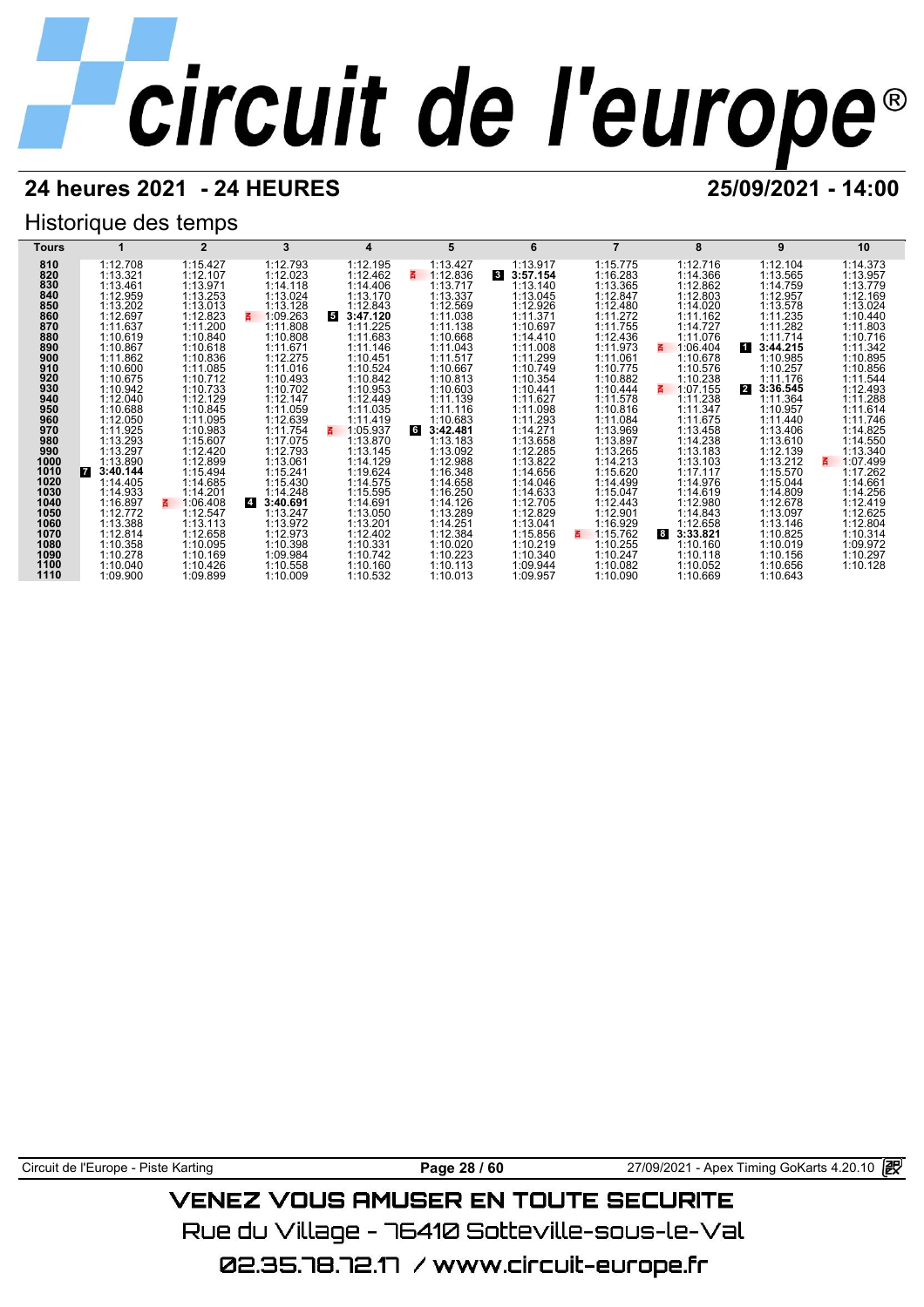# 24 heures 2021 - 24 HEURES

25/09/2021 - 14:00

## Historique des temps

| Tours | 1 | 2 | 3 | 4 | 5 | 6 | 7 | 8 | 9 | 10 |
|---|---|---|---|---|---|---|---|---|---|---|
| 810 | 1:12.708 | 1:15.427 | 1:12.793 | 1:12.195 | 1:13.427 | 1:13.917 | 1:15.775 | 1:12.716 | 1:12.104 | 1:14.373 |
| 820 | 1:13.321 | 1:12.107 | 1:12.023 | 1:12.462 | 1:12.836 | 3 **3:57.154** | 1:16.283 | 1:14.366 | 1:13.565 | 1:13.957 |
| 830 | 1:13.461 | 1:13.971 | 1:14.118 | 1:14.406 | 1:13.717 | 1:13.140 | 1:13.365 | 1:12.862 | 1:14.759 | 1:13.779 |
| 840 | 1:12.959 | 1:13.253 | 1:13.024 | 1:13.170 | 1:13.337 | 1:13.045 | 1:12.847 | 1:12.803 | 1:12.957 | 1:12.169 |
| 850 | 1:13.202 | 1:13.013 | 1:13.128 | 1:12.843 | 1:12.569 | 1:12.926 | 1:12.480 | 1:14.020 | 1:13.578 | 1:13.024 |
| 860 | 1:12.697 | 1:12.823 | 1:09.263 | 5 **3:47.120** | 1:11.038 | 1:11.371 | 1:11.272 | 1:11.162 | 1:11.235 | 1:10.440 |
| 870 | 1:11.637 | 1:11.200 | 1:11.808 | 1:11.225 | 1:11.138 | 1:10.697 | 1:11.755 | 1:14.727 | 1:11.282 | 1:11.803 |
| 880 | 1:10.619 | 1:10.840 | 1:10.808 | 1:11.683 | 1:10.668 | 1:14.410 | 1:12.436 | 1:11.076 | 1:11.714 | 1:10.716 |
| 890 | 1:10.867 | 1:10.618 | 1:11.671 | 1:11.146 | 1:11.043 | 1:11.008 | 1:11.973 | 1:06.404 | 1 **3:44.215** | 1:11.342 |
| 900 | 1:11.862 | 1:10.836 | 1:12.275 | 1:10.451 | 1:11.517 | 1:11.299 | 1:11.061 | 1:10.678 | 1:10.985 | 1:10.895 |
| 910 | 1:10.600 | 1:11.085 | 1:11.016 | 1:10.524 | 1:10.667 | 1:10.749 | 1:10.775 | 1:10.576 | 1:10.257 | 1:10.856 |
| 920 | 1:10.675 | 1:10.712 | 1:10.493 | 1:10.842 | 1:10.813 | 1:10.354 | 1:10.882 | 1:10.238 | 1:11.176 | 1:11.544 |
| 930 | 1:10.942 | 1:10.733 | 1:10.702 | 1:10.953 | 1:10.603 | 1:10.441 | 1:10.444 | 1:07.155 | 2 **3:36.545** | 1:12.493 |
| 940 | 1:12.040 | 1:12.129 | 1:12.147 | 1:12.449 | 1:11.139 | 1:11.627 | 1:11.578 | 1:11.238 | 1:11.364 | 1:11.288 |
| 950 | 1:10.688 | 1:10.845 | 1:11.059 | 1:11.035 | 1:11.116 | 1:11.098 | 1:10.816 | 1:11.347 | 1:10.957 | 1:11.614 |
| 960 | 1:12.050 | 1:11.095 | 1:12.639 | 1:11.419 | 1:10.683 | 1:11.293 | 1:11.084 | 1:11.675 | 1:11.440 | 1:11.746 |
| 970 | 1:11.925 | 1:10.983 | 1:11.754 | 1:05.937 | 6 **3:42.481** | 1:14.271 | 1:13.969 | 1:13.458 | 1:13.406 | 1:14.825 |
| 980 | 1:13.293 | 1:15.607 | 1:17.075 | 1:13.870 | 1:13.183 | 1:13.658 | 1:13.897 | 1:14.238 | 1:13.610 | 1:14.550 |
| 990 | 1:13.297 | 1:12.420 | 1:12.793 | 1:13.145 | 1:13.092 | 1:12.285 | 1:13.265 | 1:13.183 | 1:12.139 | 1:13.340 |
| 1000 | 1:13.890 | 1:12.899 | 1:13.061 | 1:14.129 | 1:12.988 | 1:13.822 | 1:14.213 | 1:13.103 | 1:13.212 | 1:07.499 |
| 1010 | 7 **3:40.144** | 1:15.494 | 1:15.241 | 1:19.624 | 1:16.348 | 1:14.656 | 1:15.620 | 1:17.117 | 1:15.570 | 1:17.262 |
| 1020 | 1:14.405 | 1:14.685 | 1:15.430 | 1:14.575 | 1:14.658 | 1:14.046 | 1:14.499 | 1:14.976 | 1:15.044 | 1:14.661 |
| 1030 | 1:14.933 | 1:14.201 | 1:14.248 | 1:15.595 | 1:16.250 | 1:14.633 | 1:15.047 | 1:14.619 | 1:14.809 | 1:14.256 |
| 1040 | 1:16.897 | 1:06.408 | 4 **3:40.691** | 1:14.691 | 1:14.126 | 1:12.705 | 1:12.443 | 1:12.980 | 1:12.678 | 1:12.419 |
| 1050 | 1:12.772 | 1:12.547 | 1:13.247 | 1:13.050 | 1:13.289 | 1:12.829 | 1:12.901 | 1:14.843 | 1:13.097 | 1:12.625 |
| 1060 | 1:13.388 | 1:13.113 | 1:13.972 | 1:13.201 | 1:14.251 | 1:13.041 | 1:16.929 | 1:12.658 | 1:13.146 | 1:12.804 |
| 1070 | 1:12.814 | 1:12.658 | 1:12.973 | 1:12.402 | 1:12.384 | 1:15.856 | 1:15.762 | 8 **3:33.821** | 1:10.825 | 1:10.314 |
| 1080 | 1:10.358 | 1:10.095 | 1:10.398 | 1:10.331 | 1:10.020 | 1:10.219 | 1:10.255 | 1:10.160 | 1:10.019 | 1:09.972 |
| 1090 | 1:10.278 | 1:10.169 | 1:09.984 | 1:10.742 | 1:10.223 | 1:10.340 | 1:10.247 | 1:10.118 | 1:10.156 | 1:10.297 |
| 1100 | 1:10.040 | 1:10.426 | 1:10.558 | 1:10.160 | 1:10.113 | 1:09.944 | 1:10.082 | 1:10.052 | 1:10.656 | 1:10.128 |
| 1110 | 1:09.900 | 1:09.899 | 1:10.009 | 1:10.532 | 1:10.013 | 1:09.957 | 1:10.090 | 1:10.669 | 1:10.643 | |

Circuit de l'Europe - Piste Karting — 27/09/2021 - Apex Timing GoKarts 4.20.10

VENEZ VOUS AMUSER EN TOUTE SECURITE

Rue du Village - 76410 Sotteville-sous-le-Val

02.35.78.72.17 / www.circuit-europe.fr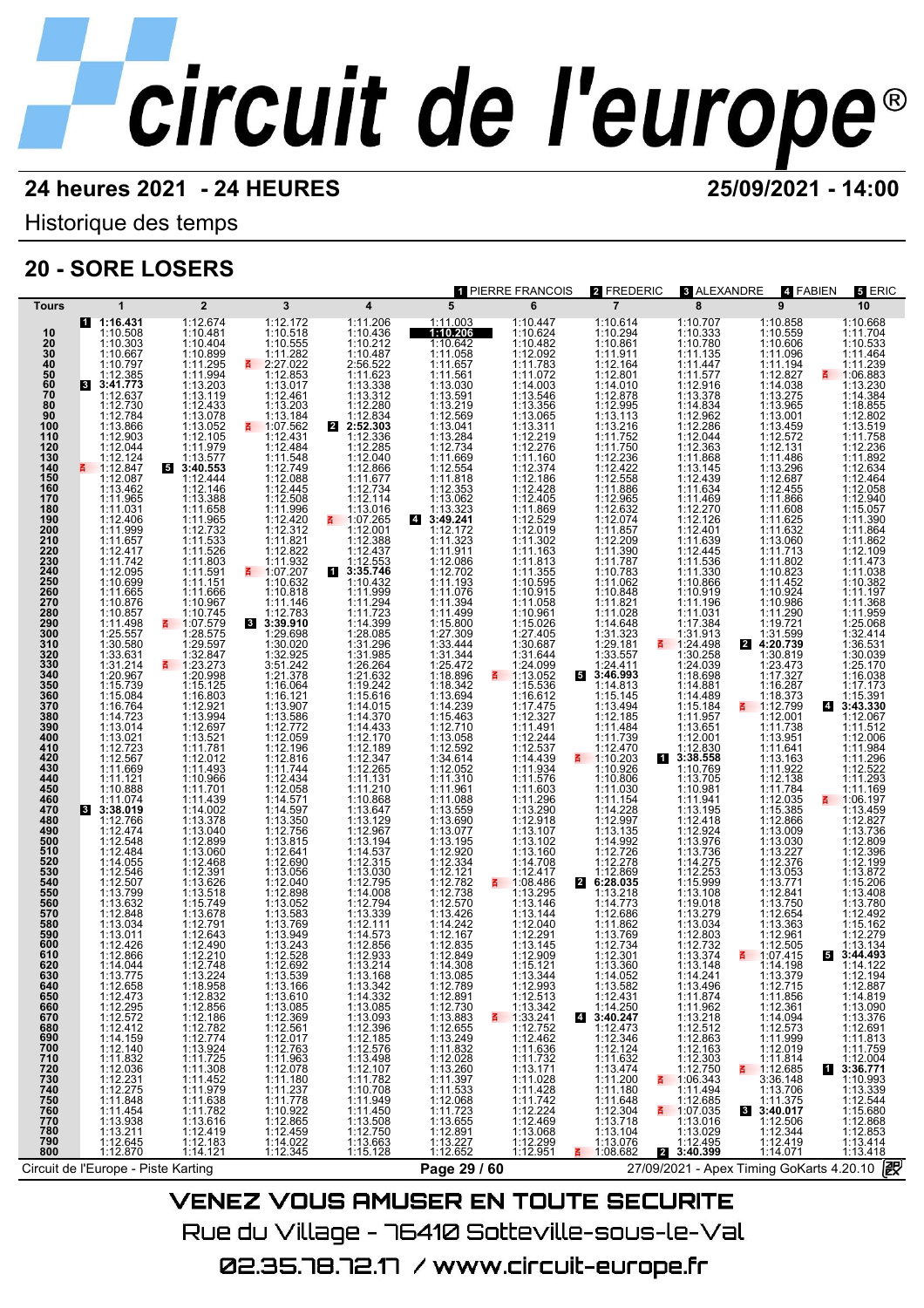# circuit de l'europe®

**24 heures 2021 - 24 HEURES** **25/09/2021 - 14:00**

Historique des temps

## 20 - SORE LOSERS

1 PIERRE FRANCOIS | 2 FREDERIC | 3 ALEXANDRE | 4 FABIEN | 5 ERIC

| Tours | 1 | 2 | 3 | 4 | 5 | 6 | 7 | 8 | 9 | 10 |
|---|---|---|---|---|---|---|---|---|---|---|
| | 1 **1:16.431** | 1:12.674 | 1:12.172 | 1:11.206 | 1:11.003 | 1:10.447 | 1:10.614 | 1:10.707 | 1:10.858 | 1:10.668 |
| 10 | 1:10.508 | 1:10.481 | 1:10.518 | 1:10.436 | **1:10.206** | 1:10.624 | 1:10.294 | 1:10.333 | 1:10.559 | 1:11.704 |
| 20 | 1:10.303 | 1:10.404 | 1:10.555 | 1:10.212 | 1:10.642 | 1:10.482 | 1:10.861 | 1:10.780 | 1:10.606 | 1:10.533 |
| 30 | 1:10.667 | 1:10.899 | 1:11.282 | 1:10.487 | 1:11.058 | 1:12.092 | 1:11.911 | 1:11.135 | 1:11.096 | 1:11.464 |
| 40 | 1:10.797 | 1:11.295 | 2:27.022 | 2:56.522 | 1:11.657 | 1:11.783 | 1:12.164 | 1:11.447 | 1:11.194 | 1:11.239 |
| 50 | 1:12.385 | 1:11.994 | 1:12.853 | 1:11.623 | 1:11.561 | 1:11.072 | 1:12.801 | 1:11.577 | 1:12.827 | 1:06.883 |
| 60 | 3 **3:41.773** | 1:13.203 | 1:13.017 | 1:13.338 | 1:13.030 | 1:14.003 | 1:14.010 | 1:12.916 | 1:14.038 | 1:13.230 |
| 70 | 1:12.637 | 1:13.119 | 1:12.461 | 1:13.312 | 1:13.591 | 1:13.546 | 1:12.878 | 1:13.378 | 1:13.275 | 1:14.384 |
| 80 | 1:12.730 | 1:12.433 | 1:13.203 | 1:12.280 | 1:13.219 | 1:13.356 | 1:12.995 | 1:14.834 | 1:13.965 | 1:18.855 |
| 90 | 1:12.784 | 1:13.078 | 1:13.184 | 1:12.834 | 1:12.569 | 1:13.065 | 1:13.113 | 1:12.962 | 1:13.001 | 1:12.802 |
| 100 | 1:13.866 | 1:13.052 | 1:07.562 | 2 **2:52.303** | 1:13.041 | 1:13.311 | 1:13.216 | 1:12.286 | 1:13.459 | 1:13.519 |
| 110 | 1:12.903 | 1:12.105 | 1:12.431 | 1:12.336 | 1:13.284 | 1:12.219 | 1:11.752 | 1:12.044 | 1:12.572 | 1:11.758 |
| 120 | 1:12.044 | 1:11.979 | 1:12.484 | 1:12.285 | 1:12.734 | 1:12.276 | 1:11.750 | 1:12.363 | 1:12.131 | 1:12.236 |
| 130 | 1:12.124 | 1:13.577 | 1:11.548 | 1:12.040 | 1:11.669 | 1:11.160 | 1:12.236 | 1:11.868 | 1:11.486 | 1:11.892 |
| 140 | 1:12.847 | 5 **3:40.553** | 1:12.749 | 1:12.866 | 1:12.554 | 1:12.374 | 1:12.422 | 1:13.145 | 1:13.296 | 1:12.634 |
| 150 | 1:12.087 | 1:12.444 | 1:12.088 | 1:11.677 | 1:11.818 | 1:12.186 | 1:12.558 | 1:12.439 | 1:12.687 | 1:12.464 |
| 160 | 1:13.462 | 1:12.146 | 1:12.445 | 1:12.734 | 1:12.353 | 1:12.428 | 1:11.886 | 1:11.634 | 1:12.455 | 1:12.058 |
| 170 | 1:11.965 | 1:13.388 | 1:12.508 | 1:12.114 | 1:13.062 | 1:12.405 | 1:12.965 | 1:11.469 | 1:11.866 | 1:12.940 |
| 180 | 1:11.031 | 1:11.658 | 1:11.996 | 1:13.016 | 1:13.323 | 1:11.869 | 1:12.632 | 1:12.270 | 1:11.608 | 1:15.057 |
| 190 | 1:12.406 | 1:11.965 | 1:12.420 | 1:07.265 | 4 **3:49.241** | 1:12.529 | 1:12.074 | 1:12.126 | 1:11.625 | 1:11.390 |
| 200 | 1:11.999 | 1:12.732 | 1:12.312 | 1:12.001 | 1:12.172 | 1:12.019 | 1:11.857 | 1:12.401 | 1:11.632 | 1:11.864 |
| 210 | 1:11.657 | 1:11.533 | 1:11.821 | 1:12.388 | 1:11.323 | 1:11.302 | 1:12.209 | 1:11.639 | 1:13.060 | 1:11.862 |
| 220 | 1:12.417 | 1:11.526 | 1:12.822 | 1:12.437 | 1:11.911 | 1:11.163 | 1:11.390 | 1:12.445 | 1:11.713 | 1:12.109 |
| 230 | 1:11.742 | 1:11.803 | 1:11.932 | 1:12.553 | 1:12.086 | 1:11.813 | 1:11.787 | 1:11.536 | 1:11.802 | 1:11.473 |
| 240 | 1:12.095 | 1:11.591 | 1:07.207 | 1 **3:35.746** | 1:12.702 | 1:11.355 | 1:10.783 | 1:11.330 | 1:10.823 | 1:11.038 |
| 250 | 1:10.699 | 1:11.151 | 1:10.632 | 1:10.432 | 1:11.193 | 1:10.595 | 1:11.062 | 1:10.866 | 1:11.452 | 1:10.382 |
| 260 | 1:11.665 | 1:11.666 | 1:10.818 | 1:11.999 | 1:11.076 | 1:10.915 | 1:10.848 | 1:10.919 | 1:10.924 | 1:11.197 |
| 270 | 1:10.876 | 1:10.967 | 1:11.146 | 1:11.294 | 1:11.394 | 1:11.058 | 1:11.821 | 1:11.196 | 1:10.986 | 1:11.368 |
| 280 | 1:10.857 | 1:10.745 | 1:12.783 | 1:11.723 | 1:11.499 | 1:10.961 | 1:11.028 | 1:11.031 | 1:11.290 | 1:11.959 |
| 290 | 1:11.498 | 1:07.579 | 3 **3:39.910** | 1:14.399 | 1:15.800 | 1:15.026 | 1:14.648 | 1:17.384 | 1:19.721 | 1:25.068 |
| 300 | 1:25.557 | 1:28.575 | 1:29.698 | 1:28.085 | 1:27.309 | 1:27.405 | 1:31.323 | 1:31.913 | 1:31.599 | 1:32.414 |
| 310 | 1:30.580 | 1:29.597 | 1:30.020 | 1:31.296 | 1:33.444 | 1:30.687 | 1:29.181 | 1:24.498 | 2 **4:20.739** | 1:36.531 |
| 320 | 1:33.631 | 1:32.847 | 1:32.925 | 1:31.985 | 1:31.344 | 1:31.644 | 1:33.557 | 1:30.258 | 1:30.819 | 1:30.039 |
| 330 | 1:31.214 | 1:23.273 | 3:51.242 | 1:26.264 | 1:25.472 | 1:24.099 | 1:24.411 | 1:24.039 | 1:23.473 | 1:25.170 |
| 340 | 1:20.967 | 1:20.998 | 1:21.378 | 1:21.632 | 1:18.896 | 1:13.052 | 5 **3:46.993** | 1:18.698 | 1:17.327 | 1:16.038 |
| 350 | 1:15.739 | 1:15.125 | 1:16.064 | 1:19.242 | 1:18.342 | 1:15.536 | 1:14.813 | 1:14.881 | 1:16.287 | 1:17.173 |
| 360 | 1:15.084 | 1:16.803 | 1:16.121 | 1:15.616 | 1:13.694 | 1:16.612 | 1:15.145 | 1:14.489 | 1:18.373 | 1:15.391 |
| 370 | 1:16.764 | 1:12.921 | 1:13.907 | 1:14.015 | 1:14.239 | 1:17.475 | 1:13.494 | 1:15.184 | 1:12.799 | 4 **3:43.330** |
| 380 | 1:14.723 | 1:13.994 | 1:13.586 | 1:14.370 | 1:15.463 | 1:12.327 | 1:12.185 | 1:11.957 | 1:12.001 | 1:12.067 |
| 390 | 1:13.014 | 1:12.697 | 1:12.772 | 1:14.433 | 1:12.710 | 1:11.491 | 1:11.484 | 1:13.651 | 1:11.738 | 1:11.512 |
| 400 | 1:13.021 | 1:13.521 | 1:12.059 | 1:12.170 | 1:13.058 | 1:12.244 | 1:11.739 | 1:12.001 | 1:13.951 | 1:12.006 |
| 410 | 1:12.723 | 1:11.781 | 1:12.196 | 1:12.189 | 1:12.592 | 1:12.537 | 1:12.470 | 1:12.830 | 1:11.641 | 1:11.984 |
| 420 | 1:12.567 | 1:12.012 | 1:12.816 | 1:12.347 | 1:34.614 | 1:14.439 | 1:10.203 | 1 **3:38.558** | 1:13.163 | 1:11.296 |
| 430 | 1:11.669 | 1:11.493 | 1:11.744 | 1:12.265 | 1:12.052 | 1:11.934 | 1:10.926 | 1:10.769 | 1:11.922 | 1:12.522 |
| 440 | 1:11.121 | 1:10.966 | 1:12.434 | 1:11.131 | 1:11.310 | 1:11.576 | 1:10.806 | 1:13.705 | 1:12.138 | 1:11.293 |
| 450 | 1:10.888 | 1:11.701 | 1:12.058 | 1:11.210 | 1:11.961 | 1:11.603 | 1:11.030 | 1:10.981 | 1:11.784 | 1:11.169 |
| 460 | 1:11.074 | 1:11.439 | 1:14.571 | 1:10.868 | 1:11.088 | 1:11.296 | 1:11.154 | 1:11.941 | 1:12.035 | 1:06.197 |
| 470 | 3 **3:38.019** | 1:14.002 | 1:14.597 | 1:13.647 | 1:13.559 | 1:13.290 | 1:14.228 | 1:13.195 | 1:15.385 | 1:13.459 |
| 480 | 1:12.766 | 1:13.378 | 1:13.350 | 1:13.129 | 1:13.690 | 1:12.918 | 1:12.997 | 1:12.418 | 1:12.866 | 1:12.827 |
| 490 | 1:12.474 | 1:13.040 | 1:12.756 | 1:12.967 | 1:13.077 | 1:13.107 | 1:13.135 | 1:12.924 | 1:13.009 | 1:13.736 |
| 500 | 1:12.548 | 1:12.899 | 1:13.815 | 1:13.194 | 1:13.195 | 1:13.102 | 1:14.992 | 1:13.976 | 1:13.030 | 1:12.809 |
| 510 | 1:12.484 | 1:13.060 | 1:12.641 | 1:14.537 | 1:12.920 | 1:13.160 | 1:12.726 | 1:13.736 | 1:13.227 | 1:12.396 |
| 520 | 1:14.055 | 1:12.468 | 1:12.690 | 1:12.315 | 1:12.334 | 1:14.708 | 1:12.278 | 1:14.275 | 1:12.376 | 1:12.199 |
| 530 | 1:12.546 | 1:12.391 | 1:13.056 | 1:13.030 | 1:12.121 | 1:12.417 | 1:12.869 | 1:12.253 | 1:13.053 | 1:13.872 |
| 540 | 1:12.507 | 1:13.626 | 1:12.040 | 1:12.795 | 1:12.782 | 1:08.486 | 2 **6:28.035** | 1:15.999 | 1:13.771 | 1:15.206 |
| 550 | 1:13.799 | 1:13.518 | 1:12.898 | 1:14.008 | 1:12.738 | 1:13.295 | 1:13.218 | 1:13.108 | 1:12.841 | 1:13.408 |
| 560 | 1:13.632 | 1:15.749 | 1:13.052 | 1:12.794 | 1:12.570 | 1:13.146 | 1:14.773 | 1:19.018 | 1:13.750 | 1:13.780 |
| 570 | 1:12.848 | 1:13.678 | 1:13.583 | 1:13.339 | 1:13.426 | 1:13.144 | 1:12.686 | 1:13.279 | 1:12.654 | 1:12.492 |
| 580 | 1:13.034 | 1:12.791 | 1:13.769 | 1:12.111 | 1:14.242 | 1:12.040 | 1:11.862 | 1:13.034 | 1:13.363 | 1:15.162 |
| 590 | 1:13.011 | 1:12.643 | 1:13.949 | 1:14.573 | 1:12.167 | 1:12.291 | 1:13.769 | 1:12.803 | 1:12.961 | 1:12.279 |
| 600 | 1:12.426 | 1:12.490 | 1:13.243 | 1:12.856 | 1:12.835 | 1:13.145 | 1:12.734 | 1:12.732 | 1:12.505 | 1:13.134 |
| 610 | 1:12.866 | 1:12.210 | 1:12.528 | 1:12.933 | 1:12.849 | 1:12.909 | 1:12.301 | 1:13.374 | 1:07.415 | 5 **3:44.493** |
| 620 | 1:14.044 | 1:12.748 | 1:12.692 | 1:13.214 | 1:14.308 | 1:15.121 | 1:13.360 | 1:13.148 | 1:14.198 | 1:14.122 |
| 630 | 1:13.775 | 1:13.224 | 1:13.539 | 1:13.168 | 1:13.085 | 1:13.344 | 1:14.052 | 1:14.241 | 1:13.379 | 1:12.194 |
| 640 | 1:12.658 | 1:18.958 | 1:13.166 | 1:13.342 | 1:12.789 | 1:12.993 | 1:13.582 | 1:13.496 | 1:12.715 | 1:12.887 |
| 650 | 1:12.473 | 1:12.832 | 1:13.610 | 1:14.332 | 1:12.891 | 1:12.513 | 1:12.431 | 1:11.874 | 1:11.856 | 1:14.819 |
| 660 | 1:12.295 | 1:12.856 | 1:13.085 | 1:13.085 | 1:12.730 | 1:13.342 | 1:14.250 | 1:11.962 | 1:12.361 | 1:13.090 |
| 670 | 1:12.572 | 1:12.186 | 1:12.369 | 1:13.093 | 1:13.883 | 1:33.241 | 4 **3:40.247** | 1:13.218 | 1:14.094 | 1:13.376 |
| 680 | 1:12.412 | 1:12.782 | 1:12.561 | 1:12.396 | 1:12.655 | 1:12.752 | 1:12.473 | 1:12.512 | 1:12.573 | 1:12.691 |
| 690 | 1:14.159 | 1:12.774 | 1:12.017 | 1:12.185 | 1:13.249 | 1:12.462 | 1:12.346 | 1:12.863 | 1:11.999 | 1:11.813 |
| 700 | 1:12.140 | 1:13.224 | 1:12.763 | 1:12.576 | 1:11.832 | 1:11.636 | 1:12.124 | 1:12.685 | 1:12.019 | 1:11.759 |
| 710 | 1:11.832 | 1:11.725 | 1:11.963 | 1:13.498 | 1:12.028 | 1:11.732 | 1:11.632 | 1:12.163 | 1:11.814 | 1:12.004 |
| 720 | 1:12.036 | 1:11.308 | 1:12.078 | 1:12.107 | 1:13.260 | 1:13.171 | 1:13.474 | 1:12.303 | 1:12.685 | 1 **3:36.771** |
| 730 | 1:12.231 | 1:11.452 | 1:11.180 | 1:11.782 | 1:11.397 | 1:11.028 | 1:11.200 | 1:12.750 | 3:36.148 | 1:10.993 |
| 740 | 1:12.275 | 1:11.979 | 1:11.237 | 1:10.708 | 1:11.533 | 1:11.428 | 1:11.180 | 1:06.343 | 1:13.706 | 1:13.339 |
| 750 | 1:11.848 | 1:11.638 | 1:11.778 | 1:11.949 | 1:12.068 | 1:11.742 | 1:11.648 | 1:11.494 | 1:11.375 | 1:12.544 |
| 760 | 1:11.454 | 1:11.782 | 1:10.922 | 1:11.450 | 1:11.723 | 1:12.224 | 1:12.304 | 1:12.685 | 3 **3:40.017** | 1:15.680 |
| 770 | 1:13.938 | 1:13.616 | 1:12.865 | 1:13.508 | 1:13.655 | 1:12.469 | 1:13.718 | 1:07.035 | 1:12.506 | 1:12.868 |
| 780 | 1:13.211 | 1:12.419 | 1:12.459 | 1:12.750 | 1:12.891 | 1:13.068 | 1:13.104 | 1:13.016 | 1:12.344 | 1:12.853 |
| 790 | 1:12.645 | 1:12.183 | 1:14.022 | 1:13.663 | 1:13.227 | 1:12.299 | 1:13.076 | 1:13.029 | 1:12.419 | 1:13.414 |
| 800 | 1:12.870 | 1:14.121 | 1:12.345 | 1:15.128 | 1:12.652 | 1:12.951 | 1:08.682 | 2 **3:40.399** | 1:14.071 | 1:13.418 |

Circuit de l'Europe - Piste Karting — 27/09/2021 - Apex Timing GoKarts 4.20.10

VENEZ VOUS AMUSER EN TOUTE SECURITE

Rue du Village - 76410 Sotteville-sous-le-Val

02.35.78.72.17 / www.circuit-europe.fr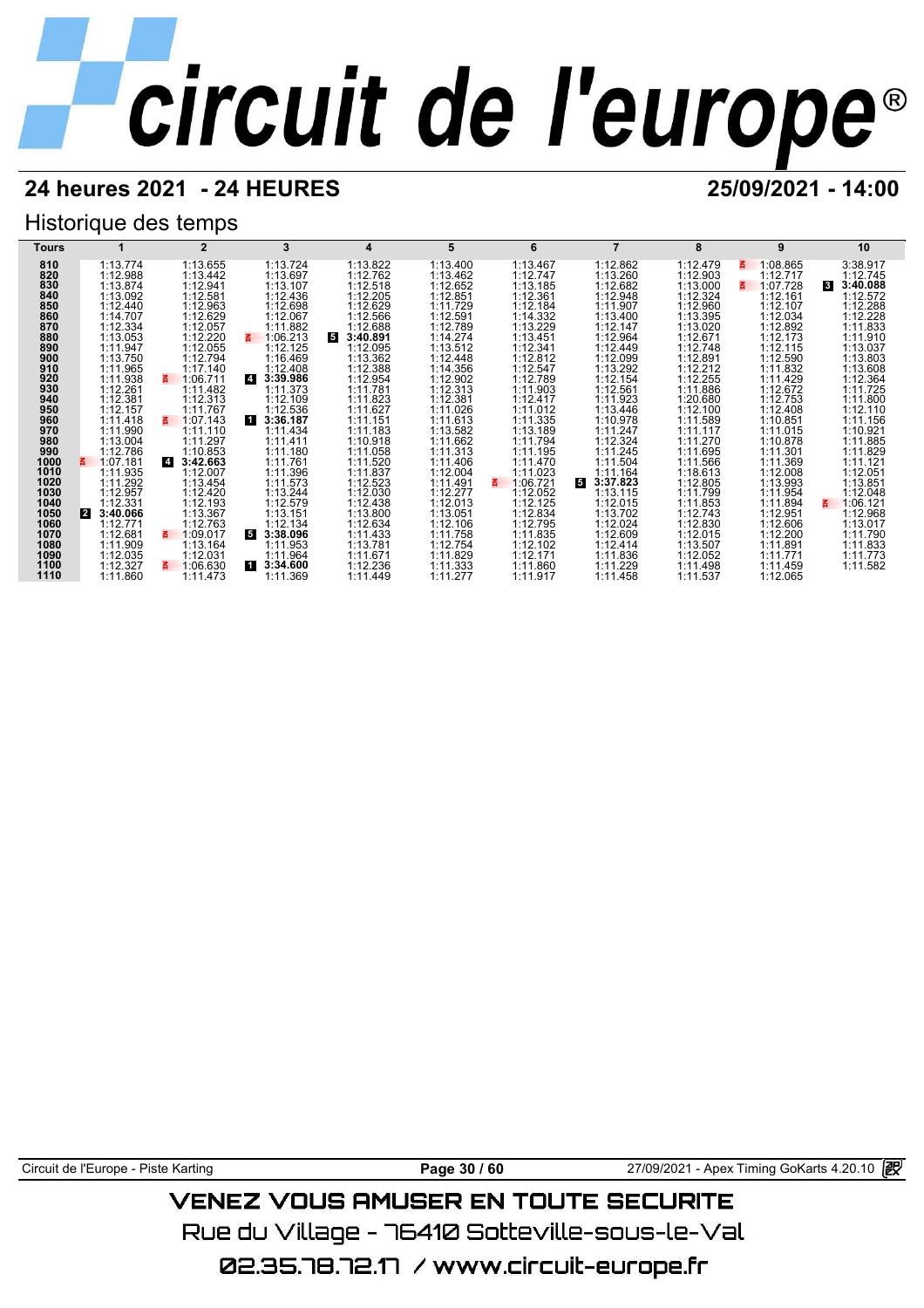# 24 heures 2021 - 24 HEURES

**25/09/2021 - 14:00**

## Historique des temps

| Tours | 1 | 2 | 3 | 4 | 5 | 6 | 7 | 8 | 9 | 10 |
|---|---|---|---|---|---|---|---|---|---|---|
| 810 | 1:13.774 | 1:13.655 | 1:13.724 | 1:13.822 | 1:13.400 | 1:13.467 | 1:12.862 | 1:12.479 | 1:08.865 | 3:38.917 |
| 820 | 1:12.988 | 1:13.442 | 1:13.697 | 1:12.762 | 1:13.462 | 1:12.747 | 1:13.260 | 1:12.903 | 1:12.717 | 1:12.745 |
| 830 | 1:13.874 | 1:12.941 | 1:13.107 | 1:12.518 | 1:12.652 | 1:13.185 | 1:12.682 | 1:13.000 | 1:07.728 | 3 **3:40.088** |
| 840 | 1:13.092 | 1:12.581 | 1:12.436 | 1:12.205 | 1:12.851 | 1:12.361 | 1:12.948 | 1:12.324 | 1:12.161 | 1:12.572 |
| 850 | 1:12.440 | 1:12.963 | 1:12.698 | 1:12.629 | 1:11.729 | 1:12.184 | 1:11.907 | 1:12.960 | 1:12.107 | 1:12.288 |
| 860 | 1:14.707 | 1:12.629 | 1:12.067 | 1:12.566 | 1:12.591 | 1:14.332 | 1:13.400 | 1:13.395 | 1:12.034 | 1:12.228 |
| 870 | 1:12.334 | 1:12.057 | 1:11.882 | 1:12.688 | 1:12.789 | 1:13.229 | 1:12.147 | 1:13.020 | 1:12.892 | 1:11.833 |
| 880 | 1:13.053 | 1:12.220 | 1:06.213 | 5 **3:40.891** | 1:14.274 | 1:13.451 | 1:12.964 | 1:12.671 | 1:12.173 | 1:11.910 |
| 890 | 1:11.947 | 1:12.055 | 1:12.125 | 1:12.095 | 1:13.512 | 1:12.341 | 1:12.449 | 1:12.748 | 1:12.115 | 1:13.037 |
| 900 | 1:13.750 | 1:12.794 | 1:16.469 | 1:13.362 | 1:12.448 | 1:12.812 | 1:12.099 | 1:12.891 | 1:12.590 | 1:13.803 |
| 910 | 1:11.965 | 1:17.140 | 1:12.408 | 1:12.388 | 1:14.356 | 1:12.547 | 1:13.292 | 1:12.212 | 1:11.832 | 1:13.608 |
| 920 | 1:11.938 | 1:06.711 | 4 **3:39.986** | 1:12.954 | 1:12.902 | 1:12.789 | 1:12.154 | 1:12.255 | 1:11.429 | 1:12.364 |
| 930 | 1:12.261 | 1:11.482 | 1:11.373 | 1:11.781 | 1:12.313 | 1:11.903 | 1:12.561 | 1:11.886 | 1:12.672 | 1:11.725 |
| 940 | 1:12.381 | 1:12.313 | 1:12.109 | 1:11.823 | 1:12.381 | 1:12.417 | 1:11.923 | 1:20.680 | 1:12.753 | 1:11.800 |
| 950 | 1:12.157 | 1:11.767 | 1:12.536 | 1:11.627 | 1:11.026 | 1:11.012 | 1:13.446 | 1:12.100 | 1:12.408 | 1:12.110 |
| 960 | 1:11.418 | 1:07.143 | 1 **3:36.187** | 1:11.151 | 1:11.613 | 1:11.335 | 1:10.978 | 1:11.589 | 1:10.851 | 1:11.156 |
| 970 | 1:11.990 | 1:11.110 | 1:11.434 | 1:11.183 | 1:13.582 | 1:13.189 | 1:11.247 | 1:11.117 | 1:11.015 | 1:10.921 |
| 980 | 1:13.004 | 1:11.297 | 1:11.411 | 1:10.918 | 1:11.662 | 1:11.794 | 1:12.324 | 1:11.270 | 1:10.878 | 1:11.885 |
| 990 | 1:12.786 | 1:10.853 | 1:11.180 | 1:11.058 | 1:11.313 | 1:11.195 | 1:11.245 | 1:11.695 | 1:11.301 | 1:11.829 |
| 1000 | 1:07.181 | 4 **3:42.663** | 1:11.761 | 1:11.520 | 1:11.406 | 1:11.470 | 1:11.504 | 1:11.566 | 1:11.369 | 1:11.121 |
| 1010 | 1:11.935 | 1:12.007 | 1:11.396 | 1:11.837 | 1:12.004 | 1:11.023 | 1:11.164 | 1:18.613 | 1:12.008 | 1:12.051 |
| 1020 | 1:11.292 | 1:13.454 | 1:11.573 | 1:12.523 | 1:11.491 | 1:06.721 | 5 **3:37.823** | 1:12.805 | 1:13.993 | 1:13.851 |
| 1030 | 1:12.957 | 1:12.420 | 1:13.244 | 1:12.030 | 1:12.277 | 1:12.052 | 1:13.115 | 1:11.799 | 1:11.954 | 1:12.048 |
| 1040 | 1:12.331 | 1:12.193 | 1:12.579 | 1:12.438 | 1:12.013 | 1:12.125 | 1:12.015 | 1:11.853 | 1:11.894 | 1:06.121 |
| 1050 | 2 **3:40.066** | 1:13.367 | 1:13.151 | 1:13.800 | 1:13.051 | 1:12.834 | 1:13.702 | 1:12.743 | 1:12.951 | 1:12.968 |
| 1060 | 1:12.771 | 1:12.763 | 1:12.134 | 1:12.634 | 1:12.106 | 1:12.795 | 1:12.024 | 1:12.830 | 1:12.606 | 1:13.017 |
| 1070 | 1:12.681 | 1:09.017 | 5 **3:38.096** | 1:11.433 | 1:11.758 | 1:11.835 | 1:12.609 | 1:12.015 | 1:12.200 | 1:11.790 |
| 1080 | 1:11.909 | 1:13.164 | 1:11.953 | 1:13.781 | 1:12.754 | 1:12.102 | 1:12.414 | 1:13.507 | 1:11.891 | 1:11.833 |
| 1090 | 1:12.035 | 1:12.031 | 1:11.964 | 1:11.671 | 1:11.829 | 1:12.171 | 1:11.836 | 1:12.052 | 1:11.771 | 1:11.773 |
| 1100 | 1:12.327 | 1:06.630 | 1 **3:34.600** | 1:12.236 | 1:11.333 | 1:11.860 | 1:11.229 | 1:11.498 | 1:11.459 | 1:11.582 |
| 1110 | 1:11.860 | 1:11.473 | 1:11.369 | 1:11.449 | 1:11.277 | 1:11.917 | 1:11.458 | 1:11.537 | 1:12.065 | |

Circuit de l'Europe - Piste Karting — 27/09/2021 - Apex Timing GoKarts 4.20.10

VENEZ VOUS AMUSER EN TOUTE SECURITE

Rue du Village - 76410 Sotteville-sous-le-Val

02.35.78.72.17 / www.circuit-europe.fr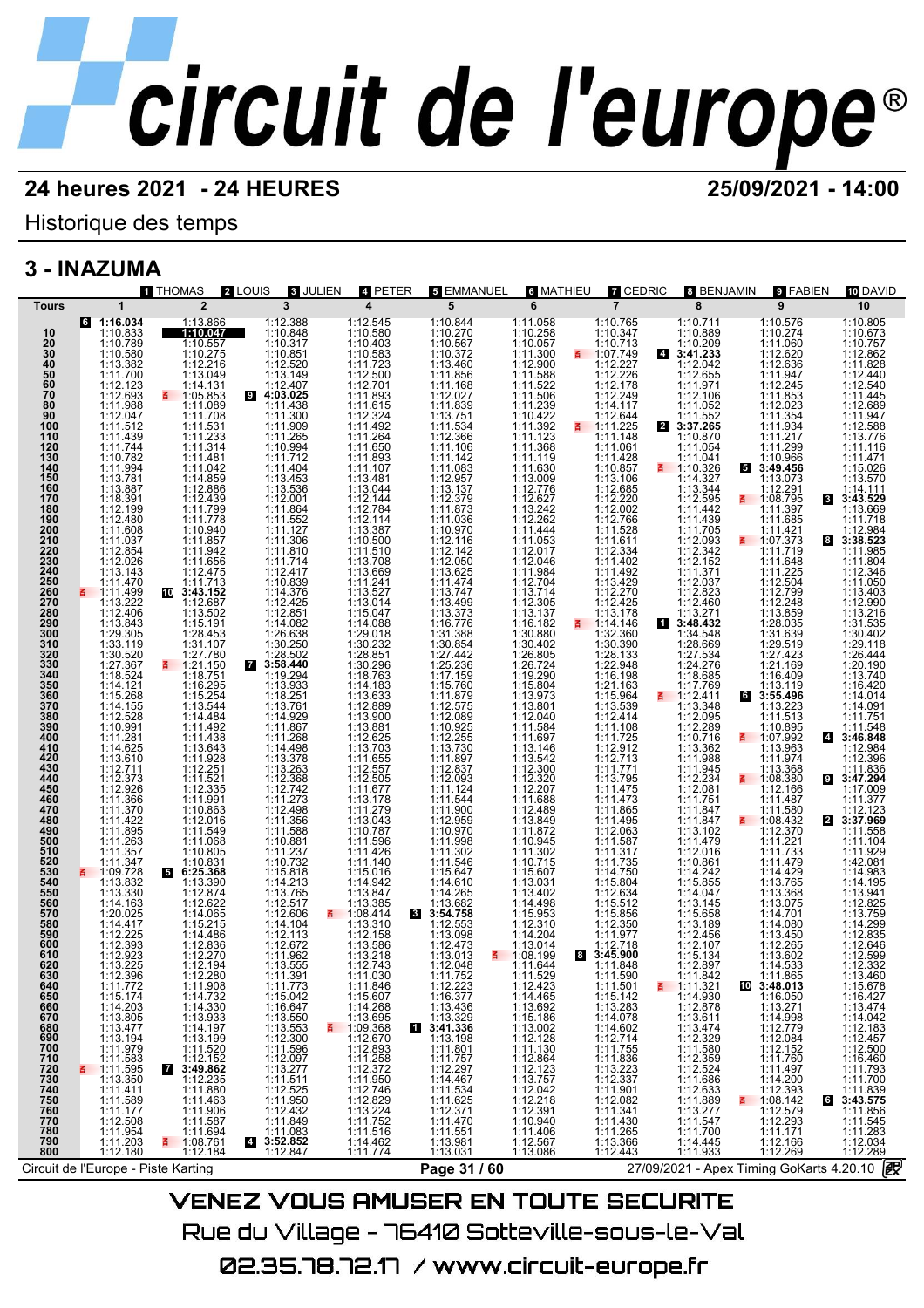# circuit de l'europe®

## 24 heures 2021 - 24 HEURES

**25/09/2021 - 14:00**

Historique des temps

## 3 - INAZUMA

| Tours | 1 THOMAS | 2 LOUIS | 3 JULIEN | 4 PETER | 5 EMMANUEL | 6 MATHIEU | 7 CEDRIC | 8 BENJAMIN | 9 FABIEN | 10 DAVID |
|---|---|---|---|---|---|---|---|---|---|---|
| | 6 1:16.034 | 1:13.866 | 1:12.388 | 1:12.545 | 1:10.844 | 1:11.058 | 1:10.765 | 1:10.711 | 1:10.576 | 1:10.805 |
| 10 | 1:10.833 | **1:10.047** | 1:10.848 | 1:10.580 | 1:10.270 | 1:10.258 | 1:10.347 | 1:10.889 | 1:10.274 | 1:10.673 |
| 20 | 1:10.789 | 1:10.557 | 1:10.317 | 1:10.403 | 1:10.567 | 1:10.057 | 1:10.713 | 1:10.209 | 1:11.060 | 1:10.757 |
| 30 | 1:10.580 | 1:10.275 | 1:10.851 | 1:10.583 | 1:11.372 | 1:11.300 | 1:07.749 | 4 3:41.233 | 1:12.620 | 1:12.862 |
| 40 | 1:13.382 | 1:12.216 | 1:12.520 | 1:11.723 | 1:13.460 | 1:12.900 | 1:12.227 | 1:12.042 | 1:12.636 | 1:11.828 |
| 50 | 1:11.700 | 1:13.049 | 1:13.149 | 1:12.500 | 1:11.856 | 1:11.588 | 1:12.226 | 1:12.655 | 1:11.947 | 1:12.440 |
| 60 | 1:12.123 | 1:14.131 | 1:12.407 | 1:12.701 | 1:11.168 | 1:11.522 | 1:12.178 | 1:11.971 | 1:12.245 | 1:12.540 |
| 70 | 1:12.693 | 1:05.853 | 9 4:03.025 | 1:11.893 | 1:12.027 | 1:11.506 | 1:12.249 | 1:12.106 | 1:11.853 | 1:11.445 |
| 80 | 1:11.988 | 1:11.089 | 1:11.438 | 1:11.615 | 1:11.839 | 1:11.239 | 1:14.117 | 1:11.052 | 1:12.023 | 1:12.689 |
| 90 | 1:12.047 | 1:11.708 | 1:11.300 | 1:12.324 | 1:13.751 | 1:10.422 | 1:12.644 | 1:12.266 | 1:11.354 | 1:11.947 |
| 100 | 1:11.512 | 1:11.531 | 1:11.909 | 1:11.492 | 1:11.534 | 1:11.392 | 1:11.225 | 2 3:37.265 | 1:11.934 | 1:12.588 |
| 110 | 1:11.439 | 1:11.233 | 1:11.265 | 1:11.264 | 1:12.366 | 1:11.123 | 1:11.148 | 1:10.870 | 1:11.217 | 1:13.776 |
| 120 | 1:11.744 | 1:11.314 | 1:10.994 | 1:11.650 | 1:11.106 | 1:11.368 | 1:11.061 | 1:11.054 | 1:11.299 | 1:11.116 |
| 130 | 1:10.782 | 1:11.481 | 1:11.712 | 1:11.893 | 1:11.142 | 1:11.119 | 1:11.428 | 1:11.041 | 1:10.966 | 1:11.471 |
| 140 | 1:11.994 | 1:11.042 | 1:11.404 | 1:11.107 | 1:11.083 | 1:11.630 | 1:10.857 | 1:10.326 | 5 3:49.456 | 1:15.026 |
| 150 | 1:13.781 | 1:14.859 | 1:13.453 | 1:13.481 | 1:12.957 | 1:13.009 | 1:13.106 | 1:14.327 | 1:13.073 | 1:13.570 |
| 160 | 1:13.887 | 1:12.886 | 1:13.536 | 1:13.044 | 1:13.137 | 1:12.776 | 1:12.685 | 1:13.344 | 1:12.291 | 1:14.111 |
| 170 | 1:18.391 | 1:12.439 | 1:12.001 | 1:12.144 | 1:12.379 | 1:12.627 | 1:12.220 | 1:12.595 | 1:08.795 | 3 3:43.529 |
| 180 | 1:12.199 | 1:11.799 | 1:11.864 | 1:12.784 | 1:11.873 | 1:13.242 | 1:12.002 | 1:11.442 | 1:11.397 | 1:13.669 |
| 190 | 1:12.480 | 1:11.778 | 1:11.552 | 1:12.114 | 1:11.036 | 1:12.262 | 1:12.766 | 1:11.439 | 1:11.685 | 1:11.718 |
| 200 | 1:11.608 | 1:10.940 | 1:11.127 | 1:13.387 | 1:10.970 | 1:11.444 | 1:11.528 | 1:11.705 | 1:11.421 | 1:12.984 |
| 210 | 1:11.037 | 1:11.857 | 1:11.306 | 1:10.500 | 1:12.116 | 1:11.053 | 1:11.611 | 1:12.093 | 1:07.373 | 8 3:38.523 |
| 220 | 1:12.854 | 1:11.942 | 1:11.810 | 1:11.510 | 1:12.142 | 1:12.017 | 1:12.334 | 1:12.342 | 1:11.719 | 1:11.985 |
| 230 | 1:12.026 | 1:11.656 | 1:11.714 | 1:13.708 | 1:12.050 | 1:12.046 | 1:11.402 | 1:12.152 | 1:11.648 | 1:11.804 |
| 240 | 1:13.143 | 1:12.417 | 1:12.417 | 1:13.669 | 1:13.625 | 1:11.984 | 1:11.492 | 1:11.371 | 1:11.225 | 1:12.346 |
| 250 | 1:11.470 | 1:11.713 | 1:10.839 | 1:11.241 | 1:11.474 | 1:12.704 | 1:13.429 | 1:12.037 | 1:12.504 | 1:11.050 |
| 260 | 1:11.499 | 10 3:43.152 | 1:14.376 | 1:13.527 | 1:13.747 | 1:13.714 | 1:12.270 | 1:12.823 | 1:12.799 | 1:13.403 |
| 270 | 1:13.222 | 1:12.687 | 1:12.425 | 1:13.014 | 1:13.499 | 1:12.305 | 1:12.425 | 1:12.460 | 1:12.248 | 1:12.990 |
| 280 | 1:12.406 | 1:13.502 | 1:12.851 | 1:15.047 | 1:13.373 | 1:13.137 | 1:13.178 | 1:13.271 | 1:13.859 | 1:13.216 |
| 290 | 1:13.843 | 1:15.191 | 1:14.082 | 1:14.088 | 1:16.776 | 1:16.182 | 1:14.146 | 1 3:48.432 | 1:28.035 | 1:31.535 |
| 300 | 1:29.305 | 1:28.453 | 1:26.638 | 1:29.018 | 1:31.388 | 1:30.880 | 1:32.360 | 1:34.548 | 1:31.639 | 1:30.402 |
| 310 | 1:33.119 | 1:31.107 | 1:30.250 | 1:30.232 | 1:30.854 | 1:30.402 | 1:30.390 | 1:28.669 | 1:29.519 | 1:29.118 |
| 320 | 1:30.520 | 1:27.780 | 1:28.502 | 1:28.851 | 1:27.442 | 1:26.805 | 1:28.133 | 1:27.534 | 1:27.423 | 1:26.444 |
| 330 | 1:27.367 | 1:21.150 | 7 3:58.440 | 1:30.296 | 1:25.236 | 1:26.724 | 1:22.948 | 1:24.276 | 1:21.169 | 1:20.190 |
| 340 | 1:18.524 | 1:18.751 | 1:19.294 | 1:18.763 | 1:17.159 | 1:19.290 | 1:16.198 | 1:18.685 | 1:16.409 | 1:13.740 |
| 350 | 1:14.121 | 1:16.291 | 1:13.933 | 1:14.183 | 1:15.760 | 1:15.804 | 1:21.163 | 1:17.769 | 1:13.119 | 1:16.420 |
| 360 | 1:15.268 | 1:15.254 | 1:18.251 | 1:13.633 | 1:11.879 | 1:13.973 | 1:15.964 | 1:12.411 | 6 3:55.496 | 1:14.014 |
| 370 | 1:14.155 | 1:13.544 | 1:13.761 | 1:12.889 | 1:12.575 | 1:13.801 | 1:13.539 | 1:13.348 | 1:13.223 | 1:14.091 |
| 380 | 1:12.528 | 1:14.484 | 1:14.929 | 1:13.900 | 1:12.089 | 1:12.040 | 1:12.414 | 1:12.095 | 1:11.513 | 1:11.751 |
| 390 | 1:10.991 | 1:11.492 | 1:11.867 | 1:13.881 | 1:10.925 | 1:11.584 | 1:11.108 | 1:12.289 | 1:10.895 | 1:11.548 |
| 400 | 1:11.281 | 1:11.438 | 1:11.268 | 1:12.625 | 1:12.255 | 1:11.697 | 1:11.725 | 1:10.716 | 1:07.992 | 4 3:46.848 |
| 410 | 1:14.625 | 1:13.643 | 1:14.498 | 1:13.703 | 1:13.730 | 1:13.146 | 1:12.912 | 1:13.362 | 1:13.963 | 1:12.984 |
| 420 | 1:13.610 | 1:11.928 | 1:13.378 | 1:11.655 | 1:11.897 | 1:13.542 | 1:12.713 | 1:11.988 | 1:11.790 | 1:12.396 |
| 430 | 1:12.711 | 1:12.251 | 1:13.263 | 1:12.557 | 1:12.837 | 1:12.300 | 1:11.771 | 1:11.945 | 1:13.368 | 1:11.836 |
| 440 | 1:12.373 | 1:11.521 | 1:12.368 | 1:12.505 | 1:12.093 | 1:12.320 | 1:13.795 | 1:12.234 | 1:08.380 | 9 3:47.294 |
| 450 | 1:12.926 | 1:12.335 | 1:12.742 | 1:11.677 | 1:11.124 | 1:12.207 | 1:11.475 | 1:12.081 | 1:12.166 | 1:17.009 |
| 460 | 1:11.366 | 1:11.991 | 1:11.273 | 1:13.178 | 1:11.544 | 1:11.688 | 1:11.473 | 1:11.751 | 1:11.487 | 1:11.377 |
| 470 | 1:11.370 | 1:10.863 | 1:12.498 | 1:11.279 | 1:11.900 | 1:12.489 | 1:11.865 | 1:11.847 | 1:11.580 | 1:12.123 |
| 480 | 1:11.422 | 1:12.016 | 1:11.356 | 1:13.043 | 1:12.959 | 1:13.849 | 1:11.495 | 1:11.847 | 1:08.432 | 2 3:37.969 |
| 490 | 1:11.895 | 1:11.549 | 1:11.588 | 1:10.787 | 1:10.970 | 1:11.872 | 1:12.063 | 1:13.102 | 1:12.370 | 1:11.558 |
| 500 | 1:11.263 | 1:11.068 | 1:10.881 | 1:11.596 | 1:11.998 | 1:10.945 | 1:11.587 | 1:11.479 | 1:11.221 | 1:11.104 |
| 510 | 1:11.357 | 1:10.805 | 1:11.237 | 1:11.426 | 1:11.302 | 1:11.302 | 1:11.317 | 1:12.016 | 1:11.733 | 1:11.929 |
| 520 | 1:11.347 | 1:10.831 | 1:10.732 | 1:11.140 | 1:11.546 | 1:10.715 | 1:11.735 | 1:10.861 | 1:11.479 | 1:42.081 |
| 530 | 1:09.728 | 5 6:25.368 | 1:15.818 | 1:15.016 | 1:15.647 | 1:15.607 | 1:14.750 | 1:14.242 | 1:14.429 | 1:14.983 |
| 540 | 1:13.832 | 1:13.390 | 1:14.213 | 1:14.942 | 1:14.610 | 1:13.031 | 1:15.804 | 1:15.855 | 1:13.765 | 1:14.195 |
| 550 | 1:13.330 | 1:12.874 | 1:13.765 | 1:13.847 | 1:14.265 | 1:13.402 | 1:12.634 | 1:14.047 | 1:13.368 | 1:13.941 |
| 560 | 1:14.163 | 1:12.622 | 1:12.517 | 1:13.385 | 1:13.682 | 1:14.498 | 1:15.512 | 1:13.145 | 1:13.075 | 1:12.825 |
| 570 | 1:20.025 | 1:14.065 | 1:12.606 | 1:08.414 | 3 3:54.758 | 1:15.953 | 1:15.856 | 1:15.658 | 1:14.701 | 1:13.759 |
| 580 | 1:14.417 | 1:15.215 | 1:14.104 | 1:13.310 | 1:12.553 | 1:12.310 | 1:12.350 | 1:13.189 | 1:14.080 | 1:14.299 |
| 590 | 1:12.225 | 1:14.486 | 1:12.113 | 1:12.158 | 1:13.098 | 1:14.204 | 1:11.977 | 1:12.456 | 1:13.450 | 1:12.835 |
| 600 | 1:12.393 | 1:12.836 | 1:12.672 | 1:13.586 | 1:12.473 | 1:13.014 | 1:12.718 | 1:12.107 | 1:12.265 | 1:12.646 |
| 610 | 1:12.923 | 1:12.270 | 1:11.962 | 1:13.218 | 1:13.013 | 1:08.199 | 8 3:45.900 | 1:15.134 | 1:13.602 | 1:12.599 |
| 620 | 1:13.225 | 1:12.194 | 1:13.555 | 1:12.743 | 1:12.048 | 1:11.644 | 1:11.848 | 1:12.897 | 1:14.533 | 1:12.332 |
| 630 | 1:12.396 | 1:12.280 | 1:11.391 | 1:11.030 | 1:11.752 | 1:11.529 | 1:11.590 | 1:11.842 | 1:11.865 | 1:13.460 |
| 640 | 1:11.772 | 1:11.908 | 1:11.773 | 1:11.846 | 1:12.223 | 1:12.423 | 1:11.501 | 1:11.321 | 10 3:48.013 | 1:15.678 |
| 650 | 1:15.174 | 1:14.732 | 1:15.042 | 1:15.607 | 1:16.377 | 1:14.465 | 1:15.142 | 1:14.930 | 1:16.050 | 1:16.427 |
| 660 | 1:14.203 | 1:14.330 | 1:16.647 | 1:14.268 | 1:13.436 | 1:13.692 | 1:13.283 | 1:12.878 | 1:13.271 | 1:13.474 |
| 670 | 1:13.805 | 1:13.933 | 1:13.550 | 1:13.695 | 1:13.329 | 1:15.186 | 1:14.078 | 1:13.611 | 1:14.998 | 1:14.042 |
| 680 | 1:13.477 | 1:14.197 | 1:13.553 | 1:09.368 | 1 3:41.336 | 1:13.002 | 1:14.602 | 1:13.474 | 1:12.779 | 1:12.183 |
| 690 | 1:13.194 | 1:13.199 | 1:12.300 | 1:12.670 | 1:13.198 | 1:12.128 | 1:12.714 | 1:12.329 | 1:12.084 | 1:12.457 |
| 700 | 1:11.979 | 1:11.520 | 1:11.596 | 1:12.893 | 1:13.801 | 1:11.130 | 1:11.755 | 1:11.580 | 1:12.152 | 1:12.500 |
| 710 | 1:11.583 | 1:12.152 | 1:12.097 | 1:11.258 | 1:11.757 | 1:12.864 | 1:11.836 | 1:12.359 | 1:11.760 | 1:16.460 |
| 720 | 1:11.595 | 7 3:49.862 | 1:13.277 | 1:12.372 | 1:12.297 | 1:12.123 | 1:13.223 | 1:12.524 | 1:11.497 | 1:11.793 |
| 730 | 1:13.350 | 1:12.235 | 1:11.511 | 1:11.950 | 1:14.467 | 1:13.757 | 1:12.337 | 1:11.686 | 1:14.200 | 1:11.700 |
| 740 | 1:11.411 | 1:11.880 | 1:12.525 | 1:12.746 | 1:11.534 | 1:12.042 | 1:11.901 | 1:12.633 | 1:12.393 | 1:11.839 |
| 750 | 1:11.589 | 1:11.463 | 1:11.950 | 1:12.829 | 1:11.625 | 1:12.218 | 1:12.082 | 1:11.889 | 1:08.142 | 6 3:43.575 |
| 760 | 1:11.177 | 1:11.906 | 1:12.432 | 1:13.224 | 1:12.371 | 1:12.391 | 1:11.341 | 1:13.277 | 1:12.579 | 1:11.856 |
| 770 | 1:12.508 | 1:11.587 | 1:11.849 | 1:11.752 | 1:11.470 | 1:10.940 | 1:11.430 | 1:11.547 | 1:12.293 | 1:11.545 |
| 780 | 1:11.954 | 1:11.694 | 1:11.083 | 1:11.516 | 1:11.551 | 1:11.406 | 1:11.265 | 1:11.700 | 1:11.171 | 1:11.283 |
| 790 | 1:11.203 | 1:08.761 | 4 3:52.852 | 1:14.462 | 1:13.981 | 1:12.567 | 1:13.366 | 1:14.445 | 1:12.166 | 1:12.034 |
| 800 | 1:12.180 | 1:12.184 | 1:12.847 | 1:11.774 | 1:13.031 | 1:13.086 | 1:12.443 | 1:11.933 | 1:12.269 | 1:12.289 |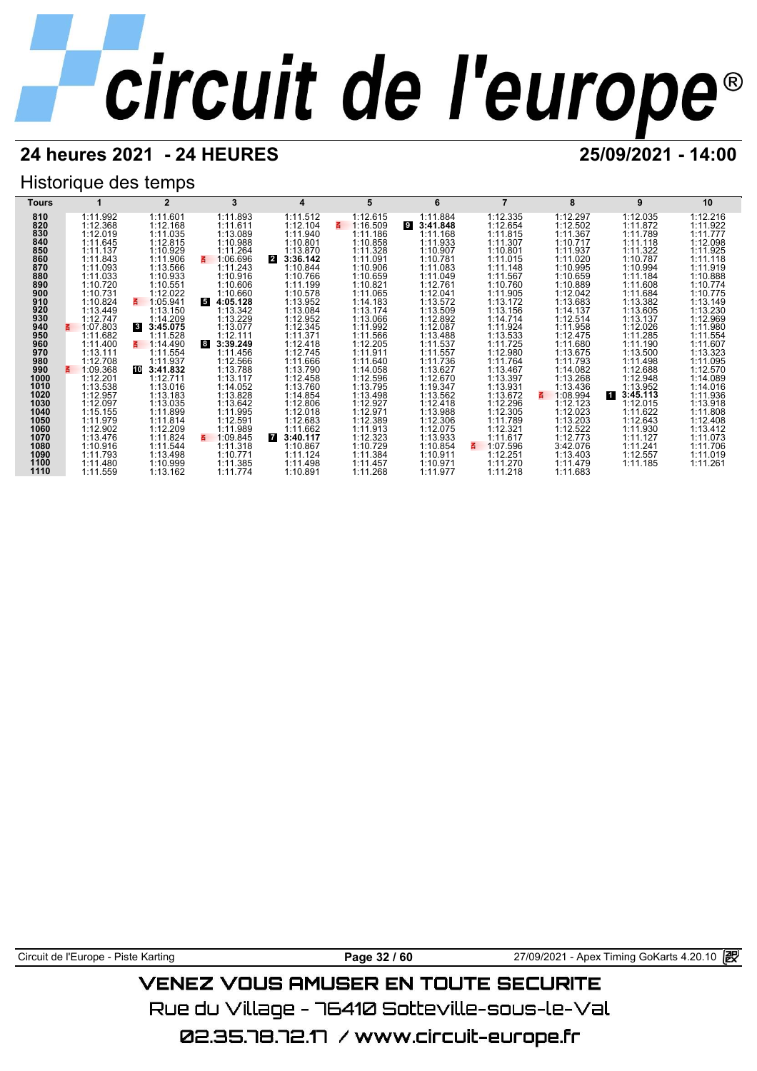# circuit de l'europe

## 24 heures 2021 - 24 HEURES

**25/09/2021 - 14:00**

### Historique des temps

| Tours | 1 | 2 | 3 | 4 | 5 | 6 | 7 | 8 | 9 | 10 |
|---|---|---|---|---|---|---|---|---|---|---|
| 810 | 1:11.992 | 1:11.601 | 1:11.893 | 1:11.512 | 1:12.615 | 1:11.884 | 1:12.335 | 1:12.297 | 1:12.035 | 1:12.216 |
| 820 | 1:12.368 | 1:12.168 | 1:11.611 | 1:12.104 | 1:16.509 | 9 **3:41.848** | 1:12.654 | 1:12.502 | 1:11.872 | 1:11.922 |
| 830 | 1:12.019 | 1:11.035 | 1:13.089 | 1:11.940 | 1:11.186 | 1:11.168 | 1:11.815 | 1:11.367 | 1:11.789 | 1:11.777 |
| 840 | 1:11.645 | 1:12.815 | 1:10.988 | 1:10.801 | 1:10.858 | 1:11.933 | 1:11.307 | 1:10.717 | 1:11.118 | 1:12.098 |
| 850 | 1:11.137 | 1:10.929 | 1:11.264 | 1:13.870 | 1:11.328 | 1:10.907 | 1:10.801 | 1:11.937 | 1:11.322 | 1:11.925 |
| 860 | 1:11.843 | 1:11.906 | 1:06.696 | 2 **3:36.142** | 1:11.091 | 1:10.781 | 1:11.015 | 1:11.020 | 1:10.787 | 1:11.118 |
| 870 | 1:11.093 | 1:13.566 | 1:11.243 | 1:10.844 | 1:10.906 | 1:11.083 | 1:11.148 | 1:10.995 | 1:10.994 | 1:11.919 |
| 880 | 1:11.033 | 1:10.933 | 1:10.916 | 1:10.766 | 1:10.659 | 1:11.049 | 1:11.567 | 1:10.659 | 1:11.184 | 1:10.888 |
| 890 | 1:10.720 | 1:10.551 | 1:10.606 | 1:11.199 | 1:10.821 | 1:12.761 | 1:10.760 | 1:10.889 | 1:11.608 | 1:10.774 |
| 900 | 1:10.731 | 1:12.022 | 1:10.660 | 1:10.578 | 1:11.065 | 1:12.041 | 1:11.905 | 1:12.042 | 1:11.684 | 1:10.775 |
| 910 | 1:10.824 | 1:05.941 | 5 **4:05.128** | 1:13.952 | 1:14.183 | 1:13.572 | 1:13.172 | 1:13.683 | 1:13.382 | 1:13.149 |
| 920 | 1:13.449 | 1:13.150 | 1:13.342 | 1:13.084 | 1:13.174 | 1:13.509 | 1:13.156 | 1:14.137 | 1:13.605 | 1:13.230 |
| 930 | 1:12.747 | 1:14.209 | 1:13.229 | 1:12.952 | 1:13.066 | 1:12.892 | 1:14.714 | 1:12.514 | 1:13.137 | 1:12.969 |
| 940 | 1:07.803 | 3 **3:45.075** | 1:13.077 | 1:12.345 | 1:11.992 | 1:12.087 | 1:11.924 | 1:11.958 | 1:12.026 | 1:11.980 |
| 950 | 1:11.682 | 1:11.528 | 1:12.111 | 1:11.371 | 1:11.566 | 1:13.488 | 1:13.533 | 1:12.475 | 1:11.285 | 1:11.554 |
| 960 | 1:11.400 | 1:14.490 | 8 **3:39.249** | 1:12.418 | 1:12.205 | 1:11.537 | 1:11.725 | 1:11.680 | 1:11.190 | 1:11.607 |
| 970 | 1:13.111 | 1:11.554 | 1:11.456 | 1:12.745 | 1:11.911 | 1:11.557 | 1:12.980 | 1:13.675 | 1:13.500 | 1:13.323 |
| 980 | 1:12.708 | 1:11.937 | 1:12.566 | 1:11.666 | 1:11.640 | 1:11.736 | 1:11.764 | 1:11.793 | 1:11.498 | 1:11.095 |
| 990 | 1:09.368 | 10 **3:41.832** | 1:13.788 | 1:13.790 | 1:14.058 | 1:13.627 | 1:13.467 | 1:14.082 | 1:12.688 | 1:12.570 |
| 1000 | 1:12.201 | 1:12.711 | 1:13.117 | 1:12.458 | 1:12.596 | 1:12.670 | 1:13.397 | 1:13.268 | 1:12.948 | 1:14.089 |
| 1010 | 1:13.538 | 1:13.016 | 1:14.052 | 1:13.760 | 1:13.795 | 1:19.347 | 1:13.931 | 1:13.436 | 1:13.952 | 1:14.016 |
| 1020 | 1:12.957 | 1:13.183 | 1:13.828 | 1:14.854 | 1:13.498 | 1:13.562 | 1:13.672 | 1:08.994 | 1 **3:45.113** | 1:11.936 |
| 1030 | 1:12.097 | 1:13.035 | 1:13.642 | 1:12.806 | 1:12.927 | 1:12.418 | 1:12.296 | 1:12.123 | 1:12.015 | 1:13.918 |
| 1040 | 1:15.155 | 1:11.899 | 1:11.995 | 1:12.018 | 1:12.971 | 1:13.988 | 1:12.305 | 1:12.023 | 1:11.622 | 1:11.808 |
| 1050 | 1:11.979 | 1:11.814 | 1:12.591 | 1:12.683 | 1:12.389 | 1:12.306 | 1:11.789 | 1:13.203 | 1:12.643 | 1:12.408 |
| 1060 | 1:12.902 | 1:12.209 | 1:11.989 | 1:11.662 | 1:11.913 | 1:12.075 | 1:12.321 | 1:12.522 | 1:11.930 | 1:13.412 |
| 1070 | 1:13.476 | 1:11.824 | 1:09.845 | 7 **3:40.117** | 1:12.323 | 1:13.933 | 1:11.617 | 1:12.773 | 1:11.127 | 1:11.073 |
| 1080 | 1:10.916 | 1:11.544 | 1:11.318 | 1:10.867 | 1:10.729 | 1:10.854 | 1:07.596 | 3:42.076 | 1:11.241 | 1:11.706 |
| 1090 | 1:11.793 | 1:13.498 | 1:10.771 | 1:11.124 | 1:11.384 | 1:10.911 | 1:12.251 | 1:13.403 | 1:12.557 | 1:11.019 |
| 1100 | 1:11.480 | 1:10.999 | 1:11.385 | 1:11.498 | 1:11.457 | 1:10.971 | 1:11.270 | 1:11.479 | 1:11.185 | 1:11.261 |
| 1110 | 1:11.559 | 1:13.162 | 1:11.774 | 1:10.891 | 1:11.268 | 1:11.977 | 1:11.218 | 1:11.683 | | |

Circuit de l'Europe - Piste Karting — 27/09/2021 - Apex Timing GoKarts 4.20.10

VENEZ VOUS AMUSER EN TOUTE SECURITE

Rue du Village - 76410 Sotteville-sous-le-Val

02.35.78.72.17 / www.circuit-europe.fr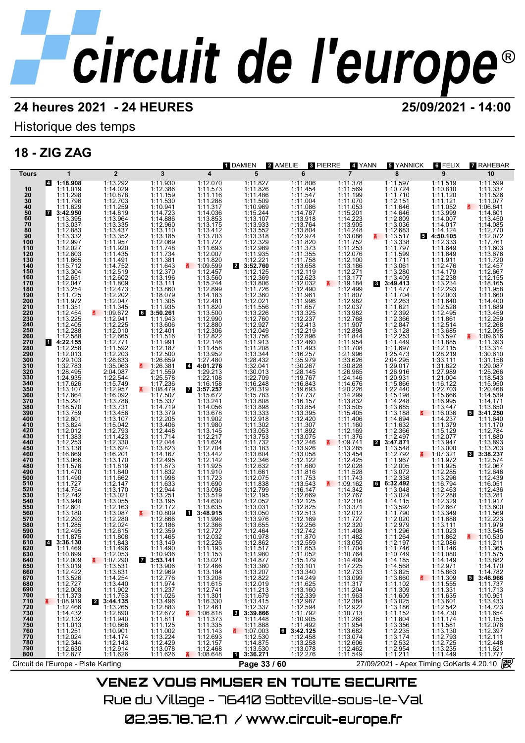# circuit de l'europe®

**24 heures 2021 - 24 HEURES** **25/09/2021 - 14:00**

Historique des temps

## 18 - ZIG ZAG

1 DAMIEN | 2 AMELIE | 3 PIERRE | 4 YANN | 5 YANNICK | 6 FELIX | 7 RAHEBAR

| Tours | 1 | 2 | 3 | 4 | 5 | 6 | 7 | 8 | 9 | 10 |
|---|---|---|---|---|---|---|---|---|---|---|
| | [4] 1:18.908 | 1:13.292 | 1:11.930 | 1:12.070 | 1:11.827 | 1:11.806 | 1:11.378 | 1:11.597 | 1:11.519 | 1:11.599 |
| 10 | 1:11.019 | 1:14.029 | 1:12.386 | 1:11.573 | 1:11.826 | 1:11.454 | 1:11.569 | 1:10.724 | 1:10.810 | 1:11.337 |
| 20 | 1:11.298 | 1:10.878 | 1:11.159 | 1:11.116 | 1:11.486 | 1:11.547 | 1:11.199 | 1:11.710 | 1:11.120 | 1:11.526 |
| 30 | 1:11.796 | 1:12.703 | 1:11.530 | 1:11.288 | 1:11.509 | 1:11.004 | 1:11.070 | 1:12.151 | 1:11.121 | 1:11.077 |
| 40 | 1:11.629 | 1:11.259 | 1:10.941 | 1:11.317 | 1:10.969 | 1:11.086 | 1:11.053 | 1:11.646 | 1:11.052 | 1:06.841 |
| 50 | [7] 3:42.950 | 1:14.819 | 1:14.723 | 1:14.036 | 1:15.244 | 1:14.787 | 1:15.201 | 1:14.646 | 1:13.999 | 1:14.601 |
| 60 | 1:13.395 | 1:13.964 | 1:14.886 | 1:13.853 | 1:13.107 | 1:13.918 | 1:14.223 | 1:12.809 | 1:14.007 | 1:13.450 |
| 70 | 1:13.037 | 1:13.335 | 1:12.960 | 1:13.175 | 1:13.933 | 1:13.764 | 1:13.905 | 1:13.036 | 1:14.017 | 1:14.085 |
| 80 | 1:12.883 | 1:13.437 | 1:13.110 | 1:13.412 | 1:13.552 | 1:13.804 | 1:14.248 | 1:12.683 | 1:14.124 | 1:12.770 |
| 90 | 1:13.332 | 1:13.352 | 1:13.185 | 1:13.703 | 1:13.318 | 1:12.974 | 1:13.086 | 1:13.517 | [5] 4:50.105 | 1:12.072 |
| 100 | 1:12.997 | 1:11.957 | 1:12.069 | 1:11.727 | 1:12.329 | 1:11.820 | 1:11.752 | 1:13.338 | 1:12.333 | 1:17.761 |
| 110 | 1:12.027 | 1:11.920 | 1:11.748 | 1:11.693 | 1:12.989 | 1:11.373 | 1:11.253 | 1:11.797 | 1:11.649 | 1:11.603 |
| 120 | 1:12.603 | 1:11.435 | 1:11.734 | 1:12.007 | 1:11.935 | 1:11.355 | 1:12.076 | 1:11.599 | 1:11.649 | 1:13.676 |
| 130 | 1:11.665 | 1:11.491 | 1:11.381 | 1:11.820 | 1:12.221 | 1:11.758 | 1:12.100 | 1:11.711 | 1:11.911 | 1:11.720 |
| 140 | 1:15.712 | 1:14.752 | 1:11.643 | 1:09.599 | [2] 3:52.760 | 1:13.658 | 1:13.186 | 1:13.061 | 1:12.476 | 1:12.457 |
| 150 | 1:13.304 | 1:12.519 | 1:12.370 | 1:12.457 | 1:12.125 | 1:12.119 | 1:12.271 | 1:13.280 | 1:14.179 | 1:12.667 |
| 160 | 1:12.651 | 1:12.602 | 1:13.196 | 1:13.560 | 1:12.369 | 1:12.623 | 1:13.177 | 1:13.409 | 1:12.238 | 1:12.155 |
| 170 | 1:12.047 | 1:11.809 | 1:13.111 | 1:15.244 | 1:13.806 | 1:12.032 | 1:13.184 | [3] 3:49.413 | 1:13.234 | 1:18.165 |
| 180 | 1:13.254 | 1:12.473 | 1:13.860 | 1:12.899 | 1:11.726 | 1:12.490 | 1:12.499 | 1:11.477 | 1:12.293 | 1:11.958 |
| 190 | 1:11.725 | 1:12.202 | 1:18.079 | 1:14.183 | 1:12.360 | 1:11.961 | 1:11.807 | 1:11.704 | 1:12.003 | 1:11.660 |
| 200 | 1:11.972 | 1:12.047 | 1:11.305 | 1:12.481 | 1:12.021 | 1:11.996 | 1:12.982 | 1:12.263 | 1:11.640 | 1:14.400 |
| 210 | 1:11.351 | 1:11.345 | 1:11.935 | 1:11.820 | 1:11.556 | 1:11.657 | 1:12.037 | 1:11.621 | 1:12.528 | 1:11.889 |
| 220 | 1:12.454 | 1:09.672 | [6] 3:50.261 | 1:13.500 | 1:13.226 | 1:13.325 | 1:13.982 | 1:12.392 | 1:12.495 | 1:13.459 |
| 230 | 1:13.225 | 1:12.941 | 1:11.943 | 1:12.990 | 1:12.760 | 1:12.237 | 1:12.768 | 1:12.366 | 1:11.861 | 1:12.259 |
| 240 | 1:12.405 | 1:12.225 | 1:13.606 | 1:12.880 | 1:12.927 | 1:12.413 | 1:11.907 | 1:12.847 | 1:12.514 | 1:12.268 |
| 250 | 1:12.288 | 1:12.010 | 1:12.401 | 1:12.306 | 1:12.049 | 1:12.219 | 1:12.898 | 1:13.128 | 1:13.685 | 1:12.095 |
| 260 | 1:12.588 | 1:12.665 | 1:11.516 | 1:12.822 | 1:13.756 | 1:12.896 | 1:11.844 | 1:12.253 | 1:13.597 | 1:09.616 |
| 270 | [1] 4:22.155 | 1:12.771 | 1:11.991 | 1:12.146 | 1:11.913 | 1:12.460 | 1:11.954 | 1:11.449 | 1:11.885 | 1:11.393 |
| 280 | 1:12.258 | 1:11.592 | 1:12.187 | 1:11.458 | 1:11.208 | 1:11.493 | 1:11.708 | 1:11.697 | 1:12.115 | 1:13.314 |
| 290 | 1:12.013 | 1:12.203 | 1:12.500 | 1:13.952 | 1:13.344 | 1:16.257 | 1:21.996 | 1:25.473 | 1:28.219 | 1:30.610 |
| 300 | 1:29.103 | 1:28.633 | 1:26.659 | 1:27.480 | 1:28.432 | 1:35.979 | 1:33.626 | 2:04.295 | 1:33.111 | 1:31.158 |
| 310 | 1:32.783 | 1:35.063 | 1:26.381 | [4] 4:01.276 | 1:32.041 | 1:30.267 | 1:30.828 | 1:29.017 | 1:31.822 | 1:29.087 |
| 320 | 1:28.495 | 2:04.087 | 2:11.559 | 1:29.213 | 1:30.013 | 1:28.145 | 1:26.965 | 1:26.916 | 1:27.989 | 1:25.266 |
| 330 | 1:24.935 | 1:22.544 | 1:25.578 | 1:22.108 | 1:22.709 | 1:19.767 | 1:24.146 | 1:20.931 | 1:21.004 | 1:18.543 |
| 340 | 1:17.626 | 1:15.749 | 1:17.236 | 1:16.158 | 1:16.248 | 1:16.843 | 1:14.676 | 1:15.866 | 1:16.122 | 1:15.950 |
| 350 | 1:13.107 | 1:12.957 | 1:08.479 | [7] 3:57.257 | 1:20.319 | 1:19.693 | 1:20.226 | 1:22.440 | 1:22.703 | 1:20.468 |
| 360 | 1:17.864 | 1:16.092 | 1:17.507 | 1:15.672 | 1:15.783 | 1:17.737 | 1:14.299 | 1:15.198 | 1:15.666 | 1:14.539 |
| 370 | 1:15.291 | 1:13.788 | 1:15.337 | 1:13.241 | 1:13.808 | 1:16.157 | 1:13.832 | 1:14.248 | 1:16.995 | 1:14.171 |
| 380 | 1:18.570 | 1:13.731 | 1:14.719 | 1:14.056 | 1:13.898 | 1:13.854 | 1:13.505 | 1:13.685 | 1:13.447 | 1:13.650 |
| 390 | 1:13.759 | 1:13.456 | 1:13.379 | 1:13.678 | 1:13.333 | 1:13.395 | 1:15.405 | 1:13.188 | 1:16.036 | [5] 3:41.250 |
| 400 | 1:12.601 | 1:13.107 | 1:12.205 | 1:11.902 | 1:12.918 | 1:12.420 | 1:11.406 | 1:14.694 | 1:14.237 | 1:11.640 |
| 410 | 1:13.824 | 1:15.042 | 1:13.406 | 1:11.980 | 1:11.302 | 1:11.307 | 1:11.160 | 1:11.632 | 1:11.379 | 1:11.170 |
| 420 | 1:12.012 | 1:12.793 | 1:12.448 | 1:13.145 | 1:13.053 | 1:11.892 | 1:12.169 | 1:12.366 | 1:15.129 | 1:12.784 |
| 430 | 1:11.383 | 1:11.423 | 1:11.714 | 1:12.217 | 1:13.753 | 1:13.075 | 1:11.376 | 1:12.497 | 1:12.077 | 1:11.880 |
| 440 | 1:12.253 | 1:12.330 | 1:12.044 | 1:11.624 | 1:11.732 | 1:12.246 | 1:09.741 | [2] 3:47.871 | 1:13.947 | 1:13.893 |
| 450 | 1:13.138 | 1:13.624 | 1:13.823 | 1:12.704 | 1:13.183 | 1:13.926 | 1:13.285 | 1:13.548 | 1:13.000 | 1:13.203 |
| 460 | 1:16.869 | 1:16.201 | 1:14.167 | 1:13.442 | 1:13.604 | 1:13.058 | 1:13.454 | 1:12.792 | 1:07.321 | [3] 3:38.237 |
| 470 | 1:13.066 | 1:13.170 | 1:12.495 | 1:12.142 | 1:12.346 | 1:12.122 | 1:12.425 | 1:11.967 | 1:11.972 | 1:12.574 |
| 480 | 1:11.576 | 1:11.819 | 1:11.873 | 1:11.925 | 1:12.632 | 1:11.680 | 1:12.028 | 1:12.005 | 1:11.925 | 1:12.067 |
| 490 | 1:11.470 | 1:11.840 | 1:11.832 | 1:11.910 | 1:11.661 | 1:11.816 | 1:11.528 | 1:13.072 | 1:12.285 | 1:12.646 |
| 500 | 1:11.490 | 1:11.662 | 1:11.998 | 1:11.723 | 1:12.075 | 1:11.753 | 1:11.743 | 1:12.338 | 1:13.296 | 1:12.439 |
| 510 | 1:11.727 | 1:12.147 | 1:11.633 | 1:11.690 | 1:11.838 | 1:13.543 | 1:09.162 | [6] 6:32.492 | 1:16.794 | 1:16.051 |
| 520 | 1:14.754 | 1:13.170 | 1:12.944 | 1:13.098 | 1:12.799 | 1:16.147 | 1:14.342 | 1:13.048 | 1:12.463 | 1:12.436 |
| 530 | 1:12.742 | 1:13.021 | 1:13.251 | 1:13.519 | 1:12.195 | 1:12.669 | 1:12.767 | 1:13.024 | 1:12.288 | 1:13.281 |
| 540 | 1:13.948 | 1:13.055 | 1:13.195 | 1:14.630 | 1:12.052 | 1:12.125 | 1:12.316 | 1:14.115 | 1:12.329 | 1:11.917 |
| 550 | 1:12.601 | 1:12.163 | 1:12.172 | 1:13.635 | 1:13.031 | 1:12.825 | 1:13.371 | 1:13.592 | 1:12.667 | 1:13.600 |
| 560 | 1:13.180 | 1:13.087 | 1:10.809 | [1] 3:48.915 | 1:13.050 | 1:12.513 | 1:12.012 | 1:11.790 | 1:13.349 | 1:11.569 |
| 570 | 1:12.293 | 1:12.280 | 1:12.866 | 1:11.996 | 1:13.976 | 1:12.169 | 1:11.727 | 1:12.020 | 1:11.688 | 1:12.223 |
| 580 | 1:11.285 | 1:12.024 | 1:12.186 | 1:12.366 | 1:13.655 | 1:12.256 | 1:12.320 | 1:12.979 | 1:13.111 | 1:11.979 |
| 590 | 1:12.495 | 1:12.615 | 1:12.359 | 1:12.727 | 1:12.464 | 1:12.742 | 1:11.408 | 1:11.296 | 1:11.023 | 1:13.545 |
| 600 | 1:11.875 | 1:11.808 | 1:11.465 | 1:12.032 | 1:10.978 | 1:11.870 | 1:11.482 | 1:11.264 | 1:11.862 | 1:10.530 |
| 610 | [4] 3:36.130 | 1:11.843 | 1:13.149 | 1:12.226 | 1:12.862 | 1:12.559 | 1:13.050 | 1:12.197 | 1:12.086 | 1:11.211 |
| 620 | 1:11.469 | 1:11.496 | 1:11.490 | 1:11.193 | 1:11.517 | 1:11.653 | 1:11.704 | 1:11.746 | 1:11.146 | 1:11.365 |
| 630 | 1:10.899 | 1:12.053 | 1:10.936 | 1:11.153 | 1:11.880 | 1:11.052 | 1:10.764 | 1:10.749 | 1:11.080 | 1:11.575 |
| 640 | 1:12.009 | 1:07.290 | [7] 3:53.141 | 1:13.021 | 1:14.877 | 1:15.179 | 1:14.409 | 1:14.185 | 1:14.149 | 1:13.882 |
| 650 | 1:13.019 | 1:13.531 | 1:13.906 | 1:12.466 | 1:13.380 | 1:13.101 | 1:17.225 | 1:14.568 | 1:12.971 | 1:14.170 |
| 660 | 1:12.422 | 1:13.831 | 1:12.969 | 1:13.184 | 1:13.207 | 1:13.340 | 1:12.733 | 1:13.825 | 1:15.863 | 1:14.782 |
| 670 | 1:13.526 | 1:14.254 | 1:12.776 | 1:13.208 | 1:12.822 | 1:14.249 | 1:13.099 | 1:13.660 | 1:11.309 | [5] 3:46.966 |
| 680 | 1:12.727 | 1:13.440 | 1:11.974 | 1:11.615 | 1:12.019 | 1:11.625 | 1:11.317 | 1:11.102 | 1:11.555 | 1:11.737 |
| 690 | 1:12.008 | 1:11.902 | 1:11.237 | 1:12.741 | 1:11.213 | 1:13.160 | 1:11.204 | 1:11.309 | 1:11.331 | 1:11.713 |
| 700 | 1:11.373 | 1:11.753 | 1:11.026 | 1:11.301 | 1:11.679 | 1:12.339 | 1:11.963 | 1:11.609 | 1:11.635 | 1:10.951 |
| 710 | 1:08.919 | [2] 3:44.135 | 1:13.496 | 1:16.330 | 1:13.415 | 1:12.987 | 1:12.384 | 1:13.025 | 1:13.601 | 1:13.433 |
| 720 | 1:12.466 | 1:13.265 | 1:12.883 | 1:12.461 | 1:12.337 | 1:12.594 | 1:12.922 | 1:13.186 | 1:12.542 | 1:14.723 |
| 730 | 1:14.432 | 1:12.890 | 1:12.672 | 1:06.818 | [3] 3:39.866 | 1:11.792 | 1:10.713 | 1:11.152 | 1:14.730 | 1:11.654 |
| 740 | 1:12.132 | 1:11.940 | 1:11.811 | 1:11.373 | 1:11.448 | 1:10.905 | 1:11.268 | 1:11.804 | 1:11.174 | 1:11.155 |
| 750 | 1:11.013 | 1:10.866 | 1:11.125 | 1:11.335 | 1:11.888 | 1:11.492 | 1:11.954 | 1:13.356 | 1:11.581 | 1:12.076 |
| 760 | 1:11.251 | 1:10.901 | 1:11.002 | 1:11.143 | 1:07.003 | [6] 3:42.125 | 1:13.682 | 1:12.235 | 1:13.130 | 1:12.397 |
| 770 | 1:12.024 | 1:14.174 | 1:13.224 | 1:12.693 | 1:12.530 | 1:12.458 | 1:13.074 | 1:13.174 | 1:12.793 | 1:12.111 |
| 780 | 1:12.344 | 1:12.143 | 1:12.429 | 1:12.157 | 1:14.875 | 1:13.258 | 1:12.606 | 1:12.532 | 1:12.725 | 1:12.448 |
| 790 | 1:12.630 | 1:12.914 | 1:13.078 | 1:12.468 | 1:13.530 | 1:13.078 | 1:12.462 | 1:12.954 | 1:13.235 | 1:11.621 |
| 800 | 1:12.877 | 1:11.626 | 1:11.626 | 1:08.648 | [1] 3:36.271 | 1:12.276 | 1:11.549 | 1:11.211 | 1:11.449 | 1:11.777 |

VENEZ VOUS AMUSER EN TOUTE SECURITE

Rue du Village - 76410 Sotteville-sous-le-Val

02.35.78.72.17 / www.circuit-europe.fr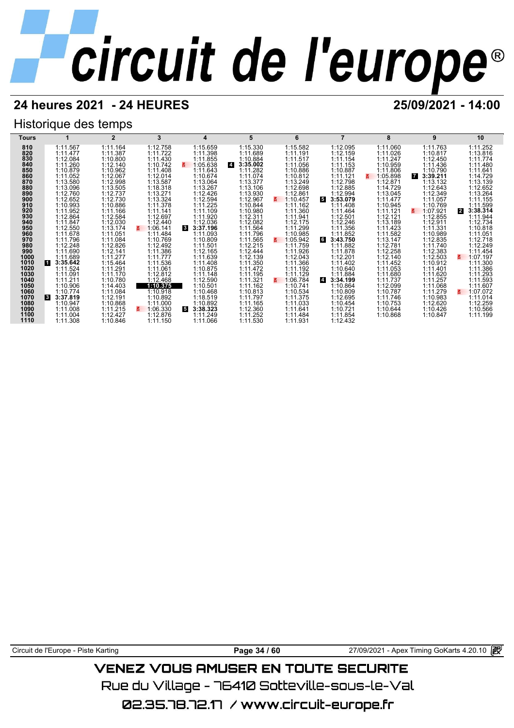# circuit de l'europe®

## 24 heures 2021 - 24 HEURES

## 25/09/2021 - 14:00

### Historique des temps

| Tours | 1 | 2 | 3 | 4 | 5 | 6 | 7 | 8 | 9 | 10 |
|---|---|---|---|---|---|---|---|---|---|---|
| 810 | 1:11.567 | 1:11.164 | 1:12.758 | 1:15.659 | 1:15.330 | 1:15.582 | 1:12.095 | 1:11.060 | 1:11.763 | 1:11.252 |
| 820 | 1:11.477 | 1:11.387 | 1:11.722 | 1:11.398 | 1:11.689 | 1:11.191 | 1:12.159 | 1:11.026 | 1:10.817 | 1:13.816 |
| 830 | 1:12.084 | 1:10.800 | 1:11.430 | 1:11.855 | 1:10.884 | 1:11.517 | 1:11.154 | 1:11.247 | 1:12.450 | 1:11.774 |
| 840 | 1:11.260 | 1:12.140 | 1:10.742 | 1:05.638 | 4 **3:35.002** | 1:11.056 | 1:11.153 | 1:10.959 | 1:11.436 | 1:11.480 |
| 850 | 1:10.879 | 1:10.962 | 1:11.408 | 1:11.643 | 1:11.282 | 1:10.886 | 1:10.887 | 1:11.806 | 1:10.790 | 1:11.641 |
| 860 | 1:11.052 | 1:12.067 | 1:12.014 | 1:10.674 | 1:11.074 | 1:10.812 | 1:11.121 | 1:05.898 | 7 **3:39.211** | 1:14.729 |
| 870 | 1:13.580 | 1:12.998 | 1:13.587 | 1:13.064 | 1:13.377 | 1:13.249 | 1:12.798 | 1:12.871 | 1:13.132 | 1:13.139 |
| 880 | 1:13.096 | 1:13.505 | 1:18.318 | 1:13.267 | 1:13.106 | 1:12.698 | 1:12.885 | 1:14.729 | 1:12.643 | 1:12.652 |
| 890 | 1:12.760 | 1:12.737 | 1:13.271 | 1:12.426 | 1:13.930 | 1:12.861 | 1:12.994 | 1:13.045 | 1:12.349 | 1:13.264 |
| 900 | 1:12.652 | 1:12.730 | 1:13.324 | 1:12.594 | 1:12.967 | 1:10.457 | 5 **3:53.079** | 1:11.477 | 1:11.057 | 1:11.155 |
| 910 | 1:10.993 | 1:10.886 | 1:11.378 | 1:11.225 | 1:10.844 | 1:11.162 | 1:11.408 | 1:10.945 | 1:10.769 | 1:11.599 |
| 920 | 1:11.952 | 1:11.166 | 1:11.141 | 1:11.109 | 1:10.980 | 1:11.360 | 1:11.464 | 1:11.121 | 1:07.921 | 2 **3:38.314** |
| 930 | 1:12.864 | 1:12.584 | 1:12.697 | 1:11.920 | 1:12.311 | 1:11.941 | 1:12.501 | 1:12.121 | 1:12.855 | 1:11.944 |
| 940 | 1:11.847 | 1:12.030 | 1:12.440 | 1:12.036 | 1:12.082 | 1:12.175 | 1:12.246 | 1:13.189 | 1:12.911 | 1:12.734 |
| 950 | 1:12.550 | 1:13.174 | 1:06.141 | 3 **3:37.196** | 1:11.564 | 1:11.299 | 1:11.356 | 1:11.423 | 1:11.331 | 1:10.818 |
| 960 | 1:11.678 | 1:11.051 | 1:11.484 | 1:11.093 | 1:11.796 | 1:10.985 | 1:11.852 | 1:11.582 | 1:10.989 | 1:11.051 |
| 970 | 1:11.796 | 1:11.084 | 1:10.769 | 1:10.809 | 1:11.565 | 1:05.942 | 6 **3:43.750** | 1:13.147 | 1:12.835 | 1:12.718 |
| 980 | 1:12.248 | 1:12.826 | 1:12.492 | 1:11.501 | 1:12.215 | 1:11.759 | 1:11.882 | 1:12.781 | 1:11.740 | 1:12.249 |
| 990 | 1:11.690 | 1:12.141 | 1:11.386 | 1:12.165 | 1:12.444 | 1:11.926 | 1:11.878 | 1:12.258 | 1:12.383 | 1:11.454 |
| 1000 | 1:11.689 | 1:11.277 | 1:11.777 | 1:11.639 | 1:12.139 | 1:12.043 | 1:12.201 | 1:12.140 | 1:12.503 | 1:07.197 |
| 1010 | 1 **3:35.642** | 1:15.464 | 1:11.536 | 1:11.408 | 1:11.350 | 1:11.366 | 1:11.402 | 1:11.452 | 1:10.912 | 1:11.300 |
| 1020 | 1:11.524 | 1:11.291 | 1:11.061 | 1:10.875 | 1:11.472 | 1:11.192 | 1:10.640 | 1:11.053 | 1:11.401 | 1:11.386 |
| 1030 | 1:11.091 | 1:11.170 | 1:12.812 | 1:11.148 | 1:11.195 | 1:11.129 | 1:11.884 | 1:11.680 | 1:11.620 | 1:11.293 |
| 1040 | 1:11.211 | 1:10.780 | 1:12.468 | 1:12.590 | 1:11.321 | 1:06.784 | 4 **3:34.199** | 1:11.737 | 1:11.257 | 1:11.593 |
| 1050 | 1:10.906 | 1:14.403 | **1:10.375** | 1:10.501 | 1:11.162 | 1:10.741 | 1:10.864 | 1:12.099 | 1:11.068 | 1:11.607 |
| 1060 | 1:10.774 | 1:11.084 | 1:10.918 | 1:10.468 | 1:10.813 | 1:10.534 | 1:10.809 | 1:10.787 | 1:11.279 | 1:07.072 |
| 1070 | 3 **3:37.819** | 1:12.191 | 1:10.892 | 1:18.519 | 1:11.797 | 1:11.375 | 1:12.695 | 1:11.746 | 1:10.983 | 1:11.014 |
| 1080 | 1:10.947 | 1:10.868 | 1:11.000 | 1:10.892 | 1:11.165 | 1:11.033 | 1:10.454 | 1:10.753 | 1:12.620 | 1:12.259 |
| 1090 | 1:11.008 | 1:11.215 | 1:06.330 | 5 **3:38.323** | 1:12.360 | 1:11.641 | 1:10.721 | 1:10.644 | 1:10.426 | 1:10.566 |
| 1100 | 1:11.004 | 1:12.427 | 1:12.876 | 1:11.249 | 1:11.252 | 1:11.484 | 1:11.854 | 1:10.868 | 1:10.847 | 1:11.199 |
| 1110 | 1:11.308 | 1:10.846 | 1:11.150 | 1:11.066 | 1:11.530 | 1:11.931 | 1:12.432 | | | |

Circuit de l'Europe - Piste Karting — 27/09/2021 - Apex Timing GoKarts 4.20.10

VENEZ VOUS AMUSER EN TOUTE SECURITE

Rue du Village - 76410 Sotteville-sous-le-Val

02.35.78.72.17 / www.circuit-europe.fr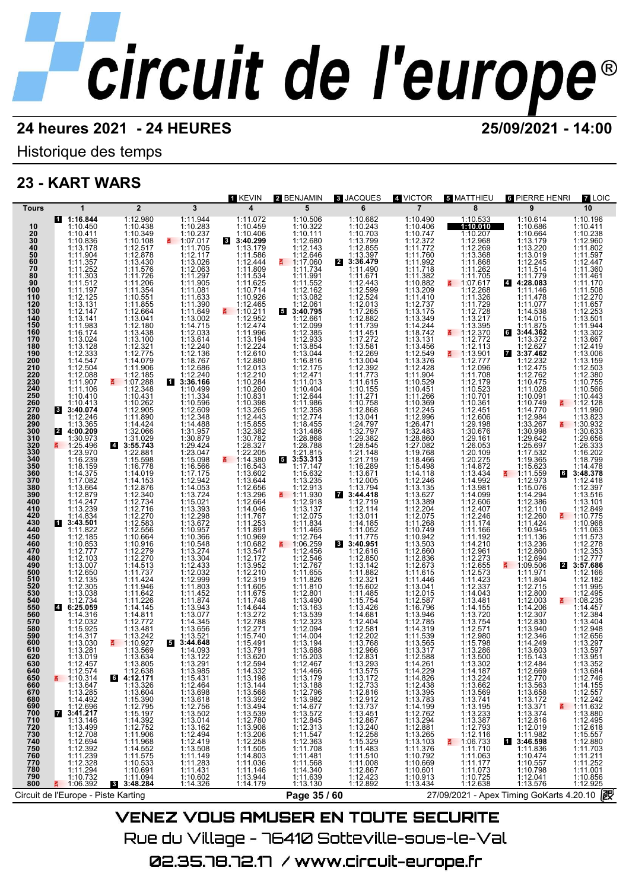# circuit de l'europe®

**24 heures 2021 - 24 HEURES** — **25/09/2021 - 14:00**

Historique des temps

## 23 - KART WARS

Pilotes : [1] KEVIN, [2] BENJAMIN, [3] JACQUES, [4] VICTOR, [5] MATTHIEU, [6] PIERRE HENRI, [7] LOIC

| Tours | 1 | 2 | 3 | 4 | 5 | 6 | 7 | 8 | 9 | 10 |
|---|---|---|---|---|---|---|---|---|---|---|
| | [1] 1:16.844 | 1:12.980 | 1:11.944 | 1:11.072 | 1:10.506 | 1:10.682 | 1:10.490 | 1:10.533 | 1:10.614 | 1:10.196 |
| 10 | 1:10.450 | 1:10.438 | 1:10.283 | 1:10.459 | 1:10.322 | 1:10.243 | 1:10.406 | 1:10.010 | 1:10.686 | 1:10.411 |
| 20 | 1:10.411 | 1:10.349 | 1:10.237 | 1:10.406 | 1:10.111 | 1:10.703 | 1:10.747 | 1:10.207 | 1:10.664 | 1:10.238 |
| 30 | 1:10.836 | 1:10.108 | 1:07.017 | [3] 3:40.299 | 1:12.680 | 1:13.799 | 1:12.372 | 1:12.968 | 1:13.179 | 1:12.960 |
| 40 | 1:13.178 | 1:12.517 | 1:11.705 | 1:13.179 | 1:12.143 | 1:12.855 | 1:11.772 | 1:12.269 | 1:13.220 | 1:11.802 |
| 50 | 1:11.904 | 1:12.878 | 1:12.117 | 1:11.586 | 1:12.646 | 1:13.397 | 1:11.760 | 1:13.368 | 1:13.019 | 1:11.597 |
| 60 | 1:11.357 | 1:13.430 | 1:13.026 | 1:12.444 | 1:17.060 | [2] 3:36.479 | 1:11.992 | 1:11.868 | 1:12.245 | 1:12.447 |
| 70 | 1:11.252 | 1:11.576 | 1:12.063 | 1:11.809 | 1:11.734 | 1:11.490 | 1:11.718 | 1:11.262 | 1:11.514 | 1:11.360 |
| 80 | 1:11.303 | 1:11.726 | 1:11.297 | 1:11.534 | 1:11.991 | 1:11.671 | 1:11.382 | 1:11.705 | 1:11.779 | 1:11.461 |
| 90 | 1:11.512 | 1:11.206 | 1:11.905 | 1:11.625 | 1:11.552 | 1:12.443 | 1:10.882 | 1:07.617 | [4] 4:28.083 | 1:11.170 |
| 100 | 1:11.197 | 1:11.354 | 1:11.081 | 1:10.714 | 1:12.162 | 1:12.599 | 1:13.209 | 1:12.268 | 1:11.146 | 1:11.508 |
| 110 | 1:12.125 | 1:10.551 | 1:11.633 | 1:10.926 | 1:13.082 | 1:12.524 | 1:11.410 | 1:11.326 | 1:11.478 | 1:12.270 |
| 120 | 1:13.131 | 1:11.855 | 1:11.390 | 1:12.465 | 1:12.061 | 1:12.013 | 1:12.737 | 1:11.729 | 1:11.077 | 1:11.657 |
| 130 | 1:12.147 | 1:12.664 | 1:11.649 | 1:10.211 | [5] 3:40.795 | 1:17.265 | 1:13.175 | 1:12.728 | 1:14.538 | 1:12.253 |
| 140 | 1:13.141 | 1:13.041 | 1:13.002 | 1:12.952 | 1:12.661 | 1:12.882 | 1:13.349 | 1:13.217 | 1:14.015 | 1:13.501 |
| 150 | 1:11.983 | 1:12.180 | 1:14.715 | 1:12.474 | 1:12.099 | 1:11.739 | 1:14.244 | 1:13.395 | 1:11.875 | 1:11.944 |
| 160 | 1:16.174 | 1:13.438 | 1:12.033 | 1:11.996 | 1:12.385 | 1:11.451 | 1:18.742 | 1:12.370 | [6] 3:44.362 | 1:13.302 |
| 170 | 1:13.024 | 1:13.100 | 1:13.614 | 1:13.194 | 1:12.933 | 1:17.272 | 1:13.131 | 1:12.772 | 1:13.372 | 1:13.667 |
| 180 | 1:13.128 | 1:12.321 | 1:12.240 | 1:12.224 | 1:13.854 | 1:13.581 | 1:13.456 | 1:12.113 | 1:12.627 | 1:12.419 |
| 190 | 1:12.333 | 1:12.775 | 1:12.136 | 1:12.610 | 1:13.044 | 1:12.269 | 1:12.549 | 1:13.901 | [7] 3:37.462 | 1:13.006 |
| 200 | 1:14.547 | 1:14.079 | 1:18.767 | 1:12.880 | 1:16.816 | 1:13.004 | 1:13.376 | 1:12.777 | 1:12.232 | 1:13.159 |
| 210 | 1:12.504 | 1:11.906 | 1:12.686 | 1:12.013 | 1:12.175 | 1:12.392 | 1:12.428 | 1:12.096 | 1:12.475 | 1:12.503 |
| 220 | 1:12.088 | 1:12.185 | 1:12.240 | 1:12.210 | 1:12.471 | 1:11.773 | 1:11.904 | 1:11.708 | 1:12.762 | 1:12.380 |
| 230 | 1:11.907 | 1:07.288 | [1] 3:36.166 | 1:10.284 | 1:11.013 | 1:11.615 | 1:10.529 | 1:12.179 | 1:10.475 | 1:10.755 |
| 240 | 1:11.106 | 1:12.348 | 1:10.499 | 1:10.260 | 1:10.404 | 1:10.155 | 1:10.451 | 1:10.523 | 1:11.028 | 1:11.506 |
| 250 | 1:10.410 | 1:10.431 | 1:11.334 | 1:10.831 | 1:12.644 | 1:11.271 | 1:11.266 | 1:10.701 | 1:10.091 | 1:10.443 |
| 260 | 1:10.413 | 1:10.262 | 1:10.596 | 1:10.398 | 1:11.986 | 1:10.758 | 1:10.369 | 1:10.361 | 1:10.749 | 1:12.128 |
| 270 | [3] 3:40.074 | 1:12.905 | 1:12.609 | 1:13.265 | 1:12.358 | 1:12.868 | 1:12.245 | 1:12.451 | 1:14.770 | 1:11.990 |
| 280 | 1:12.246 | 1:11.890 | 1:12.348 | 1:12.443 | 1:12.774 | 1:13.041 | 1:12.996 | 1:12.606 | 1:12.984 | 1:13.823 |
| 290 | 1:13.365 | 1:14.424 | 1:14.488 | 1:15.855 | 1:18.455 | 1:24.797 | 1:26.471 | 1:29.198 | 1:33.267 | 1:30.932 |
| 300 | [2] 4:00.209 | 1:32.066 | 1:31.957 | 1:32.382 | 1:31.486 | 1:32.797 | 1:32.483 | 1:30.676 | 1:30.998 | 1:30.633 |
| 310 | 1:30.973 | 1:31.029 | 1:30.879 | 1:30.782 | 1:28.868 | 1:29.382 | 1:28.860 | 1:29.161 | 1:29.642 | 1:29.656 |
| 320 | 1:25.496 | [4] 3:55.743 | 1:29.424 | 1:28.327 | 1:28.788 | 1:28.545 | 1:27.082 | 1:26.053 | 1:25.697 | 1:26.333 |
| 330 | 1:23.970 | 1:22.881 | 1:23.047 | 1:22.205 | 1:21.815 | 1:21.148 | 1:19.768 | 1:20.109 | 1:17.532 | 1:16.202 |
| 340 | 1:16.239 | 1:15.598 | 1:15.098 | 1:14.380 | [5] 3:53.313 | 1:21.719 | 1:18.466 | 1:20.275 | 1:19.365 | 1:18.799 |
| 350 | 1:18.159 | 1:16.778 | 1:16.566 | 1:16.543 | 1:17.147 | 1:16.289 | 1:15.498 | 1:14.872 | 1:15.623 | 1:14.478 |
| 360 | 1:14.375 | 1:14.019 | 1:17.175 | 1:13.602 | 1:15.632 | 1:13.671 | 1:14.118 | 1:13.434 | 1:11.559 | [6] 3:48.378 |
| 370 | 1:17.082 | 1:14.153 | 1:12.942 | 1:13.644 | 1:13.235 | 1:12.005 | 1:12.246 | 1:14.992 | 1:12.973 | 1:12.418 |
| 380 | 1:13.664 | 1:12.876 | 1:14.053 | 1:12.656 | 1:12.913 | 1:13.794 | 1:13.135 | 1:13.981 | 1:15.076 | 1:12.397 |
| 390 | 1:12.879 | 1:12.340 | 1:13.724 | 1:13.296 | 1:11.930 | [7] 3:44.418 | 1:13.627 | 1:14.099 | 1:14.294 | 1:13.516 |
| 400 | 1:14.247 | 1:12.734 | 1:15.021 | 1:12.664 | 1:12.918 | 1:12.719 | 1:13.389 | 1:12.606 | 1:12.386 | 1:13.101 |
| 410 | 1:13.239 | 1:12.716 | 1:13.393 | 1:14.046 | 1:13.137 | 1:12.114 | 1:12.204 | 1:12.407 | 1:12.110 | 1:12.849 |
| 420 | 1:14.834 | 1:12.270 | 1:12.298 | 1:11.767 | 1:12.075 | 1:13.011 | 1:12.075 | 1:12.246 | 1:12.260 | 1:10.775 |
| 430 | [1] 3:43.501 | 1:12.583 | 1:13.672 | 1:11.253 | 1:11.834 | 1:14.185 | 1:11.268 | 1:11.174 | 1:11.424 | 1:10.968 |
| 440 | 1:11.822 | 1:12.556 | 1:10.957 | 1:11.891 | 1:11.465 | 1:11.052 | 1:10.749 | 1:11.166 | 1:10.945 | 1:11.063 |
| 450 | 1:12.185 | 1:10.664 | 1:10.366 | 1:10.969 | 1:12.764 | 1:11.775 | 1:10.942 | 1:11.192 | 1:11.136 | 1:11.573 |
| 460 | 1:10.853 | 1:10.916 | 1:10.548 | 1:10.682 | 1:06.259 | [3] 3:40.951 | 1:13.503 | 1:14.210 | 1:13.236 | 1:12.278 |
| 470 | 1:12.777 | 1:12.279 | 1:13.274 | 1:13.547 | 1:12.456 | 1:12.616 | 1:12.660 | 1:12.961 | 1:12.860 | 1:12.353 |
| 480 | 1:12.103 | 1:12.270 | 1:13.304 | 1:12.172 | 1:12.546 | 1:12.850 | 1:12.836 | 1:12.273 | 1:12.694 | 1:12.777 |
| 490 | 1:13.007 | 1:14.513 | 1:12.433 | 1:13.952 | 1:12.767 | 1:13.142 | 1:12.673 | 1:12.655 | 1:09.506 | [2] 3:57.686 |
| 500 | 1:12.650 | 1:11.737 | 1:12.032 | 1:12.210 | 1:11.655 | 1:11.882 | 1:11.615 | 1:12.573 | 1:11.971 | 1:12.166 |
| 510 | 1:12.135 | 1:11.424 | 1:12.999 | 1:12.319 | 1:11.826 | 1:12.321 | 1:11.446 | 1:11.423 | 1:11.804 | 1:12.182 |
| 520 | 1:12.305 | 1:11.946 | 1:11.803 | 1:11.605 | 1:11.810 | 1:15.602 | 1:13.041 | 1:12.337 | 1:12.715 | 1:11.995 |
| 530 | 1:13.038 | 1:11.642 | 1:11.452 | 1:11.675 | 1:12.801 | 1:11.485 | 1:12.015 | 1:14.043 | 1:12.800 | 1:12.495 |
| 540 | 1:12.734 | 1:11.226 | 1:11.874 | 1:11.748 | 1:13.490 | 1:15.754 | 1:12.587 | 1:13.481 | 1:12.003 | 1:08.235 |
| 550 | [4] 6:25.059 | 1:14.145 | 1:13.943 | 1:14.644 | 1:13.163 | 1:13.426 | 1:16.796 | 1:14.155 | 1:14.206 | 1:14.457 |
| 560 | 1:14.316 | 1:14.811 | 1:13.077 | 1:13.272 | 1:13.539 | 1:14.681 | 1:13.946 | 1:13.720 | 1:12.307 | 1:12.384 |
| 570 | 1:12.032 | 1:12.772 | 1:14.345 | 1:12.788 | 1:12.323 | 1:12.404 | 1:12.785 | 1:13.754 | 1:12.830 | 1:13.404 |
| 580 | 1:15.925 | 1:13.481 | 1:13.656 | 1:12.271 | 1:12.094 | 1:12.581 | 1:14.319 | 1:12.571 | 1:13.940 | 1:12.948 |
| 590 | 1:14.317 | 1:13.242 | 1:13.521 | 1:15.740 | 1:14.004 | 1:12.202 | 1:11.539 | 1:12.980 | 1:12.346 | 1:12.656 |
| 600 | 1:13.030 | 1:10.927 | [5] 3:44.648 | 1:15.491 | 1:13.194 | 1:13.768 | 1:13.565 | 1:15.798 | 1:14.249 | 1:13.297 |
| 610 | 1:13.281 | 1:13.569 | 1:14.093 | 1:13.791 | 1:13.688 | 1:12.966 | 1:13.317 | 1:13.286 | 1:13.603 | 1:13.597 |
| 620 | 1:13.019 | 1:13.634 | 1:13.122 | 1:13.620 | 1:15.203 | 1:12.831 | 1:12.588 | 1:13.500 | 1:15.143 | 1:13.951 |
| 630 | 1:12.457 | 1:13.805 | 1:13.291 | 1:12.594 | 1:12.467 | 1:13.293 | 1:14.261 | 1:13.302 | 1:12.484 | 1:13.352 |
| 640 | 1:12.574 | 1:12.638 | 1:13.985 | 1:14.332 | 1:14.466 | 1:13.575 | 1:14.229 | 1:14.187 | 1:12.669 | 1:13.684 |
| 650 | 1:10.314 | [6] 4:12.171 | 1:15.431 | 1:13.198 | 1:13.179 | 1:13.172 | 1:14.826 | 1:13.224 | 1:12.770 | 1:12.746 |
| 660 | 1:13.647 | 1:13.326 | 1:12.464 | 1:13.144 | 1:13.188 | 1:12.733 | 1:12.438 | 1:13.662 | 1:13.563 | 1:14.155 |
| 670 | 1:13.285 | 1:13.604 | 1:13.698 | 1:13.568 | 1:12.796 | 1:12.816 | 1:13.395 | 1:13.569 | 1:13.658 | 1:12.557 |
| 680 | 1:14.492 | 1:15.390 | 1:13.618 | 1:13.392 | 1:13.982 | 1:12.912 | 1:13.783 | 1:13.741 | 1:13.172 | 1:12.242 |
| 690 | 1:12.696 | 1:12.795 | 1:12.756 | 1:13.494 | 1:14.677 | 1:13.737 | 1:14.199 | 1:13.195 | 1:13.371 | 1:11.632 |
| 700 | [7] 3:41.217 | 1:15.197 | 1:13.502 | 1:13.539 | 1:13.539 | 1:13.451 | 1:12.762 | 1:13.233 | 1:13.374 | 1:13.880 |
| 710 | 1:13.146 | 1:14.392 | 1:13.014 | 1:12.780 | 1:12.845 | 1:12.867 | 1:13.294 | 1:13.387 | 1:12.816 | 1:12.495 |
| 720 | 1:13.499 | 1:12.752 | 1:13.162 | 1:13.908 | 1:12.313 | 1:13.240 | 1:12.881 | 1:12.793 | 1:12.019 | 1:12.618 |
| 730 | 1:12.708 | 1:11.906 | 1:12.494 | 1:13.206 | 1:11.547 | 1:12.258 | 1:13.265 | 1:12.116 | 1:11.982 | 1:15.557 |
| 740 | 1:12.694 | 1:11.968 | 1:12.419 | 1:12.258 | 1:12.363 | 1:15.329 | 1:13.103 | 1:06.733 | [1] 3:46.598 | 1:12.880 |
| 750 | 1:12.392 | 1:14.552 | 1:13.508 | 1:11.505 | 1:11.708 | 1:11.483 | 1:11.376 | 1:11.710 | 1:11.836 | 1:11.703 |
| 760 | 1:11.239 | 1:11.575 | 1:11.149 | 1:14.803 | 1:11.481 | 1:11.510 | 1:10.792 | 1:11.063 | 1:10.474 | 1:11.211 |
| 770 | 1:12.328 | 1:10.533 | 1:11.283 | 1:11.036 | 1:11.668 | 1:11.008 | 1:10.669 | 1:11.177 | 1:10.557 | 1:11.252 |
| 780 | 1:11.294 | 1:10.691 | 1:11.431 | 1:11.146 | 1:14.340 | 1:12.867 | 1:10.601 | 1:11.073 | 1:10.798 | 1:11.001 |
| 790 | 1:10.732 | 1:11.094 | 1:10.602 | 1:13.944 | 1:11.639 | 1:12.423 | 1:10.913 | 1:10.725 | 1:12.041 | 1:10.856 |
| 800 | 1:06.392 | [3] 3:48.284 | 1:14.326 | 1:14.179 | 1:13.130 | 1:12.892 | 1:13.434 | 1:12.638 | 1:13.576 | 1:12.925 |

Circuit de l'Europe - Piste Karting — 27/09/2021 - Apex Timing GoKarts 4.20.10

**VENEZ VOUS AMUSER EN TOUTE SECURITE**

Rue du Village - 76410 Sotteville-sous-le-Val

02.35.78.72.17 / www.circuit-europe.fr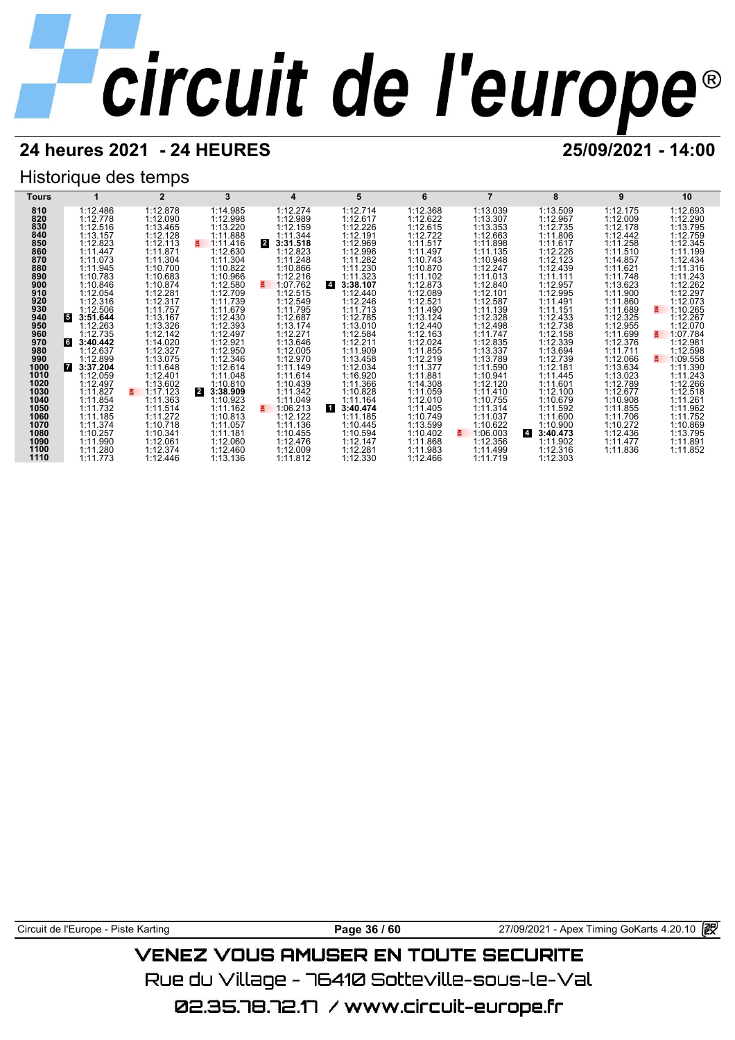# circuit de l'europe®

## 24 heures 2021 - 24 HEURES

**25/09/2021 - 14:00**

### Historique des temps

| Tours | 1 | 2 | 3 | 4 | 5 | 6 | 7 | 8 | 9 | 10 |
|---|---|---|---|---|---|---|---|---|---|---|
| **810** | 1:12.486 | 1:12.878 | 1:14.985 | 1:12.274 | 1:12.714 | 1:12.368 | 1:13.039 | 1:13.509 | 1:12.175 | 1:12.693 |
| **820** | 1:12.778 | 1:12.090 | 1:12.998 | 1:12.989 | 1:12.617 | 1:12.622 | 1:13.307 | 1:12.967 | 1:12.009 | 1:12.290 |
| **830** | 1:12.516 | 1:13.465 | 1:13.220 | 1:12.159 | 1:12.226 | 1:12.615 | 1:13.353 | 1:12.735 | 1:12.178 | 1:13.795 |
| **840** | 1:13.157 | 1:12.128 | 1:11.888 | 1:11.344 | 1:12.191 | 1:12.722 | 1:12.663 | 1:11.806 | 1:12.442 | 1:12.759 |
| **850** | 1:12.823 | 1:12.113 | 1:11.416 | 2 **3:31.518** | 1:12.969 | 1:11.517 | 1:11.898 | 1:11.617 | 1:11.258 | 1:12.345 |
| **860** | 1:11.447 | 1:11.871 | 1:12.630 | 1:12.823 | 1:12.996 | 1:11.497 | 1:11.135 | 1:12.226 | 1:11.510 | 1:11.199 |
| **870** | 1:11.073 | 1:11.304 | 1:11.304 | 1:11.248 | 1:11.282 | 1:10.743 | 1:10.948 | 1:12.123 | 1:14.857 | 1:12.434 |
| **880** | 1:11.945 | 1:10.700 | 1:10.822 | 1:10.866 | 1:11.230 | 1:10.870 | 1:12.247 | 1:12.439 | 1:11.621 | 1:11.316 |
| **890** | 1:10.783 | 1:10.683 | 1:10.966 | 1:12.216 | 1:11.323 | 1:11.102 | 1:11.013 | 1:11.111 | 1:11.748 | 1:11.243 |
| **900** | 1:10.846 | 1:10.874 | 1:12.580 | 1:07.762 | 4 **3:38.107** | 1:12.873 | 1:12.840 | 1:12.957 | 1:13.623 | 1:12.262 |
| **910** | 1:12.054 | 1:12.281 | 1:12.709 | 1:12.515 | 1:12.440 | 1:12.089 | 1:12.101 | 1:12.995 | 1:11.900 | 1:12.297 |
| **920** | 1:12.316 | 1:12.317 | 1:11.739 | 1:12.549 | 1:12.246 | 1:12.521 | 1:12.587 | 1:11.491 | 1:11.860 | 1:12.073 |
| **930** | 1:12.506 | 1:11.757 | 1:11.679 | 1:11.795 | 1:11.713 | 1:11.490 | 1:11.139 | 1:11.151 | 1:11.689 | 1:10.265 |
| **940** | 5 **3:51.644** | 1:13.167 | 1:12.430 | 1:12.687 | 1:12.785 | 1:13.124 | 1:12.328 | 1:12.433 | 1:12.325 | 1:12.267 |
| **950** | 1:12.263 | 1:13.326 | 1:12.393 | 1:13.174 | 1:13.010 | 1:12.440 | 1:12.498 | 1:12.738 | 1:12.955 | 1:12.070 |
| **960** | 1:12.735 | 1:12.142 | 1:12.497 | 1:12.271 | 1:12.584 | 1:12.163 | 1:11.747 | 1:12.158 | 1:11.699 | 1:07.784 |
| **970** | 6 **3:40.442** | 1:14.020 | 1:12.921 | 1:13.646 | 1:12.211 | 1:12.024 | 1:12.835 | 1:12.339 | 1:12.376 | 1:12.981 |
| **980** | 1:12.637 | 1:12.327 | 1:12.950 | 1:12.005 | 1:11.909 | 1:11.855 | 1:13.337 | 1:13.694 | 1:11.711 | 1:12.598 |
| **990** | 1:12.899 | 1:13.075 | 1:12.346 | 1:12.970 | 1:13.458 | 1:12.219 | 1:13.789 | 1:12.739 | 1:12.066 | 1:09.558 |
| **1000** | 7 **3:37.204** | 1:11.648 | 1:12.614 | 1:11.149 | 1:12.034 | 1:11.377 | 1:11.590 | 1:12.181 | 1:13.634 | 1:11.390 |
| **1010** | 1:12.059 | 1:12.401 | 1:11.048 | 1:11.614 | 1:16.920 | 1:11.881 | 1:10.941 | 1:11.445 | 1:13.023 | 1:11.243 |
| **1020** | 1:12.497 | 1:13.602 | 1:10.810 | 1:10.439 | 1:11.366 | 1:14.308 | 1:12.120 | 1:11.601 | 1:12.789 | 1:12.266 |
| **1030** | 1:11.827 | 1:17.123 | 2 **3:38.909** | 1:11.342 | 1:10.828 | 1:11.059 | 1:11.410 | 1:12.100 | 1:12.677 | 1:12.518 |
| **1040** | 1:11.854 | 1:11.363 | 1:10.923 | 1:11.049 | 1:11.164 | 1:12.010 | 1:10.755 | 1:10.679 | 1:10.908 | 1:11.261 |
| **1050** | 1:11.732 | 1:11.514 | 1:11.162 | 1:06.213 | 1 **3:40.474** | 1:11.405 | 1:11.314 | 1:11.592 | 1:11.855 | 1:11.962 |
| **1060** | 1:11.185 | 1:11.272 | 1:10.813 | 1:12.122 | 1:11.185 | 1:10.749 | 1:11.037 | 1:11.600 | 1:11.706 | 1:11.752 |
| **1070** | 1:11.374 | 1:10.718 | 1:11.057 | 1:11.136 | 1:10.445 | 1:13.599 | 1:10.622 | 1:10.900 | 1:10.272 | 1:10.869 |
| **1080** | 1:10.257 | 1:10.341 | 1:11.181 | 1:10.455 | 1:10.594 | 1:10.402 | 1:06.003 | 4 **3:40.473** | 1:12.436 | 1:13.795 |
| **1090** | 1:11.990 | 1:12.061 | 1:12.060 | 1:12.476 | 1:12.147 | 1:11.868 | 1:12.356 | 1:11.902 | 1:11.477 | 1:11.891 |
| **1100** | 1:11.280 | 1:12.374 | 1:12.460 | 1:12.009 | 1:12.281 | 1:11.983 | 1:11.499 | 1:12.316 | 1:11.836 | 1:11.852 |
| **1110** | 1:11.773 | 1:12.446 | 1:13.136 | 1:11.812 | 1:12.330 | 1:12.466 | 1:11.719 | 1:12.303 | | |

Circuit de l'Europe - Piste Karting — 27/09/2021 - Apex Timing GoKarts 4.20.10

VENEZ VOUS AMUSER EN TOUTE SECURITE

Rue du Village - 76410 Sotteville-sous-le-Val

02.35.78.72.17 / www.circuit-europe.fr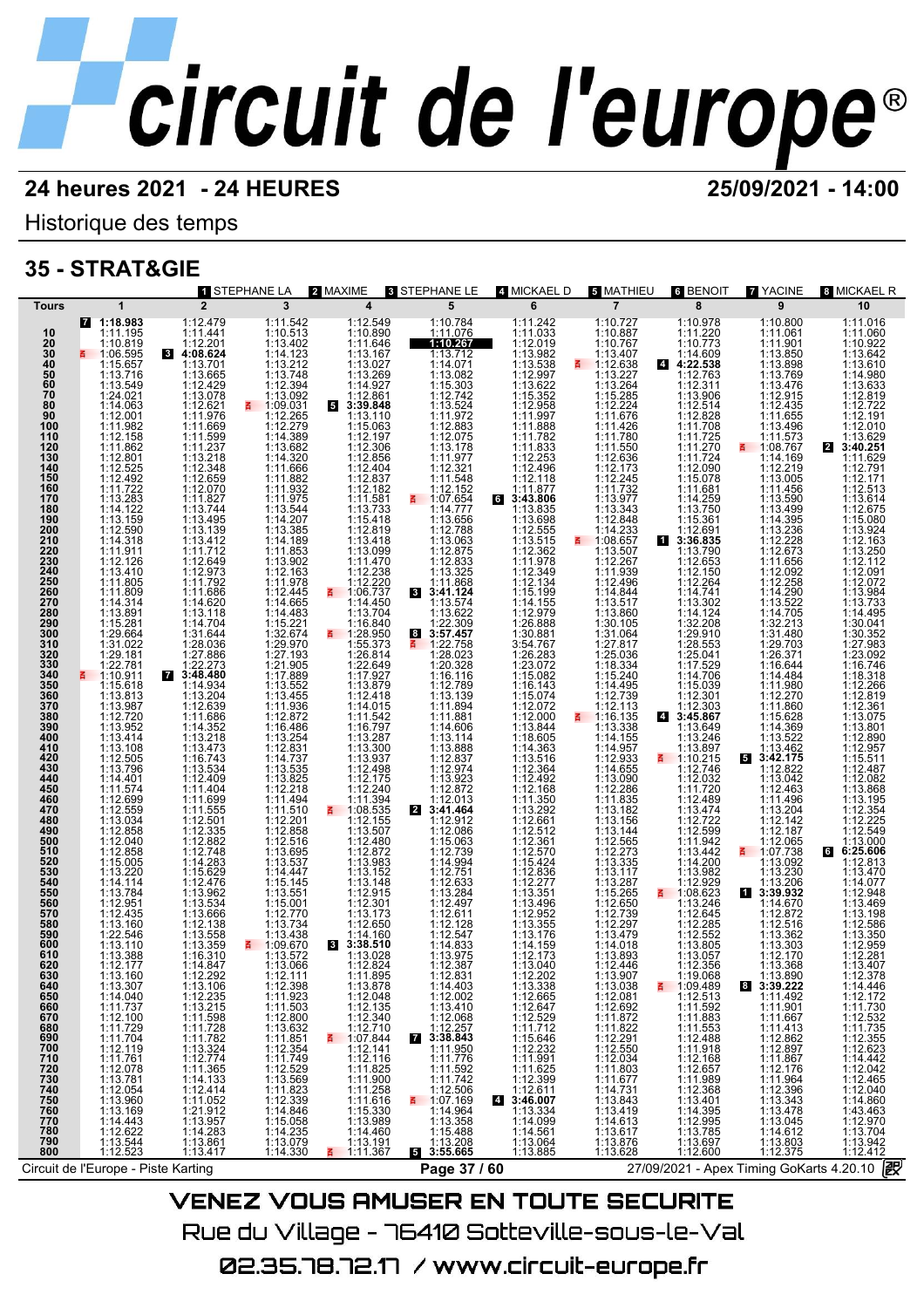# 24 heures 2021 - 24 HEURES

**25/09/2021 - 14:00**

Historique des temps

## 35 - STRAT&GIE

1 STEPHANE LA · 2 MAXIME · 3 STEPHANE LE · 4 MICKAEL D · 5 MATHIEU · 6 BENOIT · 7 YACINE · 8 MICKAEL R

| Tours | 1 | 2 | 3 | 4 | 5 | 6 | 7 | 8 | 9 | 10 |
|---|---|---|---|---|---|---|---|---|---|---|
| | [7] 1:18.983 | 1:12.479 | 1:11.542 | 1:12.549 | 1:10.784 | 1:11.242 | 1:10.727 | 1:10.978 | 1:10.800 | 1:11.016 |
| 10 | 1:11.195 | 1:11.441 | 1:10.513 | 1:10.890 | 1:11.076 | 1:11.033 | 1:10.887 | 1:11.220 | 1:11.061 | 1:11.060 |
| 20 | 1:10.819 | 1:12.201 | 1:13.402 | 1:11.646 | 1:10.267 | 1:10.767 | 1:10.767 | 1:10.773 | 1:11.901 | 1:10.922 |
| 30 | 1:06.595 | [3] 4:08.624 | 1:14.123 | 1:13.167 | 1:13.712 | 1:13.982 | 1:13.407 | 1:14.609 | 1:13.850 | 1:13.642 |
| 40 | 1:15.657 | 1:13.701 | 1:13.212 | 1:13.027 | 1:14.071 | 1:13.538 | 1:12.638 | [4] 4:22.538 | 1:13.898 | 1:13.610 |
| 50 | 1:13.716 | 1:13.665 | 1:13.748 | 1:13.269 | 1:13.082 | 1:12.997 | 1:13.227 | 1:12.763 | 1:13.496 | 1:14.980 |
| 60 | 1:13.549 | 1:12.429 | 1:12.394 | 1:14.927 | 1:15.303 | 1:13.622 | 1:13.264 | 1:12.311 | 1:13.769 | 1:13.633 |
| 70 | 1:24.021 | 1:13.078 | 1:13.092 | 1:12.861 | 1:12.742 | 1:15.352 | 1:15.285 | 1:13.906 | 1:13.476 | 1:12.819 |
| 80 | 1:14.063 | 1:12.621 | 1:09.031 | [5] 3:39.848 | 1:13.524 | 1:12.958 | 1:12.224 | 1:12.514 | 1:12.915 | 1:12.722 |
| 90 | 1:12.001 | 1:11.976 | 1:12.265 | 1:13.110 | 1:11.972 | 1:11.997 | 1:11.676 | 1:12.828 | 1:12.435 | 1:12.191 |
| 100 | 1:11.982 | 1:11.669 | 1:12.279 | 1:15.063 | 1:12.883 | 1:11.888 | 1:11.426 | 1:11.708 | 1:11.655 | 1:12.010 |
| 110 | 1:12.158 | 1:11.599 | 1:14.389 | 1:12.197 | 1:12.075 | 1:11.782 | 1:11.780 | 1:11.725 | 1:11.573 | 1:13.629 |
| 120 | 1:11.862 | 1:11.237 | 1:13.682 | 1:12.306 | 1:13.178 | 1:11.833 | 1:11.550 | 1:11.270 | 1:08.767 | [2] 3:40.251 |
| 130 | 1:12.801 | 1:13.218 | 1:14.320 | 1:12.856 | 1:11.977 | 1:12.253 | 1:12.636 | 1:11.724 | 1:14.169 | 1:11.629 |
| 140 | 1:12.525 | 1:12.348 | 1:11.666 | 1:12.404 | 1:12.321 | 1:12.496 | 1:12.173 | 1:12.090 | 1:12.219 | 1:12.791 |
| 150 | 1:12.492 | 1:12.659 | 1:11.882 | 1:12.837 | 1:11.548 | 1:12.118 | 1:12.245 | 1:15.078 | 1:13.005 | 1:12.171 |
| 160 | 1:11.722 | 1:12.070 | 1:11.932 | 1:12.182 | 1:12.152 | 1:11.877 | 1:11.732 | 1:11.681 | 1:11.456 | 1:12.513 |
| 170 | 1:13.283 | 1:11.827 | 1:11.975 | 1:11.581 | 1:07.654 | [6] 3:43.806 | 1:13.977 | 1:14.259 | 1:13.590 | 1:13.614 |
| 180 | 1:14.122 | 1:13.744 | 1:13.544 | 1:13.733 | 1:14.777 | 1:13.835 | 1:13.343 | 1:13.750 | 1:13.499 | 1:12.675 |
| 190 | 1:13.159 | 1:13.495 | 1:14.207 | 1:15.418 | 1:13.656 | 1:13.698 | 1:12.848 | 1:15.361 | 1:14.395 | 1:15.080 |
| 200 | 1:12.590 | 1:13.139 | 1:13.385 | 1:12.819 | 1:12.788 | 1:12.555 | 1:14.233 | 1:12.691 | 1:13.236 | 1:13.924 |
| 210 | 1:14.318 | 1:13.412 | 1:14.189 | 1:13.418 | 1:13.063 | 1:13.515 | 1:08.657 | [1] 3:36.835 | 1:12.228 | 1:12.163 |
| 220 | 1:11.911 | 1:11.712 | 1:11.853 | 1:13.099 | 1:12.875 | 1:12.362 | 1:13.507 | 1:13.790 | 1:12.673 | 1:13.250 |
| 230 | 1:12.126 | 1:12.649 | 1:13.902 | 1:11.470 | 1:12.833 | 1:11.978 | 1:12.267 | 1:12.653 | 1:11.656 | 1:12.112 |
| 240 | 1:13.410 | 1:12.973 | 1:12.163 | 1:12.238 | 1:13.325 | 1:12.349 | 1:11.939 | 1:12.150 | 1:12.065 | 1:12.091 |
| 250 | 1:11.805 | 1:11.792 | 1:11.978 | 1:12.220 | 1:11.868 | 1:12.134 | 1:12.496 | 1:12.264 | 1:12.258 | 1:12.072 |
| 260 | 1:11.809 | 1:11.686 | 1:12.445 | 1:06.737 | [3] 3:41.124 | 1:15.199 | 1:14.844 | 1:14.741 | 1:14.290 | 1:13.984 |
| 270 | 1:14.314 | 1:14.620 | 1:14.665 | 1:14.450 | 1:13.574 | 1:14.155 | 1:13.517 | 1:13.302 | 1:13.522 | 1:13.733 |
| 280 | 1:13.891 | 1:13.118 | 1:14.483 | 1:13.704 | 1:13.622 | 1:12.979 | 1:13.860 | 1:14.124 | 1:14.705 | 1:14.495 |
| 290 | 1:15.281 | 1:14.704 | 1:15.221 | 1:16.840 | 1:22.309 | 1:26.888 | 1:30.105 | 1:32.208 | 1:32.213 | 1:30.041 |
| 300 | 1:29.664 | 1:31.644 | 1:32.674 | 1:28.950 | [8] 3:57.457 | 1:30.881 | 1:31.064 | 1:29.910 | 1:31.480 | 1:30.352 |
| 310 | 1:31.022 | 1:28.036 | 1:29.970 | 1:55.373 | 1:22.758 | 3:54.767 | 1:27.817 | 1:28.553 | 1:29.703 | 1:27.983 |
| 320 | 1:29.181 | 1:27.886 | 1:27.193 | 1:26.814 | 1:28.023 | 1:26.283 | 1:25.036 | 1:25.041 | 1:26.371 | 1:23.092 |
| 330 | 1:22.781 | 1:22.273 | 1:21.905 | 1:22.649 | 1:20.328 | 1:23.072 | 1:18.334 | 1:17.529 | 1:16.644 | 1:16.746 |
| 340 | 1:10.911 | [7] 3:48.480 | 1:17.889 | 1:17.927 | 1:16.116 | 1:15.082 | 1:15.240 | 1:14.706 | 1:14.484 | 1:18.318 |
| 350 | 1:15.618 | 1:14.934 | 1:13.552 | 1:13.879 | 1:12.789 | 1:16.143 | 1:14.495 | 1:15.039 | 1:11.980 | 1:12.266 |
| 360 | 1:13.813 | 1:13.204 | 1:13.455 | 1:12.418 | 1:13.139 | 1:15.074 | 1:12.739 | 1:12.301 | 1:12.270 | 1:12.819 |
| 370 | 1:13.987 | 1:12.639 | 1:11.936 | 1:14.015 | 1:11.894 | 1:12.072 | 1:12.113 | 1:12.303 | 1:11.860 | 1:12.361 |
| 380 | 1:12.720 | 1:11.686 | 1:12.872 | 1:11.542 | 1:11.881 | 1:12.000 | 1:16.135 | [4] 3:45.867 | 1:15.628 | 1:13.075 |
| 390 | 1:13.952 | 1:14.352 | 1:16.486 | 1:16.797 | 1:14.606 | 1:13.844 | 1:13.338 | 1:13.649 | 1:14.369 | 1:13.801 |
| 400 | 1:13.414 | 1:13.218 | 1:13.254 | 1:13.287 | 1:13.114 | 1:18.605 | 1:14.155 | 1:13.246 | 1:13.522 | 1:12.890 |
| 410 | 1:13.108 | 1:13.473 | 1:12.831 | 1:13.300 | 1:13.888 | 1:14.363 | 1:14.957 | 1:13.897 | 1:13.462 | 1:12.957 |
| 420 | 1:12.505 | 1:16.743 | 1:14.737 | 1:13.937 | 1:12.837 | 1:13.516 | 1:12.933 | 1:10.215 | [5] 3:42.175 | 1:15.511 |
| 430 | 1:13.796 | 1:13.534 | 1:13.535 | 1:12.498 | 1:12.974 | 1:12.364 | 1:14.655 | 1:12.746 | 1:12.822 | 1:12.487 |
| 440 | 1:14.401 | 1:12.409 | 1:13.825 | 1:12.175 | 1:13.923 | 1:12.492 | 1:13.090 | 1:12.032 | 1:13.042 | 1:12.082 |
| 450 | 1:11.574 | 1:11.404 | 1:12.218 | 1:12.240 | 1:12.872 | 1:12.168 | 1:12.286 | 1:11.720 | 1:12.463 | 1:13.868 |
| 460 | 1:12.699 | 1:11.699 | 1:11.494 | 1:11.394 | 1:12.013 | 1:11.350 | 1:11.835 | 1:12.489 | 1:11.496 | 1:13.195 |
| 470 | 1:12.559 | 1:11.555 | 1:11.510 | 1:08.535 | [2] 3:41.464 | 1:13.292 | 1:13.182 | 1:13.474 | 1:13.204 | 1:12.354 |
| 480 | 1:13.034 | 1:12.501 | 1:12.201 | 1:12.155 | 1:12.912 | 1:12.661 | 1:13.156 | 1:12.722 | 1:12.142 | 1:12.225 |
| 490 | 1:12.858 | 1:12.335 | 1:12.858 | 1:13.507 | 1:12.086 | 1:12.512 | 1:13.144 | 1:12.599 | 1:12.187 | 1:12.549 |
| 500 | 1:12.040 | 1:12.882 | 1:12.516 | 1:12.480 | 1:15.063 | 1:12.361 | 1:12.565 | 1:11.942 | 1:12.065 | 1:13.000 |
| 510 | 1:12.858 | 1:12.748 | 1:13.695 | 1:12.872 | 1:12.739 | 1:12.570 | 1:12.273 | 1:13.442 | 1:07.738 | [6] 6:25.606 |
| 520 | 1:15.005 | 1:14.283 | 1:13.537 | 1:13.983 | 1:14.994 | 1:15.424 | 1:13.335 | 1:14.200 | 1:13.092 | 1:12.813 |
| 530 | 1:13.220 | 1:15.629 | 1:14.447 | 1:13.152 | 1:12.751 | 1:12.836 | 1:13.117 | 1:13.982 | 1:13.230 | 1:13.470 |
| 540 | 1:14.114 | 1:12.476 | 1:15.145 | 1:13.148 | 1:12.633 | 1:12.277 | 1:13.287 | 1:12.929 | 1:13.206 | 1:14.077 |
| 550 | 1:13.784 | 1:13.962 | 1:13.551 | 1:12.915 | 1:13.284 | 1:13.351 | 1:15.265 | 1:08.623 | [1] 3:39.932 | 1:12.948 |
| 560 | 1:12.951 | 1:13.534 | 1:15.001 | 1:12.301 | 1:12.497 | 1:13.496 | 1:12.650 | 1:13.246 | 1:14.670 | 1:13.469 |
| 570 | 1:12.435 | 1:13.666 | 1:12.770 | 1:13.173 | 1:12.611 | 1:12.952 | 1:12.739 | 1:12.645 | 1:12.872 | 1:13.198 |
| 580 | 1:13.160 | 1:12.138 | 1:13.734 | 1:12.650 | 1:12.128 | 1:13.355 | 1:12.297 | 1:12.285 | 1:12.516 | 1:12.586 |
| 590 | 1:22.546 | 1:13.558 | 1:13.438 | 1:14.160 | 1:12.547 | 1:13.176 | 1:13.479 | 1:12.552 | 1:13.362 | 1:13.350 |
| 600 | 1:13.110 | 1:13.359 | 1:09.670 | [3] 3:38.510 | 1:14.833 | 1:14.159 | 1:14.018 | 1:13.805 | 1:13.303 | 1:12.959 |
| 610 | 1:13.388 | 1:16.310 | 1:13.572 | 1:13.028 | 1:13.975 | 1:12.173 | 1:13.893 | 1:13.057 | 1:12.170 | 1:12.281 |
| 620 | 1:12.177 | 1:14.847 | 1:13.066 | 1:12.824 | 1:12.387 | 1:13.040 | 1:12.446 | 1:12.356 | 1:13.368 | 1:13.407 |
| 630 | 1:13.160 | 1:12.292 | 1:12.111 | 1:11.895 | 1:12.831 | 1:12.202 | 1:13.907 | 1:19.068 | 1:13.890 | 1:12.378 |
| 640 | 1:13.307 | 1:13.106 | 1:12.398 | 1:13.878 | 1:14.403 | 1:13.338 | 1:13.038 | 1:09.489 | [8] 3:39.222 | 1:14.446 |
| 650 | 1:14.040 | 1:12.235 | 1:11.923 | 1:12.048 | 1:12.002 | 1:12.665 | 1:12.081 | 1:12.513 | 1:11.492 | 1:12.172 |
| 660 | 1:11.737 | 1:13.215 | 1:11.503 | 1:12.135 | 1:13.410 | 1:12.647 | 1:12.692 | 1:11.592 | 1:11.901 | 1:11.730 |
| 670 | 1:12.100 | 1:11.598 | 1:12.800 | 1:12.340 | 1:12.068 | 1:12.529 | 1:11.872 | 1:11.883 | 1:11.667 | 1:12.532 |
| 680 | 1:11.729 | 1:11.728 | 1:13.632 | 1:12.710 | 1:12.257 | 1:11.712 | 1:11.822 | 1:11.553 | 1:11.413 | 1:11.735 |
| 690 | 1:11.704 | 1:11.782 | 1:11.851 | 1:07.844 | [7] 3:38.843 | 1:15.646 | 1:12.291 | 1:12.488 | 1:12.862 | 1:12.355 |
| 700 | 1:12.119 | 1:13.324 | 1:12.354 | 1:12.141 | 1:11.950 | 1:12.232 | 1:12.550 | 1:11.918 | 1:12.897 | 1:12.623 |
| 710 | 1:11.761 | 1:12.774 | 1:11.749 | 1:12.116 | 1:11.776 | 1:11.991 | 1:12.034 | 1:12.168 | 1:11.867 | 1:14.442 |
| 720 | 1:12.078 | 1:11.365 | 1:12.529 | 1:11.825 | 1:11.592 | 1:11.625 | 1:11.803 | 1:12.657 | 1:12.176 | 1:12.042 |
| 730 | 1:13.781 | 1:14.133 | 1:13.569 | 1:11.900 | 1:11.742 | 1:12.399 | 1:11.677 | 1:11.989 | 1:11.964 | 1:12.465 |
| 740 | 1:12.054 | 1:12.414 | 1:11.823 | 1:11.258 | 1:12.506 | 1:12.611 | 1:14.731 | 1:12.368 | 1:12.396 | 1:12.040 |
| 750 | 1:13.960 | 1:11.052 | 1:12.339 | 1:11.616 | 1:07.169 | [4] 3:46.007 | 1:13.843 | 1:13.401 | 1:13.343 | 1:14.860 |
| 760 | 1:13.169 | 1:21.912 | 1:14.846 | 1:15.330 | 1:14.964 | 1:13.334 | 1:13.419 | 1:14.395 | 1:13.478 | 1:43.463 |
| 770 | 1:14.443 | 1:13.957 | 1:15.058 | 1:13.989 | 1:14.058 | 1:14.099 | 1:14.613 | 1:12.995 | 1:13.045 | 1:12.970 |
| 780 | 1:12.622 | 1:14.283 | 1:14.235 | 1:14.460 | 1:15.488 | 1:14.561 | 1:13.617 | 1:13.785 | 1:14.612 | 1:13.704 |
| 790 | 1:13.544 | 1:13.861 | 1:13.079 | 1:13.191 | 1:13.208 | 1:13.064 | 1:13.876 | 1:13.697 | 1:13.803 | 1:13.942 |
| 800 | 1:12.523 | 1:13.417 | 1:14.330 | 1:11.367 | [5] 3:55.665 | 1:13.885 | 1:13.628 | 1:12.600 | 1:12.375 | 1:12.412 |

Circuit de l'Europe - Piste Karting — 27/09/2021 - Apex Timing GoKarts 4.20.10

VENEZ VOUS AMUSER EN TOUTE SECURITE

Rue du Village - 76410 Sotteville-sous-le-Val

02.35.78.72.17 / www.circuit-europe.fr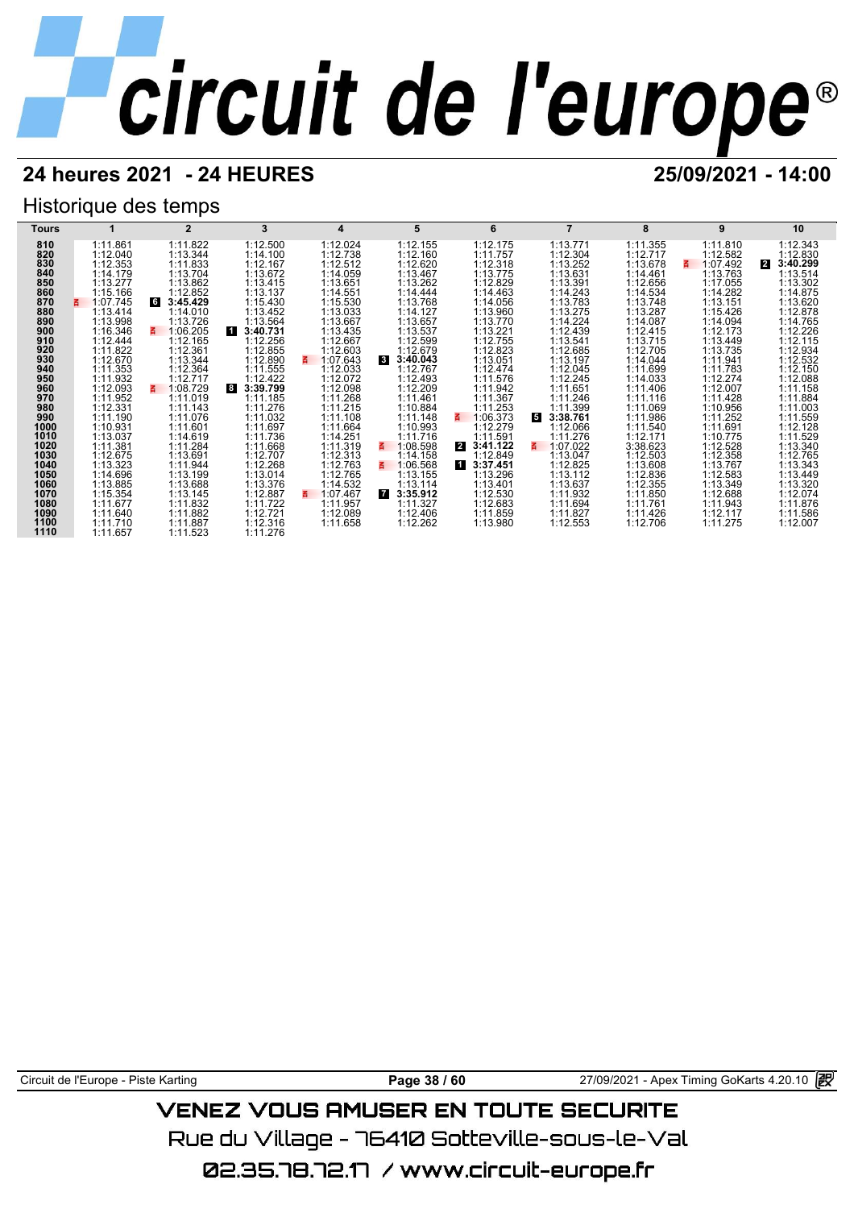# circuit de l'europe

## 24 heures 2021 - 24 HEURES

25/09/2021 - 14:00

### Historique des temps

| Tours | 1 | 2 | 3 | 4 | 5 | 6 | 7 | 8 | 9 | 10 |
|---|---|---|---|---|---|---|---|---|---|---|
| 810 | 1:11.861 | 1:11.822 | 1:12.500 | 1:12.024 | 1:12.155 | 1:12.175 | 1:13.771 | 1:11.355 | 1:11.810 | 1:12.343 |
| 820 | 1:12.040 | 1:13.344 | 1:14.100 | 1:12.738 | 1:12.160 | 1:11.757 | 1:12.304 | 1:12.717 | 1:12.582 | 1:12.830 |
| 830 | 1:12.353 | 1:11.833 | 1:12.167 | 1:12.512 | 1:12.620 | 1:12.318 | 1:13.252 | 1:13.678 | 1:07.492 | 2 **3:40.299** |
| 840 | 1:14.179 | 1:13.704 | 1:13.672 | 1:14.059 | 1:13.467 | 1:13.775 | 1:13.631 | 1:14.461 | 1:13.763 | 1:13.514 |
| 850 | 1:13.277 | 1:13.862 | 1:13.415 | 1:13.651 | 1:13.262 | 1:12.829 | 1:13.391 | 1:12.656 | 1:17.055 | 1:13.302 |
| 860 | 1:15.166 | 1:12.852 | 1:13.137 | 1:14.551 | 1:14.444 | 1:14.463 | 1:14.243 | 1:14.534 | 1:14.282 | 1:14.875 |
| 870 | 1:07.745 | 6 **3:45.429** | 1:15.430 | 1:15.530 | 1:13.768 | 1:14.056 | 1:13.783 | 1:13.748 | 1:13.151 | 1:13.620 |
| 880 | 1:13.414 | 1:14.010 | 1:13.452 | 1:13.033 | 1:14.127 | 1:13.960 | 1:13.275 | 1:13.287 | 1:15.426 | 1:12.878 |
| 890 | 1:13.998 | 1:13.726 | 1:13.564 | 1:13.667 | 1:13.657 | 1:13.770 | 1:14.224 | 1:14.087 | 1:14.094 | 1:14.765 |
| 900 | 1:16.346 | 1:06.205 | 1 **3:40.731** | 1:13.435 | 1:13.537 | 1:13.221 | 1:12.439 | 1:12.415 | 1:12.173 | 1:12.226 |
| 910 | 1:12.444 | 1:12.165 | 1:12.256 | 1:12.667 | 1:12.599 | 1:12.755 | 1:13.541 | 1:13.715 | 1:13.449 | 1:12.115 |
| 920 | 1:11.822 | 1:12.361 | 1:12.855 | 1:12.603 | 1:12.679 | 1:12.823 | 1:12.685 | 1:12.705 | 1:13.735 | 1:12.934 |
| 930 | 1:12.670 | 1:13.344 | 1:12.890 | 1:07.643 | 3 **3:40.043** | 1:13.051 | 1:13.197 | 1:14.044 | 1:11.941 | 1:12.532 |
| 940 | 1:11.353 | 1:12.364 | 1:11.555 | 1:12.033 | 1:12.767 | 1:12.474 | 1:12.045 | 1:11.699 | 1:11.783 | 1:12.150 |
| 950 | 1:11.932 | 1:12.717 | 1:12.422 | 1:12.072 | 1:12.493 | 1:11.576 | 1:12.245 | 1:14.033 | 1:12.274 | 1:12.088 |
| 960 | 1:12.093 | 1:08.729 | 8 **3:39.799** | 1:12.098 | 1:12.209 | 1:11.942 | 1:11.651 | 1:11.406 | 1:12.007 | 1:11.158 |
| 970 | 1:11.952 | 1:11.019 | 1:11.185 | 1:11.268 | 1:11.461 | 1:11.367 | 1:11.246 | 1:11.116 | 1:11.428 | 1:11.884 |
| 980 | 1:12.331 | 1:11.143 | 1:11.276 | 1:11.215 | 1:10.884 | 1:11.253 | 1:11.399 | 1:11.069 | 1:10.956 | 1:11.003 |
| 990 | 1:11.190 | 1:11.076 | 1:11.032 | 1:11.108 | 1:11.148 | 1:06.373 | 5 **3:38.761** | 1:11.986 | 1:11.252 | 1:11.559 |
| 1000 | 1:10.931 | 1:11.601 | 1:11.697 | 1:11.664 | 1:10.993 | 1:12.279 | 1:12.066 | 1:11.540 | 1:11.691 | 1:12.128 |
| 1010 | 1:13.037 | 1:14.619 | 1:11.736 | 1:14.251 | 1:11.716 | 1:11.591 | 1:11.276 | 1:12.171 | 1:10.775 | 1:11.529 |
| 1020 | 1:11.381 | 1:11.284 | 1:11.668 | 1:11.319 | 1:08.598 | 2 **3:41.122** | 1:07.022 | 3:38.623 | 1:12.528 | 1:13.340 |
| 1030 | 1:12.675 | 1:13.691 | 1:12.707 | 1:12.313 | 1:14.158 | 1:12.849 | 1:13.047 | 1:12.503 | 1:12.358 | 1:12.765 |
| 1040 | 1:13.323 | 1:11.944 | 1:12.268 | 1:12.763 | 1:06.568 | 1 **3:37.451** | 1:12.825 | 1:13.608 | 1:13.767 | 1:13.343 |
| 1050 | 1:14.696 | 1:13.199 | 1:13.014 | 1:12.765 | 1:13.155 | 1:13.296 | 1:13.112 | 1:12.836 | 1:12.583 | 1:13.449 |
| 1060 | 1:13.885 | 1:13.688 | 1:13.376 | 1:14.532 | 1:13.114 | 1:13.401 | 1:13.637 | 1:12.355 | 1:13.349 | 1:13.320 |
| 1070 | 1:15.354 | 1:13.145 | 1:12.887 | 1:07.467 | 7 **3:35.912** | 1:12.530 | 1:11.932 | 1:11.850 | 1:12.688 | 1:12.074 |
| 1080 | 1:11.677 | 1:11.832 | 1:11.722 | 1:11.957 | 1:11.327 | 1:12.683 | 1:11.694 | 1:11.761 | 1:11.943 | 1:11.876 |
| 1090 | 1:11.640 | 1:11.882 | 1:12.721 | 1:12.089 | 1:12.406 | 1:11.859 | 1:11.827 | 1:11.426 | 1:12.117 | 1:11.586 |
| 1100 | 1:11.710 | 1:11.887 | 1:12.316 | 1:11.658 | 1:12.262 | 1:13.980 | 1:12.553 | 1:12.706 | 1:11.275 | 1:12.007 |
| 1110 | 1:11.657 | 1:11.523 | 1:11.276 | | | | | | | |

Circuit de l'Europe - Piste Karting | 27/09/2021 - Apex Timing GoKarts 4.20.10

VENEZ VOUS AMUSER EN TOUTE SECURITE

Rue du Village - 76410 Sotteville-sous-le-Val

02.35.78.72.17 / www.circuit-europe.fr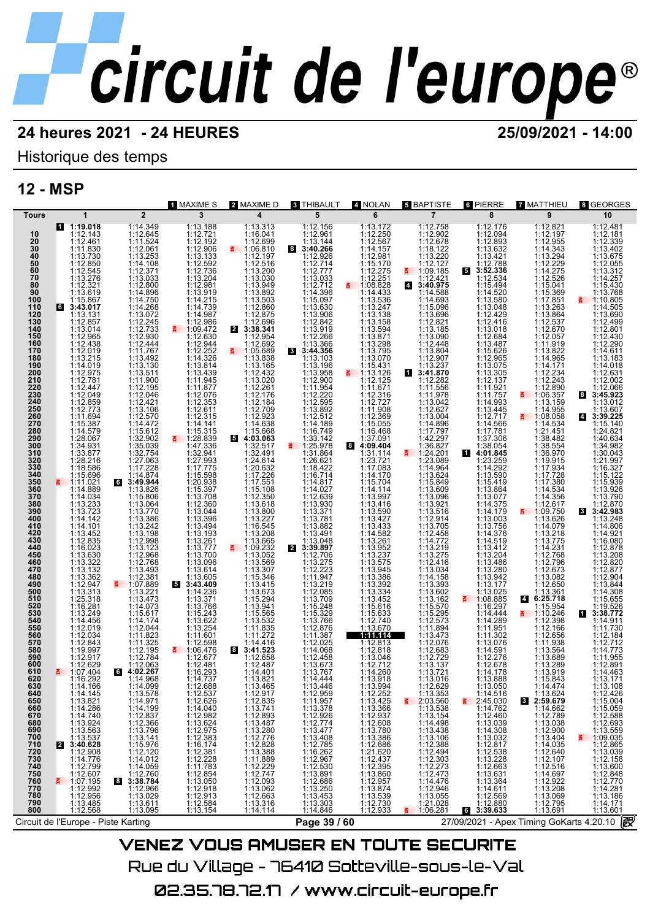# circuit de l'europe®

## 24 heures 2021 - 24 HEURES

**25/09/2021 - 14:00**

Historique des temps

## 12 - MSP

Pilotes : [1] MAXIME S, [2] MAXIME D, [3] THIBAULT, [4] NOLAN, [5] BAPTISTE, [6] PIERRE, [7] MATTHIEU, [8] GEORGES

| Tours | 1 | 2 | 3 | 4 | 5 | 6 | 7 | 8 | 9 | 10 |
|---|---|---|---|---|---|---|---|---|---|---|
| | [1] **1:19.018** | 1:14.349 | 1:13.188 | 1:13.313 | 1:12.156 | 1:13.172 | 1:12.758 | 1:12.176 | 1:12.821 | 1:12.481 |
| 10 | 1:12.143 | 1:12.645 | 1:12.721 | 1:16.041 | 1:12.961 | 1:12.250 | 1:12.902 | 1:12.094 | 1:12.197 | 1:12.181 |
| 20 | 1:12.461 | 1:11.524 | 1:12.192 | 1:12.699 | 1:13.144 | 1:12.567 | 1:12.678 | 1:12.893 | 1:12.955 | 1:12.339 |
| 30 | 1:11.830 | 1:12.061 | 1:12.906 | 1:06.810 | [8] **3:40.266** | 1:14.157 | 1:18.122 | 1:13.632 | 1:14.343 | 1:13.402 |
| 40 | 1:13.730 | 1:13.253 | 1:13.133 | 1:12.197 | 1:12.926 | 1:12.981 | 1:13.220 | 1:13.421 | 1:13.294 | 1:13.675 |
| 50 | 1:12.850 | 1:14.108 | 1:12.592 | 1:12.516 | 1:12.714 | 1:15.170 | 1:12.127 | 1:12.788 | 1:12.229 | 1:12.055 |
| 60 | 1:12.545 | 1:12.371 | 1:12.736 | 1:13.200 | 1:12.777 | 1:12.275 | 1:09.185 | [5] **3:52.336** | 1:14.275 | 1:13.312 |
| 70 | 1:13.276 | 1:13.033 | 1:13.204 | 1:13.030 | 1:13.033 | | 1:12.421 | 1:12.534 | 1:12.526 | 1:14.257 |
| 80 | 1:12.321 | 1:12.800 | 1:12.981 | 1:13.949 | 1:12.712 | 1:08.828 | [4] **3:40.975** | 1:15.494 | 1:15.041 | 1:15.430 |
| 90 | 1:13.619 | 1:14.896 | 1:13.919 | 1:13.892 | 1:14.396 | 1:14.433 | 1:14.588 | 1:14.520 | 1:15.369 | 1:13.768 |
| 100 | 1:15.867 | 1:14.750 | 1:14.215 | 1:13.503 | 1:15.097 | 1:13.536 | 1:14.693 | 1:15.626 | 1:17.851 | 1:10.805 |
| 110 | [6] **3:43.017** | 1:14.268 | 1:14.739 | 1:12.860 | 1:13.630 | 1:13.247 | 1:15.096 | 1:13.580 | 1:13.263 | 1:14.505 |
| 120 | 1:13.131 | 1:13.072 | 1:14.987 | 1:12.875 | 1:13.906 | 1:13.138 | 1:13.696 | 1:13.048 | 1:13.864 | 1:13.690 |
| 130 | 1:12.857 | 1:12.245 | 1:12.986 | 1:12.696 | 1:12.842 | 1:13.158 | 1:12.821 | 1:12.429 | 1:12.537 | 1:12.499 |
| 140 | 1:13.014 | 1:12.733 | 1:09.472 | [2] **3:38.341** | 1:13.919 | 1:13.594 | 1:13.185 | 1:12.416 | 1:12.670 | 1:12.801 |
| 150 | 1:12.965 | 1:12.930 | 1:12.630 | 1:12.954 | 1:12.266 | 1:13.871 | 1:13.090 | 1:13.018 | 1:12.057 | 1:12.430 |
| 160 | 1:12.438 | 1:12.444 | 1:12.944 | 1:12.692 | 1:13.366 | 1:13.298 | 1:12.448 | 1:12.684 | 1:11.919 | 1:12.290 |
| 170 | 1:12.019 | 1:11.767 | 1:12.252 | 1:05.689 | [3] **3:44.356** | 1:13.795 | 1:13.804 | 1:13.487 | 1:13.822 | 1:14.611 |
| 180 | 1:13.215 | 1:13.492 | 1:14.326 | 1:13.838 | 1:13.103 | 1:13.070 | 1:12.907 | 1:12.965 | 1:14.965 | 1:13.183 |
| 190 | 1:14.019 | 1:13.130 | 1:13.814 | 1:13.165 | 1:13.196 | 1:15.431 | 1:13.237 | 1:13.075 | 1:14.171 | 1:14.018 |
| 200 | 1:12.975 | 1:13.511 | 1:13.439 | 1:12.432 | 1:13.958 | 1:13.126 | [1] **3:41.870** | 1:13.305 | 1:12.234 | 1:12.631 |
| 210 | 1:12.781 | 1:11.900 | 1:11.945 | 1:13.020 | 1:12.900 | 1:12.125 | 1:12.282 | 1:12.137 | 1:12.243 | 1:12.002 |
| 220 | 1:12.447 | 1:12.195 | 1:11.877 | 1:12.261 | 1:11.954 | 1:11.671 | 1:11.556 | 1:11.921 | 1:12.890 | 1:12.066 |
| 230 | 1:12.049 | 1:12.046 | 1:12.076 | 1:12.176 | 1:12.220 | 1:12.316 | 1:11.978 | 1:11.757 | 1:06.357 | [8] **3:45.923** |
| 240 | 1:15.859 | 1:12.421 | 1:12.353 | 1:12.184 | 1:12.595 | 1:12.727 | 1:13.042 | 1:14.993 | 1:13.159 | 1:13.012 |
| 250 | 1:12.773 | 1:13.106 | 1:12.611 | 1:12.709 | 1:13.892 | 1:11.908 | 1:12.627 | 1:13.445 | 1:14.955 | 1:13.607 |
| 260 | 1:11.694 | 1:12.570 | 1:12.315 | 1:12.923 | 1:12.512 | 1:12.369 | 1:13.004 | 1:12.717 | 1:08.058 | [4] **3:39.225** |
| 270 | 1:15.387 | 1:14.472 | 1:14.141 | 1:14.638 | 1:14.189 | 1:15.055 | 1:14.896 | 1:14.566 | 1:14.534 | 1:15.140 |
| 280 | 1:14.579 | 1:15.612 | 1:15.315 | 1:15.668 | 1:16.749 | 1:16.468 | 1:17.797 | 1:17.781 | 1:21.451 | 1:24.821 |
| 290 | 1:28.067 | 1:32.902 | 1:28.839 | [5] **4:03.063** | 1:33.142 | 1:37.091 | 1:42.297 | 1:37.306 | 1:38.482 | 1:40.634 |
| 300 | 1:34.931 | 1:35.039 | 1:47.336 | 1:32.517 | 1:25.978 | [8] **4:09.404** | 1:36.827 | 1:38.054 | 1:38.554 | 1:34.982 |
| 310 | 1:33.877 | 1:32.754 | 1:32.941 | 1:32.491 | 1:31.864 | 1:31.114 | 1:24.201 | [1] **4:01.845** | 1:36.970 | 1:30.043 |
| 320 | 1:28.216 | 1:27.063 | 1:27.993 | 1:24.614 | 1:26.621 | 1:23.721 | 1:23.089 | 1:23.259 | 1:19.915 | 1:21.997 |
| 330 | 1:18.586 | 1:17.228 | 1:17.775 | 1:20.632 | 1:18.422 | 1:17.083 | 1:14.964 | 1:14.292 | 1:17.934 | 1:16.327 |
| 340 | 1:15.696 | 1:14.874 | 1:15.598 | 1:17.226 | 1:16.714 | 1:14.170 | 1:13.624 | 1:13.590 | 1:17.728 | 1:15.122 |
| 350 | 1:11.021 | [6] **3:49.944** | 1:20.938 | 1:17.551 | 1:14.817 | 1:15.704 | 1:15.849 | 1:15.419 | 1:17.380 | 1:15.939 |
| 360 | 1:14.889 | 1:15.826 | 1:15.397 | 1:15.108 | 1:14.027 | 1:14.114 | 1:13.609 | 1:13.864 | 1:14.534 | 1:13.926 |
| 370 | 1:14.034 | 1:15.806 | 1:13.708 | 1:12.350 | 1:12.639 | 1:13.997 | 1:13.096 | 1:13.077 | 1:14.356 | 1:13.790 |
| 380 | 1:13.233 | 1:13.064 | 1:12.360 | 1:13.618 | 1:13.930 | 1:13.416 | 1:13.921 | 1:14.375 | 1:12.617 | 1:12.870 |
| 390 | 1:13.723 | 1:13.770 | 1:13.044 | 1:13.800 | 1:13.371 | 1:13.590 | 1:13.516 | 1:14.179 | 1:09.750 | [3] **3:42.983** |
| 400 | 1:14.142 | 1:13.386 | 1:13.396 | 1:13.227 | 1:13.781 | 1:13.427 | 1:12.914 | 1:13.003 | 1:13.626 | 1:13.248 |
| 410 | 1:14.101 | 1:13.242 | 1:13.494 | 1:16.545 | 1:13.882 | 1:13.433 | 1:13.705 | 1:13.756 | 1:14.079 | 1:14.806 |
| 420 | 1:13.452 | 1:13.198 | 1:13.193 | 1:13.208 | 1:13.491 | 1:14.582 | 1:12.458 | 1:14.376 | 1:13.218 | 1:14.921 |
| 430 | 1:12.835 | 1:12.998 | 1:13.261 | 1:13.665 | 1:13.048 | 1:13.261 | 1:14.772 | 1:14.519 | 1:13.775 | 1:16.080 |
| 440 | 1:16.023 | 1:13.123 | 1:13.777 | 1:09.232 | [2] **3:39.897** | 1:13.952 | 1:13.219 | 1:13.412 | 1:14.231 | 1:12.878 |
| 450 | 1:13.630 | 1:12.968 | 1:13.700 | 1:13.052 | 1:12.706 | 1:13.237 | 1:13.275 | 1:13.204 | 1:12.768 | 1:13.208 |
| 460 | 1:13.322 | 1:12.768 | 1:13.096 | 1:13.569 | 1:13.275 | 1:13.575 | 1:12.416 | 1:13.486 | 1:12.796 | 1:12.820 |
| 470 | 1:13.132 | 1:13.493 | 1:13.614 | 1:13.307 | 1:12.223 | 1:13.945 | 1:13.034 | 1:13.280 | 1:12.673 | 1:12.877 |
| 480 | 1:13.362 | 1:12.381 | 1:13.605 | 1:15.346 | 1:11.947 | 1:13.386 | 1:14.158 | 1:13.942 | 1:13.082 | 1:12.904 |
| 490 | 1:12.947 | 1:07.889 | [5] **3:43.409** | 1:13.415 | 1:13.219 | 1:13.392 | 1:13.393 | 1:13.177 | 1:12.650 | 1:13.844 |
| 500 | 1:13.313 | 1:13.221 | 1:14.236 | 1:13.673 | 1:12.085 | 1:13.334 | 1:13.602 | 1:13.025 | 1:13.361 | 1:14.308 |
| 510 | 1:25.318 | 1:13.473 | 1:13.371 | 1:15.294 | 1:13.709 | 1:13.452 | 1:13.162 | 1:08.885 | [4] **6:25.718** | 1:15.655 |
| 520 | 1:16.281 | 1:14.073 | 1:13.766 | 1:13.941 | 1:15.248 | 1:15.616 | 1:15.570 | 1:16.297 | 1:15.954 | 1:19.526 |
| 530 | 1:13.249 | 1:15.617 | 1:15.243 | 1:15.565 | 1:15.329 | 1:15.633 | 1:15.295 | 1:14.444 | 1:10.246 | [1] **3:38.772** |
| 540 | 1:14.456 | 1:14.174 | 1:13.622 | 1:13.532 | 1:13.766 | 1:12.740 | 1:12.573 | 1:14.289 | 1:12.398 | 1:14.911 |
| 550 | 1:12.019 | 1:12.044 | 1:13.254 | 1:11.835 | 1:12.876 | 1:13.670 | 1:11.894 | 1:11.951 | 1:12.166 | 1:11.730 |
| 560 | 1:12.034 | 1:11.823 | 1:11.601 | 1:11.272 | 1:11.387 | **1:11.114** | 1:13.473 | 1:11.302 | 1:12.656 | 1:12.184 |
| 570 | 1:12.843 | 1:11.325 | 1:12.598 | 1:14.416 | 1:12.025 | 1:12.813 | 1:12.076 | 1:13.076 | 1:11.938 | 1:12.712 |
| 580 | 1:19.997 | 1:12.195 | 1:06.476 | [8] **3:41.523** | 1:14.068 | 1:12.818 | 1:12.683 | 1:14.591 | 1:13.564 | 1:14.773 |
| 590 | 1:12.917 | 1:12.784 | 1:12.677 | 1:12.658 | 1:12.458 | 1:13.046 | 1:12.729 | 1:12.276 | 1:13.689 | 1:11.955 |
| 600 | 1:12.629 | 1:12.063 | 1:12.481 | 1:12.487 | 1:13.673 | 1:12.712 | 1:13.137 | 1:12.678 | 1:13.289 | 1:12.891 |
| 610 | 1:07.404 | [6] **4:02.267** | 1:16.293 | 1:14.401 | 1:13.767 | 1:14.260 | 1:13.721 | 1:14.178 | 1:13.919 | 1:14.463 |
| 620 | 1:16.292 | 1:14.968 | 1:14.737 | 1:13.821 | 1:14.444 | 1:13.918 | 1:13.016 | 1:13.888 | 1:15.843 | 1:13.171 |
| 630 | 1:14.166 | 1:14.099 | 1:12.688 | 1:13.465 | 1:13.446 | 1:13.994 | 1:12.629 | 1:13.050 | 1:14.474 | 1:13.108 |
| 640 | 1:14.145 | 1:13.578 | 1:12.537 | 1:12.917 | 1:12.959 | 1:12.252 | 1:13.353 | 1:14.516 | 1:13.624 | 1:12.426 |
| 650 | 1:13.821 | 1:14.971 | 1:12.626 | 1:12.835 | 1:11.957 | 1:13.425 | 2:03.560 | 2:45.030 | [3] **2:59.679** | 1:15.004 |
| 660 | 1:14.286 | 1:14.199 | 1:14.040 | 1:13.741 | 1:13.378 | 1:13.366 | 1:13.538 | 1:14.762 | 1:14.662 | 1:15.059 |
| 670 | 1:14.740 | 1:12.837 | 1:12.982 | 1:12.893 | 1:12.926 | 1:12.937 | 1:13.154 | 1:12.460 | 1:12.789 | 1:12.588 |
| 680 | 1:13.924 | 1:12.366 | 1:13.624 | 1:13.487 | 1:12.774 | 1:12.608 | 1:14.498 | 1:13.039 | 1:13.038 | 1:12.693 |
| 690 | 1:13.563 | 1:13.796 | 1:12.975 | 1:13.280 | 1:13.477 | 1:13.780 | 1:13.438 | 1:14.308 | 1:12.900 | 1:13.559 |
| 700 | 1:13.537 | 1:13.141 | 1:12.383 | 1:12.776 | 1:13.386 | 1:13.386 | 1:13.106 | 1:13.032 | 1:13.404 | 1:09.035 |
| 710 | [2] **3:40.628** | 1:15.976 | 1:16.174 | 1:12.828 | 1:12.785 | 1:12.686 | 1:12.388 | 1:12.817 | 1:14.035 | 1:12.865 |
| 720 | 1:12.908 | 1:12.120 | 1:12.381 | 1:13.388 | 1:16.262 | 1:21.620 | 1:12.494 | 1:12.538 | 1:12.640 | 1:13.039 |
| 730 | 1:14.776 | 1:14.012 | 1:12.228 | 1:11.889 | 1:12.967 | 1:12.437 | 1:12.303 | 1:13.228 | 1:12.107 | 1:12.158 |
| 740 | 1:12.799 | 1:14.059 | 1:11.783 | 1:12.229 | 1:12.530 | 1:12.395 | 1:12.273 | 1:12.663 | 1:12.516 | 1:13.600 |
| 750 | 1:12.607 | 1:12.760 | 1:12.854 | 1:12.747 | 1:13.891 | 1:13.860 | 1:12.473 | 1:13.631 | 1:14.697 | 1:12.848 |
| 760 | 1:07.195 | [8] **3:38.784** | 1:13.050 | 1:12.093 | 1:12.686 | 1:12.957 | 1:14.476 | 1:13.364 | 1:12.922 | 1:12.770 |
| 770 | 1:12.992 | 1:12.966 | 1:12.918 | 1:13.062 | 1:13.250 | 1:13.874 | 1:12.946 | 1:14.611 | 1:13.208 | 1:14.281 |
| 780 | 1:12.956 | 1:13.029 | 1:12.913 | 1:12.663 | 1:13.453 | 1:13.539 | 1:13.055 | 1:12.569 | 1:13.069 | 1:13.186 |
| 790 | 1:13.485 | 1:13.611 | 1:12.584 | 1:13.316 | 1:13.303 | 1:12.730 | 1:21.028 | 1:12.880 | 1:12.795 | 1:14.171 |
| 800 | 1:12.568 | 1:13.095 | 1:13.154 | 1:14.114 | 1:14.846 | 1:12.933 | 1:06.281 | [6] **3:39.633** | 1:13.691 | 1:13.601 |

Circuit de l'Europe - Piste Karting — 27/09/2021 - Apex Timing GoKarts 4.20.10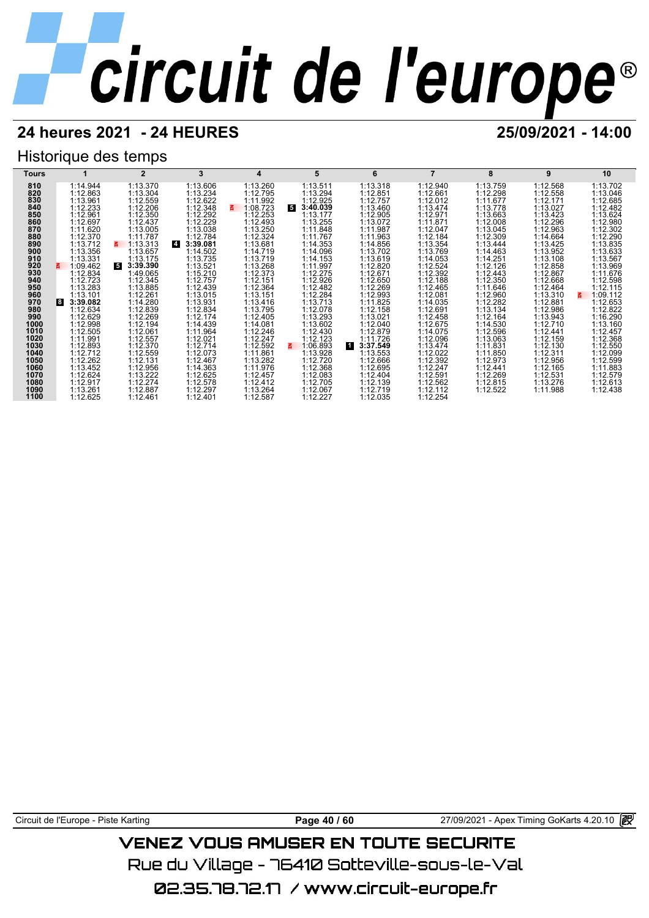# circuit de l'europe®

## 24 heures 2021 - 24 HEURES

**25/09/2021 - 14:00**

### Historique des temps

| Tours | 1 | 2 | 3 | 4 | 5 | 6 | 7 | 8 | 9 | 10 |
|---|---|---|---|---|---|---|---|---|---|---|
| 810 | 1:14.944 | 1:13.370 | 1:13.606 | 1:13.260 | 1:13.511 | 1:13.318 | 1:12.940 | 1:13.759 | 1:12.568 | 1:13.702 |
| 820 | 1:12.863 | 1:13.304 | 1:13.234 | 1:12.795 | 1:13.294 | 1:12.851 | 1:12.661 | 1:12.298 | 1:12.558 | 1:13.046 |
| 830 | 1:13.961 | 1:12.559 | 1:12.622 | 1:11.992 | 1:12.925 | 1:12.757 | 1:12.012 | 1:11.677 | 1:12.171 | 1:12.685 |
| 840 | 1:12.233 | 1:12.206 | 1:12.348 | 1:08.723 | 5 **3:40.039** | 1:13.460 | 1:13.474 | 1:13.778 | 1:13.027 | 1:12.482 |
| 850 | 1:12.961 | 1:12.350 | 1:12.292 | 1:12.253 | 1:13.177 | 1:12.905 | 1:12.971 | 1:13.663 | 1:13.423 | 1:13.624 |
| 860 | 1:12.697 | 1:12.437 | 1:12.229 | 1:12.493 | 1:13.255 | 1:13.072 | 1:11.871 | 1:12.008 | 1:12.296 | 1:12.980 |
| 870 | 1:11.620 | 1:13.005 | 1:13.038 | 1:13.250 | 1:11.848 | 1:11.987 | 1:12.047 | 1:13.045 | 1:12.963 | 1:12.302 |
| 880 | 1:12.370 | 1:11.787 | 1:12.784 | 1:12.324 | 1:11.767 | 1:11.963 | 1:12.184 | 1:12.309 | 1:14.664 | 1:12.290 |
| 890 | 1:13.712 | 1:13.313 | 4 **3:39.081** | 1:13.681 | 1:14.353 | 1:14.856 | 1:13.354 | 1:13.444 | 1:13.425 | 1:13.835 |
| 900 | 1:13.356 | 1:13.657 | 1:14.502 | 1:14.719 | 1:14.096 | 1:13.702 | 1:13.769 | 1:14.463 | 1:13.952 | 1:13.633 |
| 910 | 1:13.331 | 1:13.175 | 1:13.735 | 1:13.719 | 1:14.153 | 1:13.619 | 1:14.053 | 1:14.251 | 1:13.108 | 1:13.567 |
| 920 | 1:09.462 | 5 **3:39.390** | 1:13.521 | 1:13.268 | 1:11.997 | 1:12.820 | 1:12.524 | 1:12.126 | 1:12.858 | 1:13.969 |
| 930 | 1:12.834 | 1:49.065 | 1:15.210 | 1:12.373 | 1:12.275 | 1:12.671 | 1:12.392 | 1:12.443 | 1:12.867 | 1:11.676 |
| 940 | 1:12.723 | 1:12.345 | 1:12.757 | 1:12.151 | 1:12.926 | 1:12.650 | 1:12.188 | 1:12.350 | 1:12.668 | 1:12.598 |
| 950 | 1:13.283 | 1:13.885 | 1:12.439 | 1:12.364 | 1:12.482 | 1:12.269 | 1:12.465 | 1:11.646 | 1:12.464 | 1:12.115 |
| 960 | 1:13.101 | 1:12.261 | 1:13.015 | 1:13.151 | 1:12.284 | 1:12.993 | 1:12.081 | 1:12.960 | 1:13.310 | 1:09.112 |
| 970 | 8 **3:39.082** | 1:14.280 | 1:13.931 | 1:13.416 | 1:13.713 | 1:11.825 | 1:14.035 | 1:12.282 | 1:12.881 | 1:12.653 |
| 980 | 1:12.634 | 1:12.839 | 1:12.834 | 1:13.795 | 1:12.078 | 1:12.158 | 1:12.691 | 1:13.134 | 1:12.986 | 1:12.822 |
| 990 | 1:12.629 | 1:12.269 | 1:12.174 | 1:12.405 | 1:13.293 | 1:13.021 | 1:12.458 | 1:12.164 | 1:13.943 | 1:16.290 |
| 1000 | 1:12.998 | 1:12.194 | 1:14.439 | 1:14.081 | 1:13.602 | 1:12.040 | 1:12.675 | 1:14.530 | 1:12.710 | 1:13.160 |
| 1010 | 1:12.505 | 1:12.061 | 1:11.964 | 1:12.246 | 1:12.430 | 1:12.879 | 1:14.075 | 1:12.596 | 1:12.441 | 1:12.457 |
| 1020 | 1:11.991 | 1:12.557 | 1:12.021 | 1:12.247 | 1:12.123 | 1:11.726 | 1:12.096 | 1:13.063 | 1:12.159 | 1:12.368 |
| 1030 | 1:12.893 | 1:12.370 | 1:12.714 | 1:12.592 | 1:06.893 | 1 **3:37.549** | 1:13.474 | 1:11.831 | 1:12.130 | 1:12.550 |
| 1040 | 1:12.712 | 1:12.559 | 1:12.073 | 1:11.861 | 1:13.928 | 1:13.553 | 1:12.022 | 1:11.850 | 1:12.311 | 1:12.099 |
| 1050 | 1:12.262 | 1:12.131 | 1:12.467 | 1:13.282 | 1:12.720 | 1:12.666 | 1:12.392 | 1:12.973 | 1:12.956 | 1:12.599 |
| 1060 | 1:13.452 | 1:12.956 | 1:14.363 | 1:11.976 | 1:12.368 | 1:12.695 | 1:12.247 | 1:12.441 | 1:12.165 | 1:11.883 |
| 1070 | 1:12.624 | 1:13.222 | 1:12.625 | 1:12.457 | 1:12.083 | 1:12.404 | 1:12.591 | 1:12.269 | 1:12.531 | 1:12.579 |
| 1080 | 1:12.917 | 1:12.274 | 1:12.578 | 1:12.412 | 1:12.705 | 1:12.139 | 1:12.562 | 1:12.815 | 1:13.276 | 1:12.613 |
| 1090 | 1:13.261 | 1:12.887 | 1:12.297 | 1:13.264 | 1:12.067 | 1:12.719 | 1:12.112 | 1:12.522 | 1:11.988 | 1:12.438 |
| 1100 | 1:12.625 | 1:12.461 | 1:12.401 | 1:12.587 | 1:12.227 | 1:12.035 | 1:12.254 | | | |

Circuit de l'Europe - Piste Karting — 27/09/2021 - Apex Timing GoKarts 4.20.10

VENEZ VOUS AMUSER EN TOUTE SECURITE

Rue du Village - 76410 Sotteville-sous-le-Val

02.35.78.72.17 / www.circuit-europe.fr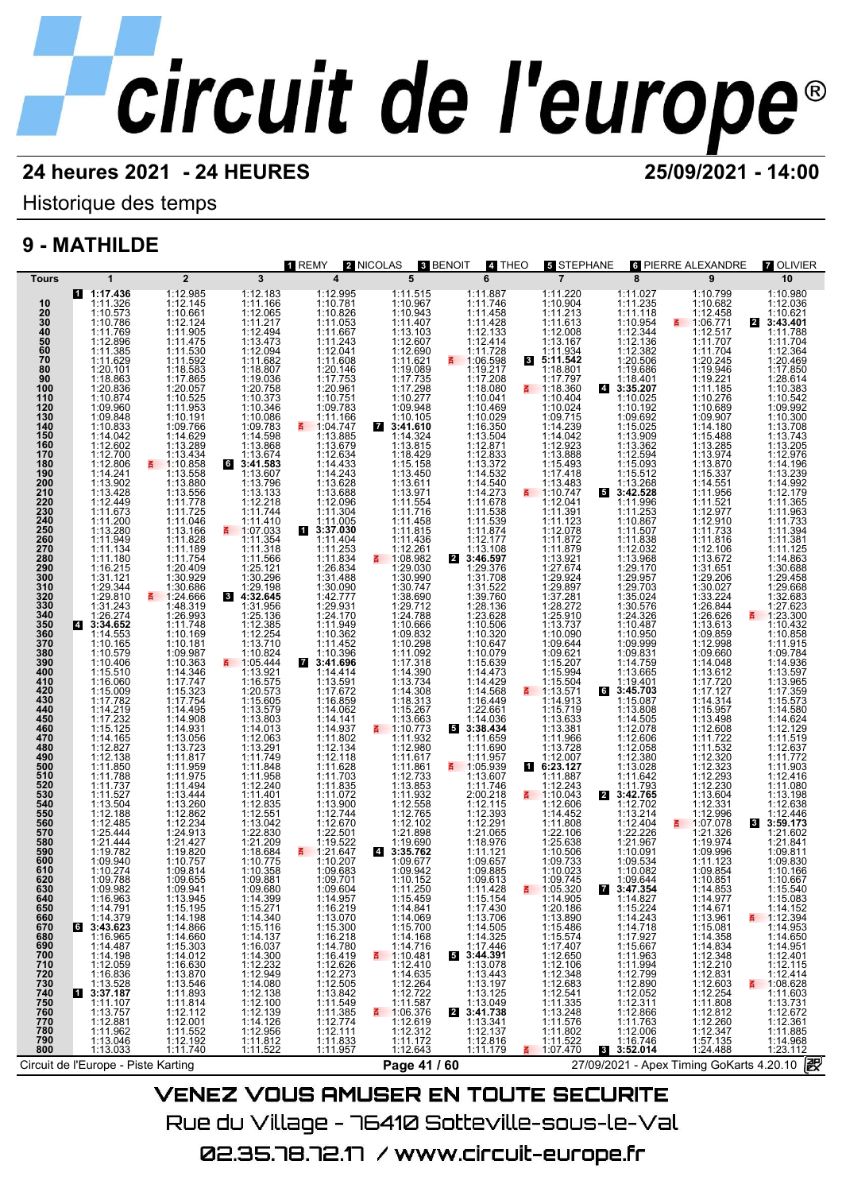# circuit de l'europe®

**24 heures 2021 - 24 HEURES** — **25/09/2021 - 14:00**

Historique des temps

## 9 - MATHILDE

Pilotes : [1] REMY, [2] NICOLAS, [3] BENOIT, [4] THEO, [5] STEPHANE, [6] PIERRE ALEXANDRE, [7] OLIVIER

| Tours | 1 | 2 | 3 | 4 | 5 | 6 | 7 | 8 | 9 | 10 |
|---|---|---|---|---|---|---|---|---|---|---|
| | [1] **1:17.436** | 1:12.985 | 1:12.183 | 1:12.995 | 1:11.515 | 1:11.887 | 1:11.220 | 1:11.027 | 1:10.799 | 1:10.980 |
| 10 | 1:11.326 | 1:12.145 | 1:11.166 | 1:10.781 | 1:10.967 | 1:11.746 | 1:10.904 | 1:11.235 | 1:10.682 | 1:12.036 |
| 20 | 1:10.573 | 1:10.661 | 1:12.065 | 1:10.826 | 1:10.943 | 1:11.458 | 1:11.213 | 1:11.118 | 1:12.458 | 1:10.621 |
| 30 | 1:11.786 | 1:12.124 | 1:11.217 | 1:11.053 | 1:11.407 | 1:11.428 | 1:11.613 | 1:10.954 | 1:06.771 | [2] **3:43.401** |
| 40 | 1:11.769 | 1:11.905 | 1:12.494 | 1:11.667 | 1:13.103 | 1:12.133 | 1:12.008 | 1:12.344 | 1:12.517 | 1:11.788 |
| 50 | 1:12.896 | 1:11.475 | 1:13.473 | 1:11.243 | 1:12.607 | 1:12.414 | 1:13.167 | 1:12.136 | 1:11.707 | 1:11.704 |
| 60 | 1:11.385 | 1:11.530 | 1:12.094 | 1:12.041 | 1:12.690 | 1:11.728 | 1:11.934 | 1:12.382 | 1:11.704 | 1:12.364 |
| 70 | 1:11.629 | 1:11.592 | 1:11.682 | 1:11.608 | 1:11.621 | 1:06.598 | [3] **5:11.542** | 1:20.506 | 1:20.245 | 1:20.469 |
| 80 | 1:20.101 | 1:18.583 | 1:18.807 | 1:20.146 | 1:19.089 | 1:19.217 | 1:18.801 | 1:19.686 | 1:19.946 | 1:17.850 |
| 90 | 1:18.863 | 1:17.865 | 1:19.036 | 1:17.753 | 1:17.735 | 1:17.208 | 1:17.797 | 1:18.401 | 1:19.221 | 1:28.614 |
| 100 | 1:20.836 | 1:20.057 | 1:20.758 | 1:20.961 | 1:17.298 | 1:18.080 | 1:18.360 | [4] **3:35.207** | 1:11.185 | 1:10.383 |
| 110 | 1:10.874 | 1:10.525 | 1:10.373 | 1:10.751 | 1:10.277 | 1:10.041 | 1:10.404 | 1:10.025 | 1:10.276 | 1:10.542 |
| 120 | 1:09.960 | 1:11.953 | 1:10.346 | 1:09.783 | 1:09.948 | 1:10.469 | 1:10.024 | 1:10.192 | 1:10.689 | 1:09.992 |
| 130 | 1:09.848 | 1:10.191 | 1:10.086 | 1:11.166 | 1:10.105 | 1:10.029 | 1:09.715 | 1:09.692 | 1:09.907 | 1:10.300 |
| 140 | 1:10.833 | 1:09.766 | 1:09.783 | 1:04.747 | [7] **3:41.610** | 1:16.350 | 1:14.239 | 1:15.025 | 1:14.180 | 1:13.708 |
| 150 | 1:14.042 | 1:14.629 | 1:14.598 | 1:13.885 | 1:14.324 | 1:13.504 | 1:14.042 | 1:13.909 | 1:15.488 | 1:13.743 |
| 160 | 1:12.602 | 1:13.289 | 1:13.868 | 1:13.679 | 1:13.815 | 1:12.871 | 1:12.923 | 1:13.362 | 1:13.285 | 1:13.205 |
| 170 | 1:12.700 | 1:13.434 | 1:13.674 | 1:12.634 | 1:18.429 | 1:12.833 | 1:13.888 | 1:12.594 | 1:13.974 | 1:12.976 |
| 180 | 1:12.806 | 1:10.858 | [6] **3:41.583** | 1:14.433 | 1:15.158 | 1:13.372 | 1:15.493 | 1:15.093 | 1:13.870 | 1:14.196 |
| 190 | 1:14.241 | 1:13.558 | 1:13.607 | 1:14.243 | 1:13.450 | 1:14.532 | 1:17.418 | 1:15.512 | 1:15.337 | 1:13.239 |
| 200 | 1:13.902 | 1:13.880 | 1:13.796 | 1:13.628 | 1:13.611 | 1:14.540 | 1:13.483 | 1:13.268 | 1:14.551 | 1:14.992 |
| 210 | 1:13.428 | 1:13.556 | 1:13.133 | 1:13.688 | 1:13.971 | 1:14.273 | 1:10.747 | [5] **3:42.528** | 1:11.956 | 1:12.179 |
| 220 | 1:12.449 | 1:11.778 | 1:12.218 | 1:12.096 | 1:11.554 | 1:11.678 | 1:12.041 | 1:11.996 | 1:11.521 | 1:11.365 |
| 230 | 1:11.673 | 1:11.725 | 1:11.744 | 1:11.304 | 1:11.716 | 1:11.538 | 1:11.391 | 1:11.253 | 1:12.977 | 1:11.963 |
| 240 | 1:11.200 | 1:11.046 | 1:11.410 | 1:11.005 | 1:11.458 | 1:11.539 | 1:11.123 | 1:10.867 | 1:11.910 | 1:11.733 |
| 250 | 1:13.280 | 1:13.166 | 1:07.033 | [1] **3:37.030** | 1:11.815 | 1:11.874 | 1:12.078 | 1:11.507 | 1:11.733 | 1:11.394 |
| 260 | 1:11.949 | 1:11.828 | 1:11.354 | 1:11.404 | 1:11.436 | 1:12.177 | 1:11.872 | 1:11.838 | 1:11.816 | 1:11.381 |
| 270 | 1:11.134 | 1:11.189 | 1:11.318 | 1:11.253 | 1:12.261 | 1:13.108 | 1:11.879 | 1:12.032 | 1:12.106 | 1:11.125 |
| 280 | 1:11.180 | 1:11.754 | 1:11.566 | 1:11.834 | 1:08.982 | [2] **3:46.597** | 1:13.921 | 1:13.968 | 1:13.672 | 1:14.863 |
| 290 | 1:16.215 | 1:20.409 | 1:25.121 | 1:26.834 | 1:29.030 | 1:29.376 | 1:27.674 | 1:29.170 | 1:31.651 | 1:30.688 |
| 300 | 1:31.121 | 1:30.929 | 1:30.296 | 1:31.488 | 1:30.990 | 1:31.708 | 1:29.924 | 1:29.957 | 1:29.206 | 1:29.458 |
| 310 | 1:29.344 | 1:30.686 | 1:29.198 | 1:30.090 | 1:30.747 | 1:31.522 | 1:29.897 | 1:29.703 | 1:30.027 | 1:30.668 |
| 320 | 1:29.810 | 1:24.666 | [3] **4:32.645** | 1:42.777 | 1:38.690 | 1:39.760 | 1:37.281 | 1:35.024 | 1:33.224 | 1:32.683 |
| 330 | 1:31.243 | 1:48.319 | 1:31.956 | 1:29.931 | 1:29.712 | 1:28.136 | 1:28.272 | 1:30.576 | 1:26.844 | 1:27.623 |
| 340 | 1:26.274 | 1:26.993 | 1:25.136 | 1:24.170 | 1:24.788 | 1:23.628 | 1:25.910 | 1:24.326 | 1:26.626 | 1:23.300 |
| 350 | [4] **3:34.652** | 1:11.748 | 1:12.385 | 1:11.949 | 1:10.666 | 1:10.506 | 1:13.737 | 1:10.487 | 1:13.613 | 1:10.432 |
| 360 | 1:14.553 | 1:10.169 | 1:12.254 | 1:10.362 | 1:09.832 | 1:10.320 | 1:10.090 | 1:10.950 | 1:09.859 | 1:10.858 |
| 370 | 1:10.165 | 1:10.181 | 1:13.710 | 1:11.452 | 1:10.298 | 1:10.647 | 1:09.644 | 1:09.999 | 1:12.998 | 1:11.915 |
| 380 | 1:10.579 | 1:09.987 | 1:10.824 | 1:10.396 | 1:11.092 | 1:10.079 | 1:09.621 | 1:09.831 | 1:09.660 | 1:09.784 |
| 390 | 1:10.406 | 1:10.363 | 1:05.444 | [7] **3:41.696** | 1:17.318 | 1:15.639 | 1:15.207 | 1:14.759 | 1:14.048 | 1:14.936 |
| 400 | 1:15.510 | 1:14.346 | 1:13.921 | 1:14.414 | 1:14.390 | 1:14.473 | 1:15.994 | 1:13.665 | 1:13.612 | 1:13.597 |
| 410 | 1:16.060 | 1:17.747 | 1:16.575 | 1:13.591 | 1:13.734 | 1:14.429 | 1:15.504 | 1:19.401 | 1:17.720 | 1:13.965 |
| 420 | 1:15.009 | 1:15.323 | 1:20.573 | 1:17.672 | 1:14.308 | 1:14.568 | 1:13.571 | [6] **3:45.703** | 1:17.127 | 1:17.359 |
| 430 | 1:17.782 | 1:17.754 | 1:15.605 | 1:16.859 | 1:18.313 | 1:16.449 | 1:14.913 | 1:15.087 | 1:14.314 | 1:15.573 |
| 440 | 1:14.219 | 1:14.495 | 1:13.579 | 1:14.062 | 1:15.267 | 1:22.661 | 1:15.719 | 1:13.808 | 1:15.957 | 1:14.580 |
| 450 | 1:17.232 | 1:14.908 | 1:13.803 | 1:14.141 | 1:13.663 | 1:14.036 | 1:13.633 | 1:14.505 | 1:13.498 | 1:14.624 |
| 460 | 1:15.125 | 1:14.931 | 1:14.013 | 1:14.937 | 1:10.773 | [5] **3:38.434** | 1:13.381 | 1:12.078 | 1:12.608 | 1:12.129 |
| 470 | 1:14.165 | 1:13.056 | 1:12.063 | 1:11.802 | 1:11.932 | 1:11.659 | 1:11.966 | 1:12.606 | 1:11.722 | 1:11.519 |
| 480 | 1:12.827 | 1:13.723 | 1:13.291 | 1:12.134 | 1:12.980 | 1:11.690 | 1:13.728 | 1:12.058 | 1:11.532 | 1:12.637 |
| 490 | 1:12.138 | 1:11.817 | 1:11.749 | 1:12.118 | 1:11.617 | 1:11.957 | 1:12.007 | 1:12.380 | 1:12.320 | 1:11.772 |
| 500 | 1:11.850 | 1:11.959 | 1:11.848 | 1:11.628 | 1:11.861 | 1:05.939 | [1] **6:23.127** | 1:13.028 | 1:12.323 | 1:11.903 |
| 510 | 1:11.788 | 1:11.975 | 1:11.958 | 1:11.703 | 1:12.733 | 1:13.607 | 1:11.887 | 1:11.642 | 1:12.293 | 1:12.416 |
| 520 | 1:11.737 | 1:11.494 | 1:12.240 | 1:11.835 | 1:13.853 | 1:11.746 | 1:12.243 | 1:11.793 | 1:12.230 | 1:11.080 |
| 530 | 1:11.527 | 1:13.444 | 1:11.401 | 1:11.072 | 1:11.932 | 2:00.218 | 1:10.043 | [2] **3:42.765** | 1:13.604 | 1:13.198 |
| 540 | 1:13.504 | 1:13.260 | 1:12.835 | 1:13.900 | 1:12.558 | 1:12.115 | 1:12.606 | 1:12.702 | 1:12.331 | 1:12.638 |
| 550 | 1:12.188 | 1:12.862 | 1:12.551 | 1:12.744 | 1:12.765 | 1:12.393 | 1:14.452 | 1:13.214 | 1:12.996 | 1:12.446 |
| 560 | 1:12.485 | 1:12.234 | 1:13.042 | 1:12.670 | 1:12.102 | 1:12.291 | 1:11.808 | 1:12.404 | 1:07.078 | [3] **3:59.173** |
| 570 | 1:25.444 | 1:24.913 | 1:22.830 | 1:22.501 | 1:21.898 | 1:21.065 | 1:22.106 | 1:22.226 | 1:21.326 | 1:21.602 |
| 580 | 1:21.444 | 1:21.427 | 1:21.209 | 1:19.522 | 1:19.690 | 1:18.976 | 1:25.638 | 1:21.967 | 1:19.974 | 1:21.841 |
| 590 | 1:19.782 | 1:19.820 | 1:18.684 | 1:21.647 | [4] **3:35.762** | 1:11.121 | 1:10.506 | 1:10.091 | 1:09.996 | 1:09.811 |
| 600 | 1:09.940 | 1:10.757 | 1:10.775 | 1:10.207 | 1:09.677 | 1:09.657 | 1:09.733 | 1:09.534 | 1:11.123 | 1:09.830 |
| 610 | 1:10.274 | 1:09.814 | 1:10.358 | 1:09.683 | 1:09.942 | 1:09.885 | 1:10.023 | 1:10.082 | 1:09.854 | 1:10.166 |
| 620 | 1:09.788 | 1:09.655 | 1:09.881 | 1:09.701 | 1:10.152 | 1:09.613 | 1:09.745 | 1:09.644 | 1:10.851 | 1:10.667 |
| 630 | 1:09.982 | 1:09.941 | 1:09.680 | 1:09.604 | 1:11.250 | 1:11.428 | 1:05.320 | [7] **3:47.354** | 1:14.853 | 1:15.540 |
| 640 | 1:16.963 | 1:13.945 | 1:14.399 | 1:14.957 | 1:15.459 | 1:15.154 | 1:14.905 | 1:14.827 | 1:14.977 | 1:15.083 |
| 650 | 1:14.791 | 1:15.195 | 1:15.271 | 1:16.219 | 1:14.841 | 1:17.430 | 1:20.186 | 1:15.224 | 1:14.671 | 1:14.152 |
| 660 | 1:14.379 | 1:14.198 | 1:14.340 | 1:13.070 | 1:14.069 | 1:13.706 | 1:13.890 | 1:14.243 | 1:13.961 | 1:12.394 |
| 670 | [6] **3:43.623** | 1:14.866 | 1:15.116 | 1:15.300 | 1:15.700 | 1:14.505 | 1:15.486 | 1:14.718 | 1:15.081 | 1:14.953 |
| 680 | 1:16.965 | 1:14.660 | 1:14.137 | 1:16.218 | 1:14.168 | 1:14.325 | 1:15.574 | 1:17.927 | 1:14.358 | 1:14.650 |
| 690 | 1:14.487 | 1:15.303 | 1:16.037 | 1:14.780 | 1:14.716 | 1:17.446 | 1:17.407 | 1:15.667 | 1:14.834 | 1:14.951 |
| 700 | 1:14.198 | 1:14.012 | 1:14.300 | 1:16.419 | 1:10.481 | [5] **3:44.391** | 1:12.650 | 1:11.963 | 1:12.348 | 1:12.401 |
| 710 | 1:12.059 | 1:16.630 | 1:12.232 | 1:12.626 | 1:12.410 | 1:13.078 | 1:12.106 | 1:11.994 | 1:12.210 | 1:12.115 |
| 720 | 1:16.836 | 1:13.870 | 1:12.949 | 1:12.273 | 1:14.635 | 1:13.443 | 1:12.348 | 1:12.799 | 1:12.831 | 1:12.414 |
| 730 | 1:13.528 | 1:13.546 | 1:14.080 | 1:12.505 | 1:12.264 | 1:13.197 | 1:12.683 | 1:12.890 | 1:12.603 | 1:08.628 |
| 740 | [1] **3:37.187** | 1:11.893 | 1:12.138 | 1:13.842 | 1:12.722 | 1:13.125 | 1:12.541 | 1:12.052 | 1:12.254 | 1:11.603 |
| 750 | 1:11.107 | 1:11.814 | 1:12.100 | 1:11.549 | 1:11.587 | 1:13.049 | 1:11.335 | 1:12.311 | 1:11.808 | 1:13.731 |
| 760 | 1:13.757 | 1:12.112 | 1:12.139 | 1:11.385 | 1:06.376 | [2] **3:41.738** | 1:13.248 | 1:12.866 | 1:12.812 | 1:12.672 |
| 770 | 1:12.881 | 1:12.011 | 1:14.126 | 1:12.774 | 1:12.619 | 1:13.341 | 1:11.576 | 1:11.763 | 1:12.260 | 1:12.361 |
| 780 | 1:11.962 | 1:11.552 | 1:12.956 | 1:12.111 | 1:12.312 | 1:12.137 | 1:11.802 | 1:12.006 | 1:12.347 | 1:11.885 |
| 790 | 1:13.046 | 1:12.192 | 1:11.812 | 1:11.833 | 1:11.172 | 1:12.816 | 1:11.522 | 1:16.746 | 1:57.135 | 1:14.968 |
| 800 | 1:13.033 | 1:11.740 | 1:11.522 | 1:11.957 | 1:12.643 | 1:11.179 | 1:07.470 | [3] **3:52.014** | 1:24.488 | 1:23.112 |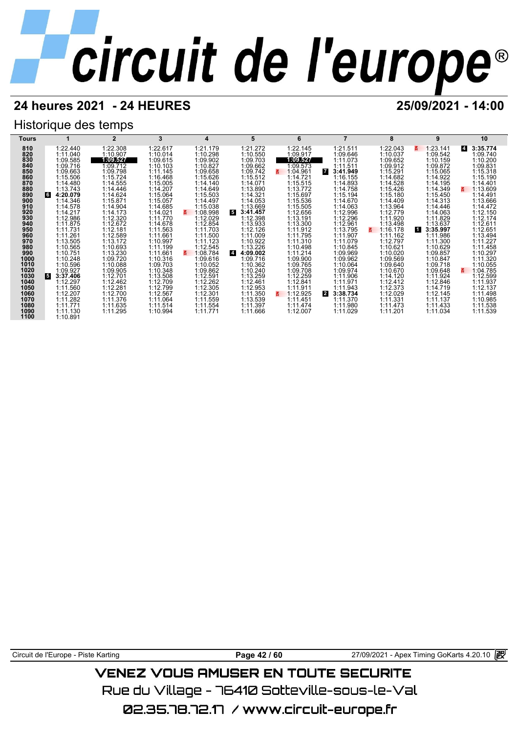# circuit de l'europe

## 24 heures 2021 - 24 HEURES

**25/09/2021 - 14:00**

### Historique des temps

| Tours | 1 | 2 | 3 | 4 | 5 | 6 | 7 | 8 | 9 | 10 |
|---|---|---|---|---|---|---|---|---|---|---|
| 810 | 1:22.440 | 1:22.308 | 1:22.617 | 1:21.179 | 1:21.272 | 1:22.145 | 1:21.511 | 1:22.043 | 1:23.141 | 4 **3:35.774** |
| 820 | 1:11.040 | 1:10.907 | 1:10.014 | 1:10.298 | 1:10.550 | 1:09.917 | 1:09.646 | 1:10.037 | 1:09.542 | 1:09.740 |
| 830 | 1:09.585 | **1:09.527** | 1:09.615 | 1:09.902 | 1:09.703 | **1:09.527** | 1:11.073 | 1:09.652 | 1:10.159 | 1:10.200 |
| 840 | 1:09.716 | 1:09.712 | 1:10.103 | 1:10.827 | 1:09.662 | 1:09.573 | 1:11.511 | 1:09.912 | 1:09.872 | 1:09.831 |
| 850 | 1:09.663 | 1:09.798 | 1:11.145 | 1:09.658 | 1:09.742 | 1:04.961 | 7 **3:41.949** | 1:15.291 | 1:15.065 | 1:15.318 |
| 860 | 1:15.506 | 1:15.724 | 1:16.468 | 1:15.626 | 1:15.512 | 1:14.721 | 1:16.155 | 1:14.682 | 1:14.922 | 1:15.190 |
| 870 | 1:14.480 | 1:14.555 | 1:15.005 | 1:14.140 | 1:14.071 | 1:15.515 | 1:14.893 | 1:14.528 | 1:14.195 | 1:14.401 |
| 880 | 1:13.743 | 1:14.446 | 1:14.207 | 1:14.649 | 1:13.890 | 1:13.772 | 1:14.758 | 1:15.426 | 1:14.349 | 1:13.609 |
| 890 | 6 **4:20.079** | 1:14.624 | 1:15.064 | 1:15.503 | 1:14.321 | 1:15.697 | 1:15.194 | 1:15.180 | 1:15.450 | 1:14.491 |
| 900 | 1:14.346 | 1:15.871 | 1:15.057 | 1:14.497 | 1:14.053 | 1:15.536 | 1:14.670 | 1:14.409 | 1:14.313 | 1:13.666 |
| 910 | 1:14.578 | 1:14.904 | 1:14.685 | 1:15.038 | 1:13.669 | 1:15.505 | 1:14.063 | 1:13.964 | 1:14.446 | 1:14.472 |
| 920 | 1:14.217 | 1:14.173 | 1:14.021 | 1:08.998 | 5 **3:41.457** | 1:12.656 | 1:12.996 | 1:12.779 | 1:14.063 | 1:12.150 |
| 930 | 1:12.986 | 1:12.320 | 1:11.770 | 1:12.029 | 1:12.398 | 1:13.191 | 1:12.296 | 1:11.920 | 1:11.829 | 1:12.174 |
| 940 | 1:11.875 | 1:12.672 | 1:14.678 | 1:12.854 | 1:13.933 | 1:13.300 | 1:12.961 | 1:13.498 | 1:13.637 | 1:12.611 |
| 950 | 1:11.731 | 1:12.181 | 1:11.563 | 1:11.703 | 1:12.126 | 1:11.912 | 1:13.795 | 1:16.178 | 1 **3:35.997** | 1:12.651 |
| 960 | 1:11.261 | 1:12.589 | 1:11.661 | 1:11.500 | 1:11.009 | 1:11.795 | 1:11.907 | 1:11.162 | 1:11.986 | 1:13.494 |
| 970 | 1:13.505 | 1:13.172 | 1:10.997 | 1:11.123 | 1:10.922 | 1:11.310 | 1:11.079 | 1:12.797 | 1:11.300 | 1:11.227 |
| 980 | 1:10.565 | 1:10.693 | 1:11.199 | 1:12.545 | 1:13.226 | 1:10.498 | 1:10.845 | 1:10.621 | 1:10.629 | 1:11.458 |
| 990 | 1:10.751 | 1:13.230 | 1:11.661 | 1:08.784 | 4 **4:09.002** | 1:11.214 | 1:09.969 | 1:10.020 | 1:09.857 | 1:10.297 |
| 1000 | 1:10.248 | 1:09.720 | 1:10.316 | 1:09.616 | 1:09.716 | 1:09.900 | 1:09.962 | 1:09.569 | 1:10.847 | 1:11.320 |
| 1010 | 1:10.596 | 1:10.088 | 1:09.703 | 1:10.052 | 1:10.362 | 1:09.765 | 1:10.064 | 1:09.640 | 1:09.718 | 1:10.055 |
| 1020 | 1:09.927 | 1:09.905 | 1:10.348 | 1:09.862 | 1:10.240 | 1:09.708 | 1:09.974 | 1:10.670 | 1:09.648 | 1:04.785 |
| 1030 | 5 **3:37.406** | 1:12.701 | 1:13.508 | 1:12.591 | 1:13.259 | 1:12.259 | 1:11.906 | 1:14.120 | 1:11.924 | 1:12.599 |
| 1040 | 1:12.297 | 1:12.462 | 1:12.709 | 1:12.262 | 1:12.461 | 1:12.841 | 1:11.971 | 1:12.412 | 1:12.846 | 1:11.937 |
| 1050 | 1:11.560 | 1:12.281 | 1:12.799 | 1:12.305 | 1:12.953 | 1:11.911 | 1:11.943 | 1:12.373 | 1:14.719 | 1:12.137 |
| 1060 | 1:12.207 | 1:12.700 | 1:12.567 | 1:12.301 | 1:11.350 | 1:12.925 | 2 **3:38.734** | 1:12.029 | 1:12.145 | 1:11.498 |
| 1070 | 1:11.282 | 1:11.376 | 1:11.064 | 1:11.559 | 1:13.539 | 1:11.451 | 1:11.370 | 1:11.331 | 1:11.137 | 1:10.985 |
| 1080 | 1:11.771 | 1:11.635 | 1:11.514 | 1:11.554 | 1:11.397 | 1:11.474 | 1:11.980 | 1:11.473 | 1:11.433 | 1:11.538 |
| 1090 | 1:11.130 | 1:11.295 | 1:10.994 | 1:11.771 | 1:11.666 | 1:12.007 | 1:11.029 | 1:11.201 | 1:11.034 | 1:11.539 |
| 1100 | 1:10.891 | | | | | | | | | |

Circuit de l'Europe - Piste Karting — 27/09/2021 - Apex Timing GoKarts 4.20.10

VENEZ VOUS AMUSER EN TOUTE SECURITE

Rue du Village - 76410 Sotteville-sous-le-Val

02.35.78.72.17 / www.circuit-europe.fr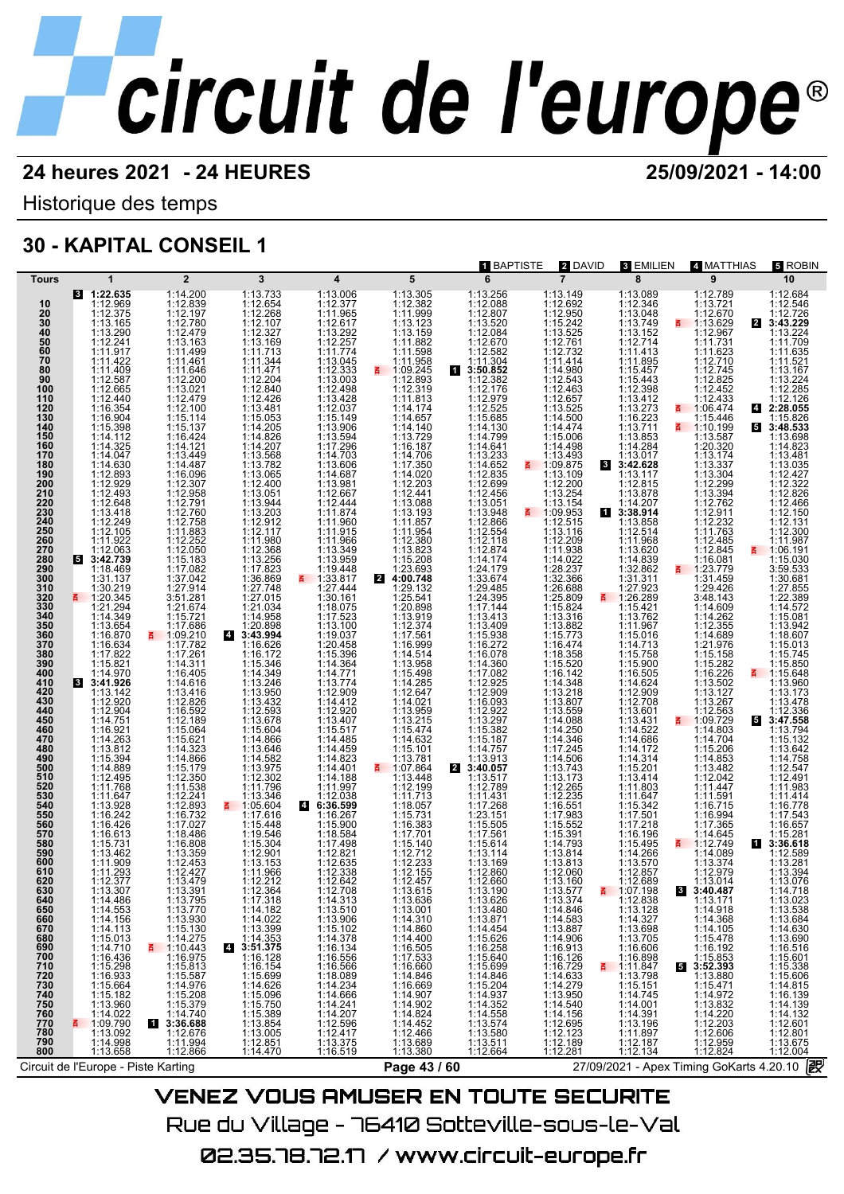# circuit de l'europe®

**24 heures 2021 - 24 HEURES** **25/09/2021 - 14:00**

Historique des temps

## 30 - KAPITAL CONSEIL 1

1 BAPTISTE | 2 DAVID | 3 EMILIEN | 4 MATTHIAS | 5 ROBIN

| Tours | 1 | 2 | 3 | 4 | 5 | 6 | 7 | 8 | 9 | 10 |
|---|---|---|---|---|---|---|---|---|---|---|
| | 3 **1:22.635** | 1:14.200 | 1:13.733 | 1:13.006 | 1:13.305 | 1:13.256 | 1:13.149 | 1:13.089 | 1:12.789 | 1:12.684 |
| 10 | 1:12.969 | 1:12.839 | 1:12.654 | 1:12.377 | 1:12.382 | 1:12.088 | 1:12.692 | 1:12.346 | 1:13.721 | 1:12.546 |
| 20 | 1:12.375 | 1:12.197 | 1:12.268 | 1:11.965 | 1:11.999 | 1:12.807 | 1:12.950 | 1:13.048 | 1:12.670 | 1:12.726 |
| 30 | 1:13.165 | 1:12.780 | 1:12.107 | 1:12.617 | 1:13.123 | 1:13.520 | 1:15.242 | 1:13.749 | 1:13.629 | 2 **3:43.229** |
| 40 | 1:13.290 | 1:12.479 | 1:12.327 | 1:13.292 | 1:13.159 | 1:12.084 | 1:13.525 | 1:13.152 | 1:12.967 | 1:13.224 |
| 50 | 1:12.241 | 1:13.163 | 1:13.169 | 1:12.257 | 1:11.882 | 1:12.670 | 1:12.761 | 1:12.714 | 1:11.731 | 1:11.709 |
| 60 | 1:11.917 | 1:11.499 | 1:11.713 | 1:11.774 | 1:11.598 | 1:12.582 | 1:12.732 | 1:11.413 | 1:11.623 | 1:11.635 |
| 70 | 1:11.422 | 1:11.461 | 1:11.344 | 1:13.045 | 1:11.958 | 1:11.304 | 1:11.414 | 1:11.895 | 1:12.710 | 1:11.521 |
| 80 | 1:11.409 | 1:11.646 | 1:11.471 | 1:12.333 | 1:09.245 | 1 **3:50.852** | 1:14.980 | 1:15.457 | 1:12.745 | 1:13.167 |
| 90 | 1:12.587 | 1:12.200 | 1:12.204 | 1:13.003 | 1:12.893 | 1:12.382 | 1:12.543 | 1:15.443 | 1:12.825 | 1:13.224 |
| 100 | 1:12.665 | 1:13.021 | 1:12.840 | 1:12.498 | 1:12.319 | 1:12.176 | 1:12.463 | 1:12.398 | 1:12.452 | 1:12.285 |
| 110 | 1:12.440 | 1:12.479 | 1:12.426 | 1:13.428 | 1:11.813 | 1:12.979 | 1:12.657 | 1:13.412 | 1:12.433 | 1:12.126 |
| 120 | 1:16.354 | 1:12.100 | 1:13.481 | 1:12.037 | 1:14.174 | 1:12.525 | 1:13.525 | 1:13.273 | 1:06.474 | 4 **2:28.055** |
| 130 | 1:16.904 | 1:15.114 | 1:15.053 | 1:15.149 | 1:14.657 | 1:15.685 | 1:14.500 | 1:16.223 | 1:15.446 | 1:15.826 |
| 140 | 1:15.398 | 1:15.137 | 1:14.205 | 1:13.906 | 1:14.140 | 1:14.130 | 1:14.474 | 1:13.711 | 1:10.199 | 5 **3:48.533** |
| 150 | 1:14.112 | 1:16.424 | 1:14.826 | 1:13.594 | 1:13.729 | 1:14.799 | 1:15.006 | 1:13.853 | 1:13.587 | 1:13.698 |
| 160 | 1:14.325 | 1:14.121 | 1:14.207 | 1:17.296 | 1:16.187 | 1:14.641 | 1:14.498 | 1:14.284 | 1:20.320 | 1:14.823 |
| 170 | 1:14.047 | 1:13.449 | 1:13.568 | 1:14.703 | 1:14.706 | 1:13.233 | 1:13.493 | 1:13.017 | 1:13.174 | 1:13.481 |
| 180 | 1:14.630 | 1:14.487 | 1:13.782 | 1:13.606 | 1:17.350 | 1:14.652 | 1:09.875 | 3 **3:42.628** | 1:13.337 | 1:13.035 |
| 190 | 1:12.893 | 1:16.096 | 1:13.065 | 1:14.687 | 1:14.020 | 1:12.835 | 1:13.109 | 1:13.117 | 1:13.304 | 1:12.427 |
| 200 | 1:12.929 | 1:12.307 | 1:12.400 | 1:13.981 | 1:12.203 | 1:12.699 | 1:12.200 | 1:12.815 | 1:12.299 | 1:12.322 |
| 210 | 1:12.493 | 1:12.958 | 1:13.051 | 1:12.667 | 1:12.441 | 1:12.456 | 1:13.254 | 1:13.878 | 1:13.394 | 1:12.826 |
| 220 | 1:12.648 | 1:12.791 | 1:13.944 | 1:12.444 | 1:13.088 | 1:13.051 | 1:13.154 | 1:14.207 | 1:12.762 | 1:12.466 |
| 230 | 1:13.418 | 1:12.760 | 1:13.203 | 1:11.874 | 1:13.193 | 1:13.948 | 1:09.953 | 1 **3:38.914** | 1:12.911 | 1:12.150 |
| 240 | 1:12.249 | 1:12.912 | 1:12.612 | 1:11.960 | 1:11.857 | 1:12.866 | 1:12.515 | 1:13.858 | 1:12.232 | 1:12.131 |
| 250 | 1:12.105 | 1:11.883 | 1:12.117 | 1:11.915 | 1:11.954 | 1:12.554 | 1:13.116 | 1:12.514 | 1:11.763 | 1:12.300 |
| 260 | 1:11.922 | 1:12.252 | 1:11.980 | 1:11.966 | 1:12.380 | 1:12.118 | 1:12.209 | 1:11.968 | 1:12.485 | 1:11.987 |
| 270 | 1:12.063 | 1:12.050 | 1:12.368 | 1:13.349 | 1:13.823 | 1:12.874 | 1:11.938 | 1:13.620 | 1:12.845 | 1:06.191 |
| 280 | 5 **3:42.739** | 1:15.183 | 1:13.256 | 1:13.959 | 1:15.208 | 1:14.174 | 1:14.022 | 1:14.839 | 1:16.081 | 1:15.030 |
| 290 | 1:18.469 | 1:17.082 | 1:17.823 | 1:19.448 | 1:23.693 | 1:24.179 | 1:28.237 | 1:32.862 | 1:23.779 | 3:59.533 |
| 300 | 1:31.137 | 1:37.042 | 1:36.869 | 1:33.817 | 2 **4:00.748** | 1:33.674 | 1:32.366 | 1:31.311 | 1:31.459 | 1:30.681 |
| 310 | 1:30.219 | 1:27.914 | 1:27.748 | 1:27.444 | 1:29.132 | 1:29.485 | 1:26.688 | 1:27.923 | 1:29.426 | 1:27.855 |
| 320 | 1:20.345 | 3:51.281 | 1:27.015 | 1:30.161 | 1:25.541 | 1:24.395 | 1:25.809 | 1:26.289 | 3:48.143 | 1:22.389 |
| 330 | 1:21.294 | 1:21.674 | 1:21.034 | 1:18.075 | 1:20.898 | 1:17.144 | 1:15.824 | 1:15.421 | 1:14.609 | 1:14.572 |
| 340 | 1:14.349 | 1:15.721 | 1:14.958 | 1:17.523 | 1:13.919 | 1:13.413 | 1:13.316 | 1:13.762 | 1:14.262 | 1:15.081 |
| 350 | 1:13.654 | 1:17.686 | 1:20.898 | 1:13.100 | 1:12.374 | 1:13.409 | 1:13.882 | 1:11.967 | 1:12.355 | 1:13.942 |
| 360 | 1:16.870 | 1:09.210 | 4 **3:43.994** | 1:19.037 | 1:17.561 | 1:15.938 | 1:15.773 | 1:15.016 | 1:14.689 | 1:16.607 |
| 370 | 1:16.634 | 1:17.782 | 1:16.626 | 1:20.458 | 1:16.999 | 1:16.272 | 1:16.474 | 1:14.713 | 1:21.976 | 1:15.013 |
| 380 | 1:17.822 | 1:17.261 | 1:16.172 | 1:15.396 | 1:14.514 | 1:16.078 | 1:18.358 | 1:15.758 | 1:15.158 | 1:15.745 |
| 390 | 1:15.821 | 1:14.311 | 1:15.346 | 1:14.364 | 1:13.958 | 1:14.360 | 1:15.520 | 1:15.900 | 1:15.282 | 1:15.850 |
| 400 | 1:14.970 | 1:16.405 | 1:14.349 | 1:14.771 | 1:15.498 | 1:17.082 | 1:16.142 | 1:16.505 | 1:16.226 | 1:15.648 |
| 410 | 3 **3:41.926** | 1:14.616 | 1:13.246 | 1:13.774 | 1:14.285 | 1:12.925 | 1:14.348 | 1:14.624 | 1:13.502 | 1:13.960 |
| 420 | 1:13.142 | 1:13.416 | 1:13.950 | 1:12.909 | 1:12.647 | 1:12.909 | 1:13.218 | 1:12.909 | 1:13.127 | 1:13.173 |
| 430 | 1:12.920 | 1:12.826 | 1:13.432 | 1:14.412 | 1:14.021 | 1:16.093 | 1:13.607 | 1:12.708 | 1:13.267 | 1:13.478 |
| 440 | 1:12.904 | 1:16.592 | 1:12.593 | 1:12.920 | 1:13.959 | 1:12.922 | 1:13.559 | 1:13.601 | 1:12.563 | 1:12.336 |
| 450 | 1:14.751 | 1:12.189 | 1:13.678 | 1:13.407 | 1:13.215 | 1:13.297 | 1:14.088 | 1:13.431 | 1:09.729 | 5 **3:47.558** |
| 460 | 1:16.921 | 1:15.064 | 1:15.604 | 1:15.517 | 1:15.474 | 1:15.382 | 1:14.250 | 1:14.522 | 1:14.803 | 1:13.794 |
| 470 | 1:14.263 | 1:15.621 | 1:14.866 | 1:14.485 | 1:14.632 | 1:15.187 | 1:14.346 | 1:14.686 | 1:14.704 | 1:15.132 |
| 480 | 1:13.812 | 1:14.323 | 1:13.646 | 1:14.459 | 1:15.101 | 1:14.757 | 1:17.245 | 1:14.172 | 1:15.206 | 1:13.642 |
| 490 | 1:15.394 | 1:14.866 | 1:14.582 | 1:14.823 | 1:13.781 | 1:13.913 | 1:14.506 | 1:14.314 | 1:14.853 | 1:14.758 |
| 500 | 1:14.889 | 1:15.179 | 1:13.975 | 1:14.401 | 1:07.864 | 2 **3:40.057** | 1:13.743 | 1:15.201 | 1:13.482 | 1:12.547 |
| 510 | 1:12.495 | 1:12.350 | 1:12.302 | 1:14.188 | 1:13.448 | 1:13.517 | 1:13.173 | 1:13.414 | 1:12.042 | 1:12.491 |
| 520 | 1:11.768 | 1:11.538 | 1:11.796 | 1:11.997 | 1:12.199 | 1:12.789 | 1:12.265 | 1:11.803 | 1:11.447 | 1:11.983 |
| 530 | 1:11.647 | 1:12.241 | 1:13.346 | 1:12.038 | 1:11.713 | 1:11.431 | 1:12.235 | 1:11.647 | 1:11.591 | 1:11.414 |
| 540 | 1:13.928 | 1:12.893 | 1:05.604 | 4 **6:36.599** | 1:18.057 | 1:17.268 | 1:16.551 | 1:15.342 | 1:16.715 | 1:16.778 |
| 550 | 1:16.242 | 1:16.732 | 1:17.616 | 1:16.267 | 1:15.731 | 1:23.151 | 1:17.983 | 1:17.501 | 1:16.994 | 1:17.543 |
| 560 | 1:16.426 | 1:17.027 | 1:15.448 | 1:15.900 | 1:16.383 | 1:15.505 | 1:15.552 | 1:17.218 | 1:17.365 | 1:16.657 |
| 570 | 1:16.613 | 1:18.486 | 1:19.546 | 1:18.584 | 1:17.701 | 1:17.561 | 1:15.391 | 1:16.196 | 1:14.645 | 1:15.281 |
| 580 | 1:15.731 | 1:16.808 | 1:15.304 | 1:17.498 | 1:15.140 | 1:15.614 | 1:14.793 | 1:15.495 | 1:12.749 | 1 **3:36.618** |
| 590 | 1:13.462 | 1:13.359 | 1:12.901 | 1:12.821 | 1:12.712 | 1:13.114 | 1:13.814 | 1:14.266 | 1:14.089 | 1:12.589 |
| 600 | 1:11.909 | 1:12.453 | 1:13.153 | 1:12.635 | 1:12.233 | 1:13.169 | 1:13.813 | 1:13.570 | 1:13.374 | 1:13.281 |
| 610 | 1:11.293 | 1:12.427 | 1:11.966 | 1:12.338 | 1:12.155 | 1:12.860 | 1:12.060 | 1:12.857 | 1:12.979 | 1:13.394 |
| 620 | 1:12.377 | 1:13.479 | 1:12.212 | 1:12.642 | 1:12.457 | 1:12.660 | 1:13.160 | 1:12.689 | 1:13.014 | 1:13.076 |
| 630 | 1:13.307 | 1:13.391 | 1:13.364 | 1:12.708 | 1:13.615 | 1:13.190 | 1:13.577 | 1:07.198 | 3 **3:40.487** | 1:14.718 |
| 640 | 1:14.486 | 1:13.795 | 1:17.318 | 1:14.313 | 1:13.636 | 1:13.626 | 1:13.374 | 1:12.838 | 1:13.171 | 1:13.023 |
| 650 | 1:14.553 | 1:13.770 | 1:14.182 | 1:13.510 | 1:13.001 | 1:13.480 | 1:14.846 | 1:13.128 | 1:14.918 | 1:13.538 |
| 660 | 1:14.156 | 1:13.930 | 1:14.022 | 1:13.906 | 1:14.310 | 1:13.871 | 1:14.583 | 1:14.327 | 1:14.368 | 1:13.684 |
| 670 | 1:14.113 | 1:15.130 | 1:13.399 | 1:15.102 | 1:14.860 | 1:14.454 | 1:13.887 | 1:13.698 | 1:14.105 | 1:14.630 |
| 680 | 1:15.013 | 1:14.275 | 1:14.353 | 1:14.378 | 1:14.400 | 1:15.626 | 1:14.906 | 1:13.705 | 1:15.478 | 1:13.690 |
| 690 | 1:14.710 | 1:10.443 | 4 **3:51.375** | 1:16.134 | 1:16.505 | 1:16.258 | 1:16.913 | 1:16.606 | 1:16.192 | 1:16.516 |
| 700 | 1:16.436 | 1:16.975 | 1:16.128 | 1:16.556 | 1:17.533 | 1:15.640 | 1:16.126 | 1:16.898 | 1:15.853 | 1:15.601 |
| 710 | 1:15.298 | 1:15.813 | 1:16.154 | 1:16.566 | 1:16.660 | 1:15.699 | 1:16.729 | 1:11.847 | 5 **3:52.393** | 1:15.338 |
| 720 | 1:16.933 | 1:15.587 | 1:15.699 | 1:18.089 | 1:14.846 | 1:14.846 | 1:14.633 | 1:13.798 | 1:13.880 | 1:15.606 |
| 730 | 1:15.664 | 1:14.976 | 1:14.626 | 1:14.234 | 1:16.669 | 1:15.204 | 1:14.279 | 1:15.151 | 1:15.471 | 1:14.815 |
| 740 | 1:15.182 | 1:15.208 | 1:15.096 | 1:14.666 | 1:14.907 | 1:14.937 | 1:13.950 | 1:14.745 | 1:14.972 | 1:16.139 |
| 750 | 1:13.960 | 1:15.379 | 1:15.750 | 1:14.241 | 1:14.902 | 1:14.352 | 1:14.540 | 1:14.001 | 1:13.832 | 1:14.139 |
| 760 | 1:14.022 | 1:14.740 | 1:15.389 | 1:14.207 | 1:14.824 | 1:14.558 | 1:14.156 | 1:14.391 | 1:14.220 | 1:14.132 |
| 770 | 1:09.790 | 1 **3:36.688** | 1:13.854 | 1:12.596 | 1:14.452 | 1:15.574 | 1:12.695 | 1:13.196 | 1:12.203 | 1:12.601 |
| 780 | 1:13.092 | 1:12.676 | 1:13.005 | 1:12.417 | 1:12.466 | 1:13.580 | 1:12.123 | 1:11.897 | 1:12.606 | 1:12.801 |
| 790 | 1:14.998 | 1:11.994 | 1:12.851 | 1:13.375 | 1:13.689 | 1:13.511 | 1:12.189 | 1:12.187 | 1:12.959 | 1:13.675 |
| 800 | 1:13.658 | 1:12.866 | 1:14.470 | 1:16.519 | 1:13.380 | 1:12.664 | 1:12.281 | 1:12.134 | 1:12.824 | 1:12.004 |

Circuit de l'Europe - Piste Karting | 27/09/2021 - Apex Timing GoKarts 4.20.10

VENEZ VOUS AMUSER EN TOUTE SECURITE

Rue du Village - 76410 Sotteville-sous-le-Val

02.35.78.72.17 / www.circuit-europe.fr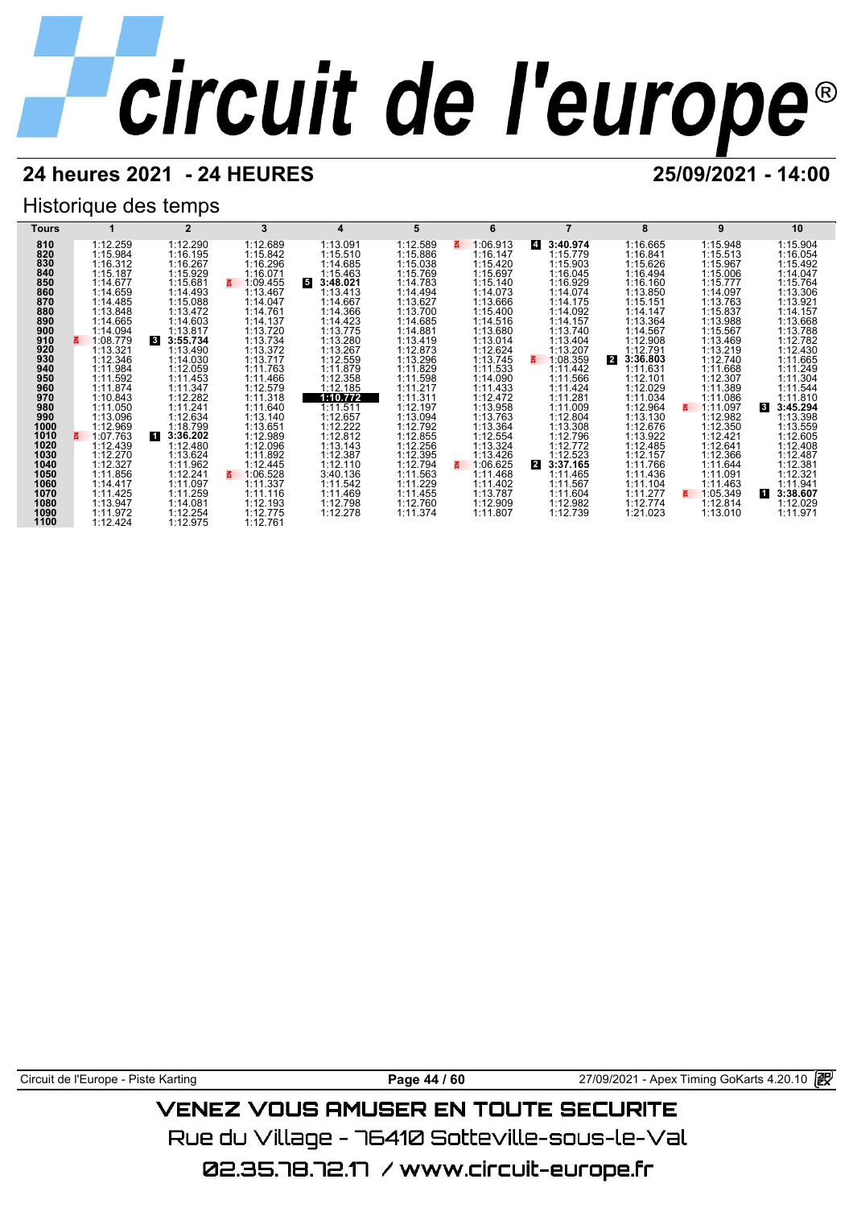# circuit de l'europe

## 24 heures 2021 - 24 HEURES

**25/09/2021 - 14:00**

### Historique des temps

| Tours | 1 | 2 | 3 | 4 | 5 | 6 | 7 | 8 | 9 | 10 |
|---|---|---|---|---|---|---|---|---|---|---|
| 810 | 1:12.259 | 1:12.290 | 1:12.689 | 1:13.091 | 1:12.589 | 1:06.913 | 4 **3:40.974** | 1:16.665 | 1:15.948 | 1:15.904 |
| 820 | 1:15.984 | 1:16.195 | 1:15.842 | 1:15.510 | 1:15.886 | 1:16.147 | 1:15.779 | 1:16.841 | 1:15.513 | 1:16.054 |
| 830 | 1:16.312 | 1:16.267 | 1:16.296 | 1:14.685 | 1:15.038 | 1:15.420 | 1:15.903 | 1:15.626 | 1:15.967 | 1:15.492 |
| 840 | 1:15.187 | 1:15.929 | 1:16.071 | 1:15.463 | 1:15.769 | 1:15.697 | 1:16.045 | 1:16.494 | 1:15.006 | 1:14.047 |
| 850 | 1:14.677 | 1:15.681 | 1:09.455 | 5 **3:48.021** | 1:14.783 | 1:15.140 | 1:16.929 | 1:16.160 | 1:15.777 | 1:15.764 |
| 860 | 1:14.659 | 1:14.493 | 1:13.467 | 1:13.413 | 1:14.494 | 1:14.073 | 1:14.074 | 1:13.850 | 1:14.097 | 1:13.306 |
| 870 | 1:14.485 | 1:15.088 | 1:14.047 | 1:14.667 | 1:13.627 | 1:13.666 | 1:14.175 | 1:15.151 | 1:13.763 | 1:13.921 |
| 880 | 1:13.848 | 1:13.472 | 1:14.761 | 1:14.366 | 1:13.700 | 1:15.400 | 1:14.092 | 1:14.147 | 1:15.837 | 1:14.157 |
| 890 | 1:14.665 | 1:14.603 | 1:14.137 | 1:14.423 | 1:14.685 | 1:14.516 | 1:14.157 | 1:13.364 | 1:13.988 | 1:13.668 |
| 900 | 1:14.094 | 1:13.817 | 1:13.720 | 1:13.775 | 1:14.881 | 1:13.680 | 1:13.740 | 1:14.567 | 1:15.567 | 1:13.788 |
| 910 | 1:08.779 | 3 **3:55.734** | 1:13.734 | 1:13.280 | 1:13.419 | 1:13.014 | 1:13.404 | 1:12.908 | 1:13.469 | 1:12.782 |
| 920 | 1:13.321 | 1:13.490 | 1:13.372 | 1:13.267 | 1:12.873 | 1:12.624 | 1:13.207 | 1:12.791 | 1:13.219 | 1:12.430 |
| 930 | 1:12.346 | 1:14.030 | 1:13.717 | 1:12.559 | 1:13.296 | 1:13.745 | 1:08.359 | 2 **3:36.803** | 1:12.740 | 1:11.665 |
| 940 | 1:11.984 | 1:12.059 | 1:11.763 | 1:11.879 | 1:11.829 | 1:11.533 | 1:11.442 | 1:11.631 | 1:11.668 | 1:11.249 |
| 950 | 1:11.592 | 1:11.453 | 1:11.466 | 1:12.358 | 1:11.598 | 1:14.090 | 1:11.566 | 1:12.101 | 1:12.307 | 1:11.304 |
| 960 | 1:11.874 | 1:11.347 | 1:12.579 | 1:12.185 | 1:11.217 | 1:11.433 | 1:11.424 | 1:12.029 | 1:11.389 | 1:11.544 |
| 970 | 1:10.843 | 1:12.282 | 1:11.318 | **1:10.772** | 1:11.311 | 1:12.472 | 1:11.281 | 1:11.034 | 1:11.086 | 1:11.810 |
| 980 | 1:11.050 | 1:11.241 | 1:11.640 | 1:11.511 | 1:12.197 | 1:13.958 | 1:11.009 | 1:12.964 | 1:11.097 | 3 **3:45.294** |
| 990 | 1:13.096 | 1:12.634 | 1:13.140 | 1:12.657 | 1:13.094 | 1:13.763 | 1:12.804 | 1:13.130 | 1:12.982 | 1:13.398 |
| 1000 | 1:12.969 | 1:18.799 | 1:13.651 | 1:12.222 | 1:12.792 | 1:13.364 | 1:13.308 | 1:12.676 | 1:12.350 | 1:13.559 |
| 1010 | 1:07.763 | 1 **3:36.202** | 1:12.989 | 1:12.812 | 1:12.855 | 1:12.554 | 1:12.796 | 1:13.922 | 1:12.421 | 1:12.605 |
| 1020 | 1:12.439 | 1:12.480 | 1:12.096 | 1:13.143 | 1:12.256 | 1:13.324 | 1:12.772 | 1:12.485 | 1:12.641 | 1:12.408 |
| 1030 | 1:12.270 | 1:13.624 | 1:11.892 | 1:12.387 | 1:12.395 | 1:13.426 | 1:12.523 | 1:12.157 | 1:12.366 | 1:12.487 |
| 1040 | 1:12.327 | 1:11.962 | 1:12.445 | 1:12.110 | 1:12.794 | 1:06.625 | 2 **3:37.165** | 1:11.766 | 1:11.644 | 1:12.381 |
| 1050 | 1:11.856 | 1:12.241 | 1:06.528 | 3:40.136 | 1:11.563 | 1:11.468 | 1:11.465 | 1:11.436 | 1:11.091 | 1:12.321 |
| 1060 | 1:14.417 | 1:11.097 | 1:11.337 | 1:11.542 | 1:11.229 | 1:11.402 | 1:11.567 | 1:11.104 | 1:11.463 | 1:11.941 |
| 1070 | 1:11.425 | 1:11.259 | 1:11.116 | 1:11.469 | 1:11.455 | 1:13.787 | 1:11.604 | 1:11.277 | 1:05.349 | 1 **3:38.607** |
| 1080 | 1:13.947 | 1:14.081 | 1:12.193 | 1:12.798 | 1:12.760 | 1:12.909 | 1:12.982 | 1:12.774 | 1:12.814 | 1:12.029 |
| 1090 | 1:11.972 | 1:12.254 | 1:12.775 | 1:12.278 | 1:11.374 | 1:11.807 | 1:12.739 | 1:21.023 | 1:13.010 | 1:11.971 |
| 1100 | 1:12.424 | 1:12.975 | 1:12.761 | | | | | | | |

Circuit de l'Europe - Piste Karting | Page 44 / 60 | 27/09/2021 - Apex Timing GoKarts 4.20.10

VENEZ VOUS AMUSER EN TOUTE SECURITE

Rue du Village - 76410 Sotteville-sous-le-Val

02.35.78.72.17 / www.circuit-europe.fr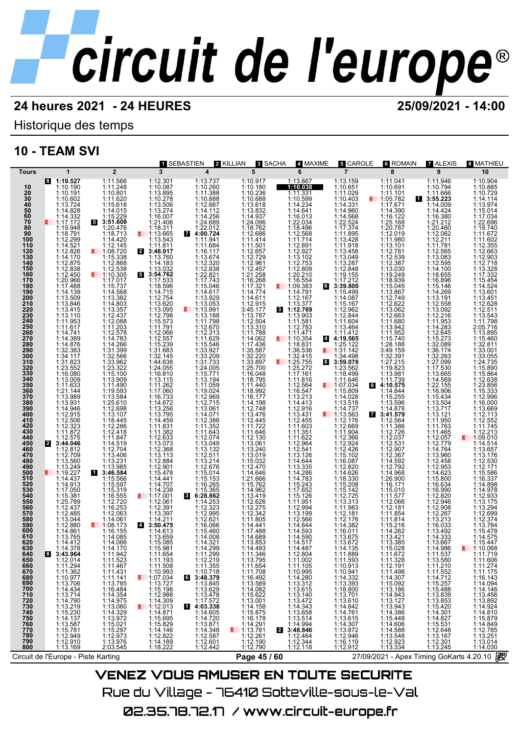# circuit de l'europe®

## 24 heures 2021 - 24 HEURES

**25/09/2021 - 14:00**

Historique des temps

## 10 - TEAM SVI

1 SEBASTIEN | 2 KILLIAN | 3 SACHA | 4 MAXIME | 5 CAROLE | 6 ROMAIN | 7 ALEXIS | 8 MATHIEU

| Tours | 1 | 2 | 3 | 4 | 5 | 6 | 7 | 8 | 9 | 10 |
|---|---|---|---|---|---|---|---|---|---|---|
| | 8 1:19.527 | 1:11.566 | 1:12.301 | 1:13.737 | 1:10.917 | 1:13.867 | 1:13.159 | 1:11.041 | 1:11.946 | 1:10.904 |
| 10 | 1:10.190 | 1:11.248 | 1:10.087 | 1:10.260 | 1:10.180 | **1:10.038** | 1:10.651 | 1:10.691 | 1:10.794 | 1:10.885 |
| 20 | 1:10.191 | 1:10.801 | 1:13.895 | 1:11.388 | 1:10.236 | 1:11.331 | 1:11.029 | 1:11.666 | 1:11.258 | 1:10.729 |
| 30 | 1:10.602 | 1:11.620 | 1:10.278 | 1:10.888 | 1:10.688 | 1:10.599 | 1:10.403 | 1:05.782 | 1 3:55.223 | 1:14.114 |
| 40 | 1:13.724 | 1:15.618 | 1:13.506 | 1:12.667 | 1:13.618 | 1:14.234 | 1:14.331 | 1:17.671 | 1:14.009 | 1:13.974 |
| 50 | 1:14.828 | 1:14.015 | 1:13.274 | 1:14.112 | 1:13.832 | 1:14.641 | 1:14.960 | 1:14.390 | 1:14.424 | 1:15.014 |
| 60 | 1:14.332 | 1:15.229 | 1:16.007 | 1:14.256 | 1:14.937 | 1:16.013 | 1:14.568 | 1:16.122 | 1:16.380 | 1:17.034 |
| 70 | 1:17.172 | 5 3:51.608 | 1:21.406 | 1:24.689 | 1:24.096 | 1:22.034 | 1:22.524 | 1:25.168 | 1:21.212 | 1:22.696 |
| 80 | 1:19.948 | 1:20.476 | 1:18.311 | 1:22.012 | 1:18.762 | 1:18.496 | 1:17.374 | 1:20.787 | 1:20.460 | 1:19.740 |
| 90 | 1:18.791 | 1:18.713 | 1:13.665 | 7 4:00.724 | 1:12.686 | 1:12.568 | 1:11.895 | 1:12.019 | 1:12.062 | 1:11.672 |
| 100 | 1:12.299 | 1:14.420 | 1:13.543 | 1:11.941 | 1:11.414 | 1:11.714 | 1:13.428 | 1:11.980 | 1:12.211 | 1:11.602 |
| 110 | 1:14.521 | 1:12.145 | 1:11.811 | 1:11.684 | 1:11.501 | 1:12.891 | 1:11.918 | 1:13.101 | 1:11.781 | 1:12.355 |
| 120 | 1:12.826 | 1:08.720 | 2 3:48.017 | 1:16.117 | 1:12.657 | 1:12.927 | 1:13.458 | 1:12.781 | 1:12.565 | 1:12.663 |
| 130 | 1:14.170 | 1:15.338 | 1:13.760 | 1:13.674 | 1:12.729 | 1:13.102 | 1:13.049 | 1:12.539 | 1:13.083 | 1:12.903 |
| 140 | 1:12.875 | 1:12.868 | 1:14.183 | 1:12.320 | 1:12.961 | 1:12.753 | 1:13.287 | 1:12.387 | 1:12.595 | 1:12.718 |
| 150 | 1:12.838 | 1:12.538 | 1:13.032 | 1:12.838 | 1:12.457 | 1:12.809 | 1:12.848 | 1:13.030 | 1:14.100 | 1:13.328 |
| 160 | 1:12.450 | 1:10.305 | 5 3:54.762 | 1:22.821 | 1:21.258 | 1:20.210 | 1:19.155 | 1:19.249 | 1:18.655 | 1:17.332 |
| 170 | 1:20.966 | 1:17.017 | 1:17.533 | 1:17.743 | 1:16.268 | 1:16.554 | 1:17.212 | 1:18.939 | 1:16.896 | 1:15.454 |
| 180 | 1:17.488 | 1:15.737 | 1:18.596 | 1:15.046 | 1:17.321 | 1:09.383 | 6 3:39.800 | 1:15.045 | 1:15.146 | 1:14.524 |
| 190 | 1:14.139 | 1:14.568 | 1:14.715 | 1:14.617 | 1:14.774 | 1:14.791 | 1:15.499 | 1:13.867 | 1:14.269 | 1:13.601 |
| 200 | 1:13.509 | 1:13.382 | 1:12.754 | 1:13.929 | 1:14.611 | 1:12.167 | 1:14.087 | 1:12.749 | 1:13.191 | 1:13.451 |
| 210 | 1:13.846 | 1:14.803 | 1:13.620 | 1:13.053 | 1:12.915 | 1:13.377 | 1:15.167 | 1:12.622 | 1:12.558 | 1:12.628 |
| 220 | 1:13.415 | 1:13.357 | 1:13.095 | 1:13.991 | 3:45.177 | 3 1:12.769 | 1:12.962 | 1:13.062 | 1:13.092 | 1:12.511 |
| 230 | 1:13.110 | 1:12.437 | 1:12.798 | 1:13.188 | 1:13.787 | 1:13.903 | 1:12.844 | 1:12.663 | 1:12.216 | 1:13.543 |
| 240 | 1:11.953 | 1:12.088 | 1:15.573 | 1:11.798 | 1:12.504 | 1:11.581 | 1:11.604 | 1:11.680 | 1:11.953 | 1:11.798 |
| 250 | 1:11.617 | 1:11.203 | 1:11.791 | 1:12.670 | 1:13.310 | 1:12.783 | 1:13.464 | 1:13.942 | 1:14.283 | 2:05.716 |
| 260 | 1:14.741 | 1:12.578 | 1:12.066 | 1:12.313 | 1:11.788 | 1:11.471 | 1:11.412 | 1:11.952 | 1:12.645 | 1:13.895 |
| 270 | 1:14.389 | 1:14.783 | 1:12.557 | 1:11.629 | 1:14.062 | 1:10.354 | 4 4:19.565 | 1:15.740 | 1:15.273 | 1:15.460 |
| 280 | 1:14.876 | 1:14.266 | 1:15.239 | 1:15.546 | 1:17.436 | 1:18.831 | 1:25.122 | 1:28.188 | 1:32.089 | 1:32.811 |
| 290 | 1:32.383 | 1:31.399 | 1:31.683 | 1:33.927 | 1:35.587 | 1:36.536 | 1:31.142 | 3:49.159 | 1:36.174 | 1:33.001 |
| 300 | 1:34.117 | 1:32.566 | 1:32.145 | 1:33.209 | 1:32.220 | 1:32.415 | 1:34.498 | 1:32.391 | 1:32.263 | 1:33.055 |
| 310 | 1:31.823 | 1:33.962 | 1:44.638 | 1:31.733 | 1:33.897 | 1:25.755 | 8 3:59.078 | 1:27.215 | 1:27.099 | 1:24.735 |
| 320 | 1:23.552 | 1:23.322 | 1:24.055 | 1:24.005 | 1:25.700 | 1:25.272 | 1:23.562 | 1:19.823 | 1:17.530 | 1:15.890 |
| 330 | 1:16.080 | 1:15.100 | 1:16.810 | 1:15.771 | 1:16.048 | 1:17.161 | 1:18.499 | 1:13.981 | 1:13.665 | 1:15.864 |
| 340 | 1:13.009 | 1:13.909 | 1:13.115 | 1:13.194 | 1:18.795 | 1:11.816 | 1:11.646 | 1:11.739 | 1:14.569 | 1:12.638 |
| 350 | 1:11.633 | 1:11.490 | 1:11.262 | 1:11.059 | 1:11.440 | 1:12.564 | 1:07.034 | 6 4:10.575 | 1:22.155 | 1:23.856 |
| 360 | 1:21.144 | 1:19.593 | 1:17.060 | 1:19.024 | 1:18.992 | 1:16.547 | 1:15.809 | 1:14.844 | 1:16.906 | 1:15.333 |
| 370 | 1:13.989 | 1:13.584 | 1:16.253 | 1:12.969 | 1:16.177 | 1:13.213 | 1:14.028 | 1:15.255 | 1:15.434 | 1:12.996 |
| 380 | 1:13.931 | 1:25.610 | 1:14.672 | 1:12.715 | 1:14.198 | 1:14.413 | 1:13.518 | 1:13.596 | 1:13.504 | 1:16.000 |
| 390 | 1:14.946 | 1:12.698 | 1:13.256 | 1:13.061 | 1:12.748 | 1:12.916 | 1:14.737 | 1:14.878 | 1:13.717 | 1:13.669 |
| 400 | 1:12.915 | 1:13.107 | 1:13.795 | 1:14.071 | 1:13.476 | 1:13.431 | 1:13.563 | 7 3:41.579 | 1:13.121 | 1:12.113 |
| 410 | 1:12.506 | 1:18.445 | 1:14.459 | 1:12.386 | 1:12.445 | 1:12.455 | 1:12.176 | 1:12.564 | 1:11.950 | 1:12.552 |
| 420 | 1:12.323 | 1:12.286 | 1:11.831 | 1:11.352 | 1:11.722 | 1:11.603 | 1:12.669 | 1:11.386 | 1:11.763 | 1:11.745 |
| 430 | 1:11.872 | 1:12.418 | 1:11.382 | 1:11.643 | 1:11.646 | 1:11.351 | 1:11.904 | 1:12.726 | 1:11.465 | 1:12.213 |
| 440 | 1:12.575 | 1:11.847 | 1:12.633 | 1:12.074 | 1:12.130 | 1:11.622 | 1:12.366 | 1:12.037 | 1:12.057 | 1:09.010 |
| 450 | 2 3:44.046 | 1:14.519 | 1:13.073 | 1:13.049 | 1:13.061 | 1:12.964 | 1:12.924 | 1:12.531 | 1:12.779 | 1:14.514 |
| 460 | 1:12.812 | 1:12.704 | 1:12.368 | 1:13.132 | 1:13.240 | 1:12.541 | 1:12.426 | 1:12.907 | 1:14.764 | 1:13.657 |
| 470 | 1:12.709 | 1:13.406 | 1:13.113 | 1:12.511 | 1:13.019 | 1:13.126 | 1:15.102 | 1:12.367 | 1:13.960 | 1:13.176 |
| 480 | 1:13.560 | 1:13.231 | 1:12.884 | 1:13.214 | 1:15.032 | 1:14.644 | 1:16.087 | 1:14.592 | 1:12.458 | 1:12.530 |
| 490 | 1:13.249 | 1:13.985 | 1:12.901 | 1:12.676 | 1:12.470 | 1:13.335 | 1:12.820 | 1:12.792 | 1:12.953 | 1:12.171 |
| 500 | 1:19.227 | 1 3:46.584 | 1:15.478 | 1:15.014 | 1:14.646 | 1:14.286 | 1:14.626 | 1:14.968 | 1:14.623 | 1:15.586 |
| 510 | 1:14.437 | 1:15.566 | 1:14.441 | 1:15.153 | 1:21.666 | 1:14.783 | 1:18.330 | 1:26.900 | 1:15.800 | 1:16.337 |
| 520 | 1:14.913 | 1:15.597 | 1:14.707 | 1:16.265 | 1:15.762 | 1:15.243 | 1:15.208 | 1:16.171 | 1:16.634 | 1:14.898 |
| 530 | 1:17.050 | 1:15.319 | 1:14.238 | 1:15.365 | 1:14.962 | 1:17.652 | 1:15.142 | 1:15.010 | 1:16.990 | 1:14.978 |
| 540 | 1:15.381 | 1:16.555 | 1:17.001 | 3 6:28.862 | 1:13.419 | 1:15.126 | 1:12.725 | 1:11.577 | 1:12.820 | 1:12.933 |
| 550 | 1:25.789 | 1:12.720 | 1:12.061 | 1:14.253 | 1:12.626 | 1:11.951 | 1:13.313 | 1:12.066 | 1:12.946 | 1:13.175 |
| 560 | 1:12.437 | 1:16.253 | 1:12.391 | 1:12.323 | 1:12.275 | 1:12.994 | 1:11.983 | 1:12.181 | 1:12.908 | 1:13.294 |
| 570 | 1:12.485 | 1:12.063 | 1:13.397 | 1:12.995 | 1:12.342 | 1:13.199 | 1:12.181 | 1:11.854 | 1:12.267 | 1:12.699 |
| 580 | 1:13.044 | 1:14.061 | 1:14.211 | 1:12.621 | 1:11.805 | 1:12.566 | 1:12.176 | 1:11.814 | 1:13.213 | 1:12.374 |
| 590 | 1:12.880 | 1:08.173 | 4 3:50.475 | 1:16.066 | 1:14.441 | 1:14.844 | 1:14.382 | 1:15.216 | 1:16.033 | 1:13.784 |
| 600 | 1:14.861 | 1:16.155 | 1:14.613 | 1:15.460 | 1:17.488 | 1:14.593 | 1:16.011 | 1:14.262 | 1:13.492 | 1:15.478 |
| 610 | 1:13.765 | 1:14.085 | 1:13.659 | 1:14.008 | 1:14.689 | 1:14.590 | 1:13.675 | 1:13.421 | 1:14.333 | 1:14.575 |
| 620 | 1:14.412 | 1:14.066 | 1:15.085 | 1:14.321 | 1:13.853 | 1:14.517 | 1:13.672 | 1:13.385 | 1:13.667 | 1:15.447 |
| 630 | 1:14.378 | 1:14.170 | 1:15.981 | 1:14.299 | 1:14.493 | 1:14.487 | 1:14.135 | 1:15.028 | 1:14.986 | 1:10.068 |
| 640 | 8 3:43.964 | 1:11.942 | 1:11.654 | 1:11.299 | 1:11.346 | 1:12.804 | 1:11.889 | 1:11.672 | 1:11.537 | 1:11.719 |
| 650 | 1:12.014 | 1:11.523 | 1:11.193 | 1:12.219 | 1:13.795 | 1:11.002 | 1:11.593 | 1:11.328 | 1:13.580 | 1:11.606 |
| 660 | 1:11.294 | 1:11.467 | 1:11.508 | 1:11.355 | 1:11.654 | 1:11.105 | 1:10.913 | 1:12.191 | 1:11.210 | 1:11.274 |
| 670 | 1:11.362 | 1:11.431 | 1:10.993 | 1:10.718 | 1:11.708 | 1:10.995 | 1:10.941 | 1:11.498 | 1:11.552 | 1:11.175 |
| 680 | 1:10.977 | 1:11.141 | 1:07.034 | 6 3:48.379 | 1:16.492 | 1:14.280 | 1:14.332 | 1:14.307 | 1:14.712 | 1:16.143 |
| 690 | 1:13.706 | 1:13.785 | 1:13.727 | 1:13.845 | 1:13.589 | 1:13.312 | 1:13.393 | 1:15.092 | 1:15.257 | 1:14.094 |
| 700 | 1:14.434 | 1:16.484 | 1:15.198 | 1:13.629 | 1:14.082 | 1:13.615 | 1:18.800 | 1:13.186 | 1:15.488 | 1:14.146 |
| 710 | 1:13.714 | 1:14.354 | 1:12.988 | 1:13.478 | 1:15.622 | 1:13.140 | 1:13.701 | 1:14.943 | 1:13.839 | 1:13.456 |
| 720 | 1:14.790 | 1:14.975 | 1:14.309 | 1:17.572 | 1:13.001 | 1:13.472 | 1:13.610 | 1:13.127 | 1:13.853 | 1:13.892 |
| 730 | 1:13.219 | 1:13.060 | 1:12.013 | 1 4:03.338 | 1:14.158 | 1:14.343 | 1:14.842 | 1:13.943 | 1:15.420 | 1:14.924 |
| 740 | 1:15.230 | 1:14.329 | 1:14.871 | 1:14.605 | 1:15.875 | 1:13.658 | 1:14.761 | 1:14.386 | 1:14.301 | 1:14.810 |
| 750 | 1:14.137 | 1:13.972 | 1:15.695 | 1:14.720 | 1:16.178 | 1:13.514 | 1:13.615 | 1:15.448 | 1:14.827 | 1:15.879 |
| 760 | 1:13.587 | 1:15.021 | 1:15.829 | 1:13.871 | 1:14.291 | 1:14.994 | 1:14.307 | 1:14.606 | 1:15.531 | 1:14.849 |
| 770 | 1:15.781 | 1:15.297 | 1:14.146 | 1:14.348 | 1:13.781 | 2 3:48.846 | 1:13.872 | 1:14.588 | 1:12.648 | 1:12.785 |
| 780 | 1:12.949 | 1:12.973 | 1:12.822 | 1:12.587 | 1:12.261 | 1:12.464 | 1:12.946 | 1:13.548 | 1:13.167 | 1:13.251 |
| 790 | 1:12.910 | 1:13.976 | 1:14.189 | 1:12.601 | 1:12.190 | 1:12.344 | 1:16.119 | 1:12.923 | 1:12.301 | 1:13.014 |
| 800 | 1:13.169 | 2:03.545 | 1:18.222 | 1:12.442 | 1:12.790 | 1:12.118 | 1:12.912 | 1:13.334 | 1:13.245 | 1:14.030 |

Circuit de l'Europe - Piste Karting — 27/09/2021 - Apex Timing GoKarts 4.20.10

VENEZ VOUS AMUSER EN TOUTE SECURITE

Rue du Village - 76410 Sotteville-sous-le-Val

02.35.78.72.17 / www.circuit-europe.fr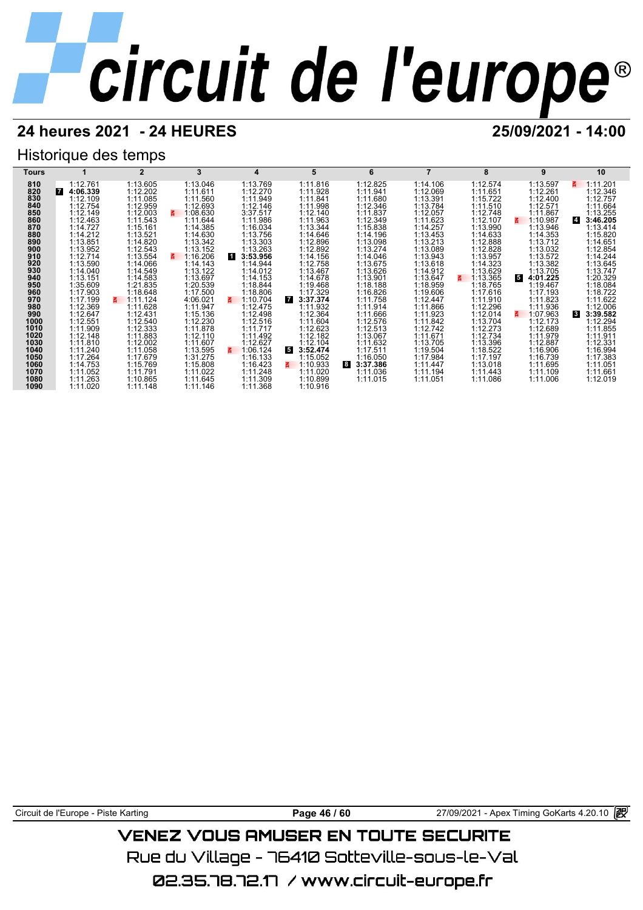# circuit de l'europe®

## 24 heures 2021 - 24 HEURES

25/09/2021 - 14:00

### Historique des temps

| Tours | 1 | 2 | 3 | 4 | 5 | 6 | 7 | 8 | 9 | 10 |
|---|---|---|---|---|---|---|---|---|---|---|
| 810 | 1:12.761 | 1:13.605 | 1:13.046 | 1:13.769 | 1:11.816 | 1:12.825 | 1:14.106 | 1:12.574 | 1:13.597 | 1:11.201 |
| 820 | 7 **4:06.339** | 1:12.202 | 1:11.611 | 1:12.270 | 1:11.928 | 1:11.941 | 1:12.069 | 1:11.651 | 1:12.261 | 1:12.346 |
| 830 | 1:12.109 | 1:11.085 | 1:11.560 | 1:11.949 | 1:11.841 | 1:11.680 | 1:13.391 | 1:15.722 | 1:12.400 | 1:12.757 |
| 840 | 1:12.754 | 1:12.959 | 1:12.693 | 1:12.146 | 1:11.998 | 1:12.346 | 1:13.784 | 1:11.510 | 1:12.571 | 1:11.664 |
| 850 | 1:12.149 | 1:12.003 | 1:08.630 | 3:37.517 | 1:12.140 | 1:11.837 | 1:12.057 | 1:12.748 | 1:11.867 | 1:13.255 |
| 860 | 1:12.463 | 1:11.543 | 1:11.644 | 1:11.986 | 1:11.963 | 1:12.349 | 1:11.623 | 1:12.107 | 1:10.987 | 4 **3:46.205** |
| 870 | 1:14.727 | 1:15.161 | 1:14.385 | 1:16.034 | 1:13.344 | 1:15.838 | 1:14.257 | 1:13.990 | 1:13.946 | 1:13.414 |
| 880 | 1:14.212 | 1:13.521 | 1:14.630 | 1:13.756 | 1:14.646 | 1:14.196 | 1:13.453 | 1:14.633 | 1:14.353 | 1:15.820 |
| 890 | 1:13.851 | 1:14.820 | 1:13.342 | 1:13.303 | 1:12.896 | 1:13.098 | 1:13.213 | 1:12.888 | 1:13.712 | 1:14.651 |
| 900 | 1:13.952 | 1:12.543 | 1:13.152 | 1:13.263 | 1:12.892 | 1:13.274 | 1:13.089 | 1:12.828 | 1:13.032 | 1:12.854 |
| 910 | 1:12.714 | 1:13.554 | 1:16.206 | 1 **3:53.956** | 1:14.156 | 1:14.046 | 1:13.943 | 1:13.957 | 1:13.572 | 1:14.244 |
| 920 | 1:13.590 | 1:14.066 | 1:14.143 | 1:14.944 | 1:12.758 | 1:13.675 | 1:13.618 | 1:14.323 | 1:13.382 | 1:13.645 |
| 930 | 1:14.040 | 1:14.549 | 1:13.122 | 1:14.012 | 1:13.467 | 1:13.626 | 1:14.912 | 1:13.629 | 1:13.705 | 1:13.747 |
| 940 | 1:13.151 | 1:14.583 | 1:13.697 | 1:14.153 | 1:14.678 | 1:13.901 | 1:13.647 | 1:13.365 | 5 **4:01.225** | 1:20.329 |
| 950 | 1:35.609 | 1:21.835 | 1:20.539 | 1:18.844 | 1:19.468 | 1:18.188 | 1:18.959 | 1:18.765 | 1:19.467 | 1:18.084 |
| 960 | 1:17.903 | 1:18.648 | 1:17.500 | 1:18.806 | 1:17.329 | 1:16.826 | 1:19.606 | 1:17.616 | 1:17.193 | 1:18.722 |
| 970 | 1:17.199 | 1:11.124 | 4:06.021 | 1:10.704 | 7 **3:37.374** | 1:11.758 | 1:12.447 | 1:11.910 | 1:11.823 | 1:11.622 |
| 980 | 1:12.369 | 1:11.628 | 1:11.947 | 1:12.475 | 1:11.932 | 1:11.914 | 1:11.866 | 1:12.296 | 1:11.936 | 1:12.006 |
| 990 | 1:12.647 | 1:12.431 | 1:15.136 | 1:12.498 | 1:12.364 | 1:11.666 | 1:11.923 | 1:12.014 | 1:07.963 | 3 **3:39.582** |
| 1000 | 1:12.551 | 1:12.540 | 1:12.230 | 1:12.516 | 1:11.604 | 1:12.576 | 1:11.842 | 1:13.704 | 1:12.173 | 1:12.294 |
| 1010 | 1:11.909 | 1:12.333 | 1:11.878 | 1:11.717 | 1:12.623 | 1:12.513 | 1:12.742 | 1:12.273 | 1:12.689 | 1:11.855 |
| 1020 | 1:12.148 | 1:11.883 | 1:12.110 | 1:11.492 | 1:12.182 | 1:13.067 | 1:11.671 | 1:12.734 | 1:11.979 | 1:11.911 |
| 1030 | 1:11.810 | 1:12.002 | 1:11.607 | 1:12.627 | 1:12.104 | 1:11.632 | 1:13.705 | 1:13.396 | 1:12.887 | 1:12.331 |
| 1040 | 1:11.240 | 1:11.058 | 1:13.595 | 1:06.124 | 5 **3:52.474** | 1:17.511 | 1:19.504 | 1:18.522 | 1:16.906 | 1:16.994 |
| 1050 | 1:17.264 | 1:17.679 | 1:31.275 | 1:16.133 | 1:15.052 | 1:16.050 | 1:17.984 | 1:17.197 | 1:16.739 | 1:17.383 |
| 1060 | 1:14.753 | 1:15.769 | 1:15.808 | 1:16.423 | 1:10.933 | 8 **3:37.386** | 1:11.447 | 1:13.018 | 1:11.695 | 1:11.051 |
| 1070 | 1:11.052 | 1:11.791 | 1:11.022 | 1:11.248 | 1:11.020 | 1:11.036 | 1:11.194 | 1:11.443 | 1:11.109 | 1:11.661 |
| 1080 | 1:11.263 | 1:10.865 | 1:11.645 | 1:11.309 | 1:10.899 | 1:11.015 | 1:11.051 | 1:11.086 | 1:11.006 | 1:12.019 |
| 1090 | 1:11.020 | 1:11.148 | 1:11.146 | 1:11.368 | 1:10.916 | | | | | |

Circuit de l'Europe - Piste Karting | 27/09/2021 - Apex Timing GoKarts 4.20.10

VENEZ VOUS AMUSER EN TOUTE SECURITE

Rue du Village - 76410 Sotteville-sous-le-Val

02.35.78.72.17 / www.circuit-europe.fr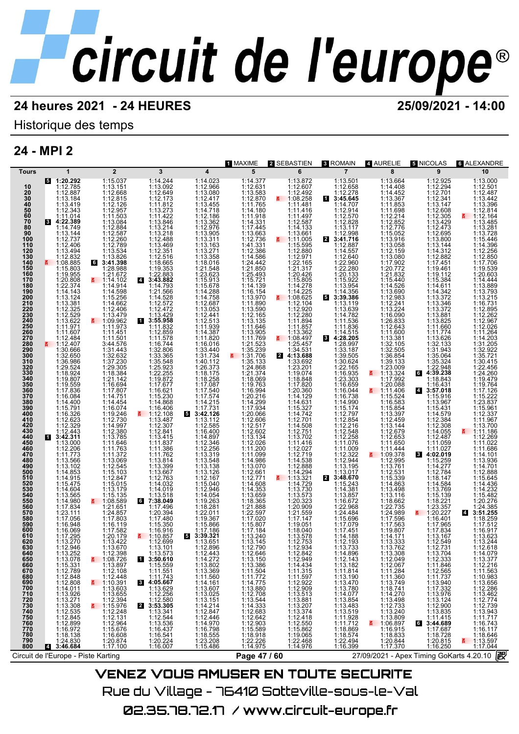# circuit de l'europe®

**24 heures 2021 - 24 HEURES** — **25/09/2021 - 14:00**

Historique des temps

## 24 - MPI 2

[1] MAXIME · [2] SEBASTIEN · [3] ROMAIN · [4] AURELIE · [5] NICOLAS · [6] ALEXANDRE

| Tours | 1 | 2 | 3 | 4 | 5 | 6 | 7 | 8 | 9 | 10 |
|---|---|---|---|---|---|---|---|---|---|---|
| | [5] **1:20.292** | 1:15.037 | 1:14.244 | 1:14.023 | 1:14.377 | 1:13.872 | 1:13.501 | 1:13.664 | 1:12.925 | 1:13.000 |
| 10 | 1:12.785 | 1:13.151 | 1:13.092 | 1:12.966 | 1:12.631 | 1:12.607 | 1:12.658 | 1:14.408 | 1:12.294 | 1:12.501 |
| 20 | 1:12.887 | 1:12.668 | 1:12.649 | 1:13.080 | 1:13.583 | 1:12.492 | 1:12.278 | 1:14.452 | 1:12.701 | 1:12.487 |
| 30 | 1:13.184 | 1:12.815 | 1:12.173 | 1:12.417 | 1:12.870 | 1:08.258 | [1] **3:45.645** | 1:13.367 | 1:12.341 | 1:13.442 |
| 40 | 1:13.419 | 1:12.126 | 1:11.812 | 1:13.455 | 1:11.765 | 1:11.481 | 1:14.707 | 1:11.853 | 1:13.147 | 1:13.396 |
| 50 | 1:12.343 | 1:12.957 | 1:13.273 | 1:14.718 | 1:14.180 | 1:11.416 | 1:12.914 | 1:11.698 | 1:12.608 | 1:12.814 |
| 60 | 1:11.014 | 1:11.503 | 1:11.422 | 1:12.186 | 1:11.918 | 1:11.497 | 1:12.570 | 1:12.214 | 1:12.305 | 1:12.164 |
| 70 | [3] **4:22.389** | 1:13.084 | 1:13.846 | 1:13.362 | 1:14.331 | 1:12.587 | 1:12.828 | 1:12.852 | 1:13.429 | 1:13.485 |
| 80 | 1:14.749 | 1:12.884 | 1:13.214 | 1:12.976 | 1:17.445 | 1:14.133 | 1:13.117 | 1:12.776 | 1:12.473 | 1:13.281 |
| 90 | 1:13.144 | 1:12.587 | 1:13.218 | 1:13.905 | 1:13.663 | 1:13.661 | 1:12.998 | 1:15.052 | 1:12.695 | 1:13.728 |
| 100 | 1:12.737 | 1:12.260 | 1:12.488 | 1:13.311 | 1:12.736 | 1:11.005 | [2] **3:41.716** | 1:13.916 | 1:13.800 | 1:15.446 |
| 110 | 1:12.406 | 1:12.789 | 1:13.469 | 1:13.163 | 1:41.331 | 1:15.595 | 1:12.887 | 1:13.058 | 1:13.144 | 1:14.396 |
| 120 | 1:13.494 | 1:13.534 | 1:12.351 | 1:13.271 | 1:12.386 | 1:12.880 | 1:14.557 | 1:12.159 | 1:14.312 | 1:12.256 |
| 130 | 1:12.832 | 1:13.826 | 1:12.516 | 1:13.358 | 1:14.586 | 1:12.971 | 1:12.640 | 1:13.080 | 1:12.882 | 1:12.850 |
| 140 | 1:08.885 | [6] **3:41.398** | 1:18.665 | 1:18.016 | 1:24.442 | 1:22.165 | 1:22.960 | 1:17.902 | 1:17.451 | 1:17.706 |
| 150 | 1:15.803 | 1:28.988 | 1:19.353 | 1:21.548 | 1:21.850 | 1:21.317 | 1:22.280 | 1:20.772 | 1:19.461 | 1:19.539 |
| 160 | 1:19.955 | 1:21.672 | 1:22.883 | 1:23.623 | 1:25.493 | 1:20.426 | 1:20.133 | 1:21.832 | 1:19.112 | 1:20.603 |
| 170 | 1:20.808 | 1:14.102 | [4] **3:43.882** | 1:15.913 | 1:15.721 | 1:15.805 | 1:15.922 | 1:15.440 | 1:15.384 | 1:14.444 |
| 180 | 1:22.374 | 1:14.914 | 1:14.793 | 1:15.678 | 1:14.139 | 1:14.278 | 1:13.954 | 1:14.526 | 1:14.611 | 1:13.889 |
| 190 | 1:14.143 | 1:14.598 | 1:21.566 | 1:14.288 | 1:16.154 | 1:14.225 | 1:14.356 | 1:13.690 | 1:14.342 | 1:13.793 |
| 200 | 1:13.124 | 1:15.256 | 1:14.528 | 1:14.758 | 1:13.970 | 1:08.625 | [5] **3:39.386** | 1:12.983 | 1:13.372 | 1:13.215 |
| 210 | 1:13.381 | 1:14.662 | 1:12.572 | 1:12.687 | 1:11.890 | 1:12.104 | 1:13.119 | 1:12.241 | 1:13.346 | 1:16.731 |
| 220 | 1:12.325 | 1:12.406 | 1:12.472 | 1:13.053 | 1:13.590 | 1:12.920 | 1:13.639 | 1:13.224 | 1:13.372 | 1:12.895 |
| 230 | 1:12.529 | 1:13.479 | 1:13.429 | 1:12.441 | 1:12.165 | 1:12.280 | 1:14.782 | 1:12.653 | 1:13.881 | 1:12.262 |
| 240 | 1:13.622 | 1:09.962 | [1] **3:55.958** | 1:12.513 | 1:13.135 | 1:11.894 | 1:11.536 | 1:26.833 | 1:13.825 | 1:12.967 |
| 250 | 1:11.971 | 1:11.973 | 1:11.832 | 1:11.939 | 1:11.646 | 1:11.857 | 1:11.836 | 1:12.643 | 1:11.660 | 1:12.026 |
| 260 | 1:11.607 | 1:11.451 | 1:12.859 | 1:14.387 | 1:13.905 | 1:13.362 | 1:14.515 | 1:11.600 | 1:11.774 | 1:11.264 |
| 270 | 1:12.484 | 1:11.501 | 1:11.578 | 1:11.820 | 1:11.769 | 1:08.497 | [3] **4:28.205** | 1:13.381 | 1:13.626 | 1:14.203 |
| 280 | 1:12.407 | 3:44.576 | 1:16.744 | 1:16.016 | 1:21.523 | 1:25.457 | 1:28.997 | 1:32.105 | 1:32.133 | 1:31.205 |
| 290 | 1:30.666 | 1:31.443 | 1:32.806 | 1:33.440 | 1:35.239 | 1:34.531 | 1:33.187 | 1:32.505 | 1:31.943 | 1:32.922 |
| 300 | 1:32.650 | 1:32.632 | 1:33.365 | 1:31.734 | 1:31.706 | [2] **4:13.688** | 1:39.505 | 1:36.854 | 1:35.064 | 1:35.721 |
| 310 | 1:36.986 | 1:37.230 | 1:35.548 | 1:40.112 | 1:35.133 | 1:33.692 | 1:30.624 | 1:39.133 | 1:35.324 | 1:30.415 |
| 320 | 1:29.524 | 1:29.305 | 1:25.923 | 1:26.373 | 1:24.868 | 1:23.201 | 1:22.165 | 1:23.009 | 1:22.948 | 1:22.456 |
| 330 | 1:18.924 | 1:18.384 | 1:22.255 | 1:18.175 | 1:21.374 | 1:19.074 | 1:16.935 | 1:13.324 | [6] **4:39.238** | 1:24.260 |
| 340 | 1:19.807 | 1:21.142 | 1:19.872 | 1:18.258 | 1:18.069 | 1:18.848 | 1:23.303 | 1:17.992 | 1:18.843 | 1:19.479 |
| 350 | 1:19.559 | 1:16.694 | 1:17.677 | 1:17.087 | 1:19.763 | 1:17.820 | 1:16.659 | 1:20.088 | 1:16.431 | 1:19.764 |
| 360 | 1:17.836 | 1:17.807 | 1:16.621 | 1:17.540 | 1:16.994 | 1:20.360 | 1:16.044 | 1:11.406 | [4] **3:57.018** | 1:17.126 |
| 370 | 1:16.084 | 1:14.751 | 1:15.230 | 1:17.574 | 1:20.216 | 1:14.129 | 1:16.738 | 1:15.524 | 1:15.916 | 1:15.222 |
| 380 | 1:14.400 | 1:14.454 | 1:14.868 | 1:14.215 | 1:14.299 | 1:14.631 | 1:14.990 | 1:16.583 | 1:13.967 | 1:23.837 |
| 390 | 1:15.791 | 1:16.074 | 1:16.406 | 1:17.731 | 1:17.934 | 1:15.327 | 1:15.174 | 1:15.854 | 1:15.431 | 1:15.961 |
| 400 | 1:16.326 | 1:19.246 | 1:12.108 | [5] **3:42.126** | 1:20.066 | 1:14.742 | 1:12.797 | 1:13.397 | 1:14.579 | 1:12.337 |
| 410 | 1:12.623 | 1:12.730 | 1:13.487 | 1:13.112 | 1:12.606 | 1:12.701 | 1:12.854 | 1:12.459 | 1:12.384 | 1:11.967 |
| 420 | 1:12.329 | 1:14.997 | 1:12.307 | 1:12.585 | 1:12.517 | 1:14.508 | 1:12.216 | 1:13.144 | 1:12.308 | 1:13.700 |
| 430 | 1:12.443 | 1:12.380 | 1:12.841 | 1:16.400 | 1:12.602 | 1:12.751 | 1:12.548 | 1:12.679 | 1:14.055 | 1:11.186 |
| 440 | [1] **3:42.311** | 1:13.785 | 1:13.415 | 1:14.897 | 1:13.134 | 1:13.702 | 1:12.258 | 1:12.653 | 1:12.487 | 1:12.269 |
| 450 | 1:13.000 | 1:11.646 | 1:11.837 | 1:12.346 | 1:12.026 | 1:11.416 | 1:11.076 | 1:11.650 | 1:11.059 | 1:11.022 |
| 460 | 1:12.206 | 1:11.763 | 1:11.386 | 1:12.256 | 1:11.200 | 1:12.027 | 1:11.009 | 1:11.444 | 1:11.027 | 1:11.686 |
| 470 | 1:11.773 | 1:11.372 | 1:11.762 | 1:13.319 | 1:11.099 | 1:12.719 | 1:12.322 | 1:09.378 | [3] **4:02.019** | 1:14.101 |
| 480 | 1:13.566 | 1:13.069 | 1:13.814 | 1:13.548 | 1:14.986 | 1:14.538 | 1:12.944 | 1:12.995 | 1:15.259 | 1:13.936 |
| 490 | 1:13.102 | 1:12.545 | 1:13.399 | 1:13.138 | 1:13.070 | 1:12.888 | 1:13.195 | 1:13.761 | 1:14.277 | 1:14.701 |
| 500 | 1:14.853 | 1:15.103 | 1:13.667 | 1:13.126 | 1:12.661 | 1:14.294 | 1:13.017 | 1:12.531 | 1:12.784 | 1:12.888 |
| 510 | 1:14.915 | 1:12.847 | 1:12.763 | 1:12.167 | 1:12.771 | 1:13.321 | [2] **3:48.670** | 1:15.339 | 1:18.147 | 1:15.645 |
| 520 | 1:15.475 | 1:15.015 | 1:14.032 | 1:15.040 | 1:14.608 | 1:14.729 | 1:15.243 | 1:14.863 | 1:14.584 | 1:14.436 |
| 530 | 1:14.604 | 1:13.179 | 1:14.019 | 1:12.946 | 1:14.353 | 1:13.730 | 1:14.381 | 1:13.498 | 1:13.769 | 1:14.232 |
| 540 | 1:13.565 | 1:15.135 | 1:13.518 | 1:14.054 | 1:13.659 | 1:13.573 | 1:13.857 | 1:13.116 | 1:15.139 | 1:15.482 |
| 550 | 1:14.980 | 1:08.589 | [6] **7:38.049** | 1:19.263 | 1:18.365 | 1:20.323 | 1:16.672 | 1:18.662 | 1:18.221 | 1:20.276 |
| 560 | 1:17.834 | 1:21.651 | 1:17.496 | 1:18.281 | 1:21.888 | 1:20.909 | 1:22.968 | 1:22.735 | 1:23.357 | 1:24.385 |
| 570 | 1:23.111 | 1:24.857 | 1:20.394 | 1:22.011 | 1:22.597 | 1:21.559 | 1:24.484 | 1:24.989 | 1:20.227 | [4] **3:51.255** |
| 580 | 1:17.056 | 1:17.803 | 1:17.480 | 1:19.367 | 1:17.020 | 1:17.147 | 1:15.696 | 1:17.596 | 1:16.401 | 1:18.259 |
| 590 | 1:16.948 | 1:16.119 | 1:15.350 | 1:15.866 | 1:15.807 | 1:19.051 | 1:17.079 | 1:17.563 | 1:17.965 | 1:17.512 |
| 600 | 1:16.069 | 1:17.582 | 1:16.916 | 1:17.186 | 1:17.184 | 1:18.040 | 1:17.451 | 1:19.807 | 1:17.834 | 1:16.917 |
| 610 | 1:17.295 | 1:20.179 | 1:10.857 | [5] **3:39.321** | 1:13.240 | 1:13.578 | 1:14.188 | 1:14.171 | 1:13.167 | 1:13.623 |
| 620 | 1:13.270 | 1:13.422 | 1:12.699 | 1:13.651 | 1:13.145 | 1:12.753 | 1:12.193 | 1:13.333 | 1:12.549 | 1:13.244 |
| 630 | 1:12.946 | 1:13.670 | 1:13.101 | 1:12.896 | 1:12.790 | 1:12.934 | 1:13.723 | 1:13.762 | 1:12.731 | 1:12.618 |
| 640 | 1:13.252 | 1:12.398 | 1:13.573 | 1:12.443 | 1:12.646 | 1:12.842 | 1:14.896 | 1:13.308 | 1:13.704 | 1:14.079 |
| 650 | 1:13.078 | 1:08.726 | [1] **3:50.610** | 1:14.272 | 1:13.150 | 1:12.949 | 1:12.143 | 1:12.049 | 1:12.333 | 1:13.377 |
| 660 | 1:15.331 | 1:13.897 | 1:15.559 | 1:13.802 | 1:13.386 | 1:14.434 | 1:13.182 | 1:12.067 | 1:11.846 | 1:12.216 |
| 670 | 1:12.789 | 1:12.108 | 1:11.551 | 1:13.369 | 1:11.504 | 1:11.315 | 1:11.814 | 1:11.284 | 1:12.565 | 1:11.563 |
| 680 | 1:12.848 | 1:12.448 | 1:11.743 | 1:11.560 | 1:11.772 | 1:11.597 | 1:13.190 | 1:11.360 | 1:11.737 | 1:10.983 |
| 690 | 1:12.808 | 1:10.391 | [3] **4:05.667** | 1:14.161 | 1:14.775 | 1:12.922 | 1:13.470 | 1:13.749 | 1:13.940 | 1:13.656 |
| 700 | 1:14.011 | 1:13.603 | 1:13.629 | 1:13.607 | 1:13.880 | 1:12.909 | 1:12.780 | 1:18.741 | 1:17.332 | 1:12.286 |
| 710 | 1:13.926 | 1:13.655 | 1:12.256 | 1:13.025 | 1:12.708 | 1:13.513 | 1:14.077 | 1:14.270 | 1:13.976 | 1:13.462 |
| 720 | 1:13.271 | 1:12.394 | 1:12.580 | 1:13.151 | 1:13.544 | 1:13.881 | 1:13.854 | 1:13.498 | 1:13.124 | 1:12.774 |
| 730 | 1:13.308 | 1:15.976 | [2] **3:53.305** | 1:14.214 | 1:14.333 | 1:13.207 | 1:13.483 | 1:12.733 | 1:12.900 | 1:12.739 |
| 740 | 1:12.535 | 1:12.248 | 1:13.341 | 1:12.847 | 1:12.683 | 1:13.374 | 1:13.519 | 1:13.240 | 1:13.835 | 1:13.943 |
| 750 | 1:12.845 | 1:12.131 | 1:12.544 | 1:12.446 | 1:12.642 | 1:12.418 | 1:11.928 | 1:13.809 | 1:11.415 | 1:11.717 |
| 760 | 1:12.899 | 1:12.964 | 1:13.536 | 1:14.970 | 1:12.903 | 1:12.550 | 1:11.712 | 1:06.897 | [6] **3:44.689** | 1:16.743 |
| 770 | 1:16.972 | 1:15.676 | 1:16.437 | 1:16.798 | 1:15.589 | 1:16.862 | 1:18.869 | 1:16.915 | 1:17.687 | 1:16.117 |
| 780 | 1:18.138 | 1:16.608 | 1:16.541 | 1:18.555 | 1:18.918 | 1:19.065 | 1:18.574 | 1:18.833 | 1:18.728 | 1:18.646 |
| 790 | 1:24.830 | 1:20.874 | 1:20.224 | 1:23.208 | 1:22.226 | 1:22.468 | 1:22.494 | 1:20.844 | 1:20.815 | 1:13.597 |
| 800 | [4] **3:46.684** | 1:17.100 | 1:16.007 | 1:15.486 | 1:14.975 | 1:14.976 | 1:16.399 | 1:17.370 | 1:16.250 | 1:17.044 |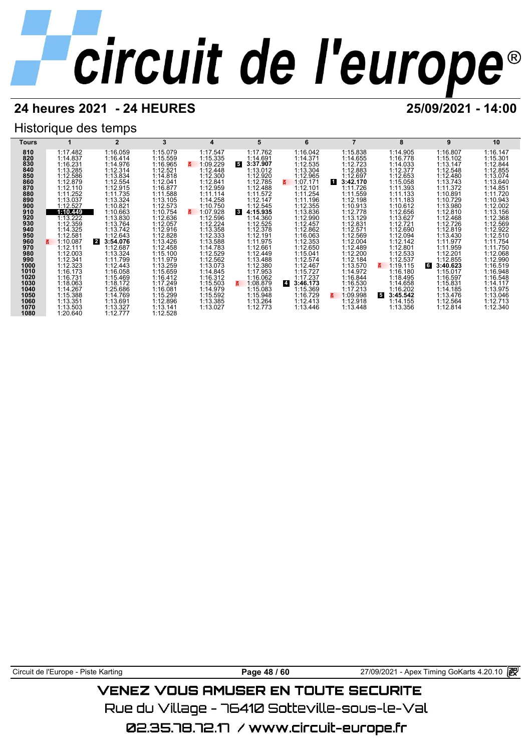# circuit de l'europe

## 24 heures 2021 - 24 HEURES

**25/09/2021 - 14:00**

### Historique des temps

| Tours | 1 | 2 | 3 | 4 | 5 | 6 | 7 | 8 | 9 | 10 |
|---|---|---|---|---|---|---|---|---|---|---|
| 810 | 1:17.482 | 1:16.059 | 1:15.079 | 1:17.547 | 1:17.762 | 1:16.042 | 1:15.838 | 1:14.905 | 1:16.807 | 1:16.147 |
| 820 | 1:14.837 | 1:16.414 | 1:15.559 | 1:15.335 | 1:14.691 | 1:14.371 | 1:14.655 | 1:16.778 | 1:15.102 | 1:15.301 |
| 830 | 1:16.231 | 1:14.976 | 1:16.965 | 1:09.229 | 5 3:37.907 | 1:12.535 | 1:12.723 | 1:14.033 | 1:13.147 | 1:12.844 |
| 840 | 1:13.285 | 1:12.314 | 1:12.521 | 1:12.448 | 1:13.012 | 1:13.304 | 1:12.883 | 1:12.377 | 1:12.548 | 1:12.855 |
| 850 | 1:12.586 | 1:13.834 | 1:14.818 | 1:12.300 | 1:12.920 | 1:12.965 | 1:12.697 | 1:12.653 | 1:12.480 | 1:13.074 |
| 860 | 1:12.879 | 1:12.554 | 1:12.041 | 1:12.841 | 1:12.785 | 1:07.171 | 1 3:42.170 | 1:15.058 | 1:13.743 | 1:13.640 |
| 870 | 1:12.110 | 1:12.915 | 1:16.877 | 1:12.959 | 1:12.488 | 1:12.101 | 1:11.726 | 1:11.393 | 1:11.372 | 1:14.851 |
| 880 | 1:11.252 | 1:11.735 | 1:11.588 | 1:11.114 | 1:11.572 | 1:11.254 | 1:11.559 | 1:11.133 | 1:10.891 | 1:11.720 |
| 890 | 1:13.037 | 1:13.324 | 1:13.105 | 1:14.258 | 1:12.147 | 1:11.196 | 1:12.198 | 1:11.183 | 1:10.729 | 1:10.943 |
| 900 | 1:12.527 | 1:10.821 | 1:12.573 | 1:10.750 | 1:12.545 | 1:12.355 | 1:10.913 | 1:10.612 | 1:13.980 | 1:12.002 |
| 910 | **1:10.449** | 1:10.663 | 1:10.754 | 1:07.928 | 3 4:15.935 | 1:13.836 | 1:12.778 | 1:12.656 | 1:12.810 | 1:13.156 |
| 920 | 1:13.222 | 1:13.830 | 1:12.636 | 1:12.596 | 1:14.360 | 1:12.990 | 1:13.129 | 1:13.627 | 1:12.468 | 1:12.368 |
| 930 | 1:12.359 | 1:13.764 | 1:12.057 | 1:12.224 | 1:12.525 | 1:12.457 | 1:12.831 | 1:12.721 | 1:12.726 | 1:12.569 |
| 940 | 1:14.325 | 1:13.742 | 1:12.916 | 1:13.358 | 1:12.378 | 1:12.862 | 1:12.571 | 1:12.690 | 1:12.819 | 1:12.922 |
| 950 | 1:12.581 | 1:12.643 | 1:12.828 | 1:12.333 | 1:12.191 | 1:16.063 | 1:12.569 | 1:12.094 | 1:13.430 | 1:12.510 |
| 960 | 1:10.087 | 2 3:54.076 | 1:13.426 | 1:13.588 | 1:11.975 | 1:12.353 | 1:12.004 | 1:12.142 | 1:11.977 | 1:11.754 |
| 970 | 1:12.111 | 1:12.687 | 1:12.458 | 1:14.783 | 1:12.661 | 1:12.650 | 1:12.489 | 1:12.801 | 1:11.959 | 1:11.750 |
| 980 | 1:12.003 | 1:13.324 | 1:15.100 | 1:12.529 | 1:12.449 | 1:15.041 | 1:12.200 | 1:12.533 | 1:12.201 | 1:12.068 |
| 990 | 1:12.341 | 1:11.799 | 1:11.979 | 1:12.562 | 1:13.488 | 1:12.574 | 1:12.184 | 1:12.537 | 1:12.855 | 1:12.990 |
| 1000 | 1:12.323 | 1:12.443 | 1:13.259 | 1:13.073 | 1:12.380 | 1:12.467 | 1:13.570 | 1:19.115 | 6 3:40.623 | 1:16.519 |
| 1010 | 1:16.173 | 1:16.058 | 1:15.659 | 1:14.845 | 1:17.953 | 1:15.727 | 1:14.972 | 1:16.180 | 1:15.017 | 1:16.948 |
| 1020 | 1:16.731 | 1:15.469 | 1:16.412 | 1:16.312 | 1:16.062 | 1:17.237 | 1:16.844 | 1:18.495 | 1:16.597 | 1:16.548 |
| 1030 | 1:18.063 | 1:18.172 | 1:17.249 | 1:15.503 | 1:08.879 | 4 3:46.173 | 1:16.530 | 1:14.658 | 1:15.831 | 1:14.117 |
| 1040 | 1:14.267 | 1:25.686 | 1:16.081 | 1:14.979 | 1:15.083 | 1:15.369 | 1:17.213 | 1:16.202 | 1:14.185 | 1:13.975 |
| 1050 | 1:15.388 | 1:14.769 | 1:15.299 | 1:15.592 | 1:15.948 | 1:16.729 | 1:09.998 | 5 3:45.542 | 1:13.476 | 1:13.046 |
| 1060 | 1:13.351 | 1:13.691 | 1:12.896 | 1:13.385 | 1:13.264 | 1:12.413 | 1:12.918 | 1:14.155 | 1:12.564 | 1:12.713 |
| 1070 | 1:13.503 | 1:13.327 | 1:13.141 | 1:13.027 | 1:12.773 | 1:13.446 | 1:13.448 | 1:13.356 | 1:12.814 | 1:12.340 |
| 1080 | 1:20.640 | 1:12.777 | 1:12.528 | | | | | | | |

VENEZ VOUS AMUSER EN TOUTE SECURITE

Rue du Village - 76410 Sotteville-sous-le-Val

02.35.78.72.17 / www.circuit-europe.fr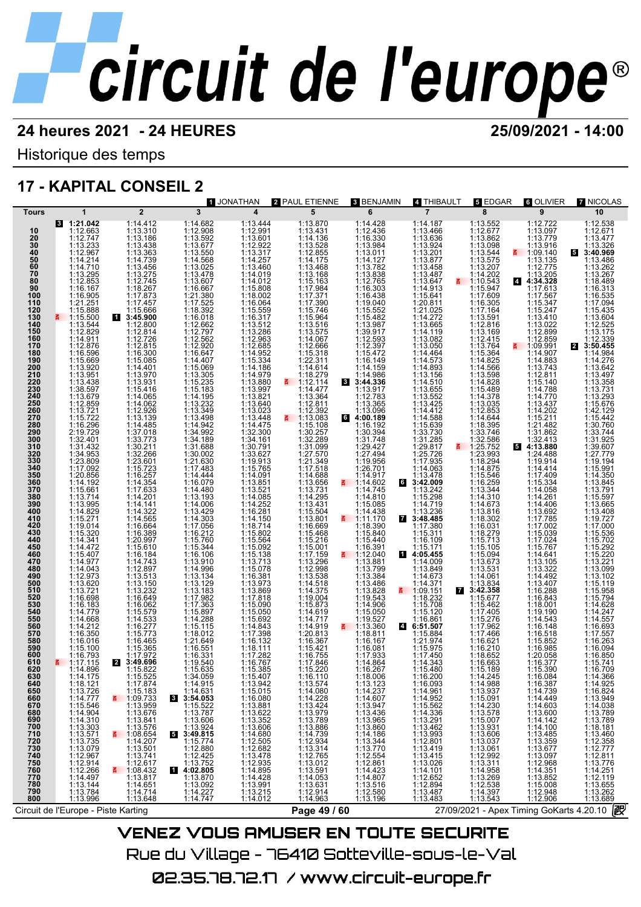# circuit de l'europe®

**24 heures 2021 - 24 HEURES** **25/09/2021 - 14:00**

Historique des temps

## 17 - KAPITAL CONSEIL 2

Pilotes : 1 JONATHAN, 2 PAUL ETIENNE, 3 BENJAMIN, 4 THIBAULT, 5 EDGAR, 6 OLIVIER, 7 NICOLAS

| Tours | 1 | 2 | 3 | 4 | 5 | 6 | 7 | 8 | 9 | 10 |
|---|---|---|---|---|---|---|---|---|---|---|
| | 3 **1:21.042** | 1:14.412 | 1:14.682 | 1:13.444 | 1:13.870 | 1:14.428 | 1:14.187 | 1:13.552 | 1:12.722 | 1:12.538 |
| 10 | 1:12.663 | 1:13.310 | 1:12.908 | 1:12.991 | 1:13.431 | 1:12.436 | 1:13.466 | 1:12.677 | 1:13.097 | 1:12.671 |
| 20 | 1:12.747 | 1:13.186 | 1:13.592 | 1:13.601 | 1:14.136 | 1:16.330 | 1:13.636 | 1:13.862 | 1:13.779 | 1:13.477 |
| 30 | 1:13.233 | 1:13.438 | 1:13.677 | 1:12.922 | 1:13.528 | 1:13.984 | 1:13.924 | 1:13.098 | 1:13.916 | 1:13.326 |
| 40 | 1:12.967 | 1:13.363 | 1:13.550 | 1:13.317 | 1:12.855 | 1:13.011 | 1:13.201 | 1:13.544 | 1:09.140 | 5 **3:40.969** |
| 50 | 1:14.214 | 1:14.739 | 1:14.568 | 1:14.257 | 1:14.175 | 1:14.127 | 1:13.877 | 1:13.575 | 1:13.135 | 1:13.486 |
| 60 | 1:14.710 | 1:13.456 | 1:13.025 | 1:13.460 | 1:13.468 | 1:13.782 | 1:13.458 | 1:13.207 | 1:12.775 | 1:13.262 |
| 70 | 1:13.295 | 1:13.275 | 1:13.478 | 1:14.019 | 1:13.168 | 1:13.838 | 1:13.487 | 1:14.202 | 1:13.205 | 1:13.267 |
| 80 | 1:12.853 | 1:12.745 | 1:13.607 | 1:14.012 | 1:15.163 | 1:12.765 | 1:13.647 | 1:10.543 | 4 **4:34.328** | 1:18.489 |
| 90 | 1:16.167 | 1:18.267 | 1:16.667 | 1:15.808 | 1:17.984 | 1:16.303 | 1:14.913 | 1:15.947 | 1:17.613 | 1:16.313 |
| 100 | 1:16.905 | 1:17.873 | 1:21.380 | 1:18.002 | 1:17.371 | 1:16.438 | 1:15.641 | 1:17.609 | 1:17.567 | 1:16.535 |
| 110 | 1:21.251 | 1:17.457 | 1:17.525 | 1:16.064 | 1:17.390 | 1:19.040 | 1:20.811 | 1:16.305 | 1:15.347 | 1:17.094 |
| 120 | 1:15.888 | 1:15.666 | 1:18.392 | 1:15.559 | 1:15.746 | 1:15.552 | 1:21.025 | 1:17.164 | 1:15.247 | 1:15.435 |
| 130 | 1:15.500 | 1 **3:45.900** | 1:16.018 | 1:16.317 | 1:15.964 | 1:15.482 | 1:14.272 | 1:13.591 | 1:13.410 | 1:13.604 |
| 140 | 1:13.544 | 1:12.800 | 1:12.662 | 1:13.512 | 1:13.516 | 1:13.987 | 1:13.665 | 1:12.816 | 1:13.022 | 1:12.525 |
| 150 | 1:12.829 | 1:12.814 | 1:12.797 | 1:13.286 | 1:13.575 | 1:39.917 | 1:14.119 | 1:13.169 | 1:12.899 | 1:13.175 |
| 160 | 1:14.911 | 1:12.726 | 1:12.562 | 1:12.963 | 1:14.067 | 1:12.593 | 1:13.082 | 1:12.415 | 1:12.859 | 1:12.339 |
| 170 | 1:12.876 | 1:12.815 | 1:12.920 | 1:12.685 | 1:12.666 | 1:12.397 | 1:13.050 | 1:13.764 | 1:09.991 | 2 **3:50.455** |
| 180 | 1:16.596 | 1:16.300 | 1:16.647 | 1:14.952 | 1:15.318 | 1:15.472 | 1:14.464 | 1:15.364 | 1:14.907 | 1:14.984 |
| 190 | 1:15.669 | 1:15.085 | 1:14.407 | 1:15.334 | 1:22.311 | 1:16.149 | 1:14.573 | 1:14.825 | 1:14.883 | 1:14.276 |
| 200 | 1:13.920 | 1:14.401 | 1:15.069 | 1:14.186 | 1:14.614 | 1:14.159 | 1:14.893 | 1:14.566 | 1:13.743 | 1:13.642 |
| 210 | 1:13.951 | 1:13.970 | 1:13.305 | 1:14.979 | 1:18.279 | 1:14.986 | 1:13.156 | 1:13.598 | 1:12.811 | 1:13.497 |
| 220 | 1:13.438 | 1:13.931 | 1:15.235 | 1:13.880 | 1:12.114 | 3 **3:44.336** | 1:14.510 | 1:14.828 | 1:15.140 | 1:13.358 |
| 230 | 1:38.597 | 1:15.416 | 1:15.183 | 1:13.997 | 1:14.477 | 1:13.917 | 1:13.655 | 1:15.489 | 1:14.788 | 1:13.731 |
| 240 | 1:13.679 | 1:14.065 | 1:14.195 | 1:13.821 | 1:13.364 | 1:12.783 | 1:13.552 | 1:14.378 | 1:13.770 | 1:13.293 |
| 250 | 1:12.859 | 1:14.062 | 1:13.232 | 1:13.640 | 1:12.811 | 1:13.365 | 1:13.425 | 1:13.035 | 1:13.437 | 1:15.676 |
| 260 | 1:13.721 | 1:12.926 | 1:13.349 | 1:13.023 | 1:12.392 | 1:13.096 | 1:14.412 | 1:12.853 | 1:14.202 | 1:42.129 |
| 270 | 1:15.722 | 1:13.139 | 1:13.498 | 1:13.448 | 1:13.083 | 6 **4:00.189** | 1:14.588 | 1:14.644 | 1:15.211 | 1:15.442 |
| 280 | 1:16.296 | 1:14.485 | 1:14.942 | 1:14.475 | 1:15.108 | 1:16.192 | 1:15.639 | 1:18.395 | 1:21.482 | 1:30.760 |
| 290 | 2:19.729 | 1:37.018 | 1:34.992 | 1:32.300 | 1:30.257 | 1:30.394 | 1:33.730 | 1:33.746 | 1:31.862 | 1:33.744 |
| 300 | 1:32.401 | 1:33.773 | 1:34.189 | 1:34.161 | 1:32.289 | 1:31.748 | 1:31.285 | 1:32.586 | 1:32.413 | 1:31.925 |
| 310 | 1:31.432 | 1:30.211 | 1:31.688 | 1:30.791 | 1:31.099 | 1:29.427 | 1:29.817 | 1:25.752 | 5 **4:13.880** | 1:39.607 |
| 320 | 1:34.953 | 1:32.266 | 1:30.002 | 1:33.627 | 1:27.570 | 1:27.494 | 1:25.726 | 1:23.993 | 1:24.488 | 1:27.779 |
| 330 | 1:23.809 | 1:23.601 | 1:21.630 | 1:19.913 | 1:21.349 | 1:19.956 | 1:17.935 | 1:18.294 | 1:19.914 | 1:19.194 |
| 340 | 1:17.092 | 1:15.723 | 1:17.483 | 1:15.765 | 1:17.518 | 1:26.701 | 1:14.063 | 1:14.875 | 1:14.414 | 1:15.991 |
| 350 | 1:20.856 | 1:16.257 | 1:14.444 | 1:14.091 | 1:14.688 | 1:14.917 | 1:13.478 | 1:15.546 | 1:17.409 | 1:14.350 |
| 360 | 1:14.192 | 1:14.354 | 1:16.079 | 1:13.851 | 1:13.656 | 1:14.602 | 6 **3:42.009** | 1:16.259 | 1:15.334 | 1:13.845 |
| 370 | 1:15.661 | 1:17.633 | 1:14.480 | 1:13.521 | 1:13.731 | 1:14.745 | 1:13.242 | 1:13.344 | 1:14.058 | 1:13.791 |
| 380 | 1:13.714 | 1:14.201 | 1:13.193 | 1:14.085 | 1:14.295 | 1:14.810 | 1:15.298 | 1:14.310 | 1:14.261 | 1:15.597 |
| 390 | 1:13.995 | 1:14.141 | 1:14.006 | 1:14.252 | 1:13.431 | 1:15.085 | 1:14.719 | 1:14.673 | 1:14.406 | 1:13.665 |
| 400 | 1:14.829 | 1:14.322 | 1:13.429 | 1:16.281 | 1:15.504 | 1:14.438 | 1:13.236 | 1:13.816 | 1:13.692 | 1:13.408 |
| 410 | 1:15.271 | 1:14.565 | 1:14.303 | 1:14.150 | 1:13.801 | 1:11.170 | 7 **3:48.485** | 1:18.302 | 1:17.785 | 1:19.727 |
| 420 | 1:19.014 | 1:16.664 | 1:17.056 | 1:18.714 | 1:16.669 | 1:18.390 | 1:17.380 | 1:16.031 | 1:17.002 | 1:17.000 |
| 430 | 1:15.320 | 1:16.389 | 1:16.212 | 1:15.802 | 1:15.468 | 1:15.840 | 1:15.311 | 1:18.279 | 1:15.039 | 1:15.536 |
| 440 | 1:14.341 | 1:20.997 | 1:15.760 | 1:15.564 | 1:15.216 | 1:15.440 | 1:16.109 | 1:15.713 | 1:17.024 | 1:15.702 |
| 450 | 1:14.472 | 1:15.610 | 1:15.344 | 1:15.092 | 1:15.001 | 1:16.391 | 1:15.171 | 1:15.105 | 1:15.767 | 1:15.292 |
| 460 | 1:15.407 | 1:16.184 | 1:16.106 | 1:15.138 | 1:17.159 | 1:12.040 | 1 **4:05.455** | 1:15.094 | 1:14.641 | 1:15.220 |
| 470 | 1:14.977 | 1:14.743 | 1:13.910 | 1:13.713 | 1:13.296 | 1:13.881 | 1:14.009 | 1:13.673 | 1:13.105 | 1:13.221 |
| 480 | 1:14.043 | 1:12.897 | 1:14.996 | 1:15.078 | 1:12.998 | 1:13.799 | 1:13.849 | 1:13.531 | 1:13.322 | 1:13.099 |
| 490 | 1:12.973 | 1:13.513 | 1:13.134 | 1:16.381 | 1:13.538 | 1:13.384 | 1:14.673 | 1:14.061 | 1:14.492 | 1:13.102 |
| 500 | 1:13.620 | 1:13.150 | 1:13.129 | 1:13.973 | 1:14.518 | 1:13.486 | 1:14.371 | 1:13.834 | 1:13.407 | 1:15.119 |
| 510 | 1:13.721 | 1:13.232 | 1:13.183 | 1:13.869 | 1:14.375 | 1:13.828 | 1:09.151 | 7 **3:42.358** | 1:16.288 | 1:15.958 |
| 520 | 1:16.698 | 1:16.649 | 1:17.982 | 1:17.818 | 1:19.004 | 1:19.543 | 1:18.232 | 1:15.677 | 1:16.843 | 1:15.794 |
| 530 | 1:16.183 | 1:16.062 | 1:17.363 | 1:15.090 | 1:15.873 | 1:14.906 | 1:15.708 | 1:15.462 | 1:18.001 | 1:14.628 |
| 540 | 1:14.779 | 1:15.579 | 1:15.897 | 1:15.050 | 1:14.619 | 1:15.050 | 1:15.120 | 1:17.405 | 1:19.190 | 1:14.247 |
| 550 | 1:14.668 | 1:14.533 | 1:14.288 | 1:15.692 | 1:14.717 | 1:19.527 | 1:16.861 | 1:15.276 | 1:14.543 | 1:14.557 |
| 560 | 1:14.212 | 1:16.277 | 1:15.115 | 1:14.843 | 1:14.919 | 1:13.360 | 4 **6:51.507** | 1:17.962 | 1:16.148 | 1:16.693 |
| 570 | 1:16.350 | 1:15.773 | 1:18.012 | 1:17.398 | 1:20.813 | 1:18.811 | 1:15.884 | 1:17.466 | 1:16.518 | 1:17.557 |
| 580 | 1:16.016 | 1:16.465 | 1:21.649 | 1:16.132 | 1:16.367 | 1:16.167 | 1:21.974 | 1:16.621 | 1:15.852 | 1:16.263 |
| 590 | 1:15.100 | 1:15.365 | 1:16.551 | 1:18.111 | 1:15.421 | 1:16.081 | 1:15.975 | 1:16.210 | 1:16.985 | 1:16.094 |
| 600 | 1:16.793 | 1:17.972 | 1:16.331 | 1:17.282 | 1:16.755 | 1:17.933 | 1:17.450 | 1:18.652 | 1:20.058 | 1:16.850 |
| 610 | 1:17.115 | 2 **3:49.696** | 1:19.540 | 1:16.767 | 1:17.846 | 1:14.864 | 1:14.343 | 1:16.663 | 1:16.377 | 1:15.741 |
| 620 | 1:14.896 | 1:15.822 | 1:15.635 | 1:15.385 | 1:15.220 | 1:16.267 | 1:15.480 | 1:15.189 | 1:15.390 | 1:16.709 |
| 630 | 1:14.175 | 1:15.525 | 1:14.059 | 1:15.407 | 1:16.110 | 1:18.006 | 1:16.200 | 1:14.245 | 1:16.084 | 1:14.366 |
| 640 | 1:18.121 | 1:17.874 | 1:13.910 | 1:13.942 | 1:13.574 | 1:13.123 | 1:16.093 | 1:14.988 | 1:16.387 | 1:14.925 |
| 650 | 1:13.726 | 1:15.183 | 1:14.631 | 1:15.015 | 1:14.080 | 1:14.237 | 1:14.961 | 1:13.937 | 1:14.739 | 1:16.824 |
| 660 | 1:14.777 | 1:09.733 | 3 **3:54.053** | 1:16.080 | 1:14.228 | 1:14.607 | 1:14.952 | 1:15.091 | 1:14.449 | 1:13.949 |
| 670 | 1:15.546 | 1:13.959 | 1:15.522 | 1:13.881 | 1:13.424 | 1:13.947 | 1:15.562 | 1:14.230 | 1:14.603 | 1:14.038 |
| 680 | 1:14.904 | 1:13.676 | 1:13.787 | 1:13.622 | 1:13.979 | 1:13.436 | 1:14.336 | 1:13.578 | 1:13.600 | 1:13.789 |
| 690 | 1:14.310 | 1:13.841 | 1:13.606 | 1:13.352 | 1:13.789 | 1:13.965 | 1:13.291 | 1:15.007 | 1:14.142 | 1:13.789 |
| 700 | 1:13.303 | 1:13.576 | 1:13.924 | 1:14.606 | 1:13.886 | 1:13.860 | 1:13.462 | 1:13.931 | 1:14.100 | 1:18.181 |
| 710 | 1:13.571 | 1:08.654 | 5 **3:49.815** | 1:14.680 | 1:14.739 | 1:14.186 | 1:13.993 | 1:13.606 | 1:13.485 | 1:13.460 |
| 720 | 1:13.735 | 1:14.207 | 1:15.774 | 1:12.505 | 1:12.934 | 1:13.344 | 1:12.801 | 1:13.037 | 1:13.359 | 1:12.358 |
| 730 | 1:13.079 | 1:13.501 | 1:12.880 | 1:12.682 | 1:13.314 | 1:13.770 | 1:13.419 | 1:13.061 | 1:13.677 | 1:12.777 |
| 740 | 1:12.967 | 1:13.741 | 1:12.425 | 1:13.478 | 1:12.765 | 1:12.554 | 1:13.415 | 1:12.992 | 1:13.097 | 1:12.811 |
| 750 | 1:12.914 | 1:12.617 | 1:13.752 | 1:12.935 | 1:13.012 | 1:12.861 | 1:13.026 | 1:13.311 | 1:12.968 | 1:13.776 |
| 760 | 1:12.266 | 1:08.432 | 1 **4:02.805** | 1:14.895 | 1:13.591 | 1:14.423 | 1:14.101 | 1:14.958 | 1:14.351 | 1:14.251 |
| 770 | 1:14.497 | 1:13.817 | 1:13.670 | 1:14.428 | 1:14.053 | 1:13.807 | 1:12.652 | 1:13.269 | 1:13.852 | 1:12.119 |
| 780 | 1:13.144 | 1:14.651 | 1:13.092 | 1:13.991 | 1:13.631 | 1:13.516 | 1:12.894 | 1:12.538 | 1:15.008 | 1:13.655 |
| 790 | 1:13.784 | 1:14.714 | 1:14.227 | 1:13.215 | 1:12.914 | 1:12.580 | 1:13.487 | 1:14.397 | 1:12.948 | 1:13.262 |
| 800 | 1:13.996 | 1:13.648 | 1:14.747 | 1:14.012 | 1:14.963 | 1:13.196 | 1:13.483 | 1:13.543 | 1:12.906 | 1:13.689 |

Circuit de l'Europe - Piste Karting — 27/09/2021 - Apex Timing GoKarts 4.20.10

VENEZ VOUS AMUSER EN TOUTE SECURITE

Rue du Village - 76410 Sotteville-sous-le-Val

02.35.78.72.17 / www.circuit-europe.fr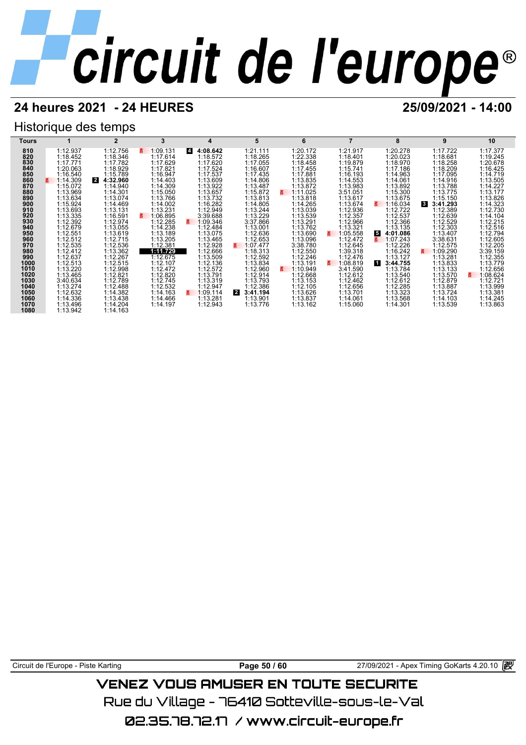# circuit de l'europe

## 24 heures 2021 - 24 HEURES

## 25/09/2021 - 14:00

### Historique des temps

| Tours | 1 | 2 | 3 | 4 | 5 | 6 | 7 | 8 | 9 | 10 |
|---|---|---|---|---|---|---|---|---|---|---|
| 810 | 1:12.937 | 1:12.756 | 1:09.131 | 4 **4:08.642** | 1:21.111 | 1:20.172 | 1:21.917 | 1:20.278 | 1:17.722 | 1:17.377 |
| 820 | 1:18.452 | 1:18.346 | 1:17.614 | 1:18.572 | 1:18.265 | 1:22.338 | 1:18.401 | 1:20.023 | 1:18.681 | 1:19.245 |
| 830 | 1:17.771 | 1:17.782 | 1:17.629 | 1:17.620 | 1:17.055 | 1:18.458 | 1:19.879 | 1:18.970 | 1:18.258 | 1:20.678 |
| 840 | 1:20.063 | 1:18.929 | 1:17.821 | 1:17.524 | 1:16.607 | 1:17.455 | 1:15.741 | 1:17.186 | 1:18.209 | 1:16.425 |
| 850 | 1:16.540 | 1:15.789 | 1:16.947 | 1:17.537 | 1:17.435 | 1:17.881 | 1:16.193 | 1:14.963 | 1:17.095 | 1:14.719 |
| 860 | 1:14.309 | 2 **4:32.960** | 1:14.403 | 1:13.609 | 1:14.806 | 1:13.835 | 1:14.553 | 1:14.061 | 1:14.916 | 1:13.505 |
| 870 | 1:15.072 | 1:14.940 | 1:14.309 | 1:13.922 | 1:13.487 | 1:13.872 | 1:13.983 | 1:13.892 | 1:13.788 | 1:14.227 |
| 880 | 1:13.969 | 1:14.301 | 1:15.050 | 1:13.657 | 1:15.872 | 1:11.025 | 3:51.051 | 1:15.300 | 1:13.775 | 1:13.177 |
| 890 | 1:13.634 | 1:13.074 | 1:13.766 | 1:13.732 | 1:13.813 | 1:13.818 | 1:13.617 | 1:13.675 | 1:15.150 | 1:13.826 |
| 900 | 1:15.924 | 1:14.469 | 1:14.002 | 1:16.282 | 1:14.805 | 1:14.265 | 1:13.674 | 1:16.034 | 3 **3:41.293** | 1:14.323 |
| 910 | 1:13.693 | 1:13.131 | 1:13.231 | 1:12.949 | 1:13.244 | 1:13.039 | 1:12.936 | 1:12.722 | 1:12.389 | 1:12.730 |
| 920 | 1:13.335 | 1:16.591 | 1:06.895 | 3:39.688 | 1:13.229 | 1:13.539 | 1:12.357 | 1:12.537 | 1:12.639 | 1:14.104 |
| 930 | 1:12.392 | 1:12.974 | 1:12.285 | 1:09.346 | 3:37.866 | 1:13.291 | 1:12.966 | 1:12.366 | 1:12.529 | 1:12.215 |
| 940 | 1:12.679 | 1:13.055 | 1:14.238 | 1:12.484 | 1:13.001 | 1:13.762 | 1:13.321 | 1:13.135 | 1:12.303 | 1:12.516 |
| 950 | 1:12.551 | 1:13.619 | 1:13.189 | 1:13.075 | 1:12.636 | 1:13.690 | 1:05.558 | 5 **4:01.086** | 1:13.407 | 1:12.794 |
| 960 | 1:12.512 | 1:12.715 | 1:13.205 | 1:13.465 | 1:12.653 | 1:13.096 | 1:12.472 | 1:07.243 | 3:38.631 | 1:12.605 |
| 970 | 1:12.535 | 1:12.536 | 1:12.381 | 1:12.928 | 1:07.477 | 3:38.780 | 1:12.645 | 1:12.226 | 1:12.575 | 1:12.205 |
| 980 | 1:12.412 | 1:13.362 | **1:11.729** | 1:12.666 | 1:18.313 | 1:12.550 | 1:39.318 | 1:16.242 | 1:09.290 | 3:39.159 |
| 990 | 1:12.637 | 1:12.267 | 1:12.675 | 1:13.509 | 1:12.592 | 1:12.246 | 1:12.476 | 1:13.127 | 1:13.281 | 1:12.355 |
| 1000 | 1:12.513 | 1:12.515 | 1:12.107 | 1:12.136 | 1:13.834 | 1:13.191 | 1:08.819 | 1 **3:44.755** | 1:13.833 | 1:13.779 |
| 1010 | 1:13.220 | 1:12.998 | 1:12.472 | 1:12.572 | 1:12.960 | 1:10.949 | 3:41.590 | 1:13.784 | 1:13.133 | 1:12.656 |
| 1020 | 1:13.465 | 1:12.821 | 1:12.820 | 1:13.791 | 1:12.914 | 1:12.668 | 1:12.612 | 1:13.540 | 1:13.570 | 1:08.624 |
| 1030 | 3:40.634 | 1:12.789 | 1:12.745 | 1:13.319 | 1:13.793 | 1:13.153 | 1:12.462 | 1:12.612 | 1:12.879 | 1:12.721 |
| 1040 | 1:13.274 | 1:12.488 | 1:12.532 | 1:12.947 | 1:12.386 | 1:12.105 | 1:12.656 | 1:12.285 | 1:13.887 | 1:13.999 |
| 1050 | 1:12.632 | 1:14.382 | 1:14.163 | 1:09.114 | 2 **3:41.194** | 1:13.626 | 1:13.701 | 1:13.323 | 1:13.724 | 1:13.381 |
| 1060 | 1:14.336 | 1:13.438 | 1:14.466 | 1:13.281 | 1:13.901 | 1:13.837 | 1:14.061 | 1:13.568 | 1:14.103 | 1:14.245 |
| 1070 | 1:13.496 | 1:14.204 | 1:14.197 | 1:12.943 | 1:13.776 | 1:13.162 | 1:15.060 | 1:14.301 | 1:13.539 | 1:13.863 |
| 1080 | 1:13.942 | 1:14.163 | | | | | | | | |

Circuit de l'Europe - Piste Karting

27/09/2021 - Apex Timing GoKarts 4.20.10

VENEZ VOUS AMUSER EN TOUTE SECURITE

Rue du Village - 76410 Sotteville-sous-le-Val

02.35.78.72.17 / www.circuit-europe.fr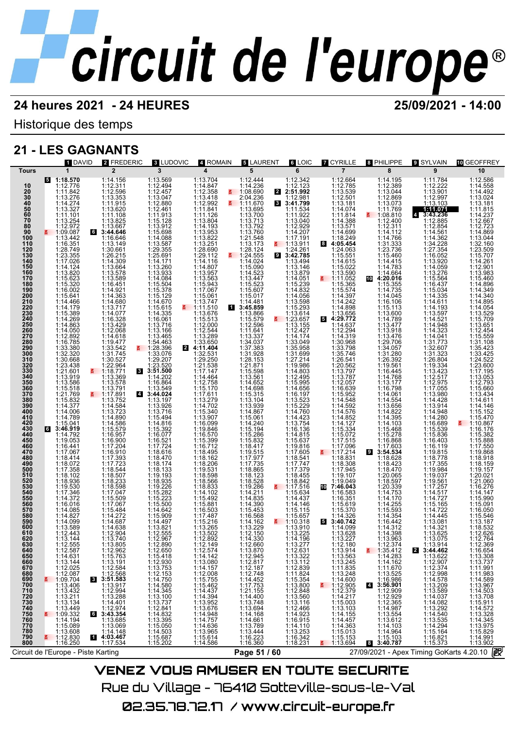# circuit de l'europe®

**24 heures 2021 - 24 HEURES** — **25/09/2021 - 14:00**

Historique des temps

## 21 - LES GAGNANTS

| Tours | 1 DAVID | 2 FREDERIC | 3 LUDOVIC | 4 ROMAIN | 5 LAURENT | 6 LOIC | 7 CYRILLE | 8 PHILIPPE | 9 SYLVAIN | 10 GEOFFREY |
|---|---|---|---|---|---|---|---|---|---|---|
| | 1 | 2 | 3 | 4 | 5 | 6 | 7 | 8 | 9 | 10 |
| | [5] **1:18.570** | 1:14.156 | 1:13.569 | 1:13.704 | 1:12.444 | 1:12.342 | 1:12.664 | 1:14.195 | 1:11.784 | 1:12.586 |
| 10 | 1:12.776 | 1:12.311 | 1:12.494 | 1:14.847 | 1:14.236 | 1:12.123 | 1:12.785 | 1:12.389 | 1:12.222 | 1:14.558 |
| 20 | 1:11.842 | 1:12.596 | 1:12.457 | 1:12.358 | 1:08.690 | [2] **2:51.992** | 1:13.539 | 1:13.044 | 1:13.901 | 1:14.492 |
| 30 | 1:13.276 | 1:13.353 | 1:13.047 | 1:13.418 | 2:04.236 | 1:12.981 | 1:12.501 | 1:12.869 | 1:12.997 | 1:13.024 |
| 40 | 1:14.274 | 1:11.915 | 1:12.880 | 1:12.992 | 1:11.670 | [3] **3:41.799** | 1:13.181 | 1:13.073 | 1:13.103 | 1:13.181 |
| 50 | 1:13.327 | 1:13.620 | 1:12.461 | 1:11.841 | 1:13.695 | 1:11.534 | 1:14.074 | 1:11.769 | **1:11.071** | 1:11.815 |
| 60 | 1:11.101 | 1:11.108 | 1:11.913 | 1:11.126 | 1:13.700 | 1:11.922 | 1:11.814 | 1:08.810 | [4] **3:43.236** | 1:14.237 |
| 70 | 1:13.254 | 1:13.825 | 1:15.128 | 1:13.804 | 1:13.713 | 1:13.040 | 1:14.388 | 1:12.400 | 1:12.885 | 1:12.667 |
| 80 | 1:12.972 | 1:13.667 | 1:13.912 | 1:14.193 | 1:13.792 | 1:12.929 | 1:13.571 | 1:12.311 | 1:12.854 | 1:12.723 |
| 90 | 1:09.087 | [6] **3:44.646** | 1:15.698 | 1:13.953 | 1:13.760 | 1:14.207 | 1:14.699 | 1:14.112 | 1:14.561 | 1:14.869 |
| 100 | 1:13.442 | 1:16.646 | 1:14.088 | 1:14.088 | 1:13.447 | 1:14.051 | 1:18.249 | 1:14.766 | 1:14.362 | 1:13.044 |
| 110 | 1:16.351 | 1:13.149 | 1:13.587 | 1:13.251 | 1:13.173 | 1:13.911 | [8] **4:05.454** | 1:31.333 | 1:34.228 | 1:32.160 |
| 120 | 1:28.749 | 1:30.661 | 1:29.355 | 1:28.690 | 1:28.124 | 1:24.261 | 1:24.063 | 1:23.736 | 1:27.354 | 1:23.509 |
| 130 | 1:23.355 | 1:26.215 | 1:25.691 | 1:29.112 | 1:24.555 | [9] **3:42.785** | 1:15.551 | 1:15.460 | 1:16.052 | 1:15.707 |
| 140 | 1:17.026 | 1:14.309 | 1:14.171 | 1:14.116 | 1:14.024 | 1:13.494 | 1:14.615 | 1:14.415 | 1:13.920 | 1:14.261 |
| 150 | 1:14.124 | 1:13.664 | 1:13.260 | 1:14.807 | 1:15.090 | 1:13.146 | 1:15.022 | 1:14.783 | 1:14.059 | 1:12.901 |
| 160 | 1:13.820 | 1:13.578 | 1:13.933 | 1:13.957 | 1:14.523 | 1:13.879 | 1:13.590 | 1:14.664 | 1:13.276 | 1:13.983 |
| 170 | 1:15.623 | 1:13.589 | 1:14.084 | 1:13.563 | 1:13.447 | 1:17.191 | 1:11.052 | [10] **4:20.016** | 1:15.564 | 1:15.460 |
| 180 | 1:15.320 | 1:16.451 | 1:15.504 | 1:15.943 | 1:15.523 | 1:15.239 | 1:15.365 | 1:15.355 | 1:16.437 | 1:14.896 |
| 190 | 1:16.002 | 1:14.921 | 1:15.378 | 1:17.067 | 1:15.607 | 1:14.832 | 1:15.574 | 1:14.735 | 1:15.034 | 1:14.349 |
| 200 | 1:15.641 | 1:14.363 | 1:15.129 | 1:15.061 | 1:15.017 | 1:14.056 | 1:14.397 | 1:14.045 | 1:14.335 | 1:14.340 |
| 210 | 1:14.466 | 1:14.680 | 1:14.670 | 1:13.747 | 1:14.481 | 1:13.598 | 1:14.242 | 1:16.106 | 1:14.611 | 1:14.895 |
| 220 | 1:14.179 | 1:13.717 | 1:15.615 | 1:11.510 | [1] **3:45.859** | 1:15.293 | 1:14.898 | 1:15.113 | 1:14.193 | 1:14.054 |
| 230 | 1:15.389 | 1:14.077 | 1:14.335 | 1:13.676 | 1:13.866 | 1:13.614 | 1:13.656 | 1:13.600 | 1:13.597 | 1:13.529 |
| 240 | 1:14.269 | 1:16.328 | 1:16.061 | 1:15.513 | 1:15.579 | 1:23.657 | [5] **4:29.772** | 1:14.789 | 1:14.521 | 1:15.709 |
| 250 | 1:14.863 | 1:13.429 | 1:13.716 | 1:12.000 | 1:12.596 | 1:13.155 | 1:14.637 | 1:13.477 | 1:14.948 | 1:13.651 |
| 260 | 1:14.050 | 1:12.068 | 1:13.166 | 1:12.544 | 1:11.641 | 1:12.427 | 1:12.294 | 1:13.918 | 1:14.323 | 1:12.454 |
| 270 | 1:12.892 | 1:14.618 | 1:13.465 | 1:13.289 | 1:13.337 | 1:14.174 | 1:14.319 | 1:13.476 | 1:14.041 | 1:15.559 |
| 280 | 1:16.785 | 1:19.477 | 1:54.463 | 1:33.650 | 1:34.037 | 1:33.049 | 1:30.968 | 1:29.706 | 1:31.773 | 1:31.108 |
| 290 | 1:33.380 | 1:33.542 | 1:28.396 | [2] **4:11.404** | 1:37.383 | 1:35.958 | 1:33.798 | 1:34.057 | 1:32.607 | 1:35.423 |
| 300 | 1:32.320 | 1:31.745 | 1:33.076 | 1:32.531 | 1:31.928 | 1:31.699 | 1:35.746 | 1:31.280 | 1:31.323 | 1:33.425 |
| 310 | 1:30.668 | 1:30.527 | 1:29.207 | 1:29.250 | 1:28.153 | 1:27.214 | 1:26.541 | 1:26.392 | 1:26.804 | 1:24.522 |
| 320 | 1:23.438 | 1:22.964 | 1:23.520 | 1:21.538 | 1:21.871 | 1:19.986 | 1:20.562 | 1:19.561 | 1:19.334 | 1:23.600 |
| 330 | 1:21.601 | 1:18.771 | [3] **3:51.500** | 1:17.147 | 1:15.598 | 1:14.803 | 1:13.797 | 1:16.445 | 1:13.423 | 1:17.195 |
| 340 | 1:13.919 | 1:13.369 | 1:14.202 | 1:14.464 | 1:13.561 | 1:12.495 | 1:13.787 | 1:14.768 | 1:12.517 | 1:13.053 |
| 350 | 1:13.586 | 1:13.578 | 1:16.864 | 1:12.758 | 1:14.652 | 1:15.995 | 1:12.057 | 1:13.177 | 1:12.975 | 1:12.793 |
| 360 | 1:15.518 | 1:13.791 | 1:13.549 | 1:15.170 | 1:14.698 | 1:14.656 | 1:16.639 | 1:16.798 | 1:17.055 | 1:15.660 |
| 370 | 1:21.769 | 1:17.891 | [4] **3:44.024** | 1:17.611 | 1:15.315 | 1:16.197 | 1:15.952 | 1:14.061 | 1:13.980 | 1:13.434 |
| 380 | 1:15.832 | 1:13.752 | 1:13.197 | 1:13.279 | 1:13.104 | 1:13.523 | 1:14.548 | 1:14.554 | 1:14.428 | 1:14.611 |
| 390 | 1:14.377 | 1:14.584 | 1:13.926 | 1:14.702 | 1:13.939 | 1:15.229 | 1:14.592 | 1:13.656 | 1:13.914 | 1:14.146 |
| 400 | 1:14.006 | 1:13.723 | 1:13.716 | 1:15.340 | 1:14.867 | 1:14.760 | 1:14.576 | 1:14.822 | 1:14.948 | 1:15.152 |
| 410 | 1:14.789 | 1:14.890 | 1:15.494 | 1:13.907 | 1:15.061 | 1:14.423 | 1:14.852 | 1:14.395 | 1:14.280 | 1:15.470 |
| 420 | 1:15.041 | 1:14.586 | 1:14.816 | 1:16.099 | 1:14.240 | 1:13.754 | 1:14.127 | 1:14.103 | 1:16.689 | 1:10.867 |
| 430 | [6] **3:46.919** | 1:15.579 | 1:15.392 | 1:19.846 | 1:15.194 | 1:16.136 | 1:15.334 | 1:15.468 | 1:15.539 | 1:16.176 |
| 440 | 1:14.792 | 1:16.957 | 1:16.077 | 1:16.570 | 1:15.286 | 1:14.815 | 1:15.072 | 1:15.278 | 1:15.836 | 1:15.382 |
| 450 | 1:19.053 | 1:16.900 | 1:16.521 | 1:15.399 | 1:15.832 | 1:15.637 | 1:17.515 | 1:16.868 | 1:16.403 | 1:15.888 |
| 460 | 1:16.441 | 1:17.204 | 1:17.724 | 1:16.712 | 1:18.417 | 1:19.816 | 1:17.096 | 1:17.603 | 1:16.119 | 1:17.550 |
| 470 | 1:17.067 | 1:16.910 | 1:18.616 | 1:18.495 | 1:19.515 | 1:17.605 | 1:17.214 | [9] **3:54.534** | 1:19.815 | 1:19.868 |
| 480 | 1:18.414 | 1:17.393 | 1:18.470 | 1:18.162 | 1:17.977 | 1:18.541 | 1:18.831 | 1:18.628 | 1:18.778 | 1:18.918 |
| 490 | 1:18.072 | 1:17.723 | 1:18.174 | 1:18.206 | 1:17.735 | 1:17.747 | 1:18.308 | 1:18.423 | 1:17.355 | 1:18.159 |
| 500 | 1:17.358 | 1:18.544 | 1:18.133 | 1:19.531 | 1:18.865 | 1:17.379 | 1:17.945 | 1:18.470 | 1:19.984 | 1:19.157 |
| 510 | 1:18.102 | 1:18.507 | 1:19.193 | 1:18.598 | 1:18.123 | 1:18.455 | 1:19.107 | 1:20.065 | 1:19.037 | 1:20.021 |
| 520 | 1:18.936 | 1:18.233 | 1:18.935 | 1:18.566 | 1:18.528 | 1:18.842 | 1:19.049 | 1:18.597 | 1:19.561 | 1:21.060 |
| 530 | 1:19.530 | 1:18.598 | 1:19.226 | 1:18.833 | 1:19.286 | 1:17.516 | [10] **7:46.043** | 1:20.339 | 1:17.257 | 1:16.276 |
| 540 | 1:17.346 | 1:17.047 | 1:15.282 | 1:14.102 | 1:14.211 | 1:15.634 | 1:16.583 | 1:14.753 | 1:14.517 | 1:14.147 |
| 550 | 1:14.372 | 1:15.509 | 1:15.223 | 1:15.492 | 1:14.835 | 1:14.437 | 1:16.351 | 1:14.170 | 1:14.727 | 1:15.990 |
| 560 | 1:16.016 | 1:17.067 | 1:15.500 | 1:15.881 | 1:14.390 | 1:14.146 | 1:15.619 | 1:14.255 | 1:15.165 | 1:15.091 |
| 570 | 1:14.085 | 1:15.484 | 1:14.642 | 1:16.503 | 1:15.453 | 1:15.115 | 1:15.370 | 1:15.593 | 1:14.722 | 1:16.050 |
| 580 | 1:14.827 | 1:14.272 | 1:15.909 | 1:17.487 | 1:16.568 | 1:15.657 | 1:14.326 | 1:14.354 | 1:14.445 | 1:15.546 |
| 590 | 1:14.099 | 1:14.687 | 1:14.497 | 1:15.216 | 1:14.162 | 1:10.318 | [5] **3:40.742** | 1:16.442 | 1:13.081 | 1:13.187 |
| 600 | 1:13.589 | 1:14.638 | 1:13.821 | 1:13.265 | 1:13.229 | 1:13.910 | 1:14.099 | 1:14.312 | 1:14.321 | 1:18.532 |
| 610 | 1:12.443 | 1:12.904 | 1:12.555 | 1:13.502 | 1:12.150 | 1:13.225 | 1:13.628 | 1:14.398 | 1:13.625 | 1:12.626 |
| 620 | 1:13.144 | 1:13.740 | 1:12.967 | 1:12.892 | 1:14.330 | 1:14.196 | 1:13.227 | 1:13.963 | 1:13.075 | 1:12.764 |
| 630 | 1:12.555 | 1:13.805 | 1:12.890 | 1:12.149 | 1:12.660 | 1:13.277 | 1:12.180 | 1:12.374 | 1:13.914 | 1:12.369 |
| 640 | 1:12.587 | 1:12.962 | 1:12.650 | 1:12.574 | 1:13.870 | 1:12.631 | 1:13.914 | 1:35.412 | [2] **3:44.462** | 1:16.654 |
| 650 | 1:14.631 | 1:15.763 | 1:15.418 | 1:14.142 | 1:12.945 | 1:13.322 | 1:13.563 | 1:14.283 | 1:13.622 | 1:13.308 |
| 660 | 1:13.144 | 1:13.191 | 1:12.930 | 1:13.080 | 1:12.817 | 1:13.112 | 1:13.245 | 1:14.162 | 1:12.907 | 1:13.737 |
| 670 | 1:12.025 | 1:12.584 | 1:13.753 | 1:14.157 | 1:12.187 | 1:12.839 | 1:11.835 | 1:11.670 | 1:12.374 | 1:11.991 |
| 680 | 1:12.087 | 1:12.568 | 1:12.153 | 1:12.008 | 1:12.748 | 1:11.824 | 1:13.248 | 1:13.525 | 1:12.998 | 1:11.983 |
| 690 | 1:09.704 | [3] **3:51.583** | 1:14.750 | 1:15.755 | 1:14.452 | 1:15.354 | 1:14.600 | 1:16.986 | 1:14.578 | 1:14.589 |
| 700 | 1:13.406 | 1:13.917 | 1:14.880 | 1:15.462 | 1:17.753 | 1:13.800 | 1:12.905 | [4] **3:56.901** | 1:13.209 | 1:13.967 |
| 710 | 1:13.432 | 1:12.994 | 1:14.345 | 1:14.437 | 1:21.155 | 1:12.848 | 1:12.379 | 1:14.103 | 1:13.589 | 1:14.503 |
| 720 | 1:13.211 | 1:13.288 | 1:13.100 | 1:14.394 | 1:14.400 | 1:13.560 | 1:14.217 | 1:12.929 | 1:14.037 | 1:13.708 |
| 730 | 1:13.134 | 1:14.401 | 1:13.737 | 1:13.952 | 1:13.748 | 1:13.116 | 1:15.003 | 1:12.365 | 1:14.082 | 1:15.911 |
| 740 | 1:13.449 | 1:12.974 | 1:12.841 | 1:13.676 | 1:13.694 | 1:12.466 | 1:13.103 | 1:14.987 | 1:13.292 | 1:14.572 |
| 750 | 1:09.332 | [6] **3:43.354** | 1:14.832 | 1:14.948 | 1:14.168 | 1:14.923 | 1:14.155 | 1:13.554 | 1:14.540 | 1:13.328 |
| 760 | 1:14.194 | 1:13.685 | 1:13.395 | 1:14.757 | 1:14.661 | 1:16.915 | 1:14.457 | 1:13.612 | 1:13.535 | 1:14.345 |
| 770 | 1:15.089 | 1:13.069 | 1:15.050 | 1:14.636 | 1:17.789 | 1:13.110 | 1:14.363 | 1:14.103 | 1:14.294 | 1:13.975 |
| 780 | 1:13.608 | 1:14.148 | 1:14.503 | 1:13.965 | 1:13.444 | 1:13.253 | 1:15.013 | 1:14.964 | 1:15.164 | 1:15.829 |
| 790 | 1:12.830 | [1] **4:03.467** | 1:15.687 | 1:15.614 | 1:16.223 | 1:16.342 | 1:15.153 | 1:15.103 | 1:16.821 | 1:14.991 |
| 800 | 1:16.250 | 1:17.534 | 1:15.202 | 1:14.586 | 1:16.360 | 1:18.231 | 1:13.694 | [8] **3:40.787** | 1:15.373 | 1:13.902 |

VENEZ VOUS AMUSER EN TOUTE SECURITE

Rue du Village - 76410 Sotteville-sous-le-Val

02.35.78.72.17 / www.circuit-europe.fr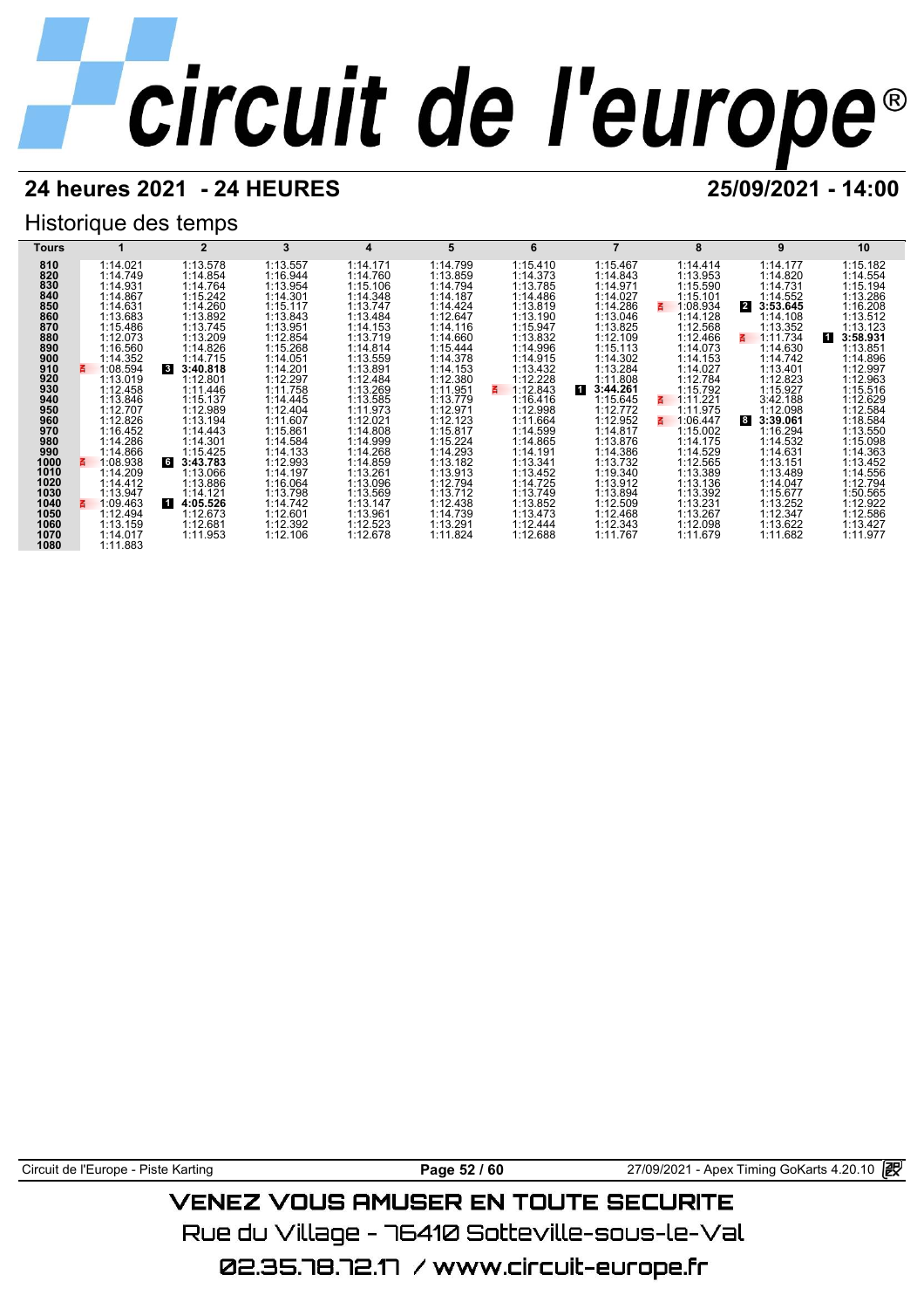# 24 heures 2021 - 24 HEURES

25/09/2021 - 14:00

## Historique des temps

| Tours | 1 | 2 | 3 | 4 | 5 | 6 | 7 | 8 | 9 | 10 |
|---|---|---|---|---|---|---|---|---|---|---|
| 810 | 1:14.021 | 1:13.578 | 1:13.557 | 1:14.171 | 1:14.799 | 1:15.410 | 1:15.467 | 1:14.414 | 1:14.177 | 1:15.182 |
| 820 | 1:14.749 | 1:14.854 | 1:16.944 | 1:14.760 | 1:13.859 | 1:14.373 | 1:14.843 | 1:13.953 | 1:14.820 | 1:14.554 |
| 830 | 1:14.931 | 1:14.764 | 1:13.954 | 1:15.106 | 1:14.794 | 1:13.785 | 1:14.971 | 1:15.590 | 1:14.731 | 1:15.194 |
| 840 | 1:14.867 | 1:15.242 | 1:14.301 | 1:14.348 | 1:14.187 | 1:14.486 | 1:14.027 | 1:15.101 | 1:14.552 | 1:13.286 |
| 850 | 1:14.631 | 1:14.260 | 1:15.117 | 1:13.747 | 1:14.424 | 1:13.819 | 1:14.286 | 1:08.934 | 2 **3:53.645** | 1:16.208 |
| 860 | 1:13.683 | 1:13.892 | 1:13.843 | 1:13.484 | 1:12.647 | 1:13.190 | 1:13.046 | 1:14.128 | 1:14.108 | 1:13.512 |
| 870 | 1:15.486 | 1:13.745 | 1:13.951 | 1:14.153 | 1:14.116 | 1:15.947 | 1:13.825 | 1:12.568 | 1:13.352 | 1:13.123 |
| 880 | 1:12.073 | 1:13.209 | 1:12.854 | 1:13.719 | 1:14.660 | 1:13.832 | 1:12.109 | 1:12.466 | 1:11.734 | 1 **3:58.931** |
| 890 | 1:16.560 | 1:14.826 | 1:15.268 | 1:14.814 | 1:15.444 | 1:14.996 | 1:15.113 | 1:14.073 | 1:14.630 | 1:13.851 |
| 900 | 1:14.352 | 1:14.715 | 1:14.051 | 1:13.559 | 1:14.378 | 1:14.915 | 1:14.302 | 1:14.153 | 1:14.742 | 1:14.896 |
| 910 | 1:08.594 | 3 **3:40.818** | 1:14.201 | 1:13.891 | 1:14.153 | 1:13.432 | 1:13.284 | 1:14.027 | 1:13.401 | 1:12.997 |
| 920 | 1:13.019 | 1:12.801 | 1:12.297 | 1:12.484 | 1:12.380 | 1:12.228 | 1:11.808 | 1:12.784 | 1:12.823 | 1:12.963 |
| 930 | 1:12.458 | 1:11.446 | 1:11.758 | 1:13.269 | 1:11.951 | 1:12.843 | 1 **3:44.261** | 1:15.792 | 1:15.927 | 1:15.516 |
| 940 | 1:13.846 | 1:15.137 | 1:14.445 | 1:13.585 | 1:13.779 | 1:16.416 | 1:15.645 | 1:11.221 | 3:42.188 | 1:12.629 |
| 950 | 1:12.707 | 1:12.989 | 1:12.404 | 1:11.973 | 1:12.971 | 1:12.998 | 1:12.772 | 1:11.975 | 1:12.098 | 1:12.584 |
| 960 | 1:12.826 | 1:13.194 | 1:11.607 | 1:12.021 | 1:12.123 | 1:11.664 | 1:12.952 | 1:06.447 | 8 **3:39.061** | 1:18.584 |
| 970 | 1:16.452 | 1:14.443 | 1:15.861 | 1:14.808 | 1:15.817 | 1:14.599 | 1:14.817 | 1:15.002 | 1:16.294 | 1:13.550 |
| 980 | 1:14.286 | 1:14.301 | 1:14.584 | 1:14.999 | 1:15.224 | 1:14.865 | 1:13.876 | 1:14.175 | 1:14.532 | 1:15.098 |
| 990 | 1:14.866 | 1:15.425 | 1:14.133 | 1:14.268 | 1:14.293 | 1:14.191 | 1:14.386 | 1:14.529 | 1:14.631 | 1:14.363 |
| 1000 | 1:08.938 | 6 **3:43.783** | 1:12.993 | 1:14.859 | 1:13.182 | 1:13.341 | 1:13.732 | 1:12.565 | 1:13.151 | 1:13.452 |
| 1010 | 1:14.209 | 1:13.066 | 1:14.197 | 1:13.261 | 1:13.913 | 1:13.452 | 1:19.340 | 1:13.389 | 1:13.489 | 1:14.556 |
| 1020 | 1:14.412 | 1:13.886 | 1:16.064 | 1:13.096 | 1:12.794 | 1:14.725 | 1:13.912 | 1:13.136 | 1:14.047 | 1:12.794 |
| 1030 | 1:13.947 | 1:14.121 | 1:13.798 | 1:13.569 | 1:13.712 | 1:13.749 | 1:13.894 | 1:13.392 | 1:15.677 | 1:50.565 |
| 1040 | 1:09.463 | 1 **4:05.526** | 1:14.742 | 1:13.147 | 1:12.438 | 1:13.852 | 1:12.509 | 1:13.231 | 1:13.252 | 1:12.922 |
| 1050 | 1:12.494 | 1:12.673 | 1:12.601 | 1:13.961 | 1:14.739 | 1:13.473 | 1:12.468 | 1:13.267 | 1:12.347 | 1:12.586 |
| 1060 | 1:13.159 | 1:12.681 | 1:12.392 | 1:12.523 | 1:13.291 | 1:12.444 | 1:12.343 | 1:12.098 | 1:13.622 | 1:13.427 |
| 1070 | 1:14.017 | 1:11.953 | 1:12.106 | 1:12.678 | 1:11.824 | 1:12.688 | 1:11.767 | 1:11.679 | 1:11.682 | 1:11.977 |
| 1080 | 1:11.883 | | | | | | | | | |

Circuit de l'Europe - Piste Karting — 27/09/2021 - Apex Timing GoKarts 4.20.10

VENEZ VOUS AMUSER EN TOUTE SECURITE

Rue du Village - 76410 Sotteville-sous-le-Val

02.35.78.72.17 / www.circuit-europe.fr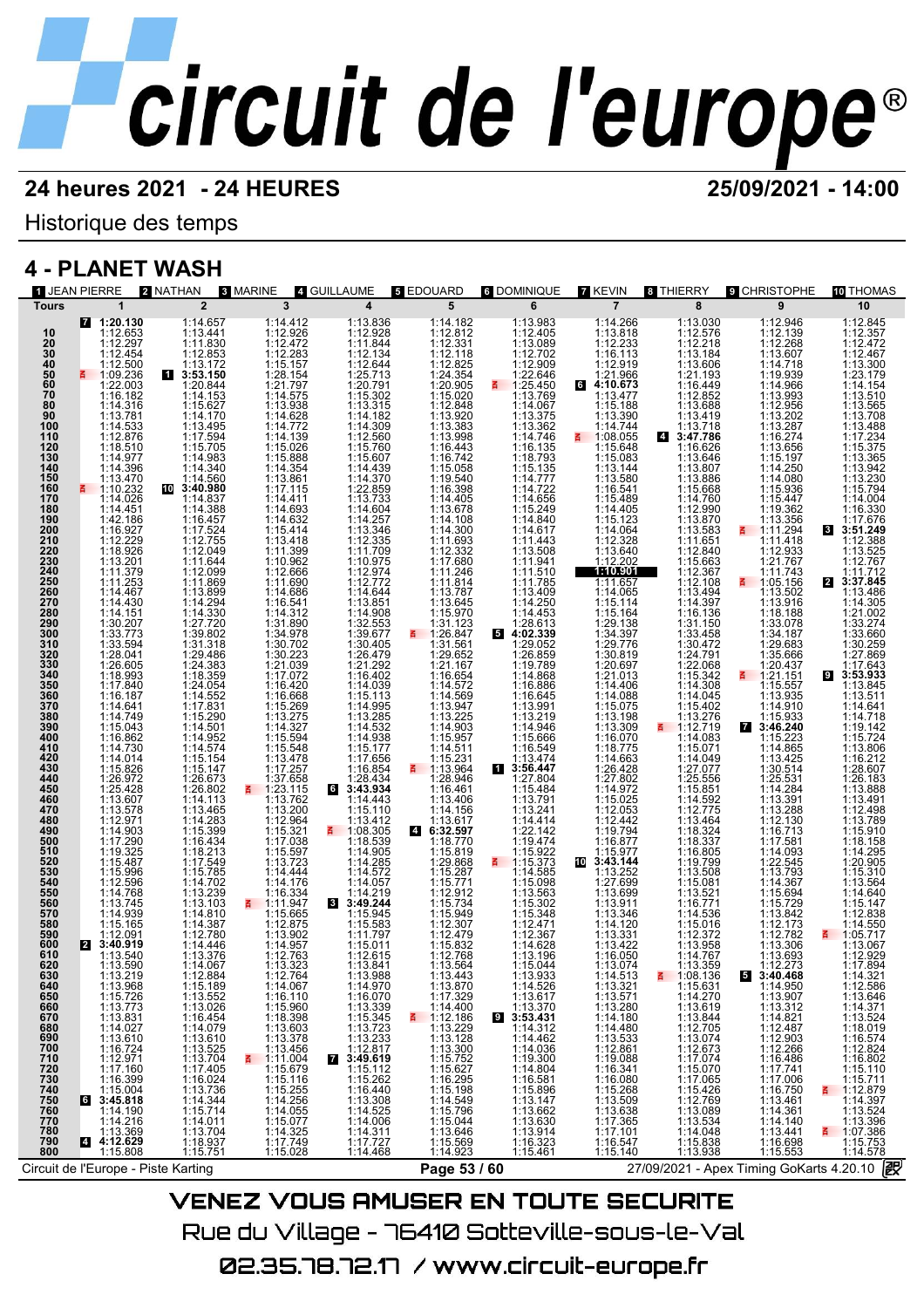# circuit de l'europe®

**24 heures 2021 - 24 HEURES** **25/09/2021 - 14:00**

Historique des temps

## 4 - PLANET WASH

1 JEAN PIERRE, 2 NATHAN, 3 MARINE, 4 GUILLAUME, 5 EDOUARD, 6 DOMINIQUE, 7 KEVIN, 8 THIERRY, 9 CHRISTOPHE, 10 THOMAS

| Tours | 1 | 2 | 3 | 4 | 5 | 6 | 7 | 8 | 9 | 10 |
|---|---|---|---|---|---|---|---|---|---|---|
| | 7 1:20.130 | 1:14.657 | 1:14.412 | 1:13.836 | 1:14.182 | 1:13.983 | 1:14.266 | 1:13.030 | 1:12.946 | 1:12.845 |
| 10 | 1:12.653 | 1:13.441 | 1:12.926 | 1:12.928 | 1:12.812 | 1:12.405 | 1:13.818 | 1:12.576 | 1:12.139 | 1:12.357 |
| 20 | 1:12.297 | 1:11.830 | 1:12.472 | 1:11.844 | 1:12.331 | 1:13.089 | 1:12.233 | 1:12.218 | 1:12.268 | 1:12.472 |
| 30 | 1:12.454 | 1:12.853 | 1:12.283 | 1:12.134 | 1:12.118 | 1:12.702 | 1:16.113 | 1:13.184 | 1:13.607 | 1:12.467 |
| 40 | 1:12.500 | 1:13.172 | 1:15.157 | 1:12.644 | 1:12.825 | 1:12.909 | 1:12.919 | 1:13.606 | 1:14.718 | 1:13.300 |
| 50 | 1:09.236 | 1 3:53.150 | 1:28.154 | 1:25.713 | 1:24.354 | 1:22.646 | 1:21.966 | 1:21.193 | 1:19.939 | 1:23.179 |
| 60 | 1:22.003 | 1:20.844 | 1:21.797 | 1:20.791 | 1:20.905 | 1:25.450 | 6 4:10.673 | 1:16.449 | 1:14.966 | 1:14.154 |
| 70 | 1:16.182 | 1:14.153 | 1:14.575 | 1:15.302 | 1:15.020 | 1:13.769 | 1:13.477 | 1:12.852 | 1:13.993 | 1:13.510 |
| 80 | 1:14.316 | 1:15.627 | 1:13.938 | 1:13.315 | 1:12.848 | 1:14.067 | 1:15.188 | 1:13.688 | 1:12.956 | 1:13.565 |
| 90 | 1:13.781 | 1:14.170 | 1:14.628 | 1:14.182 | 1:13.920 | 1:13.375 | 1:13.390 | 1:13.419 | 1:13.202 | 1:13.708 |
| 100 | 1:14.533 | 1:13.495 | 1:14.772 | 1:14.309 | 1:13.383 | 1:13.362 | 1:14.744 | 1:13.718 | 1:13.287 | 1:13.488 |
| 110 | 1:12.876 | 1:17.594 | 1:14.139 | 1:12.560 | 1:13.998 | 1:14.746 | 1:08.055 | 4 3:47.786 | 1:16.274 | 1:17.234 |
| 120 | 1:18.510 | 1:15.705 | 1:15.026 | 1:15.760 | 1:16.443 | 1:16.135 | 1:15.648 | 1:16.626 | 1:13.656 | 1:15.375 |
| 130 | 1:14.977 | 1:14.983 | 1:15.888 | 1:15.607 | 1:16.742 | 1:18.793 | 1:15.083 | 1:13.646 | 1:15.197 | 1:13.365 |
| 140 | 1:14.396 | 1:14.340 | 1:14.354 | 1:14.439 | 1:15.058 | 1:15.135 | 1:13.144 | 1:13.807 | 1:14.250 | 1:13.942 |
| 150 | 1:13.470 | 1:14.560 | 1:13.861 | 1:14.370 | 1:19.540 | 1:14.777 | 1:13.580 | 1:13.886 | 1:14.080 | 1:13.230 |
| 160 | 1:10.232 | 10 3:40.980 | 1:17.115 | 1:22.859 | 1:16.398 | 1:14.722 | 1:16.541 | 1:15.668 | 1:15.936 | 1:15.794 |
| 170 | 1:14.026 | 1:14.837 | 1:14.411 | 1:13.733 | 1:14.405 | 1:14.656 | 1:15.489 | 1:14.760 | 1:15.447 | 1:14.004 |
| 180 | 1:14.451 | 1:14.388 | 1:14.693 | 1:14.604 | 1:13.678 | 1:15.249 | 1:14.405 | 1:12.990 | 1:19.362 | 1:16.330 |
| 190 | 1:42.186 | 1:16.457 | 1:14.632 | 1:14.257 | 1:14.108 | 1:14.840 | 1:15.123 | 1:13.870 | 1:13.356 | 1:17.676 |
| 200 | 1:16.927 | 1:17.524 | 1:15.414 | 1:13.346 | 1:14.300 | 1:14.617 | 1:14.064 | 1:13.583 | 1:11.294 | 3 3:51.249 |
| 210 | 1:12.229 | 1:12.755 | 1:13.418 | 1:12.335 | 1:11.693 | 1:11.443 | 1:12.328 | 1:11.651 | 1:11.418 | 1:12.388 |
| 220 | 1:18.926 | 1:12.049 | 1:11.399 | 1:11.709 | 1:12.332 | 1:13.508 | 1:13.640 | 1:12.840 | 1:12.933 | 1:13.525 |
| 230 | 1:13.201 | 1:11.644 | 1:10.962 | 1:10.975 | 1:17.680 | 1:11.941 | 1:12.202 | 1:15.663 | 1:21.767 | 1:12.767 |
| 240 | 1:11.379 | 1:12.099 | 1:12.666 | 1:12.974 | 1:11.246 | 1:11.510 | 1:10.901 | 1:12.367 | 1:11.743 | 1:11.712 |
| 250 | 1:11.253 | 1:11.869 | 1:11.690 | 1:12.772 | 1:11.814 | 1:11.785 | 1:11.657 | 1:12.108 | 1:05.156 | 2 3:37.845 |
| 260 | 1:14.467 | 1:13.899 | 1:14.686 | 1:14.644 | 1:13.787 | 1:13.409 | 1:14.065 | 1:13.494 | 1:13.502 | 1:13.486 |
| 270 | 1:14.430 | 1:14.294 | 1:16.541 | 1:13.851 | 1:13.645 | 1:14.250 | 1:15.114 | 1:14.397 | 1:13.916 | 1:14.305 |
| 280 | 1:14.151 | 1:14.330 | 1:14.312 | 1:14.908 | 1:15.970 | 1:14.453 | 1:15.164 | 1:16.136 | 1:18.188 | 1:21.002 |
| 290 | 1:30.207 | 1:27.720 | 1:31.890 | 1:32.553 | 1:31.123 | 1:28.613 | 1:29.138 | 1:31.150 | 1:33.078 | 1:33.274 |
| 300 | 1:33.773 | 1:39.802 | 1:34.978 | 1:39.677 | 1:26.847 | 5 4:02.339 | 1:34.397 | 1:33.458 | 1:34.187 | 1:33.660 |
| 310 | 1:33.594 | 1:31.318 | 1:30.702 | 1:30.405 | 1:31.561 | 1:29.052 | 1:29.776 | 1:30.472 | 1:29.683 | 1:30.259 |
| 320 | 1:28.041 | 1:29.486 | 1:30.223 | 1:26.479 | 1:29.652 | 1:26.859 | 1:30.819 | 1:24.791 | 1:35.666 | 1:27.869 |
| 330 | 1:26.605 | 1:24.383 | 1:21.039 | 1:21.292 | 1:21.167 | 1:19.789 | 1:20.697 | 1:22.068 | 1:20.437 | 1:17.643 |
| 340 | 1:18.993 | 1:18.359 | 1:17.072 | 1:16.402 | 1:16.654 | 1:14.868 | 1:21.013 | 1:15.342 | 1:21.151 | 9 3:53.933 |
| 350 | 1:17.840 | 1:24.054 | 1:16.420 | 1:14.039 | 1:14.572 | 1:16.886 | 1:14.406 | 1:14.308 | 1:15.557 | 1:13.845 |
| 360 | 1:16.187 | 1:14.552 | 1:16.668 | 1:15.113 | 1:15.947 | 1:16.645 | 1:14.088 | 1:14.045 | 1:13.935 | 1:13.511 |
| 370 | 1:14.641 | 1:17.831 | 1:15.269 | 1:14.995 | 1:13.991 | 1:13.947 | 1:15.075 | 1:15.402 | 1:14.910 | 1:14.641 |
| 380 | 1:14.749 | 1:15.290 | 1:13.275 | 1:13.285 | 1:13.225 | 1:13.219 | 1:13.198 | 1:13.276 | 1:15.933 | 1:14.718 |
| 390 | 1:15.043 | 1:14.501 | 1:14.327 | 1:14.532 | 1:14.903 | 1:14.946 | 1:13.309 | 1:12.719 | 7 3:46.240 | 1:19.142 |
| 400 | 1:16.862 | 1:14.952 | 1:15.594 | 1:14.938 | 1:15.957 | 1:15.666 | 1:16.070 | 1:14.083 | 1:15.223 | 1:15.724 |
| 410 | 1:14.730 | 1:14.574 | 1:15.548 | 1:15.177 | 1:14.511 | 1:16.549 | 1:18.775 | 1:15.071 | 1:14.865 | 1:13.806 |
| 420 | 1:14.014 | 1:15.154 | 1:13.478 | 1:17.656 | 1:15.231 | 1:13.474 | 1:14.663 | 1:14.049 | 1:13.425 | 1:16.212 |
| 430 | 1:15.826 | 1:15.147 | 1:17.257 | 1:16.854 | 1:13.964 | 1 3:56.447 | 1:26.428 | 1:27.077 | 1:30.514 | 1:28.607 |
| 440 | 1:29.972 | 1:26.673 | 1:37.658 | 1:28.434 | 1:28.946 | 1:27.804 | 1:27.802 | 1:25.556 | 1:25.531 | 1:26.183 |
| 450 | 1:25.428 | 1:26.802 | 1:23.115 | 6 3:43.934 | 1:16.461 | 1:15.484 | 1:14.972 | 1:15.851 | 1:14.284 | 1:13.888 |
| 460 | 1:13.607 | 1:14.113 | 1:13.762 | 1:14.443 | 1:13.406 | 1:13.791 | 1:15.025 | 1:14.592 | 1:13.391 | 1:13.491 |
| 470 | 1:13.578 | 1:13.465 | 1:13.200 | 1:15.110 | 1:14.156 | 1:13.241 | 1:12.053 | 1:12.775 | 1:13.288 | 1:12.498 |
| 480 | 1:12.971 | 1:14.283 | 1:12.964 | 1:13.412 | 1:13.617 | 1:14.414 | 1:12.442 | 1:13.464 | 1:12.130 | 1:13.789 |
| 490 | 1:14.903 | 1:15.399 | 1:15.321 | 1:08.305 | 4 6:32.597 | 1:22.142 | 1:19.794 | 1:18.324 | 1:16.713 | 1:15.910 |
| 500 | 1:17.290 | 1:16.434 | 1:17.038 | 1:18.539 | 1:18.770 | 1:19.474 | 1:16.877 | 1:18.337 | 1:17.581 | 1:18.158 |
| 510 | 1:19.325 | 1:18.213 | 1:15.597 | 1:14.905 | 1:15.819 | 1:15.922 | 1:15.977 | 1:16.805 | 1:14.093 | 1:14.295 |
| 520 | 1:15.487 | 1:17.549 | 1:13.723 | 1:14.285 | 1:29.868 | 1:15.373 | 10 3:43.144 | 1:19.799 | 1:22.545 | 1:20.905 |
| 530 | 1:15.996 | 1:15.785 | 1:14.444 | 1:14.572 | 1:15.287 | 1:14.585 | 1:13.252 | 1:13.508 | 1:13.793 | 1:15.310 |
| 540 | 1:12.596 | 1:14.702 | 1:14.176 | 1:14.057 | 1:15.771 | 1:15.098 | 1:27.699 | 1:15.081 | 1:14.367 | 1:13.564 |
| 550 | 1:14.768 | 1:13.239 | 1:16.334 | 1:14.219 | 1:12.912 | 1:13.563 | 1:13.699 | 1:13.521 | 1:15.694 | 1:14.640 |
| 560 | 1:13.745 | 1:13.103 | 1:11.947 | 3 3:49.244 | 1:15.734 | 1:15.302 | 1:13.911 | 1:16.771 | 1:15.729 | 1:15.147 |
| 570 | 1:14.939 | 1:14.810 | 1:15.665 | 1:15.945 | 1:15.949 | 1:15.348 | 1:13.346 | 1:14.536 | 1:13.842 | 1:12.838 |
| 580 | 1:15.165 | 1:14.387 | 1:12.875 | 1:15.583 | 1:12.307 | 1:12.471 | 1:14.120 | 1:15.016 | 1:12.173 | 1:14.550 |
| 590 | 1:12.091 | 1:12.780 | 1:13.902 | 1:11.797 | 1:12.479 | 1:12.367 | 1:13.331 | 1:12.372 | 1:12.782 | 1:05.717 |
| 600 | 2 3:40.919 | 1:14.446 | 1:14.957 | 1:15.011 | 1:15.832 | 1:14.628 | 1:13.422 | 1:13.958 | 1:13.306 | 1:13.067 |
| 610 | 1:13.540 | 1:13.376 | 1:12.763 | 1:12.615 | 1:12.768 | 1:13.196 | 1:16.050 | 1:14.767 | 1:13.693 | 1:12.929 |
| 620 | 1:13.590 | 1:14.067 | 1:13.323 | 1:13.841 | 1:13.564 | 1:15.044 | 1:13.074 | 1:13.359 | 1:12.273 | 1:17.894 |
| 630 | 1:13.219 | 1:12.884 | 1:12.764 | 1:13.988 | 1:13.443 | 1:13.933 | 1:14.513 | 1:08.136 | 5 3:40.468 | 1:14.321 |
| 640 | 1:13.968 | 1:15.189 | 1:14.067 | 1:14.970 | 1:13.870 | 1:14.526 | 1:13.321 | 1:15.631 | 1:14.950 | 1:12.586 |
| 650 | 1:15.726 | 1:13.552 | 1:16.110 | 1:16.070 | 1:17.329 | 1:13.617 | 1:13.571 | 1:14.270 | 1:13.907 | 1:13.646 |
| 660 | 1:13.773 | 1:13.026 | 1:15.960 | 1:13.339 | 1:14.400 | 1:13.370 | 1:13.280 | 1:13.619 | 1:13.312 | 1:14.371 |
| 670 | 1:13.831 | 1:16.454 | 1:18.398 | 1:15.345 | 1:12.186 | 9 3:53.431 | 1:14.180 | 1:13.844 | 1:14.821 | 1:13.524 |
| 680 | 1:14.027 | 1:14.079 | 1:13.603 | 1:13.723 | 1:13.229 | 1:14.312 | 1:14.480 | 1:12.705 | 1:12.487 | 1:18.019 |
| 690 | 1:13.610 | 1:13.610 | 1:13.378 | 1:13.233 | 1:13.128 | 1:14.462 | 1:13.533 | 1:13.074 | 1:12.903 | 1:16.574 |
| 700 | 1:16.724 | 1:13.525 | 1:13.456 | 1:12.817 | 1:15.300 | 1:14.036 | 1:12.861 | 1:12.673 | 1:12.266 | 1:12.824 |
| 710 | 1:12.971 | 1:13.704 | 1:11.004 | 7 3:49.619 | 1:15.752 | 1:19.300 | 1:19.088 | 1:17.074 | 1:16.486 | 1:16.802 |
| 720 | 1:17.160 | 1:17.405 | 1:15.679 | 1:15.112 | 1:15.627 | 1:14.804 | 1:16.341 | 1:15.070 | 1:17.741 | 1:15.110 |
| 730 | 1:16.399 | 1:16.024 | 1:15.116 | 1:15.262 | 1:16.295 | 1:16.581 | 1:16.080 | 1:17.065 | 1:17.006 | 1:15.711 |
| 740 | 1:15.004 | 1:13.736 | 1:15.255 | 1:16.440 | 1:15.198 | 1:15.896 | 1:15.268 | 1:15.426 | 1:16.750 | 1:12.879 |
| 750 | 6 3:45.818 | 1:14.344 | 1:14.256 | 1:13.308 | 1:14.549 | 1:13.147 | 1:13.509 | 1:12.769 | 1:13.461 | 1:14.397 |
| 760 | 1:14.190 | 1:15.714 | 1:14.055 | 1:14.525 | 1:15.796 | 1:13.662 | 1:13.638 | 1:13.089 | 1:14.361 | 1:13.524 |
| 770 | 1:14.216 | 1:14.011 | 1:15.077 | 1:14.006 | 1:15.044 | 1:13.630 | 1:17.365 | 1:13.534 | 1:14.140 | 1:13.396 |
| 780 | 1:13.369 | 1:13.704 | 1:14.325 | 1:14.311 | 1:13.646 | 1:13.914 | 1:17.101 | 1:14.048 | 1:13.441 | 1:07.386 |
| 790 | 4 4:12.629 | 1:18.937 | 1:17.749 | 1:17.727 | 1:15.569 | 1:16.323 | 1:16.547 | 1:15.838 | 1:16.698 | 1:15.753 |
| 800 | 1:15.808 | 1:15.751 | 1:15.028 | 1:14.468 | 1:14.923 | 1:15.461 | 1:15.140 | 1:13.938 | 1:15.553 | 1:14.578 |

Circuit de l'Europe - Piste Karting — 27/09/2021 - Apex Timing GoKarts 4.20.10

VENEZ VOUS AMUSER EN TOUTE SECURITE

Rue du Village - 76410 Sotteville-sous-le-Val

02.35.78.72.17 / www.circuit-europe.fr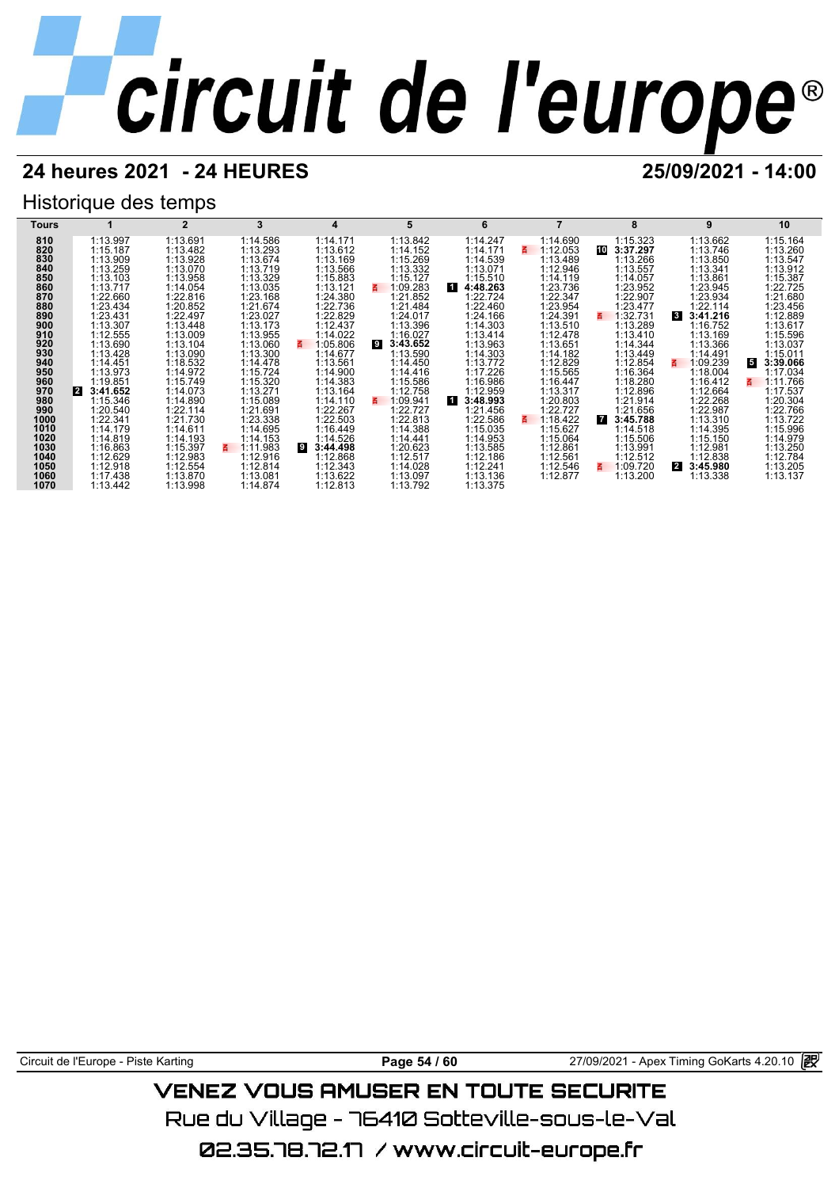# circuit de l'europe®

## 24 heures 2021 - 24 HEURES

## 25/09/2021 - 14:00

### Historique des temps

| Tours | 1 | 2 | 3 | 4 | 5 | 6 | 7 | 8 | 9 | 10 |
|---|---|---|---|---|---|---|---|---|---|---|
| 810 | 1:13.997 | 1:13.691 | 1:14.586 | 1:14.171 | 1:13.842 | 1:14.247 | 1:14.690 | 1:15.323 | 1:13.662 | 1:15.164 |
| 820 | 1:15.187 | 1:13.482 | 1:13.293 | 1:13.612 | 1:14.152 | 1:14.171 | 1:12.053 | 10 **3:37.297** | 1:13.746 | 1:13.260 |
| 830 | 1:13.909 | 1:13.928 | 1:13.674 | 1:13.169 | 1:15.269 | 1:14.539 | 1:13.489 | 1:13.266 | 1:13.850 | 1:13.547 |
| 840 | 1:13.259 | 1:13.070 | 1:13.719 | 1:13.566 | 1:13.332 | 1:13.071 | 1:12.946 | 1:13.557 | 1:13.341 | 1:13.912 |
| 850 | 1:13.103 | 1:13.958 | 1:13.329 | 1:15.883 | 1:15.127 | 1:15.510 | 1:14.119 | 1:14.057 | 1:13.861 | 1:15.387 |
| 860 | 1:13.717 | 1:14.054 | 1:13.035 | 1:13.121 | 1:09.283 | 1 **4:48.263** | 1:23.736 | 1:23.952 | 1:23.945 | 1:22.725 |
| 870 | 1:22.660 | 1:22.816 | 1:23.168 | 1:24.380 | 1:21.852 | 1:22.724 | 1:22.347 | 1:22.907 | 1:23.934 | 1:21.680 |
| 880 | 1:23.434 | 1:20.852 | 1:21.674 | 1:22.736 | 1:21.484 | 1:22.460 | 1:23.954 | 1:23.477 | 1:22.114 | 1:23.456 |
| 890 | 1:23.431 | 1:22.497 | 1:23.027 | 1:22.829 | 1:24.017 | 1:24.166 | 1:24.391 | 1:32.731 | 3 **3:41.216** | 1:12.889 |
| 900 | 1:13.307 | 1:13.448 | 1:13.173 | 1:12.437 | 1:13.396 | 1:14.303 | 1:13.510 | 1:13.289 | 1:16.752 | 1:13.617 |
| 910 | 1:12.555 | 1:13.009 | 1:13.955 | 1:14.022 | 1:16.027 | 1:13.414 | 1:12.478 | 1:13.410 | 1:13.169 | 1:15.596 |
| 920 | 1:13.690 | 1:13.104 | 1:13.060 | 1:05.806 | 9 **3:43.652** | 1:13.963 | 1:13.651 | 1:14.344 | 1:13.366 | 1:13.037 |
| 930 | 1:13.428 | 1:13.090 | 1:13.300 | 1:14.677 | 1:13.590 | 1:14.303 | 1:14.182 | 1:13.449 | 1:14.491 | 1:15.011 |
| 940 | 1:14.451 | 1:18.532 | 1:14.478 | 1:13.561 | 1:14.450 | 1:13.772 | 1:12.829 | 1:12.854 | 1:09.239 | 5 **3:39.066** |
| 950 | 1:13.973 | 1:14.972 | 1:15.724 | 1:14.900 | 1:14.416 | 1:17.226 | 1:15.565 | 1:16.364 | 1:18.004 | 1:17.034 |
| 960 | 1:19.851 | 1:15.749 | 1:15.320 | 1:14.383 | 1:15.586 | 1:16.986 | 1:16.447 | 1:18.280 | 1:16.412 | 1:11.766 |
| 970 | 2 **3:41.652** | 1:14.073 | 1:13.271 | 1:13.164 | 1:12.758 | 1:12.959 | 1:13.317 | 1:12.896 | 1:12.664 | 1:17.537 |
| 980 | 1:15.346 | 1:14.890 | 1:15.089 | 1:14.110 | 1:09.941 | 1 **3:48.993** | 1:20.803 | 1:21.914 | 1:22.268 | 1:20.304 |
| 990 | 1:20.540 | 1:22.114 | 1:21.691 | 1:22.267 | 1:22.727 | 1:21.456 | 1:22.727 | 1:21.656 | 1:22.987 | 1:22.766 |
| 1000 | 1:22.341 | 1:21.730 | 1:23.338 | 1:22.503 | 1:22.813 | 1:22.586 | 1:18.422 | 7 **3:45.788** | 1:13.310 | 1:13.722 |
| 1010 | 1:14.179 | 1:14.611 | 1:14.695 | 1:16.449 | 1:14.388 | 1:15.035 | 1:15.627 | 1:14.518 | 1:14.395 | 1:15.996 |
| 1020 | 1:14.819 | 1:14.193 | 1:14.153 | 1:14.526 | 1:14.441 | 1:14.953 | 1:15.064 | 1:15.506 | 1:15.150 | 1:14.979 |
| 1030 | 1:16.863 | 1:15.397 | 1:11.983 | 9 **3:44.498** | 1:20.623 | 1:13.585 | 1:12.861 | 1:13.991 | 1:12.981 | 1:13.250 |
| 1040 | 1:12.629 | 1:12.983 | 1:12.916 | 1:12.868 | 1:12.517 | 1:12.186 | 1:12.561 | 1:12.512 | 1:12.838 | 1:12.784 |
| 1050 | 1:12.918 | 1:12.554 | 1:12.814 | 1:12.343 | 1:14.028 | 1:12.241 | 1:12.546 | 1:09.720 | 2 **3:45.980** | 1:13.205 |
| 1060 | 1:17.438 | 1:13.870 | 1:13.081 | 1:13.622 | 1:13.097 | 1:13.136 | 1:12.877 | 1:13.200 | 1:13.338 | 1:13.137 |
| 1070 | 1:13.442 | 1:13.998 | 1:14.874 | 1:12.813 | 1:13.792 | 1:13.375 | | | | |

Circuit de l'Europe - Piste Karting | 27/09/2021 - Apex Timing GoKarts 4.20.10

VENEZ VOUS AMUSER EN TOUTE SECURITE

Rue du Village - 76410 Sotteville-sous-le-Val

02.35.78.72.17 / www.circuit-europe.fr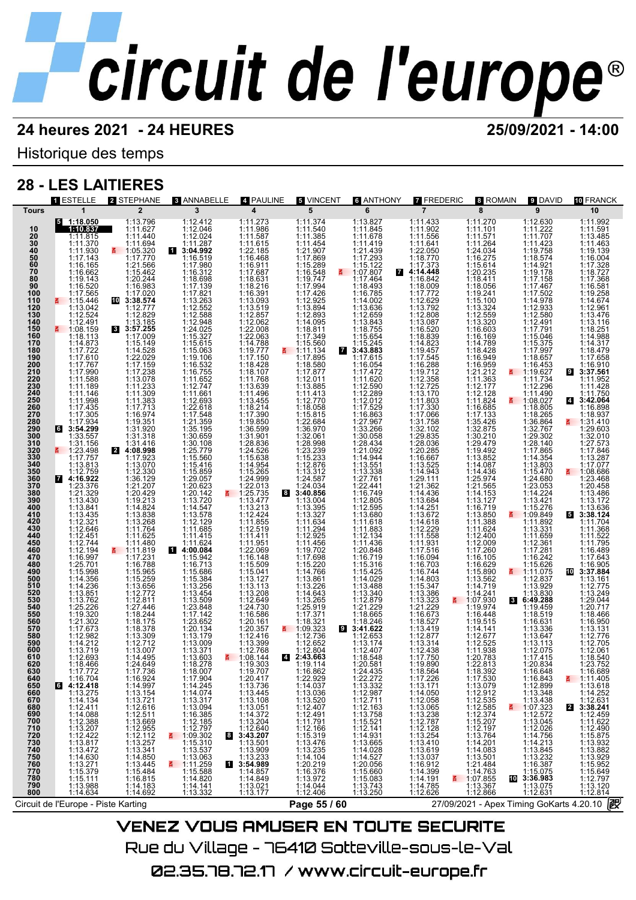# circuit de l'europe®

**24 heures 2021 - 24 HEURES** **25/09/2021 - 14:00**

Historique des temps

## 28 - LES LAITIERES

| Tours | 1 ESTELLE | 2 STEPHANE | 3 ANNABELLE | 4 PAULINE | 5 VINCENT | 6 ANTHONY | 7 FREDERIC | 8 ROMAIN | 9 DAVID | 10 FRANCK |
|---|---|---|---|---|---|---|---|---|---|---|
| | 1 | 2 | 3 | 4 | 5 | 6 | 7 | 8 | 9 | 10 |
| | 5 **1:18.050** | 1:13.796 | 1:12.412 | 1:11.273 | 1:11.374 | 1:13.827 | 1:11.433 | 1:11.270 | 1:12.630 | 1:11.992 |
| 10 | **1:10.837** | 1:11.627 | 1:12.046 | 1:11.986 | 1:11.540 | 1:11.845 | 1:11.902 | 1:11.101 | 1:11.222 | 1:11.591 |
| 20 | 1:11.815 | 1:11.440 | 1:12.024 | 1:11.587 | 1:11.385 | 1:11.678 | 1:11.556 | 1:11.571 | 1:11.707 | 1:13.485 |
| 30 | 1:11.370 | 1:11.694 | 1:11.287 | 1:11.615 | 1:11.454 | 1:11.419 | 1:11.641 | 1:11.264 | 1:11.423 | 1:11.463 |
| 40 | 1:11.930 | 1:05.320 | 1 **3:04.992** | 1:22.185 | 1:21.907 | 1:21.439 | 1:22.050 | 1:24.034 | 1:19.758 | 1:19.139 |
| 50 | 1:17.143 | 1:17.770 | 1:16.519 | 1:16.468 | 1:17.869 | 1:17.293 | 1:18.770 | 1:16.275 | 1:18.574 | 1:16.004 |
| 60 | 1:16.165 | 1:21.566 | 1:17.980 | 1:16.911 | 1:15.289 | 1:15.122 | 1:17.373 | 1:15.614 | 1:14.921 | 1:17.328 |
| 70 | 1:16.662 | 1:15.462 | 1:16.312 | 1:17.687 | 1:16.548 | 1:07.807 | 7 **4:14.448** | 1:20.235 | 1:19.178 | 1:18.727 |
| 80 | 1:19.143 | 1:20.244 | 1:18.698 | 1:18.631 | 1:19.747 | 1:17.464 | 1:16.842 | 1:18.411 | 1:17.158 | 1:17.368 |
| 90 | 1:16.520 | 1:16.983 | 1:17.139 | 1:18.216 | 1:17.994 | 1:18.493 | 1:18.009 | 1:18.056 | 1:17.467 | 1:16.581 |
| 100 | 1:17.565 | 1:17.020 | 1:17.821 | 1:16.391 | 1:17.426 | 1:16.785 | 1:17.772 | 1:19.241 | 1:17.502 | 1:19.258 |
| 110 | 1:15.446 | 10 **3:38.574** | 1:13.263 | 1:13.093 | 1:12.925 | 1:14.002 | 1:12.629 | 1:15.100 | 1:14.978 | 1:14.674 |
| 120 | 1:13.042 | 1:12.777 | 1:12.552 | 1:13.519 | 1:13.894 | 1:13.636 | 1:13.792 | 1:13.324 | 1:12.933 | 1:12.961 |
| 130 | 1:12.524 | 1:12.829 | 1:12.588 | 1:12.857 | 1:12.893 | 1:12.659 | 1:12.808 | 1:12.559 | 1:12.580 | 1:13.476 |
| 140 | 1:12.491 | 1:13.185 | 1:12.948 | 1:12.062 | 1:14.095 | 1:13.843 | 1:13.087 | 1:13.320 | 1:12.491 | 1:13.116 |
| 150 | 1:08.159 | 3 **3:57.255** | 1:24.025 | 1:22.008 | 1:18.811 | 1:18.755 | 1:16.520 | 1:16.603 | 1:17.791 | 1:18.251 |
| 160 | 1:18.113 | 1:17.009 | 1:15.327 | 1:22.063 | 1:17.349 | 1:15.654 | 1:18.839 | 1:16.169 | 1:15.046 | 1:14.988 |
| 170 | 1:14.873 | 1:15.149 | 1:15.615 | 1:14.788 | 1:15.560 | 1:15.245 | 1:14.823 | 1:14.789 | 1:15.375 | 1:14.317 |
| 180 | 1:17.722 | 1:14.528 | 1:15.063 | 1:19.777 | 1:11.134 | 7 **3:43.883** | 1:19.457 | 1:18.428 | 1:17.997 | 1:18.479 |
| 190 | 1:17.610 | 1:22.029 | 1:19.106 | 1:17.150 | 1:17.895 | 1:17.615 | 1:17.545 | 1:16.949 | 1:18.657 | 1:17.658 |
| 200 | 1:17.767 | 1:17.159 | 1:16.532 | 1:18.428 | 1:18.580 | 1:16.054 | 1:16.288 | 1:16.959 | 1:16.453 | 1:16.910 |
| 210 | 1:17.990 | 1:17.238 | 1:16.755 | 1:18.107 | 1:17.877 | 1:17.472 | 1:19.712 | 1:21.212 | 1:19.627 | 9 **3:37.561** |
| 220 | 1:11.588 | 1:13.078 | 1:11.652 | 1:11.768 | 1:12.011 | 1:11.620 | 1:12.358 | 1:11.363 | 1:11.734 | 1:11.952 |
| 230 | 1:11.189 | 1:11.233 | 1:12.747 | 1:13.639 | 1:13.885 | 1:12.590 | 1:12.725 | 1:12.177 | 1:12.296 | 1:11.428 |
| 240 | 1:11.146 | 1:11.309 | 1:11.661 | 1:11.496 | 1:11.413 | 1:12.289 | 1:13.170 | 1:12.128 | 1:11.490 | 1:11.750 |
| 250 | 1:11.998 | 1:11.383 | 1:12.693 | 1:13.455 | 1:12.770 | 1:12.012 | 1:11.803 | 1:11.824 | 1:08.027 | 4 **3:42.064** |
| 260 | 1:17.435 | 1:17.713 | 1:22.618 | 1:18.214 | 1:18.058 | 1:17.529 | 1:17.330 | 1:16.685 | 1:18.805 | 1:16.898 |
| 270 | 1:17.305 | 1:16.974 | 1:17.548 | 1:17.390 | 1:15.815 | 1:16.863 | 1:17.066 | 1:17.133 | 1:18.265 | 1:18.937 |
| 280 | 1:17.934 | 1:19.351 | 1:21.359 | 1:19.850 | 1:22.684 | 1:27.967 | 1:31.758 | 1:35.426 | 1:36.864 | 1:31.410 |
| 290 | 6 **3:54.299** | 1:31.920 | 1:35.195 | 1:36.599 | 1:36.970 | 1:33.266 | 1:32.102 | 1:32.875 | 1:32.767 | 1:29.603 |
| 300 | 1:33.557 | 1:31.318 | 1:30.659 | 1:31.901 | 1:32.061 | 1:30.058 | 1:29.835 | 1:30.210 | 1:29.302 | 1:32.010 |
| 310 | 1:31.156 | 1:31.416 | 1:30.108 | 1:28.836 | 1:28.998 | 1:28.434 | 1:28.036 | 1:29.479 | 1:28.140 | 1:27.573 |
| 320 | 1:23.498 | 2 **4:08.998** | 1:25.779 | 1:24.526 | 1:23.239 | 1:21.092 | 1:20.285 | 1:19.492 | 1:17.865 | 1:17.846 |
| 330 | 1:17.757 | 1:17.923 | 1:15.560 | 1:15.638 | 1:15.233 | 1:14.944 | 1:16.667 | 1:13.852 | 1:14.354 | 1:13.287 |
| 340 | 1:13.813 | 1:13.070 | 1:15.416 | 1:14.954 | 1:12.876 | 1:13.551 | 1:13.525 | 1:14.087 | 1:13.803 | 1:17.077 |
| 350 | 1:12.759 | 1:12.330 | 1:15.859 | 1:15.265 | 1:13.312 | 1:13.338 | 1:14.943 | 1:14.436 | 1:15.470 | 1:08.686 |
| 360 | 7 **4:16.922** | 1:36.129 | 1:29.057 | 1:24.999 | 1:24.587 | 1:27.761 | 1:29.111 | 1:25.974 | 1:24.680 | 1:23.468 |
| 370 | 1:23.376 | 1:21.207 | 1:20.623 | 1:22.013 | 1:24.034 | 1:22.441 | 1:21.362 | 1:21.565 | 1:23.053 | 1:20.458 |
| 380 | 1:21.329 | 1:20.429 | 1:20.142 | 1:25.735 | 8 **3:40.856** | 1:16.749 | 1:14.436 | 1:14.153 | 1:14.224 | 1:13.486 |
| 390 | 1:13.430 | 1:19.213 | 1:13.720 | 1:13.477 | 1:13.004 | 1:12.805 | 1:13.684 | 1:13.127 | 1:13.421 | 1:13.172 |
| 400 | 1:13.841 | 1:14.824 | 1:14.547 | 1:13.213 | 1:13.395 | 1:12.595 | 1:14.251 | 1:16.719 | 1:15.276 | 1:13.636 |
| 410 | 1:13.435 | 1:13.838 | 1:13.578 | 1:12.424 | 1:13.327 | 1:13.680 | 1:13.672 | 1:13.850 | 1:09.849 | 5 **3:38.124** |
| 420 | 1:12.321 | 1:13.268 | 1:12.129 | 1:11.855 | 1:11.634 | 1:11.618 | 1:14.618 | 1:11.388 | 1:11.892 | 1:11.704 |
| 430 | 1:12.646 | 1:11.764 | 1:11.685 | 1:12.519 | 1:11.294 | 1:11.883 | 1:12.229 | 1:11.624 | 1:13.331 | 1:11.368 |
| 440 | 1:12.451 | 1:11.625 | 1:11.415 | 1:11.411 | 1:12.925 | 1:12.134 | 1:11.558 | 1:12.400 | 1:11.659 | 1:11.522 |
| 450 | 1:12.744 | 1:11.480 | 1:11.624 | 1:11.951 | 1:11.456 | 1:11.436 | 1:11.931 | 1:12.009 | 1:12.361 | 1:11.795 |
| 460 | 1:12.194 | 1:11.819 | 1 **4:00.084** | 1:22.069 | 1:19.702 | 1:20.848 | 1:17.516 | 1:17.260 | 1:17.281 | 1:16.489 |
| 470 | 1:16.997 | 1:17.231 | 1:15.942 | 1:16.148 | 1:17.698 | 1:16.719 | 1:16.094 | 1:16.105 | 1:16.242 | 1:17.643 |
| 480 | 1:25.701 | 1:16.788 | 1:16.713 | 1:15.509 | 1:15.220 | 1:15.316 | 1:16.703 | 1:16.629 | 1:15.626 | 1:16.905 |
| 490 | 1:15.998 | 1:15.965 | 1:15.686 | 1:15.041 | 1:14.766 | 1:15.425 | 1:16.744 | 1:15.890 | 1:11.075 | 10 **3:37.884** |
| 500 | 1:14.356 | 1:15.259 | 1:15.384 | 1:13.127 | 1:13.861 | 1:14.029 | 1:14.803 | 1:13.562 | 1:12.837 | 1:13.161 |
| 510 | 1:14.236 | 1:13.656 | 1:13.256 | 1:13.113 | 1:13.226 | 1:13.488 | 1:15.347 | 1:14.719 | 1:13.929 | 1:12.775 |
| 520 | 1:13.851 | 1:12.772 | 1:13.454 | 1:13.208 | 1:14.643 | 1:13.340 | 1:13.386 | 1:14.241 | 1:13.830 | 1:13.249 |
| 530 | 1:13.762 | 1:12.811 | 1:13.509 | 1:12.649 | 1:13.265 | 1:12.879 | 1:13.323 | 1:07.930 | 3 **6:49.288** | 1:29.044 |
| 540 | 1:25.226 | 1:27.446 | 1:23.848 | 1:24.730 | 1:25.919 | 1:21.229 | 1:21.229 | 1:19.974 | 1:19.459 | 1:20.717 |
| 550 | 1:19.320 | 1:18.244 | 1:17.142 | 1:16.586 | 1:17.371 | 1:18.665 | 1:16.673 | 1:16.448 | 1:18.519 | 1:18.466 |
| 560 | 1:21.302 | 1:18.175 | 1:23.652 | 1:20.161 | 1:18.321 | 1:18.246 | 1:18.527 | 1:19.515 | 1:16.631 | 1:16.950 |
| 570 | 1:17.673 | 1:18.378 | 1:20.134 | 1:20.357 | 1:09.323 | 9 **3:41.622** | 1:13.419 | 1:14.141 | 1:13.336 | 1:13.131 |
| 580 | 1:12.982 | 1:13.309 | 1:13.179 | 1:12.416 | 1:12.736 | 1:12.653 | 1:12.877 | 1:12.677 | 1:13.647 | 1:12.776 |
| 590 | 1:14.212 | 1:12.712 | 1:13.009 | 1:13.399 | 1:12.652 | 1:13.174 | 1:13.314 | 1:12.525 | 1:13.113 | 1:12.705 |
| 600 | 1:13.719 | 1:13.007 | 1:13.371 | 1:12.768 | 1:12.804 | 1:12.407 | 1:12.438 | 1:11.938 | 1:12.075 | 1:12.061 |
| 610 | 1:12.693 | 1:14.495 | 1:13.603 | 1:08.144 | 4 **2:43.663** | 1:18.548 | 1:17.750 | 1:20.783 | 1:17.415 | 1:18.540 |
| 620 | 1:18.466 | 1:24.649 | 1:18.278 | 1:19.303 | 1:19.114 | 1:20.581 | 1:19.890 | 1:22.813 | 1:20.834 | 1:23.752 |
| 630 | 1:17.772 | 1:17.736 | 1:16.007 | 1:19.707 | 1:16.862 | 1:24.435 | 1:18.273 | 1:18.392 | 1:18.648 | 1:16.689 |
| 640 | 1:16.704 | 1:16.924 | 1:17.904 | 1:20.417 | 1:22.929 | 1:22.272 | 1:17.226 | 1:17.530 | 1:16.843 | 1:11.405 |
| 650 | 6 **4:12.418** | 1:14.997 | 1:14.245 | 1:13.736 | 1:14.037 | 1:13.332 | 1:13.171 | 1:13.079 | 1:12.899 | 1:13.618 |
| 660 | 1:13.275 | 1:13.154 | 1:14.074 | 1:13.445 | 1:13.036 | 1:12.987 | 1:14.050 | 1:12.912 | 1:13.348 | 1:14.252 |
| 670 | 1:14.134 | 1:13.721 | 1:13.317 | 1:13.108 | 1:13.520 | 1:12.711 | 1:12.058 | 1:12.535 | 1:13.438 | 1:12.631 |
| 680 | 1:12.411 | 1:12.616 | 1:13.094 | 1:13.051 | 1:12.407 | 1:12.163 | 1:13.065 | 1:12.585 | 1:07.323 | 2 **3:38.241** |
| 690 | 1:14.088 | 1:12.511 | 1:16.385 | 1:14.372 | 1:12.491 | 1:13.758 | 1:13.238 | 1:12.374 | 1:12.572 | 1:12.459 |
| 700 | 1:13.669 | 1:12.185 | 1:23.204 | 1:11.791 | 1:16.521 | 1:12.787 | 1:15.207 | 1:13.045 | 1:11.622 |
| 710 | 1:13.207 | 1:12.955 | 1:12.797 | 1:12.640 | 1:12.166 | 1:12.141 | 1:12.128 | 1:12.197 | 1:12.026 | 1:12.490 |
| 720 | 1:12.422 | 1:12.112 | 1:09.302 | 8 **3:43.207** | 1:15.319 | 1:14.931 | 1:13.254 | 1:13.764 | 1:14.756 | 1:15.875 |
| 730 | 1:13.817 | 1:13.257 | 1:15.310 | 1:13.501 | 1:13.476 | 1:13.665 | 1:13.410 | 1:14.201 | 1:14.213 | 1:13.932 |
| 740 | 1:13.472 | 1:13.341 | 1:13.537 | 1:13.909 | 1:13.235 | 1:14.028 | 1:13.619 | 1:14.083 | 1:13.845 | 1:13.882 |
| 750 | 1:14.630 | 1:14.850 | 1:13.063 | 1:13.233 | 1:14.104 | 1:14.527 | 1:13.037 | 1:13.501 | 1:13.232 | 1:13.929 |
| 760 | 1:13.271 | 1:13.445 | 1:11.259 | 1 **3:54.989** | 1:20.219 | 1:20.056 | 1:16.912 | 1:21.484 | 1:16.387 | 1:15.952 |
| 770 | 1:15.379 | 1:15.484 | 1:15.588 | 1:14.857 | 1:16.376 | 1:15.660 | 1:14.399 | 1:14.763 | 1:15.075 | 1:15.649 |
| 780 | 1:15.111 | 1:16.815 | 1:14.820 | 1:14.849 | 1:13.972 | 1:15.083 | 1:14.191 | 1:07.855 | 10 **3:36.983** | 1:12.797 |
| 790 | 1:13.988 | 1:14.183 | 1:14.141 | 1:13.021 | 1:14.044 | 1:13.743 | 1:14.785 | 1:13.367 | 1:13.075 | 1:13.120 |
| 800 | 1:14.634 | 1:14.692 | 1:13.332 | 1:13.177 | 1:12.406 | 1:13.250 | 1:12.626 | 1:12.866 | 1:12.631 | 1:12.814 |

Circuit de l'Europe - Piste Karting — 27/09/2021 - Apex Timing GoKarts 4.20.10

VENEZ VOUS AMUSER EN TOUTE SECURITE

Rue du Village - 76410 Sotteville-sous-le-Val

02.35.78.72.17 / www.circuit-europe.fr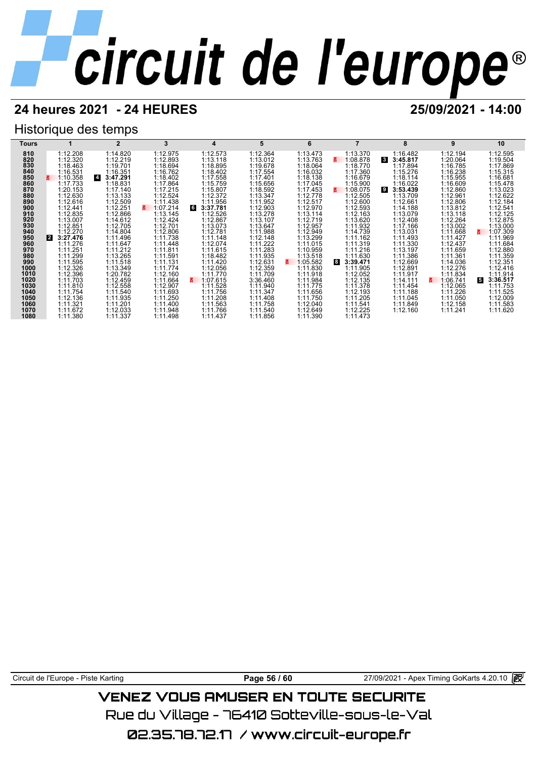# circuit de l'europe®

## 24 heures 2021 - 24 HEURES

25/09/2021 - 14:00

### Historique des temps

| Tours | 1 | 2 | 3 | 4 | 5 | 6 | 7 | 8 | 9 | 10 |
|---|---|---|---|---|---|---|---|---|---|---|
| 810 | 1:12.208 | 1:14.820 | 1:12.975 | 1:12.573 | 1:12.364 | 1:13.473 | 1:13.370 | 1:16.482 | 1:12.194 | 1:12.595 |
| 820 | 1:12.320 | 1:12.219 | 1:12.893 | 1:13.118 | 1:13.012 | 1:13.763 | 1:08.878 | 3 **3:45.817** | 1:20.064 | 1:19.504 |
| 830 | 1:18.463 | 1:19.701 | 1:18.694 | 1:18.895 | 1:19.678 | 1:18.064 | 1:18.770 | 1:17.894 | 1:16.785 | 1:17.869 |
| 840 | 1:16.531 | 1:16.351 | 1:16.762 | 1:18.402 | 1:17.554 | 1:16.032 | 1:17.360 | 1:15.276 | 1:16.238 | 1:15.315 |
| 850 | 1:10.358 | 4 **3:47.291** | 1:18.402 | 1:17.558 | 1:17.401 | 1:18.138 | 1:16.679 | 1:18.114 | 1:15.955 | 1:16.681 |
| 860 | 1:17.733 | 1:18.831 | 1:17.864 | 1:15.759 | 1:15.656 | 1:17.045 | 1:15.900 | 1:16.022 | 1:16.609 | 1:15.478 |
| 870 | 1:20.153 | 1:17.140 | 1:17.215 | 1:15.807 | 1:18.592 | 1:17.453 | 1:08.075 | 9 **3:53.439** | 1:12.860 | 1:13.023 |
| 880 | 1:12.630 | 1:13.133 | 1:12.524 | 1:12.372 | 1:13.347 | 1:12.778 | 1:12.505 | 1:13.709 | 1:12.961 | 1:12.622 |
| 890 | 1:12.616 | 1:12.509 | 1:11.438 | 1:11.956 | 1:11.952 | 1:12.517 | 1:12.600 | 1:12.661 | 1:12.806 | 1:12.184 |
| 900 | 1:12.441 | 1:12.251 | 1:07.214 | 6 **3:37.781** | 1:12.903 | 1:12.970 | 1:12.593 | 1:14.188 | 1:13.812 | 1:12.541 |
| 910 | 1:12.835 | 1:12.866 | 1:13.145 | 1:12.526 | 1:13.278 | 1:13.114 | 1:12.163 | 1:13.079 | 1:13.118 | 1:12.125 |
| 920 | 1:13.007 | 1:14.612 | 1:12.424 | 1:12.867 | 1:13.107 | 1:12.719 | 1:13.620 | 1:12.408 | 1:12.264 | 1:12.875 |
| 930 | 1:12.851 | 1:12.705 | 1:12.701 | 1:13.073 | 1:13.647 | 1:12.957 | 1:11.932 | 1:17.166 | 1:13.002 | 1:13.000 |
| 940 | 1:12.270 | 1:14.804 | 1:12.806 | 1:12.781 | 1:11.988 | 1:12.949 | 1:14.739 | 1:13.031 | 1:11.668 | 1:07.309 |
| 950 | 2 **3:27.476** | 1:11.496 | 1:11.738 | 1:11.148 | 1:12.148 | 1:13.299 | 1:11.162 | 1:11.493 | 1:11.427 | 1:11.969 |
| 960 | 1:11.276 | 1:11.647 | 1:11.448 | 1:12.074 | 1:11.222 | 1:11.015 | 1:11.319 | 1:11.330 | 1:12.437 | 1:11.684 |
| 970 | 1:11.251 | 1:11.212 | 1:11.811 | 1:11.615 | 1:11.283 | 1:10.959 | 1:11.216 | 1:13.197 | 1:11.659 | 1:12.880 |
| 980 | 1:11.299 | 1:13.265 | 1:11.591 | 1:18.482 | 1:11.935 | 1:13.518 | 1:11.630 | 1:11.386 | 1:11.361 | 1:11.359 |
| 990 | 1:11.595 | 1:11.518 | 1:11.131 | 1:11.420 | 1:12.631 | 1:05.582 | 8 **3:39.471** | 1:12.669 | 1:14.036 | 1:12.351 |
| 1000 | 1:12.326 | 1:13.349 | 1:11.774 | 1:12.056 | 1:12.359 | 1:11.830 | 1:11.905 | 1:12.891 | 1:12.276 | 1:12.416 |
| 1010 | 1:12.396 | 1:20.782 | 1:12.160 | 1:11.770 | 1:11.709 | 1:11.918 | 1:12.052 | 1:11.917 | 1:11.834 | 1:11.914 |
| 1020 | 1:11.703 | 1:12.459 | 1:11.664 | 1:07.615 | 3:36.460 | 1:11.984 | 1:12.135 | 1:14.111 | 1:06.741 | 5 **3:36.517** |
| 1030 | 1:11.810 | 1:12.558 | 1:12.907 | 1:11.528 | 1:11.940 | 1:11.775 | 1:11.378 | 1:11.454 | 1:12.065 | 1:11.753 |
| 1040 | 1:11.754 | 1:11.540 | 1:11.693 | 1:11.756 | 1:11.347 | 1:11.656 | 1:12.193 | 1:11.188 | 1:11.226 | 1:11.525 |
| 1050 | 1:12.136 | 1:11.935 | 1:11.250 | 1:11.208 | 1:11.408 | 1:11.750 | 1:11.205 | 1:11.045 | 1:11.050 | 1:12.009 |
| 1060 | 1:11.321 | 1:11.201 | 1:11.400 | 1:11.563 | 1:11.758 | 1:12.040 | 1:11.541 | 1:11.849 | 1:12.158 | 1:11.583 |
| 1070 | 1:11.672 | 1:12.033 | 1:11.948 | 1:11.766 | 1:11.540 | 1:12.649 | 1:12.225 | 1:12.160 | 1:11.241 | 1:11.620 |
| 1080 | 1:11.380 | 1:11.337 | 1:11.498 | 1:11.437 | 1:11.856 | 1:11.390 | 1:11.473 | | | |

Circuit de l'Europe - Piste Karting

27/09/2021 - Apex Timing GoKarts 4.20.10

VENEZ VOUS AMUSER EN TOUTE SECURITE

Rue du Village - 76410 Sotteville-sous-le-Val

02.35.78.72.17 / www.circuit-europe.fr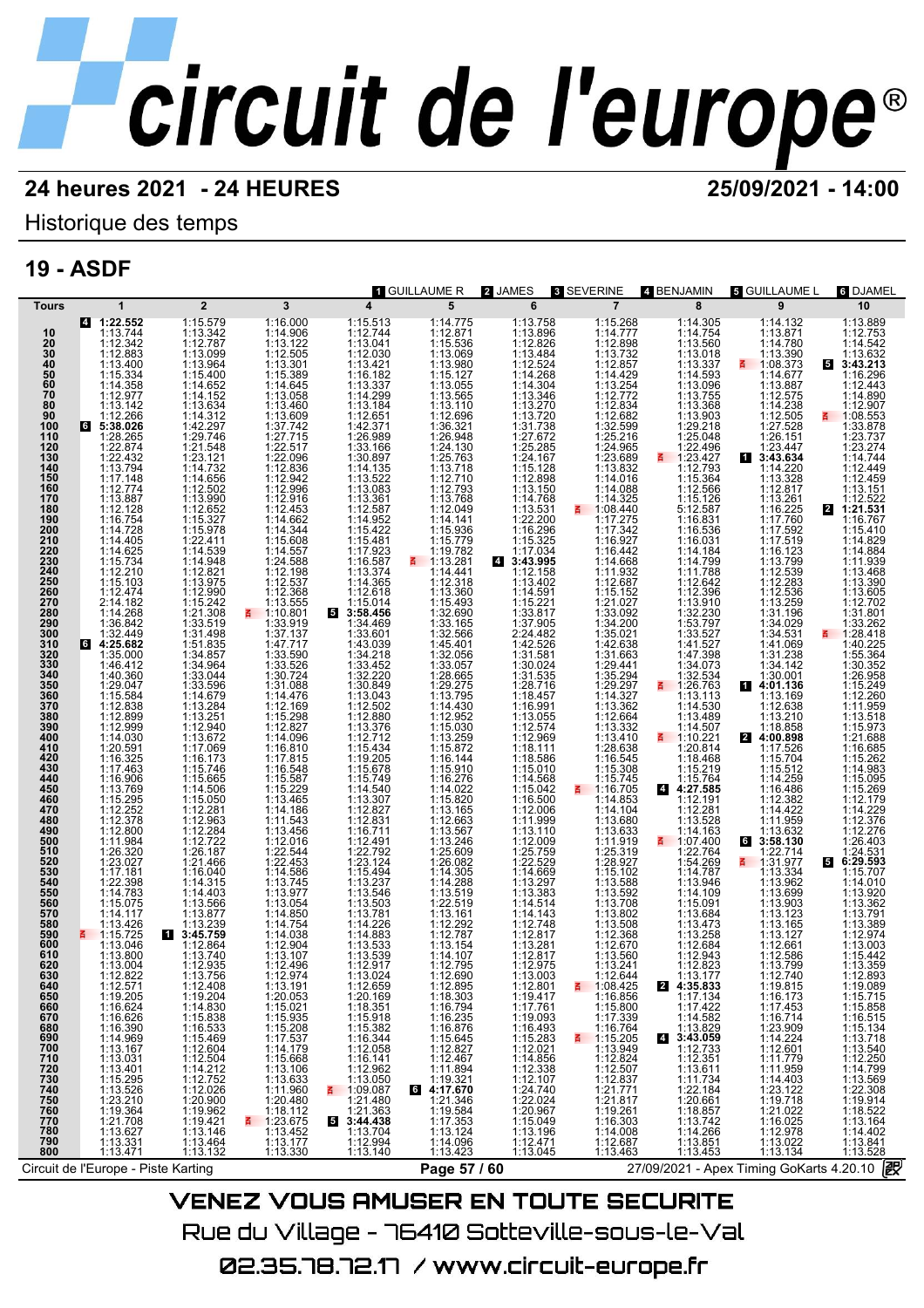# circuit de l'europe

**24 heures 2021 - 24 HEURES** — **25/09/2021 - 14:00**

Historique des temps

## 19 - ASDF

Pilotes: [1] GUILLAUME R, [2] JAMES, [3] SEVERINE, [4] BENJAMIN, [5] GUILLAUME L, [6] DJAMEL

| Tours | 1 | 2 | 3 | 4 | 5 | 6 | 7 | 8 | 9 | 10 |
|---|---|---|---|---|---|---|---|---|---|---|
| | [4] **1:22.552** | 1:15.579 | 1:16.000 | 1:15.513 | 1:14.775 | 1:13.758 | 1:15.268 | 1:14.305 | 1:14.132 | 1:13.889 |
| 10 | 1:13.744 | 1:13.342 | 1:14.906 | 1:12.744 | 1:12.871 | 1:13.896 | 1:14.777 | 1:14.754 | 1:13.871 | 1:12.753 |
| 20 | 1:12.342 | 1:12.787 | 1:13.122 | 1:13.041 | 1:15.536 | 1:12.826 | 1:12.898 | 1:13.560 | 1:14.780 | 1:14.542 |
| 30 | 1:12.883 | 1:13.099 | 1:12.505 | 1:12.030 | 1:13.069 | 1:13.484 | 1:13.732 | 1:13.018 | 1:13.390 | 1:13.632 |
| 40 | 1:13.400 | 1:13.964 | 1:13.301 | 1:13.421 | 1:13.980 | 1:12.524 | 1:12.657 | 1:13.337 | 1:08.373 | [5] **3:43.213** |
| 50 | 1:15.334 | 1:15.400 | 1:15.389 | 1:16.182 | 1:15.127 | 1:14.268 | 1:14.429 | 1:14.593 | 1:14.677 | 1:16.296 |
| 60 | 1:14.358 | 1:14.652 | 1:14.645 | 1:13.337 | 1:13.055 | 1:14.304 | 1:13.254 | 1:13.096 | 1:13.887 | 1:12.443 |
| 70 | 1:12.977 | 1:14.152 | 1:13.058 | 1:14.299 | 1:13.565 | 1:13.346 | 1:12.772 | 1:13.755 | 1:12.575 | 1:14.890 |
| 80 | 1:13.142 | 1:13.634 | 1:13.460 | 1:13.184 | 1:13.110 | 1:13.270 | 1:12.834 | 1:13.368 | 1:14.238 | 1:12.907 |
| 90 | 1:12.266 | 1:14.312 | 1:13.609 | 1:12.651 | 1:12.696 | 1:13.720 | 1:12.682 | 1:13.903 | 1:12.505 | 1:08.553 |
| 100 | [6] **5:38.026** | 1:42.297 | 1:37.742 | 1:42.371 | 1:36.321 | 1:31.738 | 1:32.599 | 1:29.218 | 1:27.528 | 1:33.878 |
| 110 | 1:28.265 | 1:29.746 | 1:27.715 | 1:26.989 | 1:26.948 | 1:27.672 | 1:25.216 | 1:25.048 | 1:26.151 | 1:23.737 |
| 120 | 1:22.874 | 1:21.548 | 1:22.517 | 1:33.166 | 1:24.130 | 1:25.285 | 1:24.965 | 1:22.496 | 1:23.447 | 1:23.274 |
| 130 | 1:22.432 | 1:23.121 | 1:22.096 | 1:30.897 | 1:25.763 | 1:24.167 | 1:23.689 | 1:23.427 | [1] **3:43.634** | 1:14.744 |
| 140 | 1:13.794 | 1:14.732 | 1:12.836 | 1:14.135 | 1:13.718 | 1:15.128 | 1:13.832 | 1:12.793 | 1:14.220 | 1:12.449 |
| 150 | 1:17.148 | 1:14.656 | 1:12.942 | 1:13.522 | 1:12.710 | 1:12.898 | 1:14.016 | 1:15.364 | 1:13.328 | 1:12.459 |
| 160 | 1:12.774 | 1:12.502 | 1:12.996 | 1:13.083 | 1:12.793 | 1:13.150 | 1:14.088 | 1:12.566 | 1:12.817 | 1:13.151 |
| 170 | 1:13.887 | 1:13.990 | 1:12.916 | 1:13.361 | 1:13.768 | 1:14.768 | 1:14.325 | 1:15.126 | 1:13.261 | 1:12.522 |
| 180 | 1:12.128 | 1:12.652 | 1:12.453 | 1:12.587 | 1:12.049 | 1:13.531 | 1:08.440 | 5:12.587 | 1:16.225 | [2] **1:21.531** |
| 190 | 1:16.754 | 1:15.327 | 1:14.662 | 1:14.952 | 1:14.141 | 1:22.200 | 1:17.275 | 1:16.831 | 1:17.760 | 1:16.767 |
| 200 | 1:14.728 | 1:15.978 | 1:14.344 | 1:15.422 | 1:15.936 | 1:16.296 | 1:17.342 | 1:16.536 | 1:17.592 | 1:15.410 |
| 210 | 1:14.405 | 1:22.411 | 1:15.608 | 1:15.481 | 1:15.779 | 1:15.325 | 1:16.927 | 1:16.031 | 1:17.519 | 1:14.829 |
| 220 | 1:14.625 | 1:14.539 | 1:14.557 | 1:17.923 | 1:19.782 | 1:17.034 | 1:16.442 | 1:14.184 | 1:16.123 | 1:14.884 |
| 230 | 1:15.734 | 1:14.948 | 1:24.588 | 1:16.587 | 1:13.281 | [4] **3:43.995** | 1:14.668 | 1:14.799 | 1:13.799 | 1:11.939 |
| 240 | 1:12.210 | 1:12.821 | 1:12.198 | 1:13.374 | 1:14.441 | 1:12.158 | 1:13.932 | 1:11.788 | 1:12.539 | 1:13.468 |
| 250 | 1:15.103 | 1:13.975 | 1:12.537 | 1:14.365 | 1:12.318 | 1:13.402 | 1:12.687 | 1:12.642 | 1:12.283 | 1:13.390 |
| 260 | 1:12.474 | 1:12.990 | 1:12.368 | 1:12.618 | 1:13.360 | 1:14.591 | 1:15.152 | 1:12.396 | 1:12.536 | 1:13.605 |
| 270 | 2:14.182 | 1:15.242 | 1:13.555 | 1:15.014 | 1:15.493 | 1:15.221 | 1:21.027 | 1:13.910 | 1:13.259 | 1:12.702 |
| 280 | 1:14.268 | 1:21.308 | 1:10.801 | [5] **3:58.456** | 1:32.690 | 1:33.817 | 1:33.092 | 1:32.230 | 1:31.196 | 1:31.801 |
| 290 | 1:36.842 | 1:33.519 | 1:33.919 | 1:34.469 | 1:33.165 | 1:37.905 | 1:34.200 | 1:53.797 | 1:34.029 | 1:33.262 |
| 300 | 1:32.449 | 1:31.498 | 1:37.137 | 1:33.601 | 1:32.566 | 2:24.482 | 1:35.021 | 1:33.527 | 1:34.531 | 1:28.418 |
| 310 | [6] **4:25.682** | 1:51.835 | 1:47.717 | 1:43.039 | 1:45.401 | 1:42.526 | 1:42.638 | 1:41.527 | 1:41.069 | 1:40.225 |
| 320 | 1:35.000 | 1:34.857 | 1:33.590 | 1:34.218 | 1:32.056 | 1:31.581 | 1:31.663 | 1:47.398 | 1:31.238 | 1:55.364 |
| 330 | 1:46.412 | 1:34.964 | 1:33.526 | 1:33.452 | 1:33.057 | 1:30.024 | 1:29.441 | 1:34.073 | 1:34.142 | 1:30.352 |
| 340 | 1:40.360 | 1:33.044 | 1:30.724 | 1:32.220 | 1:28.665 | 1:31.535 | 1:35.294 | 1:32.534 | 1:30.001 | 1:26.958 |
| 350 | 1:29.047 | 1:33.596 | 1:31.088 | 1:30.849 | 1:29.275 | 1:28.716 | 1:29.297 | 1:26.763 | [1] **4:01.136** | 1:15.249 |
| 360 | 1:15.584 | 1:14.679 | 1:14.476 | 1:13.043 | 1:13.795 | 1:18.457 | 1:14.327 | 1:13.113 | 1:13.169 | 1:12.260 |
| 370 | 1:12.838 | 1:13.284 | 1:12.169 | 1:12.502 | 1:14.430 | 1:16.991 | 1:13.362 | 1:14.530 | 1:12.638 | 1:11.959 |
| 380 | 1:12.899 | 1:13.251 | 1:15.298 | 1:12.880 | 1:12.952 | 1:13.055 | 1:12.664 | 1:13.489 | 1:13.210 | 1:13.518 |
| 390 | 1:12.999 | 1:12.940 | 1:12.827 | 1:13.376 | 1:15.030 | 1:12.574 | 1:13.332 | 1:14.507 | 1:18.858 | 1:15.973 |
| 400 | 1:14.030 | 1:13.672 | 1:14.096 | 1:12.712 | 1:13.259 | 1:12.969 | 1:13.410 | 1:10.221 | [2] **4:00.898** | 1:21.688 |
| 410 | 1:20.591 | 1:17.069 | 1:16.810 | 1:15.434 | 1:15.872 | 1:18.111 | 1:28.638 | 1:20.814 | 1:17.526 | 1:16.685 |
| 420 | 1:16.325 | 1:16.173 | 1:17.815 | 1:19.205 | 1:16.144 | 1:18.586 | 1:16.545 | 1:18.468 | 1:15.704 | 1:15.262 |
| 430 | 1:17.463 | 1:15.746 | 1:16.548 | 1:15.678 | 1:15.910 | 1:15.010 | 1:15.308 | 1:15.219 | 1:15.512 | 1:14.983 |
| 440 | 1:16.906 | 1:15.665 | 1:15.587 | 1:15.749 | 1:16.276 | 1:14.568 | 1:15.745 | 1:15.764 | 1:14.259 | 1:15.095 |
| 450 | 1:13.769 | 1:14.506 | 1:15.229 | 1:14.540 | 1:14.022 | 1:15.042 | 1:16.705 | [4] **4:27.585** | 1:16.486 | 1:15.269 |
| 460 | 1:15.295 | 1:15.050 | 1:13.465 | 1:13.307 | 1:15.820 | 1:16.500 | 1:14.853 | 1:12.191 | 1:12.382 | 1:12.179 |
| 470 | 1:12.252 | 1:12.281 | 1:14.186 | 1:12.827 | 1:13.165 | 1:12.006 | 1:14.104 | 1:12.281 | 1:14.422 | 1:14.229 |
| 480 | 1:12.378 | 1:12.963 | 1:11.543 | 1:12.831 | 1:12.663 | 1:11.999 | 1:13.680 | 1:13.528 | 1:11.959 | 1:12.376 |
| 490 | 1:12.800 | 1:12.284 | 1:13.456 | 1:16.711 | 1:13.567 | 1:13.110 | 1:13.633 | 1:14.163 | 1:13.632 | 1:12.276 |
| 500 | 1:11.984 | 1:12.722 | 1:12.016 | 1:12.491 | 1:13.246 | 1:12.009 | 1:11.919 | 1:07.400 | [6] **3:58.130** | 1:26.403 |
| 510 | 1:26.320 | 1:26.187 | 1:22.544 | 1:22.792 | 1:25.609 | 1:25.759 | 1:25.319 | 1:22.764 | 1:22.714 | 1:24.531 |
| 520 | 1:23.027 | 1:21.466 | 1:22.453 | 1:23.124 | 1:26.082 | 1:22.529 | 1:28.927 | 1:54.269 | 1:31.977 | [5] **6:29.593** |
| 530 | 1:17.181 | 1:16.040 | 1:14.586 | 1:15.494 | 1:14.305 | 1:14.669 | 1:15.102 | 1:14.787 | 1:13.334 | 1:15.707 |
| 540 | 1:22.398 | 1:14.315 | 1:13.745 | 1:13.237 | 1:14.288 | 1:13.297 | 1:13.588 | 1:13.946 | 1:13.962 | 1:14.010 |
| 550 | 1:14.783 | 1:14.403 | 1:13.977 | 1:13.546 | 1:13.519 | 1:13.383 | 1:13.592 | 1:14.109 | 1:13.699 | 1:13.920 |
| 560 | 1:15.075 | 1:13.566 | 1:13.054 | 1:13.503 | 1:12.519 | 1:14.514 | 1:13.708 | 1:15.091 | 1:13.903 | 1:13.362 |
| 570 | 1:14.117 | 1:13.877 | 1:14.850 | 1:13.781 | 1:13.161 | 1:14.143 | 1:13.802 | 1:13.684 | 1:13.123 | 1:13.791 |
| 580 | 1:13.426 | 1:13.239 | 1:14.754 | 1:14.226 | 1:12.292 | 1:12.748 | 1:13.508 | 1:13.473 | 1:13.165 | 1:13.389 |
| 590 | 1:15.725 | [1] **3:45.759** | 1:14.038 | 1:14.883 | 1:12.787 | 1:12.817 | 1:12.368 | 1:13.258 | 1:13.127 | 1:12.974 |
| 600 | 1:13.046 | 1:12.864 | 1:12.904 | 1:13.533 | 1:13.154 | 1:13.281 | 1:12.670 | 1:12.684 | 1:12.661 | 1:13.003 |
| 610 | 1:13.800 | 1:13.740 | 1:13.107 | 1:13.539 | 1:14.107 | 1:12.817 | 1:13.560 | 1:12.943 | 1:12.586 | 1:15.442 |
| 620 | 1:13.004 | 1:12.935 | 1:12.496 | 1:12.917 | 1:12.795 | 1:12.975 | 1:13.241 | 1:12.823 | 1:13.799 | 1:13.359 |
| 630 | 1:12.822 | 1:13.756 | 1:12.974 | 1:13.024 | 1:12.690 | 1:13.003 | 1:12.644 | 1:13.177 | 1:12.740 | 1:12.893 |
| 640 | 1:12.571 | 1:12.408 | 1:13.191 | 1:12.659 | 1:12.895 | 1:12.801 | 1:08.425 | [2] **4:35.833** | 1:19.815 | 1:19.089 |
| 650 | 1:19.205 | 1:19.204 | 1:20.053 | 1:20.169 | 1:18.303 | 1:19.417 | 1:16.856 | 1:17.134 | 1:16.173 | 1:15.715 |
| 660 | 1:16.624 | 1:14.830 | 1:15.021 | 1:18.351 | 1:16.794 | 1:17.761 | 1:15.800 | 1:17.422 | 1:17.453 | 1:15.858 |
| 670 | 1:16.626 | 1:15.838 | 1:15.935 | 1:15.918 | 1:16.235 | 1:19.093 | 1:17.339 | 1:14.582 | 1:16.714 | 1:16.515 |
| 680 | 1:16.390 | 1:16.533 | 1:15.208 | 1:15.382 | 1:16.876 | 1:16.493 | 1:16.764 | 1:16.337 | 1:23.909 | 1:15.134 |
| 690 | 1:14.969 | 1:15.469 | 1:17.537 | 1:16.344 | 1:15.645 | 1:15.283 | 1:15.205 | [4] **3:43.059** | 1:14.224 | 1:13.718 |
| 700 | 1:13.167 | 1:12.604 | 1:14.174 | 1:12.058 | 1:12.827 | 1:12.021 | 1:13.949 | 1:12.733 | 1:12.601 | 1:13.540 |
| 710 | 1:13.031 | 1:12.504 | 1:15.668 | 1:16.141 | 1:12.467 | 1:14.856 | 1:12.824 | 1:12.351 | 1:11.779 | 1:12.250 |
| 720 | 1:13.401 | 1:14.212 | 1:13.106 | 1:12.962 | 1:11.894 | 1:12.338 | 1:12.507 | 1:13.611 | 1:11.959 | 1:14.799 |
| 730 | 1:15.295 | 1:12.752 | 1:13.633 | 1:13.050 | 1:19.321 | 1:12.107 | 1:12.837 | 1:11.734 | 1:14.403 | 1:13.569 |
| 740 | 1:13.526 | 1:12.026 | 1:11.960 | 1:09.087 | [6] **4:17.670** | 1:24.740 | 1:21.771 | 1:22.184 | 1:23.122 | 1:22.308 |
| 750 | 1:23.210 | 1:20.900 | 1:20.480 | 1:21.480 | 1:21.346 | 1:22.024 | 1:21.817 | 1:20.661 | 1:19.718 | 1:19.914 |
| 760 | 1:19.364 | 1:19.962 | 1:18.112 | 1:21.363 | 1:19.584 | 1:20.967 | 1:19.261 | 1:18.857 | 1:21.022 | 1:18.522 |
| 770 | 1:21.708 | 1:19.421 | 1:23.675 | [5] **3:44.438** | 1:17.353 | 1:15.049 | 1:16.303 | 1:13.742 | 1:16.025 | 1:13.164 |
| 780 | 1:13.627 | 1:13.146 | 1:13.452 | 1:13.704 | 1:13.124 | 1:13.196 | 1:14.008 | 1:14.266 | 1:12.978 | 1:14.402 |
| 790 | 1:13.331 | 1:13.464 | 1:13.177 | 1:12.994 | 1:14.096 | 1:12.471 | 1:12.687 | 1:13.851 | 1:13.022 | 1:13.841 |
| 800 | 1:13.471 | 1:13.132 | 1:13.330 | 1:13.140 | 1:13.423 | 1:13.045 | 1:13.463 | 1:13.453 | 1:13.134 | 1:13.528 |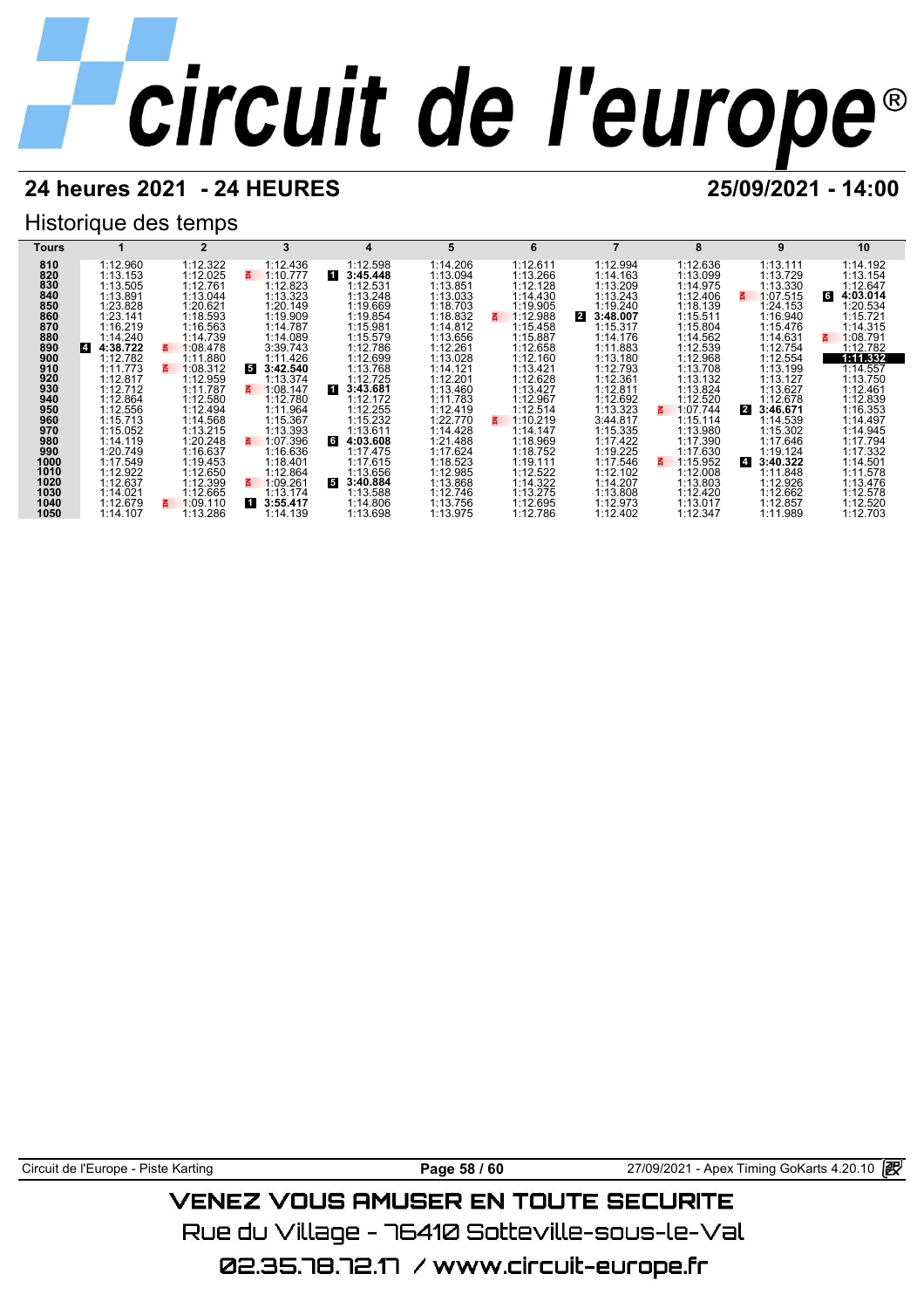# circuit de l'europe®

## 24 heures 2021 - 24 HEURES

**25/09/2021 - 14:00**

### Historique des temps

| Tours | 1 | 2 | 3 | 4 | 5 | 6 | 7 | 8 | 9 | 10 |
|---|---|---|---|---|---|---|---|---|---|---|
| 810 | 1:12.960 | 1:12.322 | 1:12.436 | 1:12.598 | 1:14.206 | 1:12.611 | 1:12.994 | 1:12.636 | 1:13.111 | 1:14.192 |
| 820 | 1:13.153 | 1:12.025 | 1:10.777 | 1 **3:45.448** | 1:13.094 | 1:13.266 | 1:14.163 | 1:13.099 | 1:13.729 | 1:13.154 |
| 830 | 1:13.505 | 1:12.761 | 1:12.823 | 1:12.531 | 1:13.851 | 1:12.128 | 1:13.209 | 1:14.975 | 1:13.330 | 1:12.647 |
| 840 | 1:13.891 | 1:13.044 | 1:13.323 | 1:13.248 | 1:13.033 | 1:14.430 | 1:13.243 | 1:12.406 | 1:07.515 | 6 **4:03.014** |
| 850 | 1:23.828 | 1:20.621 | 1:20.149 | 1:19.669 | 1:18.703 | 1:19.905 | 1:19.240 | 1:18.139 | 1:24.153 | 1:20.534 |
| 860 | 1:23.141 | 1:18.593 | 1:19.909 | 1:19.854 | 1:18.832 | 1:12.988 | 2 **3:48.007** | 1:15.511 | 1:16.940 | 1:15.721 |
| 870 | 1:16.219 | 1:16.563 | 1:14.787 | 1:15.981 | 1:14.812 | 1:15.458 | 1:15.317 | 1:15.804 | 1:15.476 | 1:14.315 |
| 880 | 1:14.240 | 1:14.739 | 1:14.089 | 1:15.579 | 1:13.656 | 1:15.887 | 1:14.176 | 1:14.562 | 1:14.631 | 1:08.791 |
| 890 | 4 **4:38.722** | 1:08.478 | 3:39.743 | 1:12.786 | 1:12.261 | 1:12.658 | 1:11.883 | 1:12.539 | 1:12.754 | 1:12.782 |
| 900 | 1:12.782 | 1:11.880 | 1:11.426 | 1:12.699 | 1:13.028 | 1:12.160 | 1:13.180 | 1:12.968 | 1:12.554 | **1:11.332** |
| 910 | 1:11.773 | 1:08.312 | 5 **3:42.540** | 1:13.768 | 1:14.121 | 1:13.421 | 1:12.793 | 1:13.708 | 1:13.199 | 1:14.557 |
| 920 | 1:12.817 | 1:12.959 | 1:13.374 | 1:12.725 | 1:12.201 | 1:12.628 | 1:12.361 | 1:13.132 | 1:13.127 | 1:13.750 |
| 930 | 1:12.712 | 1:11.787 | 1:08.147 | 1 **3:43.681** | 1:13.460 | 1:13.427 | 1:12.811 | 1:13.824 | 1:13.627 | 1:12.461 |
| 940 | 1:12.864 | 1:12.580 | 1:12.780 | 1:12.172 | 1:11.783 | 1:12.967 | 1:12.692 | 1:12.520 | 1:12.678 | 1:12.839 |
| 950 | 1:12.556 | 1:12.494 | 1:11.964 | 1:12.255 | 1:12.419 | 1:12.514 | 1:13.323 | 1:07.744 | 2 **3:46.671** | 1:16.353 |
| 960 | 1:15.713 | 1:14.568 | 1:15.367 | 1:15.232 | 1:22.770 | 1:10.219 | 3:44.817 | 1:15.114 | 1:14.539 | 1:14.497 |
| 970 | 1:15.052 | 1:13.215 | 1:13.393 | 1:13.611 | 1:14.428 | 1:14.147 | 1:15.335 | 1:13.980 | 1:15.302 | 1:14.945 |
| 980 | 1:14.119 | 1:20.248 | 1:07.396 | 6 **4:03.608** | 1:21.488 | 1:18.969 | 1:17.422 | 1:17.390 | 1:17.646 | 1:17.794 |
| 990 | 1:20.749 | 1:16.637 | 1:16.636 | 1:17.475 | 1:17.624 | 1:18.752 | 1:19.225 | 1:17.630 | 1:19.124 | 1:17.332 |
| 1000 | 1:17.549 | 1:19.453 | 1:18.401 | 1:17.615 | 1:18.523 | 1:19.111 | 1:17.546 | 1:15.952 | 4 **3:40.322** | 1:14.501 |
| 1010 | 1:12.922 | 1:12.650 | 1:12.864 | 1:13.656 | 1:12.985 | 1:12.522 | 1:12.102 | 1:12.008 | 1:11.848 | 1:11.578 |
| 1020 | 1:12.637 | 1:12.399 | 1:09.261 | 5 **3:40.884** | 1:13.868 | 1:14.322 | 1:14.207 | 1:13.803 | 1:12.926 | 1:13.476 |
| 1030 | 1:14.021 | 1:12.665 | 1:13.174 | 1:13.588 | 1:12.746 | 1:13.275 | 1:13.808 | 1:12.420 | 1:12.662 | 1:12.578 |
| 1040 | 1:12.679 | 1:09.110 | 1 **3:55.417** | 1:14.806 | 1:13.756 | 1:12.695 | 1:12.973 | 1:13.017 | 1:12.857 | 1:12.520 |
| 1050 | 1:14.107 | 1:13.286 | 1:14.139 | 1:13.698 | 1:13.975 | 1:12.786 | 1:12.402 | 1:12.347 | 1:11.989 | 1:12.703 |

Circuit de l'Europe - Piste Karting

27/09/2021 - Apex Timing GoKarts 4.20.10

VENEZ VOUS AMUSER EN TOUTE SECURITE

Rue du Village - 76410 Sotteville-sous-le-Val

02.35.78.72.17 / www.circuit-europe.fr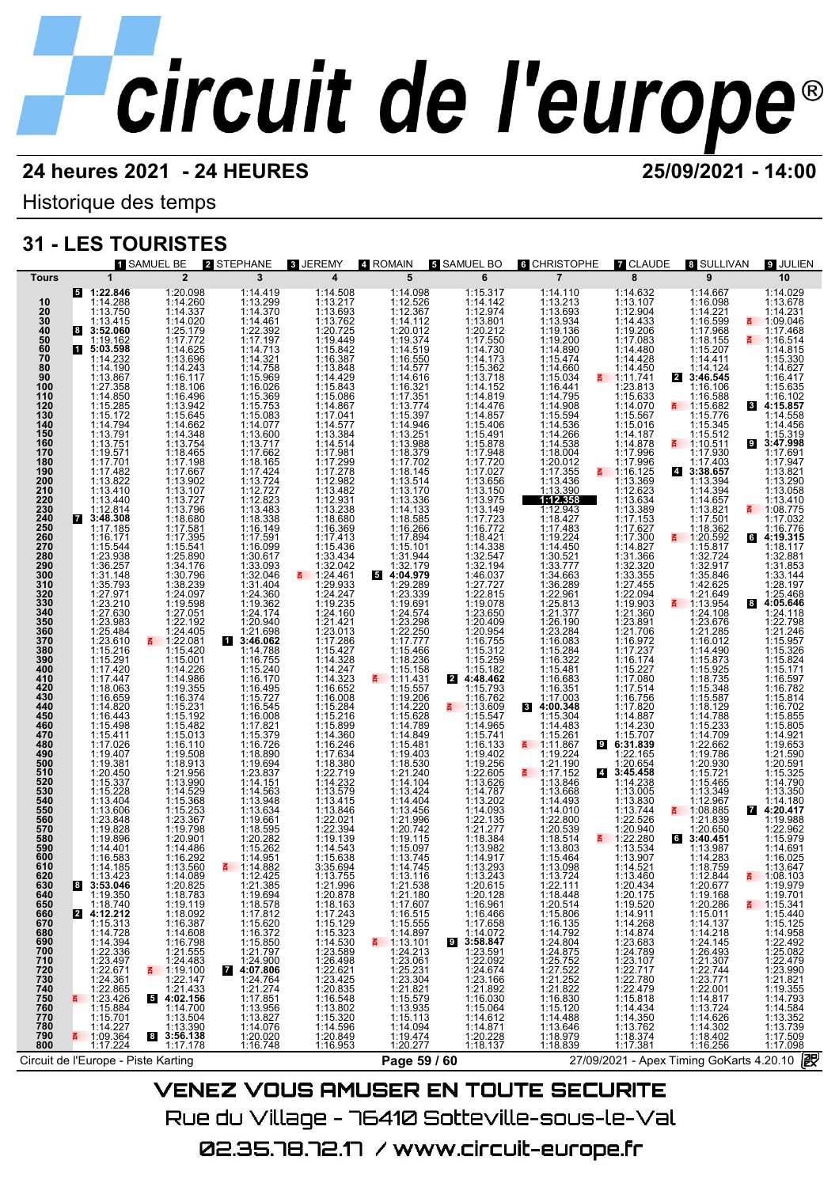# circuit de l'europe®

**24 heures 2021 - 24 HEURES** — **25/09/2021 - 14:00**

Historique des temps

## 31 - LES TOURISTES

Pilotes : 1 SAMUEL BE · 2 STEPHANE · 3 JEREMY · 4 ROMAIN · 5 SAMUEL BO · 6 CHRISTOPHE · 7 CLAUDE · 8 SULLIVAN · 9 JULIEN

| Tours | 1 | 2 | 3 | 4 | 5 | 6 | 7 | 8 | 9 | 10 |
|---|---|---|---|---|---|---|---|---|---|---|
| | [5] 1:22.846 | 1:20.098 | 1:14.419 | 1:14.508 | 1:14.098 | 1:15.317 | 1:14.110 | 1:14.632 | 1:14.667 | 1:14.029 |
| 10 | 1:14.288 | 1:14.260 | 1:13.299 | 1:13.217 | 1:12.526 | 1:14.142 | 1:13.213 | 1:13.107 | 1:16.098 | 1:13.678 |
| 20 | 1:13.750 | 1:14.337 | 1:14.370 | 1:13.693 | 1:12.367 | 1:12.974 | 1:13.693 | 1:12.904 | 1:14.221 | 1:14.231 |
| 30 | 1:13.415 | 1:14.020 | 1:14.461 | 1:13.762 | 1:14.112 | 1:13.801 | 1:13.934 | 1:14.433 | 1:16.599 | 1:09.046 |
| 40 | [8] 3:52.060 | 1:25.179 | 1:22.392 | 1:20.725 | 1:20.012 | 1:20.212 | 1:19.136 | 1:19.206 | 1:17.968 | 1:17.468 |
| 50 | 1:19.162 | 1:17.772 | 1:17.197 | 1:19.449 | 1:19.374 | 1:17.550 | 1:19.200 | 1:17.083 | 1:18.155 | 1:16.514 |
| 60 | [1] 5:03.598 | 1:14.625 | 1:14.713 | 1:15.842 | 1:14.519 | 1:14.730 | 1:14.890 | 1:14.480 | 1:15.207 | 1:14.815 |
| 70 | 1:14.232 | 1:13.696 | 1:14.321 | 1:16.387 | 1:16.550 | 1:14.173 | 1:15.474 | 1:14.428 | 1:14.411 | 1:15.330 |
| 80 | 1:14.190 | 1:14.243 | 1:14.758 | 1:13.848 | 1:14.577 | 1:15.362 | 1:14.660 | 1:14.450 | 1:14.124 | 1:14.627 |
| 90 | 1:13.867 | 1:16.117 | 1:15.969 | 1:14.429 | 1:14.616 | 1:13.718 | 1:15.034 | 1:11.741 | [2] 3:46.545 | 1:16.417 |
| 100 | 1:27.358 | 1:18.106 | 1:16.026 | 1:15.843 | 1:16.321 | 1:14.152 | 1:16.441 | 1:23.813 | 1:16.106 | 1:15.635 |
| 110 | 1:14.850 | 1:16.496 | 1:15.369 | 1:15.086 | 1:17.351 | 1:14.819 | 1:14.795 | 1:15.633 | 1:16.588 | 1:16.102 |
| 120 | 1:15.285 | 1:13.942 | 1:15.753 | 1:14.867 | 1:13.774 | 1:14.476 | 1:14.908 | 1:14.070 | 1:15.682 | [3] 4:15.857 |
| 130 | 1:15.172 | 1:15.645 | 1:15.083 | 1:17.041 | 1:15.397 | 1:14.857 | 1:15.594 | 1:15.567 | 1:15.776 | 1:14.558 |
| 140 | 1:14.794 | 1:14.662 | 1:14.077 | 1:14.577 | 1:14.946 | 1:15.406 | 1:14.536 | 1:15.016 | 1:15.345 | 1:14.456 |
| 150 | 1:13.791 | 1:14.348 | 1:13.600 | 1:13.384 | 1:13.251 | 1:15.491 | 1:14.266 | 1:14.187 | 1:15.512 | 1:15.319 |
| 160 | 1:13.751 | 1:13.754 | 1:13.717 | 1:14.514 | 1:13.988 | 1:15.878 | 1:14.538 | 1:14.878 | 1:10.511 | [9] 3:47.998 |
| 170 | 1:19.571 | 1:18.465 | 1:17.662 | 1:17.981 | 1:18.379 | 1:17.948 | 1:18.004 | 1:17.996 | 1:17.930 | 1:17.691 |
| 180 | 1:17.701 | 1:17.198 | 1:18.165 | 1:17.299 | 1:17.702 | 1:17.720 | 1:20.012 | 1:17.996 | 1:17.403 | 1:17.947 |
| 190 | 1:17.482 | 1:17.667 | 1:17.424 | 1:17.278 | 1:18.145 | 1:17.027 | 1:17.355 | 1:16.125 | [4] 3:38.657 | 1:13.821 |
| 200 | 1:13.822 | 1:13.902 | 1:13.724 | 1:12.982 | 1:13.514 | 1:13.656 | 1:13.436 | 1:13.369 | 1:13.394 | 1:13.290 |
| 210 | 1:13.410 | 1:13.107 | 1:12.727 | 1:13.482 | 1:13.170 | 1:13.150 | 1:13.390 | 1:12.623 | 1:14.394 | 1:13.058 |
| 220 | 1:13.440 | 1:13.727 | 1:12.823 | 1:12.931 | 1:13.336 | 1:13.975 | **1:12.358** | 1:13.634 | 1:14.657 | 1:13.410 |
| 230 | 1:12.814 | 1:13.796 | 1:13.483 | 1:13.238 | 1:14.133 | 1:13.149 | 1:12.943 | 1:13.389 | 1:13.821 | 1:08.775 |
| 240 | [7] 3:48.308 | | 1:18.338 | 1:18.680 | 1:18.585 | 1:17.723 | 1:18.427 | 1:17.153 | 1:17.501 | 1:17.032 |
| 250 | 1:17.185 | 1:17.581 | 1:16.149 | 1:16.369 | 1:16.266 | 1:16.772 | 1:17.483 | 1:17.627 | 1:18.362 | 1:16.776 |
| 260 | 1:16.171 | 1:17.395 | 1:17.591 | 1:17.413 | 1:17.894 | 1:18.421 | 1:19.224 | 1:17.300 | 1:20.592 | [6] 4:19.315 |
| 270 | 1:15.544 | 1:15.541 | 1:16.099 | 1:15.436 | 1:15.101 | 1:14.338 | 1:14.450 | 1:14.827 | 1:15.817 | 1:18.117 |
| 280 | 1:23.938 | 1:25.890 | 1:30.613 | 1:33.434 | 1:31.944 | 1:32.547 | 1:30.521 | 1:31.366 | 1:32.724 | 1:32.881 |
| 290 | 1:36.257 | 1:34.176 | 1:33.093 | 1:32.042 | 1:32.179 | 1:32.194 | 1:33.777 | 1:32.320 | 1:32.917 | 1:31.853 |
| 300 | 1:31.148 | 1:30.796 | 1:32.046 | 1:24.461 | [5] 4:04.979 | 1:46.037 | 1:34.663 | 1:33.355 | 1:35.846 | 1:33.144 |
| 310 | 1:35.793 | 1:38.239 | 1:31.404 | 1:29.933 | 1:29.289 | 1:27.727 | 1:36.289 | 1:27.455 | 1:42.625 | 1:28.197 |
| 320 | 1:27.971 | 1:24.097 | 1:24.360 | 1:24.247 | 1:23.339 | 1:22.815 | 1:22.961 | 1:22.094 | 1:21.649 | 1:25.468 |
| 330 | 1:23.210 | 1:19.598 | 1:19.362 | 1:19.235 | 1:19.691 | 1:19.078 | 1:25.813 | 1:19.903 | 1:13.954 | [8] 4:05.646 |
| 340 | 1:27.630 | 1:27.051 | 1:24.174 | 1:24.160 | 1:24.574 | 1:23.650 | 1:21.377 | 1:21.360 | 1:24.108 | 1:24.118 |
| 350 | 1:23.983 | 1:22.192 | 1:20.940 | 1:21.421 | 1:23.298 | 1:20.409 | 1:26.190 | 1:23.891 | 1:23.676 | 1:22.798 |
| 360 | 1:25.484 | 1:24.405 | 1:21.698 | 1:23.013 | 1:22.250 | 1:20.954 | 1:23.284 | 1:21.706 | 1:21.285 | 1:21.246 |
| 370 | 1:23.610 | 1:22.081 | [1] 3:46.062 | 1:17.286 | 1:17.777 | 1:16.755 | 1:16.083 | 1:16.972 | 1:16.012 | 1:15.957 |
| 380 | 1:15.216 | 1:15.420 | 1:14.788 | 1:15.427 | 1:15.466 | 1:15.312 | 1:15.284 | 1:17.237 | 1:14.490 | 1:15.326 |
| 390 | 1:15.291 | 1:15.001 | 1:16.755 | 1:14.328 | 1:18.236 | 1:15.259 | 1:16.322 | 1:16.174 | 1:15.873 | 1:15.824 |
| 400 | 1:17.420 | 1:14.226 | 1:15.240 | 1:14.247 | 1:15.158 | 1:15.182 | 1:15.481 | 1:15.227 | 1:15.925 | 1:15.171 |
| 410 | 1:17.447 | 1:14.986 | 1:16.170 | 1:14.323 | 1:11.431 | [2] 4:48.462 | 1:16.683 | 1:17.080 | 1:18.735 | 1:16.597 |
| 420 | 1:18.063 | 1:19.355 | 1:16.495 | 1:16.652 | 1:15.557 | 1:15.793 | 1:16.351 | 1:17.514 | 1:15.348 | 1:16.782 |
| 430 | 1:16.659 | 1:16.374 | 1:15.727 | 1:16.008 | 1:19.206 | 1:16.762 | 1:17.003 | 1:16.756 | 1:15.587 | 1:15.814 |
| 440 | 1:14.820 | 1:15.231 | 1:16.545 | 1:15.284 | 1:14.220 | 1:13.609 | [3] 4:00.348 | 1:17.820 | 1:18.129 | 1:16.702 |
| 450 | 1:16.443 | 1:15.192 | 1:16.008 | 1:15.216 | 1:15.628 | 1:15.547 | 1:15.304 | 1:14.887 | 1:14.788 | 1:15.855 |
| 460 | 1:15.498 | 1:15.482 | 1:17.821 | 1:15.899 | 1:14.789 | 1:14.965 | 1:14.483 | 1:14.230 | 1:15.233 | 1:15.805 |
| 470 | 1:15.411 | 1:15.013 | 1:15.379 | 1:14.360 | 1:14.849 | 1:15.741 | 1:15.261 | 1:15.707 | 1:14.709 | 1:14.921 |
| 480 | 1:17.026 | 1:16.110 | 1:16.726 | 1:16.246 | 1:15.481 | 1:16.133 | 1:11.867 | [9] 6:31.839 | 1:22.662 | 1:19.653 |
| 490 | 1:19.407 | 1:19.508 | 1:18.890 | 1:17.634 | 1:19.403 | 1:19.402 | 1:19.224 | 1:22.165 | 1:19.786 | 1:21.590 |
| 500 | 1:19.381 | 1:18.913 | 1:19.694 | 1:18.380 | 1:18.530 | 1:19.256 | 1:21.190 | 1:20.654 | 1:20.930 | 1:20.591 |
| 510 | 1:20.450 | 1:21.956 | 1:23.837 | 1:22.719 | 1:21.240 | 1:22.605 | 1:17.152 | [4] 3:45.458 | 1:15.721 | 1:15.325 |
| 520 | 1:15.337 | 1:13.990 | 1:14.151 | 1:14.232 | 1:14.104 | 1:13.626 | 1:13.846 | 1:14.238 | 1:15.465 | 1:14.790 |
| 530 | 1:15.228 | 1:14.529 | 1:14.563 | 1:13.579 | 1:13.424 | 1:14.787 | 1:13.668 | 1:13.005 | 1:13.349 | 1:13.350 |
| 540 | 1:13.404 | 1:15.368 | 1:13.948 | 1:13.415 | 1:14.404 | 1:13.202 | 1:14.493 | 1:13.830 | 1:12.967 | 1:14.180 |
| 550 | 1:13.606 | 1:15.253 | 1:13.634 | 1:13.846 | 1:13.456 | 1:14.093 | 1:14.010 | 1:13.744 | 1:08.885 | [7] 4:20.417 |
| 560 | 1:23.848 | 1:23.367 | 1:19.661 | 1:22.021 | 1:21.996 | 1:22.135 | 1:22.800 | 1:22.526 | 1:21.839 | 1:19.988 |
| 570 | 1:19.828 | 1:19.798 | 1:18.595 | 1:22.394 | 1:20.742 | 1:21.277 | 1:20.539 | 1:20.940 | 1:20.650 | 1:22.962 |
| 580 | 1:19.896 | 1:20.901 | 1:20.282 | 1:19.139 | 1:19.115 | 1:18.384 | 1:18.514 | 1:22.280 | [6] 3:40.451 | 1:15.979 |
| 590 | 1:14.401 | 1:14.486 | 1:15.262 | 1:14.543 | 1:15.097 | 1:13.982 | 1:13.803 | 1:13.534 | 1:13.987 | 1:14.691 |
| 600 | 1:16.583 | 1:16.292 | 1:14.951 | 1:15.638 | 1:13.745 | 1:14.917 | 1:15.464 | 1:13.907 | 1:14.283 | 1:16.025 |
| 610 | 1:14.185 | 1:13.560 | 1:14.882 | 3:35.694 | 1:14.745 | 1:13.293 | 1:13.098 | 1:14.521 | 1:18.759 | 1:13.647 |
| 620 | 1:13.423 | 1:14.089 | 1:12.425 | 1:13.755 | 1:13.116 | 1:13.243 | 1:13.724 | 1:13.460 | 1:12.844 | 1:08.103 |
| 630 | [8] 3:53.046 | 1:20.825 | 1:21.385 | 1:21.996 | 1:21.538 | 1:20.615 | 1:22.111 | 1:20.434 | 1:20.677 | 1:19.979 |
| 640 | 1:19.350 | 1:18.783 | 1:19.694 | 1:20.878 | 1:21.180 | 1:20.128 | 1:18.448 | 1:20.175 | 1:19.168 | 1:19.701 |
| 650 | 1:18.740 | 1:19.119 | 1:18.578 | 1:18.163 | 1:17.607 | 1:16.961 | 1:20.514 | 1:19.520 | 1:20.286 | 1:15.341 |
| 660 | [2] 4:12.212 | 1:18.092 | 1:17.812 | 1:17.243 | 1:16.515 | 1:16.466 | 1:15.806 | 1:14.911 | 1:15.011 | 1:15.440 |
| 670 | 1:15.313 | 1:16.387 | 1:15.620 | 1:15.129 | 1:15.555 | 1:17.658 | 1:16.135 | 1:14.268 | 1:14.137 | 1:15.125 |
| 680 | 1:14.728 | 1:14.608 | 1:16.372 | 1:15.323 | 1:14.897 | 1:14.072 | 1:14.792 | 1:14.874 | 1:14.218 | 1:14.958 |
| 690 | 1:14.394 | 1:16.798 | 1:15.850 | 1:14.530 | 1:13.101 | [9] 3:58.847 | 1:24.804 | 1:23.683 | 1:24.145 | 1:22.492 |
| 700 | 1:22.336 | 1:21.555 | 1:21.797 | 1:23.589 | 1:24.213 | 1:23.591 | 1:24.875 | 1:24.789 | 1:26.493 | 1:25.082 |
| 710 | 1:23.497 | 1:24.483 | 1:24.900 | 1:26.498 | 1:23.061 | 1:22.092 | 1:25.752 | 1:23.107 | 1:21.307 | 1:22.479 |
| 720 | 1:22.671 | 1:19.100 | [7] 4:07.806 | 1:22.621 | 1:25.231 | 1:24.674 | 1:27.522 | 1:22.717 | 1:22.744 | 1:23.990 |
| 730 | 1:24.361 | 1:22.147 | 1:24.764 | 1:23.425 | 1:23.304 | 1:23.166 | 1:21.252 | 1:22.780 | 1:23.771 | 1:21.821 |
| 740 | 1:22.865 | 1:21.433 | 1:21.274 | 1:20.835 | 1:21.821 | 1:21.892 | 1:21.822 | 1:22.479 | 1:22.001 | 1:19.355 |
| 750 | 1:23.426 | [5] 4:02.156 | 1:17.851 | 1:16.548 | 1:15.579 | 1:16.030 | 1:16.830 | 1:15.818 | 1:14.817 | 1:14.793 |
| 760 | 1:15.884 | 1:14.700 | 1:13.956 | 1:13.802 | 1:13.935 | 1:15.064 | 1:15.120 | 1:14.434 | 1:13.724 | 1:14.584 |
| 770 | 1:15.701 | 1:13.504 | 1:18.227 | 1:15.320 | 1:15.113 | 1:14.612 | 1:14.488 | 1:14.350 | 1:14.626 | 1:13.352 |
| 780 | 1:14.227 | 1:13.390 | 1:14.076 | 1:14.596 | 1:14.094 | 1:14.871 | 1:13.646 | 1:13.762 | 1:14.302 | 1:13.739 |
| 790 | 1:09.364 | [8] 3:56.138 | 1:20.020 | 1:20.849 | 1:19.474 | 1:20.228 | 1:18.979 | 1:18.374 | 1:18.402 | 1:17.509 |
| 800 | 1:17.224 | 1:17.178 | 1:16.748 | 1:16.953 | 1:20.277 | 1:18.137 | 1:18.839 | 1:17.381 | 1:16.256 | 1:17.098 |

Circuit de l'Europe - Piste Karting — 27/09/2021 - Apex Timing GoKarts 4.20.10

**VENEZ VOUS AMUSER EN TOUTE SECURITE**

Rue du Village - 76410 Sotteville-sous-le-Val

02.35.78.72.17 / www.circuit-europe.fr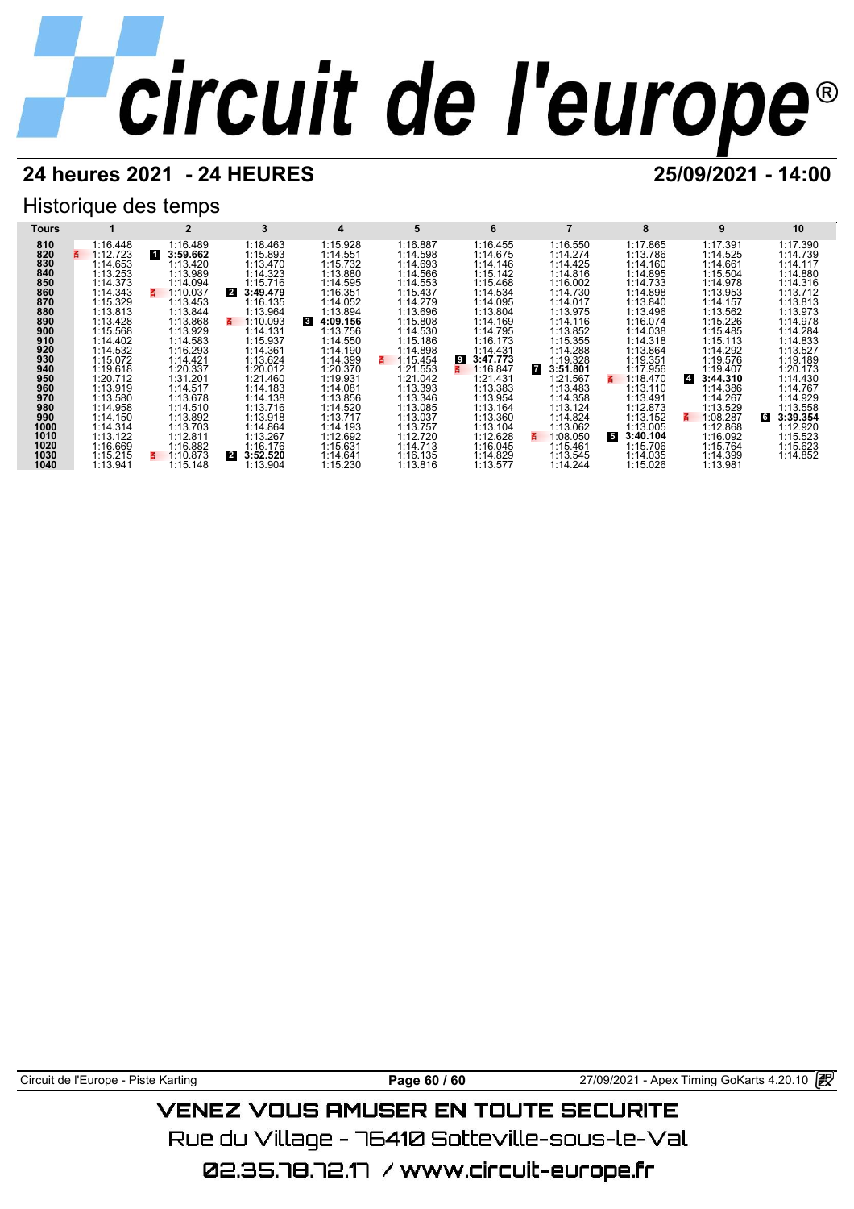# circuit de l'europe

## 24 heures 2021 - 24 HEURES

**25/09/2021 - 14:00**

### Historique des temps

| Tours | 1 | 2 | 3 | 4 | 5 | 6 | 7 | 8 | 9 | 10 |
|---|---|---|---|---|---|---|---|---|---|---|
| 810 | 1:16.448 | 1:16.489 | 1:18.463 | 1:15.928 | 1:16.887 | 1:16.455 | 1:16.550 | 1:17.865 | 1:17.391 | 1:17.390 |
| 820 | IN 1:12.723 | 1 **3:59.662** | 1:15.893 | 1:14.551 | 1:14.598 | 1:14.675 | 1:14.274 | 1:13.786 | 1:14.525 | 1:14.739 |
| 830 | 1:14.653 | 1:13.420 | 1:13.470 | 1:15.732 | 1:14.693 | 1:14.146 | 1:14.425 | 1:14.160 | 1:14.661 | 1:14.117 |
| 840 | 1:13.253 | 1:13.989 | 1:14.323 | 1:13.880 | 1:14.566 | 1:15.142 | 1:14.816 | 1:14.895 | 1:15.504 | 1:14.880 |
| 850 | 1:14.373 | 1:14.094 | 1:15.716 | 1:14.595 | 1:14.553 | 1:15.468 | 1:16.002 | 1:14.733 | 1:14.978 | 1:14.316 |
| 860 | 1:14.343 | IN 1:10.037 | 2 **3:49.479** | 1:16.351 | 1:15.437 | 1:14.534 | 1:14.730 | 1:14.898 | 1:13.953 | 1:13.712 |
| 870 | 1:15.329 | 1:13.453 | 1:16.135 | 1:14.052 | 1:14.279 | 1:14.095 | 1:14.017 | 1:13.840 | 1:14.157 | 1:13.813 |
| 880 | 1:13.813 | 1:13.844 | 1:13.964 | 1:13.894 | 1:13.696 | 1:13.804 | 1:13.975 | 1:13.496 | 1:13.562 | 1:13.973 |
| 890 | 1:13.428 | 1:13.868 | IN 1:10.093 | 3 **4:09.156** | 1:15.808 | 1:14.169 | 1:14.116 | 1:16.074 | 1:15.226 | 1:14.978 |
| 900 | 1:15.568 | 1:13.929 | 1:14.131 | 1:13.756 | 1:14.530 | 1:14.795 | 1:13.852 | 1:14.038 | 1:15.485 | 1:14.284 |
| 910 | 1:14.402 | 1:14.583 | 1:15.937 | 1:14.550 | 1:15.186 | 1:16.173 | 1:15.355 | 1:14.318 | 1:15.113 | 1:14.833 |
| 920 | 1:14.532 | 1:16.293 | 1:14.361 | 1:14.190 | 1:14.898 | 1:14.431 | 1:14.288 | 1:13.864 | 1:14.292 | 1:13.527 |
| 930 | 1:15.072 | 1:14.421 | 1:13.624 | 1:14.399 | IN 1:15.454 | 9 **3:47.773** | 1:19.328 | 1:19.351 | 1:19.576 | 1:19.189 |
| 940 | 1:19.618 | 1:20.337 | 1:20.012 | 1:20.370 | 1:21.553 | IN 1:16.847 | 7 **3:51.801** | 1:17.956 | 1:19.407 | 1:20.173 |
| 950 | 1:20.712 | 1:31.201 | 1:21.460 | 1:19.931 | 1:21.042 | 1:21.431 | 1:21.567 | IN 1:18.470 | 4 **3:44.310** | 1:14.430 |
| 960 | 1:13.919 | 1:14.517 | 1:14.183 | 1:14.081 | 1:13.393 | 1:13.383 | 1:13.483 | 1:13.110 | 1:14.386 | 1:14.767 |
| 970 | 1:13.580 | 1:13.678 | 1:14.138 | 1:13.856 | 1:13.346 | 1:13.954 | 1:14.358 | 1:13.491 | 1:14.267 | 1:14.929 |
| 980 | 1:14.958 | 1:14.510 | 1:13.716 | 1:14.520 | 1:13.085 | 1:13.164 | 1:13.124 | 1:12.873 | 1:13.529 | 1:13.558 |
| 990 | 1:14.150 | 1:13.892 | 1:13.918 | 1:13.717 | 1:13.037 | 1:13.360 | 1:14.824 | 1:13.152 | IN 1:08.287 | 6 **3:39.354** |
| 1000 | 1:14.314 | 1:13.703 | 1:14.864 | 1:14.193 | 1:13.757 | 1:13.104 | 1:13.062 | 1:13.005 | 1:12.868 | 1:12.920 |
| 1010 | 1:13.122 | 1:12.811 | 1:13.267 | 1:12.692 | 1:12.720 | 1:12.628 | IN 1:08.050 | 5 **3:40.104** | 1:16.092 | 1:15.523 |
| 1020 | 1:16.669 | 1:16.882 | 1:16.176 | 1:15.631 | 1:14.713 | 1:16.045 | 1:15.461 | 1:15.706 | 1:15.764 | 1:15.623 |
| 1030 | 1:15.215 | IN 1:10.873 | 2 **3:52.520** | 1:14.641 | 1:16.135 | 1:14.829 | 1:13.545 | 1:14.035 | 1:14.399 | 1:14.852 |
| 1040 | 1:13.941 | 1:15.148 | 1:13.904 | 1:15.230 | 1:13.816 | 1:13.577 | 1:14.244 | 1:15.026 | 1:13.981 | |

Circuit de l'Europe - Piste Karting | 27/09/2021 - Apex Timing GoKarts 4.20.10

VENEZ VOUS AMUSER EN TOUTE SECURITE

Rue du Village - 76410 Sotteville-sous-le-Val

02.35.78.72.17 / www.circuit-europe.fr